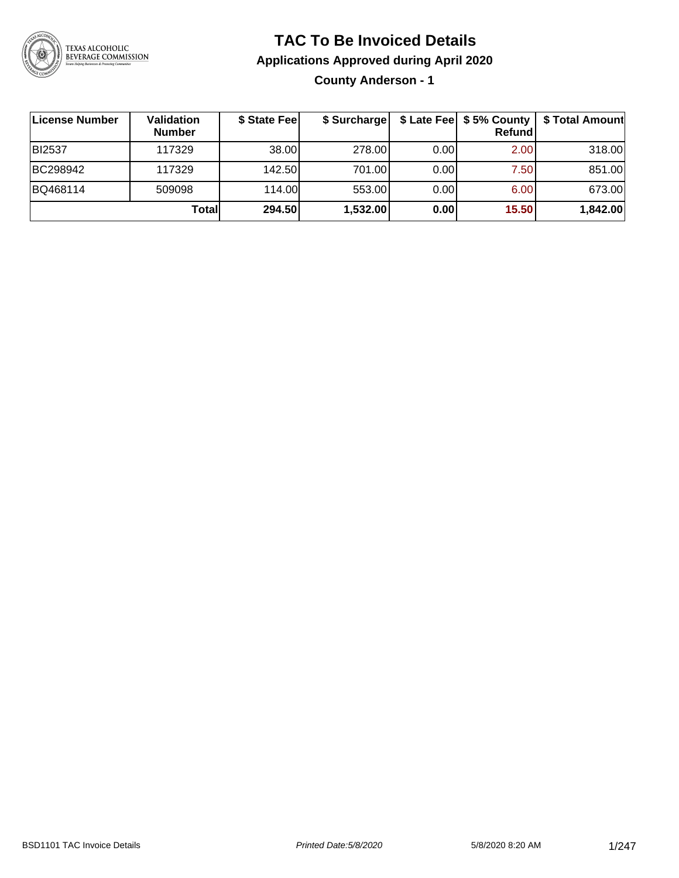# TAC To Be Invoiced Details

## Applications Approved during April 2020

### County Anderson - 1

| License Number | Validation Number | $ State Fee | $ Surcharge | $ Late Fee | $ 5% County Refund | $ Total Amount |
|---|---|---|---|---|---|---|
| BI2537 | 117329 | 38.00 | 278.00 | 0.00 | 2.00 | 318.00 |
| BC298942 | 117329 | 142.50 | 701.00 | 0.00 | 7.50 | 851.00 |
| BQ468114 | 509098 | 114.00 | 553.00 | 0.00 | 6.00 | 673.00 |
| | **Total** | **294.50** | **1,532.00** | **0.00** | **15.50** | **1,842.00** |

BSD1101 TAC Invoice Details *Printed Date:5/8/2020* 5/8/2020 8:20 AM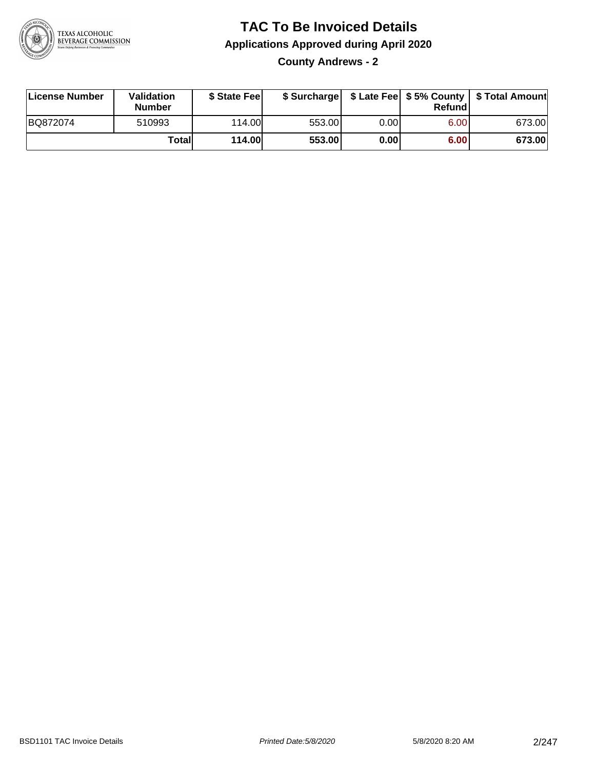# TAC To Be Invoiced Details

## Applications Approved during April 2020

### County Andrews - 2

| License Number | Validation Number | $ State Fee | $ Surcharge | $ Late Fee | $ 5% County Refund | $ Total Amount |
|---|---|---|---|---|---|---|
| BQ872074 | 510993 | 114.00 | 553.00 | 0.00 | 6.00 | 673.00 |
| | **Total** | **114.00** | **553.00** | **0.00** | **6.00** | **673.00** |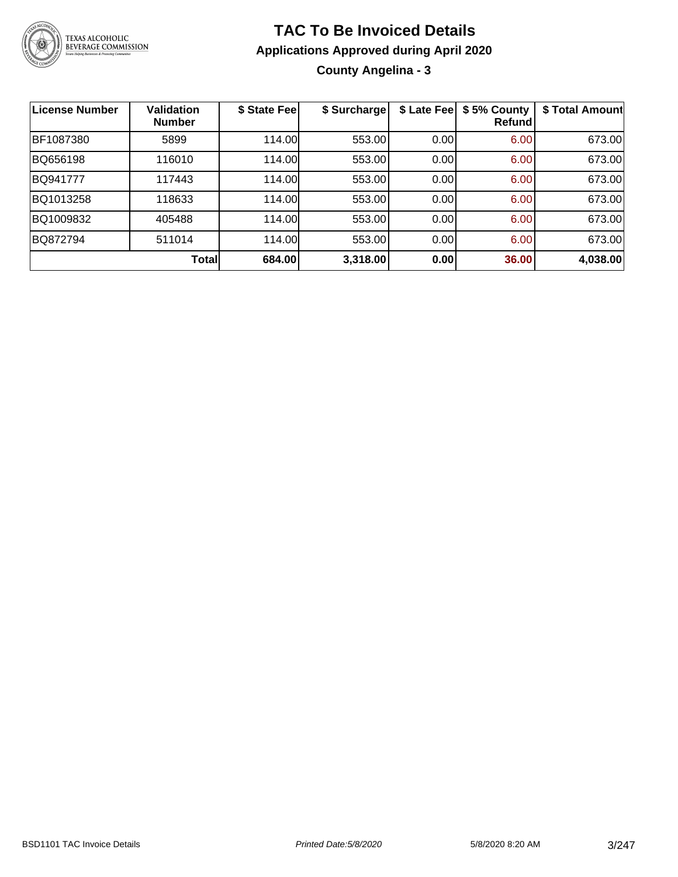# TAC To Be Invoiced Details

## Applications Approved during April 2020

### County Angelina - 3

| License Number | Validation Number | \$ State Fee | \$ Surcharge | \$ Late Fee | \$ 5% County Refund | \$ Total Amount |
|---|---|---|---|---|---|---|
| BF1087380 | 5899 | 114.00 | 553.00 | 0.00 | 6.00 | 673.00 |
| BQ656198 | 116010 | 114.00 | 553.00 | 0.00 | 6.00 | 673.00 |
| BQ941777 | 117443 | 114.00 | 553.00 | 0.00 | 6.00 | 673.00 |
| BQ1013258 | 118633 | 114.00 | 553.00 | 0.00 | 6.00 | 673.00 |
| BQ1009832 | 405488 | 114.00 | 553.00 | 0.00 | 6.00 | 673.00 |
| BQ872794 | 511014 | 114.00 | 553.00 | 0.00 | 6.00 | 673.00 |
| | **Total** | **684.00** | **3,318.00** | **0.00** | **36.00** | **4,038.00** |

BSD1101 TAC Invoice Details — *Printed Date:5/8/2020* — 5/8/2020 8:20 AM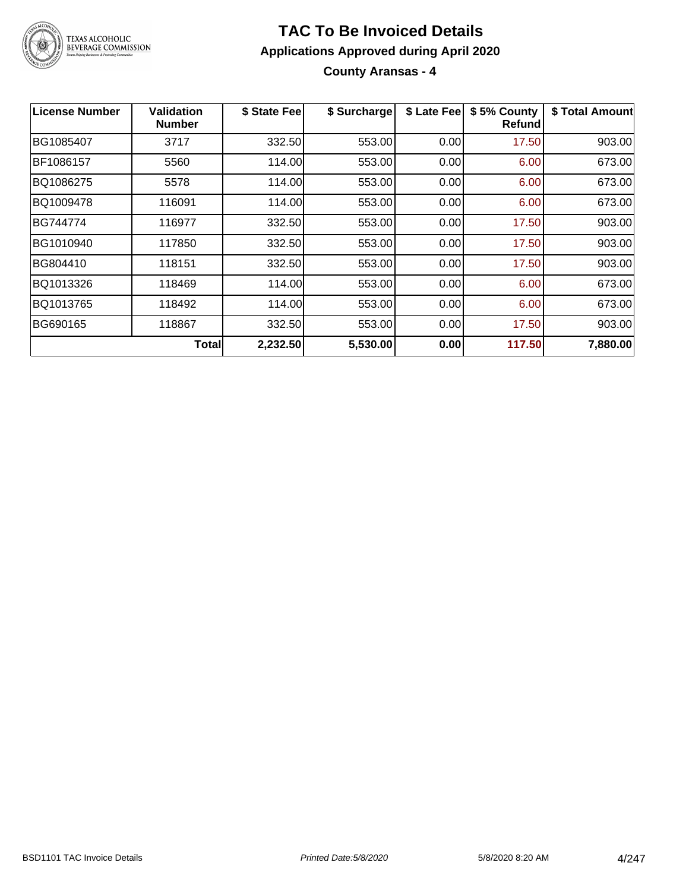# TAC To Be Invoiced Details

## Applications Approved during April 2020

### County Aransas - 4

| License Number | Validation Number | $ State Fee | $ Surcharge | $ Late Fee | $ 5% County Refund | $ Total Amount |
|---|---|---|---|---|---|---|
| BG1085407 | 3717 | 332.50 | 553.00 | 0.00 | 17.50 | 903.00 |
| BF1086157 | 5560 | 114.00 | 553.00 | 0.00 | 6.00 | 673.00 |
| BQ1086275 | 5578 | 114.00 | 553.00 | 0.00 | 6.00 | 673.00 |
| BQ1009478 | 116091 | 114.00 | 553.00 | 0.00 | 6.00 | 673.00 |
| BG744774 | 116977 | 332.50 | 553.00 | 0.00 | 17.50 | 903.00 |
| BG1010940 | 117850 | 332.50 | 553.00 | 0.00 | 17.50 | 903.00 |
| BG804410 | 118151 | 332.50 | 553.00 | 0.00 | 17.50 | 903.00 |
| BQ1013326 | 118469 | 114.00 | 553.00 | 0.00 | 6.00 | 673.00 |
| BQ1013765 | 118492 | 114.00 | 553.00 | 0.00 | 6.00 | 673.00 |
| BG690165 | 118867 | 332.50 | 553.00 | 0.00 | 17.50 | 903.00 |
| | **Total** | **2,232.50** | **5,530.00** | **0.00** | **117.50** | **7,880.00** |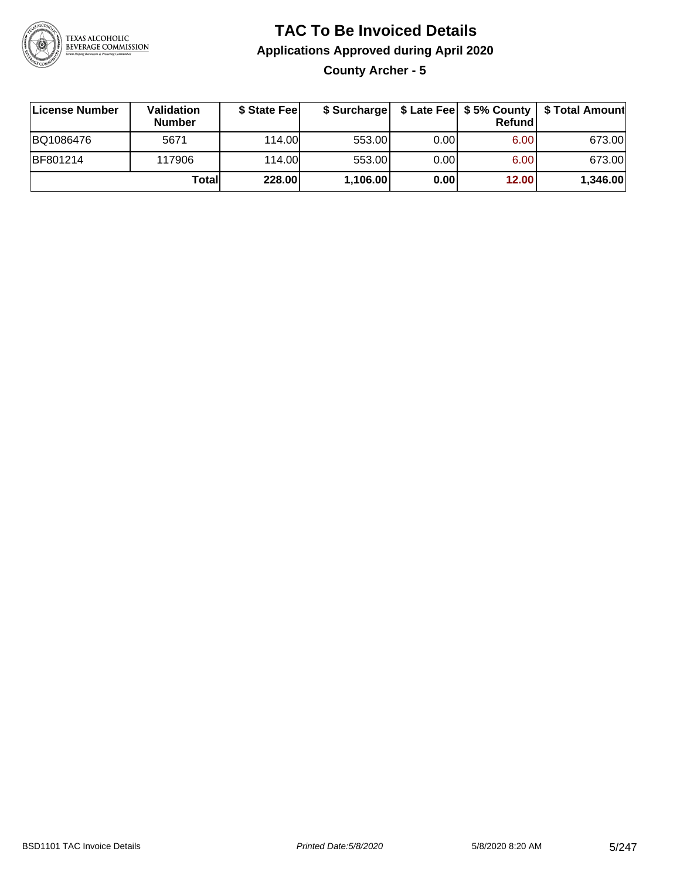# TAC To Be Invoiced Details

## Applications Approved during April 2020

### County Archer - 5

| License Number | Validation Number | $ State Fee | $ Surcharge | $ Late Fee | $ 5% County Refund | $ Total Amount |
|---|---|---|---|---|---|---|
| BQ1086476 | 5671 | 114.00 | 553.00 | 0.00 | 6.00 | 673.00 |
| BF801214 | 117906 | 114.00 | 553.00 | 0.00 | 6.00 | 673.00 |
| | **Total** | **228.00** | **1,106.00** | **0.00** | **12.00** | **1,346.00** |

BSD1101 TAC Invoice Details | *Printed Date:5/8/2020* | 5/8/2020 8:20 AM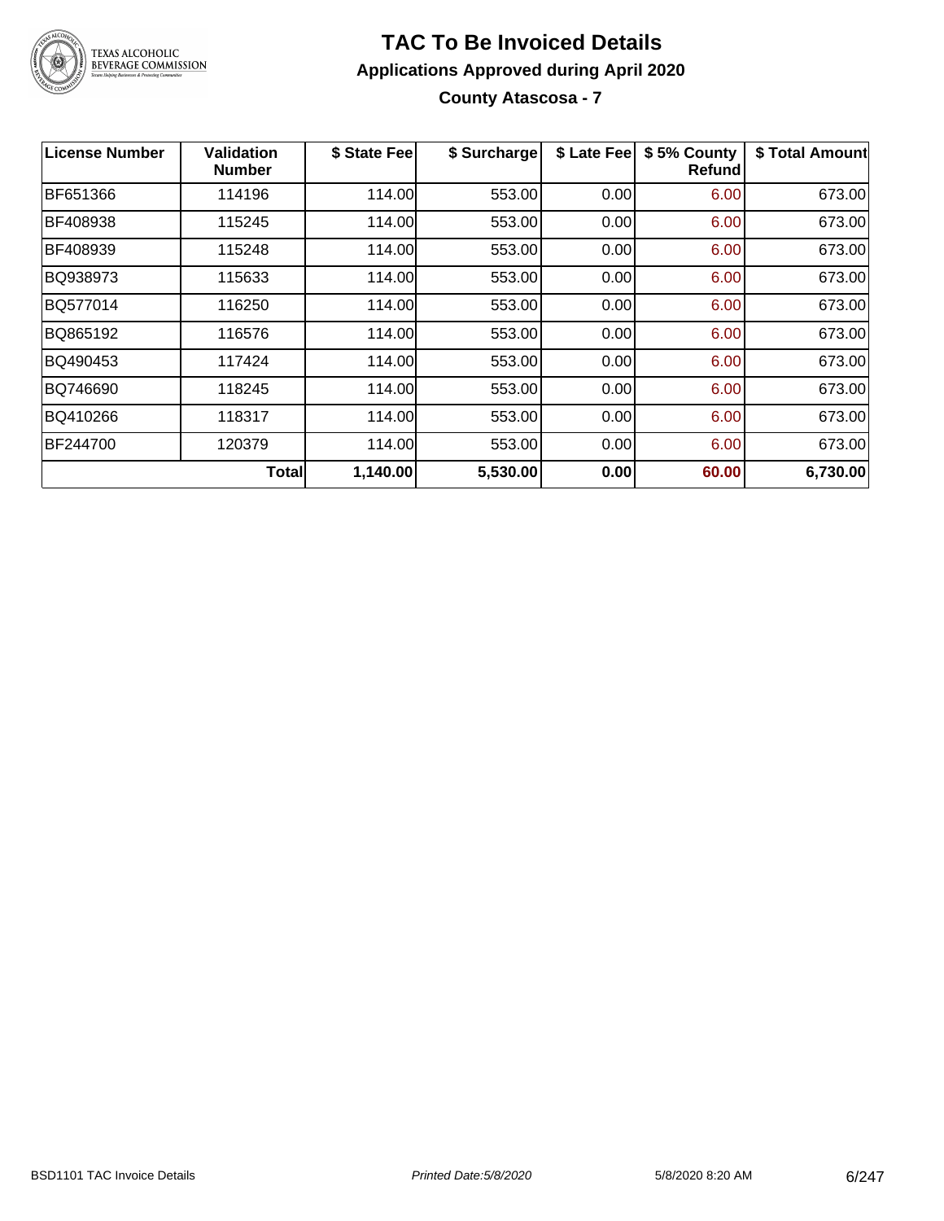# TAC To Be Invoiced Details

## Applications Approved during April 2020

### County Atascosa - 7

| License Number | Validation Number | $ State Fee | $ Surcharge | $ Late Fee | $ 5% County Refund | $ Total Amount |
|---|---|---|---|---|---|---|
| BF651366 | 114196 | 114.00 | 553.00 | 0.00 | 6.00 | 673.00 |
| BF408938 | 115245 | 114.00 | 553.00 | 0.00 | 6.00 | 673.00 |
| BF408939 | 115248 | 114.00 | 553.00 | 0.00 | 6.00 | 673.00 |
| BQ938973 | 115633 | 114.00 | 553.00 | 0.00 | 6.00 | 673.00 |
| BQ577014 | 116250 | 114.00 | 553.00 | 0.00 | 6.00 | 673.00 |
| BQ865192 | 116576 | 114.00 | 553.00 | 0.00 | 6.00 | 673.00 |
| BQ490453 | 117424 | 114.00 | 553.00 | 0.00 | 6.00 | 673.00 |
| BQ746690 | 118245 | 114.00 | 553.00 | 0.00 | 6.00 | 673.00 |
| BQ410266 | 118317 | 114.00 | 553.00 | 0.00 | 6.00 | 673.00 |
| BF244700 | 120379 | 114.00 | 553.00 | 0.00 | 6.00 | 673.00 |
| | **Total** | **1,140.00** | **5,530.00** | **0.00** | **60.00** | **6,730.00** |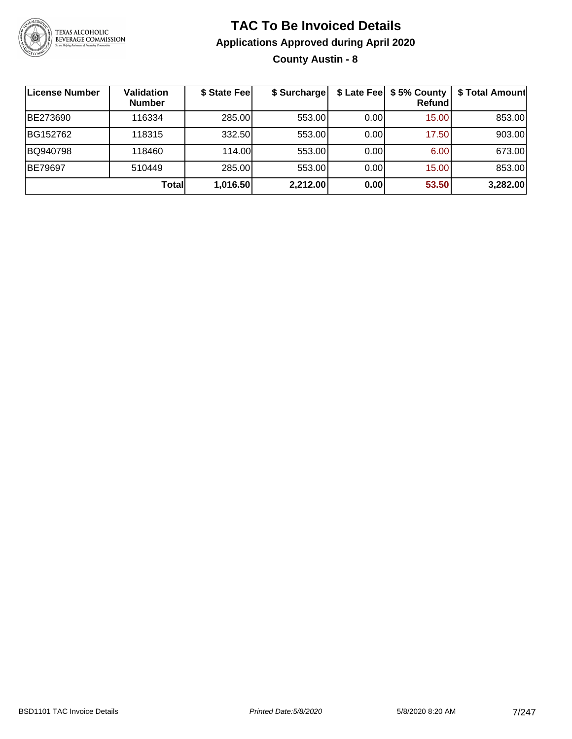# TAC To Be Invoiced Details

## Applications Approved during April 2020

### County Austin - 8

| License Number | Validation Number | $ State Fee | $ Surcharge | $ Late Fee | $ 5% County Refund | $ Total Amount |
|---|---|---|---|---|---|---|
| BE273690 | 116334 | 285.00 | 553.00 | 0.00 | 15.00 | 853.00 |
| BG152762 | 118315 | 332.50 | 553.00 | 0.00 | 17.50 | 903.00 |
| BQ940798 | 118460 | 114.00 | 553.00 | 0.00 | 6.00 | 673.00 |
| BE79697 | 510449 | 285.00 | 553.00 | 0.00 | 15.00 | 853.00 |
| | **Total** | **1,016.50** | **2,212.00** | **0.00** | **53.50** | **3,282.00** |

BSD1101 TAC Invoice Details *Printed Date:5/8/2020* 5/8/2020 8:20 AM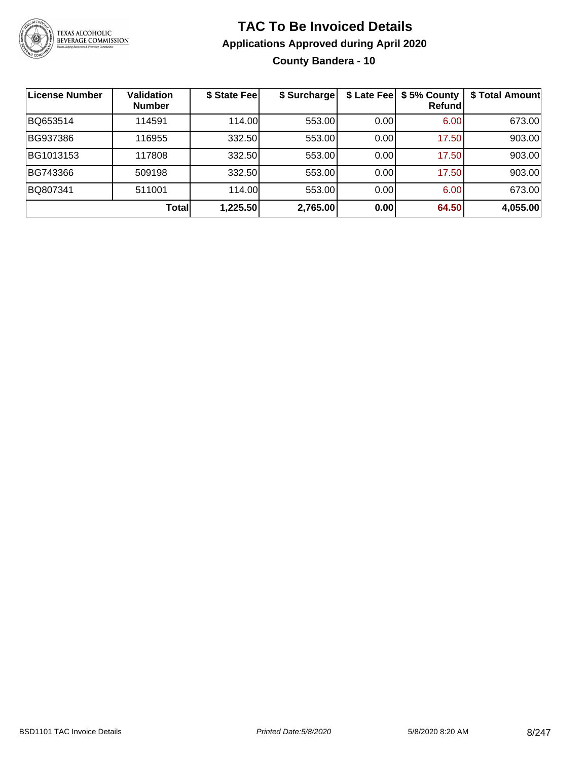# TAC To Be Invoiced Details

## Applications Approved during April 2020

### County Bandera - 10

| License Number | Validation Number | $ State Fee | $ Surcharge | $ Late Fee | $ 5% County Refund | $ Total Amount |
|---|---|---|---|---|---|---|
| BQ653514 | 114591 | 114.00 | 553.00 | 0.00 | 6.00 | 673.00 |
| BG937386 | 116955 | 332.50 | 553.00 | 0.00 | 17.50 | 903.00 |
| BG1013153 | 117808 | 332.50 | 553.00 | 0.00 | 17.50 | 903.00 |
| BG743366 | 509198 | 332.50 | 553.00 | 0.00 | 17.50 | 903.00 |
| BQ807341 | 511001 | 114.00 | 553.00 | 0.00 | 6.00 | 673.00 |
| | **Total** | **1,225.50** | **2,765.00** | **0.00** | **64.50** | **4,055.00** |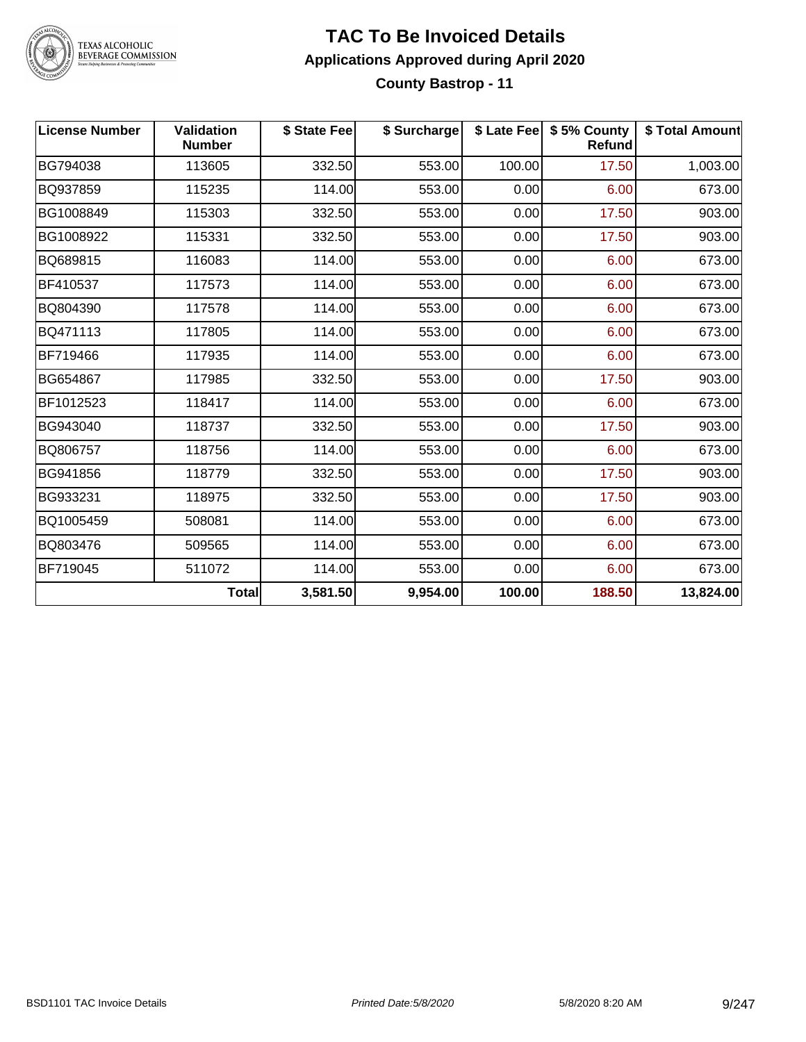# TAC To Be Invoiced Details

## Applications Approved during April 2020

### County Bastrop - 11

| License Number | Validation Number | $ State Fee | $ Surcharge | $ Late Fee | $ 5% County Refund | $ Total Amount |
|---|---|---|---|---|---|---|
| BG794038 | 113605 | 332.50 | 553.00 | 100.00 | 17.50 | 1,003.00 |
| BQ937859 | 115235 | 114.00 | 553.00 | 0.00 | 6.00 | 673.00 |
| BG1008849 | 115303 | 332.50 | 553.00 | 0.00 | 17.50 | 903.00 |
| BG1008922 | 115331 | 332.50 | 553.00 | 0.00 | 17.50 | 903.00 |
| BQ689815 | 116083 | 114.00 | 553.00 | 0.00 | 6.00 | 673.00 |
| BF410537 | 117573 | 114.00 | 553.00 | 0.00 | 6.00 | 673.00 |
| BQ804390 | 117578 | 114.00 | 553.00 | 0.00 | 6.00 | 673.00 |
| BQ471113 | 117805 | 114.00 | 553.00 | 0.00 | 6.00 | 673.00 |
| BF719466 | 117935 | 114.00 | 553.00 | 0.00 | 6.00 | 673.00 |
| BG654867 | 117985 | 332.50 | 553.00 | 0.00 | 17.50 | 903.00 |
| BF1012523 | 118417 | 114.00 | 553.00 | 0.00 | 6.00 | 673.00 |
| BG943040 | 118737 | 332.50 | 553.00 | 0.00 | 17.50 | 903.00 |
| BQ806757 | 118756 | 114.00 | 553.00 | 0.00 | 6.00 | 673.00 |
| BG941856 | 118779 | 332.50 | 553.00 | 0.00 | 17.50 | 903.00 |
| BG933231 | 118975 | 332.50 | 553.00 | 0.00 | 17.50 | 903.00 |
| BQ1005459 | 508081 | 114.00 | 553.00 | 0.00 | 6.00 | 673.00 |
| BQ803476 | 509565 | 114.00 | 553.00 | 0.00 | 6.00 | 673.00 |
| BF719045 | 511072 | 114.00 | 553.00 | 0.00 | 6.00 | 673.00 |
| | **Total** | **3,581.50** | **9,954.00** | **100.00** | **188.50** | **13,824.00** |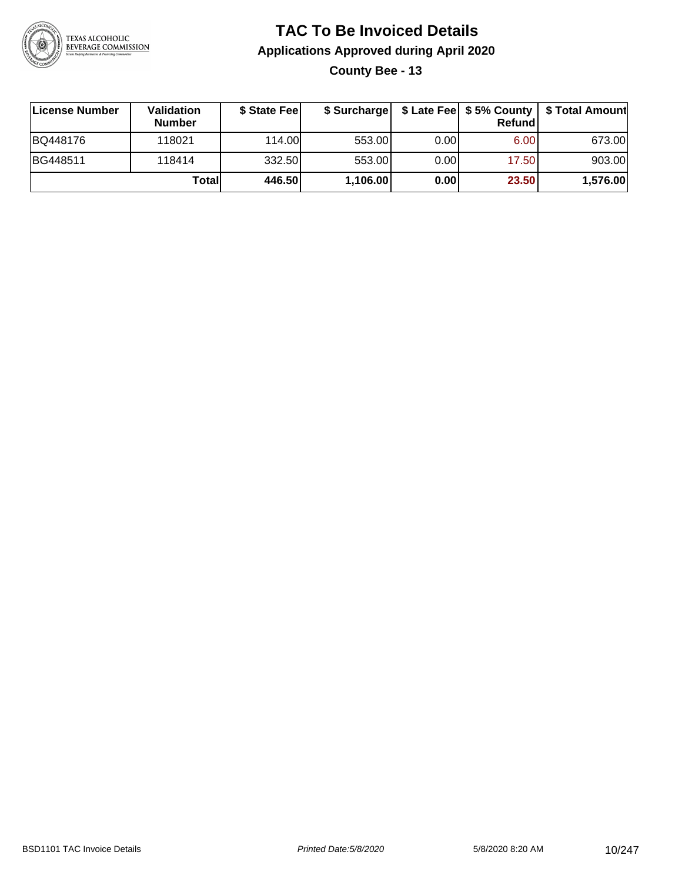# TAC To Be Invoiced Details

## Applications Approved during April 2020

### County Bee - 13

| License Number | Validation Number | $ State Fee | $ Surcharge | $ Late Fee | $ 5% County Refund | $ Total Amount |
|---|---|---|---|---|---|---|
| BQ448176 | 118021 | 114.00 | 553.00 | 0.00 | 6.00 | 673.00 |
| BG448511 | 118414 | 332.50 | 553.00 | 0.00 | 17.50 | 903.00 |
| | **Total** | **446.50** | **1,106.00** | **0.00** | **23.50** | **1,576.00** |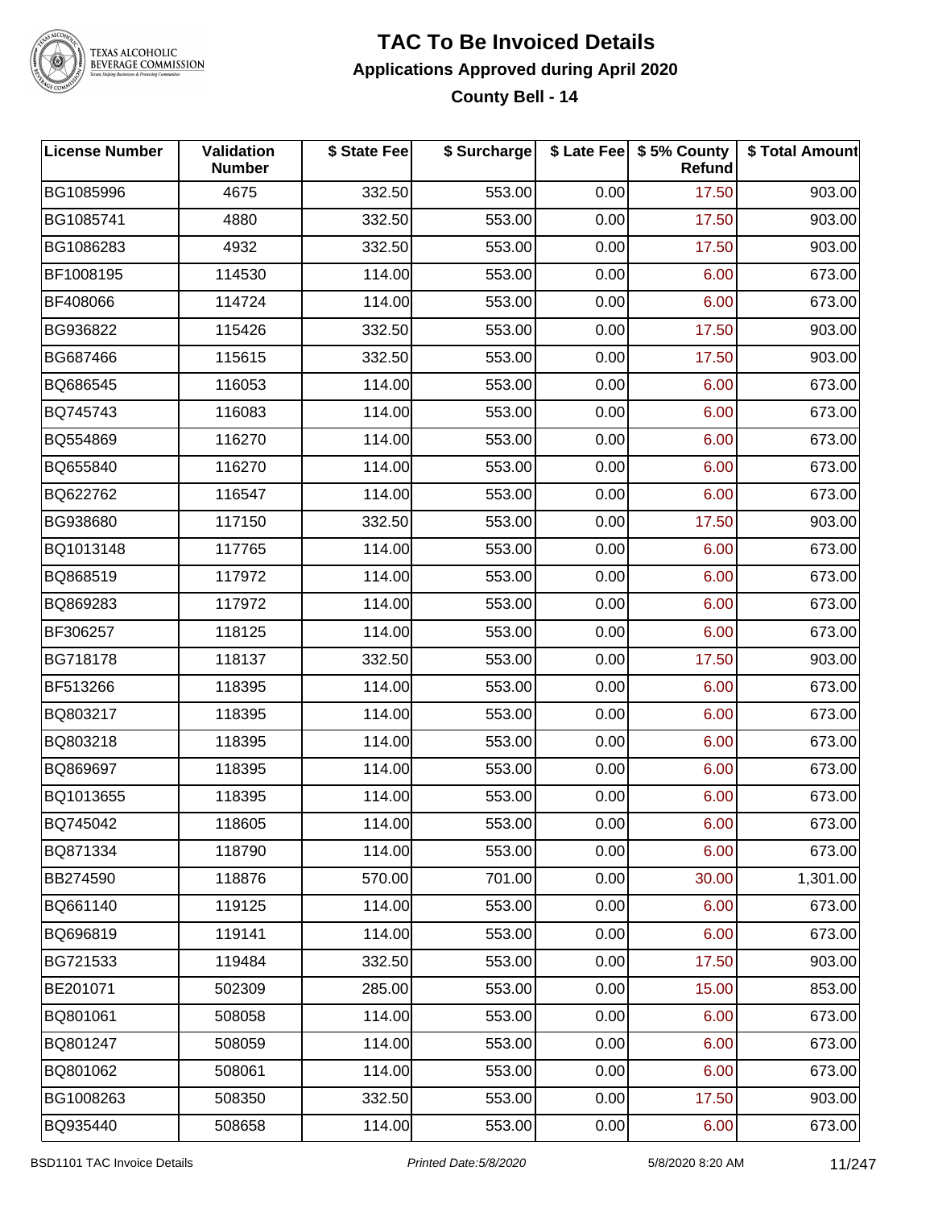# TAC To Be Invoiced Details

## Applications Approved during April 2020

### County Bell - 14

| License Number | Validation Number | $ State Fee | $ Surcharge | $ Late Fee | $ 5% County Refund | $ Total Amount |
|---|---|---|---|---|---|---|
| BG1085996 | 4675 | 332.50 | 553.00 | 0.00 | 17.50 | 903.00 |
| BG1085741 | 4880 | 332.50 | 553.00 | 0.00 | 17.50 | 903.00 |
| BG1086283 | 4932 | 332.50 | 553.00 | 0.00 | 17.50 | 903.00 |
| BF1008195 | 114530 | 114.00 | 553.00 | 0.00 | 6.00 | 673.00 |
| BF408066 | 114724 | 114.00 | 553.00 | 0.00 | 6.00 | 673.00 |
| BG936822 | 115426 | 332.50 | 553.00 | 0.00 | 17.50 | 903.00 |
| BG687466 | 115615 | 332.50 | 553.00 | 0.00 | 17.50 | 903.00 |
| BQ686545 | 116053 | 114.00 | 553.00 | 0.00 | 6.00 | 673.00 |
| BQ745743 | 116083 | 114.00 | 553.00 | 0.00 | 6.00 | 673.00 |
| BQ554869 | 116270 | 114.00 | 553.00 | 0.00 | 6.00 | 673.00 |
| BQ655840 | 116270 | 114.00 | 553.00 | 0.00 | 6.00 | 673.00 |
| BQ622762 | 116547 | 114.00 | 553.00 | 0.00 | 6.00 | 673.00 |
| BG938680 | 117150 | 332.50 | 553.00 | 0.00 | 17.50 | 903.00 |
| BQ1013148 | 117765 | 114.00 | 553.00 | 0.00 | 6.00 | 673.00 |
| BQ868519 | 117972 | 114.00 | 553.00 | 0.00 | 6.00 | 673.00 |
| BQ869283 | 117972 | 114.00 | 553.00 | 0.00 | 6.00 | 673.00 |
| BF306257 | 118125 | 114.00 | 553.00 | 0.00 | 6.00 | 673.00 |
| BG718178 | 118137 | 332.50 | 553.00 | 0.00 | 17.50 | 903.00 |
| BF513266 | 118395 | 114.00 | 553.00 | 0.00 | 6.00 | 673.00 |
| BQ803217 | 118395 | 114.00 | 553.00 | 0.00 | 6.00 | 673.00 |
| BQ803218 | 118395 | 114.00 | 553.00 | 0.00 | 6.00 | 673.00 |
| BQ869697 | 118395 | 114.00 | 553.00 | 0.00 | 6.00 | 673.00 |
| BQ1013655 | 118395 | 114.00 | 553.00 | 0.00 | 6.00 | 673.00 |
| BQ745042 | 118605 | 114.00 | 553.00 | 0.00 | 6.00 | 673.00 |
| BQ871334 | 118790 | 114.00 | 553.00 | 0.00 | 6.00 | 673.00 |
| BB274590 | 118876 | 570.00 | 701.00 | 0.00 | 30.00 | 1,301.00 |
| BQ661140 | 119125 | 114.00 | 553.00 | 0.00 | 6.00 | 673.00 |
| BQ696819 | 119141 | 114.00 | 553.00 | 0.00 | 6.00 | 673.00 |
| BG721533 | 119484 | 332.50 | 553.00 | 0.00 | 17.50 | 903.00 |
| BE201071 | 502309 | 285.00 | 553.00 | 0.00 | 15.00 | 853.00 |
| BQ801061 | 508058 | 114.00 | 553.00 | 0.00 | 6.00 | 673.00 |
| BQ801247 | 508059 | 114.00 | 553.00 | 0.00 | 6.00 | 673.00 |
| BQ801062 | 508061 | 114.00 | 553.00 | 0.00 | 6.00 | 673.00 |
| BG1008263 | 508350 | 332.50 | 553.00 | 0.00 | 17.50 | 903.00 |
| BQ935440 | 508658 | 114.00 | 553.00 | 0.00 | 6.00 | 673.00 |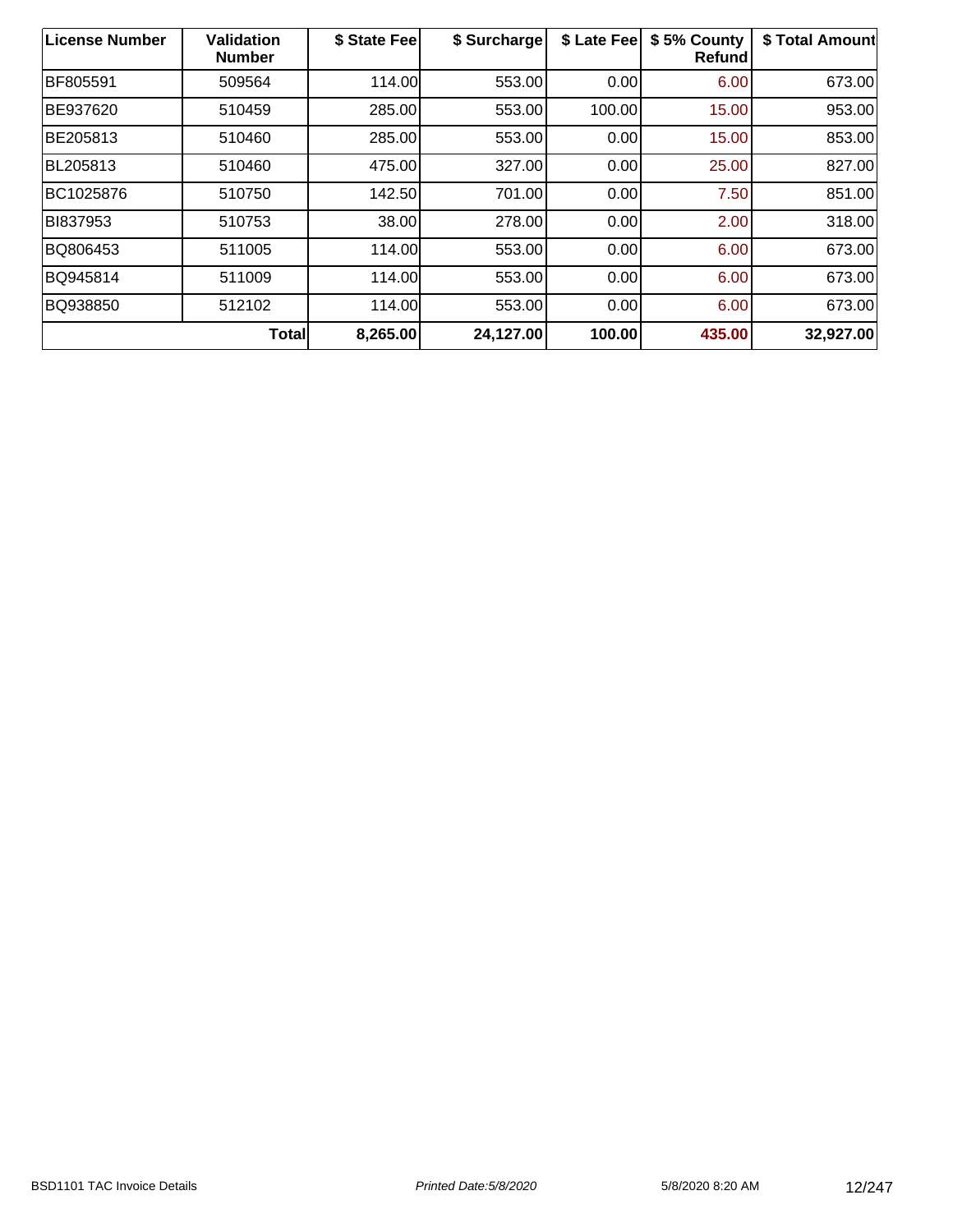| License Number | Validation Number | $ State Fee | $ Surcharge | $ Late Fee | $ 5% County Refund | $ Total Amount |
| --- | --- | --- | --- | --- | --- | --- |
| BF805591 | 509564 | 114.00 | 553.00 | 0.00 | 6.00 | 673.00 |
| BE937620 | 510459 | 285.00 | 553.00 | 100.00 | 15.00 | 953.00 |
| BE205813 | 510460 | 285.00 | 553.00 | 0.00 | 15.00 | 853.00 |
| BL205813 | 510460 | 475.00 | 327.00 | 0.00 | 25.00 | 827.00 |
| BC1025876 | 510750 | 142.50 | 701.00 | 0.00 | 7.50 | 851.00 |
| BI837953 | 510753 | 38.00 | 278.00 | 0.00 | 2.00 | 318.00 |
| BQ806453 | 511005 | 114.00 | 553.00 | 0.00 | 6.00 | 673.00 |
| BQ945814 | 511009 | 114.00 | 553.00 | 0.00 | 6.00 | 673.00 |
| BQ938850 | 512102 | 114.00 | 553.00 | 0.00 | 6.00 | 673.00 |
| | **Total** | **8,265.00** | **24,127.00** | **100.00** | **435.00** | **32,927.00** |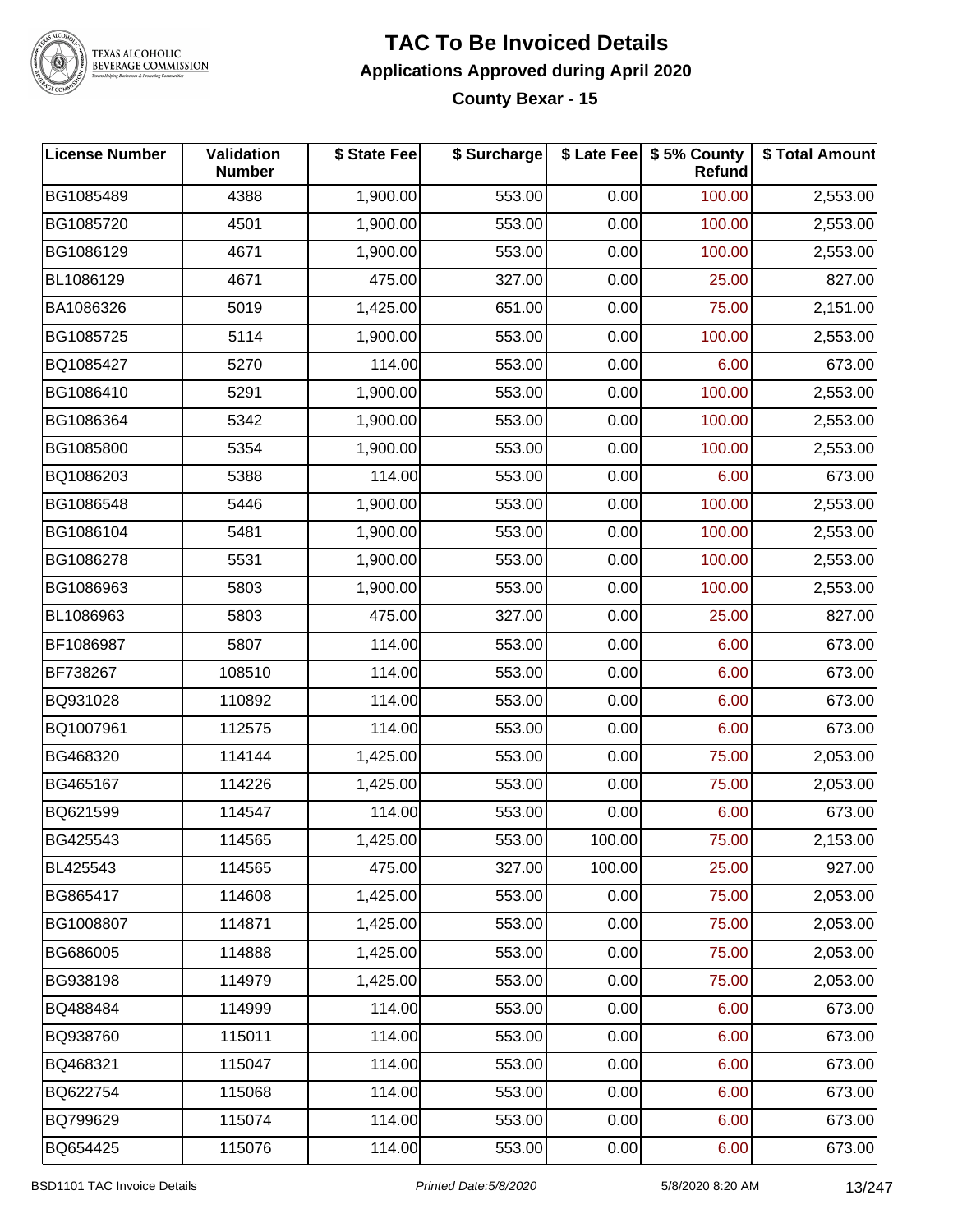# TAC To Be Invoiced Details

## Applications Approved during April 2020

### County Bexar - 15

| License Number | Validation Number | $ State Fee | $ Surcharge | $ Late Fee | $ 5% County Refund | $ Total Amount |
|---|---|---|---|---|---|---|
| BG1085489 | 4388 | 1,900.00 | 553.00 | 0.00 | 100.00 | 2,553.00 |
| BG1085720 | 4501 | 1,900.00 | 553.00 | 0.00 | 100.00 | 2,553.00 |
| BG1086129 | 4671 | 1,900.00 | 553.00 | 0.00 | 100.00 | 2,553.00 |
| BL1086129 | 4671 | 475.00 | 327.00 | 0.00 | 25.00 | 827.00 |
| BA1086326 | 5019 | 1,425.00 | 651.00 | 0.00 | 75.00 | 2,151.00 |
| BG1085725 | 5114 | 1,900.00 | 553.00 | 0.00 | 100.00 | 2,553.00 |
| BQ1085427 | 5270 | 114.00 | 553.00 | 0.00 | 6.00 | 673.00 |
| BG1086410 | 5291 | 1,900.00 | 553.00 | 0.00 | 100.00 | 2,553.00 |
| BG1086364 | 5342 | 1,900.00 | 553.00 | 0.00 | 100.00 | 2,553.00 |
| BG1085800 | 5354 | 1,900.00 | 553.00 | 0.00 | 100.00 | 2,553.00 |
| BQ1086203 | 5388 | 114.00 | 553.00 | 0.00 | 6.00 | 673.00 |
| BG1086548 | 5446 | 1,900.00 | 553.00 | 0.00 | 100.00 | 2,553.00 |
| BG1086104 | 5481 | 1,900.00 | 553.00 | 0.00 | 100.00 | 2,553.00 |
| BG1086278 | 5531 | 1,900.00 | 553.00 | 0.00 | 100.00 | 2,553.00 |
| BG1086963 | 5803 | 1,900.00 | 553.00 | 0.00 | 100.00 | 2,553.00 |
| BL1086963 | 5803 | 475.00 | 327.00 | 0.00 | 25.00 | 827.00 |
| BF1086987 | 5807 | 114.00 | 553.00 | 0.00 | 6.00 | 673.00 |
| BF738267 | 108510 | 114.00 | 553.00 | 0.00 | 6.00 | 673.00 |
| BQ931028 | 110892 | 114.00 | 553.00 | 0.00 | 6.00 | 673.00 |
| BQ1007961 | 112575 | 114.00 | 553.00 | 0.00 | 6.00 | 673.00 |
| BG468320 | 114144 | 1,425.00 | 553.00 | 0.00 | 75.00 | 2,053.00 |
| BG465167 | 114226 | 1,425.00 | 553.00 | 0.00 | 75.00 | 2,053.00 |
| BQ621599 | 114547 | 114.00 | 553.00 | 0.00 | 6.00 | 673.00 |
| BG425543 | 114565 | 1,425.00 | 553.00 | 100.00 | 75.00 | 2,153.00 |
| BL425543 | 114565 | 475.00 | 327.00 | 100.00 | 25.00 | 927.00 |
| BG865417 | 114608 | 1,425.00 | 553.00 | 0.00 | 75.00 | 2,053.00 |
| BG1008807 | 114871 | 1,425.00 | 553.00 | 0.00 | 75.00 | 2,053.00 |
| BG686005 | 114888 | 1,425.00 | 553.00 | 0.00 | 75.00 | 2,053.00 |
| BG938198 | 114979 | 1,425.00 | 553.00 | 0.00 | 75.00 | 2,053.00 |
| BQ488484 | 114999 | 114.00 | 553.00 | 0.00 | 6.00 | 673.00 |
| BQ938760 | 115011 | 114.00 | 553.00 | 0.00 | 6.00 | 673.00 |
| BQ468321 | 115047 | 114.00 | 553.00 | 0.00 | 6.00 | 673.00 |
| BQ622754 | 115068 | 114.00 | 553.00 | 0.00 | 6.00 | 673.00 |
| BQ799629 | 115074 | 114.00 | 553.00 | 0.00 | 6.00 | 673.00 |
| BQ654425 | 115076 | 114.00 | 553.00 | 0.00 | 6.00 | 673.00 |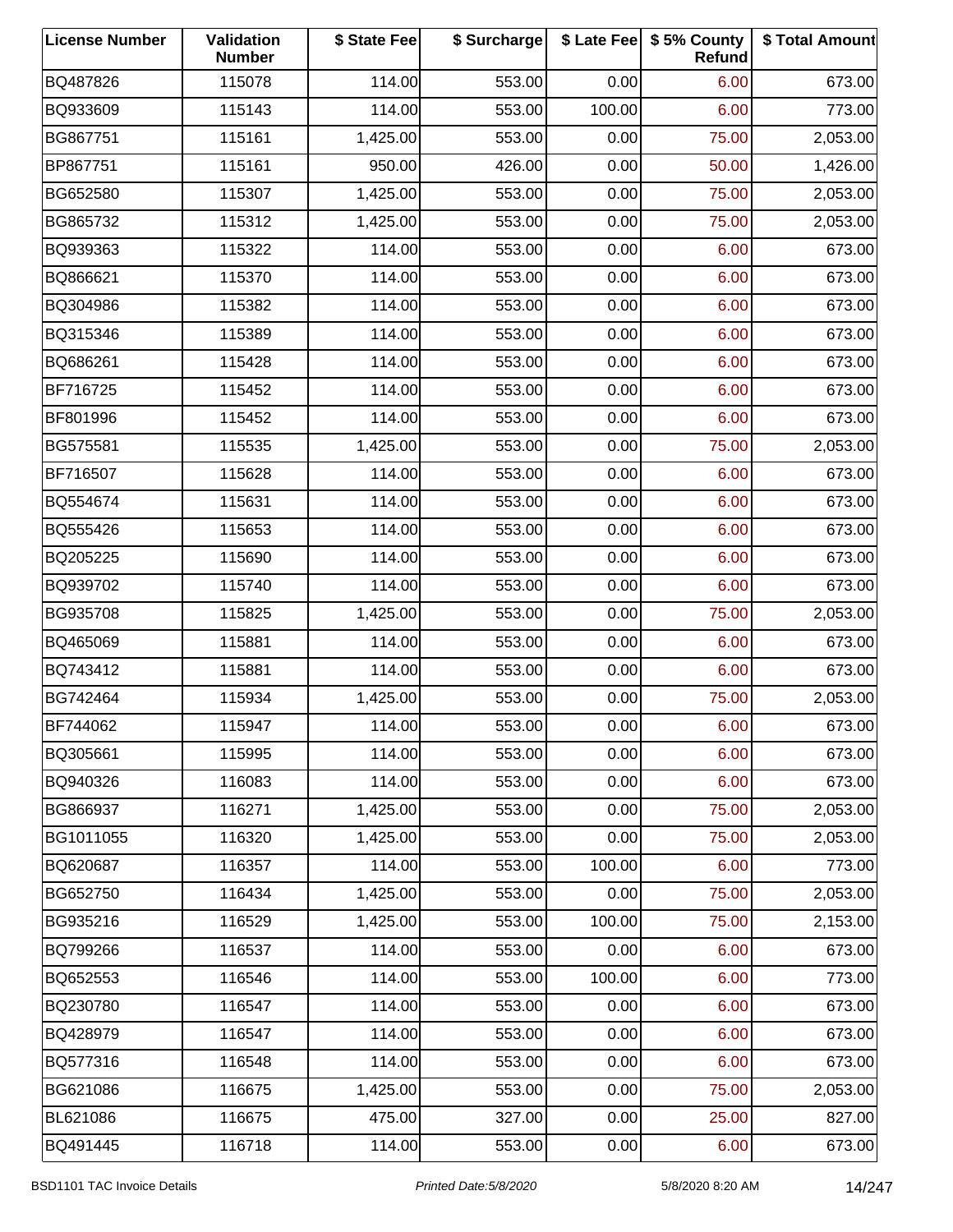| License Number | Validation Number | $ State Fee | $ Surcharge | $ Late Fee | $ 5% County Refund | $ Total Amount |
|---|---|---|---|---|---|---|
| BQ487826 | 115078 | 114.00 | 553.00 | 0.00 | 6.00 | 673.00 |
| BQ933609 | 115143 | 114.00 | 553.00 | 100.00 | 6.00 | 773.00 |
| BG867751 | 115161 | 1,425.00 | 553.00 | 0.00 | 75.00 | 2,053.00 |
| BP867751 | 115161 | 950.00 | 426.00 | 0.00 | 50.00 | 1,426.00 |
| BG652580 | 115307 | 1,425.00 | 553.00 | 0.00 | 75.00 | 2,053.00 |
| BG865732 | 115312 | 1,425.00 | 553.00 | 0.00 | 75.00 | 2,053.00 |
| BQ939363 | 115322 | 114.00 | 553.00 | 0.00 | 6.00 | 673.00 |
| BQ866621 | 115370 | 114.00 | 553.00 | 0.00 | 6.00 | 673.00 |
| BQ304986 | 115382 | 114.00 | 553.00 | 0.00 | 6.00 | 673.00 |
| BQ315346 | 115389 | 114.00 | 553.00 | 0.00 | 6.00 | 673.00 |
| BQ686261 | 115428 | 114.00 | 553.00 | 0.00 | 6.00 | 673.00 |
| BF716725 | 115452 | 114.00 | 553.00 | 0.00 | 6.00 | 673.00 |
| BF801996 | 115452 | 114.00 | 553.00 | 0.00 | 6.00 | 673.00 |
| BG575581 | 115535 | 1,425.00 | 553.00 | 0.00 | 75.00 | 2,053.00 |
| BF716507 | 115628 | 114.00 | 553.00 | 0.00 | 6.00 | 673.00 |
| BQ554674 | 115631 | 114.00 | 553.00 | 0.00 | 6.00 | 673.00 |
| BQ555426 | 115653 | 114.00 | 553.00 | 0.00 | 6.00 | 673.00 |
| BQ205225 | 115690 | 114.00 | 553.00 | 0.00 | 6.00 | 673.00 |
| BQ939702 | 115740 | 114.00 | 553.00 | 0.00 | 6.00 | 673.00 |
| BG935708 | 115825 | 1,425.00 | 553.00 | 0.00 | 75.00 | 2,053.00 |
| BQ465069 | 115881 | 114.00 | 553.00 | 0.00 | 6.00 | 673.00 |
| BQ743412 | 115881 | 114.00 | 553.00 | 0.00 | 6.00 | 673.00 |
| BG742464 | 115934 | 1,425.00 | 553.00 | 0.00 | 75.00 | 2,053.00 |
| BF744062 | 115947 | 114.00 | 553.00 | 0.00 | 6.00 | 673.00 |
| BQ305661 | 115995 | 114.00 | 553.00 | 0.00 | 6.00 | 673.00 |
| BQ940326 | 116083 | 114.00 | 553.00 | 0.00 | 6.00 | 673.00 |
| BG866937 | 116271 | 1,425.00 | 553.00 | 0.00 | 75.00 | 2,053.00 |
| BG1011055 | 116320 | 1,425.00 | 553.00 | 0.00 | 75.00 | 2,053.00 |
| BQ620687 | 116357 | 114.00 | 553.00 | 100.00 | 6.00 | 773.00 |
| BG652750 | 116434 | 1,425.00 | 553.00 | 0.00 | 75.00 | 2,053.00 |
| BG935216 | 116529 | 1,425.00 | 553.00 | 100.00 | 75.00 | 2,153.00 |
| BQ799266 | 116537 | 114.00 | 553.00 | 0.00 | 6.00 | 673.00 |
| BQ652553 | 116546 | 114.00 | 553.00 | 100.00 | 6.00 | 773.00 |
| BQ230780 | 116547 | 114.00 | 553.00 | 0.00 | 6.00 | 673.00 |
| BQ428979 | 116547 | 114.00 | 553.00 | 0.00 | 6.00 | 673.00 |
| BQ577316 | 116548 | 114.00 | 553.00 | 0.00 | 6.00 | 673.00 |
| BG621086 | 116675 | 1,425.00 | 553.00 | 0.00 | 75.00 | 2,053.00 |
| BL621086 | 116675 | 475.00 | 327.00 | 0.00 | 25.00 | 827.00 |
| BQ491445 | 116718 | 114.00 | 553.00 | 0.00 | 6.00 | 673.00 |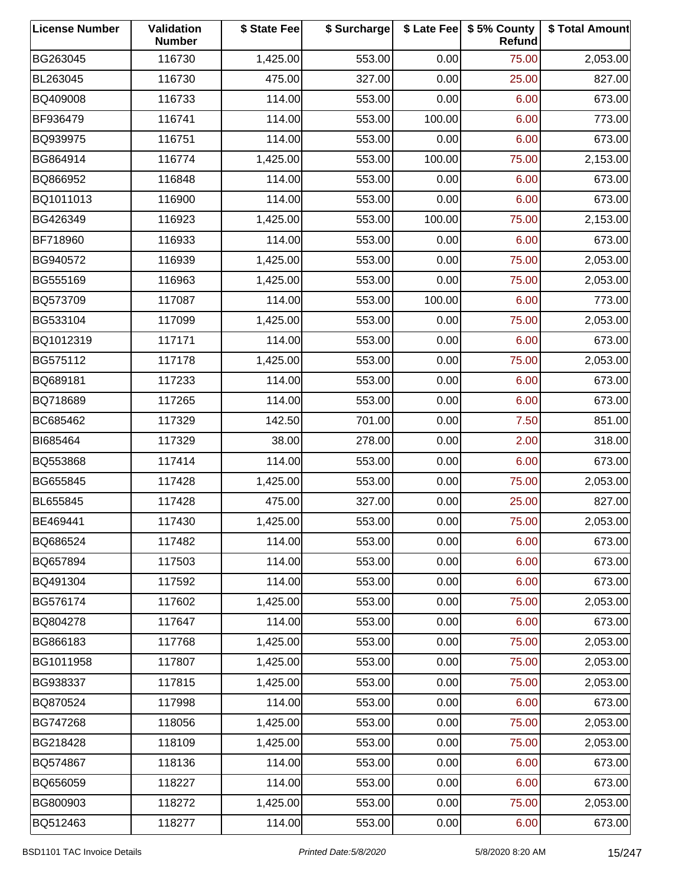| License Number | Validation Number | $ State Fee | $ Surcharge | $ Late Fee | $ 5% County Refund | $ Total Amount |
|---|---|---|---|---|---|---|
| BG263045 | 116730 | 1,425.00 | 553.00 | 0.00 | 75.00 | 2,053.00 |
| BL263045 | 116730 | 475.00 | 327.00 | 0.00 | 25.00 | 827.00 |
| BQ409008 | 116733 | 114.00 | 553.00 | 0.00 | 6.00 | 673.00 |
| BF936479 | 116741 | 114.00 | 553.00 | 100.00 | 6.00 | 773.00 |
| BQ939975 | 116751 | 114.00 | 553.00 | 0.00 | 6.00 | 673.00 |
| BG864914 | 116774 | 1,425.00 | 553.00 | 100.00 | 75.00 | 2,153.00 |
| BQ866952 | 116848 | 114.00 | 553.00 | 0.00 | 6.00 | 673.00 |
| BQ1011013 | 116900 | 114.00 | 553.00 | 0.00 | 6.00 | 673.00 |
| BG426349 | 116923 | 1,425.00 | 553.00 | 100.00 | 75.00 | 2,153.00 |
| BF718960 | 116933 | 114.00 | 553.00 | 0.00 | 6.00 | 673.00 |
| BG940572 | 116939 | 1,425.00 | 553.00 | 0.00 | 75.00 | 2,053.00 |
| BG555169 | 116963 | 1,425.00 | 553.00 | 0.00 | 75.00 | 2,053.00 |
| BQ573709 | 117087 | 114.00 | 553.00 | 100.00 | 6.00 | 773.00 |
| BG533104 | 117099 | 1,425.00 | 553.00 | 0.00 | 75.00 | 2,053.00 |
| BQ1012319 | 117171 | 114.00 | 553.00 | 0.00 | 6.00 | 673.00 |
| BG575112 | 117178 | 1,425.00 | 553.00 | 0.00 | 75.00 | 2,053.00 |
| BQ689181 | 117233 | 114.00 | 553.00 | 0.00 | 6.00 | 673.00 |
| BQ718689 | 117265 | 114.00 | 553.00 | 0.00 | 6.00 | 673.00 |
| BC685462 | 117329 | 142.50 | 701.00 | 0.00 | 7.50 | 851.00 |
| BI685464 | 117329 | 38.00 | 278.00 | 0.00 | 2.00 | 318.00 |
| BQ553868 | 117414 | 114.00 | 553.00 | 0.00 | 6.00 | 673.00 |
| BG655845 | 117428 | 1,425.00 | 553.00 | 0.00 | 75.00 | 2,053.00 |
| BL655845 | 117428 | 475.00 | 327.00 | 0.00 | 25.00 | 827.00 |
| BE469441 | 117430 | 1,425.00 | 553.00 | 0.00 | 75.00 | 2,053.00 |
| BQ686524 | 117482 | 114.00 | 553.00 | 0.00 | 6.00 | 673.00 |
| BQ657894 | 117503 | 114.00 | 553.00 | 0.00 | 6.00 | 673.00 |
| BQ491304 | 117592 | 114.00 | 553.00 | 0.00 | 6.00 | 673.00 |
| BG576174 | 117602 | 1,425.00 | 553.00 | 0.00 | 75.00 | 2,053.00 |
| BQ804278 | 117647 | 114.00 | 553.00 | 0.00 | 6.00 | 673.00 |
| BG866183 | 117768 | 1,425.00 | 553.00 | 0.00 | 75.00 | 2,053.00 |
| BG1011958 | 117807 | 1,425.00 | 553.00 | 0.00 | 75.00 | 2,053.00 |
| BG938337 | 117815 | 1,425.00 | 553.00 | 0.00 | 75.00 | 2,053.00 |
| BQ870524 | 117998 | 114.00 | 553.00 | 0.00 | 6.00 | 673.00 |
| BG747268 | 118056 | 1,425.00 | 553.00 | 0.00 | 75.00 | 2,053.00 |
| BG218428 | 118109 | 1,425.00 | 553.00 | 0.00 | 75.00 | 2,053.00 |
| BQ574867 | 118136 | 114.00 | 553.00 | 0.00 | 6.00 | 673.00 |
| BQ656059 | 118227 | 114.00 | 553.00 | 0.00 | 6.00 | 673.00 |
| BG800903 | 118272 | 1,425.00 | 553.00 | 0.00 | 75.00 | 2,053.00 |
| BQ512463 | 118277 | 114.00 | 553.00 | 0.00 | 6.00 | 673.00 |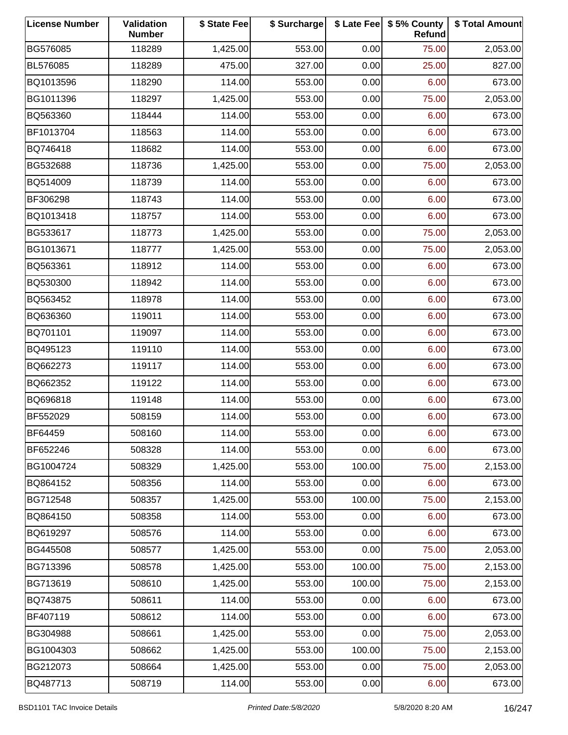| License Number | Validation Number | $ State Fee | $ Surcharge | $ Late Fee | $ 5% County Refund | $ Total Amount |
|---|---|---|---|---|---|---|
| BG576085 | 118289 | 1,425.00 | 553.00 | 0.00 | 75.00 | 2,053.00 |
| BL576085 | 118289 | 475.00 | 327.00 | 0.00 | 25.00 | 827.00 |
| BQ1013596 | 118290 | 114.00 | 553.00 | 0.00 | 6.00 | 673.00 |
| BG1011396 | 118297 | 1,425.00 | 553.00 | 0.00 | 75.00 | 2,053.00 |
| BQ563360 | 118444 | 114.00 | 553.00 | 0.00 | 6.00 | 673.00 |
| BF1013704 | 118563 | 114.00 | 553.00 | 0.00 | 6.00 | 673.00 |
| BQ746418 | 118682 | 114.00 | 553.00 | 0.00 | 6.00 | 673.00 |
| BG532688 | 118736 | 1,425.00 | 553.00 | 0.00 | 75.00 | 2,053.00 |
| BQ514009 | 118739 | 114.00 | 553.00 | 0.00 | 6.00 | 673.00 |
| BF306298 | 118743 | 114.00 | 553.00 | 0.00 | 6.00 | 673.00 |
| BQ1013418 | 118757 | 114.00 | 553.00 | 0.00 | 6.00 | 673.00 |
| BG533617 | 118773 | 1,425.00 | 553.00 | 0.00 | 75.00 | 2,053.00 |
| BG1013671 | 118777 | 1,425.00 | 553.00 | 0.00 | 75.00 | 2,053.00 |
| BQ563361 | 118912 | 114.00 | 553.00 | 0.00 | 6.00 | 673.00 |
| BQ530300 | 118942 | 114.00 | 553.00 | 0.00 | 6.00 | 673.00 |
| BQ563452 | 118978 | 114.00 | 553.00 | 0.00 | 6.00 | 673.00 |
| BQ636360 | 119011 | 114.00 | 553.00 | 0.00 | 6.00 | 673.00 |
| BQ701101 | 119097 | 114.00 | 553.00 | 0.00 | 6.00 | 673.00 |
| BQ495123 | 119110 | 114.00 | 553.00 | 0.00 | 6.00 | 673.00 |
| BQ662273 | 119117 | 114.00 | 553.00 | 0.00 | 6.00 | 673.00 |
| BQ662352 | 119122 | 114.00 | 553.00 | 0.00 | 6.00 | 673.00 |
| BQ696818 | 119148 | 114.00 | 553.00 | 0.00 | 6.00 | 673.00 |
| BF552029 | 508159 | 114.00 | 553.00 | 0.00 | 6.00 | 673.00 |
| BF64459 | 508160 | 114.00 | 553.00 | 0.00 | 6.00 | 673.00 |
| BF652246 | 508328 | 114.00 | 553.00 | 0.00 | 6.00 | 673.00 |
| BG1004724 | 508329 | 1,425.00 | 553.00 | 100.00 | 75.00 | 2,153.00 |
| BQ864152 | 508356 | 114.00 | 553.00 | 0.00 | 6.00 | 673.00 |
| BG712548 | 508357 | 1,425.00 | 553.00 | 100.00 | 75.00 | 2,153.00 |
| BQ864150 | 508358 | 114.00 | 553.00 | 0.00 | 6.00 | 673.00 |
| BQ619297 | 508576 | 114.00 | 553.00 | 0.00 | 6.00 | 673.00 |
| BG445508 | 508577 | 1,425.00 | 553.00 | 0.00 | 75.00 | 2,053.00 |
| BG713396 | 508578 | 1,425.00 | 553.00 | 100.00 | 75.00 | 2,153.00 |
| BG713619 | 508610 | 1,425.00 | 553.00 | 100.00 | 75.00 | 2,153.00 |
| BQ743875 | 508611 | 114.00 | 553.00 | 0.00 | 6.00 | 673.00 |
| BF407119 | 508612 | 114.00 | 553.00 | 0.00 | 6.00 | 673.00 |
| BG304988 | 508661 | 1,425.00 | 553.00 | 0.00 | 75.00 | 2,053.00 |
| BG1004303 | 508662 | 1,425.00 | 553.00 | 100.00 | 75.00 | 2,153.00 |
| BG212073 | 508664 | 1,425.00 | 553.00 | 0.00 | 75.00 | 2,053.00 |
| BQ487713 | 508719 | 114.00 | 553.00 | 0.00 | 6.00 | 673.00 |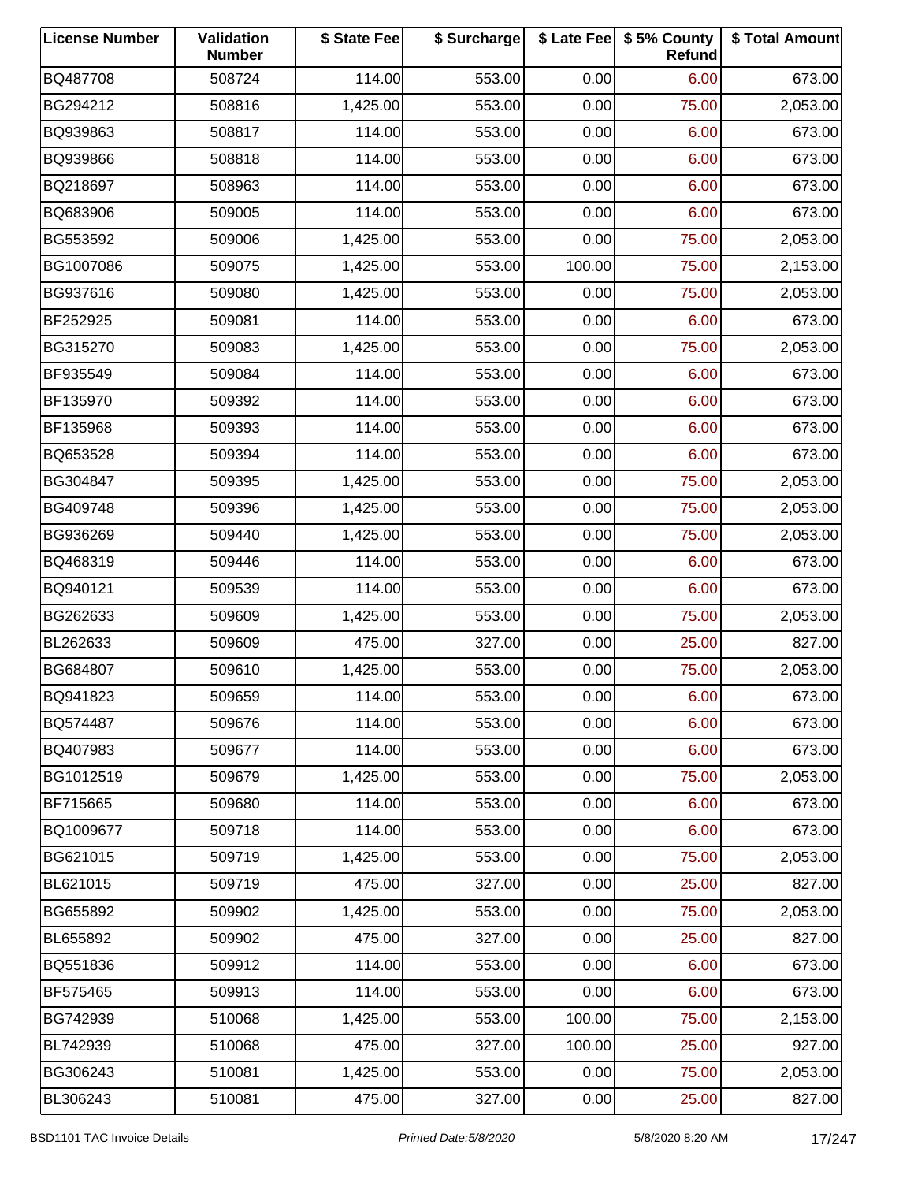| License Number | Validation Number | $ State Fee | $ Surcharge | $ Late Fee | $ 5% County Refund | $ Total Amount |
|---|---|---|---|---|---|---|
| BQ487708 | 508724 | 114.00 | 553.00 | 0.00 | 6.00 | 673.00 |
| BG294212 | 508816 | 1,425.00 | 553.00 | 0.00 | 75.00 | 2,053.00 |
| BQ939863 | 508817 | 114.00 | 553.00 | 0.00 | 6.00 | 673.00 |
| BQ939866 | 508818 | 114.00 | 553.00 | 0.00 | 6.00 | 673.00 |
| BQ218697 | 508963 | 114.00 | 553.00 | 0.00 | 6.00 | 673.00 |
| BQ683906 | 509005 | 114.00 | 553.00 | 0.00 | 6.00 | 673.00 |
| BG553592 | 509006 | 1,425.00 | 553.00 | 0.00 | 75.00 | 2,053.00 |
| BG1007086 | 509075 | 1,425.00 | 553.00 | 100.00 | 75.00 | 2,153.00 |
| BG937616 | 509080 | 1,425.00 | 553.00 | 0.00 | 75.00 | 2,053.00 |
| BF252925 | 509081 | 114.00 | 553.00 | 0.00 | 6.00 | 673.00 |
| BG315270 | 509083 | 1,425.00 | 553.00 | 0.00 | 75.00 | 2,053.00 |
| BF935549 | 509084 | 114.00 | 553.00 | 0.00 | 6.00 | 673.00 |
| BF135970 | 509392 | 114.00 | 553.00 | 0.00 | 6.00 | 673.00 |
| BF135968 | 509393 | 114.00 | 553.00 | 0.00 | 6.00 | 673.00 |
| BQ653528 | 509394 | 114.00 | 553.00 | 0.00 | 6.00 | 673.00 |
| BG304847 | 509395 | 1,425.00 | 553.00 | 0.00 | 75.00 | 2,053.00 |
| BG409748 | 509396 | 1,425.00 | 553.00 | 0.00 | 75.00 | 2,053.00 |
| BG936269 | 509440 | 1,425.00 | 553.00 | 0.00 | 75.00 | 2,053.00 |
| BQ468319 | 509446 | 114.00 | 553.00 | 0.00 | 6.00 | 673.00 |
| BQ940121 | 509539 | 114.00 | 553.00 | 0.00 | 6.00 | 673.00 |
| BG262633 | 509609 | 1,425.00 | 553.00 | 0.00 | 75.00 | 2,053.00 |
| BL262633 | 509609 | 475.00 | 327.00 | 0.00 | 25.00 | 827.00 |
| BG684807 | 509610 | 1,425.00 | 553.00 | 0.00 | 75.00 | 2,053.00 |
| BQ941823 | 509659 | 114.00 | 553.00 | 0.00 | 6.00 | 673.00 |
| BQ574487 | 509676 | 114.00 | 553.00 | 0.00 | 6.00 | 673.00 |
| BQ407983 | 509677 | 114.00 | 553.00 | 0.00 | 6.00 | 673.00 |
| BG1012519 | 509679 | 1,425.00 | 553.00 | 0.00 | 75.00 | 2,053.00 |
| BF715665 | 509680 | 114.00 | 553.00 | 0.00 | 6.00 | 673.00 |
| BQ1009677 | 509718 | 114.00 | 553.00 | 0.00 | 6.00 | 673.00 |
| BG621015 | 509719 | 1,425.00 | 553.00 | 0.00 | 75.00 | 2,053.00 |
| BL621015 | 509719 | 475.00 | 327.00 | 0.00 | 25.00 | 827.00 |
| BG655892 | 509902 | 1,425.00 | 553.00 | 0.00 | 75.00 | 2,053.00 |
| BL655892 | 509902 | 475.00 | 327.00 | 0.00 | 25.00 | 827.00 |
| BQ551836 | 509912 | 114.00 | 553.00 | 0.00 | 6.00 | 673.00 |
| BF575465 | 509913 | 114.00 | 553.00 | 0.00 | 6.00 | 673.00 |
| BG742939 | 510068 | 1,425.00 | 553.00 | 100.00 | 75.00 | 2,153.00 |
| BL742939 | 510068 | 475.00 | 327.00 | 100.00 | 25.00 | 927.00 |
| BG306243 | 510081 | 1,425.00 | 553.00 | 0.00 | 75.00 | 2,053.00 |
| BL306243 | 510081 | 475.00 | 327.00 | 0.00 | 25.00 | 827.00 |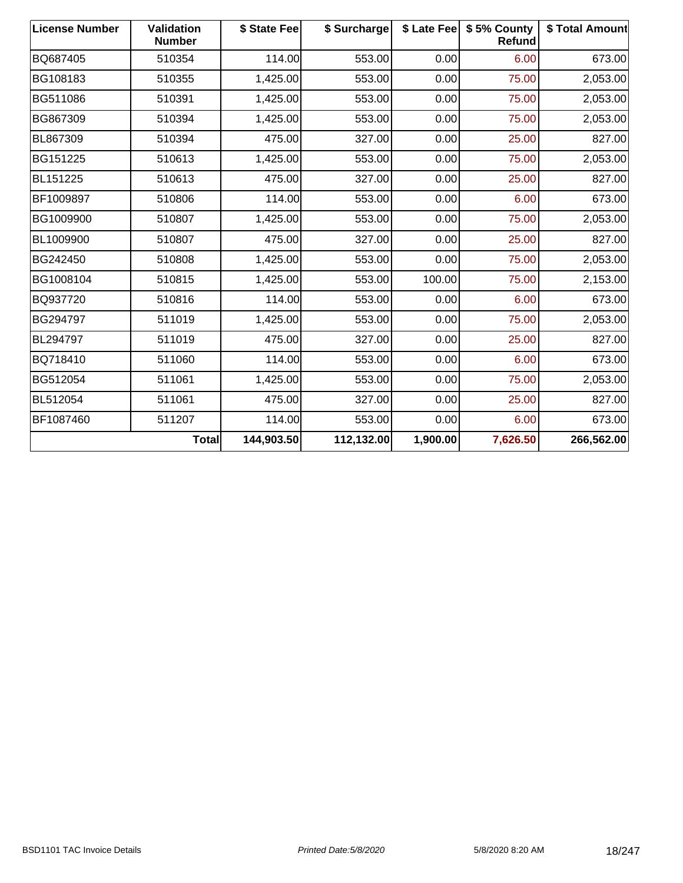| License Number | Validation Number | $ State Fee | $ Surcharge | $ Late Fee | $ 5% County Refund | $ Total Amount |
|---|---|---|---|---|---|---|
| BQ687405 | 510354 | 114.00 | 553.00 | 0.00 | 6.00 | 673.00 |
| BG108183 | 510355 | 1,425.00 | 553.00 | 0.00 | 75.00 | 2,053.00 |
| BG511086 | 510391 | 1,425.00 | 553.00 | 0.00 | 75.00 | 2,053.00 |
| BG867309 | 510394 | 1,425.00 | 553.00 | 0.00 | 75.00 | 2,053.00 |
| BL867309 | 510394 | 475.00 | 327.00 | 0.00 | 25.00 | 827.00 |
| BG151225 | 510613 | 1,425.00 | 553.00 | 0.00 | 75.00 | 2,053.00 |
| BL151225 | 510613 | 475.00 | 327.00 | 0.00 | 25.00 | 827.00 |
| BF1009897 | 510806 | 114.00 | 553.00 | 0.00 | 6.00 | 673.00 |
| BG1009900 | 510807 | 1,425.00 | 553.00 | 0.00 | 75.00 | 2,053.00 |
| BL1009900 | 510807 | 475.00 | 327.00 | 0.00 | 25.00 | 827.00 |
| BG242450 | 510808 | 1,425.00 | 553.00 | 0.00 | 75.00 | 2,053.00 |
| BG1008104 | 510815 | 1,425.00 | 553.00 | 100.00 | 75.00 | 2,153.00 |
| BQ937720 | 510816 | 114.00 | 553.00 | 0.00 | 6.00 | 673.00 |
| BG294797 | 511019 | 1,425.00 | 553.00 | 0.00 | 75.00 | 2,053.00 |
| BL294797 | 511019 | 475.00 | 327.00 | 0.00 | 25.00 | 827.00 |
| BQ718410 | 511060 | 114.00 | 553.00 | 0.00 | 6.00 | 673.00 |
| BG512054 | 511061 | 1,425.00 | 553.00 | 0.00 | 75.00 | 2,053.00 |
| BL512054 | 511061 | 475.00 | 327.00 | 0.00 | 25.00 | 827.00 |
| BF1087460 | 511207 | 114.00 | 553.00 | 0.00 | 6.00 | 673.00 |
| | **Total** | **144,903.50** | **112,132.00** | **1,900.00** | **7,626.50** | **266,562.00** |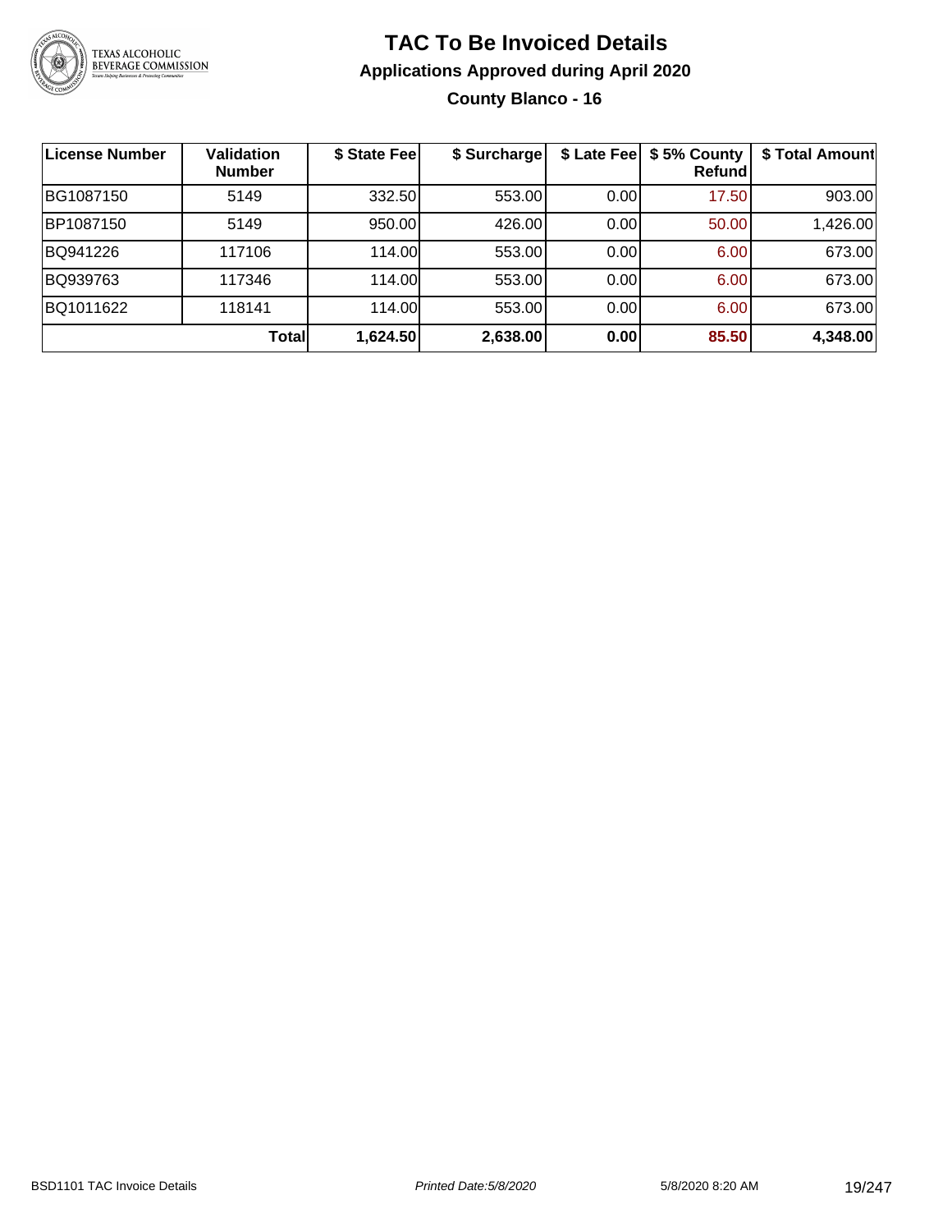# TAC To Be Invoiced Details

## Applications Approved during April 2020

### County Blanco - 16

| License Number | Validation Number | $ State Fee | $ Surcharge | $ Late Fee | $ 5% County Refund | $ Total Amount |
|---|---|---|---|---|---|---|
| BG1087150 | 5149 | 332.50 | 553.00 | 0.00 | 17.50 | 903.00 |
| BP1087150 | 5149 | 950.00 | 426.00 | 0.00 | 50.00 | 1,426.00 |
| BQ941226 | 117106 | 114.00 | 553.00 | 0.00 | 6.00 | 673.00 |
| BQ939763 | 117346 | 114.00 | 553.00 | 0.00 | 6.00 | 673.00 |
| BQ1011622 | 118141 | 114.00 | 553.00 | 0.00 | 6.00 | 673.00 |
| | **Total** | **1,624.50** | **2,638.00** | **0.00** | **85.50** | **4,348.00** |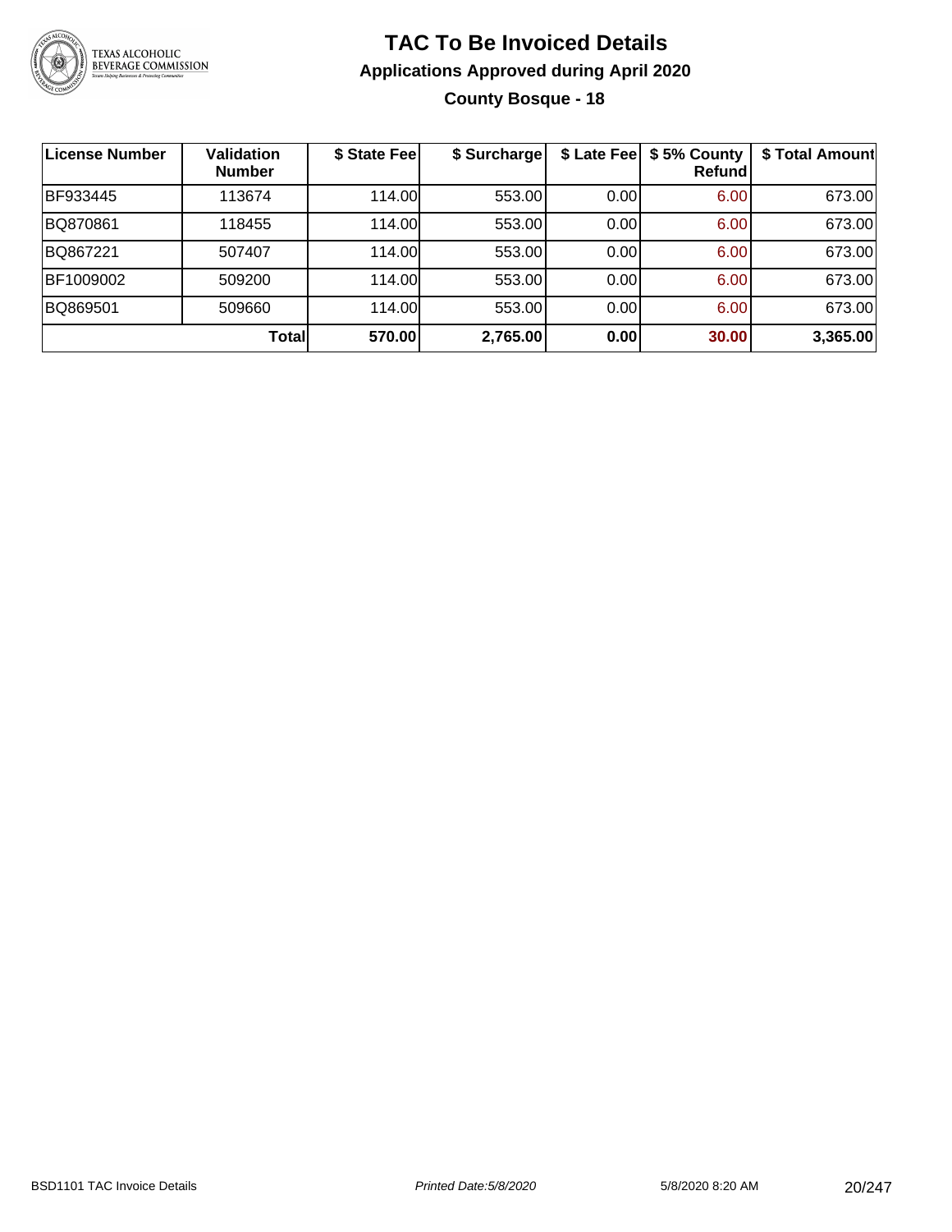# TAC To Be Invoiced Details

## Applications Approved during April 2020

### County Bosque - 18

| License Number | Validation Number | \$ State Fee | \$ Surcharge | \$ Late Fee | \$ 5% County Refund | \$ Total Amount |
|---|---|---|---|---|---|---|
| BF933445 | 113674 | 114.00 | 553.00 | 0.00 | 6.00 | 673.00 |
| BQ870861 | 118455 | 114.00 | 553.00 | 0.00 | 6.00 | 673.00 |
| BQ867221 | 507407 | 114.00 | 553.00 | 0.00 | 6.00 | 673.00 |
| BF1009002 | 509200 | 114.00 | 553.00 | 0.00 | 6.00 | 673.00 |
| BQ869501 | 509660 | 114.00 | 553.00 | 0.00 | 6.00 | 673.00 |
| | **Total** | **570.00** | **2,765.00** | **0.00** | **30.00** | **3,365.00** |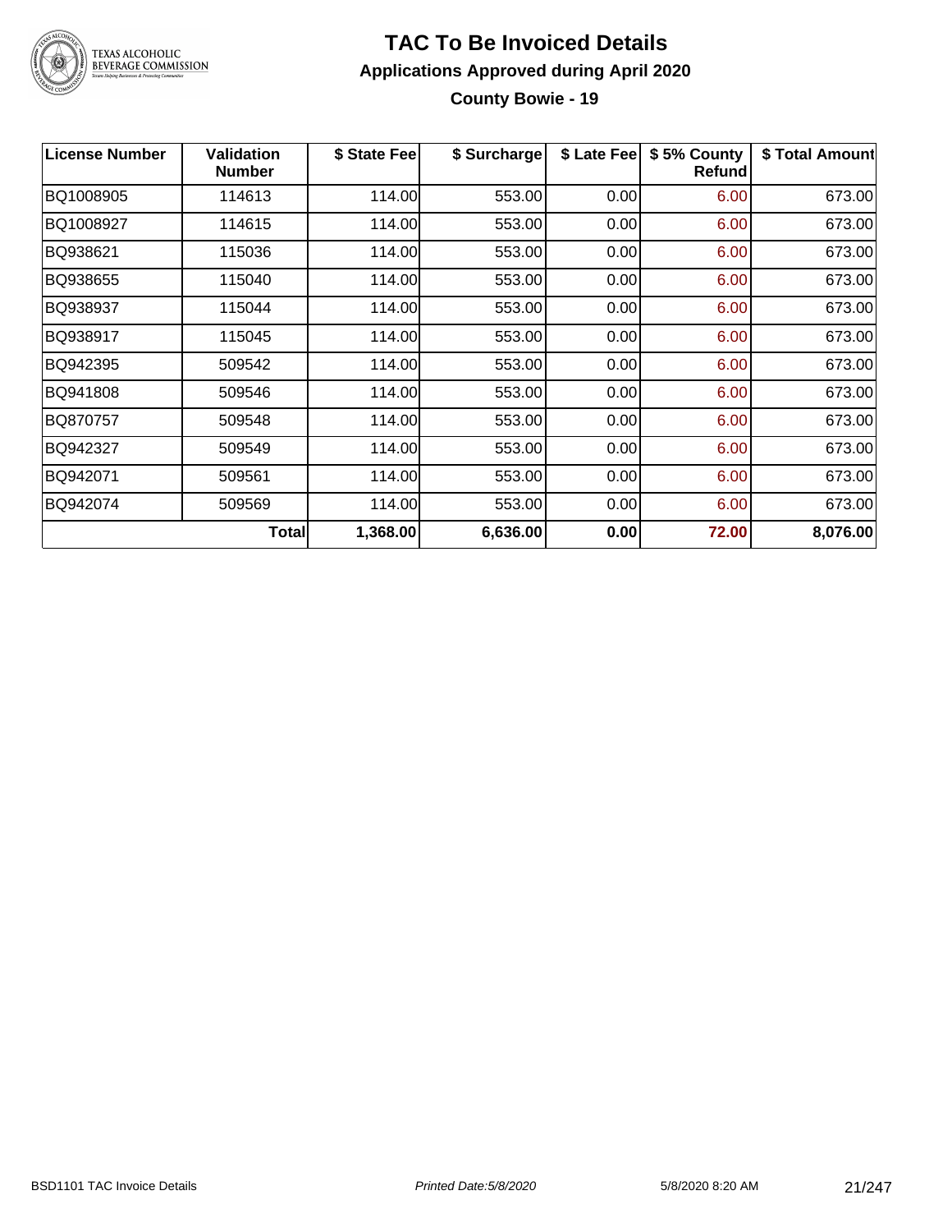# TAC To Be Invoiced Details

## Applications Approved during April 2020

### County Bowie - 19

| License Number | Validation Number | $ State Fee | $ Surcharge | $ Late Fee | $ 5% County Refund | $ Total Amount |
|---|---|---|---|---|---|---|
| BQ1008905 | 114613 | 114.00 | 553.00 | 0.00 | 6.00 | 673.00 |
| BQ1008927 | 114615 | 114.00 | 553.00 | 0.00 | 6.00 | 673.00 |
| BQ938621 | 115036 | 114.00 | 553.00 | 0.00 | 6.00 | 673.00 |
| BQ938655 | 115040 | 114.00 | 553.00 | 0.00 | 6.00 | 673.00 |
| BQ938937 | 115044 | 114.00 | 553.00 | 0.00 | 6.00 | 673.00 |
| BQ938917 | 115045 | 114.00 | 553.00 | 0.00 | 6.00 | 673.00 |
| BQ942395 | 509542 | 114.00 | 553.00 | 0.00 | 6.00 | 673.00 |
| BQ941808 | 509546 | 114.00 | 553.00 | 0.00 | 6.00 | 673.00 |
| BQ870757 | 509548 | 114.00 | 553.00 | 0.00 | 6.00 | 673.00 |
| BQ942327 | 509549 | 114.00 | 553.00 | 0.00 | 6.00 | 673.00 |
| BQ942071 | 509561 | 114.00 | 553.00 | 0.00 | 6.00 | 673.00 |
| BQ942074 | 509569 | 114.00 | 553.00 | 0.00 | 6.00 | 673.00 |
| | **Total** | **1,368.00** | **6,636.00** | **0.00** | **72.00** | **8,076.00** |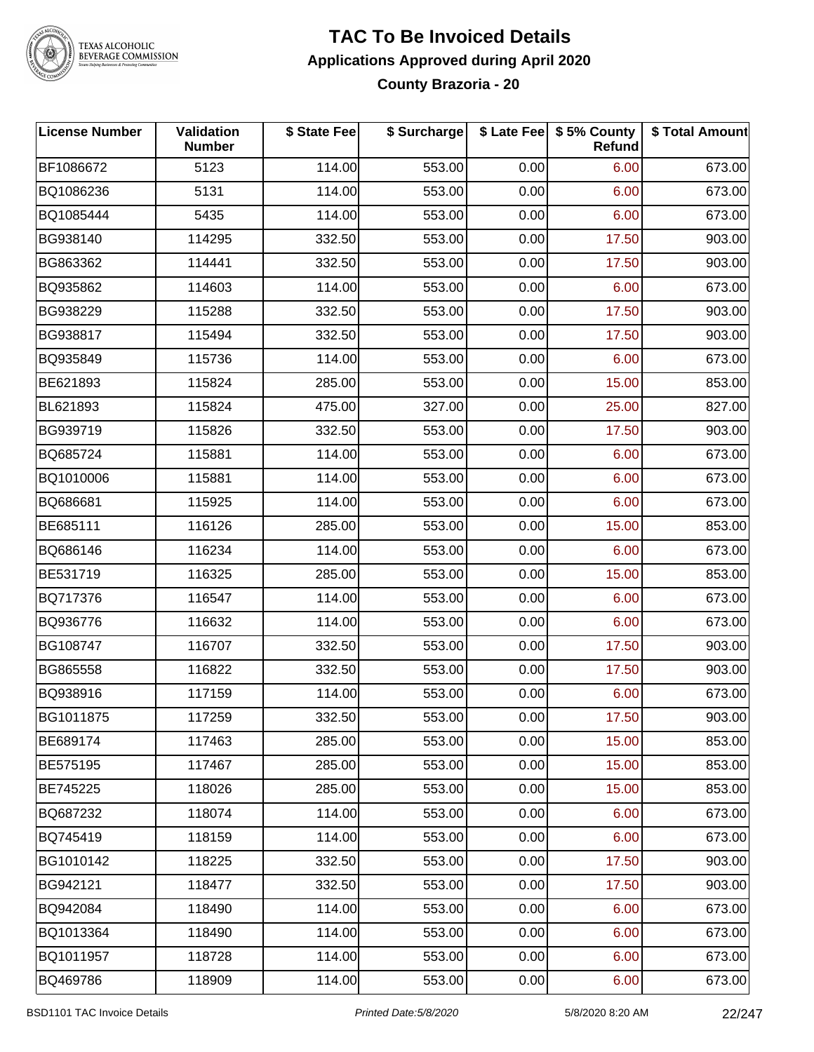# TAC To Be Invoiced Details

## Applications Approved during April 2020

### County Brazoria - 20

| License Number | Validation Number | $ State Fee | $ Surcharge | $ Late Fee | $ 5% County Refund | $ Total Amount |
|---|---|---|---|---|---|---|
| BF1086672 | 5123 | 114.00 | 553.00 | 0.00 | 6.00 | 673.00 |
| BQ1086236 | 5131 | 114.00 | 553.00 | 0.00 | 6.00 | 673.00 |
| BQ1085444 | 5435 | 114.00 | 553.00 | 0.00 | 6.00 | 673.00 |
| BG938140 | 114295 | 332.50 | 553.00 | 0.00 | 17.50 | 903.00 |
| BG863362 | 114441 | 332.50 | 553.00 | 0.00 | 17.50 | 903.00 |
| BQ935862 | 114603 | 114.00 | 553.00 | 0.00 | 6.00 | 673.00 |
| BG938229 | 115288 | 332.50 | 553.00 | 0.00 | 17.50 | 903.00 |
| BG938817 | 115494 | 332.50 | 553.00 | 0.00 | 17.50 | 903.00 |
| BQ935849 | 115736 | 114.00 | 553.00 | 0.00 | 6.00 | 673.00 |
| BE621893 | 115824 | 285.00 | 553.00 | 0.00 | 15.00 | 853.00 |
| BL621893 | 115824 | 475.00 | 327.00 | 0.00 | 25.00 | 827.00 |
| BG939719 | 115826 | 332.50 | 553.00 | 0.00 | 17.50 | 903.00 |
| BQ685724 | 115881 | 114.00 | 553.00 | 0.00 | 6.00 | 673.00 |
| BQ1010006 | 115881 | 114.00 | 553.00 | 0.00 | 6.00 | 673.00 |
| BQ686681 | 115925 | 114.00 | 553.00 | 0.00 | 6.00 | 673.00 |
| BE685111 | 116126 | 285.00 | 553.00 | 0.00 | 15.00 | 853.00 |
| BQ686146 | 116234 | 114.00 | 553.00 | 0.00 | 6.00 | 673.00 |
| BE531719 | 116325 | 285.00 | 553.00 | 0.00 | 15.00 | 853.00 |
| BQ717376 | 116547 | 114.00 | 553.00 | 0.00 | 6.00 | 673.00 |
| BQ936776 | 116632 | 114.00 | 553.00 | 0.00 | 6.00 | 673.00 |
| BG108747 | 116707 | 332.50 | 553.00 | 0.00 | 17.50 | 903.00 |
| BG865558 | 116822 | 332.50 | 553.00 | 0.00 | 17.50 | 903.00 |
| BQ938916 | 117159 | 114.00 | 553.00 | 0.00 | 6.00 | 673.00 |
| BG1011875 | 117259 | 332.50 | 553.00 | 0.00 | 17.50 | 903.00 |
| BE689174 | 117463 | 285.00 | 553.00 | 0.00 | 15.00 | 853.00 |
| BE575195 | 117467 | 285.00 | 553.00 | 0.00 | 15.00 | 853.00 |
| BE745225 | 118026 | 285.00 | 553.00 | 0.00 | 15.00 | 853.00 |
| BQ687232 | 118074 | 114.00 | 553.00 | 0.00 | 6.00 | 673.00 |
| BQ745419 | 118159 | 114.00 | 553.00 | 0.00 | 6.00 | 673.00 |
| BG1010142 | 118225 | 332.50 | 553.00 | 0.00 | 17.50 | 903.00 |
| BG942121 | 118477 | 332.50 | 553.00 | 0.00 | 17.50 | 903.00 |
| BQ942084 | 118490 | 114.00 | 553.00 | 0.00 | 6.00 | 673.00 |
| BQ1013364 | 118490 | 114.00 | 553.00 | 0.00 | 6.00 | 673.00 |
| BQ1011957 | 118728 | 114.00 | 553.00 | 0.00 | 6.00 | 673.00 |
| BQ469786 | 118909 | 114.00 | 553.00 | 0.00 | 6.00 | 673.00 |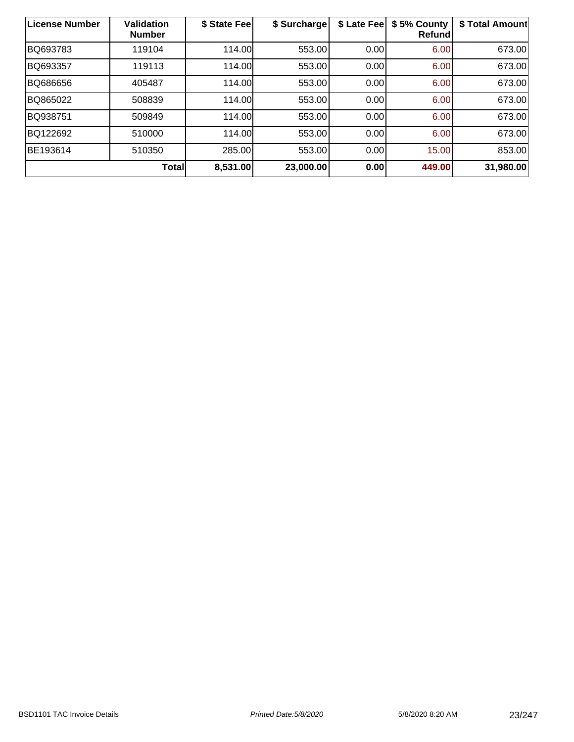| License Number | Validation Number | $ State Fee | $ Surcharge | $ Late Fee | $ 5% County Refund | $ Total Amount |
|---|---|---|---|---|---|---|
| BQ693783 | 119104 | 114.00 | 553.00 | 0.00 | 6.00 | 673.00 |
| BQ693357 | 119113 | 114.00 | 553.00 | 0.00 | 6.00 | 673.00 |
| BQ686656 | 405487 | 114.00 | 553.00 | 0.00 | 6.00 | 673.00 |
| BQ865022 | 508839 | 114.00 | 553.00 | 0.00 | 6.00 | 673.00 |
| BQ938751 | 509849 | 114.00 | 553.00 | 0.00 | 6.00 | 673.00 |
| BQ122692 | 510000 | 114.00 | 553.00 | 0.00 | 6.00 | 673.00 |
| BE193614 | 510350 | 285.00 | 553.00 | 0.00 | 15.00 | 853.00 |
| **Total** | | **8,531.00** | **23,000.00** | **0.00** | **449.00** | **31,980.00** |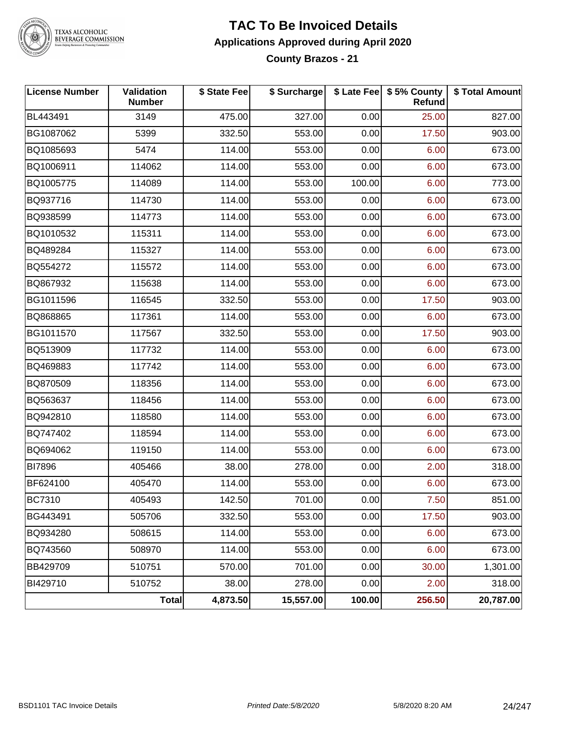# TAC To Be Invoiced Details

## Applications Approved during April 2020

### County Brazos - 21

| License Number | Validation Number | $ State Fee | $ Surcharge | $ Late Fee | $ 5% County Refund | $ Total Amount |
|---|---|---|---|---|---|---|
| BL443491 | 3149 | 475.00 | 327.00 | 0.00 | 25.00 | 827.00 |
| BG1087062 | 5399 | 332.50 | 553.00 | 0.00 | 17.50 | 903.00 |
| BQ1085693 | 5474 | 114.00 | 553.00 | 0.00 | 6.00 | 673.00 |
| BQ1006911 | 114062 | 114.00 | 553.00 | 0.00 | 6.00 | 673.00 |
| BQ1005775 | 114089 | 114.00 | 553.00 | 100.00 | 6.00 | 773.00 |
| BQ937716 | 114730 | 114.00 | 553.00 | 0.00 | 6.00 | 673.00 |
| BQ938599 | 114773 | 114.00 | 553.00 | 0.00 | 6.00 | 673.00 |
| BQ1010532 | 115311 | 114.00 | 553.00 | 0.00 | 6.00 | 673.00 |
| BQ489284 | 115327 | 114.00 | 553.00 | 0.00 | 6.00 | 673.00 |
| BQ554272 | 115572 | 114.00 | 553.00 | 0.00 | 6.00 | 673.00 |
| BQ867932 | 115638 | 114.00 | 553.00 | 0.00 | 6.00 | 673.00 |
| BG1011596 | 116545 | 332.50 | 553.00 | 0.00 | 17.50 | 903.00 |
| BQ868865 | 117361 | 114.00 | 553.00 | 0.00 | 6.00 | 673.00 |
| BG1011570 | 117567 | 332.50 | 553.00 | 0.00 | 17.50 | 903.00 |
| BQ513909 | 117732 | 114.00 | 553.00 | 0.00 | 6.00 | 673.00 |
| BQ469883 | 117742 | 114.00 | 553.00 | 0.00 | 6.00 | 673.00 |
| BQ870509 | 118356 | 114.00 | 553.00 | 0.00 | 6.00 | 673.00 |
| BQ563637 | 118456 | 114.00 | 553.00 | 0.00 | 6.00 | 673.00 |
| BQ942810 | 118580 | 114.00 | 553.00 | 0.00 | 6.00 | 673.00 |
| BQ747402 | 118594 | 114.00 | 553.00 | 0.00 | 6.00 | 673.00 |
| BQ694062 | 119150 | 114.00 | 553.00 | 0.00 | 6.00 | 673.00 |
| BI7896 | 405466 | 38.00 | 278.00 | 0.00 | 2.00 | 318.00 |
| BF624100 | 405470 | 114.00 | 553.00 | 0.00 | 6.00 | 673.00 |
| BC7310 | 405493 | 142.50 | 701.00 | 0.00 | 7.50 | 851.00 |
| BG443491 | 505706 | 332.50 | 553.00 | 0.00 | 17.50 | 903.00 |
| BQ934280 | 508615 | 114.00 | 553.00 | 0.00 | 6.00 | 673.00 |
| BQ743560 | 508970 | 114.00 | 553.00 | 0.00 | 6.00 | 673.00 |
| BB429709 | 510751 | 570.00 | 701.00 | 0.00 | 30.00 | 1,301.00 |
| BI429710 | 510752 | 38.00 | 278.00 | 0.00 | 2.00 | 318.00 |
| | **Total** | **4,873.50** | **15,557.00** | **100.00** | **256.50** | **20,787.00** |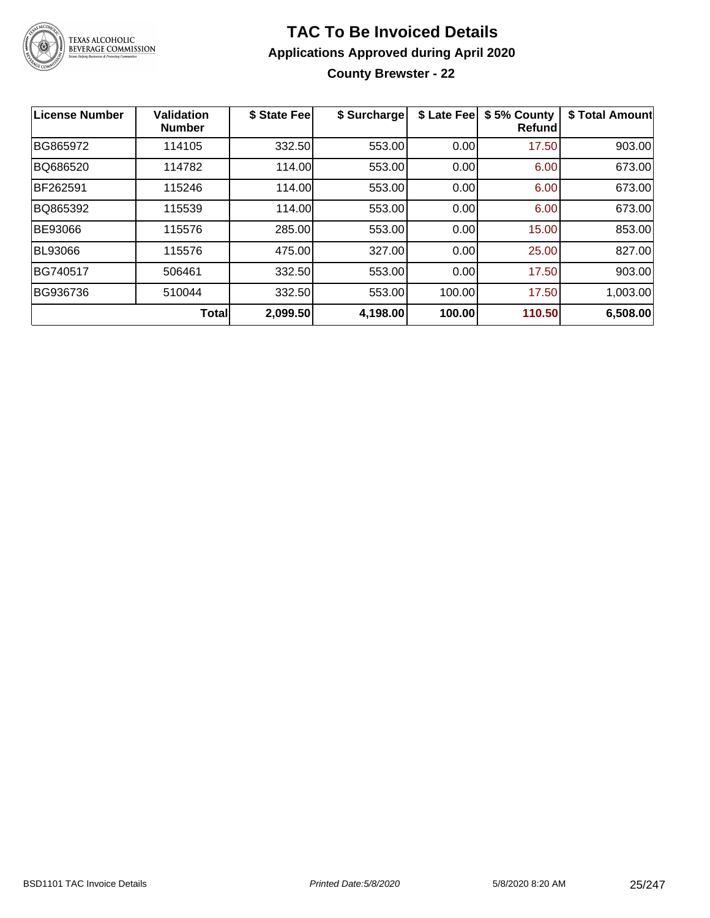# TAC To Be Invoiced Details

## Applications Approved during April 2020

### County Brewster - 22

| License Number | Validation Number | $ State Fee | $ Surcharge | $ Late Fee | $ 5% County Refund | $ Total Amount |
|---|---|---|---|---|---|---|
| BG865972 | 114105 | 332.50 | 553.00 | 0.00 | 17.50 | 903.00 |
| BQ686520 | 114782 | 114.00 | 553.00 | 0.00 | 6.00 | 673.00 |
| BF262591 | 115246 | 114.00 | 553.00 | 0.00 | 6.00 | 673.00 |
| BQ865392 | 115539 | 114.00 | 553.00 | 0.00 | 6.00 | 673.00 |
| BE93066 | 115576 | 285.00 | 553.00 | 0.00 | 15.00 | 853.00 |
| BL93066 | 115576 | 475.00 | 327.00 | 0.00 | 25.00 | 827.00 |
| BG740517 | 506461 | 332.50 | 553.00 | 0.00 | 17.50 | 903.00 |
| BG936736 | 510044 | 332.50 | 553.00 | 100.00 | 17.50 | 1,003.00 |
| | **Total** | **2,099.50** | **4,198.00** | **100.00** | **110.50** | **6,508.00** |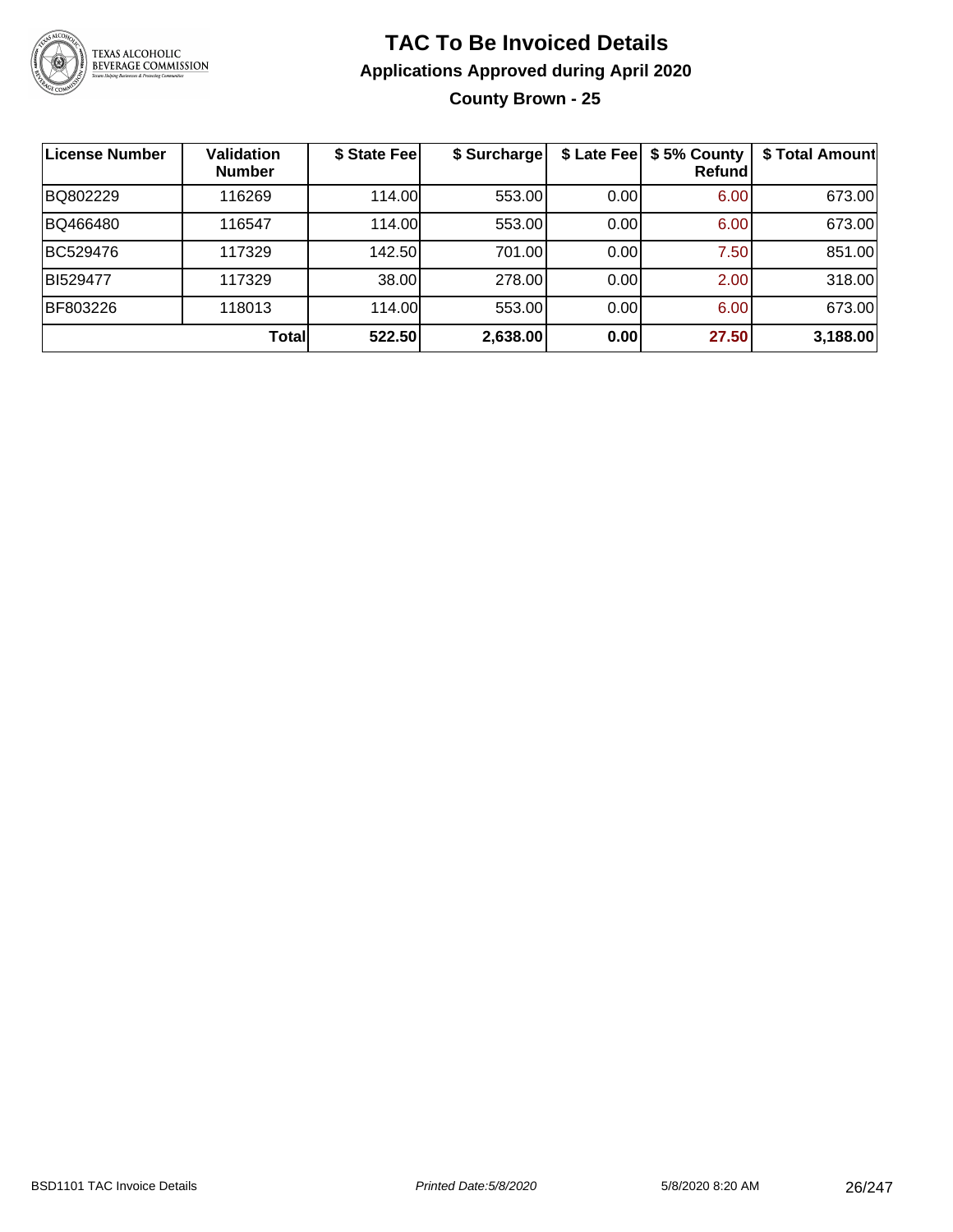# TAC To Be Invoiced Details

## Applications Approved during April 2020

### County Brown - 25

| License Number | Validation Number | $ State Fee | $ Surcharge | $ Late Fee | $ 5% County Refund | $ Total Amount |
|---|---|---|---|---|---|---|
| BQ802229 | 116269 | 114.00 | 553.00 | 0.00 | 6.00 | 673.00 |
| BQ466480 | 116547 | 114.00 | 553.00 | 0.00 | 6.00 | 673.00 |
| BC529476 | 117329 | 142.50 | 701.00 | 0.00 | 7.50 | 851.00 |
| BI529477 | 117329 | 38.00 | 278.00 | 0.00 | 2.00 | 318.00 |
| BF803226 | 118013 | 114.00 | 553.00 | 0.00 | 6.00 | 673.00 |
| | **Total** | **522.50** | **2,638.00** | **0.00** | **27.50** | **3,188.00** |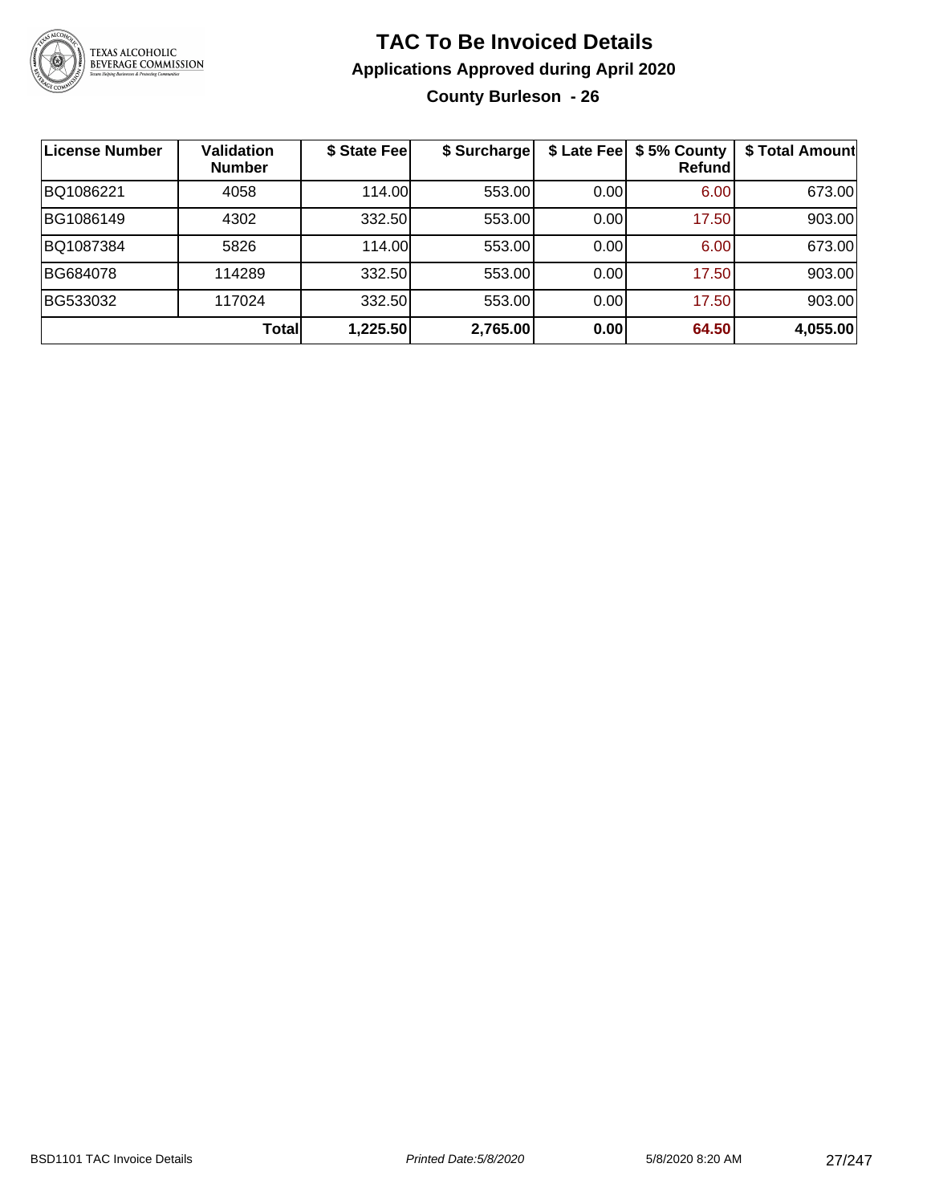# TAC To Be Invoiced Details

## Applications Approved during April 2020

### County Burleson - 26

| License Number | Validation Number | $ State Fee | $ Surcharge | $ Late Fee | $ 5% County Refund | $ Total Amount |
|---|---|---|---|---|---|---|
| BQ1086221 | 4058 | 114.00 | 553.00 | 0.00 | 6.00 | 673.00 |
| BG1086149 | 4302 | 332.50 | 553.00 | 0.00 | 17.50 | 903.00 |
| BQ1087384 | 5826 | 114.00 | 553.00 | 0.00 | 6.00 | 673.00 |
| BG684078 | 114289 | 332.50 | 553.00 | 0.00 | 17.50 | 903.00 |
| BG533032 | 117024 | 332.50 | 553.00 | 0.00 | 17.50 | 903.00 |
| | **Total** | **1,225.50** | **2,765.00** | **0.00** | **64.50** | **4,055.00** |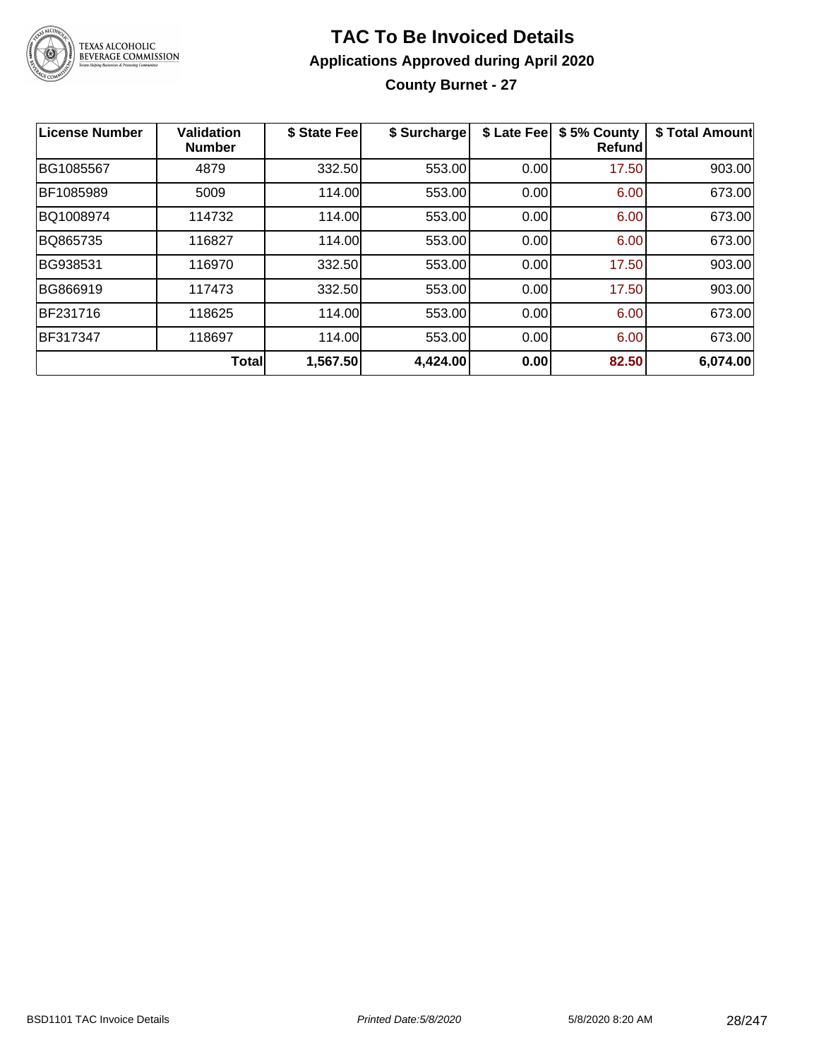# TAC To Be Invoiced Details

## Applications Approved during April 2020

### County Burnet - 27

| License Number | Validation Number | $ State Fee | $ Surcharge | $ Late Fee | $ 5% County Refund | $ Total Amount |
|---|---|---|---|---|---|---|
| BG1085567 | 4879 | 332.50 | 553.00 | 0.00 | 17.50 | 903.00 |
| BF1085989 | 5009 | 114.00 | 553.00 | 0.00 | 6.00 | 673.00 |
| BQ1008974 | 114732 | 114.00 | 553.00 | 0.00 | 6.00 | 673.00 |
| BQ865735 | 116827 | 114.00 | 553.00 | 0.00 | 6.00 | 673.00 |
| BG938531 | 116970 | 332.50 | 553.00 | 0.00 | 17.50 | 903.00 |
| BG866919 | 117473 | 332.50 | 553.00 | 0.00 | 17.50 | 903.00 |
| BF231716 | 118625 | 114.00 | 553.00 | 0.00 | 6.00 | 673.00 |
| BF317347 | 118697 | 114.00 | 553.00 | 0.00 | 6.00 | 673.00 |
| | **Total** | **1,567.50** | **4,424.00** | **0.00** | **82.50** | **6,074.00** |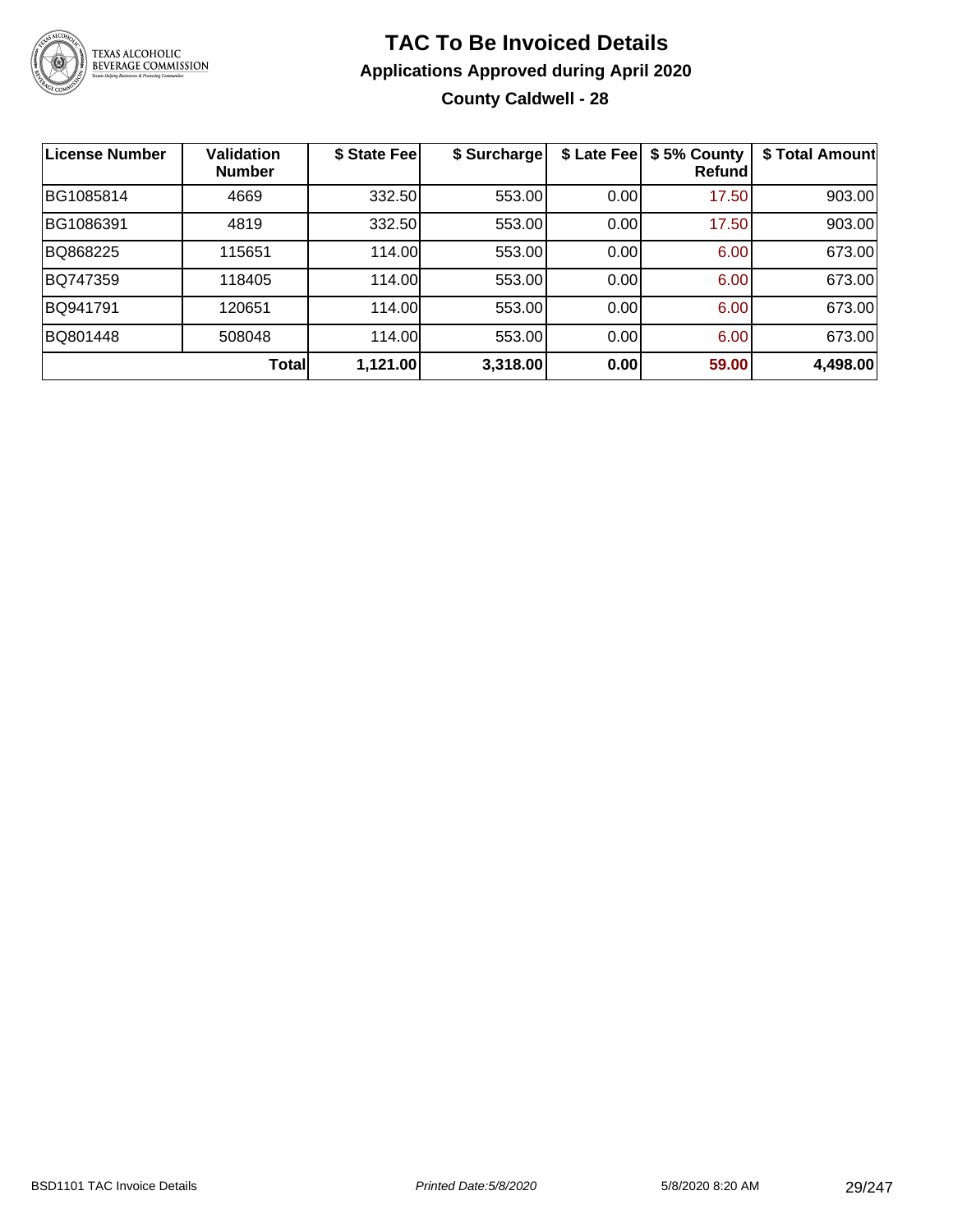# TAC To Be Invoiced Details

## Applications Approved during April 2020

### County Caldwell - 28

| License Number | Validation Number | $ State Fee | $ Surcharge | $ Late Fee | $ 5% County Refund | $ Total Amount |
|---|---|---|---|---|---|---|
| BG1085814 | 4669 | 332.50 | 553.00 | 0.00 | 17.50 | 903.00 |
| BG1086391 | 4819 | 332.50 | 553.00 | 0.00 | 17.50 | 903.00 |
| BQ868225 | 115651 | 114.00 | 553.00 | 0.00 | 6.00 | 673.00 |
| BQ747359 | 118405 | 114.00 | 553.00 | 0.00 | 6.00 | 673.00 |
| BQ941791 | 120651 | 114.00 | 553.00 | 0.00 | 6.00 | 673.00 |
| BQ801448 | 508048 | 114.00 | 553.00 | 0.00 | 6.00 | 673.00 |
| | **Total** | **1,121.00** | **3,318.00** | **0.00** | **59.00** | **4,498.00** |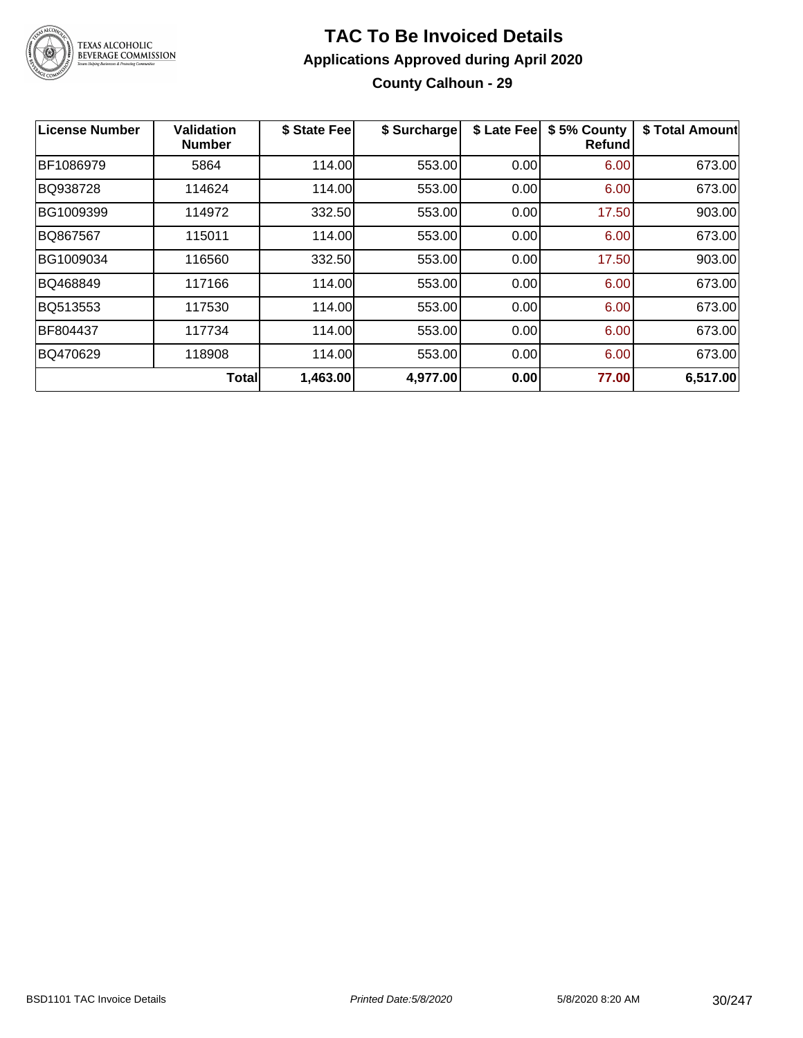# TAC To Be Invoiced Details

## Applications Approved during April 2020

### County Calhoun - 29

| License Number | Validation Number | $ State Fee | $ Surcharge | $ Late Fee | $ 5% County Refund | $ Total Amount |
|---|---|---|---|---|---|---|
| BF1086979 | 5864 | 114.00 | 553.00 | 0.00 | 6.00 | 673.00 |
| BQ938728 | 114624 | 114.00 | 553.00 | 0.00 | 6.00 | 673.00 |
| BG1009399 | 114972 | 332.50 | 553.00 | 0.00 | 17.50 | 903.00 |
| BQ867567 | 115011 | 114.00 | 553.00 | 0.00 | 6.00 | 673.00 |
| BG1009034 | 116560 | 332.50 | 553.00 | 0.00 | 17.50 | 903.00 |
| BQ468849 | 117166 | 114.00 | 553.00 | 0.00 | 6.00 | 673.00 |
| BQ513553 | 117530 | 114.00 | 553.00 | 0.00 | 6.00 | 673.00 |
| BF804437 | 117734 | 114.00 | 553.00 | 0.00 | 6.00 | 673.00 |
| BQ470629 | 118908 | 114.00 | 553.00 | 0.00 | 6.00 | 673.00 |
| | **Total** | **1,463.00** | **4,977.00** | **0.00** | **77.00** | **6,517.00** |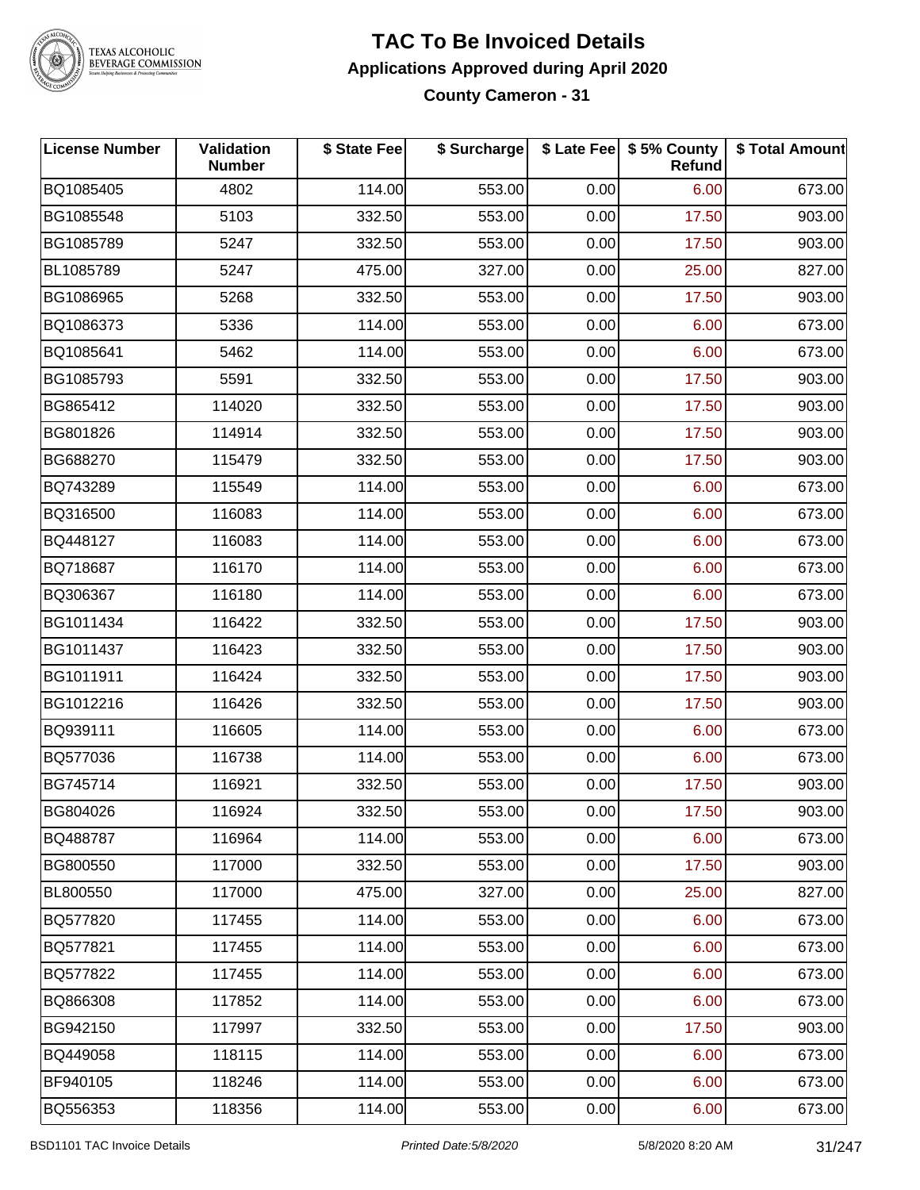# TAC To Be Invoiced Details

## Applications Approved during April 2020

### County Cameron - 31

| License Number | Validation Number | $ State Fee | $ Surcharge | $ Late Fee | $ 5% County Refund | $ Total Amount |
|---|---|---|---|---|---|---|
| BQ1085405 | 4802 | 114.00 | 553.00 | 0.00 | 6.00 | 673.00 |
| BG1085548 | 5103 | 332.50 | 553.00 | 0.00 | 17.50 | 903.00 |
| BG1085789 | 5247 | 332.50 | 553.00 | 0.00 | 17.50 | 903.00 |
| BL1085789 | 5247 | 475.00 | 327.00 | 0.00 | 25.00 | 827.00 |
| BG1086965 | 5268 | 332.50 | 553.00 | 0.00 | 17.50 | 903.00 |
| BQ1086373 | 5336 | 114.00 | 553.00 | 0.00 | 6.00 | 673.00 |
| BQ1085641 | 5462 | 114.00 | 553.00 | 0.00 | 6.00 | 673.00 |
| BG1085793 | 5591 | 332.50 | 553.00 | 0.00 | 17.50 | 903.00 |
| BG865412 | 114020 | 332.50 | 553.00 | 0.00 | 17.50 | 903.00 |
| BG801826 | 114914 | 332.50 | 553.00 | 0.00 | 17.50 | 903.00 |
| BG688270 | 115479 | 332.50 | 553.00 | 0.00 | 17.50 | 903.00 |
| BQ743289 | 115549 | 114.00 | 553.00 | 0.00 | 6.00 | 673.00 |
| BQ316500 | 116083 | 114.00 | 553.00 | 0.00 | 6.00 | 673.00 |
| BQ448127 | 116083 | 114.00 | 553.00 | 0.00 | 6.00 | 673.00 |
| BQ718687 | 116170 | 114.00 | 553.00 | 0.00 | 6.00 | 673.00 |
| BQ306367 | 116180 | 114.00 | 553.00 | 0.00 | 6.00 | 673.00 |
| BG1011434 | 116422 | 332.50 | 553.00 | 0.00 | 17.50 | 903.00 |
| BG1011437 | 116423 | 332.50 | 553.00 | 0.00 | 17.50 | 903.00 |
| BG1011911 | 116424 | 332.50 | 553.00 | 0.00 | 17.50 | 903.00 |
| BG1012216 | 116426 | 332.50 | 553.00 | 0.00 | 17.50 | 903.00 |
| BQ939111 | 116605 | 114.00 | 553.00 | 0.00 | 6.00 | 673.00 |
| BQ577036 | 116738 | 114.00 | 553.00 | 0.00 | 6.00 | 673.00 |
| BG745714 | 116921 | 332.50 | 553.00 | 0.00 | 17.50 | 903.00 |
| BG804026 | 116924 | 332.50 | 553.00 | 0.00 | 17.50 | 903.00 |
| BQ488787 | 116964 | 114.00 | 553.00 | 0.00 | 6.00 | 673.00 |
| BG800550 | 117000 | 332.50 | 553.00 | 0.00 | 17.50 | 903.00 |
| BL800550 | 117000 | 475.00 | 327.00 | 0.00 | 25.00 | 827.00 |
| BQ577820 | 117455 | 114.00 | 553.00 | 0.00 | 6.00 | 673.00 |
| BQ577821 | 117455 | 114.00 | 553.00 | 0.00 | 6.00 | 673.00 |
| BQ577822 | 117455 | 114.00 | 553.00 | 0.00 | 6.00 | 673.00 |
| BQ866308 | 117852 | 114.00 | 553.00 | 0.00 | 6.00 | 673.00 |
| BG942150 | 117997 | 332.50 | 553.00 | 0.00 | 17.50 | 903.00 |
| BQ449058 | 118115 | 114.00 | 553.00 | 0.00 | 6.00 | 673.00 |
| BF940105 | 118246 | 114.00 | 553.00 | 0.00 | 6.00 | 673.00 |
| BQ556353 | 118356 | 114.00 | 553.00 | 0.00 | 6.00 | 673.00 |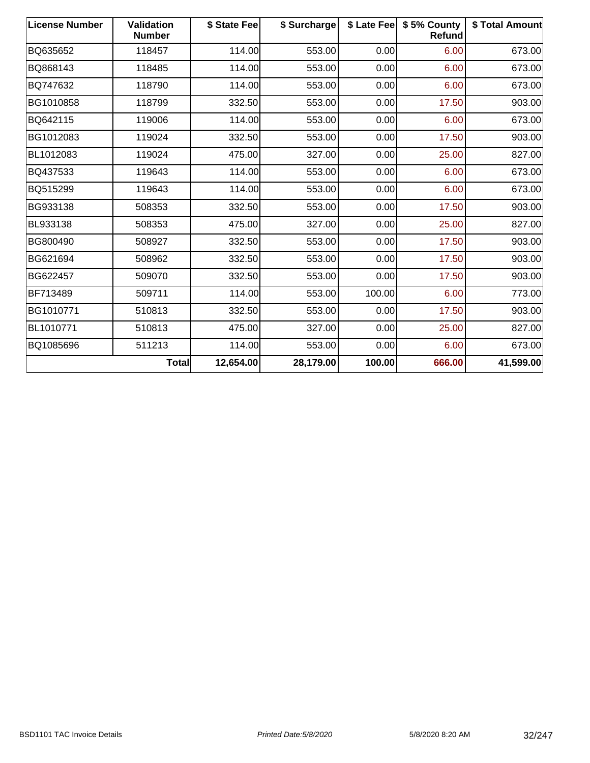| License Number | Validation Number | $ State Fee | $ Surcharge | $ Late Fee | $ 5% County Refund | $ Total Amount |
|---|---|---|---|---|---|---|
| BQ635652 | 118457 | 114.00 | 553.00 | 0.00 | 6.00 | 673.00 |
| BQ868143 | 118485 | 114.00 | 553.00 | 0.00 | 6.00 | 673.00 |
| BQ747632 | 118790 | 114.00 | 553.00 | 0.00 | 6.00 | 673.00 |
| BG1010858 | 118799 | 332.50 | 553.00 | 0.00 | 17.50 | 903.00 |
| BQ642115 | 119006 | 114.00 | 553.00 | 0.00 | 6.00 | 673.00 |
| BG1012083 | 119024 | 332.50 | 553.00 | 0.00 | 17.50 | 903.00 |
| BL1012083 | 119024 | 475.00 | 327.00 | 0.00 | 25.00 | 827.00 |
| BQ437533 | 119643 | 114.00 | 553.00 | 0.00 | 6.00 | 673.00 |
| BQ515299 | 119643 | 114.00 | 553.00 | 0.00 | 6.00 | 673.00 |
| BG933138 | 508353 | 332.50 | 553.00 | 0.00 | 17.50 | 903.00 |
| BL933138 | 508353 | 475.00 | 327.00 | 0.00 | 25.00 | 827.00 |
| BG800490 | 508927 | 332.50 | 553.00 | 0.00 | 17.50 | 903.00 |
| BG621694 | 508962 | 332.50 | 553.00 | 0.00 | 17.50 | 903.00 |
| BG622457 | 509070 | 332.50 | 553.00 | 0.00 | 17.50 | 903.00 |
| BF713489 | 509711 | 114.00 | 553.00 | 100.00 | 6.00 | 773.00 |
| BG1010771 | 510813 | 332.50 | 553.00 | 0.00 | 17.50 | 903.00 |
| BL1010771 | 510813 | 475.00 | 327.00 | 0.00 | 25.00 | 827.00 |
| BQ1085696 | 511213 | 114.00 | 553.00 | 0.00 | 6.00 | 673.00 |
| | **Total** | **12,654.00** | **28,179.00** | **100.00** | **666.00** | **41,599.00** |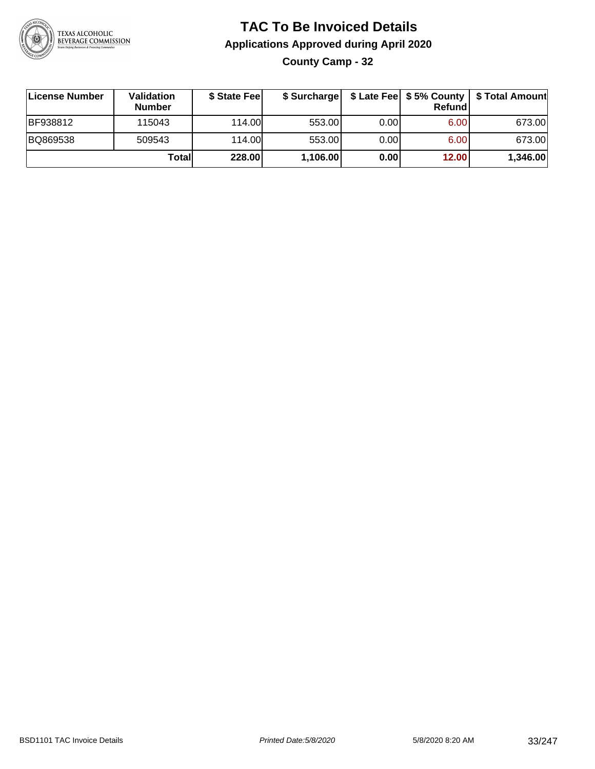# TAC To Be Invoiced Details

## Applications Approved during April 2020

### County Camp - 32

| License Number | Validation Number | $ State Fee | $ Surcharge | $ Late Fee | $ 5% County Refund | $ Total Amount |
|---|---|---|---|---|---|---|
| BF938812 | 115043 | 114.00 | 553.00 | 0.00 | 6.00 | 673.00 |
| BQ869538 | 509543 | 114.00 | 553.00 | 0.00 | 6.00 | 673.00 |
| | **Total** | **228.00** | **1,106.00** | **0.00** | **12.00** | **1,346.00** |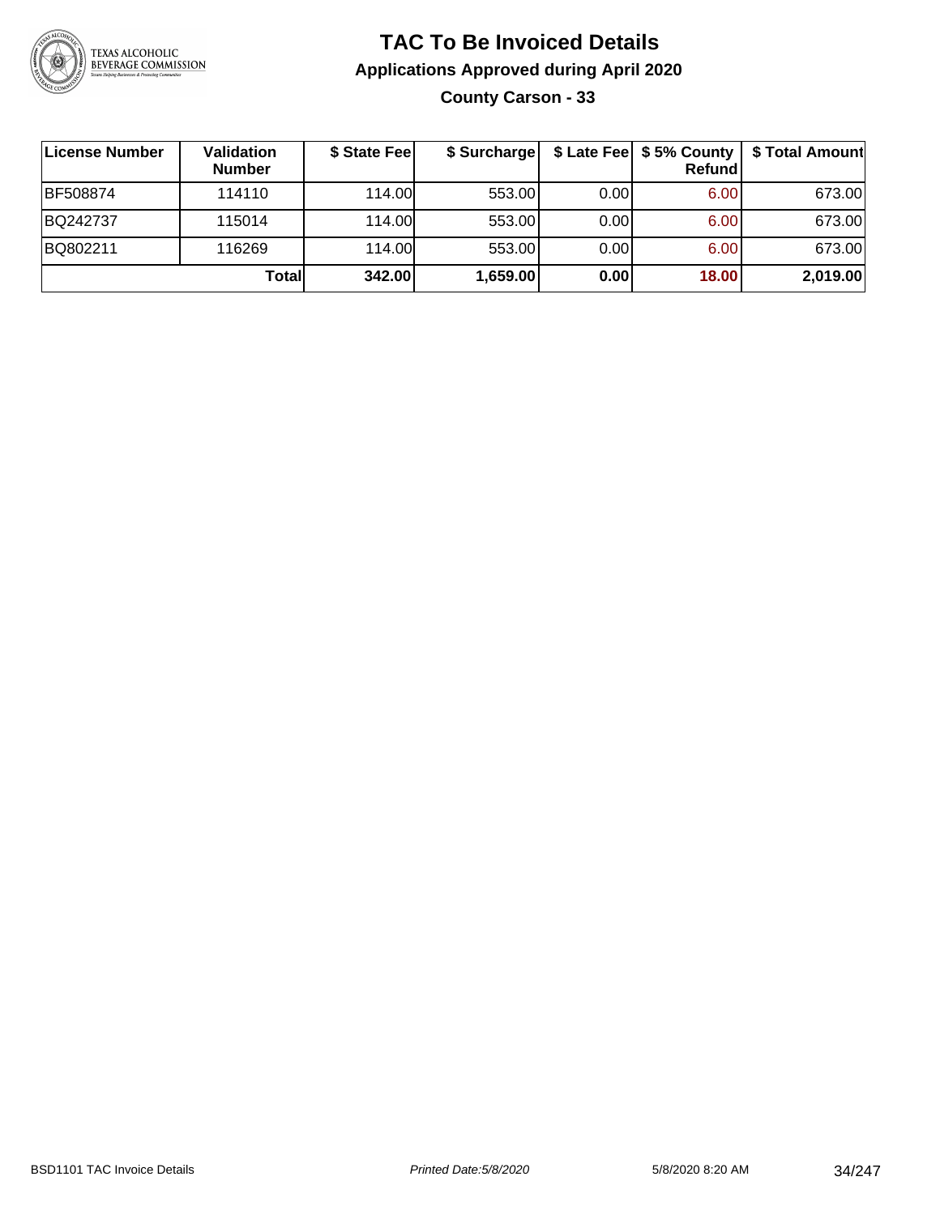# TAC To Be Invoiced Details

## Applications Approved during April 2020

### County Carson - 33

| License Number | Validation Number | $ State Fee | $ Surcharge | $ Late Fee | $ 5% County Refund | $ Total Amount |
|---|---|---|---|---|---|---|
| BF508874 | 114110 | 114.00 | 553.00 | 0.00 | 6.00 | 673.00 |
| BQ242737 | 115014 | 114.00 | 553.00 | 0.00 | 6.00 | 673.00 |
| BQ802211 | 116269 | 114.00 | 553.00 | 0.00 | 6.00 | 673.00 |
| | **Total** | **342.00** | **1,659.00** | **0.00** | **18.00** | **2,019.00** |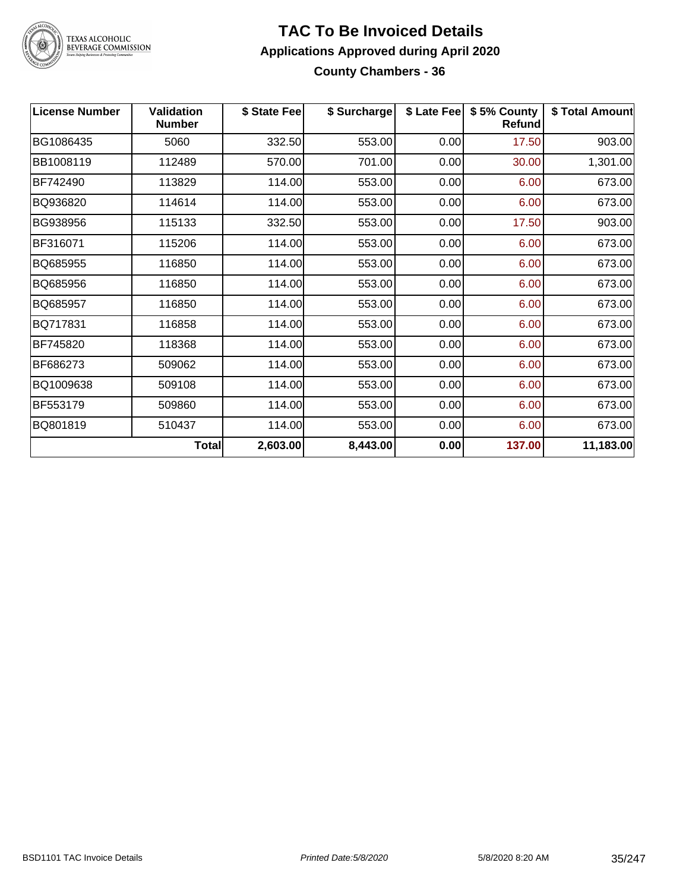# TAC To Be Invoiced Details

## Applications Approved during April 2020

### County Chambers - 36

| License Number | Validation Number | \$ State Fee | \$ Surcharge | \$ Late Fee | \$ 5% County Refund | \$ Total Amount |
|---|---|---|---|---|---|---|
| BG1086435 | 5060 | 332.50 | 553.00 | 0.00 | 17.50 | 903.00 |
| BB1008119 | 112489 | 570.00 | 701.00 | 0.00 | 30.00 | 1,301.00 |
| BF742490 | 113829 | 114.00 | 553.00 | 0.00 | 6.00 | 673.00 |
| BQ936820 | 114614 | 114.00 | 553.00 | 0.00 | 6.00 | 673.00 |
| BG938956 | 115133 | 332.50 | 553.00 | 0.00 | 17.50 | 903.00 |
| BF316071 | 115206 | 114.00 | 553.00 | 0.00 | 6.00 | 673.00 |
| BQ685955 | 116850 | 114.00 | 553.00 | 0.00 | 6.00 | 673.00 |
| BQ685956 | 116850 | 114.00 | 553.00 | 0.00 | 6.00 | 673.00 |
| BQ685957 | 116850 | 114.00 | 553.00 | 0.00 | 6.00 | 673.00 |
| BQ717831 | 116858 | 114.00 | 553.00 | 0.00 | 6.00 | 673.00 |
| BF745820 | 118368 | 114.00 | 553.00 | 0.00 | 6.00 | 673.00 |
| BF686273 | 509062 | 114.00 | 553.00 | 0.00 | 6.00 | 673.00 |
| BQ1009638 | 509108 | 114.00 | 553.00 | 0.00 | 6.00 | 673.00 |
| BF553179 | 509860 | 114.00 | 553.00 | 0.00 | 6.00 | 673.00 |
| BQ801819 | 510437 | 114.00 | 553.00 | 0.00 | 6.00 | 673.00 |
| | **Total** | **2,603.00** | **8,443.00** | **0.00** | **137.00** | **11,183.00** |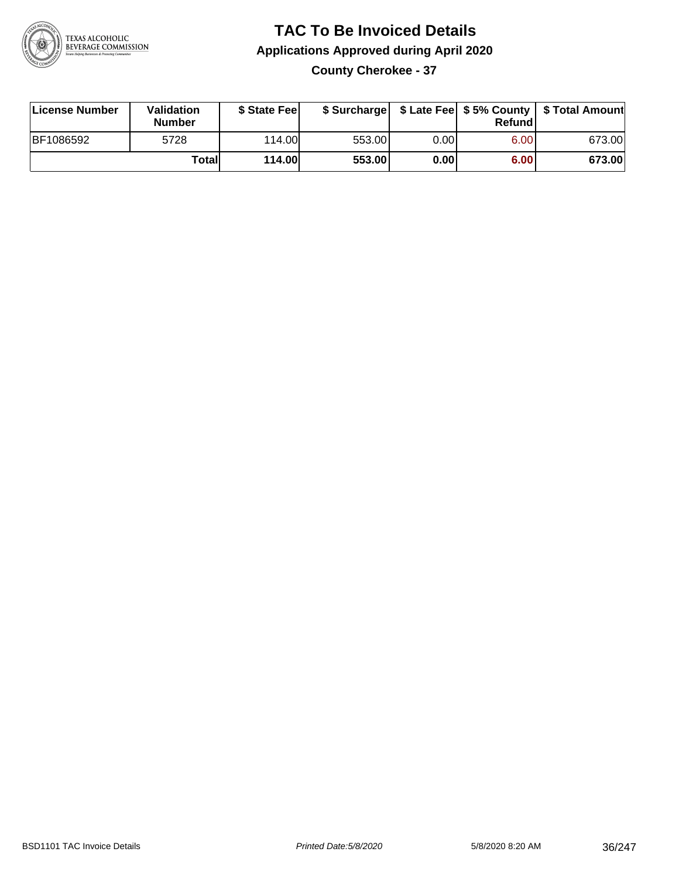# TAC To Be Invoiced Details

## Applications Approved during April 2020

### County Cherokee - 37

| License Number | Validation Number | $ State Fee | $ Surcharge | $ Late Fee | $ 5% County Refund | $ Total Amount |
|---|---|---|---|---|---|---|
| BF1086592 | 5728 | 114.00 | 553.00 | 0.00 | 6.00 | 673.00 |
| | **Total** | **114.00** | **553.00** | **0.00** | **6.00** | **673.00** |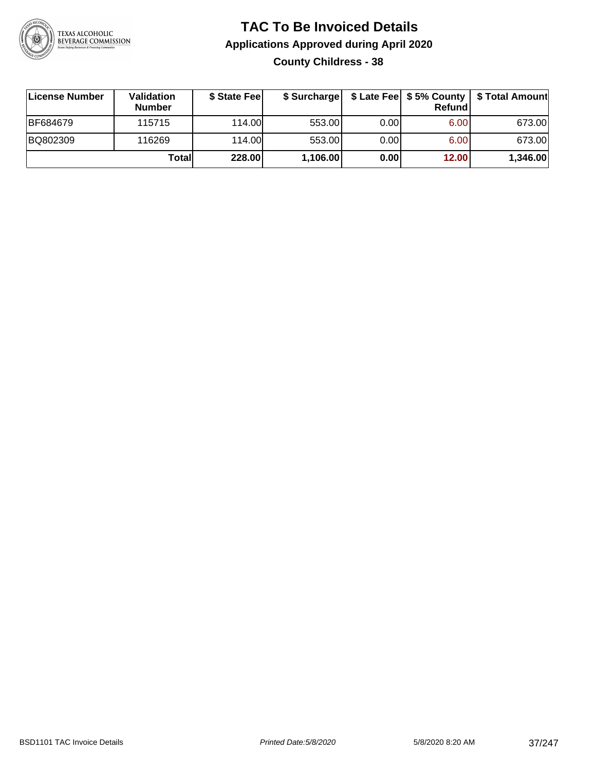# TAC To Be Invoiced Details

## Applications Approved during April 2020

### County Childress - 38

| License Number | Validation Number | $ State Fee | $ Surcharge | $ Late Fee | $ 5% County Refund | $ Total Amount |
|---|---|---|---|---|---|---|
| BF684679 | 115715 | 114.00 | 553.00 | 0.00 | 6.00 | 673.00 |
| BQ802309 | 116269 | 114.00 | 553.00 | 0.00 | 6.00 | 673.00 |
| | **Total** | **228.00** | **1,106.00** | **0.00** | **12.00** | **1,346.00** |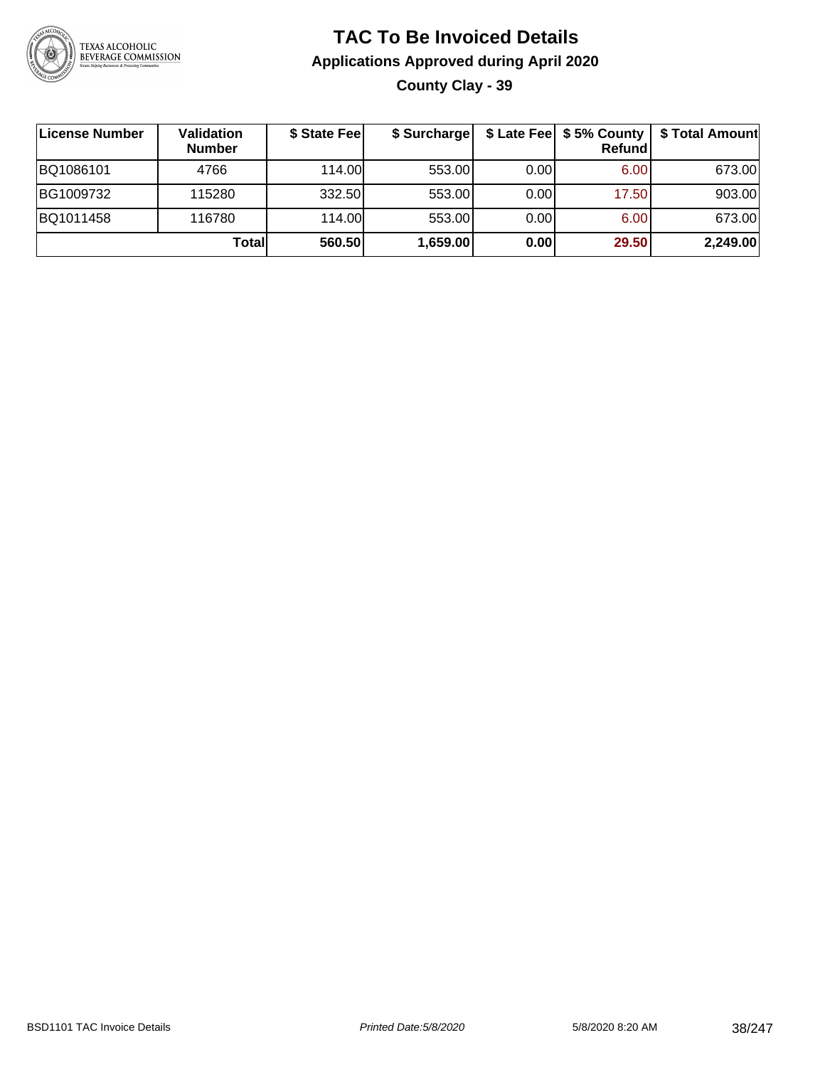# TAC To Be Invoiced Details

## Applications Approved during April 2020

### County Clay - 39

| License Number | Validation Number | $ State Fee | $ Surcharge | $ Late Fee | $ 5% County Refund | $ Total Amount |
|---|---|---|---|---|---|---|
| BQ1086101 | 4766 | 114.00 | 553.00 | 0.00 | 6.00 | 673.00 |
| BG1009732 | 115280 | 332.50 | 553.00 | 0.00 | 17.50 | 903.00 |
| BQ1011458 | 116780 | 114.00 | 553.00 | 0.00 | 6.00 | 673.00 |
| | **Total** | **560.50** | **1,659.00** | **0.00** | **29.50** | **2,249.00** |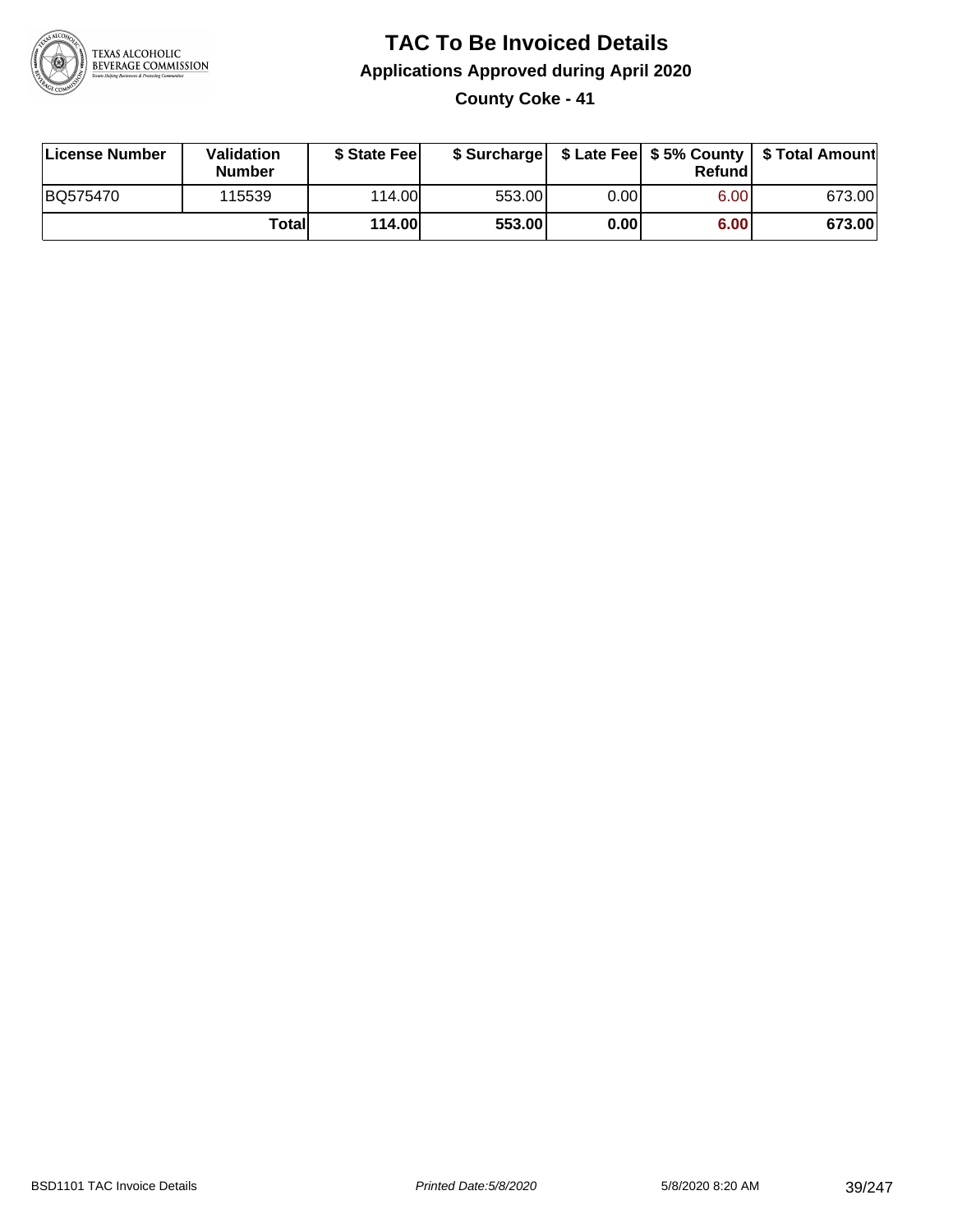# TAC To Be Invoiced Details

## Applications Approved during April 2020

### County Coke - 41

| License Number | Validation Number | $ State Fee | $ Surcharge | $ Late Fee | $ 5% County Refund | $ Total Amount |
|---|---|---|---|---|---|---|
| BQ575470 | 115539 | 114.00 | 553.00 | 0.00 | 6.00 | 673.00 |
| | **Total** | **114.00** | **553.00** | **0.00** | **6.00** | **673.00** |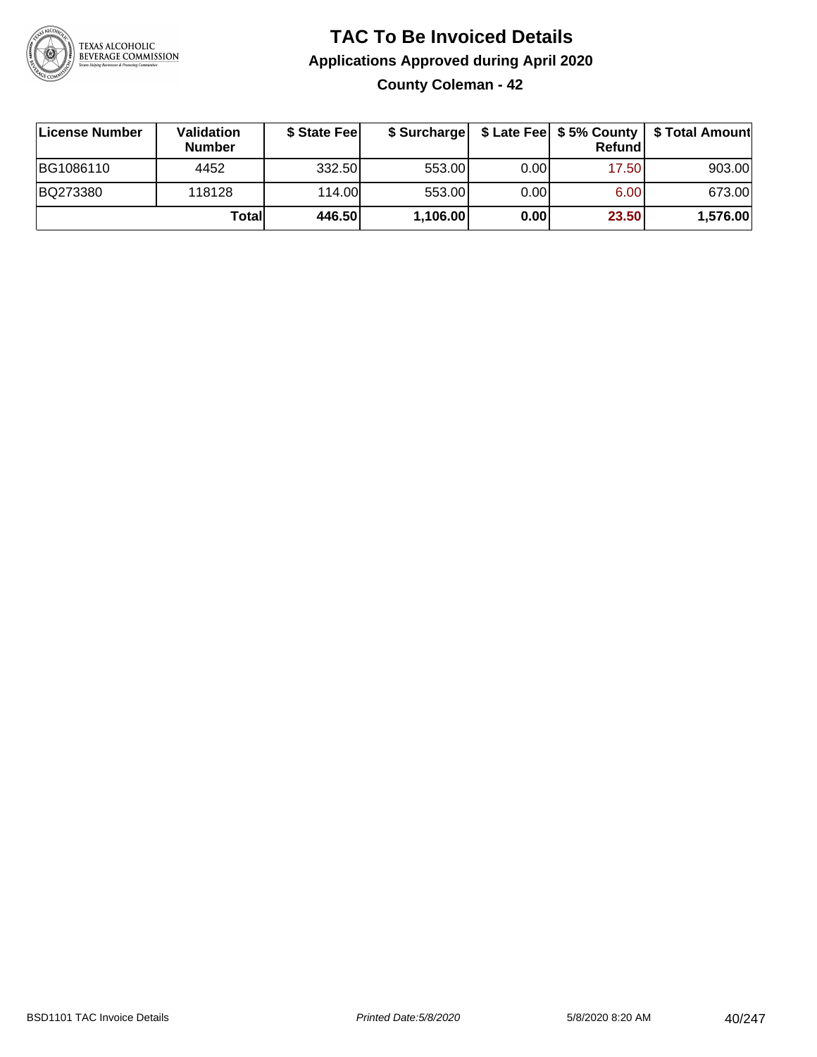# TAC To Be Invoiced Details

## Applications Approved during April 2020

### County Coleman - 42

| License Number | Validation Number | $ State Fee | $ Surcharge | $ Late Fee | $ 5% County Refund | $ Total Amount |
|---|---|---|---|---|---|---|
| BG1086110 | 4452 | 332.50 | 553.00 | 0.00 | 17.50 | 903.00 |
| BQ273380 | 118128 | 114.00 | 553.00 | 0.00 | 6.00 | 673.00 |
| | **Total** | **446.50** | **1,106.00** | **0.00** | **23.50** | **1,576.00** |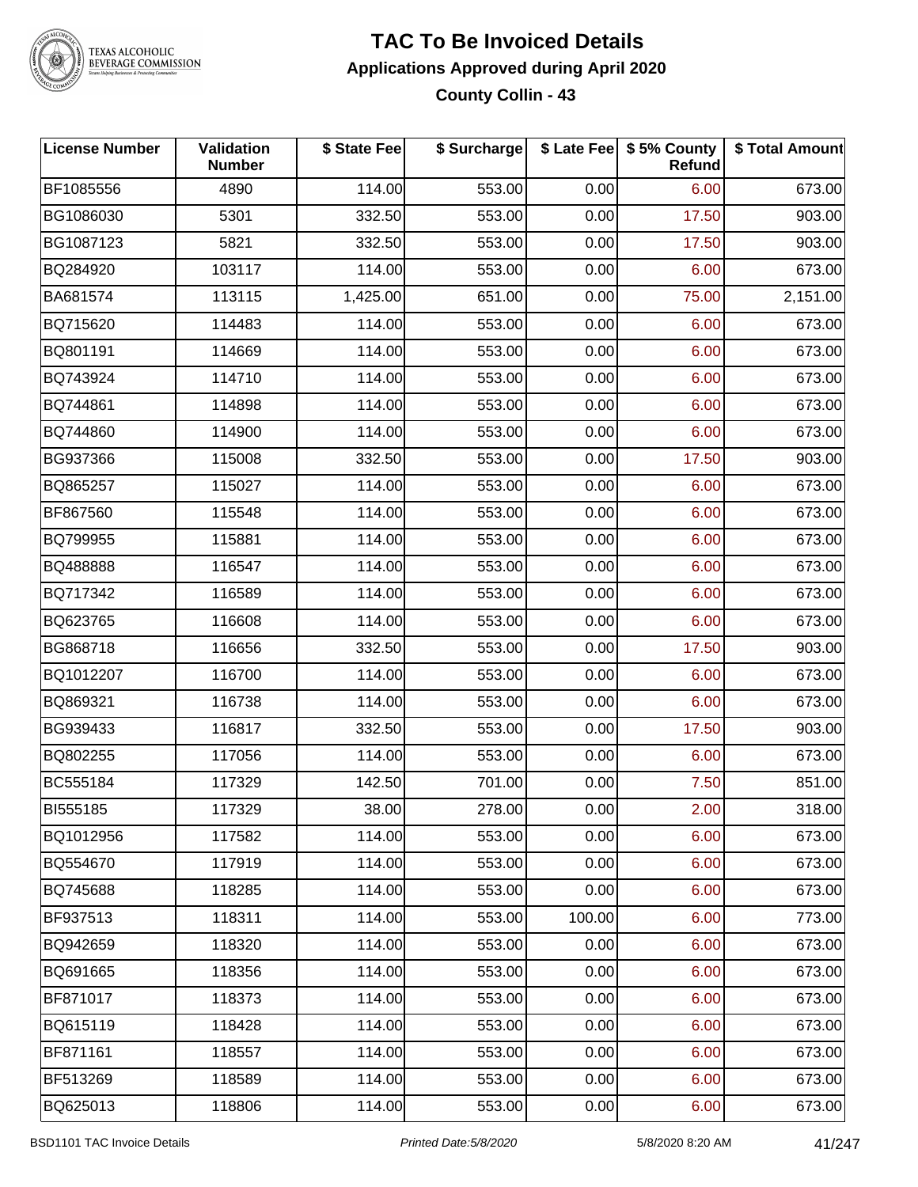# TAC To Be Invoiced Details

## Applications Approved during April 2020

### County Collin - 43

| License Number | Validation Number | $ State Fee | $ Surcharge | $ Late Fee | $ 5% County Refund | $ Total Amount |
|---|---|---|---|---|---|---|
| BF1085556 | 4890 | 114.00 | 553.00 | 0.00 | 6.00 | 673.00 |
| BG1086030 | 5301 | 332.50 | 553.00 | 0.00 | 17.50 | 903.00 |
| BG1087123 | 5821 | 332.50 | 553.00 | 0.00 | 17.50 | 903.00 |
| BQ284920 | 103117 | 114.00 | 553.00 | 0.00 | 6.00 | 673.00 |
| BA681574 | 113115 | 1,425.00 | 651.00 | 0.00 | 75.00 | 2,151.00 |
| BQ715620 | 114483 | 114.00 | 553.00 | 0.00 | 6.00 | 673.00 |
| BQ801191 | 114669 | 114.00 | 553.00 | 0.00 | 6.00 | 673.00 |
| BQ743924 | 114710 | 114.00 | 553.00 | 0.00 | 6.00 | 673.00 |
| BQ744861 | 114898 | 114.00 | 553.00 | 0.00 | 6.00 | 673.00 |
| BQ744860 | 114900 | 114.00 | 553.00 | 0.00 | 6.00 | 673.00 |
| BG937366 | 115008 | 332.50 | 553.00 | 0.00 | 17.50 | 903.00 |
| BQ865257 | 115027 | 114.00 | 553.00 | 0.00 | 6.00 | 673.00 |
| BF867560 | 115548 | 114.00 | 553.00 | 0.00 | 6.00 | 673.00 |
| BQ799955 | 115881 | 114.00 | 553.00 | 0.00 | 6.00 | 673.00 |
| BQ488888 | 116547 | 114.00 | 553.00 | 0.00 | 6.00 | 673.00 |
| BQ717342 | 116589 | 114.00 | 553.00 | 0.00 | 6.00 | 673.00 |
| BQ623765 | 116608 | 114.00 | 553.00 | 0.00 | 6.00 | 673.00 |
| BG868718 | 116656 | 332.50 | 553.00 | 0.00 | 17.50 | 903.00 |
| BQ1012207 | 116700 | 114.00 | 553.00 | 0.00 | 6.00 | 673.00 |
| BQ869321 | 116738 | 114.00 | 553.00 | 0.00 | 6.00 | 673.00 |
| BG939433 | 116817 | 332.50 | 553.00 | 0.00 | 17.50 | 903.00 |
| BQ802255 | 117056 | 114.00 | 553.00 | 0.00 | 6.00 | 673.00 |
| BC555184 | 117329 | 142.50 | 701.00 | 0.00 | 7.50 | 851.00 |
| BI555185 | 117329 | 38.00 | 278.00 | 0.00 | 2.00 | 318.00 |
| BQ1012956 | 117582 | 114.00 | 553.00 | 0.00 | 6.00 | 673.00 |
| BQ554670 | 117919 | 114.00 | 553.00 | 0.00 | 6.00 | 673.00 |
| BQ745688 | 118285 | 114.00 | 553.00 | 0.00 | 6.00 | 673.00 |
| BF937513 | 118311 | 114.00 | 553.00 | 100.00 | 6.00 | 773.00 |
| BQ942659 | 118320 | 114.00 | 553.00 | 0.00 | 6.00 | 673.00 |
| BQ691665 | 118356 | 114.00 | 553.00 | 0.00 | 6.00 | 673.00 |
| BF871017 | 118373 | 114.00 | 553.00 | 0.00 | 6.00 | 673.00 |
| BQ615119 | 118428 | 114.00 | 553.00 | 0.00 | 6.00 | 673.00 |
| BF871161 | 118557 | 114.00 | 553.00 | 0.00 | 6.00 | 673.00 |
| BF513269 | 118589 | 114.00 | 553.00 | 0.00 | 6.00 | 673.00 |
| BQ625013 | 118806 | 114.00 | 553.00 | 0.00 | 6.00 | 673.00 |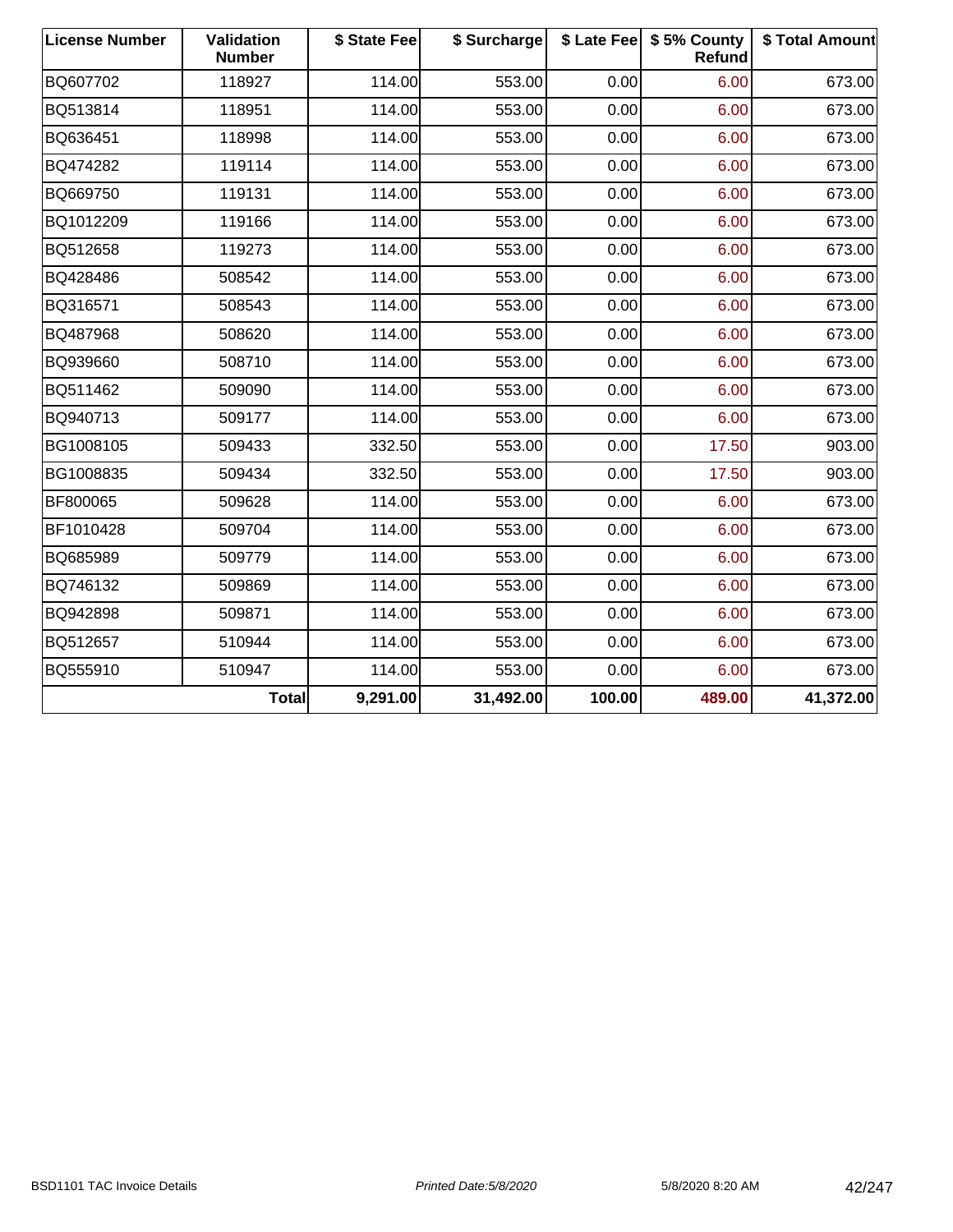| License Number | Validation Number | $ State Fee | $ Surcharge | $ Late Fee | $ 5% County Refund | $ Total Amount |
|---|---|---|---|---|---|---|
| BQ607702 | 118927 | 114.00 | 553.00 | 0.00 | 6.00 | 673.00 |
| BQ513814 | 118951 | 114.00 | 553.00 | 0.00 | 6.00 | 673.00 |
| BQ636451 | 118998 | 114.00 | 553.00 | 0.00 | 6.00 | 673.00 |
| BQ474282 | 119114 | 114.00 | 553.00 | 0.00 | 6.00 | 673.00 |
| BQ669750 | 119131 | 114.00 | 553.00 | 0.00 | 6.00 | 673.00 |
| BQ1012209 | 119166 | 114.00 | 553.00 | 0.00 | 6.00 | 673.00 |
| BQ512658 | 119273 | 114.00 | 553.00 | 0.00 | 6.00 | 673.00 |
| BQ428486 | 508542 | 114.00 | 553.00 | 0.00 | 6.00 | 673.00 |
| BQ316571 | 508543 | 114.00 | 553.00 | 0.00 | 6.00 | 673.00 |
| BQ487968 | 508620 | 114.00 | 553.00 | 0.00 | 6.00 | 673.00 |
| BQ939660 | 508710 | 114.00 | 553.00 | 0.00 | 6.00 | 673.00 |
| BQ511462 | 509090 | 114.00 | 553.00 | 0.00 | 6.00 | 673.00 |
| BQ940713 | 509177 | 114.00 | 553.00 | 0.00 | 6.00 | 673.00 |
| BG1008105 | 509433 | 332.50 | 553.00 | 0.00 | 17.50 | 903.00 |
| BG1008835 | 509434 | 332.50 | 553.00 | 0.00 | 17.50 | 903.00 |
| BF800065 | 509628 | 114.00 | 553.00 | 0.00 | 6.00 | 673.00 |
| BF1010428 | 509704 | 114.00 | 553.00 | 0.00 | 6.00 | 673.00 |
| BQ685989 | 509779 | 114.00 | 553.00 | 0.00 | 6.00 | 673.00 |
| BQ746132 | 509869 | 114.00 | 553.00 | 0.00 | 6.00 | 673.00 |
| BQ942898 | 509871 | 114.00 | 553.00 | 0.00 | 6.00 | 673.00 |
| BQ512657 | 510944 | 114.00 | 553.00 | 0.00 | 6.00 | 673.00 |
| BQ555910 | 510947 | 114.00 | 553.00 | 0.00 | 6.00 | 673.00 |
| | **Total** | **9,291.00** | **31,492.00** | **100.00** | **489.00** | **41,372.00** |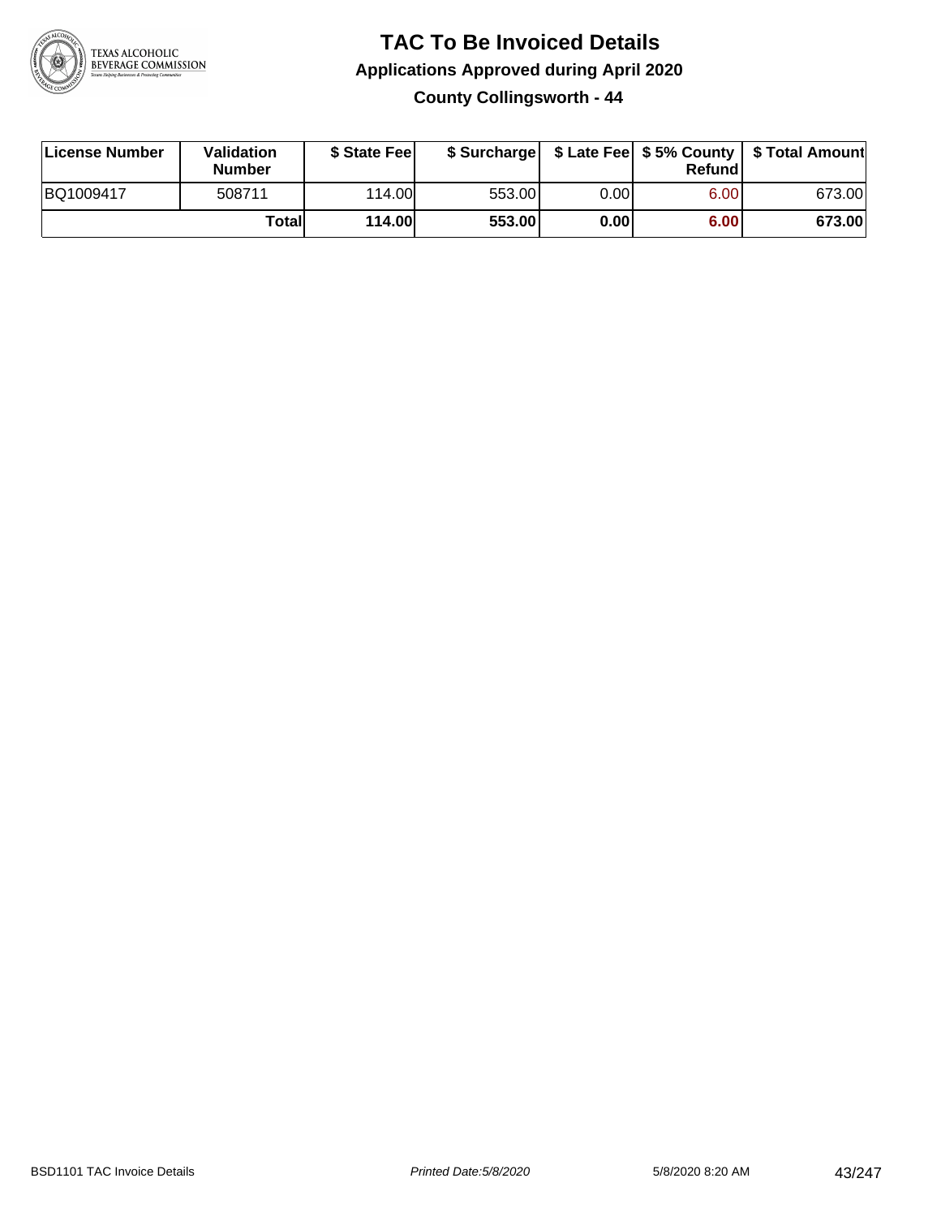# TAC To Be Invoiced Details

## Applications Approved during April 2020

### County Collingsworth - 44

| License Number | Validation Number | $ State Fee | $ Surcharge | $ Late Fee | $ 5% County Refund | $ Total Amount |
| --- | --- | --- | --- | --- | --- | --- |
| BQ1009417 | 508711 | 114.00 | 553.00 | 0.00 | 6.00 | 673.00 |
| | **Total** | **114.00** | **553.00** | **0.00** | **6.00** | **673.00** |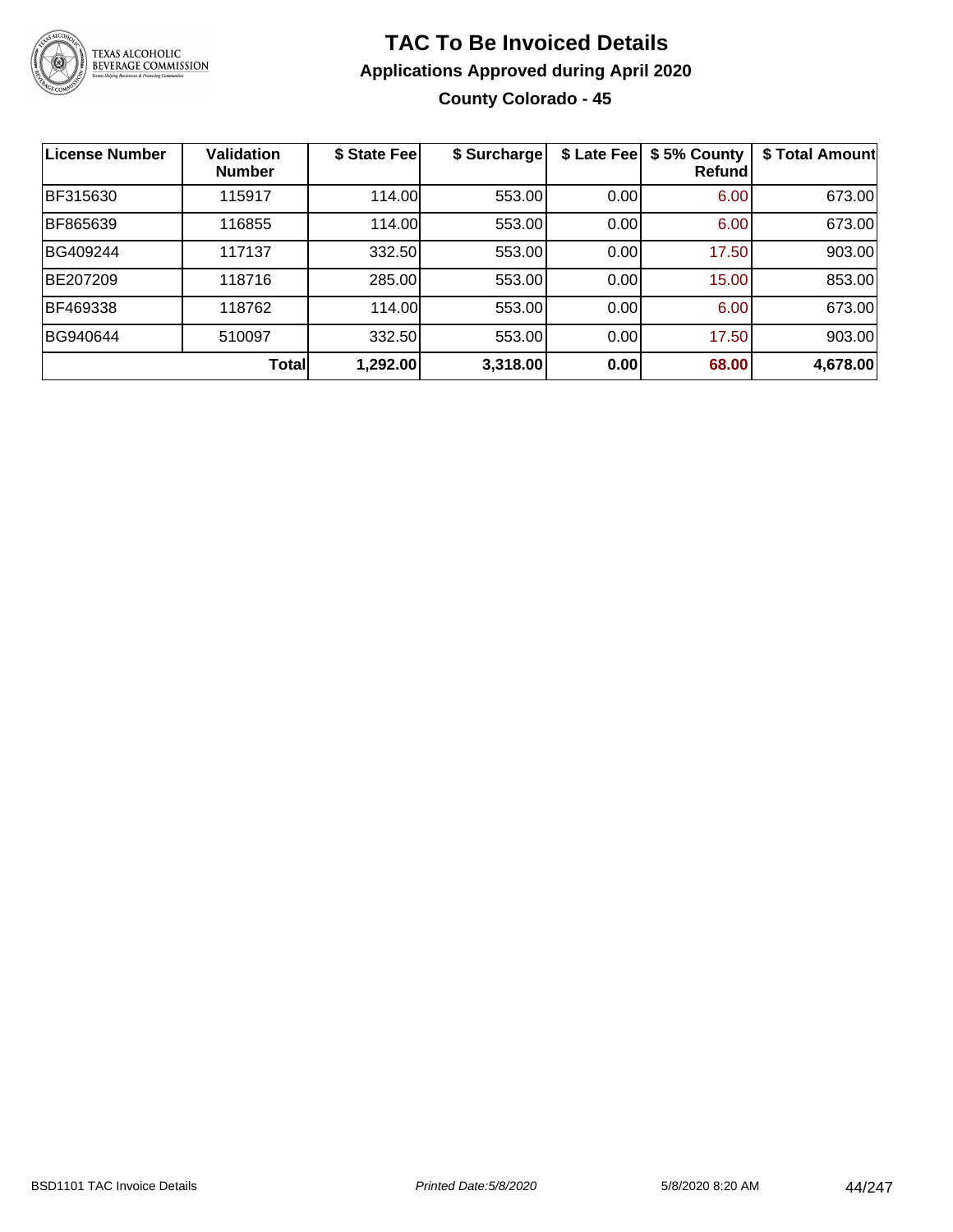# TAC To Be Invoiced Details

## Applications Approved during April 2020

### County Colorado - 45

| License Number | Validation Number | $ State Fee | $ Surcharge | $ Late Fee | $ 5% County Refund | $ Total Amount |
|---|---|---|---|---|---|---|
| BF315630 | 115917 | 114.00 | 553.00 | 0.00 | 6.00 | 673.00 |
| BF865639 | 116855 | 114.00 | 553.00 | 0.00 | 6.00 | 673.00 |
| BG409244 | 117137 | 332.50 | 553.00 | 0.00 | 17.50 | 903.00 |
| BE207209 | 118716 | 285.00 | 553.00 | 0.00 | 15.00 | 853.00 |
| BF469338 | 118762 | 114.00 | 553.00 | 0.00 | 6.00 | 673.00 |
| BG940644 | 510097 | 332.50 | 553.00 | 0.00 | 17.50 | 903.00 |
| | **Total** | **1,292.00** | **3,318.00** | **0.00** | **68.00** | **4,678.00** |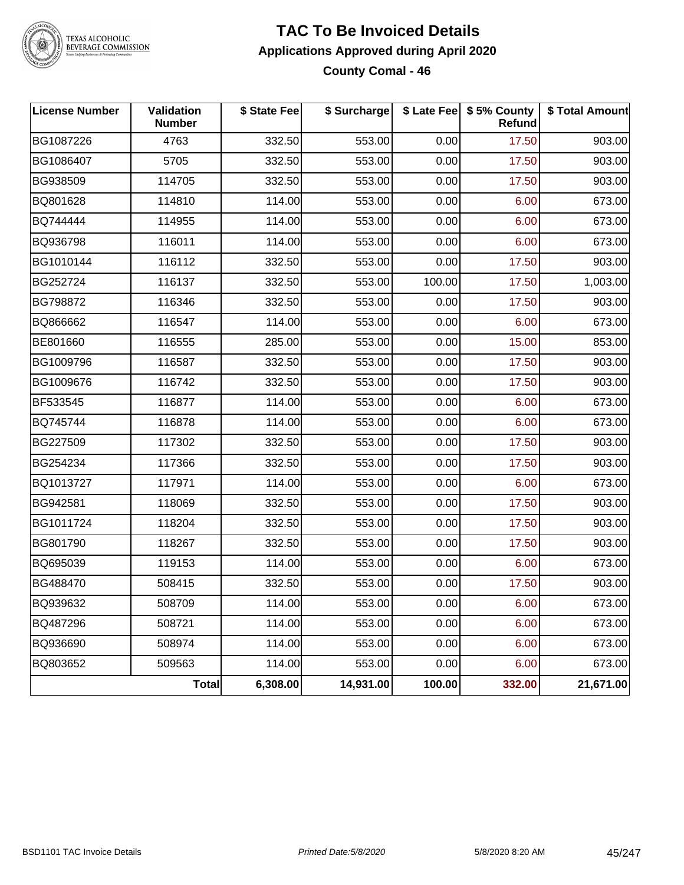# TAC To Be Invoiced Details

## Applications Approved during April 2020

### County Comal - 46

| License Number | Validation Number | $ State Fee | $ Surcharge | $ Late Fee | $ 5% County Refund | $ Total Amount |
|---|---|---|---|---|---|---|
| BG1087226 | 4763 | 332.50 | 553.00 | 0.00 | 17.50 | 903.00 |
| BG1086407 | 5705 | 332.50 | 553.00 | 0.00 | 17.50 | 903.00 |
| BG938509 | 114705 | 332.50 | 553.00 | 0.00 | 17.50 | 903.00 |
| BQ801628 | 114810 | 114.00 | 553.00 | 0.00 | 6.00 | 673.00 |
| BQ744444 | 114955 | 114.00 | 553.00 | 0.00 | 6.00 | 673.00 |
| BQ936798 | 116011 | 114.00 | 553.00 | 0.00 | 6.00 | 673.00 |
| BG1010144 | 116112 | 332.50 | 553.00 | 0.00 | 17.50 | 903.00 |
| BG252724 | 116137 | 332.50 | 553.00 | 100.00 | 17.50 | 1,003.00 |
| BG798872 | 116346 | 332.50 | 553.00 | 0.00 | 17.50 | 903.00 |
| BQ866662 | 116547 | 114.00 | 553.00 | 0.00 | 6.00 | 673.00 |
| BE801660 | 116555 | 285.00 | 553.00 | 0.00 | 15.00 | 853.00 |
| BG1009796 | 116587 | 332.50 | 553.00 | 0.00 | 17.50 | 903.00 |
| BG1009676 | 116742 | 332.50 | 553.00 | 0.00 | 17.50 | 903.00 |
| BF533545 | 116877 | 114.00 | 553.00 | 0.00 | 6.00 | 673.00 |
| BQ745744 | 116878 | 114.00 | 553.00 | 0.00 | 6.00 | 673.00 |
| BG227509 | 117302 | 332.50 | 553.00 | 0.00 | 17.50 | 903.00 |
| BG254234 | 117366 | 332.50 | 553.00 | 0.00 | 17.50 | 903.00 |
| BQ1013727 | 117971 | 114.00 | 553.00 | 0.00 | 6.00 | 673.00 |
| BG942581 | 118069 | 332.50 | 553.00 | 0.00 | 17.50 | 903.00 |
| BG1011724 | 118204 | 332.50 | 553.00 | 0.00 | 17.50 | 903.00 |
| BG801790 | 118267 | 332.50 | 553.00 | 0.00 | 17.50 | 903.00 |
| BQ695039 | 119153 | 114.00 | 553.00 | 0.00 | 6.00 | 673.00 |
| BG488470 | 508415 | 332.50 | 553.00 | 0.00 | 17.50 | 903.00 |
| BQ939632 | 508709 | 114.00 | 553.00 | 0.00 | 6.00 | 673.00 |
| BQ487296 | 508721 | 114.00 | 553.00 | 0.00 | 6.00 | 673.00 |
| BQ936690 | 508974 | 114.00 | 553.00 | 0.00 | 6.00 | 673.00 |
| BQ803652 | 509563 | 114.00 | 553.00 | 0.00 | 6.00 | 673.00 |
| | **Total** | **6,308.00** | **14,931.00** | **100.00** | **332.00** | **21,671.00** |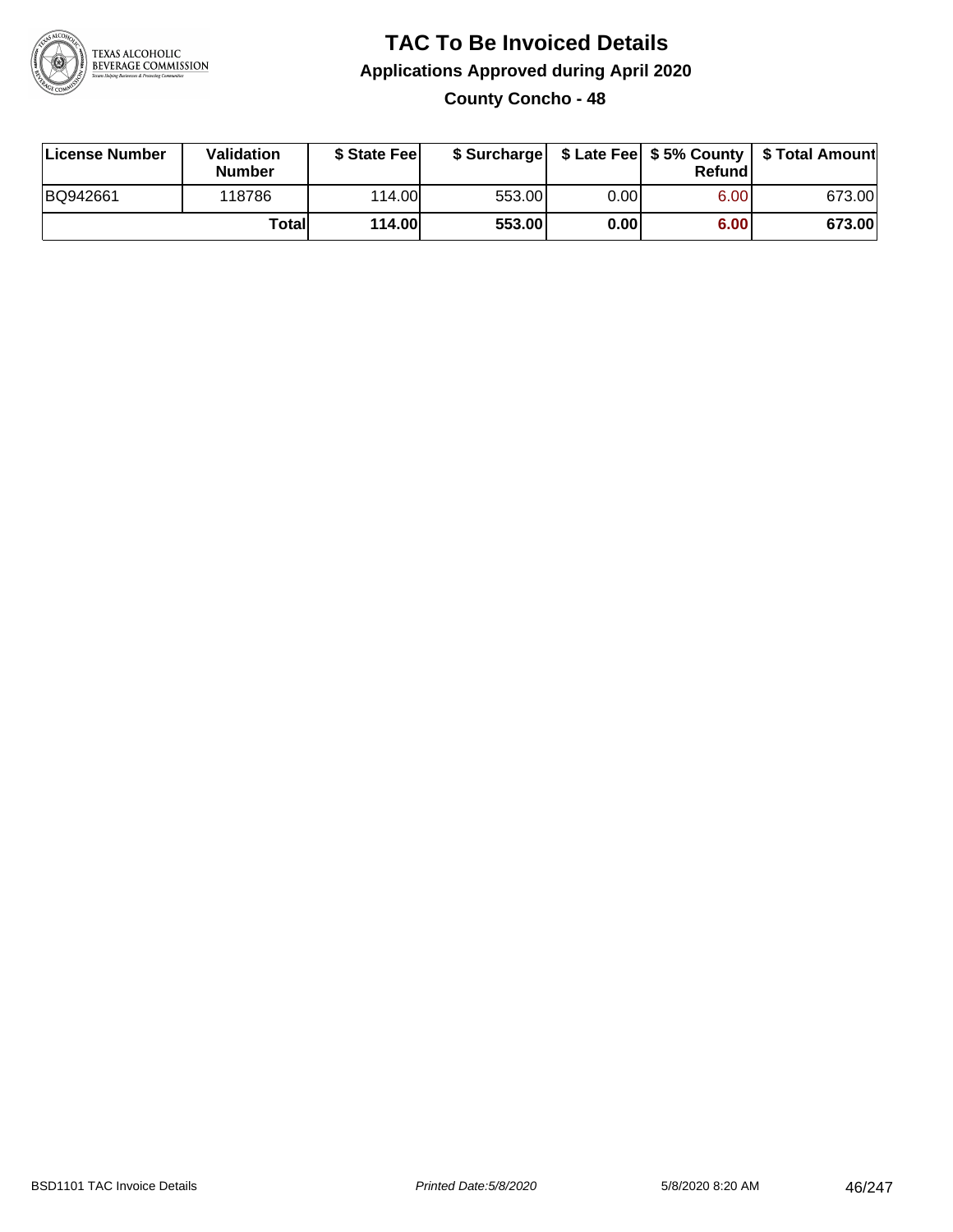# TAC To Be Invoiced Details

## Applications Approved during April 2020

### County Concho - 48

| License Number | Validation Number | $ State Fee | $ Surcharge | $ Late Fee | $ 5% County Refund | $ Total Amount |
|---|---|---|---|---|---|---|
| BQ942661 | 118786 | 114.00 | 553.00 | 0.00 | 6.00 | 673.00 |
| | **Total** | **114.00** | **553.00** | **0.00** | **6.00** | **673.00** |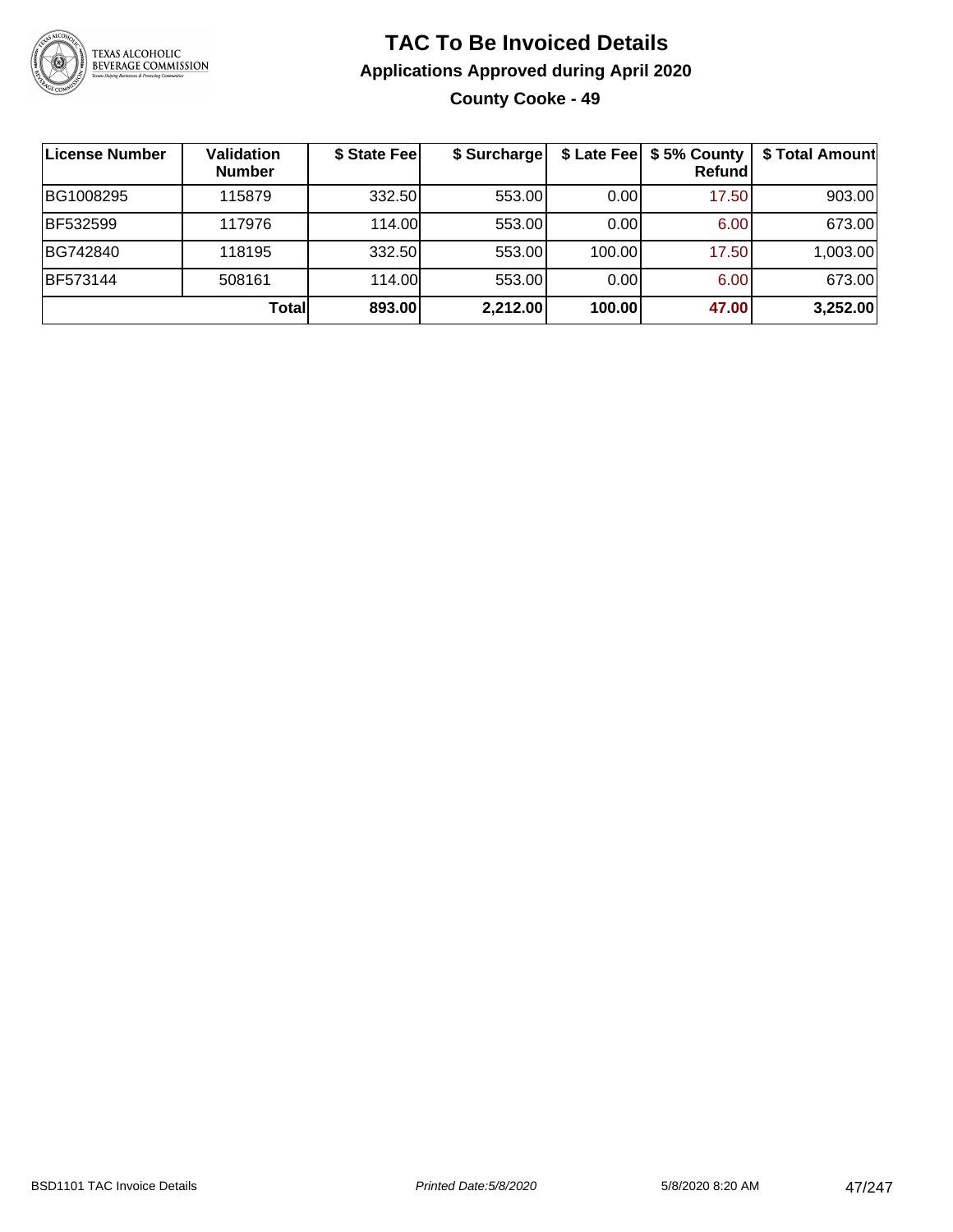# TAC To Be Invoiced Details

## Applications Approved during April 2020

### County Cooke - 49

| License Number | Validation Number | $ State Fee | $ Surcharge | $ Late Fee | $ 5% County Refund | $ Total Amount |
|---|---|---|---|---|---|---|
| BG1008295 | 115879 | 332.50 | 553.00 | 0.00 | 17.50 | 903.00 |
| BF532599 | 117976 | 114.00 | 553.00 | 0.00 | 6.00 | 673.00 |
| BG742840 | 118195 | 332.50 | 553.00 | 100.00 | 17.50 | 1,003.00 |
| BF573144 | 508161 | 114.00 | 553.00 | 0.00 | 6.00 | 673.00 |
| | **Total** | **893.00** | **2,212.00** | **100.00** | **47.00** | **3,252.00** |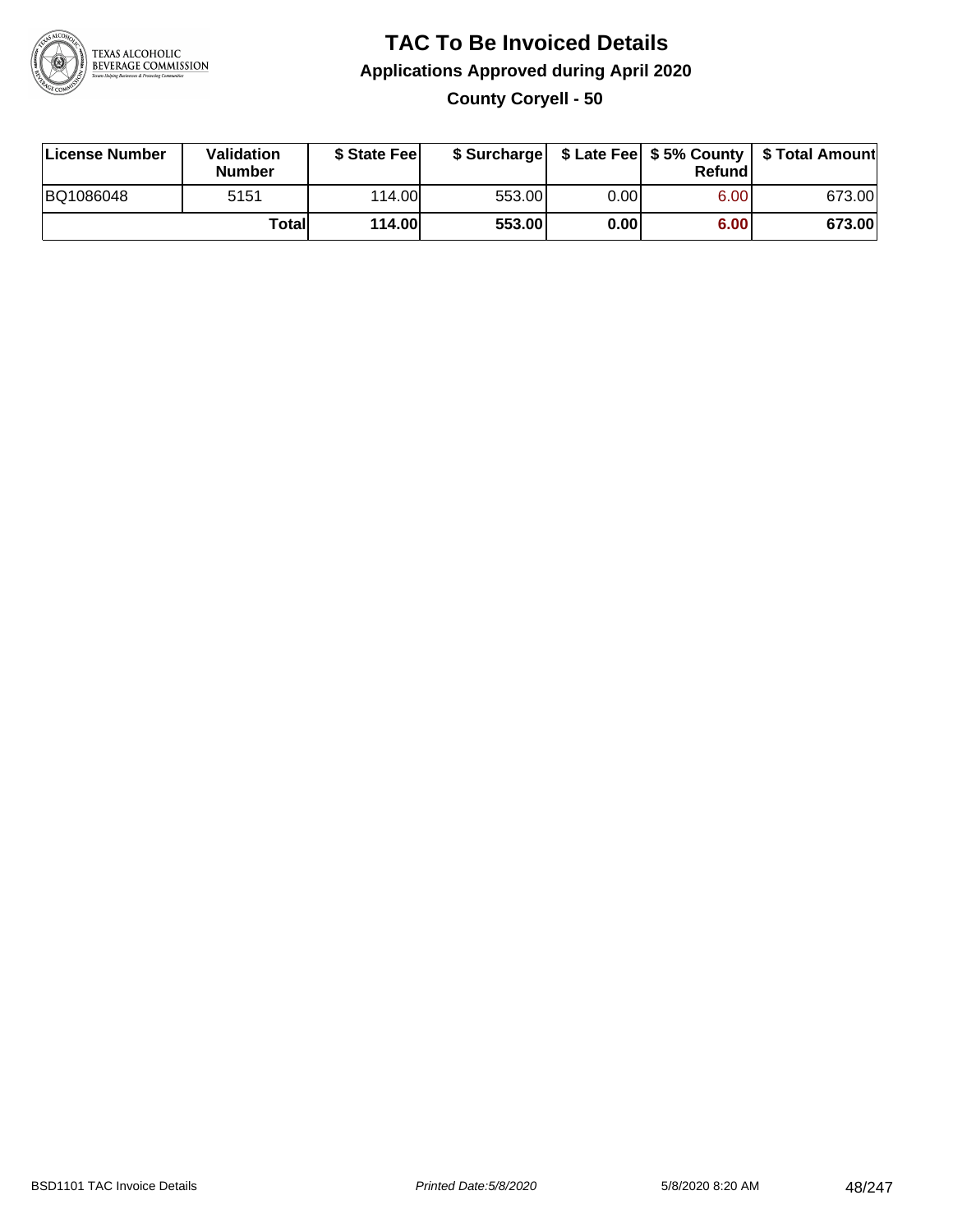# TAC To Be Invoiced Details

## Applications Approved during April 2020

### County Coryell - 50

| License Number | Validation Number | $ State Fee | $ Surcharge | $ Late Fee | $ 5% County Refund | $ Total Amount |
|---|---|---|---|---|---|---|
| BQ1086048 | 5151 | 114.00 | 553.00 | 0.00 | 6.00 | 673.00 |
| | **Total** | **114.00** | **553.00** | **0.00** | **6.00** | **673.00** |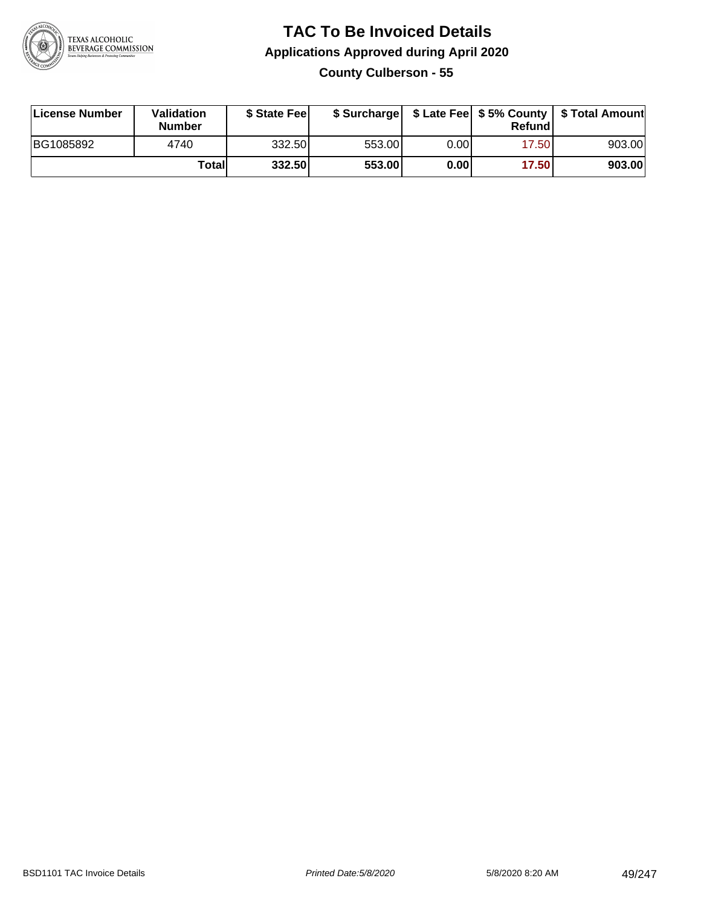# TAC To Be Invoiced Details

## Applications Approved during April 2020

### County Culberson - 55

| License Number | Validation Number | $ State Fee | $ Surcharge | $ Late Fee | $ 5% County Refund | $ Total Amount |
|---|---|---|---|---|---|---|
| BG1085892 | 4740 | 332.50 | 553.00 | 0.00 | 17.50 | 903.00 |
| | **Total** | **332.50** | **553.00** | **0.00** | **17.50** | **903.00** |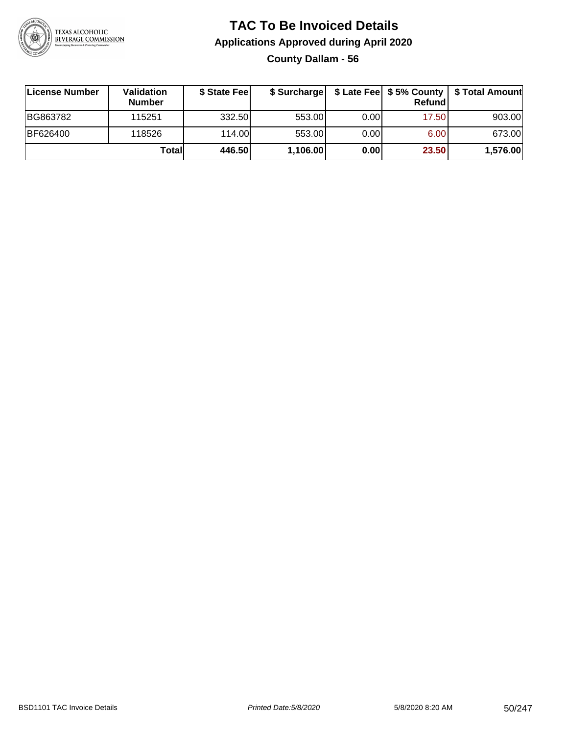# TAC To Be Invoiced Details

## Applications Approved during April 2020

### County Dallam - 56

| License Number | Validation Number | $ State Fee | $ Surcharge | $ Late Fee | $ 5% County Refund | $ Total Amount |
|---|---|---|---|---|---|---|
| BG863782 | 115251 | 332.50 | 553.00 | 0.00 | 17.50 | 903.00 |
| BF626400 | 118526 | 114.00 | 553.00 | 0.00 | 6.00 | 673.00 |
| | **Total** | **446.50** | **1,106.00** | **0.00** | **23.50** | **1,576.00** |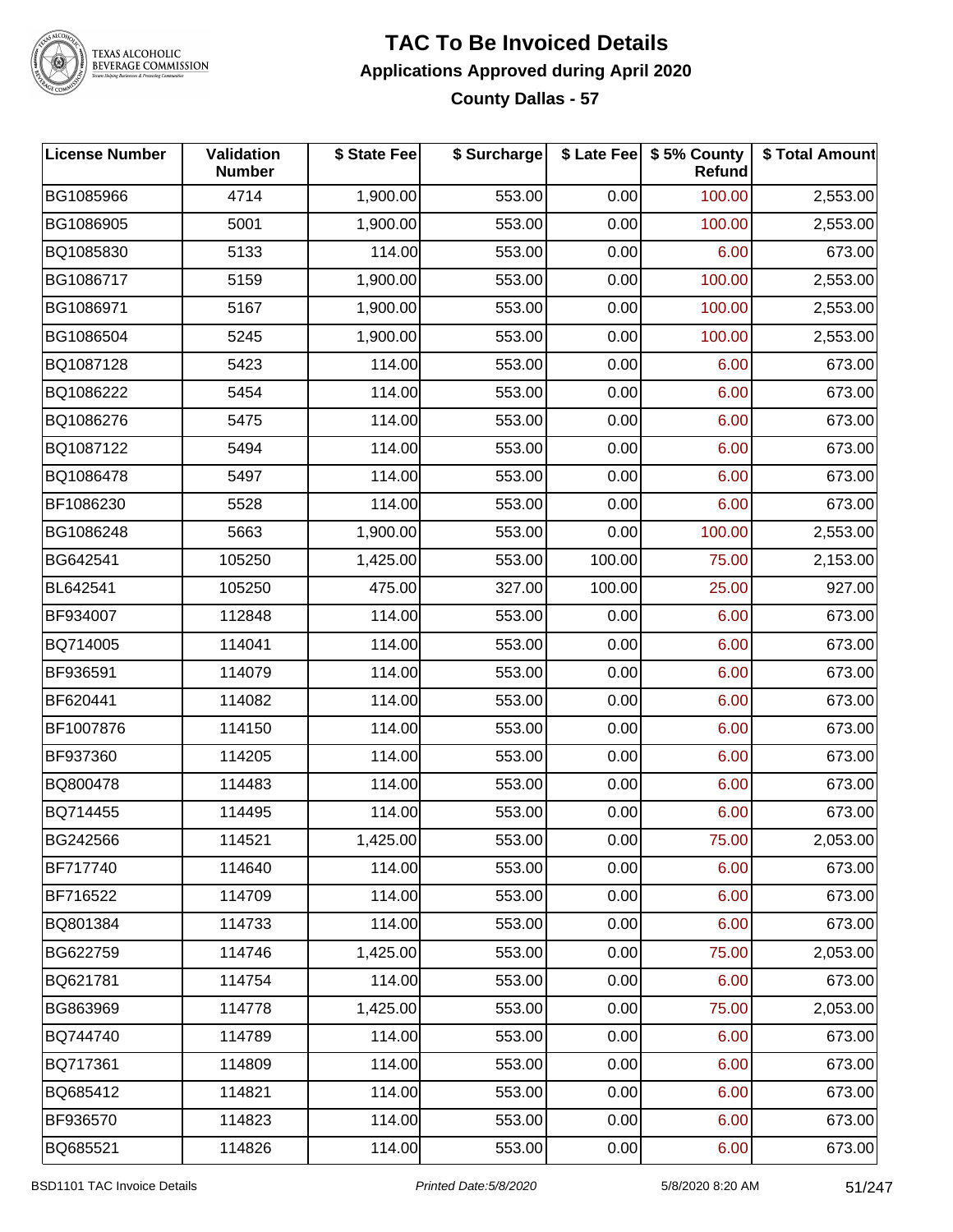# TAC To Be Invoiced Details

## Applications Approved during April 2020

### County Dallas - 57

| License Number | Validation Number | $ State Fee | $ Surcharge | $ Late Fee | $ 5% County Refund | $ Total Amount |
|---|---|---|---|---|---|---|
| BG1085966 | 4714 | 1,900.00 | 553.00 | 0.00 | 100.00 | 2,553.00 |
| BG1086905 | 5001 | 1,900.00 | 553.00 | 0.00 | 100.00 | 2,553.00 |
| BQ1085830 | 5133 | 114.00 | 553.00 | 0.00 | 6.00 | 673.00 |
| BG1086717 | 5159 | 1,900.00 | 553.00 | 0.00 | 100.00 | 2,553.00 |
| BG1086971 | 5167 | 1,900.00 | 553.00 | 0.00 | 100.00 | 2,553.00 |
| BG1086504 | 5245 | 1,900.00 | 553.00 | 0.00 | 100.00 | 2,553.00 |
| BQ1087128 | 5423 | 114.00 | 553.00 | 0.00 | 6.00 | 673.00 |
| BQ1086222 | 5454 | 114.00 | 553.00 | 0.00 | 6.00 | 673.00 |
| BQ1086276 | 5475 | 114.00 | 553.00 | 0.00 | 6.00 | 673.00 |
| BQ1087122 | 5494 | 114.00 | 553.00 | 0.00 | 6.00 | 673.00 |
| BQ1086478 | 5497 | 114.00 | 553.00 | 0.00 | 6.00 | 673.00 |
| BF1086230 | 5528 | 114.00 | 553.00 | 0.00 | 6.00 | 673.00 |
| BG1086248 | 5663 | 1,900.00 | 553.00 | 0.00 | 100.00 | 2,553.00 |
| BG642541 | 105250 | 1,425.00 | 553.00 | 100.00 | 75.00 | 2,153.00 |
| BL642541 | 105250 | 475.00 | 327.00 | 100.00 | 25.00 | 927.00 |
| BF934007 | 112848 | 114.00 | 553.00 | 0.00 | 6.00 | 673.00 |
| BQ714005 | 114041 | 114.00 | 553.00 | 0.00 | 6.00 | 673.00 |
| BF936591 | 114079 | 114.00 | 553.00 | 0.00 | 6.00 | 673.00 |
| BF620441 | 114082 | 114.00 | 553.00 | 0.00 | 6.00 | 673.00 |
| BF1007876 | 114150 | 114.00 | 553.00 | 0.00 | 6.00 | 673.00 |
| BF937360 | 114205 | 114.00 | 553.00 | 0.00 | 6.00 | 673.00 |
| BQ800478 | 114483 | 114.00 | 553.00 | 0.00 | 6.00 | 673.00 |
| BQ714455 | 114495 | 114.00 | 553.00 | 0.00 | 6.00 | 673.00 |
| BG242566 | 114521 | 1,425.00 | 553.00 | 0.00 | 75.00 | 2,053.00 |
| BF717740 | 114640 | 114.00 | 553.00 | 0.00 | 6.00 | 673.00 |
| BF716522 | 114709 | 114.00 | 553.00 | 0.00 | 6.00 | 673.00 |
| BQ801384 | 114733 | 114.00 | 553.00 | 0.00 | 6.00 | 673.00 |
| BG622759 | 114746 | 1,425.00 | 553.00 | 0.00 | 75.00 | 2,053.00 |
| BQ621781 | 114754 | 114.00 | 553.00 | 0.00 | 6.00 | 673.00 |
| BG863969 | 114778 | 1,425.00 | 553.00 | 0.00 | 75.00 | 2,053.00 |
| BQ744740 | 114789 | 114.00 | 553.00 | 0.00 | 6.00 | 673.00 |
| BQ717361 | 114809 | 114.00 | 553.00 | 0.00 | 6.00 | 673.00 |
| BQ685412 | 114821 | 114.00 | 553.00 | 0.00 | 6.00 | 673.00 |
| BF936570 | 114823 | 114.00 | 553.00 | 0.00 | 6.00 | 673.00 |
| BQ685521 | 114826 | 114.00 | 553.00 | 0.00 | 6.00 | 673.00 |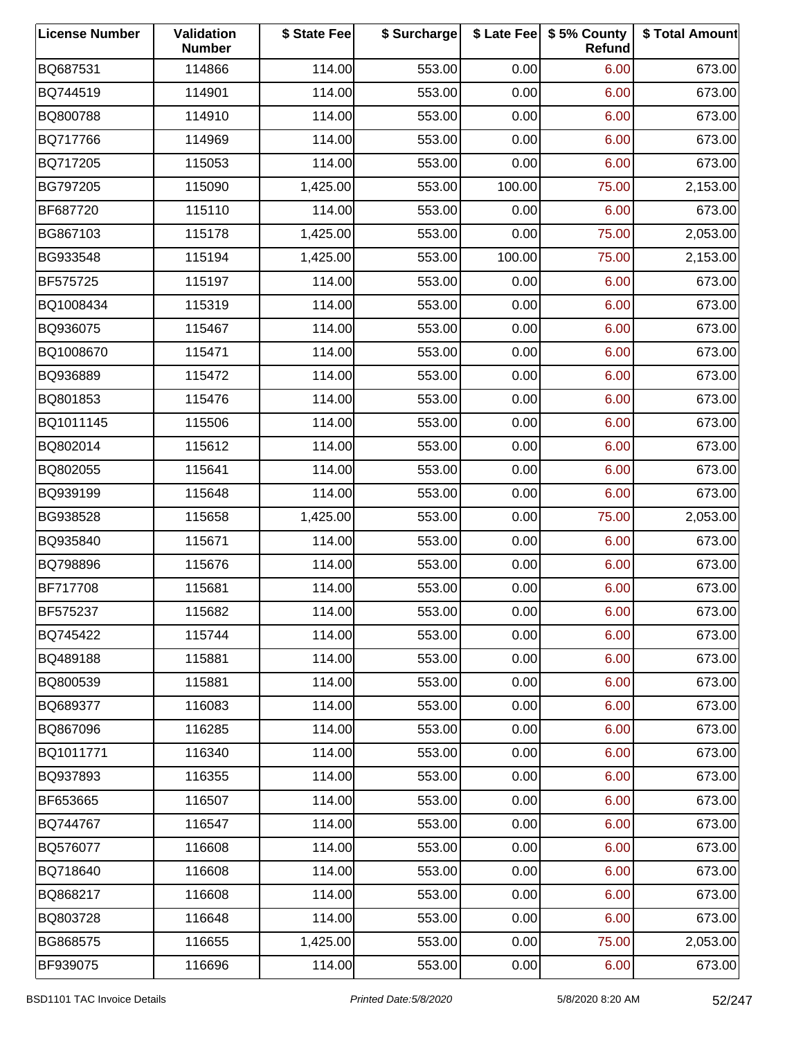| License Number | Validation Number | $ State Fee | $ Surcharge | $ Late Fee | $ 5% County Refund | $ Total Amount |
|---|---|---|---|---|---|---|
| BQ687531 | 114866 | 114.00 | 553.00 | 0.00 | 6.00 | 673.00 |
| BQ744519 | 114901 | 114.00 | 553.00 | 0.00 | 6.00 | 673.00 |
| BQ800788 | 114910 | 114.00 | 553.00 | 0.00 | 6.00 | 673.00 |
| BQ717766 | 114969 | 114.00 | 553.00 | 0.00 | 6.00 | 673.00 |
| BQ717205 | 115053 | 114.00 | 553.00 | 0.00 | 6.00 | 673.00 |
| BG797205 | 115090 | 1,425.00 | 553.00 | 100.00 | 75.00 | 2,153.00 |
| BF687720 | 115110 | 114.00 | 553.00 | 0.00 | 6.00 | 673.00 |
| BG867103 | 115178 | 1,425.00 | 553.00 | 0.00 | 75.00 | 2,053.00 |
| BG933548 | 115194 | 1,425.00 | 553.00 | 100.00 | 75.00 | 2,153.00 |
| BF575725 | 115197 | 114.00 | 553.00 | 0.00 | 6.00 | 673.00 |
| BQ1008434 | 115319 | 114.00 | 553.00 | 0.00 | 6.00 | 673.00 |
| BQ936075 | 115467 | 114.00 | 553.00 | 0.00 | 6.00 | 673.00 |
| BQ1008670 | 115471 | 114.00 | 553.00 | 0.00 | 6.00 | 673.00 |
| BQ936889 | 115472 | 114.00 | 553.00 | 0.00 | 6.00 | 673.00 |
| BQ801853 | 115476 | 114.00 | 553.00 | 0.00 | 6.00 | 673.00 |
| BQ1011145 | 115506 | 114.00 | 553.00 | 0.00 | 6.00 | 673.00 |
| BQ802014 | 115612 | 114.00 | 553.00 | 0.00 | 6.00 | 673.00 |
| BQ802055 | 115641 | 114.00 | 553.00 | 0.00 | 6.00 | 673.00 |
| BQ939199 | 115648 | 114.00 | 553.00 | 0.00 | 6.00 | 673.00 |
| BG938528 | 115658 | 1,425.00 | 553.00 | 0.00 | 75.00 | 2,053.00 |
| BQ935840 | 115671 | 114.00 | 553.00 | 0.00 | 6.00 | 673.00 |
| BQ798896 | 115676 | 114.00 | 553.00 | 0.00 | 6.00 | 673.00 |
| BF717708 | 115681 | 114.00 | 553.00 | 0.00 | 6.00 | 673.00 |
| BF575237 | 115682 | 114.00 | 553.00 | 0.00 | 6.00 | 673.00 |
| BQ745422 | 115744 | 114.00 | 553.00 | 0.00 | 6.00 | 673.00 |
| BQ489188 | 115881 | 114.00 | 553.00 | 0.00 | 6.00 | 673.00 |
| BQ800539 | 115881 | 114.00 | 553.00 | 0.00 | 6.00 | 673.00 |
| BQ689377 | 116083 | 114.00 | 553.00 | 0.00 | 6.00 | 673.00 |
| BQ867096 | 116285 | 114.00 | 553.00 | 0.00 | 6.00 | 673.00 |
| BQ1011771 | 116340 | 114.00 | 553.00 | 0.00 | 6.00 | 673.00 |
| BQ937893 | 116355 | 114.00 | 553.00 | 0.00 | 6.00 | 673.00 |
| BF653665 | 116507 | 114.00 | 553.00 | 0.00 | 6.00 | 673.00 |
| BQ744767 | 116547 | 114.00 | 553.00 | 0.00 | 6.00 | 673.00 |
| BQ576077 | 116608 | 114.00 | 553.00 | 0.00 | 6.00 | 673.00 |
| BQ718640 | 116608 | 114.00 | 553.00 | 0.00 | 6.00 | 673.00 |
| BQ868217 | 116608 | 114.00 | 553.00 | 0.00 | 6.00 | 673.00 |
| BQ803728 | 116648 | 114.00 | 553.00 | 0.00 | 6.00 | 673.00 |
| BG868575 | 116655 | 1,425.00 | 553.00 | 0.00 | 75.00 | 2,053.00 |
| BF939075 | 116696 | 114.00 | 553.00 | 0.00 | 6.00 | 673.00 |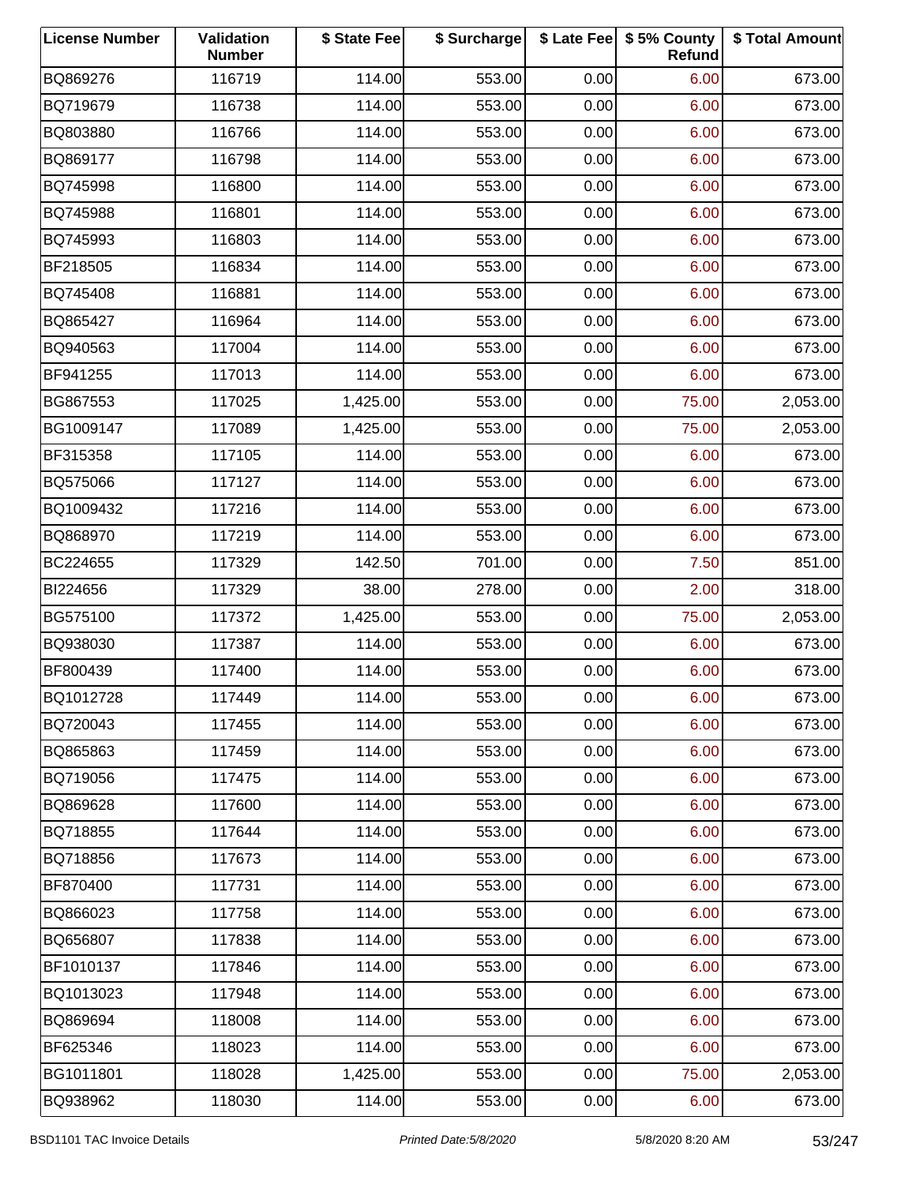| License Number | Validation Number | $ State Fee | $ Surcharge | $ Late Fee | $ 5% County Refund | $ Total Amount |
|---|---|---|---|---|---|---|
| BQ869276 | 116719 | 114.00 | 553.00 | 0.00 | 6.00 | 673.00 |
| BQ719679 | 116738 | 114.00 | 553.00 | 0.00 | 6.00 | 673.00 |
| BQ803880 | 116766 | 114.00 | 553.00 | 0.00 | 6.00 | 673.00 |
| BQ869177 | 116798 | 114.00 | 553.00 | 0.00 | 6.00 | 673.00 |
| BQ745998 | 116800 | 114.00 | 553.00 | 0.00 | 6.00 | 673.00 |
| BQ745988 | 116801 | 114.00 | 553.00 | 0.00 | 6.00 | 673.00 |
| BQ745993 | 116803 | 114.00 | 553.00 | 0.00 | 6.00 | 673.00 |
| BF218505 | 116834 | 114.00 | 553.00 | 0.00 | 6.00 | 673.00 |
| BQ745408 | 116881 | 114.00 | 553.00 | 0.00 | 6.00 | 673.00 |
| BQ865427 | 116964 | 114.00 | 553.00 | 0.00 | 6.00 | 673.00 |
| BQ940563 | 117004 | 114.00 | 553.00 | 0.00 | 6.00 | 673.00 |
| BF941255 | 117013 | 114.00 | 553.00 | 0.00 | 6.00 | 673.00 |
| BG867553 | 117025 | 1,425.00 | 553.00 | 0.00 | 75.00 | 2,053.00 |
| BG1009147 | 117089 | 1,425.00 | 553.00 | 0.00 | 75.00 | 2,053.00 |
| BF315358 | 117105 | 114.00 | 553.00 | 0.00 | 6.00 | 673.00 |
| BQ575066 | 117127 | 114.00 | 553.00 | 0.00 | 6.00 | 673.00 |
| BQ1009432 | 117216 | 114.00 | 553.00 | 0.00 | 6.00 | 673.00 |
| BQ868970 | 117219 | 114.00 | 553.00 | 0.00 | 6.00 | 673.00 |
| BC224655 | 117329 | 142.50 | 701.00 | 0.00 | 7.50 | 851.00 |
| BI224656 | 117329 | 38.00 | 278.00 | 0.00 | 2.00 | 318.00 |
| BG575100 | 117372 | 1,425.00 | 553.00 | 0.00 | 75.00 | 2,053.00 |
| BQ938030 | 117387 | 114.00 | 553.00 | 0.00 | 6.00 | 673.00 |
| BF800439 | 117400 | 114.00 | 553.00 | 0.00 | 6.00 | 673.00 |
| BQ1012728 | 117449 | 114.00 | 553.00 | 0.00 | 6.00 | 673.00 |
| BQ720043 | 117455 | 114.00 | 553.00 | 0.00 | 6.00 | 673.00 |
| BQ865863 | 117459 | 114.00 | 553.00 | 0.00 | 6.00 | 673.00 |
| BQ719056 | 117475 | 114.00 | 553.00 | 0.00 | 6.00 | 673.00 |
| BQ869628 | 117600 | 114.00 | 553.00 | 0.00 | 6.00 | 673.00 |
| BQ718855 | 117644 | 114.00 | 553.00 | 0.00 | 6.00 | 673.00 |
| BQ718856 | 117673 | 114.00 | 553.00 | 0.00 | 6.00 | 673.00 |
| BF870400 | 117731 | 114.00 | 553.00 | 0.00 | 6.00 | 673.00 |
| BQ866023 | 117758 | 114.00 | 553.00 | 0.00 | 6.00 | 673.00 |
| BQ656807 | 117838 | 114.00 | 553.00 | 0.00 | 6.00 | 673.00 |
| BF1010137 | 117846 | 114.00 | 553.00 | 0.00 | 6.00 | 673.00 |
| BQ1013023 | 117948 | 114.00 | 553.00 | 0.00 | 6.00 | 673.00 |
| BQ869694 | 118008 | 114.00 | 553.00 | 0.00 | 6.00 | 673.00 |
| BF625346 | 118023 | 114.00 | 553.00 | 0.00 | 6.00 | 673.00 |
| BG1011801 | 118028 | 1,425.00 | 553.00 | 0.00 | 75.00 | 2,053.00 |
| BQ938962 | 118030 | 114.00 | 553.00 | 0.00 | 6.00 | 673.00 |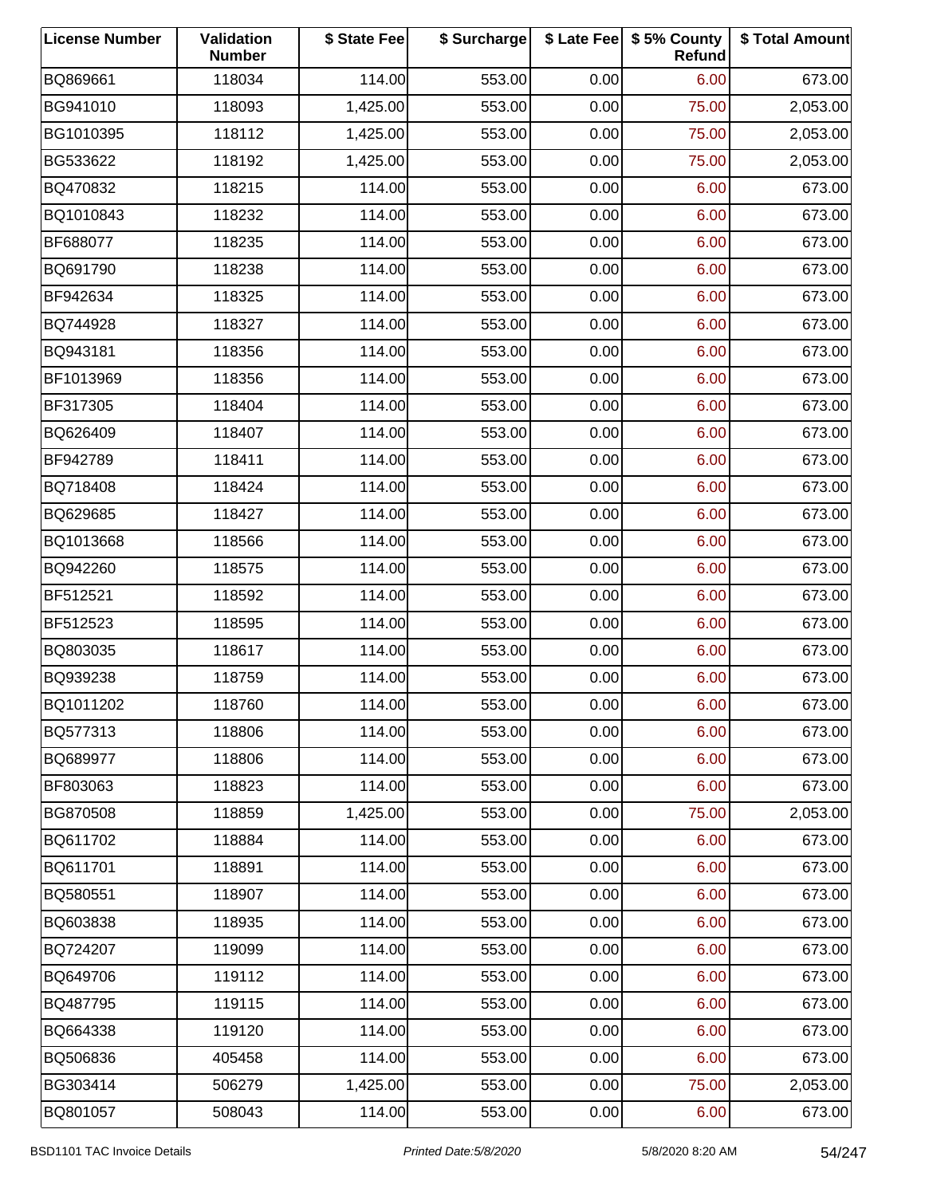| License Number | Validation Number | $ State Fee | $ Surcharge | $ Late Fee | $ 5% County Refund | $ Total Amount |
|---|---|---|---|---|---|---|
| BQ869661 | 118034 | 114.00 | 553.00 | 0.00 | 6.00 | 673.00 |
| BG941010 | 118093 | 1,425.00 | 553.00 | 0.00 | 75.00 | 2,053.00 |
| BG1010395 | 118112 | 1,425.00 | 553.00 | 0.00 | 75.00 | 2,053.00 |
| BG533622 | 118192 | 1,425.00 | 553.00 | 0.00 | 75.00 | 2,053.00 |
| BQ470832 | 118215 | 114.00 | 553.00 | 0.00 | 6.00 | 673.00 |
| BQ1010843 | 118232 | 114.00 | 553.00 | 0.00 | 6.00 | 673.00 |
| BF688077 | 118235 | 114.00 | 553.00 | 0.00 | 6.00 | 673.00 |
| BQ691790 | 118238 | 114.00 | 553.00 | 0.00 | 6.00 | 673.00 |
| BF942634 | 118325 | 114.00 | 553.00 | 0.00 | 6.00 | 673.00 |
| BQ744928 | 118327 | 114.00 | 553.00 | 0.00 | 6.00 | 673.00 |
| BQ943181 | 118356 | 114.00 | 553.00 | 0.00 | 6.00 | 673.00 |
| BF1013969 | 118356 | 114.00 | 553.00 | 0.00 | 6.00 | 673.00 |
| BF317305 | 118404 | 114.00 | 553.00 | 0.00 | 6.00 | 673.00 |
| BQ626409 | 118407 | 114.00 | 553.00 | 0.00 | 6.00 | 673.00 |
| BF942789 | 118411 | 114.00 | 553.00 | 0.00 | 6.00 | 673.00 |
| BQ718408 | 118424 | 114.00 | 553.00 | 0.00 | 6.00 | 673.00 |
| BQ629685 | 118427 | 114.00 | 553.00 | 0.00 | 6.00 | 673.00 |
| BQ1013668 | 118566 | 114.00 | 553.00 | 0.00 | 6.00 | 673.00 |
| BQ942260 | 118575 | 114.00 | 553.00 | 0.00 | 6.00 | 673.00 |
| BF512521 | 118592 | 114.00 | 553.00 | 0.00 | 6.00 | 673.00 |
| BF512523 | 118595 | 114.00 | 553.00 | 0.00 | 6.00 | 673.00 |
| BQ803035 | 118617 | 114.00 | 553.00 | 0.00 | 6.00 | 673.00 |
| BQ939238 | 118759 | 114.00 | 553.00 | 0.00 | 6.00 | 673.00 |
| BQ1011202 | 118760 | 114.00 | 553.00 | 0.00 | 6.00 | 673.00 |
| BQ577313 | 118806 | 114.00 | 553.00 | 0.00 | 6.00 | 673.00 |
| BQ689977 | 118806 | 114.00 | 553.00 | 0.00 | 6.00 | 673.00 |
| BF803063 | 118823 | 114.00 | 553.00 | 0.00 | 6.00 | 673.00 |
| BG870508 | 118859 | 1,425.00 | 553.00 | 0.00 | 75.00 | 2,053.00 |
| BQ611702 | 118884 | 114.00 | 553.00 | 0.00 | 6.00 | 673.00 |
| BQ611701 | 118891 | 114.00 | 553.00 | 0.00 | 6.00 | 673.00 |
| BQ580551 | 118907 | 114.00 | 553.00 | 0.00 | 6.00 | 673.00 |
| BQ603838 | 118935 | 114.00 | 553.00 | 0.00 | 6.00 | 673.00 |
| BQ724207 | 119099 | 114.00 | 553.00 | 0.00 | 6.00 | 673.00 |
| BQ649706 | 119112 | 114.00 | 553.00 | 0.00 | 6.00 | 673.00 |
| BQ487795 | 119115 | 114.00 | 553.00 | 0.00 | 6.00 | 673.00 |
| BQ664338 | 119120 | 114.00 | 553.00 | 0.00 | 6.00 | 673.00 |
| BQ506836 | 405458 | 114.00 | 553.00 | 0.00 | 6.00 | 673.00 |
| BG303414 | 506279 | 1,425.00 | 553.00 | 0.00 | 75.00 | 2,053.00 |
| BQ801057 | 508043 | 114.00 | 553.00 | 0.00 | 6.00 | 673.00 |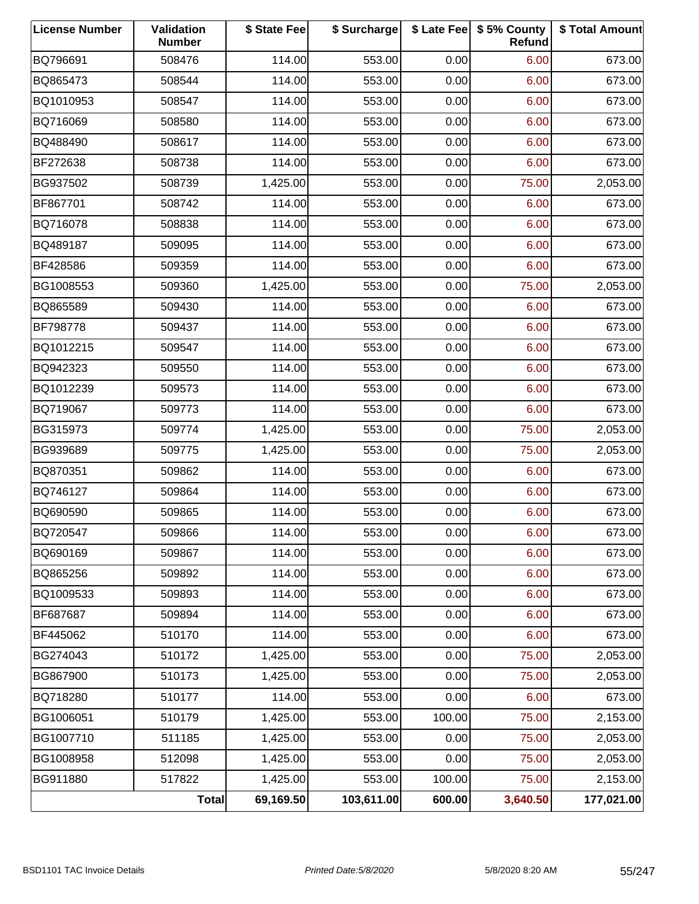| License Number | Validation Number | $ State Fee | $ Surcharge | $ Late Fee | $ 5% County Refund | $ Total Amount |
|---|---|---|---|---|---|---|
| BQ796691 | 508476 | 114.00 | 553.00 | 0.00 | 6.00 | 673.00 |
| BQ865473 | 508544 | 114.00 | 553.00 | 0.00 | 6.00 | 673.00 |
| BQ1010953 | 508547 | 114.00 | 553.00 | 0.00 | 6.00 | 673.00 |
| BQ716069 | 508580 | 114.00 | 553.00 | 0.00 | 6.00 | 673.00 |
| BQ488490 | 508617 | 114.00 | 553.00 | 0.00 | 6.00 | 673.00 |
| BF272638 | 508738 | 114.00 | 553.00 | 0.00 | 6.00 | 673.00 |
| BG937502 | 508739 | 1,425.00 | 553.00 | 0.00 | 75.00 | 2,053.00 |
| BF867701 | 508742 | 114.00 | 553.00 | 0.00 | 6.00 | 673.00 |
| BQ716078 | 508838 | 114.00 | 553.00 | 0.00 | 6.00 | 673.00 |
| BQ489187 | 509095 | 114.00 | 553.00 | 0.00 | 6.00 | 673.00 |
| BF428586 | 509359 | 114.00 | 553.00 | 0.00 | 6.00 | 673.00 |
| BG1008553 | 509360 | 1,425.00 | 553.00 | 0.00 | 75.00 | 2,053.00 |
| BQ865589 | 509430 | 114.00 | 553.00 | 0.00 | 6.00 | 673.00 |
| BF798778 | 509437 | 114.00 | 553.00 | 0.00 | 6.00 | 673.00 |
| BQ1012215 | 509547 | 114.00 | 553.00 | 0.00 | 6.00 | 673.00 |
| BQ942323 | 509550 | 114.00 | 553.00 | 0.00 | 6.00 | 673.00 |
| BQ1012239 | 509573 | 114.00 | 553.00 | 0.00 | 6.00 | 673.00 |
| BQ719067 | 509773 | 114.00 | 553.00 | 0.00 | 6.00 | 673.00 |
| BG315973 | 509774 | 1,425.00 | 553.00 | 0.00 | 75.00 | 2,053.00 |
| BG939689 | 509775 | 1,425.00 | 553.00 | 0.00 | 75.00 | 2,053.00 |
| BQ870351 | 509862 | 114.00 | 553.00 | 0.00 | 6.00 | 673.00 |
| BQ746127 | 509864 | 114.00 | 553.00 | 0.00 | 6.00 | 673.00 |
| BQ690590 | 509865 | 114.00 | 553.00 | 0.00 | 6.00 | 673.00 |
| BQ720547 | 509866 | 114.00 | 553.00 | 0.00 | 6.00 | 673.00 |
| BQ690169 | 509867 | 114.00 | 553.00 | 0.00 | 6.00 | 673.00 |
| BQ865256 | 509892 | 114.00 | 553.00 | 0.00 | 6.00 | 673.00 |
| BQ1009533 | 509893 | 114.00 | 553.00 | 0.00 | 6.00 | 673.00 |
| BF687687 | 509894 | 114.00 | 553.00 | 0.00 | 6.00 | 673.00 |
| BF445062 | 510170 | 114.00 | 553.00 | 0.00 | 6.00 | 673.00 |
| BG274043 | 510172 | 1,425.00 | 553.00 | 0.00 | 75.00 | 2,053.00 |
| BG867900 | 510173 | 1,425.00 | 553.00 | 0.00 | 75.00 | 2,053.00 |
| BQ718280 | 510177 | 114.00 | 553.00 | 0.00 | 6.00 | 673.00 |
| BG1006051 | 510179 | 1,425.00 | 553.00 | 100.00 | 75.00 | 2,153.00 |
| BG1007710 | 511185 | 1,425.00 | 553.00 | 0.00 | 75.00 | 2,053.00 |
| BG1008958 | 512098 | 1,425.00 | 553.00 | 0.00 | 75.00 | 2,053.00 |
| BG911880 | 517822 | 1,425.00 | 553.00 | 100.00 | 75.00 | 2,153.00 |
| | **Total** | **69,169.50** | **103,611.00** | **600.00** | **3,640.50** | **177,021.00** |

BSD1101 TAC Invoice Details | *Printed Date:5/8/2020* | 5/8/2020 8:20 AM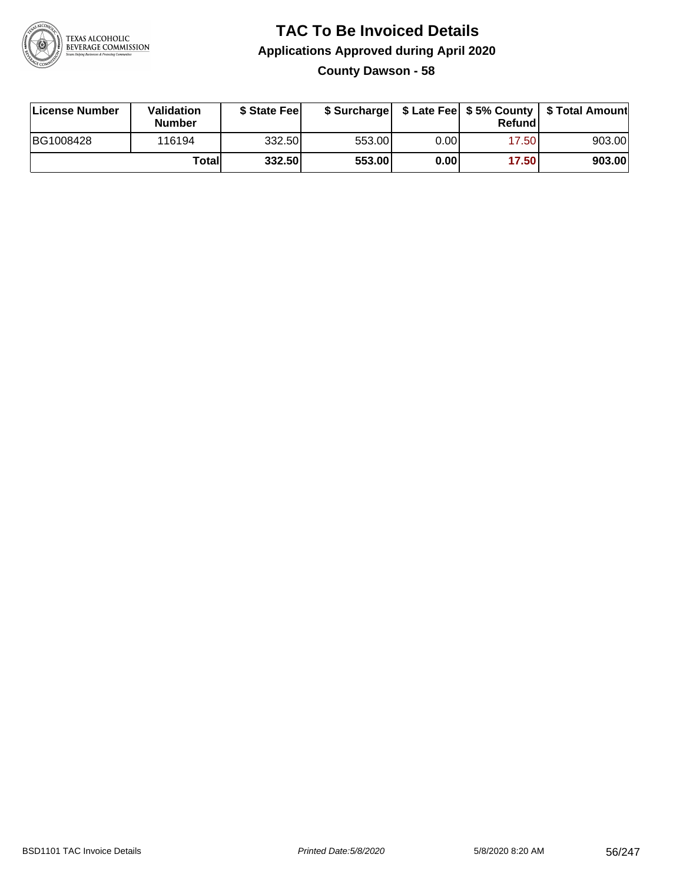# TAC To Be Invoiced Details

## Applications Approved during April 2020

### County Dawson - 58

| License Number | Validation Number | $ State Fee | $ Surcharge | $ Late Fee | $ 5% County Refund | $ Total Amount |
|---|---|---|---|---|---|---|
| BG1008428 | 116194 | 332.50 | 553.00 | 0.00 | 17.50 | 903.00 |
| | **Total** | **332.50** | **553.00** | **0.00** | **17.50** | **903.00** |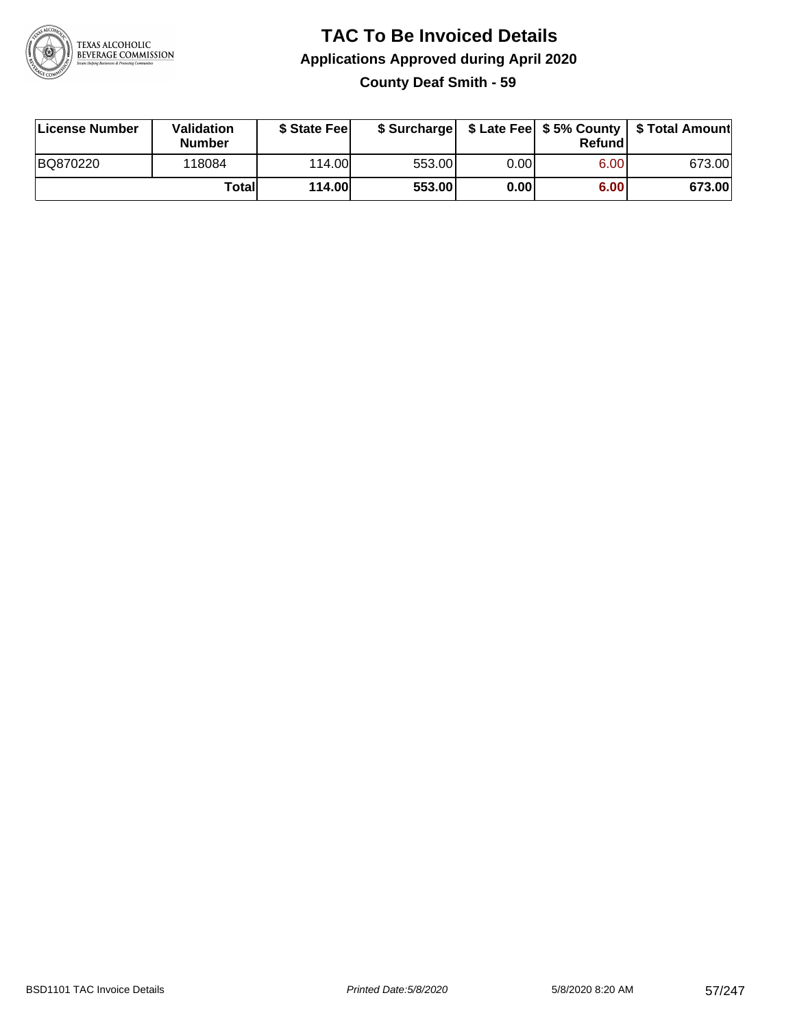# TAC To Be Invoiced Details

## Applications Approved during April 2020

### County Deaf Smith - 59

| License Number | Validation Number | $ State Fee | $ Surcharge | $ Late Fee | $ 5% County Refund | $ Total Amount |
|---|---|---|---|---|---|---|
| BQ870220 | 118084 | 114.00 | 553.00 | 0.00 | 6.00 | 673.00 |
| | **Total** | **114.00** | **553.00** | **0.00** | **6.00** | **673.00** |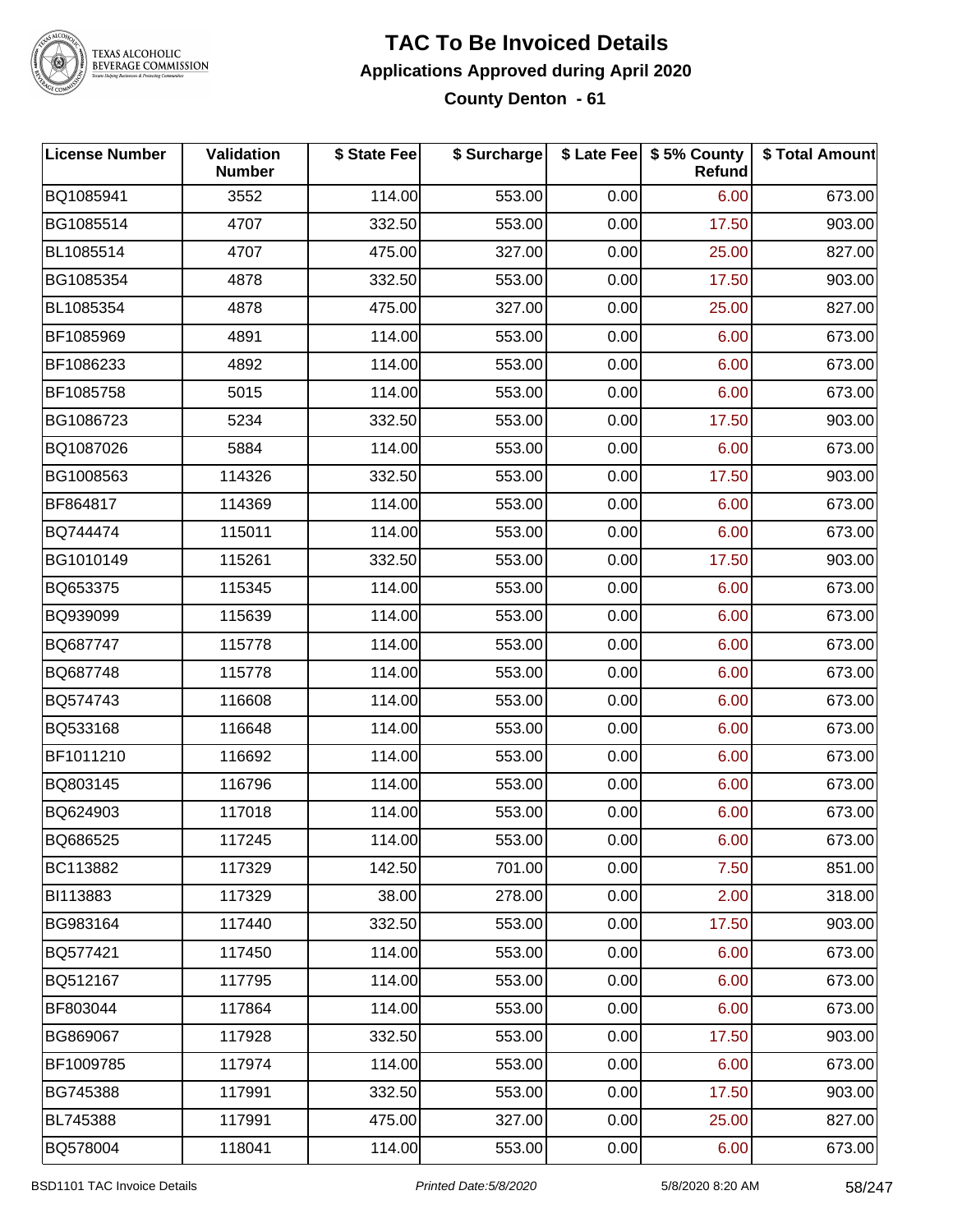# TAC To Be Invoiced Details

## Applications Approved during April 2020

### County Denton - 61

| License Number | Validation Number | $ State Fee | $ Surcharge | $ Late Fee | $ 5% County Refund | $ Total Amount |
|---|---|---|---|---|---|---|
| BQ1085941 | 3552 | 114.00 | 553.00 | 0.00 | 6.00 | 673.00 |
| BG1085514 | 4707 | 332.50 | 553.00 | 0.00 | 17.50 | 903.00 |
| BL1085514 | 4707 | 475.00 | 327.00 | 0.00 | 25.00 | 827.00 |
| BG1085354 | 4878 | 332.50 | 553.00 | 0.00 | 17.50 | 903.00 |
| BL1085354 | 4878 | 475.00 | 327.00 | 0.00 | 25.00 | 827.00 |
| BF1085969 | 4891 | 114.00 | 553.00 | 0.00 | 6.00 | 673.00 |
| BF1086233 | 4892 | 114.00 | 553.00 | 0.00 | 6.00 | 673.00 |
| BF1085758 | 5015 | 114.00 | 553.00 | 0.00 | 6.00 | 673.00 |
| BG1086723 | 5234 | 332.50 | 553.00 | 0.00 | 17.50 | 903.00 |
| BQ1087026 | 5884 | 114.00 | 553.00 | 0.00 | 6.00 | 673.00 |
| BG1008563 | 114326 | 332.50 | 553.00 | 0.00 | 17.50 | 903.00 |
| BF864817 | 114369 | 114.00 | 553.00 | 0.00 | 6.00 | 673.00 |
| BQ744474 | 115011 | 114.00 | 553.00 | 0.00 | 6.00 | 673.00 |
| BG1010149 | 115261 | 332.50 | 553.00 | 0.00 | 17.50 | 903.00 |
| BQ653375 | 115345 | 114.00 | 553.00 | 0.00 | 6.00 | 673.00 |
| BQ939099 | 115639 | 114.00 | 553.00 | 0.00 | 6.00 | 673.00 |
| BQ687747 | 115778 | 114.00 | 553.00 | 0.00 | 6.00 | 673.00 |
| BQ687748 | 115778 | 114.00 | 553.00 | 0.00 | 6.00 | 673.00 |
| BQ574743 | 116608 | 114.00 | 553.00 | 0.00 | 6.00 | 673.00 |
| BQ533168 | 116648 | 114.00 | 553.00 | 0.00 | 6.00 | 673.00 |
| BF1011210 | 116692 | 114.00 | 553.00 | 0.00 | 6.00 | 673.00 |
| BQ803145 | 116796 | 114.00 | 553.00 | 0.00 | 6.00 | 673.00 |
| BQ624903 | 117018 | 114.00 | 553.00 | 0.00 | 6.00 | 673.00 |
| BQ686525 | 117245 | 114.00 | 553.00 | 0.00 | 6.00 | 673.00 |
| BC113882 | 117329 | 142.50 | 701.00 | 0.00 | 7.50 | 851.00 |
| BI113883 | 117329 | 38.00 | 278.00 | 0.00 | 2.00 | 318.00 |
| BG983164 | 117440 | 332.50 | 553.00 | 0.00 | 17.50 | 903.00 |
| BQ577421 | 117450 | 114.00 | 553.00 | 0.00 | 6.00 | 673.00 |
| BQ512167 | 117795 | 114.00 | 553.00 | 0.00 | 6.00 | 673.00 |
| BF803044 | 117864 | 114.00 | 553.00 | 0.00 | 6.00 | 673.00 |
| BG869067 | 117928 | 332.50 | 553.00 | 0.00 | 17.50 | 903.00 |
| BF1009785 | 117974 | 114.00 | 553.00 | 0.00 | 6.00 | 673.00 |
| BG745388 | 117991 | 332.50 | 553.00 | 0.00 | 17.50 | 903.00 |
| BL745388 | 117991 | 475.00 | 327.00 | 0.00 | 25.00 | 827.00 |
| BQ578004 | 118041 | 114.00 | 553.00 | 0.00 | 6.00 | 673.00 |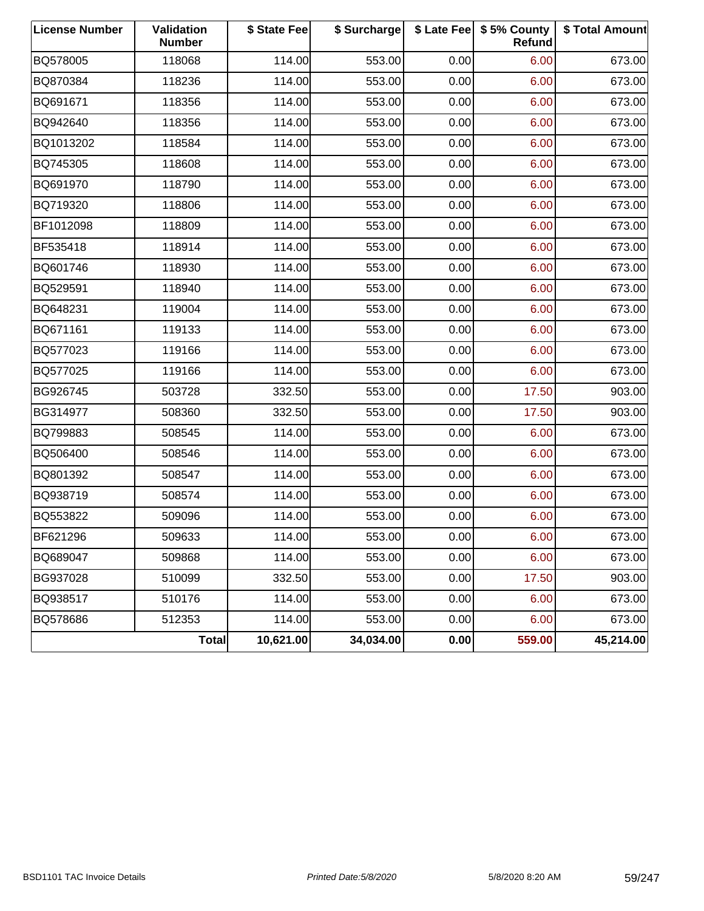| License Number | Validation Number | $ State Fee | $ Surcharge | $ Late Fee | $ 5% County Refund | $ Total Amount |
|---|---|---|---|---|---|---|
| BQ578005 | 118068 | 114.00 | 553.00 | 0.00 | 6.00 | 673.00 |
| BQ870384 | 118236 | 114.00 | 553.00 | 0.00 | 6.00 | 673.00 |
| BQ691671 | 118356 | 114.00 | 553.00 | 0.00 | 6.00 | 673.00 |
| BQ942640 | 118356 | 114.00 | 553.00 | 0.00 | 6.00 | 673.00 |
| BQ1013202 | 118584 | 114.00 | 553.00 | 0.00 | 6.00 | 673.00 |
| BQ745305 | 118608 | 114.00 | 553.00 | 0.00 | 6.00 | 673.00 |
| BQ691970 | 118790 | 114.00 | 553.00 | 0.00 | 6.00 | 673.00 |
| BQ719320 | 118806 | 114.00 | 553.00 | 0.00 | 6.00 | 673.00 |
| BF1012098 | 118809 | 114.00 | 553.00 | 0.00 | 6.00 | 673.00 |
| BF535418 | 118914 | 114.00 | 553.00 | 0.00 | 6.00 | 673.00 |
| BQ601746 | 118930 | 114.00 | 553.00 | 0.00 | 6.00 | 673.00 |
| BQ529591 | 118940 | 114.00 | 553.00 | 0.00 | 6.00 | 673.00 |
| BQ648231 | 119004 | 114.00 | 553.00 | 0.00 | 6.00 | 673.00 |
| BQ671161 | 119133 | 114.00 | 553.00 | 0.00 | 6.00 | 673.00 |
| BQ577023 | 119166 | 114.00 | 553.00 | 0.00 | 6.00 | 673.00 |
| BQ577025 | 119166 | 114.00 | 553.00 | 0.00 | 6.00 | 673.00 |
| BG926745 | 503728 | 332.50 | 553.00 | 0.00 | 17.50 | 903.00 |
| BG314977 | 508360 | 332.50 | 553.00 | 0.00 | 17.50 | 903.00 |
| BQ799883 | 508545 | 114.00 | 553.00 | 0.00 | 6.00 | 673.00 |
| BQ506400 | 508546 | 114.00 | 553.00 | 0.00 | 6.00 | 673.00 |
| BQ801392 | 508547 | 114.00 | 553.00 | 0.00 | 6.00 | 673.00 |
| BQ938719 | 508574 | 114.00 | 553.00 | 0.00 | 6.00 | 673.00 |
| BQ553822 | 509096 | 114.00 | 553.00 | 0.00 | 6.00 | 673.00 |
| BF621296 | 509633 | 114.00 | 553.00 | 0.00 | 6.00 | 673.00 |
| BQ689047 | 509868 | 114.00 | 553.00 | 0.00 | 6.00 | 673.00 |
| BG937028 | 510099 | 332.50 | 553.00 | 0.00 | 17.50 | 903.00 |
| BQ938517 | 510176 | 114.00 | 553.00 | 0.00 | 6.00 | 673.00 |
| BQ578686 | 512353 | 114.00 | 553.00 | 0.00 | 6.00 | 673.00 |
| | **Total** | **10,621.00** | **34,034.00** | **0.00** | **559.00** | **45,214.00** |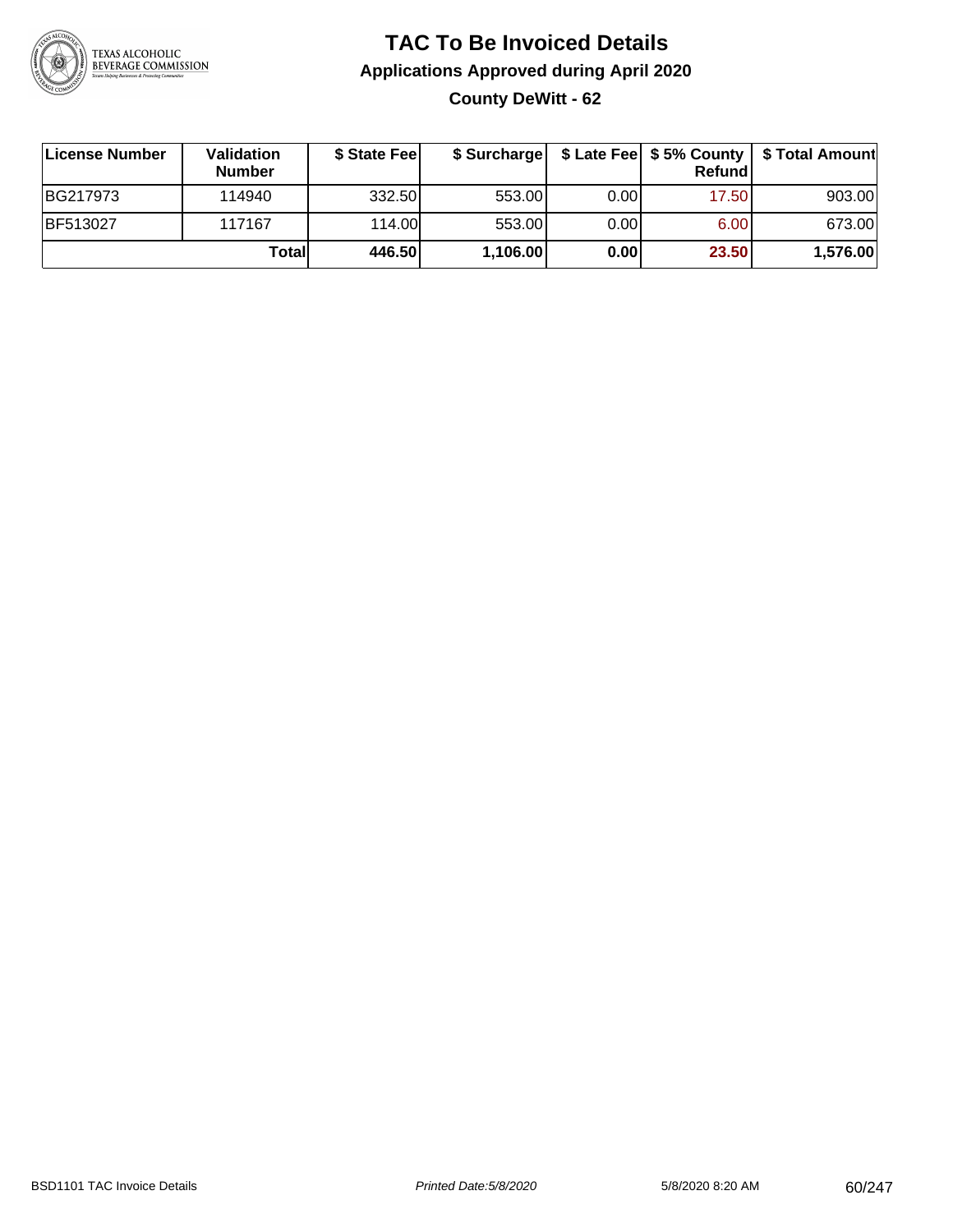# TAC To Be Invoiced Details

## Applications Approved during April 2020

### County DeWitt - 62

| License Number | Validation Number | $ State Fee | $ Surcharge | $ Late Fee | $ 5% County Refund | $ Total Amount |
|---|---|---|---|---|---|---|
| BG217973 | 114940 | 332.50 | 553.00 | 0.00 | 17.50 | 903.00 |
| BF513027 | 117167 | 114.00 | 553.00 | 0.00 | 6.00 | 673.00 |
| | **Total** | **446.50** | **1,106.00** | **0.00** | **23.50** | **1,576.00** |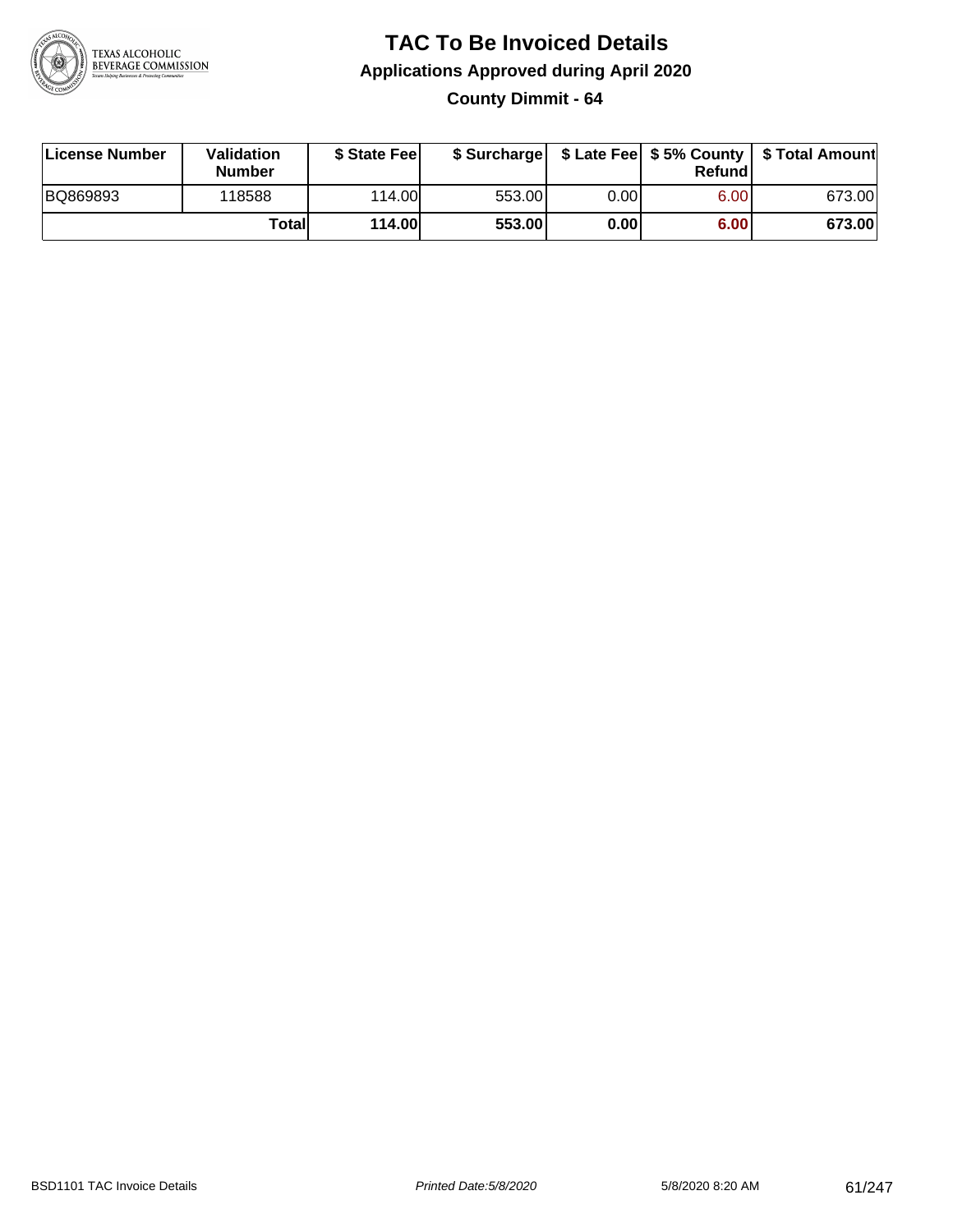# TAC To Be Invoiced Details

## Applications Approved during April 2020

### County Dimmit - 64

| License Number | Validation Number | $ State Fee | $ Surcharge | $ Late Fee | $ 5% County Refund | $ Total Amount |
|---|---|---|---|---|---|---|
| BQ869893 | 118588 | 114.00 | 553.00 | 0.00 | 6.00 | 673.00 |
| | **Total** | **114.00** | **553.00** | **0.00** | **6.00** | **673.00** |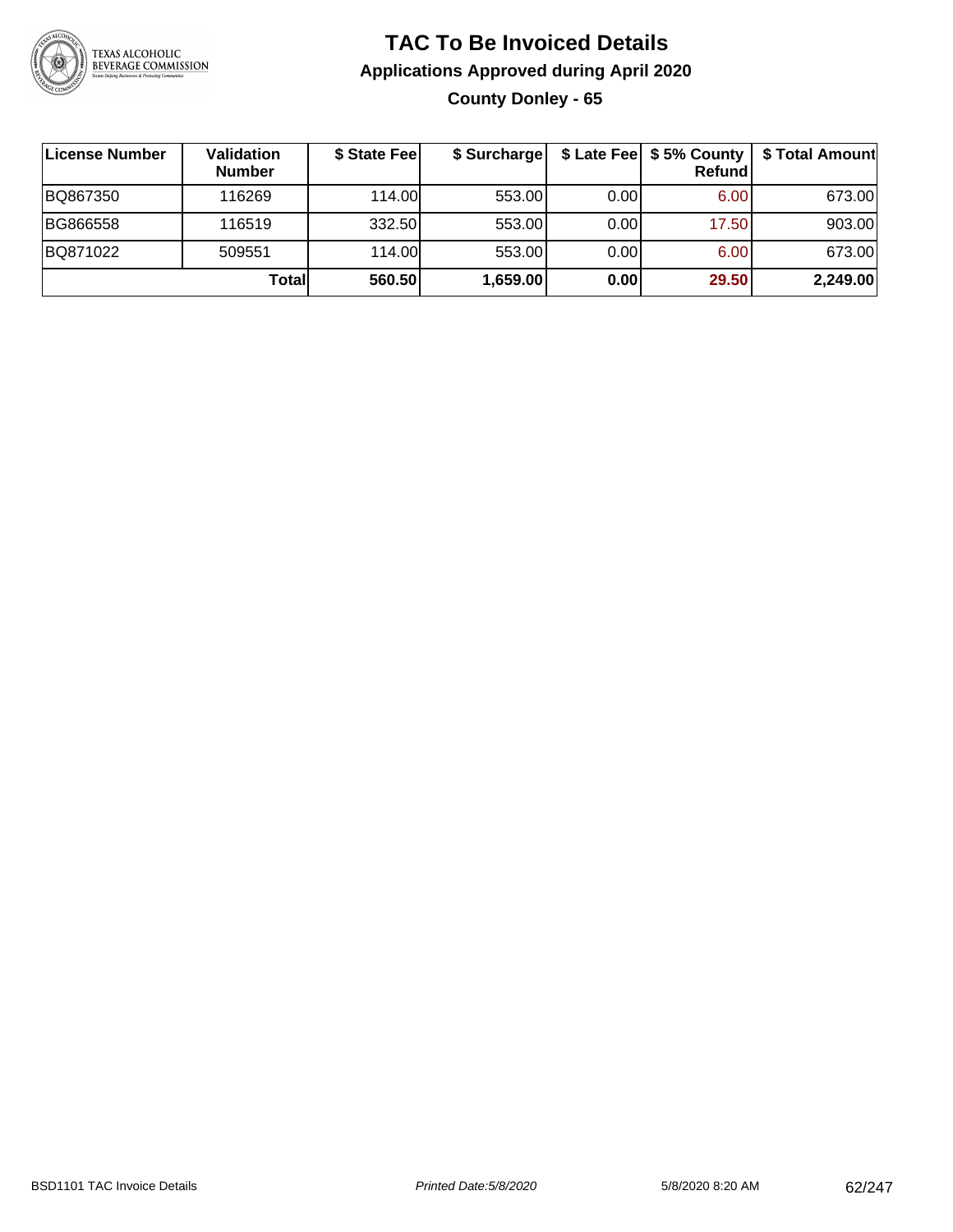# TAC To Be Invoiced Details

## Applications Approved during April 2020

### County Donley - 65

| License Number | Validation Number | $ State Fee | $ Surcharge | $ Late Fee | $ 5% County Refund | $ Total Amount |
|---|---|---|---|---|---|---|
| BQ867350 | 116269 | 114.00 | 553.00 | 0.00 | 6.00 | 673.00 |
| BG866558 | 116519 | 332.50 | 553.00 | 0.00 | 17.50 | 903.00 |
| BQ871022 | 509551 | 114.00 | 553.00 | 0.00 | 6.00 | 673.00 |
| | **Total** | **560.50** | **1,659.00** | **0.00** | **29.50** | **2,249.00** |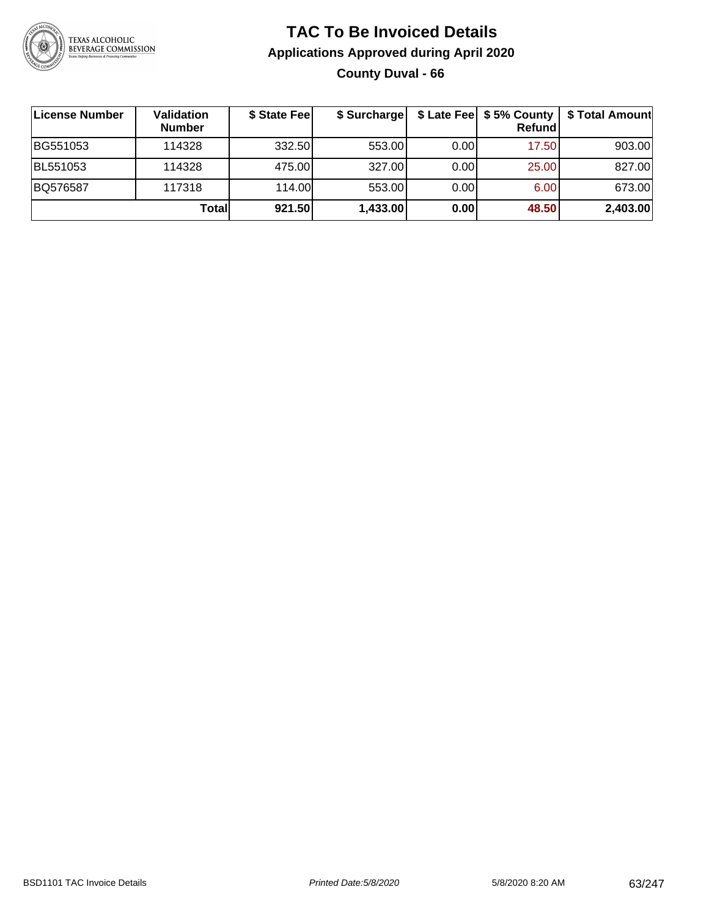# TAC To Be Invoiced Details

## Applications Approved during April 2020

### County Duval - 66

| License Number | Validation Number | $ State Fee | $ Surcharge | $ Late Fee | $ 5% County Refund | $ Total Amount |
|---|---|---|---|---|---|---|
| BG551053 | 114328 | 332.50 | 553.00 | 0.00 | 17.50 | 903.00 |
| BL551053 | 114328 | 475.00 | 327.00 | 0.00 | 25.00 | 827.00 |
| BQ576587 | 117318 | 114.00 | 553.00 | 0.00 | 6.00 | 673.00 |
| | **Total** | **921.50** | **1,433.00** | **0.00** | **48.50** | **2,403.00** |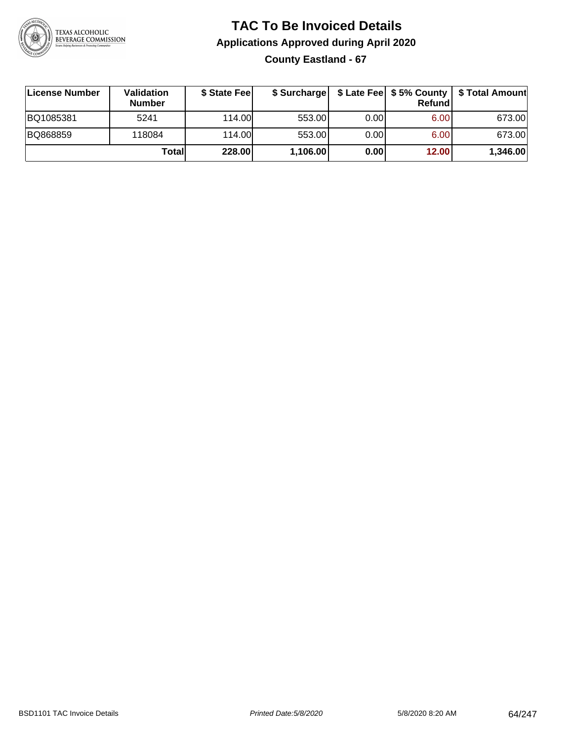# TAC To Be Invoiced Details

## Applications Approved during April 2020

### County Eastland - 67

| License Number | Validation Number | $ State Fee | $ Surcharge | $ Late Fee | $ 5% County Refund | $ Total Amount |
|---|---|---|---|---|---|---|
| BQ1085381 | 5241 | 114.00 | 553.00 | 0.00 | 6.00 | 673.00 |
| BQ868859 | 118084 | 114.00 | 553.00 | 0.00 | 6.00 | 673.00 |
| | **Total** | **228.00** | **1,106.00** | **0.00** | **12.00** | **1,346.00** |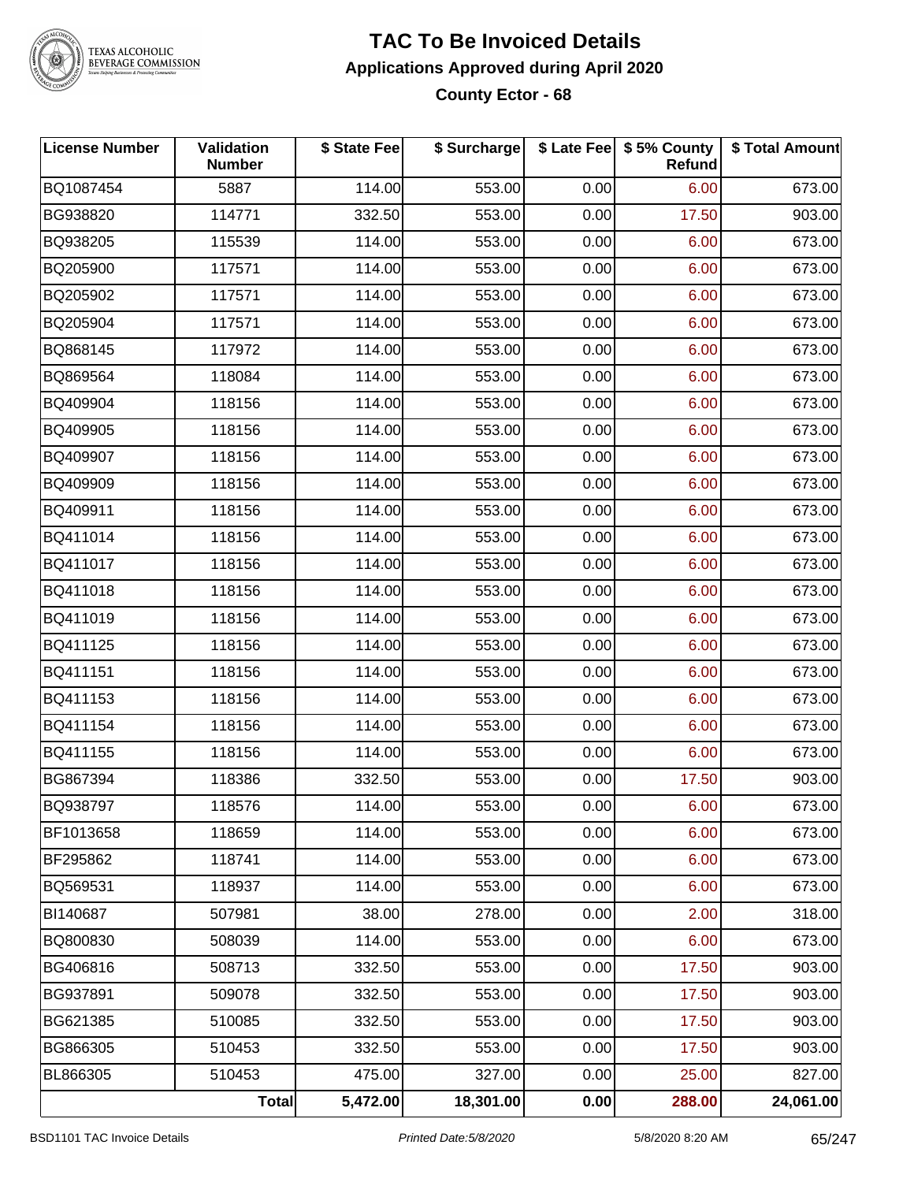# TAC To Be Invoiced Details

## Applications Approved during April 2020

### County Ector - 68

| License Number | Validation Number | $ State Fee | $ Surcharge | $ Late Fee | $ 5% County Refund | $ Total Amount |
|---|---|---|---|---|---|---|
| BQ1087454 | 5887 | 114.00 | 553.00 | 0.00 | 6.00 | 673.00 |
| BG938820 | 114771 | 332.50 | 553.00 | 0.00 | 17.50 | 903.00 |
| BQ938205 | 115539 | 114.00 | 553.00 | 0.00 | 6.00 | 673.00 |
| BQ205900 | 117571 | 114.00 | 553.00 | 0.00 | 6.00 | 673.00 |
| BQ205902 | 117571 | 114.00 | 553.00 | 0.00 | 6.00 | 673.00 |
| BQ205904 | 117571 | 114.00 | 553.00 | 0.00 | 6.00 | 673.00 |
| BQ868145 | 117972 | 114.00 | 553.00 | 0.00 | 6.00 | 673.00 |
| BQ869564 | 118084 | 114.00 | 553.00 | 0.00 | 6.00 | 673.00 |
| BQ409904 | 118156 | 114.00 | 553.00 | 0.00 | 6.00 | 673.00 |
| BQ409905 | 118156 | 114.00 | 553.00 | 0.00 | 6.00 | 673.00 |
| BQ409907 | 118156 | 114.00 | 553.00 | 0.00 | 6.00 | 673.00 |
| BQ409909 | 118156 | 114.00 | 553.00 | 0.00 | 6.00 | 673.00 |
| BQ409911 | 118156 | 114.00 | 553.00 | 0.00 | 6.00 | 673.00 |
| BQ411014 | 118156 | 114.00 | 553.00 | 0.00 | 6.00 | 673.00 |
| BQ411017 | 118156 | 114.00 | 553.00 | 0.00 | 6.00 | 673.00 |
| BQ411018 | 118156 | 114.00 | 553.00 | 0.00 | 6.00 | 673.00 |
| BQ411019 | 118156 | 114.00 | 553.00 | 0.00 | 6.00 | 673.00 |
| BQ411125 | 118156 | 114.00 | 553.00 | 0.00 | 6.00 | 673.00 |
| BQ411151 | 118156 | 114.00 | 553.00 | 0.00 | 6.00 | 673.00 |
| BQ411153 | 118156 | 114.00 | 553.00 | 0.00 | 6.00 | 673.00 |
| BQ411154 | 118156 | 114.00 | 553.00 | 0.00 | 6.00 | 673.00 |
| BQ411155 | 118156 | 114.00 | 553.00 | 0.00 | 6.00 | 673.00 |
| BG867394 | 118386 | 332.50 | 553.00 | 0.00 | 17.50 | 903.00 |
| BQ938797 | 118576 | 114.00 | 553.00 | 0.00 | 6.00 | 673.00 |
| BF1013658 | 118659 | 114.00 | 553.00 | 0.00 | 6.00 | 673.00 |
| BF295862 | 118741 | 114.00 | 553.00 | 0.00 | 6.00 | 673.00 |
| BQ569531 | 118937 | 114.00 | 553.00 | 0.00 | 6.00 | 673.00 |
| BI140687 | 507981 | 38.00 | 278.00 | 0.00 | 2.00 | 318.00 |
| BQ800830 | 508039 | 114.00 | 553.00 | 0.00 | 6.00 | 673.00 |
| BG406816 | 508713 | 332.50 | 553.00 | 0.00 | 17.50 | 903.00 |
| BG937891 | 509078 | 332.50 | 553.00 | 0.00 | 17.50 | 903.00 |
| BG621385 | 510085 | 332.50 | 553.00 | 0.00 | 17.50 | 903.00 |
| BG866305 | 510453 | 332.50 | 553.00 | 0.00 | 17.50 | 903.00 |
| BL866305 | 510453 | 475.00 | 327.00 | 0.00 | 25.00 | 827.00 |
| | **Total** | **5,472.00** | **18,301.00** | **0.00** | **288.00** | **24,061.00** |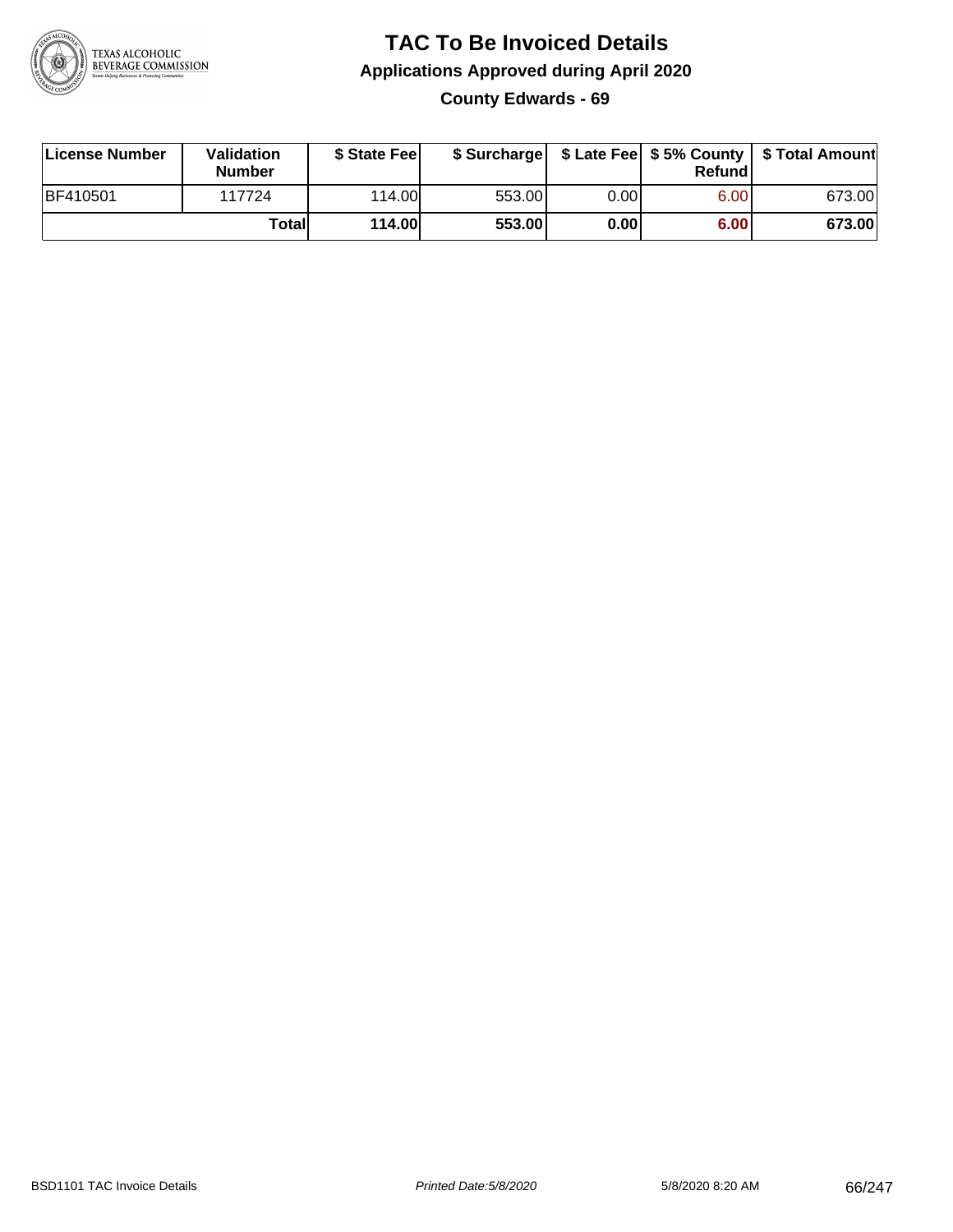# TAC To Be Invoiced Details

## Applications Approved during April 2020

### County Edwards - 69

| License Number | Validation Number | $ State Fee | $ Surcharge | $ Late Fee | $ 5% County Refund | $ Total Amount |
|---|---|---|---|---|---|---|
| BF410501 | 117724 | 114.00 | 553.00 | 0.00 | 6.00 | 673.00 |
| | **Total** | **114.00** | **553.00** | **0.00** | **6.00** | **673.00** |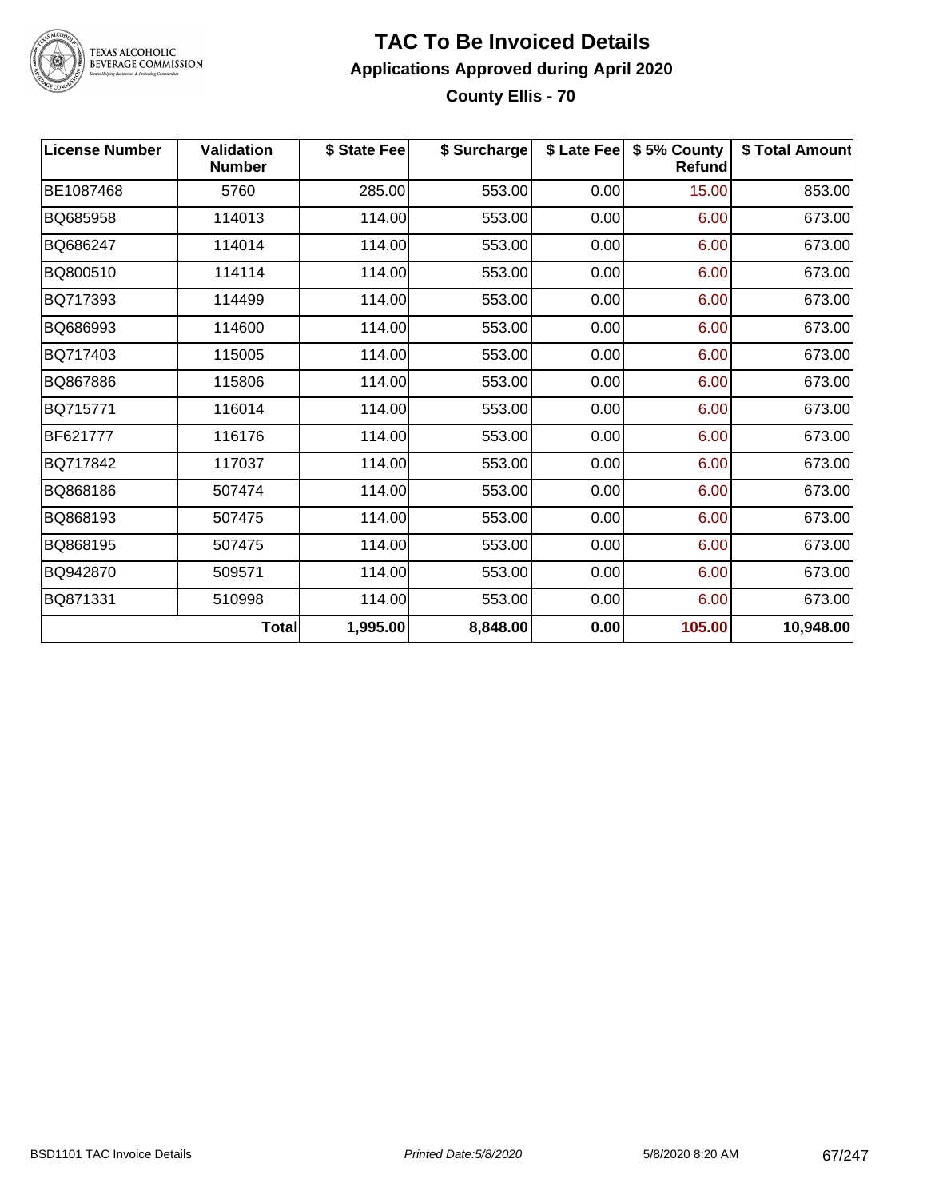# TAC To Be Invoiced Details

## Applications Approved during April 2020

### County Ellis - 70

| License Number | Validation Number | $ State Fee | $ Surcharge | $ Late Fee | $ 5% County Refund | $ Total Amount |
|---|---|---|---|---|---|---|
| BE1087468 | 5760 | 285.00 | 553.00 | 0.00 | 15.00 | 853.00 |
| BQ685958 | 114013 | 114.00 | 553.00 | 0.00 | 6.00 | 673.00 |
| BQ686247 | 114014 | 114.00 | 553.00 | 0.00 | 6.00 | 673.00 |
| BQ800510 | 114114 | 114.00 | 553.00 | 0.00 | 6.00 | 673.00 |
| BQ717393 | 114499 | 114.00 | 553.00 | 0.00 | 6.00 | 673.00 |
| BQ686993 | 114600 | 114.00 | 553.00 | 0.00 | 6.00 | 673.00 |
| BQ717403 | 115005 | 114.00 | 553.00 | 0.00 | 6.00 | 673.00 |
| BQ867886 | 115806 | 114.00 | 553.00 | 0.00 | 6.00 | 673.00 |
| BQ715771 | 116014 | 114.00 | 553.00 | 0.00 | 6.00 | 673.00 |
| BF621777 | 116176 | 114.00 | 553.00 | 0.00 | 6.00 | 673.00 |
| BQ717842 | 117037 | 114.00 | 553.00 | 0.00 | 6.00 | 673.00 |
| BQ868186 | 507474 | 114.00 | 553.00 | 0.00 | 6.00 | 673.00 |
| BQ868193 | 507475 | 114.00 | 553.00 | 0.00 | 6.00 | 673.00 |
| BQ868195 | 507475 | 114.00 | 553.00 | 0.00 | 6.00 | 673.00 |
| BQ942870 | 509571 | 114.00 | 553.00 | 0.00 | 6.00 | 673.00 |
| BQ871331 | 510998 | 114.00 | 553.00 | 0.00 | 6.00 | 673.00 |
| | **Total** | **1,995.00** | **8,848.00** | **0.00** | **105.00** | **10,948.00** |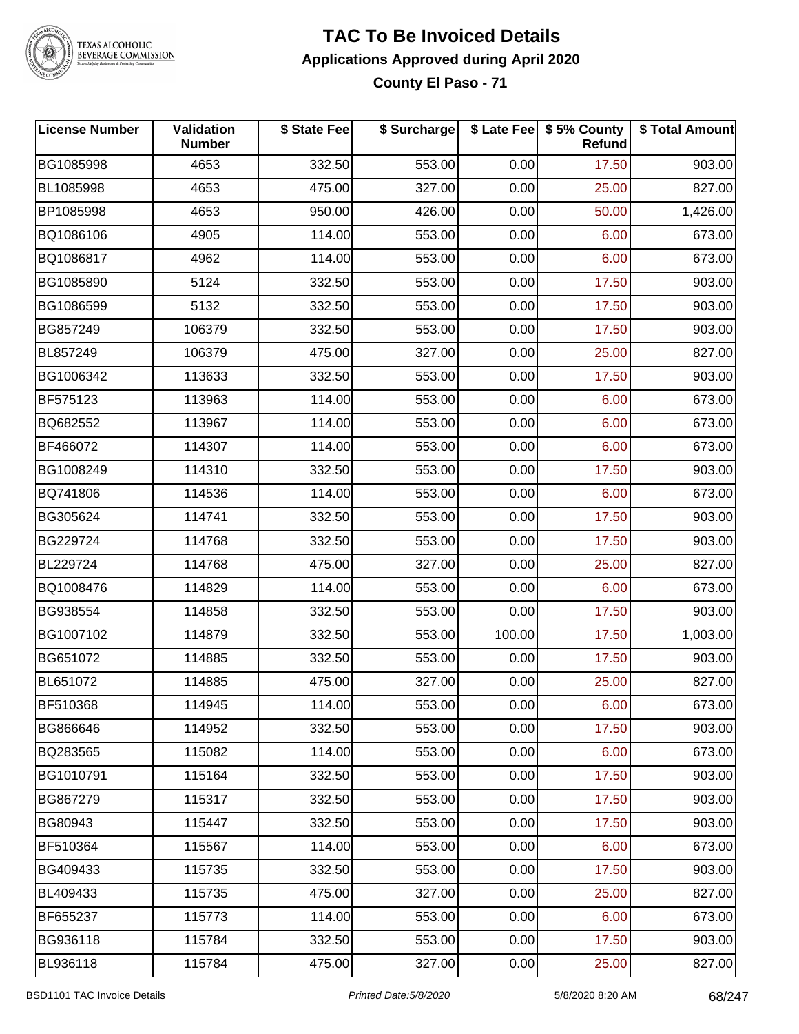# TAC To Be Invoiced Details

## Applications Approved during April 2020

### County El Paso - 71

| License Number | Validation Number | $ State Fee | $ Surcharge | $ Late Fee | $ 5% County Refund | $ Total Amount |
|---|---|---|---|---|---|---|
| BG1085998 | 4653 | 332.50 | 553.00 | 0.00 | 17.50 | 903.00 |
| BL1085998 | 4653 | 475.00 | 327.00 | 0.00 | 25.00 | 827.00 |
| BP1085998 | 4653 | 950.00 | 426.00 | 0.00 | 50.00 | 1,426.00 |
| BQ1086106 | 4905 | 114.00 | 553.00 | 0.00 | 6.00 | 673.00 |
| BQ1086817 | 4962 | 114.00 | 553.00 | 0.00 | 6.00 | 673.00 |
| BG1085890 | 5124 | 332.50 | 553.00 | 0.00 | 17.50 | 903.00 |
| BG1086599 | 5132 | 332.50 | 553.00 | 0.00 | 17.50 | 903.00 |
| BG857249 | 106379 | 332.50 | 553.00 | 0.00 | 17.50 | 903.00 |
| BL857249 | 106379 | 475.00 | 327.00 | 0.00 | 25.00 | 827.00 |
| BG1006342 | 113633 | 332.50 | 553.00 | 0.00 | 17.50 | 903.00 |
| BF575123 | 113963 | 114.00 | 553.00 | 0.00 | 6.00 | 673.00 |
| BQ682552 | 113967 | 114.00 | 553.00 | 0.00 | 6.00 | 673.00 |
| BF466072 | 114307 | 114.00 | 553.00 | 0.00 | 6.00 | 673.00 |
| BG1008249 | 114310 | 332.50 | 553.00 | 0.00 | 17.50 | 903.00 |
| BQ741806 | 114536 | 114.00 | 553.00 | 0.00 | 6.00 | 673.00 |
| BG305624 | 114741 | 332.50 | 553.00 | 0.00 | 17.50 | 903.00 |
| BG229724 | 114768 | 332.50 | 553.00 | 0.00 | 17.50 | 903.00 |
| BL229724 | 114768 | 475.00 | 327.00 | 0.00 | 25.00 | 827.00 |
| BQ1008476 | 114829 | 114.00 | 553.00 | 0.00 | 6.00 | 673.00 |
| BG938554 | 114858 | 332.50 | 553.00 | 0.00 | 17.50 | 903.00 |
| BG1007102 | 114879 | 332.50 | 553.00 | 100.00 | 17.50 | 1,003.00 |
| BG651072 | 114885 | 332.50 | 553.00 | 0.00 | 17.50 | 903.00 |
| BL651072 | 114885 | 475.00 | 327.00 | 0.00 | 25.00 | 827.00 |
| BF510368 | 114945 | 114.00 | 553.00 | 0.00 | 6.00 | 673.00 |
| BG866646 | 114952 | 332.50 | 553.00 | 0.00 | 17.50 | 903.00 |
| BQ283565 | 115082 | 114.00 | 553.00 | 0.00 | 6.00 | 673.00 |
| BG1010791 | 115164 | 332.50 | 553.00 | 0.00 | 17.50 | 903.00 |
| BG867279 | 115317 | 332.50 | 553.00 | 0.00 | 17.50 | 903.00 |
| BG80943 | 115447 | 332.50 | 553.00 | 0.00 | 17.50 | 903.00 |
| BF510364 | 115567 | 114.00 | 553.00 | 0.00 | 6.00 | 673.00 |
| BG409433 | 115735 | 332.50 | 553.00 | 0.00 | 17.50 | 903.00 |
| BL409433 | 115735 | 475.00 | 327.00 | 0.00 | 25.00 | 827.00 |
| BF655237 | 115773 | 114.00 | 553.00 | 0.00 | 6.00 | 673.00 |
| BG936118 | 115784 | 332.50 | 553.00 | 0.00 | 17.50 | 903.00 |
| BL936118 | 115784 | 475.00 | 327.00 | 0.00 | 25.00 | 827.00 |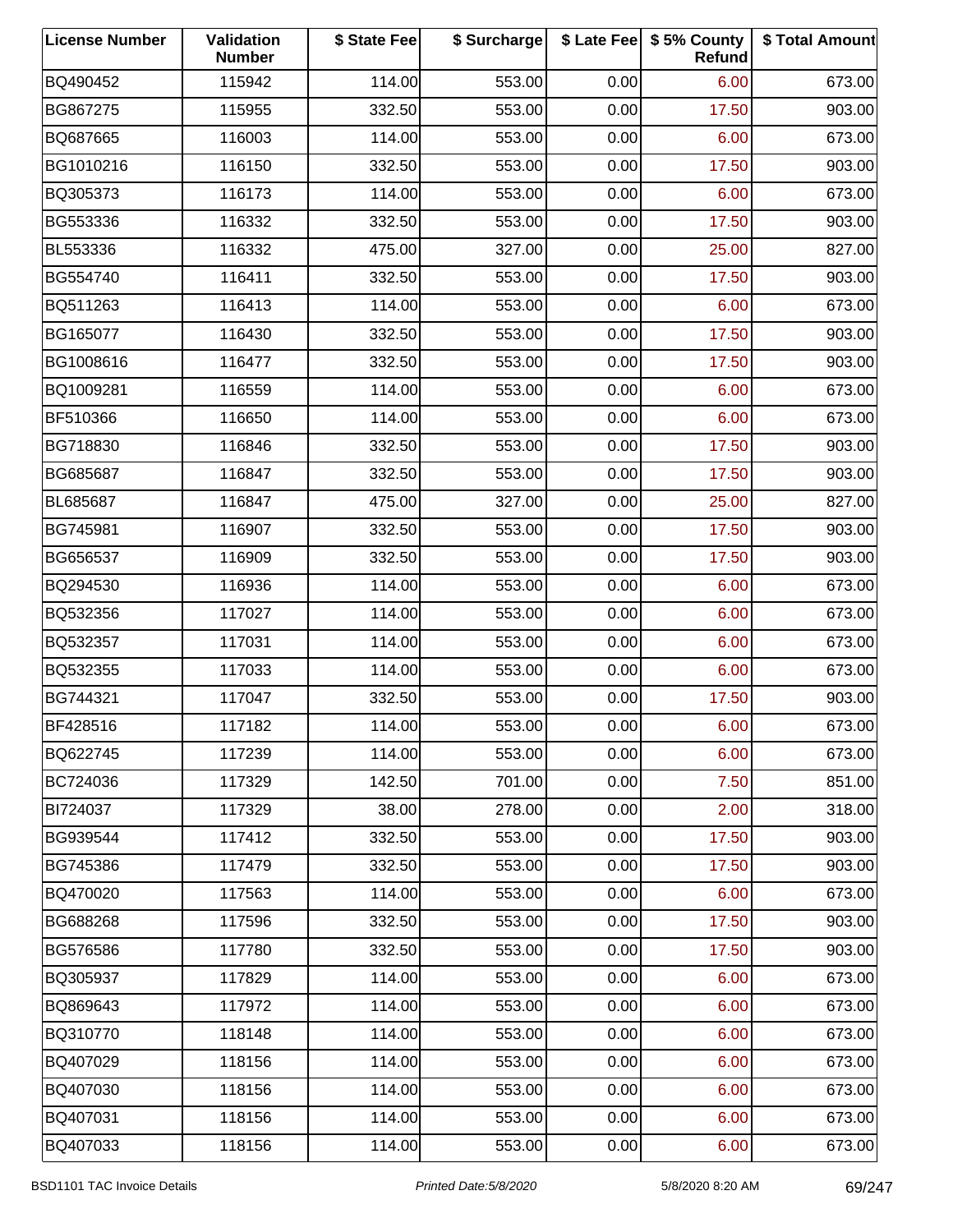| License Number | Validation Number | $ State Fee | $ Surcharge | $ Late Fee | $ 5% County Refund | $ Total Amount |
|---|---|---|---|---|---|---|
| BQ490452 | 115942 | 114.00 | 553.00 | 0.00 | 6.00 | 673.00 |
| BG867275 | 115955 | 332.50 | 553.00 | 0.00 | 17.50 | 903.00 |
| BQ687665 | 116003 | 114.00 | 553.00 | 0.00 | 6.00 | 673.00 |
| BG1010216 | 116150 | 332.50 | 553.00 | 0.00 | 17.50 | 903.00 |
| BQ305373 | 116173 | 114.00 | 553.00 | 0.00 | 6.00 | 673.00 |
| BG553336 | 116332 | 332.50 | 553.00 | 0.00 | 17.50 | 903.00 |
| BL553336 | 116332 | 475.00 | 327.00 | 0.00 | 25.00 | 827.00 |
| BG554740 | 116411 | 332.50 | 553.00 | 0.00 | 17.50 | 903.00 |
| BQ511263 | 116413 | 114.00 | 553.00 | 0.00 | 6.00 | 673.00 |
| BG165077 | 116430 | 332.50 | 553.00 | 0.00 | 17.50 | 903.00 |
| BG1008616 | 116477 | 332.50 | 553.00 | 0.00 | 17.50 | 903.00 |
| BQ1009281 | 116559 | 114.00 | 553.00 | 0.00 | 6.00 | 673.00 |
| BF510366 | 116650 | 114.00 | 553.00 | 0.00 | 6.00 | 673.00 |
| BG718830 | 116846 | 332.50 | 553.00 | 0.00 | 17.50 | 903.00 |
| BG685687 | 116847 | 332.50 | 553.00 | 0.00 | 17.50 | 903.00 |
| BL685687 | 116847 | 475.00 | 327.00 | 0.00 | 25.00 | 827.00 |
| BG745981 | 116907 | 332.50 | 553.00 | 0.00 | 17.50 | 903.00 |
| BG656537 | 116909 | 332.50 | 553.00 | 0.00 | 17.50 | 903.00 |
| BQ294530 | 116936 | 114.00 | 553.00 | 0.00 | 6.00 | 673.00 |
| BQ532356 | 117027 | 114.00 | 553.00 | 0.00 | 6.00 | 673.00 |
| BQ532357 | 117031 | 114.00 | 553.00 | 0.00 | 6.00 | 673.00 |
| BQ532355 | 117033 | 114.00 | 553.00 | 0.00 | 6.00 | 673.00 |
| BG744321 | 117047 | 332.50 | 553.00 | 0.00 | 17.50 | 903.00 |
| BF428516 | 117182 | 114.00 | 553.00 | 0.00 | 6.00 | 673.00 |
| BQ622745 | 117239 | 114.00 | 553.00 | 0.00 | 6.00 | 673.00 |
| BC724036 | 117329 | 142.50 | 701.00 | 0.00 | 7.50 | 851.00 |
| BI724037 | 117329 | 38.00 | 278.00 | 0.00 | 2.00 | 318.00 |
| BG939544 | 117412 | 332.50 | 553.00 | 0.00 | 17.50 | 903.00 |
| BG745386 | 117479 | 332.50 | 553.00 | 0.00 | 17.50 | 903.00 |
| BQ470020 | 117563 | 114.00 | 553.00 | 0.00 | 6.00 | 673.00 |
| BG688268 | 117596 | 332.50 | 553.00 | 0.00 | 17.50 | 903.00 |
| BG576586 | 117780 | 332.50 | 553.00 | 0.00 | 17.50 | 903.00 |
| BQ305937 | 117829 | 114.00 | 553.00 | 0.00 | 6.00 | 673.00 |
| BQ869643 | 117972 | 114.00 | 553.00 | 0.00 | 6.00 | 673.00 |
| BQ310770 | 118148 | 114.00 | 553.00 | 0.00 | 6.00 | 673.00 |
| BQ407029 | 118156 | 114.00 | 553.00 | 0.00 | 6.00 | 673.00 |
| BQ407030 | 118156 | 114.00 | 553.00 | 0.00 | 6.00 | 673.00 |
| BQ407031 | 118156 | 114.00 | 553.00 | 0.00 | 6.00 | 673.00 |
| BQ407033 | 118156 | 114.00 | 553.00 | 0.00 | 6.00 | 673.00 |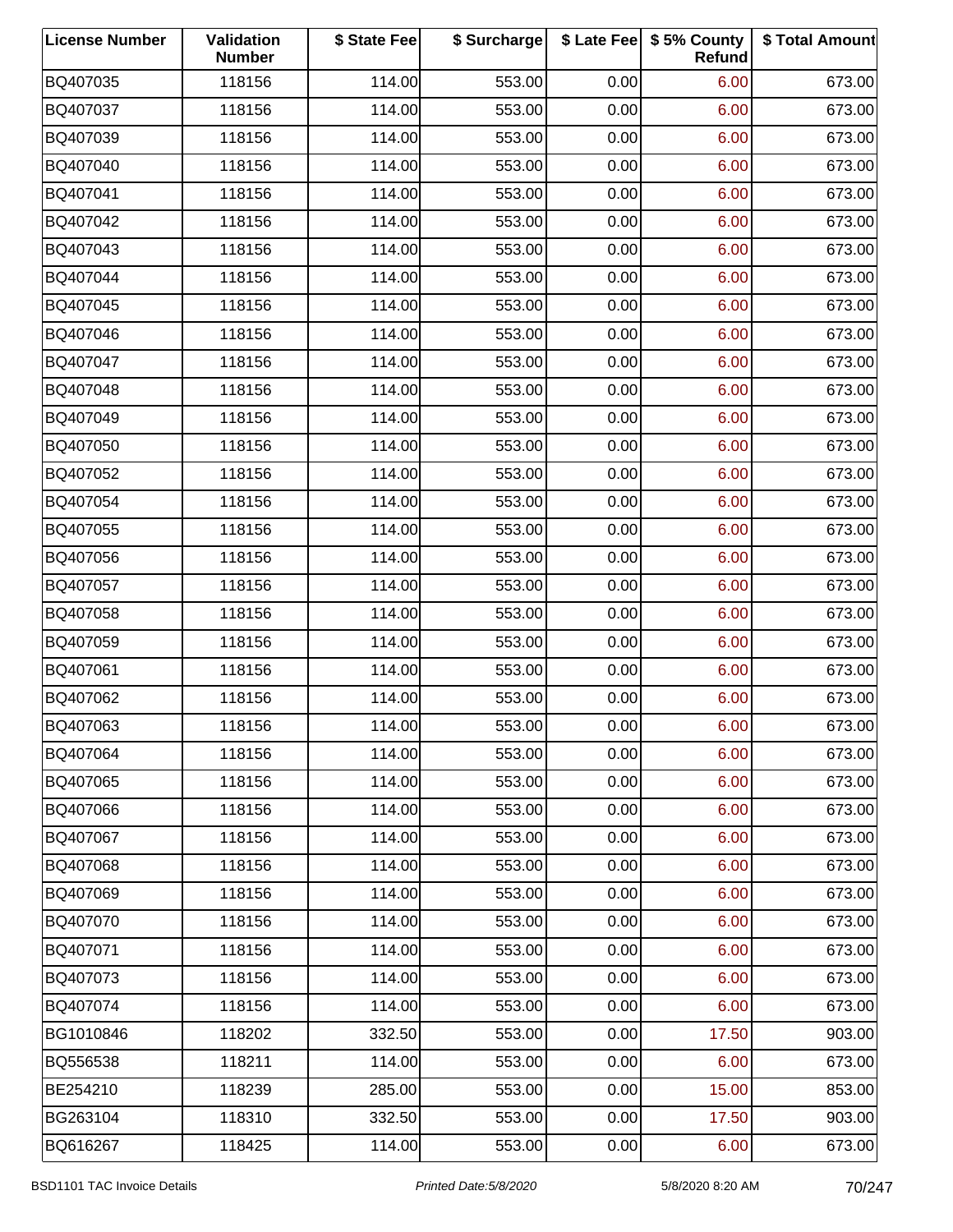| License Number | Validation Number | $ State Fee | $ Surcharge | $ Late Fee | $ 5% County Refund | $ Total Amount |
| --- | --- | --- | --- | --- | --- | --- |
| BQ407035 | 118156 | 114.00 | 553.00 | 0.00 | 6.00 | 673.00 |
| BQ407037 | 118156 | 114.00 | 553.00 | 0.00 | 6.00 | 673.00 |
| BQ407039 | 118156 | 114.00 | 553.00 | 0.00 | 6.00 | 673.00 |
| BQ407040 | 118156 | 114.00 | 553.00 | 0.00 | 6.00 | 673.00 |
| BQ407041 | 118156 | 114.00 | 553.00 | 0.00 | 6.00 | 673.00 |
| BQ407042 | 118156 | 114.00 | 553.00 | 0.00 | 6.00 | 673.00 |
| BQ407043 | 118156 | 114.00 | 553.00 | 0.00 | 6.00 | 673.00 |
| BQ407044 | 118156 | 114.00 | 553.00 | 0.00 | 6.00 | 673.00 |
| BQ407045 | 118156 | 114.00 | 553.00 | 0.00 | 6.00 | 673.00 |
| BQ407046 | 118156 | 114.00 | 553.00 | 0.00 | 6.00 | 673.00 |
| BQ407047 | 118156 | 114.00 | 553.00 | 0.00 | 6.00 | 673.00 |
| BQ407048 | 118156 | 114.00 | 553.00 | 0.00 | 6.00 | 673.00 |
| BQ407049 | 118156 | 114.00 | 553.00 | 0.00 | 6.00 | 673.00 |
| BQ407050 | 118156 | 114.00 | 553.00 | 0.00 | 6.00 | 673.00 |
| BQ407052 | 118156 | 114.00 | 553.00 | 0.00 | 6.00 | 673.00 |
| BQ407054 | 118156 | 114.00 | 553.00 | 0.00 | 6.00 | 673.00 |
| BQ407055 | 118156 | 114.00 | 553.00 | 0.00 | 6.00 | 673.00 |
| BQ407056 | 118156 | 114.00 | 553.00 | 0.00 | 6.00 | 673.00 |
| BQ407057 | 118156 | 114.00 | 553.00 | 0.00 | 6.00 | 673.00 |
| BQ407058 | 118156 | 114.00 | 553.00 | 0.00 | 6.00 | 673.00 |
| BQ407059 | 118156 | 114.00 | 553.00 | 0.00 | 6.00 | 673.00 |
| BQ407061 | 118156 | 114.00 | 553.00 | 0.00 | 6.00 | 673.00 |
| BQ407062 | 118156 | 114.00 | 553.00 | 0.00 | 6.00 | 673.00 |
| BQ407063 | 118156 | 114.00 | 553.00 | 0.00 | 6.00 | 673.00 |
| BQ407064 | 118156 | 114.00 | 553.00 | 0.00 | 6.00 | 673.00 |
| BQ407065 | 118156 | 114.00 | 553.00 | 0.00 | 6.00 | 673.00 |
| BQ407066 | 118156 | 114.00 | 553.00 | 0.00 | 6.00 | 673.00 |
| BQ407067 | 118156 | 114.00 | 553.00 | 0.00 | 6.00 | 673.00 |
| BQ407068 | 118156 | 114.00 | 553.00 | 0.00 | 6.00 | 673.00 |
| BQ407069 | 118156 | 114.00 | 553.00 | 0.00 | 6.00 | 673.00 |
| BQ407070 | 118156 | 114.00 | 553.00 | 0.00 | 6.00 | 673.00 |
| BQ407071 | 118156 | 114.00 | 553.00 | 0.00 | 6.00 | 673.00 |
| BQ407073 | 118156 | 114.00 | 553.00 | 0.00 | 6.00 | 673.00 |
| BQ407074 | 118156 | 114.00 | 553.00 | 0.00 | 6.00 | 673.00 |
| BG1010846 | 118202 | 332.50 | 553.00 | 0.00 | 17.50 | 903.00 |
| BQ556538 | 118211 | 114.00 | 553.00 | 0.00 | 6.00 | 673.00 |
| BE254210 | 118239 | 285.00 | 553.00 | 0.00 | 15.00 | 853.00 |
| BG263104 | 118310 | 332.50 | 553.00 | 0.00 | 17.50 | 903.00 |
| BQ616267 | 118425 | 114.00 | 553.00 | 0.00 | 6.00 | 673.00 |

BSD1101 TAC Invoice Details | *Printed Date:5/8/2020* | 5/8/2020 8:20 AM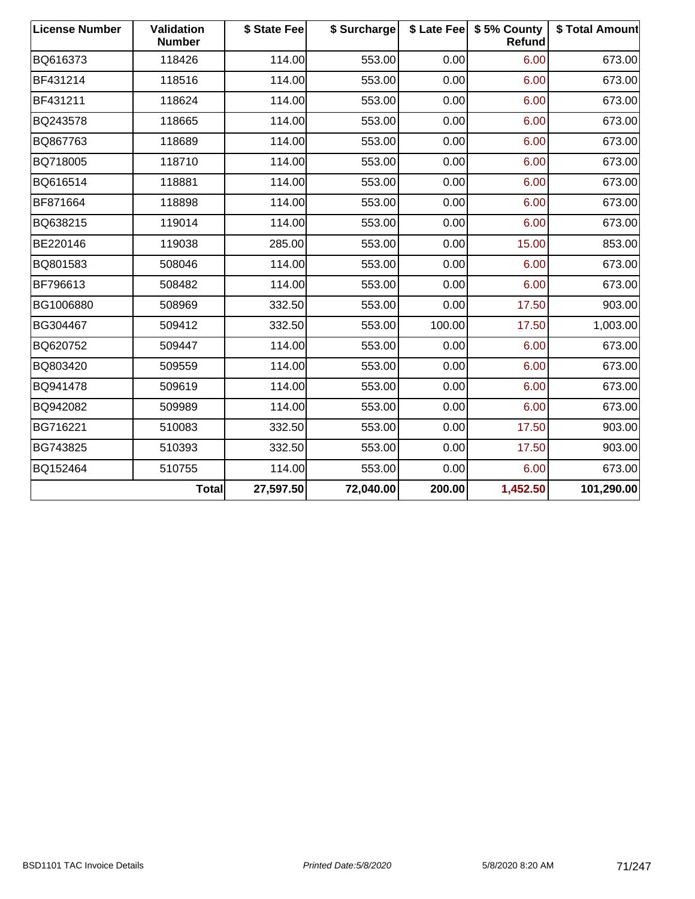| License Number | Validation Number | $ State Fee | $ Surcharge | $ Late Fee | $ 5% County Refund | $ Total Amount |
|---|---|---|---|---|---|---|
| BQ616373 | 118426 | 114.00 | 553.00 | 0.00 | 6.00 | 673.00 |
| BF431214 | 118516 | 114.00 | 553.00 | 0.00 | 6.00 | 673.00 |
| BF431211 | 118624 | 114.00 | 553.00 | 0.00 | 6.00 | 673.00 |
| BQ243578 | 118665 | 114.00 | 553.00 | 0.00 | 6.00 | 673.00 |
| BQ867763 | 118689 | 114.00 | 553.00 | 0.00 | 6.00 | 673.00 |
| BQ718005 | 118710 | 114.00 | 553.00 | 0.00 | 6.00 | 673.00 |
| BQ616514 | 118881 | 114.00 | 553.00 | 0.00 | 6.00 | 673.00 |
| BF871664 | 118898 | 114.00 | 553.00 | 0.00 | 6.00 | 673.00 |
| BQ638215 | 119014 | 114.00 | 553.00 | 0.00 | 6.00 | 673.00 |
| BE220146 | 119038 | 285.00 | 553.00 | 0.00 | 15.00 | 853.00 |
| BQ801583 | 508046 | 114.00 | 553.00 | 0.00 | 6.00 | 673.00 |
| BF796613 | 508482 | 114.00 | 553.00 | 0.00 | 6.00 | 673.00 |
| BG1006880 | 508969 | 332.50 | 553.00 | 0.00 | 17.50 | 903.00 |
| BG304467 | 509412 | 332.50 | 553.00 | 100.00 | 17.50 | 1,003.00 |
| BQ620752 | 509447 | 114.00 | 553.00 | 0.00 | 6.00 | 673.00 |
| BQ803420 | 509559 | 114.00 | 553.00 | 0.00 | 6.00 | 673.00 |
| BQ941478 | 509619 | 114.00 | 553.00 | 0.00 | 6.00 | 673.00 |
| BQ942082 | 509989 | 114.00 | 553.00 | 0.00 | 6.00 | 673.00 |
| BG716221 | 510083 | 332.50 | 553.00 | 0.00 | 17.50 | 903.00 |
| BG743825 | 510393 | 332.50 | 553.00 | 0.00 | 17.50 | 903.00 |
| BQ152464 | 510755 | 114.00 | 553.00 | 0.00 | 6.00 | 673.00 |
| | **Total** | **27,597.50** | **72,040.00** | **200.00** | **1,452.50** | **101,290.00** |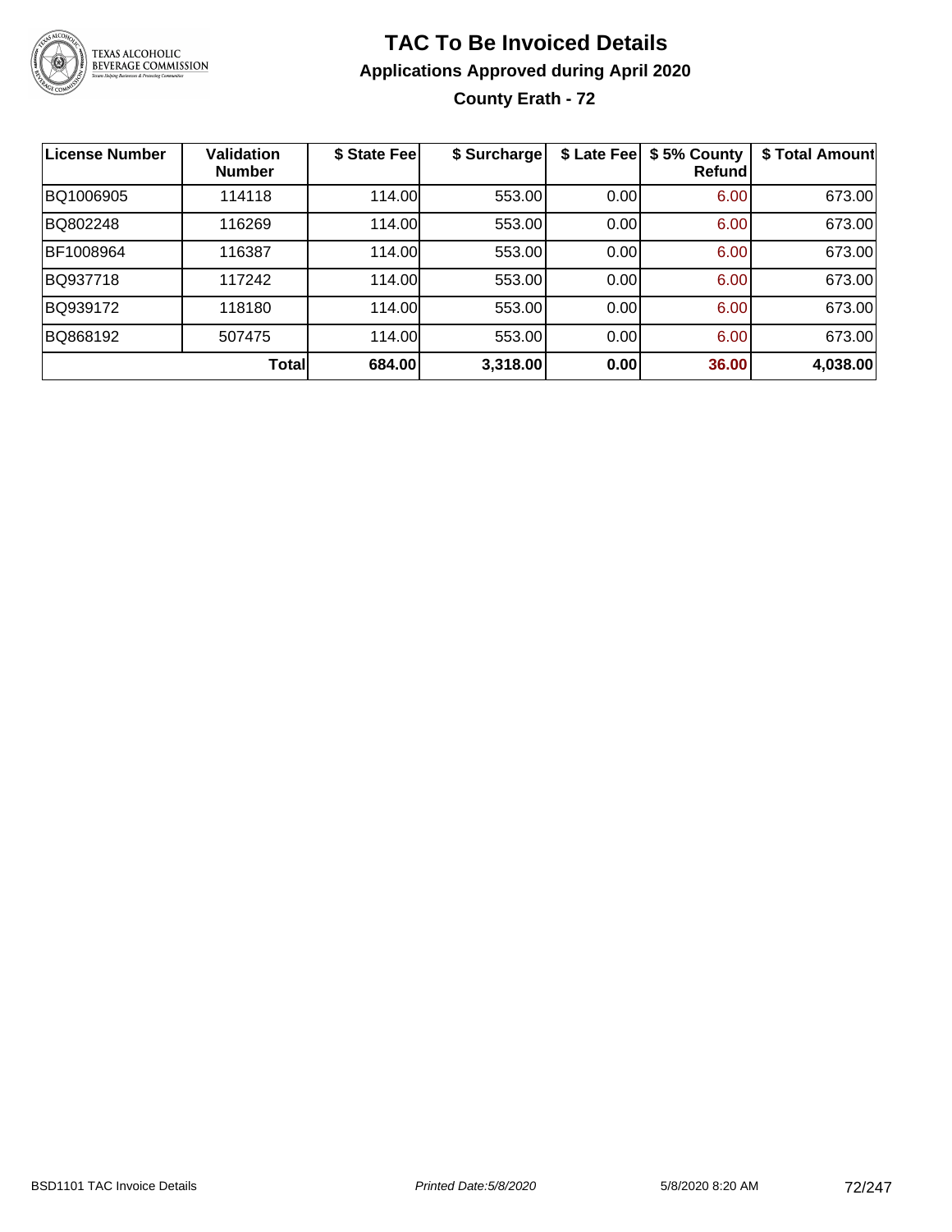# TAC To Be Invoiced Details

## Applications Approved during April 2020

### County Erath - 72

| License Number | Validation Number | $ State Fee | $ Surcharge | $ Late Fee | $ 5% County Refund | $ Total Amount |
|---|---|---|---|---|---|---|
| BQ1006905 | 114118 | 114.00 | 553.00 | 0.00 | 6.00 | 673.00 |
| BQ802248 | 116269 | 114.00 | 553.00 | 0.00 | 6.00 | 673.00 |
| BF1008964 | 116387 | 114.00 | 553.00 | 0.00 | 6.00 | 673.00 |
| BQ937718 | 117242 | 114.00 | 553.00 | 0.00 | 6.00 | 673.00 |
| BQ939172 | 118180 | 114.00 | 553.00 | 0.00 | 6.00 | 673.00 |
| BQ868192 | 507475 | 114.00 | 553.00 | 0.00 | 6.00 | 673.00 |
| | **Total** | **684.00** | **3,318.00** | **0.00** | **36.00** | **4,038.00** |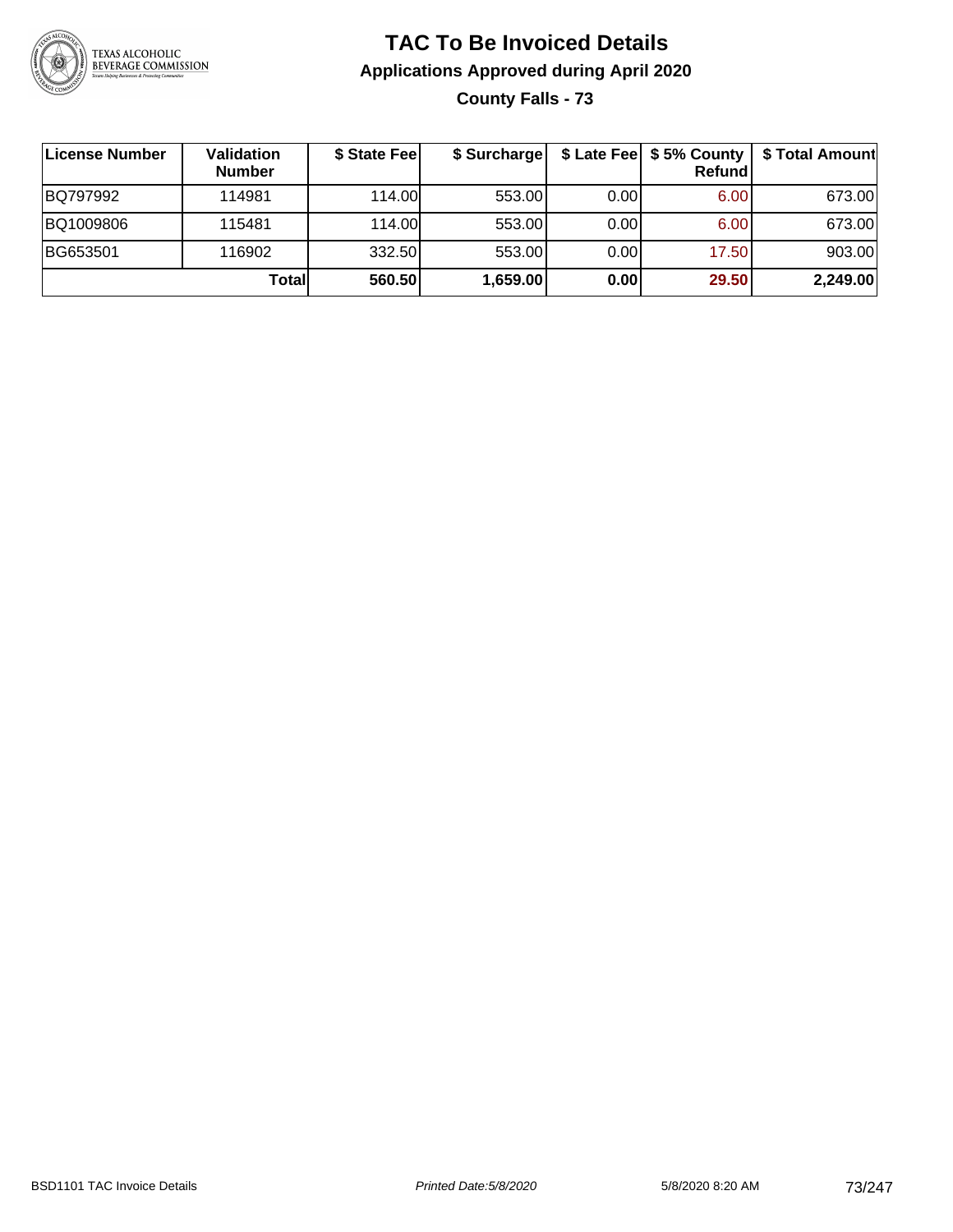# TAC To Be Invoiced Details

## Applications Approved during April 2020

### County Falls - 73

| License Number | Validation Number | $ State Fee | $ Surcharge | $ Late Fee | $ 5% County Refund | $ Total Amount |
|---|---|---|---|---|---|---|
| BQ797992 | 114981 | 114.00 | 553.00 | 0.00 | 6.00 | 673.00 |
| BQ1009806 | 115481 | 114.00 | 553.00 | 0.00 | 6.00 | 673.00 |
| BG653501 | 116902 | 332.50 | 553.00 | 0.00 | 17.50 | 903.00 |
| | **Total** | **560.50** | **1,659.00** | **0.00** | **29.50** | **2,249.00** |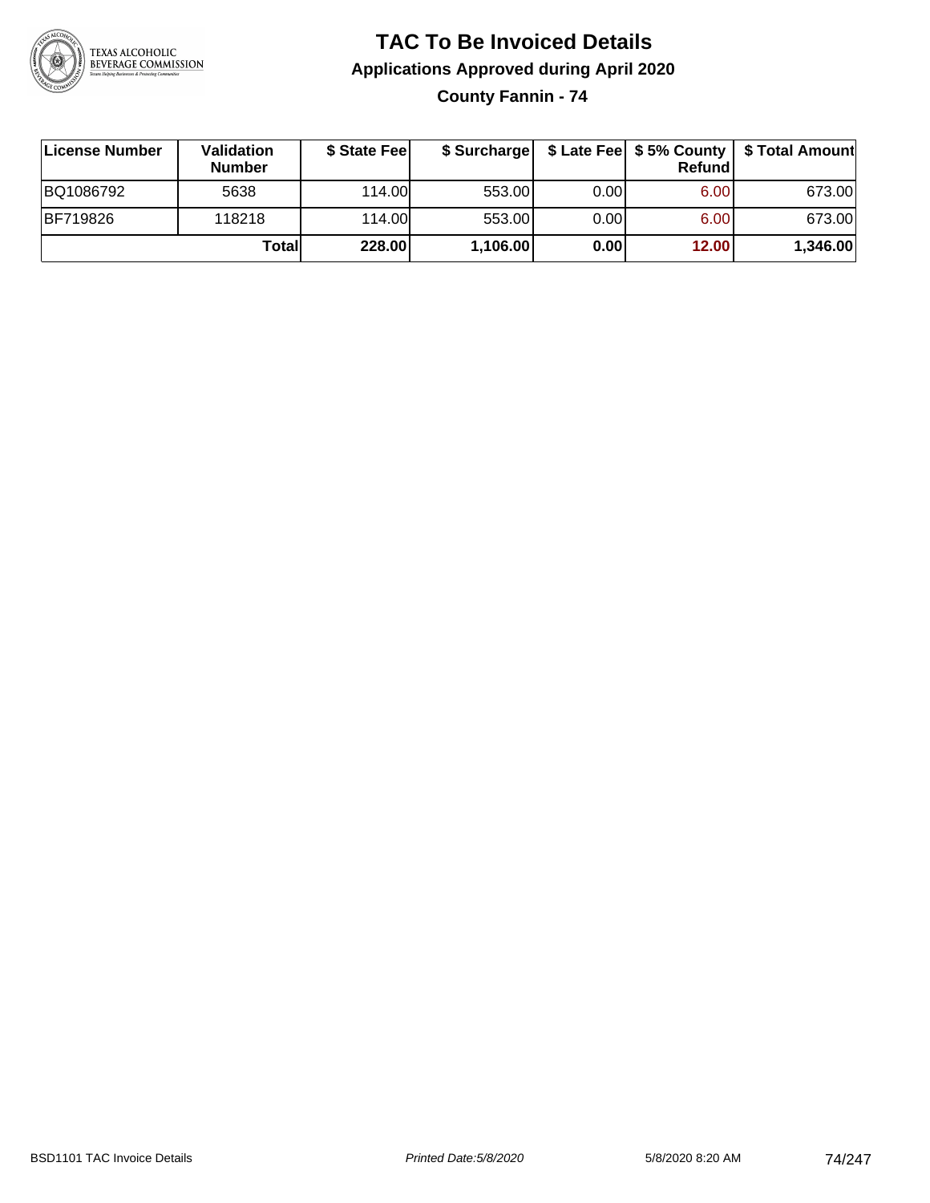# TAC To Be Invoiced Details

## Applications Approved during April 2020

### County Fannin - 74

| License Number | Validation Number | $ State Fee | $ Surcharge | $ Late Fee | $ 5% County Refund | $ Total Amount |
|---|---|---|---|---|---|---|
| BQ1086792 | 5638 | 114.00 | 553.00 | 0.00 | 6.00 | 673.00 |
| BF719826 | 118218 | 114.00 | 553.00 | 0.00 | 6.00 | 673.00 |
| | **Total** | **228.00** | **1,106.00** | **0.00** | **12.00** | **1,346.00** |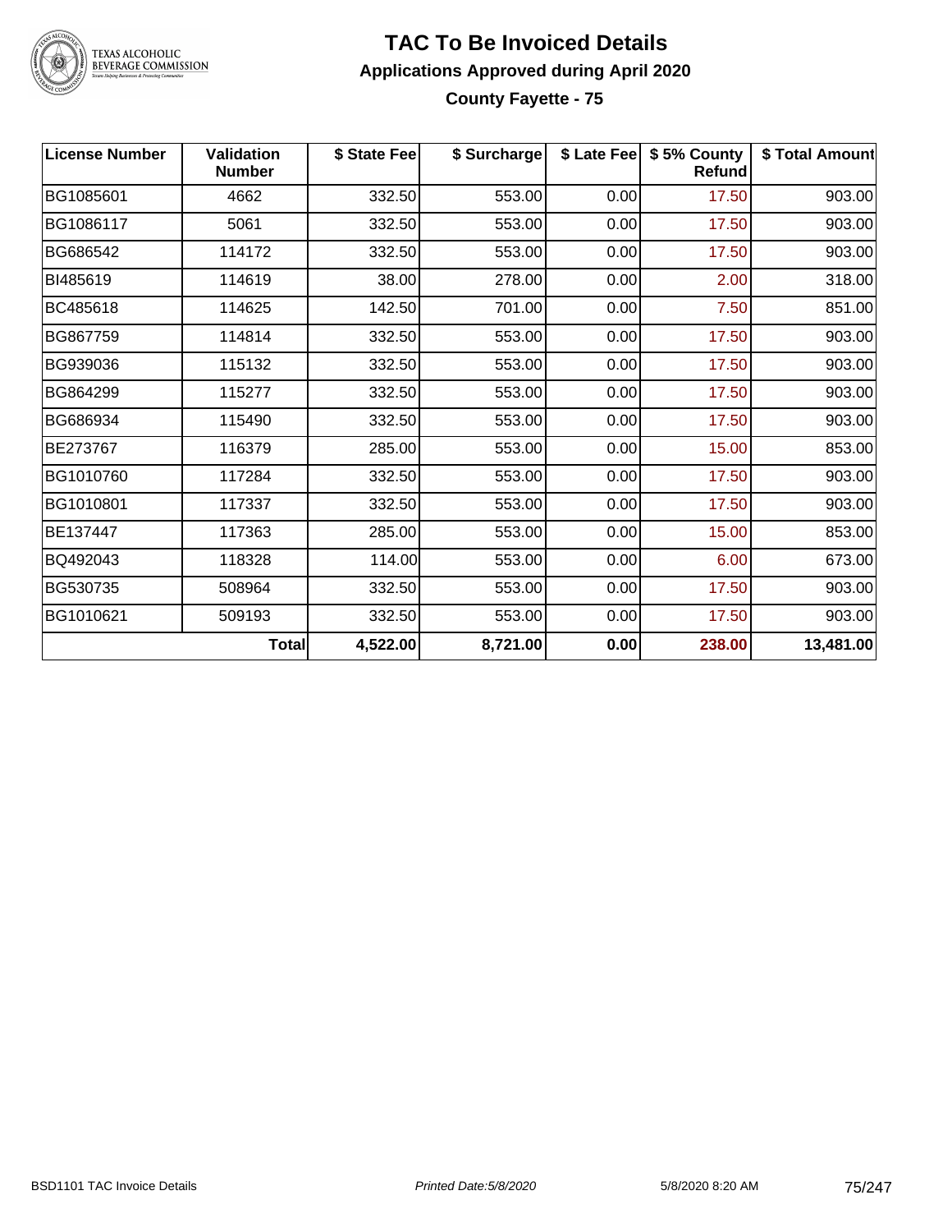# TAC To Be Invoiced Details

## Applications Approved during April 2020

### County Fayette - 75

| License Number | Validation Number | $ State Fee | $ Surcharge | $ Late Fee | $ 5% County Refund | $ Total Amount |
|---|---|---|---|---|---|---|
| BG1085601 | 4662 | 332.50 | 553.00 | 0.00 | 17.50 | 903.00 |
| BG1086117 | 5061 | 332.50 | 553.00 | 0.00 | 17.50 | 903.00 |
| BG686542 | 114172 | 332.50 | 553.00 | 0.00 | 17.50 | 903.00 |
| BI485619 | 114619 | 38.00 | 278.00 | 0.00 | 2.00 | 318.00 |
| BC485618 | 114625 | 142.50 | 701.00 | 0.00 | 7.50 | 851.00 |
| BG867759 | 114814 | 332.50 | 553.00 | 0.00 | 17.50 | 903.00 |
| BG939036 | 115132 | 332.50 | 553.00 | 0.00 | 17.50 | 903.00 |
| BG864299 | 115277 | 332.50 | 553.00 | 0.00 | 17.50 | 903.00 |
| BG686934 | 115490 | 332.50 | 553.00 | 0.00 | 17.50 | 903.00 |
| BE273767 | 116379 | 285.00 | 553.00 | 0.00 | 15.00 | 853.00 |
| BG1010760 | 117284 | 332.50 | 553.00 | 0.00 | 17.50 | 903.00 |
| BG1010801 | 117337 | 332.50 | 553.00 | 0.00 | 17.50 | 903.00 |
| BE137447 | 117363 | 285.00 | 553.00 | 0.00 | 15.00 | 853.00 |
| BQ492043 | 118328 | 114.00 | 553.00 | 0.00 | 6.00 | 673.00 |
| BG530735 | 508964 | 332.50 | 553.00 | 0.00 | 17.50 | 903.00 |
| BG1010621 | 509193 | 332.50 | 553.00 | 0.00 | 17.50 | 903.00 |
| | **Total** | **4,522.00** | **8,721.00** | **0.00** | **238.00** | **13,481.00** |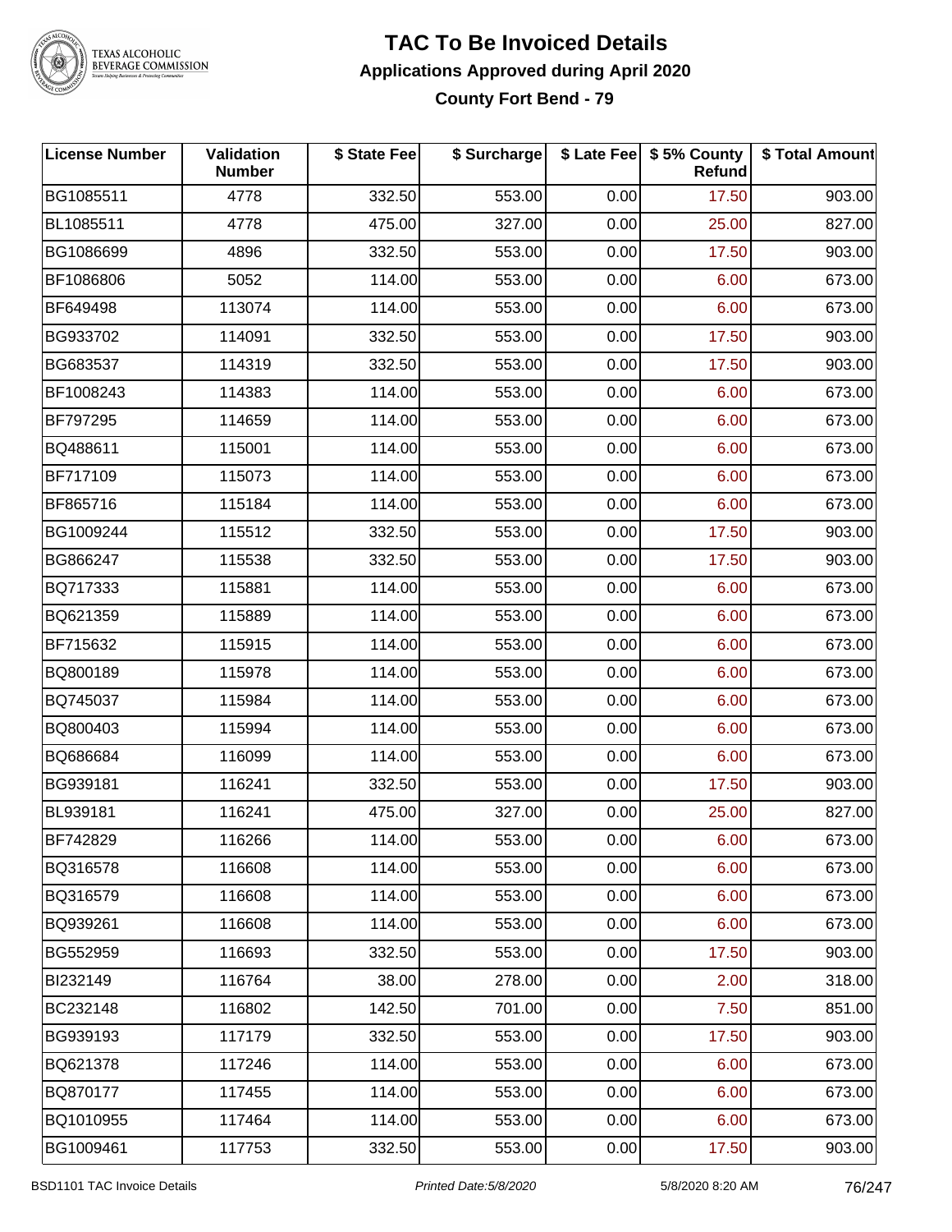# TAC To Be Invoiced Details

## Applications Approved during April 2020

### County Fort Bend - 79

| License Number | Validation Number | $ State Fee | $ Surcharge | $ Late Fee | $ 5% County Refund | $ Total Amount |
|---|---|---|---|---|---|---|
| BG1085511 | 4778 | 332.50 | 553.00 | 0.00 | 17.50 | 903.00 |
| BL1085511 | 4778 | 475.00 | 327.00 | 0.00 | 25.00 | 827.00 |
| BG1086699 | 4896 | 332.50 | 553.00 | 0.00 | 17.50 | 903.00 |
| BF1086806 | 5052 | 114.00 | 553.00 | 0.00 | 6.00 | 673.00 |
| BF649498 | 113074 | 114.00 | 553.00 | 0.00 | 6.00 | 673.00 |
| BG933702 | 114091 | 332.50 | 553.00 | 0.00 | 17.50 | 903.00 |
| BG683537 | 114319 | 332.50 | 553.00 | 0.00 | 17.50 | 903.00 |
| BF1008243 | 114383 | 114.00 | 553.00 | 0.00 | 6.00 | 673.00 |
| BF797295 | 114659 | 114.00 | 553.00 | 0.00 | 6.00 | 673.00 |
| BQ488611 | 115001 | 114.00 | 553.00 | 0.00 | 6.00 | 673.00 |
| BF717109 | 115073 | 114.00 | 553.00 | 0.00 | 6.00 | 673.00 |
| BF865716 | 115184 | 114.00 | 553.00 | 0.00 | 6.00 | 673.00 |
| BG1009244 | 115512 | 332.50 | 553.00 | 0.00 | 17.50 | 903.00 |
| BG866247 | 115538 | 332.50 | 553.00 | 0.00 | 17.50 | 903.00 |
| BQ717333 | 115881 | 114.00 | 553.00 | 0.00 | 6.00 | 673.00 |
| BQ621359 | 115889 | 114.00 | 553.00 | 0.00 | 6.00 | 673.00 |
| BF715632 | 115915 | 114.00 | 553.00 | 0.00 | 6.00 | 673.00 |
| BQ800189 | 115978 | 114.00 | 553.00 | 0.00 | 6.00 | 673.00 |
| BQ745037 | 115984 | 114.00 | 553.00 | 0.00 | 6.00 | 673.00 |
| BQ800403 | 115994 | 114.00 | 553.00 | 0.00 | 6.00 | 673.00 |
| BQ686684 | 116099 | 114.00 | 553.00 | 0.00 | 6.00 | 673.00 |
| BG939181 | 116241 | 332.50 | 553.00 | 0.00 | 17.50 | 903.00 |
| BL939181 | 116241 | 475.00 | 327.00 | 0.00 | 25.00 | 827.00 |
| BF742829 | 116266 | 114.00 | 553.00 | 0.00 | 6.00 | 673.00 |
| BQ316578 | 116608 | 114.00 | 553.00 | 0.00 | 6.00 | 673.00 |
| BQ316579 | 116608 | 114.00 | 553.00 | 0.00 | 6.00 | 673.00 |
| BQ939261 | 116608 | 114.00 | 553.00 | 0.00 | 6.00 | 673.00 |
| BG552959 | 116693 | 332.50 | 553.00 | 0.00 | 17.50 | 903.00 |
| BI232149 | 116764 | 38.00 | 278.00 | 0.00 | 2.00 | 318.00 |
| BC232148 | 116802 | 142.50 | 701.00 | 0.00 | 7.50 | 851.00 |
| BG939193 | 117179 | 332.50 | 553.00 | 0.00 | 17.50 | 903.00 |
| BQ621378 | 117246 | 114.00 | 553.00 | 0.00 | 6.00 | 673.00 |
| BQ870177 | 117455 | 114.00 | 553.00 | 0.00 | 6.00 | 673.00 |
| BQ1010955 | 117464 | 114.00 | 553.00 | 0.00 | 6.00 | 673.00 |
| BG1009461 | 117753 | 332.50 | 553.00 | 0.00 | 17.50 | 903.00 |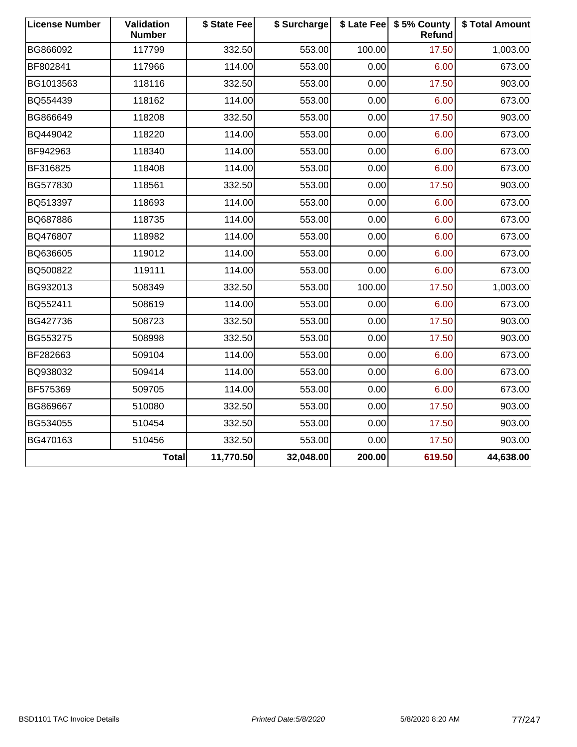| License Number | Validation Number | $ State Fee | $ Surcharge | $ Late Fee | $ 5% County Refund | $ Total Amount |
|---|---|---|---|---|---|---|
| BG866092 | 117799 | 332.50 | 553.00 | 100.00 | 17.50 | 1,003.00 |
| BF802841 | 117966 | 114.00 | 553.00 | 0.00 | 6.00 | 673.00 |
| BG1013563 | 118116 | 332.50 | 553.00 | 0.00 | 17.50 | 903.00 |
| BQ554439 | 118162 | 114.00 | 553.00 | 0.00 | 6.00 | 673.00 |
| BG866649 | 118208 | 332.50 | 553.00 | 0.00 | 17.50 | 903.00 |
| BQ449042 | 118220 | 114.00 | 553.00 | 0.00 | 6.00 | 673.00 |
| BF942963 | 118340 | 114.00 | 553.00 | 0.00 | 6.00 | 673.00 |
| BF316825 | 118408 | 114.00 | 553.00 | 0.00 | 6.00 | 673.00 |
| BG577830 | 118561 | 332.50 | 553.00 | 0.00 | 17.50 | 903.00 |
| BQ513397 | 118693 | 114.00 | 553.00 | 0.00 | 6.00 | 673.00 |
| BQ687886 | 118735 | 114.00 | 553.00 | 0.00 | 6.00 | 673.00 |
| BQ476807 | 118982 | 114.00 | 553.00 | 0.00 | 6.00 | 673.00 |
| BQ636605 | 119012 | 114.00 | 553.00 | 0.00 | 6.00 | 673.00 |
| BQ500822 | 119111 | 114.00 | 553.00 | 0.00 | 6.00 | 673.00 |
| BG932013 | 508349 | 332.50 | 553.00 | 100.00 | 17.50 | 1,003.00 |
| BQ552411 | 508619 | 114.00 | 553.00 | 0.00 | 6.00 | 673.00 |
| BG427736 | 508723 | 332.50 | 553.00 | 0.00 | 17.50 | 903.00 |
| BG553275 | 508998 | 332.50 | 553.00 | 0.00 | 17.50 | 903.00 |
| BF282663 | 509104 | 114.00 | 553.00 | 0.00 | 6.00 | 673.00 |
| BQ938032 | 509414 | 114.00 | 553.00 | 0.00 | 6.00 | 673.00 |
| BF575369 | 509705 | 114.00 | 553.00 | 0.00 | 6.00 | 673.00 |
| BG869667 | 510080 | 332.50 | 553.00 | 0.00 | 17.50 | 903.00 |
| BG534055 | 510454 | 332.50 | 553.00 | 0.00 | 17.50 | 903.00 |
| BG470163 | 510456 | 332.50 | 553.00 | 0.00 | 17.50 | 903.00 |
| | **Total** | **11,770.50** | **32,048.00** | **200.00** | **619.50** | **44,638.00** |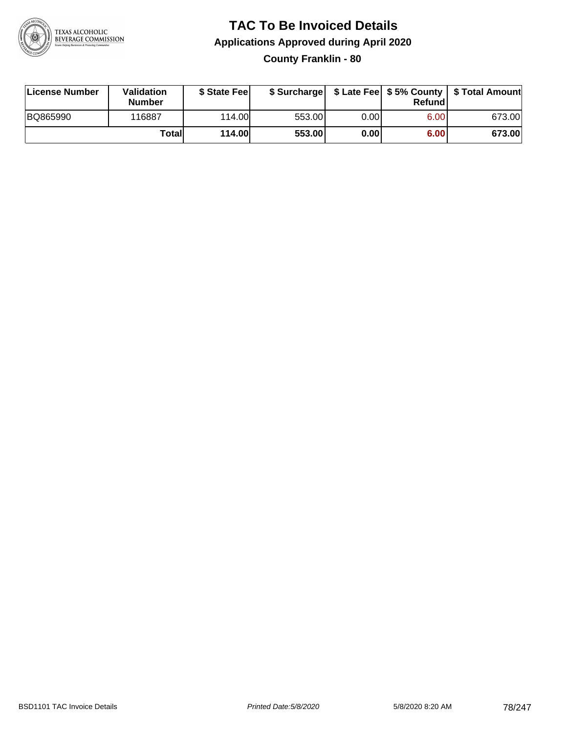# TAC To Be Invoiced Details

## Applications Approved during April 2020

### County Franklin - 80

| License Number | Validation Number | $ State Fee | $ Surcharge | $ Late Fee | $ 5% County Refund | $ Total Amount |
|---|---|---|---|---|---|---|
| BQ865990 | 116887 | 114.00 | 553.00 | 0.00 | 6.00 | 673.00 |
| | **Total** | **114.00** | **553.00** | **0.00** | **6.00** | **673.00** |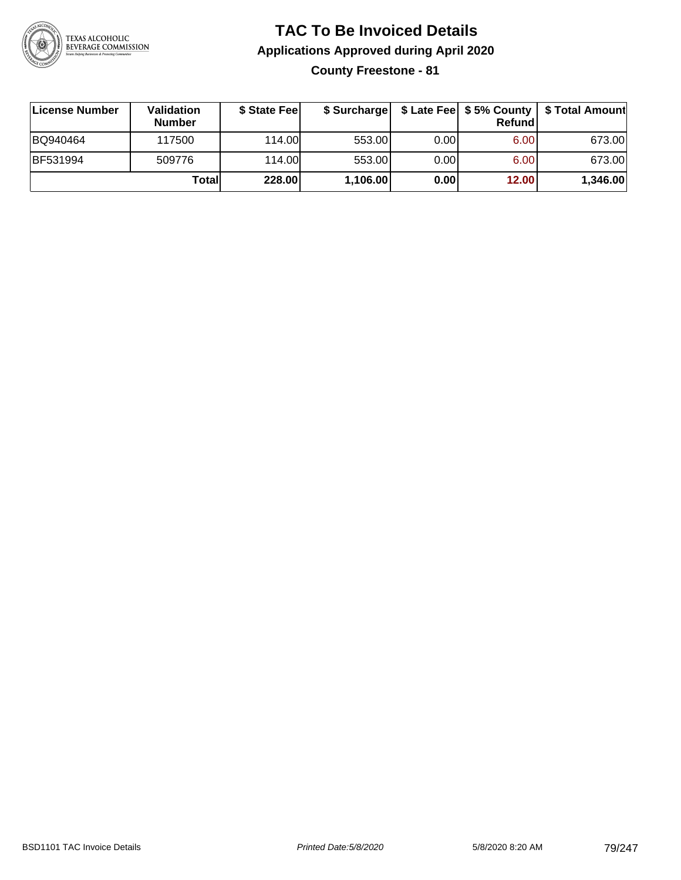# TAC To Be Invoiced Details

## Applications Approved during April 2020

### County Freestone - 81

| License Number | Validation Number | $ State Fee | $ Surcharge | $ Late Fee | $ 5% County Refund | $ Total Amount |
|---|---|---|---|---|---|---|
| BQ940464 | 117500 | 114.00 | 553.00 | 0.00 | 6.00 | 673.00 |
| BF531994 | 509776 | 114.00 | 553.00 | 0.00 | 6.00 | 673.00 |
| | **Total** | **228.00** | **1,106.00** | **0.00** | **12.00** | **1,346.00** |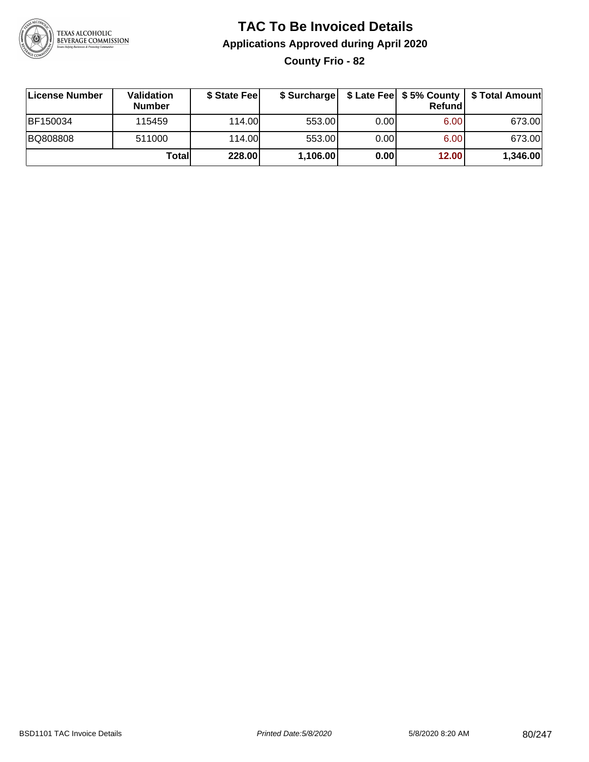# TAC To Be Invoiced Details

## Applications Approved during April 2020

### County Frio - 82

| License Number | Validation Number | $ State Fee | $ Surcharge | $ Late Fee | $ 5% County Refund | $ Total Amount |
|---|---|---|---|---|---|---|
| BF150034 | 115459 | 114.00 | 553.00 | 0.00 | 6.00 | 673.00 |
| BQ808808 | 511000 | 114.00 | 553.00 | 0.00 | 6.00 | 673.00 |
| | **Total** | **228.00** | **1,106.00** | **0.00** | **12.00** | **1,346.00** |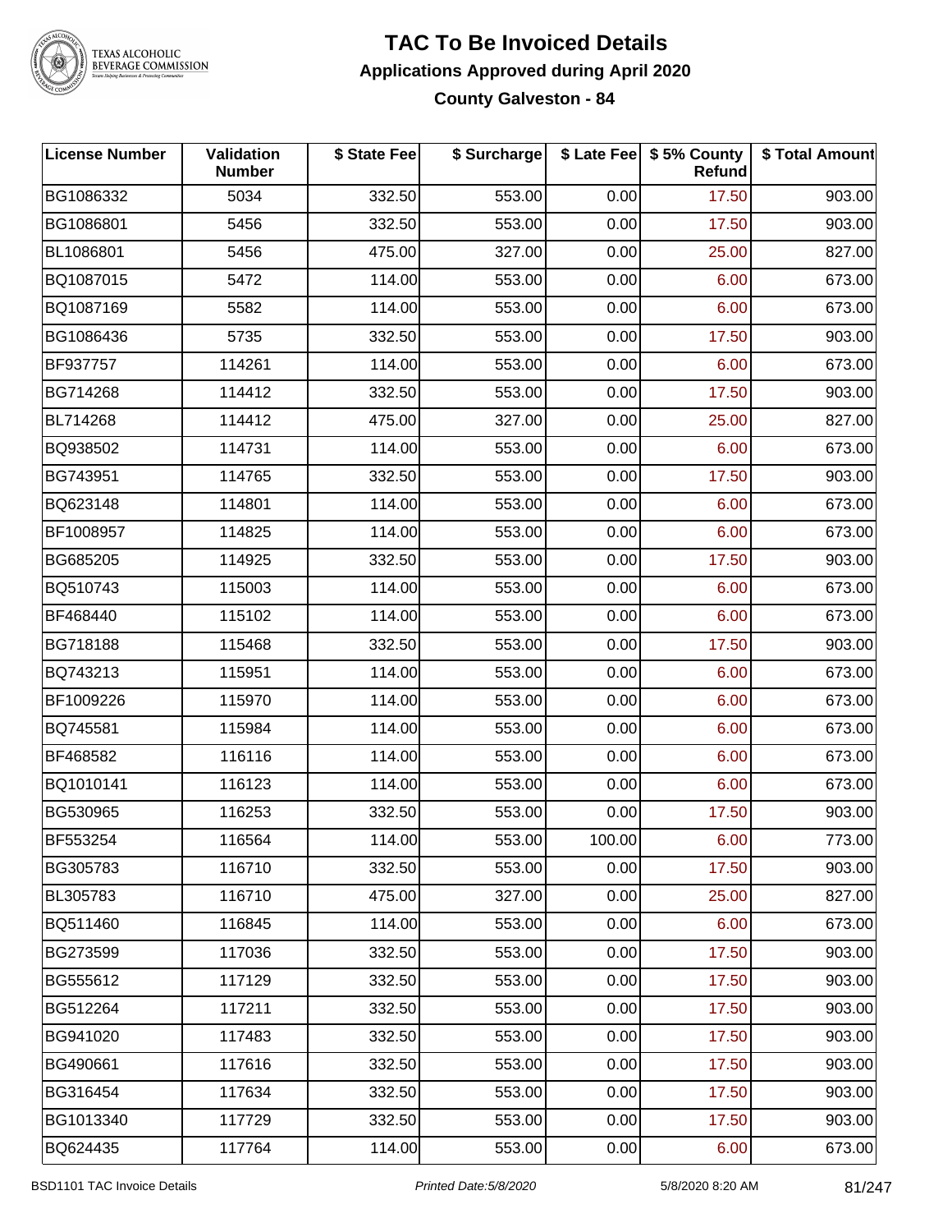# TAC To Be Invoiced Details

## Applications Approved during April 2020

### County Galveston - 84

| License Number | Validation Number | $ State Fee | $ Surcharge | $ Late Fee | $ 5% County Refund | $ Total Amount |
|---|---|---|---|---|---|---|
| BG1086332 | 5034 | 332.50 | 553.00 | 0.00 | 17.50 | 903.00 |
| BG1086801 | 5456 | 332.50 | 553.00 | 0.00 | 17.50 | 903.00 |
| BL1086801 | 5456 | 475.00 | 327.00 | 0.00 | 25.00 | 827.00 |
| BQ1087015 | 5472 | 114.00 | 553.00 | 0.00 | 6.00 | 673.00 |
| BQ1087169 | 5582 | 114.00 | 553.00 | 0.00 | 6.00 | 673.00 |
| BG1086436 | 5735 | 332.50 | 553.00 | 0.00 | 17.50 | 903.00 |
| BF937757 | 114261 | 114.00 | 553.00 | 0.00 | 6.00 | 673.00 |
| BG714268 | 114412 | 332.50 | 553.00 | 0.00 | 17.50 | 903.00 |
| BL714268 | 114412 | 475.00 | 327.00 | 0.00 | 25.00 | 827.00 |
| BQ938502 | 114731 | 114.00 | 553.00 | 0.00 | 6.00 | 673.00 |
| BG743951 | 114765 | 332.50 | 553.00 | 0.00 | 17.50 | 903.00 |
| BQ623148 | 114801 | 114.00 | 553.00 | 0.00 | 6.00 | 673.00 |
| BF1008957 | 114825 | 114.00 | 553.00 | 0.00 | 6.00 | 673.00 |
| BG685205 | 114925 | 332.50 | 553.00 | 0.00 | 17.50 | 903.00 |
| BQ510743 | 115003 | 114.00 | 553.00 | 0.00 | 6.00 | 673.00 |
| BF468440 | 115102 | 114.00 | 553.00 | 0.00 | 6.00 | 673.00 |
| BG718188 | 115468 | 332.50 | 553.00 | 0.00 | 17.50 | 903.00 |
| BQ743213 | 115951 | 114.00 | 553.00 | 0.00 | 6.00 | 673.00 |
| BF1009226 | 115970 | 114.00 | 553.00 | 0.00 | 6.00 | 673.00 |
| BQ745581 | 115984 | 114.00 | 553.00 | 0.00 | 6.00 | 673.00 |
| BF468582 | 116116 | 114.00 | 553.00 | 0.00 | 6.00 | 673.00 |
| BQ1010141 | 116123 | 114.00 | 553.00 | 0.00 | 6.00 | 673.00 |
| BG530965 | 116253 | 332.50 | 553.00 | 0.00 | 17.50 | 903.00 |
| BF553254 | 116564 | 114.00 | 553.00 | 100.00 | 6.00 | 773.00 |
| BG305783 | 116710 | 332.50 | 553.00 | 0.00 | 17.50 | 903.00 |
| BL305783 | 116710 | 475.00 | 327.00 | 0.00 | 25.00 | 827.00 |
| BQ511460 | 116845 | 114.00 | 553.00 | 0.00 | 6.00 | 673.00 |
| BG273599 | 117036 | 332.50 | 553.00 | 0.00 | 17.50 | 903.00 |
| BG555612 | 117129 | 332.50 | 553.00 | 0.00 | 17.50 | 903.00 |
| BG512264 | 117211 | 332.50 | 553.00 | 0.00 | 17.50 | 903.00 |
| BG941020 | 117483 | 332.50 | 553.00 | 0.00 | 17.50 | 903.00 |
| BG490661 | 117616 | 332.50 | 553.00 | 0.00 | 17.50 | 903.00 |
| BG316454 | 117634 | 332.50 | 553.00 | 0.00 | 17.50 | 903.00 |
| BG1013340 | 117729 | 332.50 | 553.00 | 0.00 | 17.50 | 903.00 |
| BQ624435 | 117764 | 114.00 | 553.00 | 0.00 | 6.00 | 673.00 |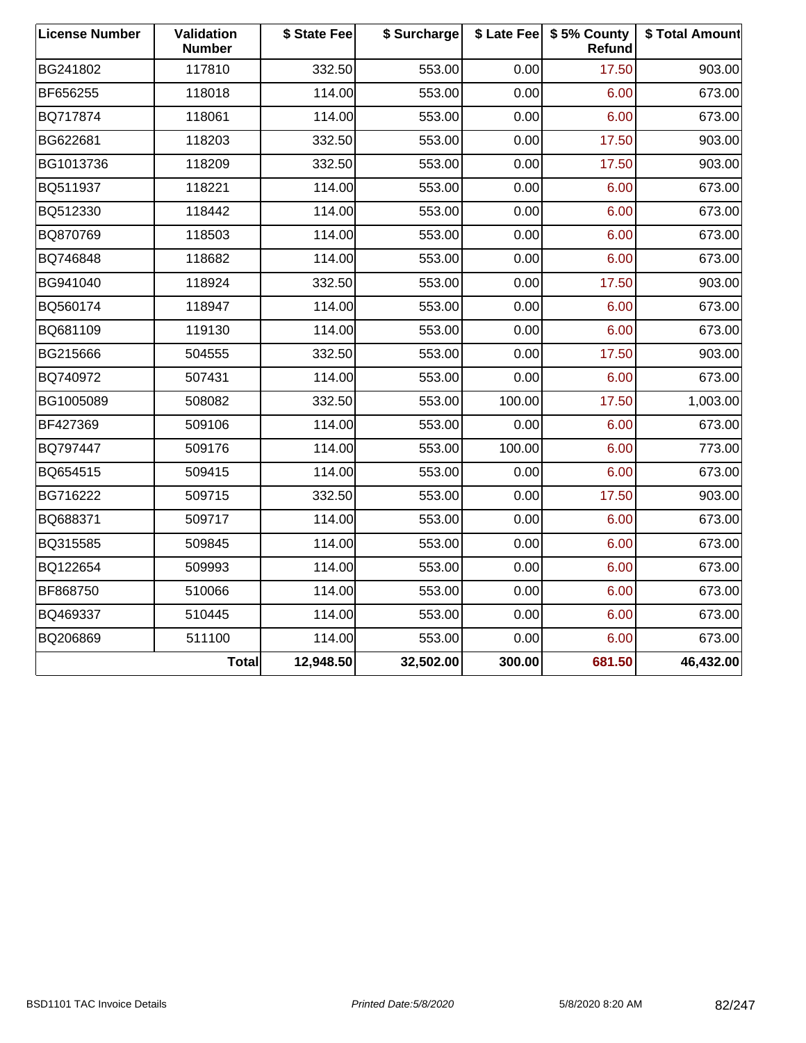| License Number | Validation Number | $ State Fee | $ Surcharge | $ Late Fee | $ 5% County Refund | $ Total Amount |
| --- | --- | --- | --- | --- | --- | --- |
| BG241802 | 117810 | 332.50 | 553.00 | 0.00 | 17.50 | 903.00 |
| BF656255 | 118018 | 114.00 | 553.00 | 0.00 | 6.00 | 673.00 |
| BQ717874 | 118061 | 114.00 | 553.00 | 0.00 | 6.00 | 673.00 |
| BG622681 | 118203 | 332.50 | 553.00 | 0.00 | 17.50 | 903.00 |
| BG1013736 | 118209 | 332.50 | 553.00 | 0.00 | 17.50 | 903.00 |
| BQ511937 | 118221 | 114.00 | 553.00 | 0.00 | 6.00 | 673.00 |
| BQ512330 | 118442 | 114.00 | 553.00 | 0.00 | 6.00 | 673.00 |
| BQ870769 | 118503 | 114.00 | 553.00 | 0.00 | 6.00 | 673.00 |
| BQ746848 | 118682 | 114.00 | 553.00 | 0.00 | 6.00 | 673.00 |
| BG941040 | 118924 | 332.50 | 553.00 | 0.00 | 17.50 | 903.00 |
| BQ560174 | 118947 | 114.00 | 553.00 | 0.00 | 6.00 | 673.00 |
| BQ681109 | 119130 | 114.00 | 553.00 | 0.00 | 6.00 | 673.00 |
| BG215666 | 504555 | 332.50 | 553.00 | 0.00 | 17.50 | 903.00 |
| BQ740972 | 507431 | 114.00 | 553.00 | 0.00 | 6.00 | 673.00 |
| BG1005089 | 508082 | 332.50 | 553.00 | 100.00 | 17.50 | 1,003.00 |
| BF427369 | 509106 | 114.00 | 553.00 | 0.00 | 6.00 | 673.00 |
| BQ797447 | 509176 | 114.00 | 553.00 | 100.00 | 6.00 | 773.00 |
| BQ654515 | 509415 | 114.00 | 553.00 | 0.00 | 6.00 | 673.00 |
| BG716222 | 509715 | 332.50 | 553.00 | 0.00 | 17.50 | 903.00 |
| BQ688371 | 509717 | 114.00 | 553.00 | 0.00 | 6.00 | 673.00 |
| BQ315585 | 509845 | 114.00 | 553.00 | 0.00 | 6.00 | 673.00 |
| BQ122654 | 509993 | 114.00 | 553.00 | 0.00 | 6.00 | 673.00 |
| BF868750 | 510066 | 114.00 | 553.00 | 0.00 | 6.00 | 673.00 |
| BQ469337 | 510445 | 114.00 | 553.00 | 0.00 | 6.00 | 673.00 |
| BQ206869 | 511100 | 114.00 | 553.00 | 0.00 | 6.00 | 673.00 |
| | **Total** | **12,948.50** | **32,502.00** | **300.00** | **681.50** | **46,432.00** |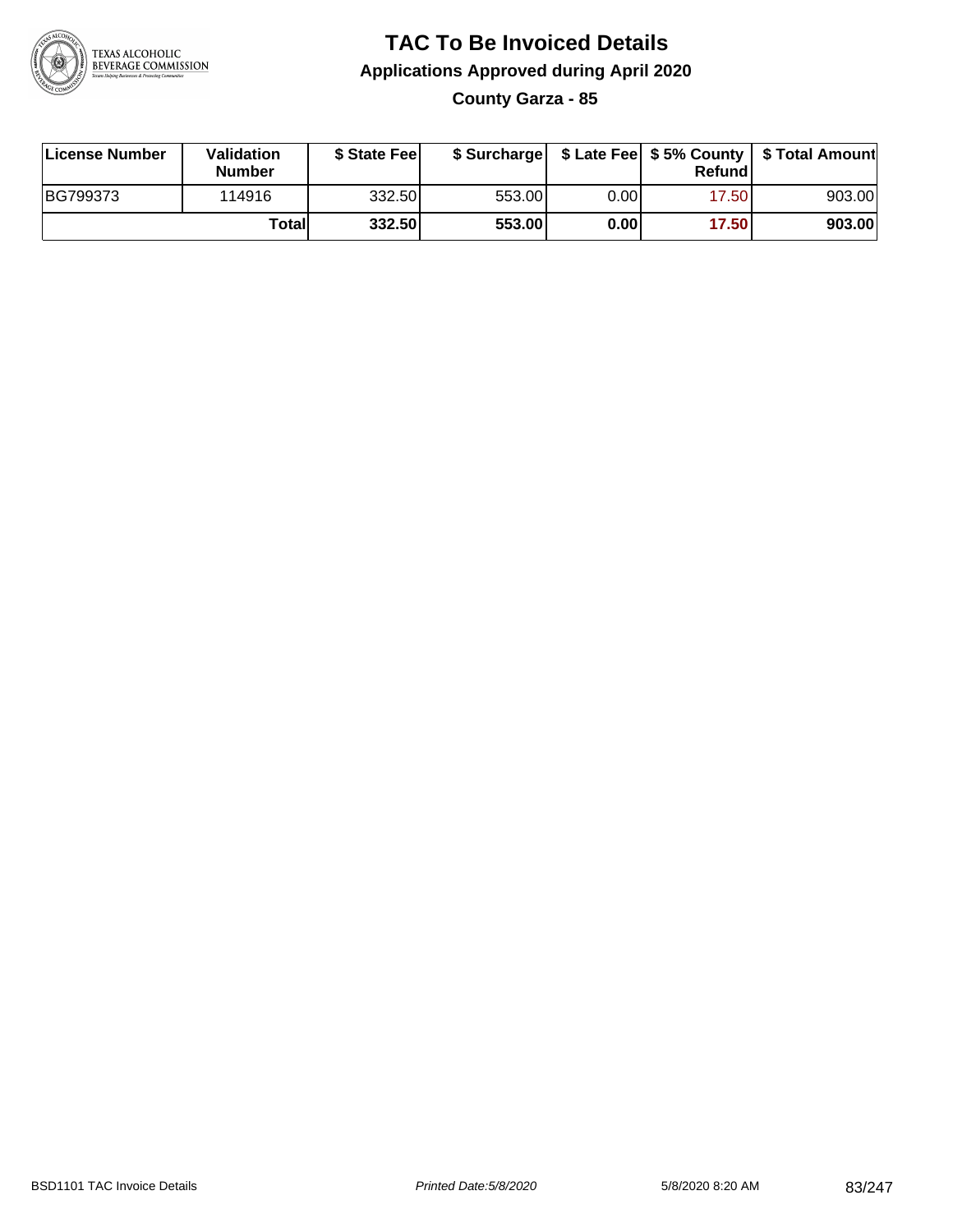# TAC To Be Invoiced Details

## Applications Approved during April 2020

### County Garza - 85

| License Number | Validation Number | $ State Fee | $ Surcharge | $ Late Fee | $ 5% County Refund | $ Total Amount |
|---|---|---|---|---|---|---|
| BG799373 | 114916 | 332.50 | 553.00 | 0.00 | 17.50 | 903.00 |
| | **Total** | **332.50** | **553.00** | **0.00** | **17.50** | **903.00** |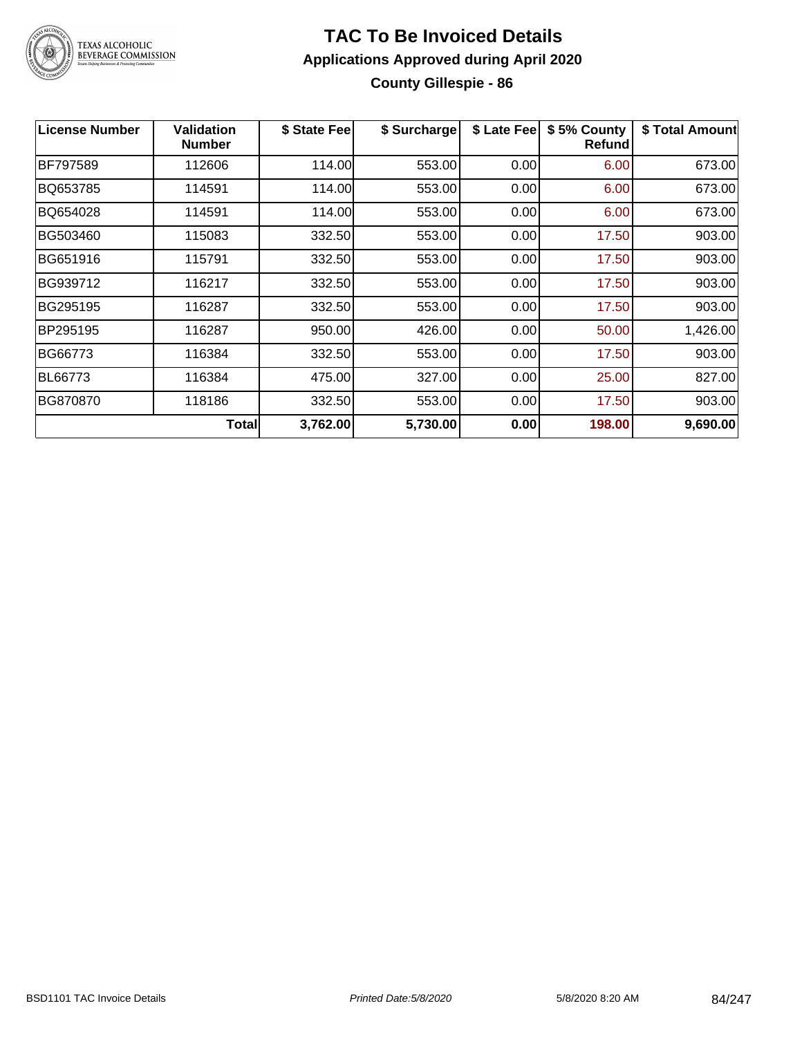# TAC To Be Invoiced Details

## Applications Approved during April 2020

### County Gillespie - 86

| License Number | Validation Number | $ State Fee | $ Surcharge | $ Late Fee | $ 5% County Refund | $ Total Amount |
|---|---|---|---|---|---|---|
| BF797589 | 112606 | 114.00 | 553.00 | 0.00 | 6.00 | 673.00 |
| BQ653785 | 114591 | 114.00 | 553.00 | 0.00 | 6.00 | 673.00 |
| BQ654028 | 114591 | 114.00 | 553.00 | 0.00 | 6.00 | 673.00 |
| BG503460 | 115083 | 332.50 | 553.00 | 0.00 | 17.50 | 903.00 |
| BG651916 | 115791 | 332.50 | 553.00 | 0.00 | 17.50 | 903.00 |
| BG939712 | 116217 | 332.50 | 553.00 | 0.00 | 17.50 | 903.00 |
| BG295195 | 116287 | 332.50 | 553.00 | 0.00 | 17.50 | 903.00 |
| BP295195 | 116287 | 950.00 | 426.00 | 0.00 | 50.00 | 1,426.00 |
| BG66773 | 116384 | 332.50 | 553.00 | 0.00 | 17.50 | 903.00 |
| BL66773 | 116384 | 475.00 | 327.00 | 0.00 | 25.00 | 827.00 |
| BG870870 | 118186 | 332.50 | 553.00 | 0.00 | 17.50 | 903.00 |
| | **Total** | **3,762.00** | **5,730.00** | **0.00** | **198.00** | **9,690.00** |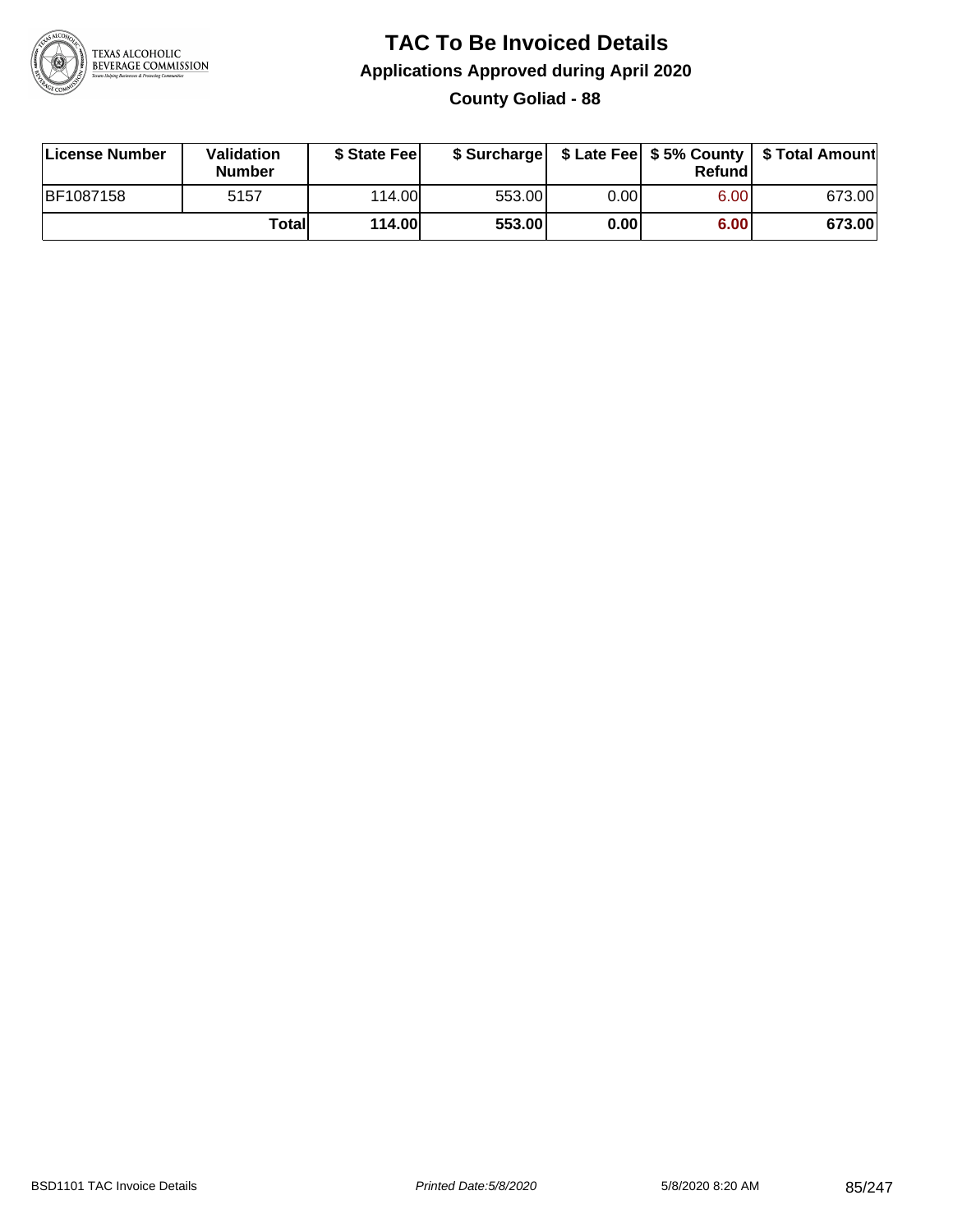# TAC To Be Invoiced Details

## Applications Approved during April 2020

### County Goliad - 88

| License Number | Validation Number | $ State Fee | $ Surcharge | $ Late Fee | $ 5% County Refund | $ Total Amount |
|---|---|---|---|---|---|---|
| BF1087158 | 5157 | 114.00 | 553.00 | 0.00 | 6.00 | 673.00 |
| | **Total** | **114.00** | **553.00** | **0.00** | **6.00** | **673.00** |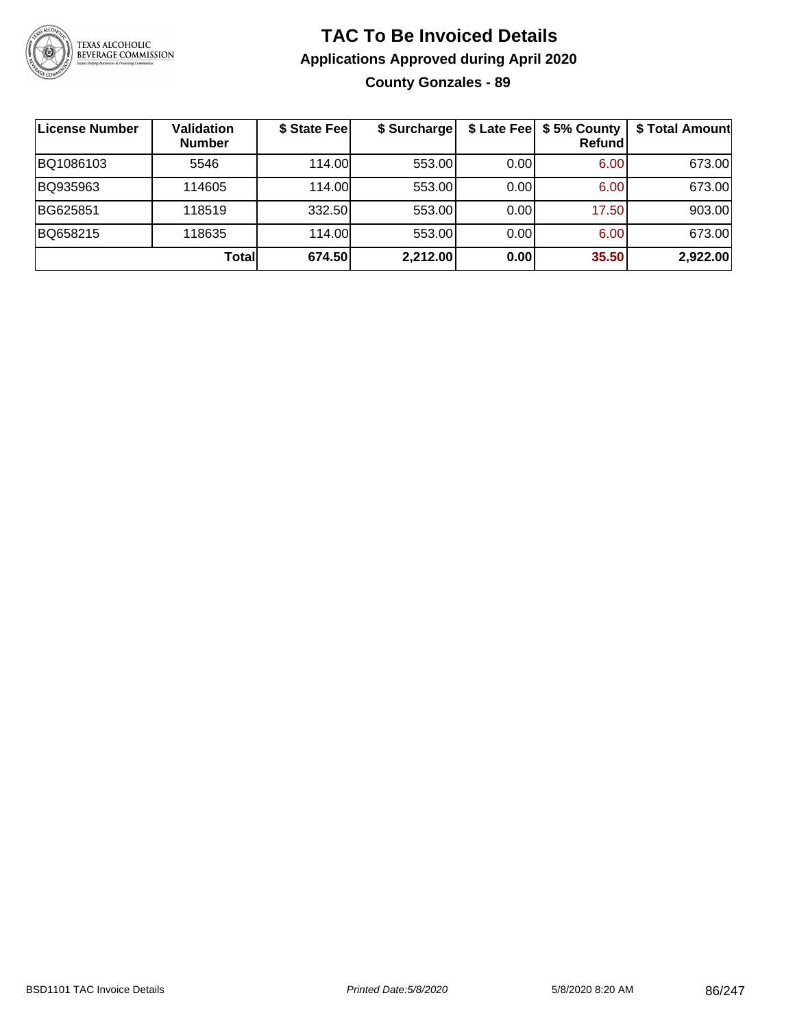# TAC To Be Invoiced Details

## Applications Approved during April 2020

### County Gonzales - 89

| License Number | Validation Number | $ State Fee | $ Surcharge | $ Late Fee | $ 5% County Refund | $ Total Amount |
|---|---|---|---|---|---|---|
| BQ1086103 | 5546 | 114.00 | 553.00 | 0.00 | 6.00 | 673.00 |
| BQ935963 | 114605 | 114.00 | 553.00 | 0.00 | 6.00 | 673.00 |
| BG625851 | 118519 | 332.50 | 553.00 | 0.00 | 17.50 | 903.00 |
| BQ658215 | 118635 | 114.00 | 553.00 | 0.00 | 6.00 | 673.00 |
| | **Total** | **674.50** | **2,212.00** | **0.00** | **35.50** | **2,922.00** |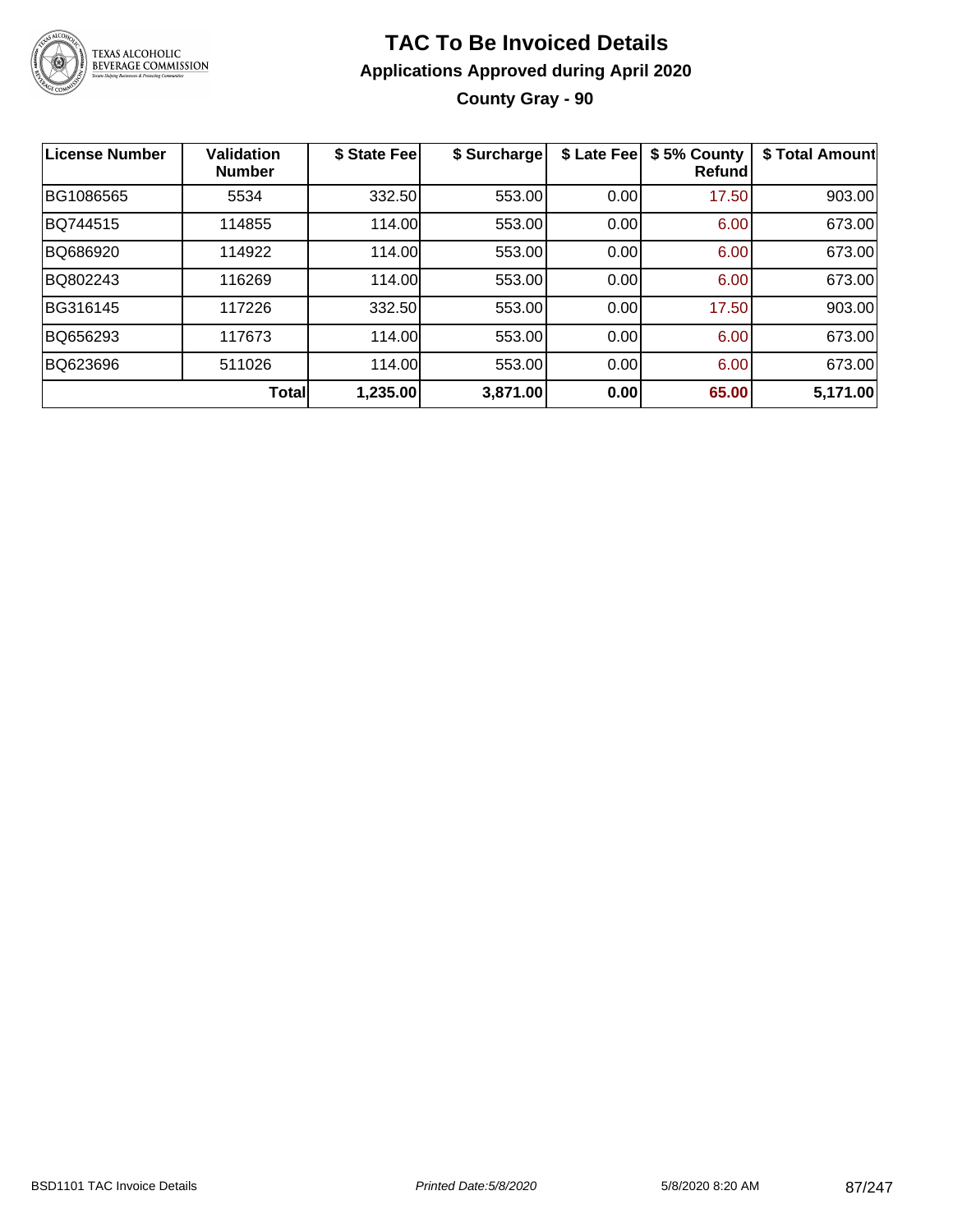# TAC To Be Invoiced Details

## Applications Approved during April 2020

### County Gray - 90

| License Number | Validation Number | $ State Fee | $ Surcharge | $ Late Fee | $ 5% County Refund | $ Total Amount |
|---|---|---|---|---|---|---|
| BG1086565 | 5534 | 332.50 | 553.00 | 0.00 | 17.50 | 903.00 |
| BQ744515 | 114855 | 114.00 | 553.00 | 0.00 | 6.00 | 673.00 |
| BQ686920 | 114922 | 114.00 | 553.00 | 0.00 | 6.00 | 673.00 |
| BQ802243 | 116269 | 114.00 | 553.00 | 0.00 | 6.00 | 673.00 |
| BG316145 | 117226 | 332.50 | 553.00 | 0.00 | 17.50 | 903.00 |
| BQ656293 | 117673 | 114.00 | 553.00 | 0.00 | 6.00 | 673.00 |
| BQ623696 | 511026 | 114.00 | 553.00 | 0.00 | 6.00 | 673.00 |
| | **Total** | **1,235.00** | **3,871.00** | **0.00** | **65.00** | **5,171.00** |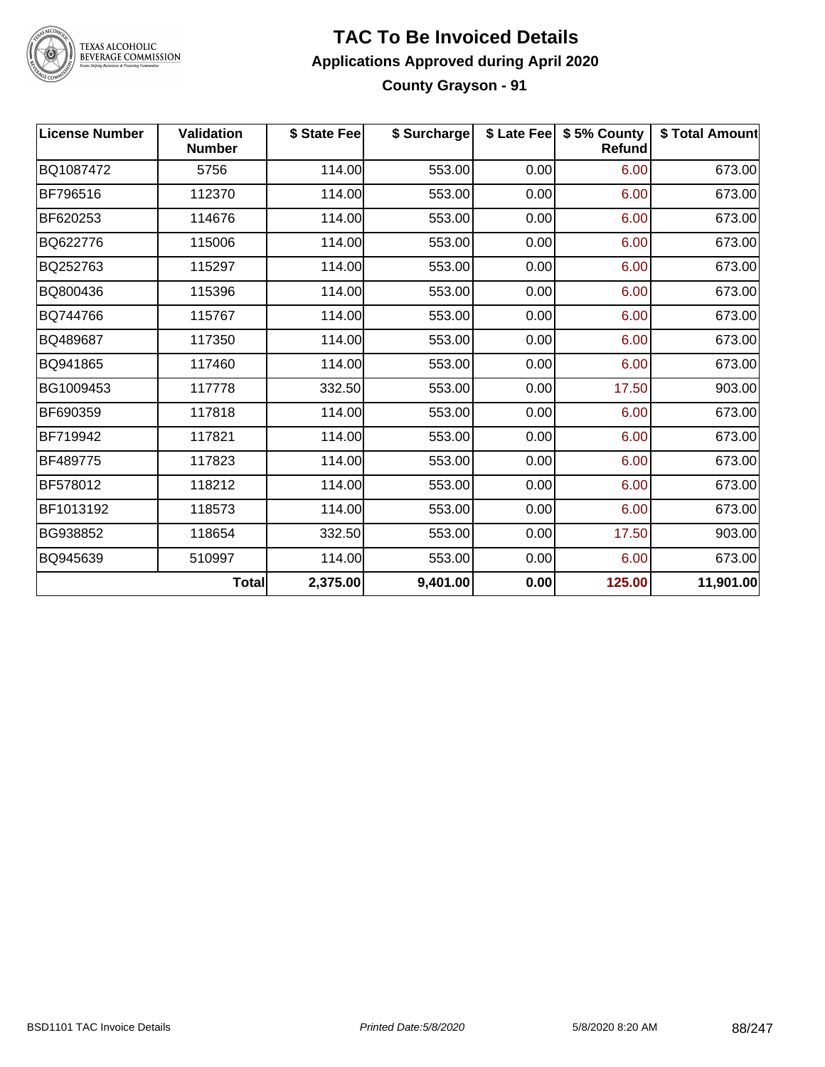# TAC To Be Invoiced Details

## Applications Approved during April 2020

### County Grayson - 91

| License Number | Validation Number | $ State Fee | $ Surcharge | $ Late Fee | $ 5% County Refund | $ Total Amount |
|---|---|---|---|---|---|---|
| BQ1087472 | 5756 | 114.00 | 553.00 | 0.00 | 6.00 | 673.00 |
| BF796516 | 112370 | 114.00 | 553.00 | 0.00 | 6.00 | 673.00 |
| BF620253 | 114676 | 114.00 | 553.00 | 0.00 | 6.00 | 673.00 |
| BQ622776 | 115006 | 114.00 | 553.00 | 0.00 | 6.00 | 673.00 |
| BQ252763 | 115297 | 114.00 | 553.00 | 0.00 | 6.00 | 673.00 |
| BQ800436 | 115396 | 114.00 | 553.00 | 0.00 | 6.00 | 673.00 |
| BQ744766 | 115767 | 114.00 | 553.00 | 0.00 | 6.00 | 673.00 |
| BQ489687 | 117350 | 114.00 | 553.00 | 0.00 | 6.00 | 673.00 |
| BQ941865 | 117460 | 114.00 | 553.00 | 0.00 | 6.00 | 673.00 |
| BG1009453 | 117778 | 332.50 | 553.00 | 0.00 | 17.50 | 903.00 |
| BF690359 | 117818 | 114.00 | 553.00 | 0.00 | 6.00 | 673.00 |
| BF719942 | 117821 | 114.00 | 553.00 | 0.00 | 6.00 | 673.00 |
| BF489775 | 117823 | 114.00 | 553.00 | 0.00 | 6.00 | 673.00 |
| BF578012 | 118212 | 114.00 | 553.00 | 0.00 | 6.00 | 673.00 |
| BF1013192 | 118573 | 114.00 | 553.00 | 0.00 | 6.00 | 673.00 |
| BG938852 | 118654 | 332.50 | 553.00 | 0.00 | 17.50 | 903.00 |
| BQ945639 | 510997 | 114.00 | 553.00 | 0.00 | 6.00 | 673.00 |
| | **Total** | **2,375.00** | **9,401.00** | **0.00** | **125.00** | **11,901.00** |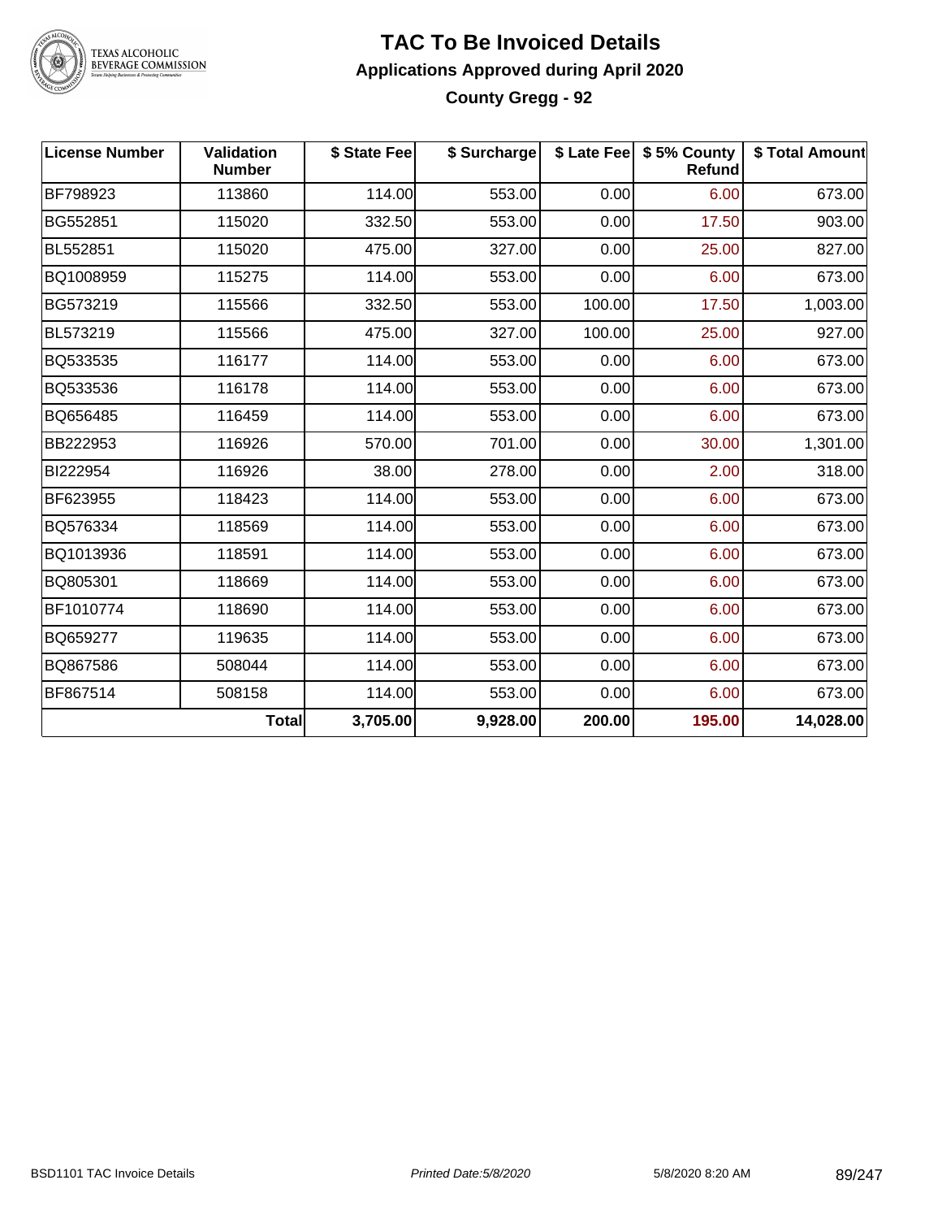# TAC To Be Invoiced Details

## Applications Approved during April 2020

### County Gregg - 92

| License Number | Validation Number | $ State Fee | $ Surcharge | $ Late Fee | $ 5% County Refund | $ Total Amount |
|---|---|---|---|---|---|---|
| BF798923 | 113860 | 114.00 | 553.00 | 0.00 | 6.00 | 673.00 |
| BG552851 | 115020 | 332.50 | 553.00 | 0.00 | 17.50 | 903.00 |
| BL552851 | 115020 | 475.00 | 327.00 | 0.00 | 25.00 | 827.00 |
| BQ1008959 | 115275 | 114.00 | 553.00 | 0.00 | 6.00 | 673.00 |
| BG573219 | 115566 | 332.50 | 553.00 | 100.00 | 17.50 | 1,003.00 |
| BL573219 | 115566 | 475.00 | 327.00 | 100.00 | 25.00 | 927.00 |
| BQ533535 | 116177 | 114.00 | 553.00 | 0.00 | 6.00 | 673.00 |
| BQ533536 | 116178 | 114.00 | 553.00 | 0.00 | 6.00 | 673.00 |
| BQ656485 | 116459 | 114.00 | 553.00 | 0.00 | 6.00 | 673.00 |
| BB222953 | 116926 | 570.00 | 701.00 | 0.00 | 30.00 | 1,301.00 |
| BI222954 | 116926 | 38.00 | 278.00 | 0.00 | 2.00 | 318.00 |
| BF623955 | 118423 | 114.00 | 553.00 | 0.00 | 6.00 | 673.00 |
| BQ576334 | 118569 | 114.00 | 553.00 | 0.00 | 6.00 | 673.00 |
| BQ1013936 | 118591 | 114.00 | 553.00 | 0.00 | 6.00 | 673.00 |
| BQ805301 | 118669 | 114.00 | 553.00 | 0.00 | 6.00 | 673.00 |
| BF1010774 | 118690 | 114.00 | 553.00 | 0.00 | 6.00 | 673.00 |
| BQ659277 | 119635 | 114.00 | 553.00 | 0.00 | 6.00 | 673.00 |
| BQ867586 | 508044 | 114.00 | 553.00 | 0.00 | 6.00 | 673.00 |
| BF867514 | 508158 | 114.00 | 553.00 | 0.00 | 6.00 | 673.00 |
| | **Total** | **3,705.00** | **9,928.00** | **200.00** | **195.00** | **14,028.00** |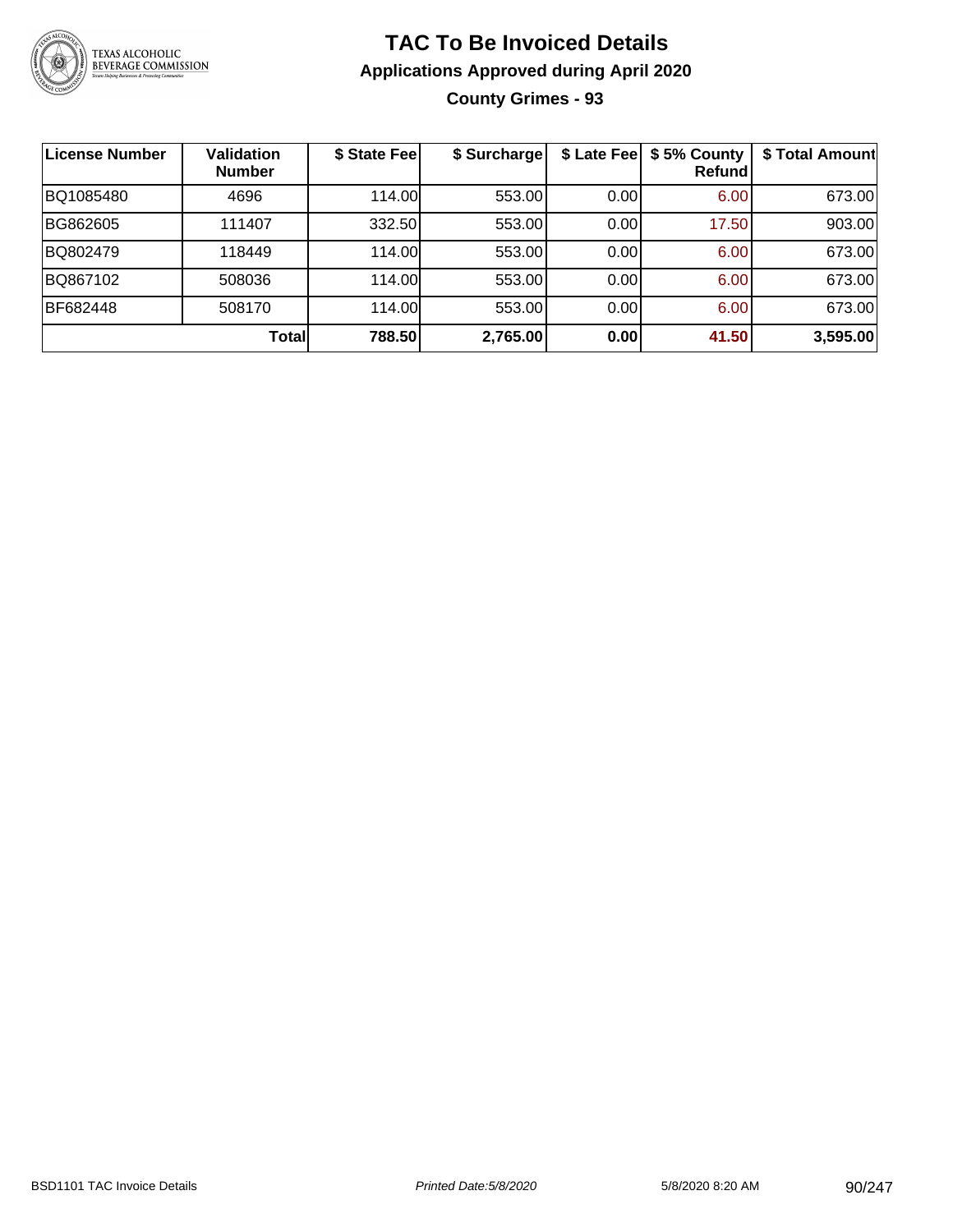# TAC To Be Invoiced Details

## Applications Approved during April 2020

### County Grimes - 93

| License Number | Validation Number | $ State Fee | $ Surcharge | $ Late Fee | $ 5% County Refund | $ Total Amount |
|---|---|---|---|---|---|---|
| BQ1085480 | 4696 | 114.00 | 553.00 | 0.00 | 6.00 | 673.00 |
| BG862605 | 111407 | 332.50 | 553.00 | 0.00 | 17.50 | 903.00 |
| BQ802479 | 118449 | 114.00 | 553.00 | 0.00 | 6.00 | 673.00 |
| BQ867102 | 508036 | 114.00 | 553.00 | 0.00 | 6.00 | 673.00 |
| BF682448 | 508170 | 114.00 | 553.00 | 0.00 | 6.00 | 673.00 |
| | **Total** | **788.50** | **2,765.00** | **0.00** | **41.50** | **3,595.00** |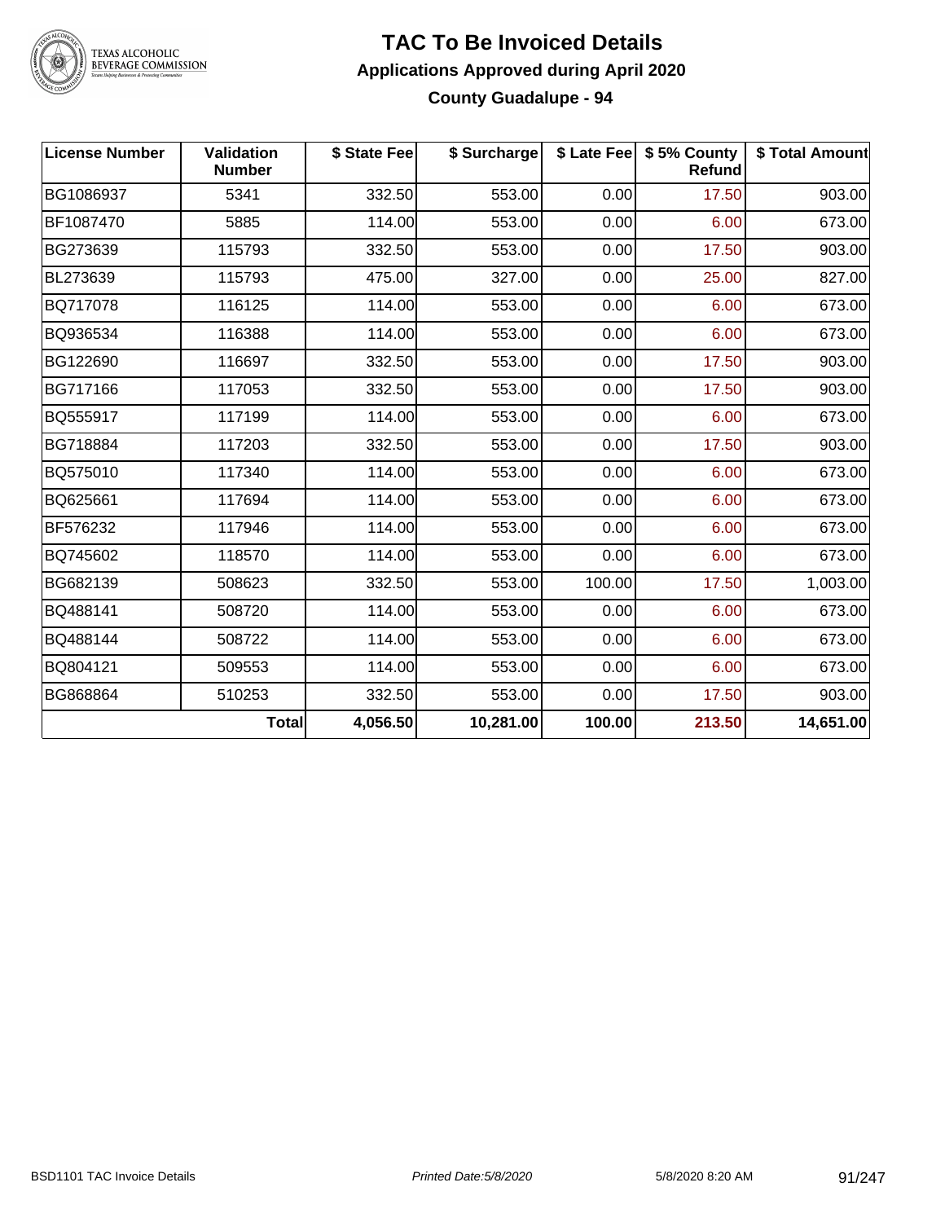# TAC To Be Invoiced Details

## Applications Approved during April 2020

### County Guadalupe - 94

| License Number | Validation Number | $ State Fee | $ Surcharge | $ Late Fee | $ 5% County Refund | $ Total Amount |
|---|---|---|---|---|---|---|
| BG1086937 | 5341 | 332.50 | 553.00 | 0.00 | 17.50 | 903.00 |
| BF1087470 | 5885 | 114.00 | 553.00 | 0.00 | 6.00 | 673.00 |
| BG273639 | 115793 | 332.50 | 553.00 | 0.00 | 17.50 | 903.00 |
| BL273639 | 115793 | 475.00 | 327.00 | 0.00 | 25.00 | 827.00 |
| BQ717078 | 116125 | 114.00 | 553.00 | 0.00 | 6.00 | 673.00 |
| BQ936534 | 116388 | 114.00 | 553.00 | 0.00 | 6.00 | 673.00 |
| BG122690 | 116697 | 332.50 | 553.00 | 0.00 | 17.50 | 903.00 |
| BG717166 | 117053 | 332.50 | 553.00 | 0.00 | 17.50 | 903.00 |
| BQ555917 | 117199 | 114.00 | 553.00 | 0.00 | 6.00 | 673.00 |
| BG718884 | 117203 | 332.50 | 553.00 | 0.00 | 17.50 | 903.00 |
| BQ575010 | 117340 | 114.00 | 553.00 | 0.00 | 6.00 | 673.00 |
| BQ625661 | 117694 | 114.00 | 553.00 | 0.00 | 6.00 | 673.00 |
| BF576232 | 117946 | 114.00 | 553.00 | 0.00 | 6.00 | 673.00 |
| BQ745602 | 118570 | 114.00 | 553.00 | 0.00 | 6.00 | 673.00 |
| BG682139 | 508623 | 332.50 | 553.00 | 100.00 | 17.50 | 1,003.00 |
| BQ488141 | 508720 | 114.00 | 553.00 | 0.00 | 6.00 | 673.00 |
| BQ488144 | 508722 | 114.00 | 553.00 | 0.00 | 6.00 | 673.00 |
| BQ804121 | 509553 | 114.00 | 553.00 | 0.00 | 6.00 | 673.00 |
| BG868864 | 510253 | 332.50 | 553.00 | 0.00 | 17.50 | 903.00 |
| | **Total** | **4,056.50** | **10,281.00** | **100.00** | **213.50** | **14,651.00** |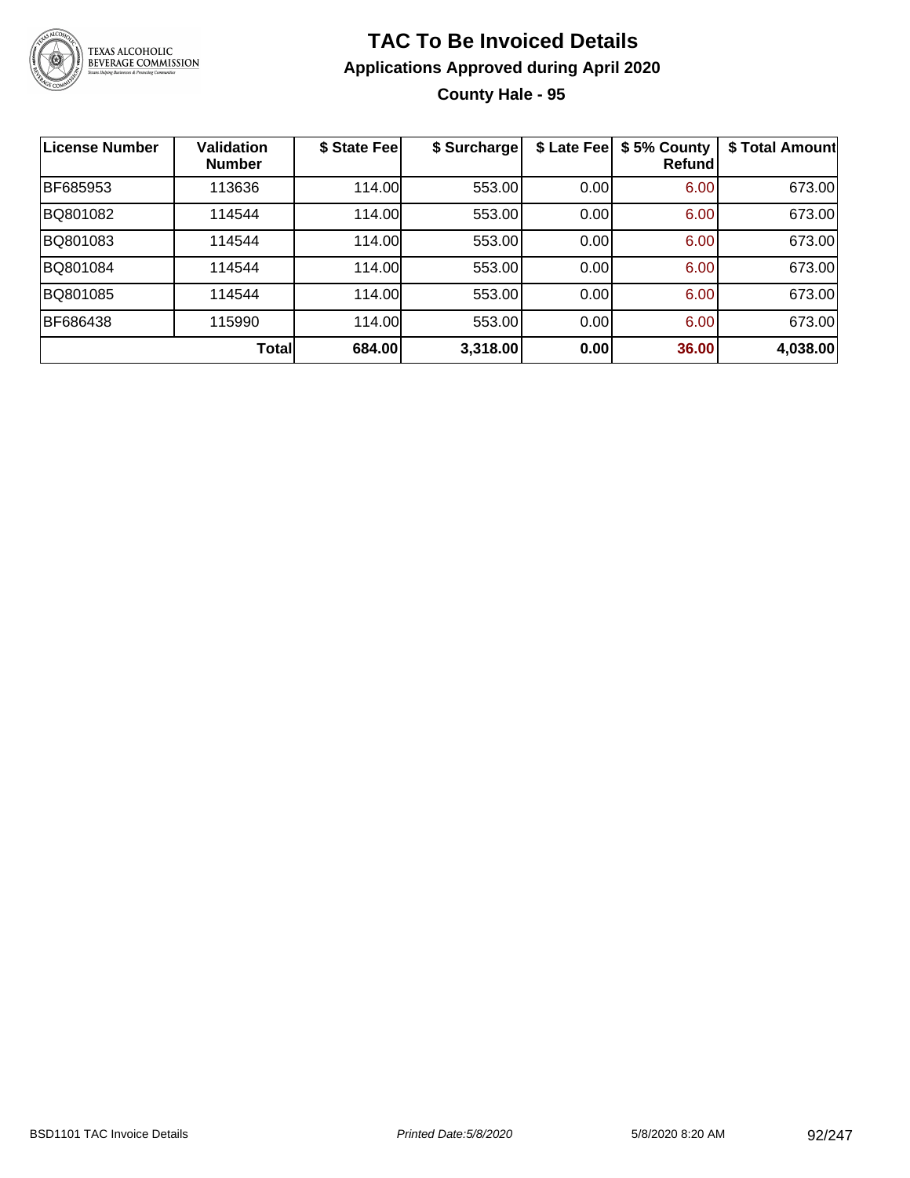# TAC To Be Invoiced Details

## Applications Approved during April 2020

### County Hale - 95

| License Number | Validation Number | $ State Fee | $ Surcharge | $ Late Fee | $ 5% County Refund | $ Total Amount |
|---|---|---|---|---|---|---|
| BF685953 | 113636 | 114.00 | 553.00 | 0.00 | 6.00 | 673.00 |
| BQ801082 | 114544 | 114.00 | 553.00 | 0.00 | 6.00 | 673.00 |
| BQ801083 | 114544 | 114.00 | 553.00 | 0.00 | 6.00 | 673.00 |
| BQ801084 | 114544 | 114.00 | 553.00 | 0.00 | 6.00 | 673.00 |
| BQ801085 | 114544 | 114.00 | 553.00 | 0.00 | 6.00 | 673.00 |
| BF686438 | 115990 | 114.00 | 553.00 | 0.00 | 6.00 | 673.00 |
| | **Total** | **684.00** | **3,318.00** | **0.00** | **36.00** | **4,038.00** |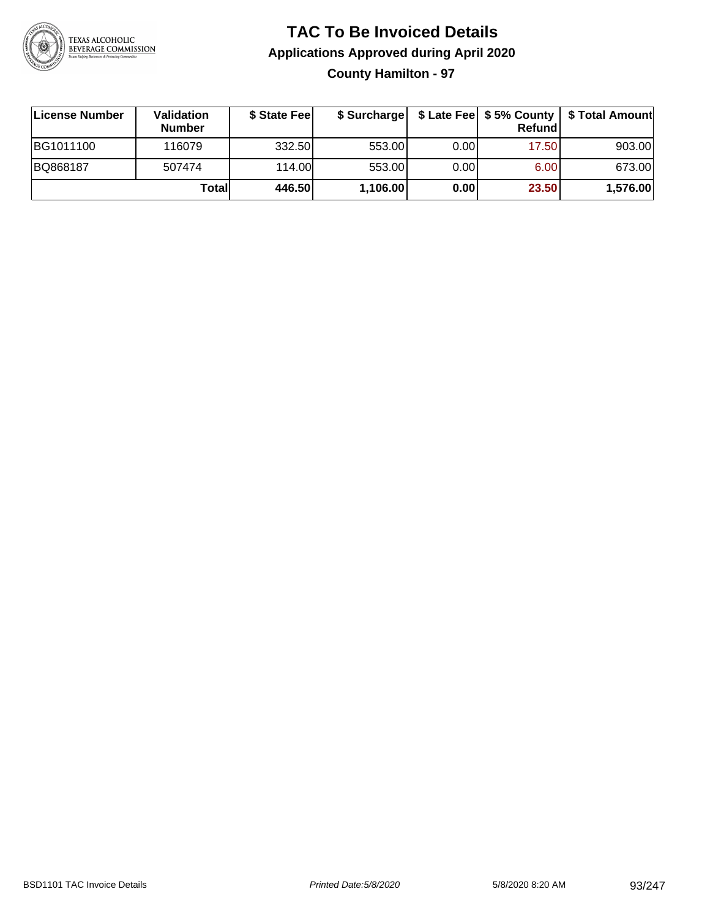# TAC To Be Invoiced Details

## Applications Approved during April 2020

### County Hamilton - 97

| License Number | Validation Number | $ State Fee | $ Surcharge | $ Late Fee | $ 5% County Refund | $ Total Amount |
|---|---|---|---|---|---|---|
| BG1011100 | 116079 | 332.50 | 553.00 | 0.00 | 17.50 | 903.00 |
| BQ868187 | 507474 | 114.00 | 553.00 | 0.00 | 6.00 | 673.00 |
| | **Total** | **446.50** | **1,106.00** | **0.00** | **23.50** | **1,576.00** |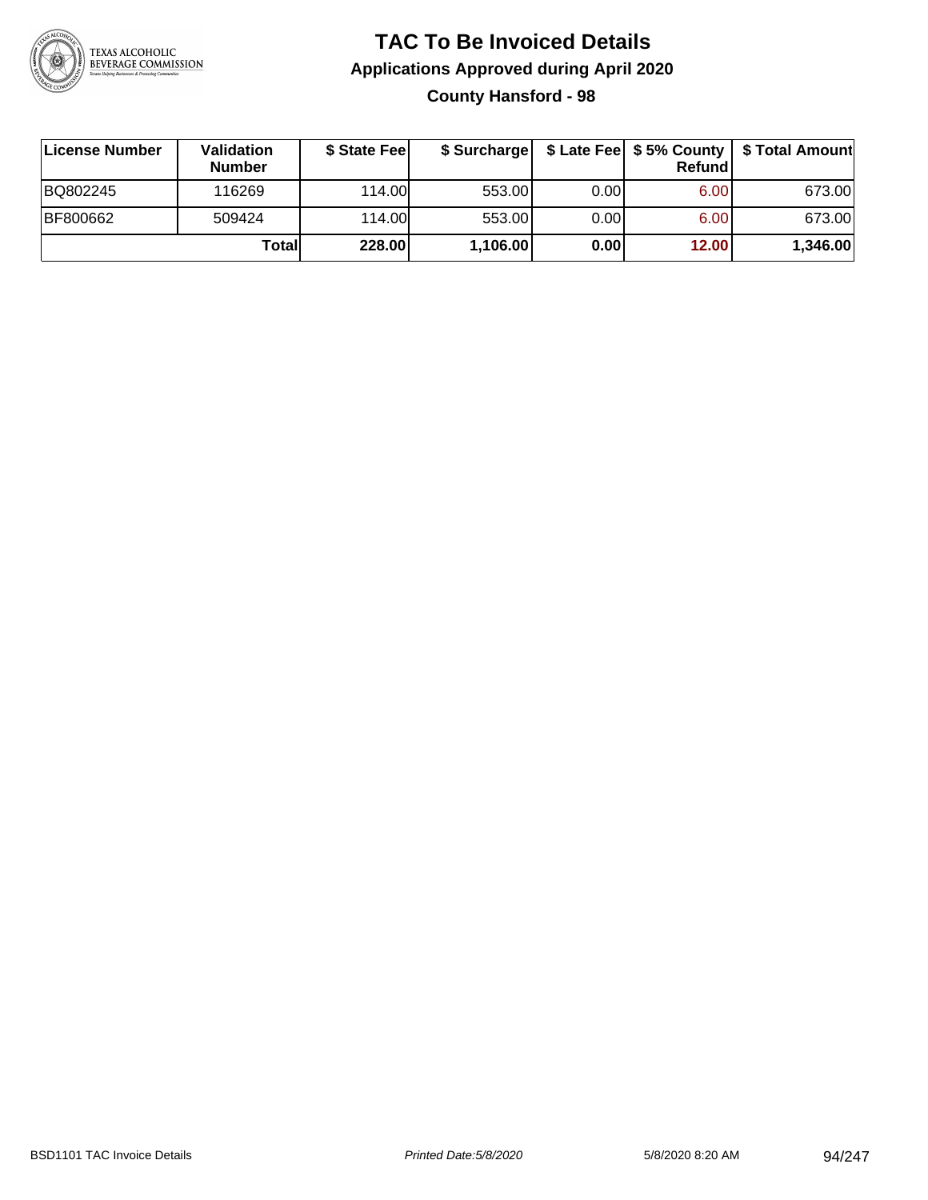# TAC To Be Invoiced Details

## Applications Approved during April 2020

### County Hansford - 98

| License Number | Validation Number | $ State Fee | $ Surcharge | $ Late Fee | $ 5% County Refund | $ Total Amount |
|---|---|---|---|---|---|---|
| BQ802245 | 116269 | 114.00 | 553.00 | 0.00 | 6.00 | 673.00 |
| BF800662 | 509424 | 114.00 | 553.00 | 0.00 | 6.00 | 673.00 |
| | **Total** | **228.00** | **1,106.00** | **0.00** | **12.00** | **1,346.00** |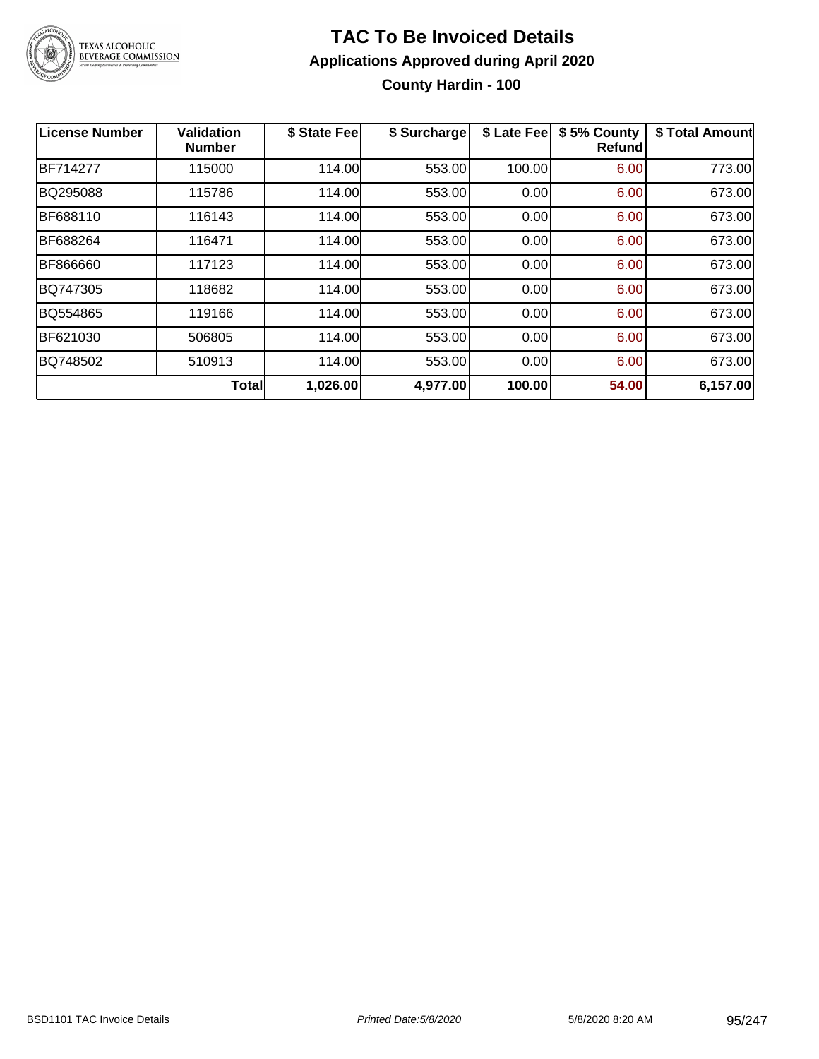# TAC To Be Invoiced Details

## Applications Approved during April 2020

### County Hardin - 100

| License Number | Validation Number | $ State Fee | $ Surcharge | $ Late Fee | $ 5% County Refund | $ Total Amount |
|---|---|---|---|---|---|---|
| BF714277 | 115000 | 114.00 | 553.00 | 100.00 | 6.00 | 773.00 |
| BQ295088 | 115786 | 114.00 | 553.00 | 0.00 | 6.00 | 673.00 |
| BF688110 | 116143 | 114.00 | 553.00 | 0.00 | 6.00 | 673.00 |
| BF688264 | 116471 | 114.00 | 553.00 | 0.00 | 6.00 | 673.00 |
| BF866660 | 117123 | 114.00 | 553.00 | 0.00 | 6.00 | 673.00 |
| BQ747305 | 118682 | 114.00 | 553.00 | 0.00 | 6.00 | 673.00 |
| BQ554865 | 119166 | 114.00 | 553.00 | 0.00 | 6.00 | 673.00 |
| BF621030 | 506805 | 114.00 | 553.00 | 0.00 | 6.00 | 673.00 |
| BQ748502 | 510913 | 114.00 | 553.00 | 0.00 | 6.00 | 673.00 |
| | **Total** | **1,026.00** | **4,977.00** | **100.00** | **54.00** | **6,157.00** |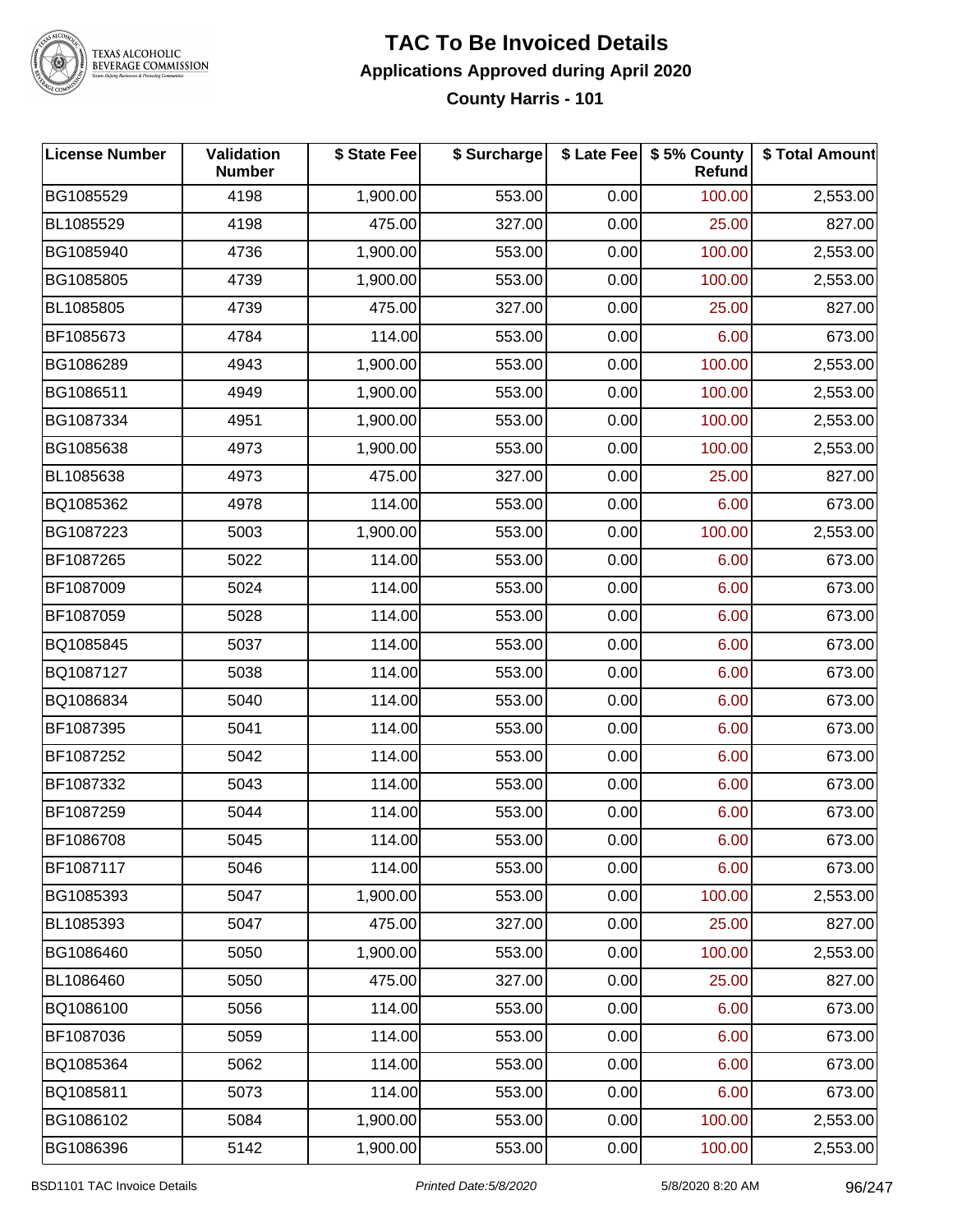# TAC To Be Invoiced Details

## Applications Approved during April 2020

### County Harris - 101

| License Number | Validation Number | $ State Fee | $ Surcharge | $ Late Fee | $ 5% County Refund | $ Total Amount |
|---|---|---|---|---|---|---|
| BG1085529 | 4198 | 1,900.00 | 553.00 | 0.00 | 100.00 | 2,553.00 |
| BL1085529 | 4198 | 475.00 | 327.00 | 0.00 | 25.00 | 827.00 |
| BG1085940 | 4736 | 1,900.00 | 553.00 | 0.00 | 100.00 | 2,553.00 |
| BG1085805 | 4739 | 1,900.00 | 553.00 | 0.00 | 100.00 | 2,553.00 |
| BL1085805 | 4739 | 475.00 | 327.00 | 0.00 | 25.00 | 827.00 |
| BF1085673 | 4784 | 114.00 | 553.00 | 0.00 | 6.00 | 673.00 |
| BG1086289 | 4943 | 1,900.00 | 553.00 | 0.00 | 100.00 | 2,553.00 |
| BG1086511 | 4949 | 1,900.00 | 553.00 | 0.00 | 100.00 | 2,553.00 |
| BG1087334 | 4951 | 1,900.00 | 553.00 | 0.00 | 100.00 | 2,553.00 |
| BG1085638 | 4973 | 1,900.00 | 553.00 | 0.00 | 100.00 | 2,553.00 |
| BL1085638 | 4973 | 475.00 | 327.00 | 0.00 | 25.00 | 827.00 |
| BQ1085362 | 4978 | 114.00 | 553.00 | 0.00 | 6.00 | 673.00 |
| BG1087223 | 5003 | 1,900.00 | 553.00 | 0.00 | 100.00 | 2,553.00 |
| BF1087265 | 5022 | 114.00 | 553.00 | 0.00 | 6.00 | 673.00 |
| BF1087009 | 5024 | 114.00 | 553.00 | 0.00 | 6.00 | 673.00 |
| BF1087059 | 5028 | 114.00 | 553.00 | 0.00 | 6.00 | 673.00 |
| BQ1085845 | 5037 | 114.00 | 553.00 | 0.00 | 6.00 | 673.00 |
| BQ1087127 | 5038 | 114.00 | 553.00 | 0.00 | 6.00 | 673.00 |
| BQ1086834 | 5040 | 114.00 | 553.00 | 0.00 | 6.00 | 673.00 |
| BF1087395 | 5041 | 114.00 | 553.00 | 0.00 | 6.00 | 673.00 |
| BF1087252 | 5042 | 114.00 | 553.00 | 0.00 | 6.00 | 673.00 |
| BF1087332 | 5043 | 114.00 | 553.00 | 0.00 | 6.00 | 673.00 |
| BF1087259 | 5044 | 114.00 | 553.00 | 0.00 | 6.00 | 673.00 |
| BF1086708 | 5045 | 114.00 | 553.00 | 0.00 | 6.00 | 673.00 |
| BF1087117 | 5046 | 114.00 | 553.00 | 0.00 | 6.00 | 673.00 |
| BG1085393 | 5047 | 1,900.00 | 553.00 | 0.00 | 100.00 | 2,553.00 |
| BL1085393 | 5047 | 475.00 | 327.00 | 0.00 | 25.00 | 827.00 |
| BG1086460 | 5050 | 1,900.00 | 553.00 | 0.00 | 100.00 | 2,553.00 |
| BL1086460 | 5050 | 475.00 | 327.00 | 0.00 | 25.00 | 827.00 |
| BQ1086100 | 5056 | 114.00 | 553.00 | 0.00 | 6.00 | 673.00 |
| BF1087036 | 5059 | 114.00 | 553.00 | 0.00 | 6.00 | 673.00 |
| BQ1085364 | 5062 | 114.00 | 553.00 | 0.00 | 6.00 | 673.00 |
| BQ1085811 | 5073 | 114.00 | 553.00 | 0.00 | 6.00 | 673.00 |
| BG1086102 | 5084 | 1,900.00 | 553.00 | 0.00 | 100.00 | 2,553.00 |
| BG1086396 | 5142 | 1,900.00 | 553.00 | 0.00 | 100.00 | 2,553.00 |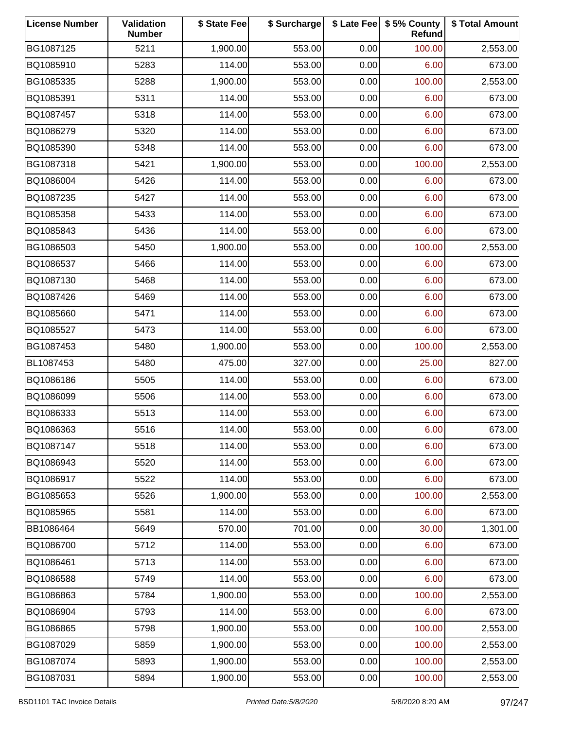| License Number | Validation Number | $ State Fee | $ Surcharge | $ Late Fee | $ 5% County Refund | $ Total Amount |
|---|---|---|---|---|---|---|
| BG1087125 | 5211 | 1,900.00 | 553.00 | 0.00 | 100.00 | 2,553.00 |
| BQ1085910 | 5283 | 114.00 | 553.00 | 0.00 | 6.00 | 673.00 |
| BG1085335 | 5288 | 1,900.00 | 553.00 | 0.00 | 100.00 | 2,553.00 |
| BQ1085391 | 5311 | 114.00 | 553.00 | 0.00 | 6.00 | 673.00 |
| BQ1087457 | 5318 | 114.00 | 553.00 | 0.00 | 6.00 | 673.00 |
| BQ1086279 | 5320 | 114.00 | 553.00 | 0.00 | 6.00 | 673.00 |
| BQ1085390 | 5348 | 114.00 | 553.00 | 0.00 | 6.00 | 673.00 |
| BG1087318 | 5421 | 1,900.00 | 553.00 | 0.00 | 100.00 | 2,553.00 |
| BQ1086004 | 5426 | 114.00 | 553.00 | 0.00 | 6.00 | 673.00 |
| BQ1087235 | 5427 | 114.00 | 553.00 | 0.00 | 6.00 | 673.00 |
| BQ1085358 | 5433 | 114.00 | 553.00 | 0.00 | 6.00 | 673.00 |
| BQ1085843 | 5436 | 114.00 | 553.00 | 0.00 | 6.00 | 673.00 |
| BG1086503 | 5450 | 1,900.00 | 553.00 | 0.00 | 100.00 | 2,553.00 |
| BQ1086537 | 5466 | 114.00 | 553.00 | 0.00 | 6.00 | 673.00 |
| BQ1087130 | 5468 | 114.00 | 553.00 | 0.00 | 6.00 | 673.00 |
| BQ1087426 | 5469 | 114.00 | 553.00 | 0.00 | 6.00 | 673.00 |
| BQ1085660 | 5471 | 114.00 | 553.00 | 0.00 | 6.00 | 673.00 |
| BQ1085527 | 5473 | 114.00 | 553.00 | 0.00 | 6.00 | 673.00 |
| BG1087453 | 5480 | 1,900.00 | 553.00 | 0.00 | 100.00 | 2,553.00 |
| BL1087453 | 5480 | 475.00 | 327.00 | 0.00 | 25.00 | 827.00 |
| BQ1086186 | 5505 | 114.00 | 553.00 | 0.00 | 6.00 | 673.00 |
| BQ1086099 | 5506 | 114.00 | 553.00 | 0.00 | 6.00 | 673.00 |
| BQ1086333 | 5513 | 114.00 | 553.00 | 0.00 | 6.00 | 673.00 |
| BQ1086363 | 5516 | 114.00 | 553.00 | 0.00 | 6.00 | 673.00 |
| BQ1087147 | 5518 | 114.00 | 553.00 | 0.00 | 6.00 | 673.00 |
| BQ1086943 | 5520 | 114.00 | 553.00 | 0.00 | 6.00 | 673.00 |
| BQ1086917 | 5522 | 114.00 | 553.00 | 0.00 | 6.00 | 673.00 |
| BG1085653 | 5526 | 1,900.00 | 553.00 | 0.00 | 100.00 | 2,553.00 |
| BQ1085965 | 5581 | 114.00 | 553.00 | 0.00 | 6.00 | 673.00 |
| BB1086464 | 5649 | 570.00 | 701.00 | 0.00 | 30.00 | 1,301.00 |
| BQ1086700 | 5712 | 114.00 | 553.00 | 0.00 | 6.00 | 673.00 |
| BQ1086461 | 5713 | 114.00 | 553.00 | 0.00 | 6.00 | 673.00 |
| BQ1086588 | 5749 | 114.00 | 553.00 | 0.00 | 6.00 | 673.00 |
| BG1086863 | 5784 | 1,900.00 | 553.00 | 0.00 | 100.00 | 2,553.00 |
| BQ1086904 | 5793 | 114.00 | 553.00 | 0.00 | 6.00 | 673.00 |
| BG1086865 | 5798 | 1,900.00 | 553.00 | 0.00 | 100.00 | 2,553.00 |
| BG1087029 | 5859 | 1,900.00 | 553.00 | 0.00 | 100.00 | 2,553.00 |
| BG1087074 | 5893 | 1,900.00 | 553.00 | 0.00 | 100.00 | 2,553.00 |
| BG1087031 | 5894 | 1,900.00 | 553.00 | 0.00 | 100.00 | 2,553.00 |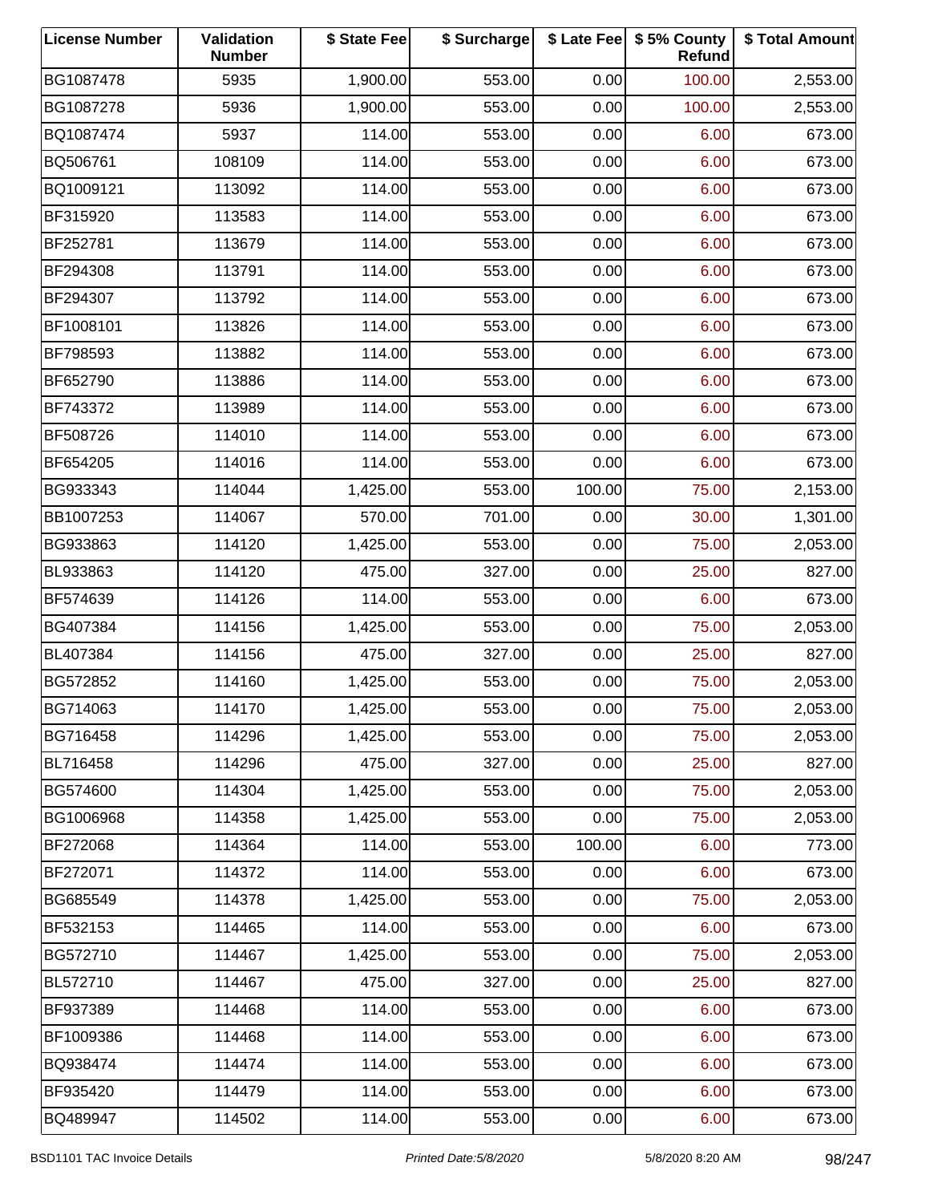| License Number | Validation Number | $ State Fee | $ Surcharge | $ Late Fee | $ 5% County Refund | $ Total Amount |
|---|---|---|---|---|---|---|
| BG1087478 | 5935 | 1,900.00 | 553.00 | 0.00 | 100.00 | 2,553.00 |
| BG1087278 | 5936 | 1,900.00 | 553.00 | 0.00 | 100.00 | 2,553.00 |
| BQ1087474 | 5937 | 114.00 | 553.00 | 0.00 | 6.00 | 673.00 |
| BQ506761 | 108109 | 114.00 | 553.00 | 0.00 | 6.00 | 673.00 |
| BQ1009121 | 113092 | 114.00 | 553.00 | 0.00 | 6.00 | 673.00 |
| BF315920 | 113583 | 114.00 | 553.00 | 0.00 | 6.00 | 673.00 |
| BF252781 | 113679 | 114.00 | 553.00 | 0.00 | 6.00 | 673.00 |
| BF294308 | 113791 | 114.00 | 553.00 | 0.00 | 6.00 | 673.00 |
| BF294307 | 113792 | 114.00 | 553.00 | 0.00 | 6.00 | 673.00 |
| BF1008101 | 113826 | 114.00 | 553.00 | 0.00 | 6.00 | 673.00 |
| BF798593 | 113882 | 114.00 | 553.00 | 0.00 | 6.00 | 673.00 |
| BF652790 | 113886 | 114.00 | 553.00 | 0.00 | 6.00 | 673.00 |
| BF743372 | 113989 | 114.00 | 553.00 | 0.00 | 6.00 | 673.00 |
| BF508726 | 114010 | 114.00 | 553.00 | 0.00 | 6.00 | 673.00 |
| BF654205 | 114016 | 114.00 | 553.00 | 0.00 | 6.00 | 673.00 |
| BG933343 | 114044 | 1,425.00 | 553.00 | 100.00 | 75.00 | 2,153.00 |
| BB1007253 | 114067 | 570.00 | 701.00 | 0.00 | 30.00 | 1,301.00 |
| BG933863 | 114120 | 1,425.00 | 553.00 | 0.00 | 75.00 | 2,053.00 |
| BL933863 | 114120 | 475.00 | 327.00 | 0.00 | 25.00 | 827.00 |
| BF574639 | 114126 | 114.00 | 553.00 | 0.00 | 6.00 | 673.00 |
| BG407384 | 114156 | 1,425.00 | 553.00 | 0.00 | 75.00 | 2,053.00 |
| BL407384 | 114156 | 475.00 | 327.00 | 0.00 | 25.00 | 827.00 |
| BG572852 | 114160 | 1,425.00 | 553.00 | 0.00 | 75.00 | 2,053.00 |
| BG714063 | 114170 | 1,425.00 | 553.00 | 0.00 | 75.00 | 2,053.00 |
| BG716458 | 114296 | 1,425.00 | 553.00 | 0.00 | 75.00 | 2,053.00 |
| BL716458 | 114296 | 475.00 | 327.00 | 0.00 | 25.00 | 827.00 |
| BG574600 | 114304 | 1,425.00 | 553.00 | 0.00 | 75.00 | 2,053.00 |
| BG1006968 | 114358 | 1,425.00 | 553.00 | 0.00 | 75.00 | 2,053.00 |
| BF272068 | 114364 | 114.00 | 553.00 | 100.00 | 6.00 | 773.00 |
| BF272071 | 114372 | 114.00 | 553.00 | 0.00 | 6.00 | 673.00 |
| BG685549 | 114378 | 1,425.00 | 553.00 | 0.00 | 75.00 | 2,053.00 |
| BF532153 | 114465 | 114.00 | 553.00 | 0.00 | 6.00 | 673.00 |
| BG572710 | 114467 | 1,425.00 | 553.00 | 0.00 | 75.00 | 2,053.00 |
| BL572710 | 114467 | 475.00 | 327.00 | 0.00 | 25.00 | 827.00 |
| BF937389 | 114468 | 114.00 | 553.00 | 0.00 | 6.00 | 673.00 |
| BF1009386 | 114468 | 114.00 | 553.00 | 0.00 | 6.00 | 673.00 |
| BQ938474 | 114474 | 114.00 | 553.00 | 0.00 | 6.00 | 673.00 |
| BF935420 | 114479 | 114.00 | 553.00 | 0.00 | 6.00 | 673.00 |
| BQ489947 | 114502 | 114.00 | 553.00 | 0.00 | 6.00 | 673.00 |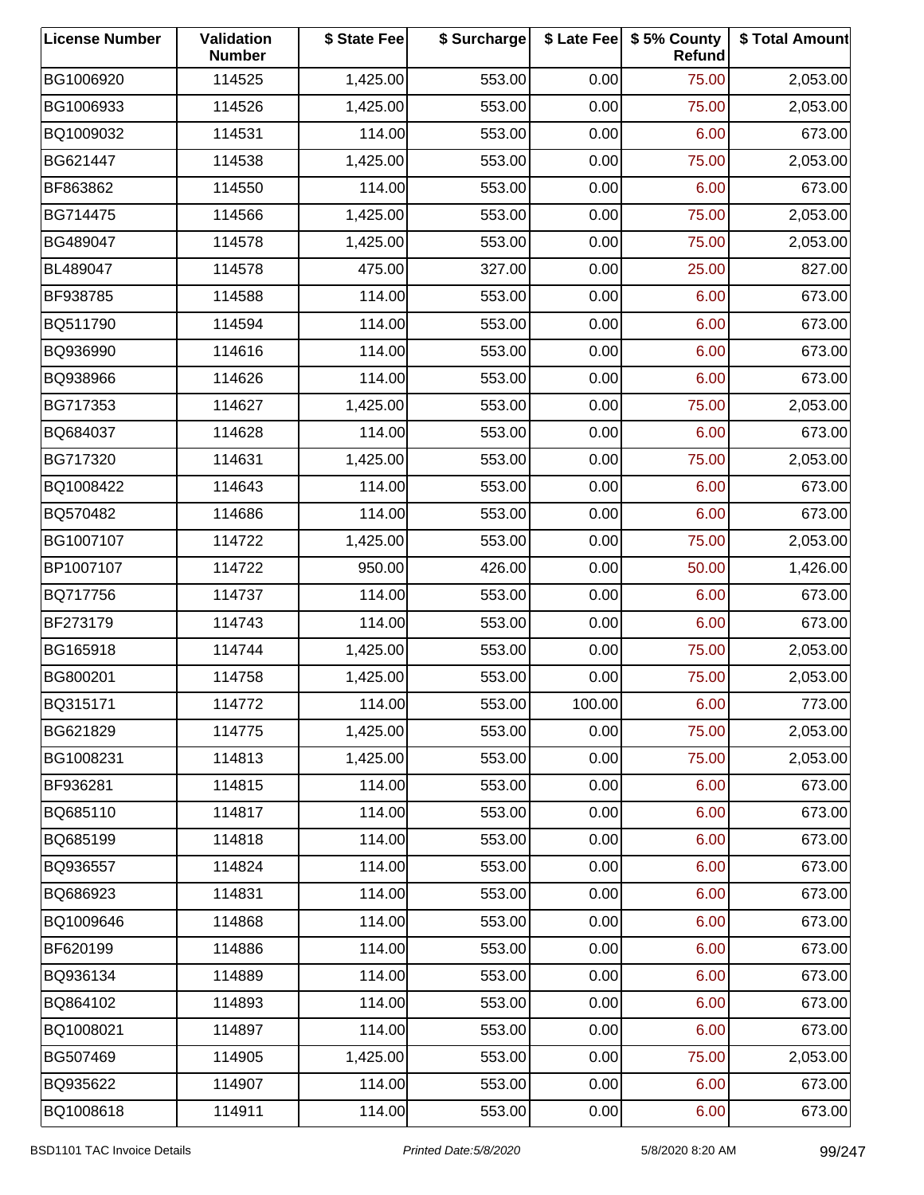| License Number | Validation Number | $ State Fee | $ Surcharge | $ Late Fee | $ 5% County Refund | $ Total Amount |
|---|---|---|---|---|---|---|
| BG1006920 | 114525 | 1,425.00 | 553.00 | 0.00 | 75.00 | 2,053.00 |
| BG1006933 | 114526 | 1,425.00 | 553.00 | 0.00 | 75.00 | 2,053.00 |
| BQ1009032 | 114531 | 114.00 | 553.00 | 0.00 | 6.00 | 673.00 |
| BG621447 | 114538 | 1,425.00 | 553.00 | 0.00 | 75.00 | 2,053.00 |
| BF863862 | 114550 | 114.00 | 553.00 | 0.00 | 6.00 | 673.00 |
| BG714475 | 114566 | 1,425.00 | 553.00 | 0.00 | 75.00 | 2,053.00 |
| BG489047 | 114578 | 1,425.00 | 553.00 | 0.00 | 75.00 | 2,053.00 |
| BL489047 | 114578 | 475.00 | 327.00 | 0.00 | 25.00 | 827.00 |
| BF938785 | 114588 | 114.00 | 553.00 | 0.00 | 6.00 | 673.00 |
| BQ511790 | 114594 | 114.00 | 553.00 | 0.00 | 6.00 | 673.00 |
| BQ936990 | 114616 | 114.00 | 553.00 | 0.00 | 6.00 | 673.00 |
| BQ938966 | 114626 | 114.00 | 553.00 | 0.00 | 6.00 | 673.00 |
| BG717353 | 114627 | 1,425.00 | 553.00 | 0.00 | 75.00 | 2,053.00 |
| BQ684037 | 114628 | 114.00 | 553.00 | 0.00 | 6.00 | 673.00 |
| BG717320 | 114631 | 1,425.00 | 553.00 | 0.00 | 75.00 | 2,053.00 |
| BQ1008422 | 114643 | 114.00 | 553.00 | 0.00 | 6.00 | 673.00 |
| BQ570482 | 114686 | 114.00 | 553.00 | 0.00 | 6.00 | 673.00 |
| BG1007107 | 114722 | 1,425.00 | 553.00 | 0.00 | 75.00 | 2,053.00 |
| BP1007107 | 114722 | 950.00 | 426.00 | 0.00 | 50.00 | 1,426.00 |
| BQ717756 | 114737 | 114.00 | 553.00 | 0.00 | 6.00 | 673.00 |
| BF273179 | 114743 | 114.00 | 553.00 | 0.00 | 6.00 | 673.00 |
| BG165918 | 114744 | 1,425.00 | 553.00 | 0.00 | 75.00 | 2,053.00 |
| BG800201 | 114758 | 1,425.00 | 553.00 | 0.00 | 75.00 | 2,053.00 |
| BQ315171 | 114772 | 114.00 | 553.00 | 100.00 | 6.00 | 773.00 |
| BG621829 | 114775 | 1,425.00 | 553.00 | 0.00 | 75.00 | 2,053.00 |
| BG1008231 | 114813 | 1,425.00 | 553.00 | 0.00 | 75.00 | 2,053.00 |
| BF936281 | 114815 | 114.00 | 553.00 | 0.00 | 6.00 | 673.00 |
| BQ685110 | 114817 | 114.00 | 553.00 | 0.00 | 6.00 | 673.00 |
| BQ685199 | 114818 | 114.00 | 553.00 | 0.00 | 6.00 | 673.00 |
| BQ936557 | 114824 | 114.00 | 553.00 | 0.00 | 6.00 | 673.00 |
| BQ686923 | 114831 | 114.00 | 553.00 | 0.00 | 6.00 | 673.00 |
| BQ1009646 | 114868 | 114.00 | 553.00 | 0.00 | 6.00 | 673.00 |
| BF620199 | 114886 | 114.00 | 553.00 | 0.00 | 6.00 | 673.00 |
| BQ936134 | 114889 | 114.00 | 553.00 | 0.00 | 6.00 | 673.00 |
| BQ864102 | 114893 | 114.00 | 553.00 | 0.00 | 6.00 | 673.00 |
| BQ1008021 | 114897 | 114.00 | 553.00 | 0.00 | 6.00 | 673.00 |
| BG507469 | 114905 | 1,425.00 | 553.00 | 0.00 | 75.00 | 2,053.00 |
| BQ935622 | 114907 | 114.00 | 553.00 | 0.00 | 6.00 | 673.00 |
| BQ1008618 | 114911 | 114.00 | 553.00 | 0.00 | 6.00 | 673.00 |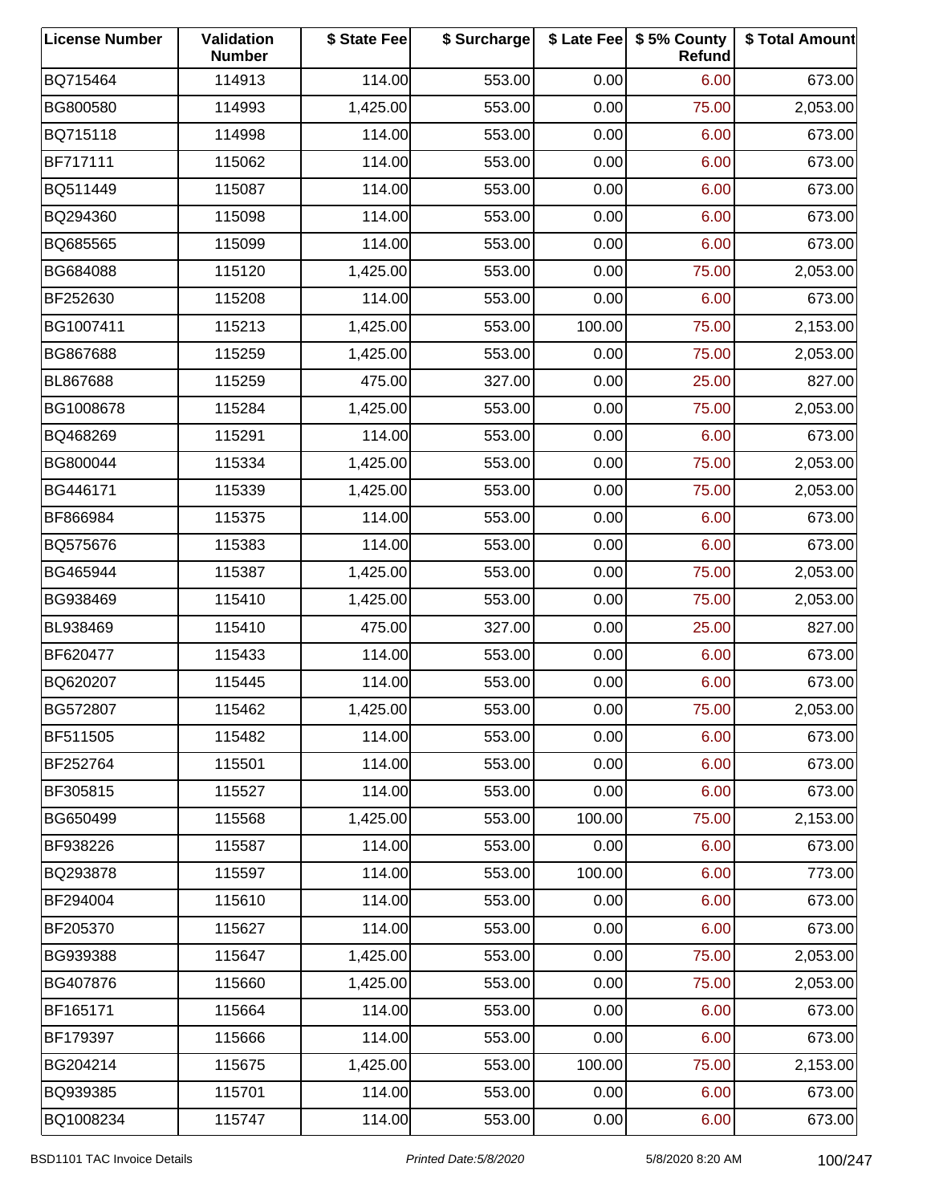| License Number | Validation Number | $ State Fee | $ Surcharge | $ Late Fee | $ 5% County Refund | $ Total Amount |
|---|---|---|---|---|---|---|
| BQ715464 | 114913 | 114.00 | 553.00 | 0.00 | 6.00 | 673.00 |
| BG800580 | 114993 | 1,425.00 | 553.00 | 0.00 | 75.00 | 2,053.00 |
| BQ715118 | 114998 | 114.00 | 553.00 | 0.00 | 6.00 | 673.00 |
| BF717111 | 115062 | 114.00 | 553.00 | 0.00 | 6.00 | 673.00 |
| BQ511449 | 115087 | 114.00 | 553.00 | 0.00 | 6.00 | 673.00 |
| BQ294360 | 115098 | 114.00 | 553.00 | 0.00 | 6.00 | 673.00 |
| BQ685565 | 115099 | 114.00 | 553.00 | 0.00 | 6.00 | 673.00 |
| BG684088 | 115120 | 1,425.00 | 553.00 | 0.00 | 75.00 | 2,053.00 |
| BF252630 | 115208 | 114.00 | 553.00 | 0.00 | 6.00 | 673.00 |
| BG1007411 | 115213 | 1,425.00 | 553.00 | 100.00 | 75.00 | 2,153.00 |
| BG867688 | 115259 | 1,425.00 | 553.00 | 0.00 | 75.00 | 2,053.00 |
| BL867688 | 115259 | 475.00 | 327.00 | 0.00 | 25.00 | 827.00 |
| BG1008678 | 115284 | 1,425.00 | 553.00 | 0.00 | 75.00 | 2,053.00 |
| BQ468269 | 115291 | 114.00 | 553.00 | 0.00 | 6.00 | 673.00 |
| BG800044 | 115334 | 1,425.00 | 553.00 | 0.00 | 75.00 | 2,053.00 |
| BG446171 | 115339 | 1,425.00 | 553.00 | 0.00 | 75.00 | 2,053.00 |
| BF866984 | 115375 | 114.00 | 553.00 | 0.00 | 6.00 | 673.00 |
| BQ575676 | 115383 | 114.00 | 553.00 | 0.00 | 6.00 | 673.00 |
| BG465944 | 115387 | 1,425.00 | 553.00 | 0.00 | 75.00 | 2,053.00 |
| BG938469 | 115410 | 1,425.00 | 553.00 | 0.00 | 75.00 | 2,053.00 |
| BL938469 | 115410 | 475.00 | 327.00 | 0.00 | 25.00 | 827.00 |
| BF620477 | 115433 | 114.00 | 553.00 | 0.00 | 6.00 | 673.00 |
| BQ620207 | 115445 | 114.00 | 553.00 | 0.00 | 6.00 | 673.00 |
| BG572807 | 115462 | 1,425.00 | 553.00 | 0.00 | 75.00 | 2,053.00 |
| BF511505 | 115482 | 114.00 | 553.00 | 0.00 | 6.00 | 673.00 |
| BF252764 | 115501 | 114.00 | 553.00 | 0.00 | 6.00 | 673.00 |
| BF305815 | 115527 | 114.00 | 553.00 | 0.00 | 6.00 | 673.00 |
| BG650499 | 115568 | 1,425.00 | 553.00 | 100.00 | 75.00 | 2,153.00 |
| BF938226 | 115587 | 114.00 | 553.00 | 0.00 | 6.00 | 673.00 |
| BQ293878 | 115597 | 114.00 | 553.00 | 100.00 | 6.00 | 773.00 |
| BF294004 | 115610 | 114.00 | 553.00 | 0.00 | 6.00 | 673.00 |
| BF205370 | 115627 | 114.00 | 553.00 | 0.00 | 6.00 | 673.00 |
| BG939388 | 115647 | 1,425.00 | 553.00 | 0.00 | 75.00 | 2,053.00 |
| BG407876 | 115660 | 1,425.00 | 553.00 | 0.00 | 75.00 | 2,053.00 |
| BF165171 | 115664 | 114.00 | 553.00 | 0.00 | 6.00 | 673.00 |
| BF179397 | 115666 | 114.00 | 553.00 | 0.00 | 6.00 | 673.00 |
| BG204214 | 115675 | 1,425.00 | 553.00 | 100.00 | 75.00 | 2,153.00 |
| BQ939385 | 115701 | 114.00 | 553.00 | 0.00 | 6.00 | 673.00 |
| BQ1008234 | 115747 | 114.00 | 553.00 | 0.00 | 6.00 | 673.00 |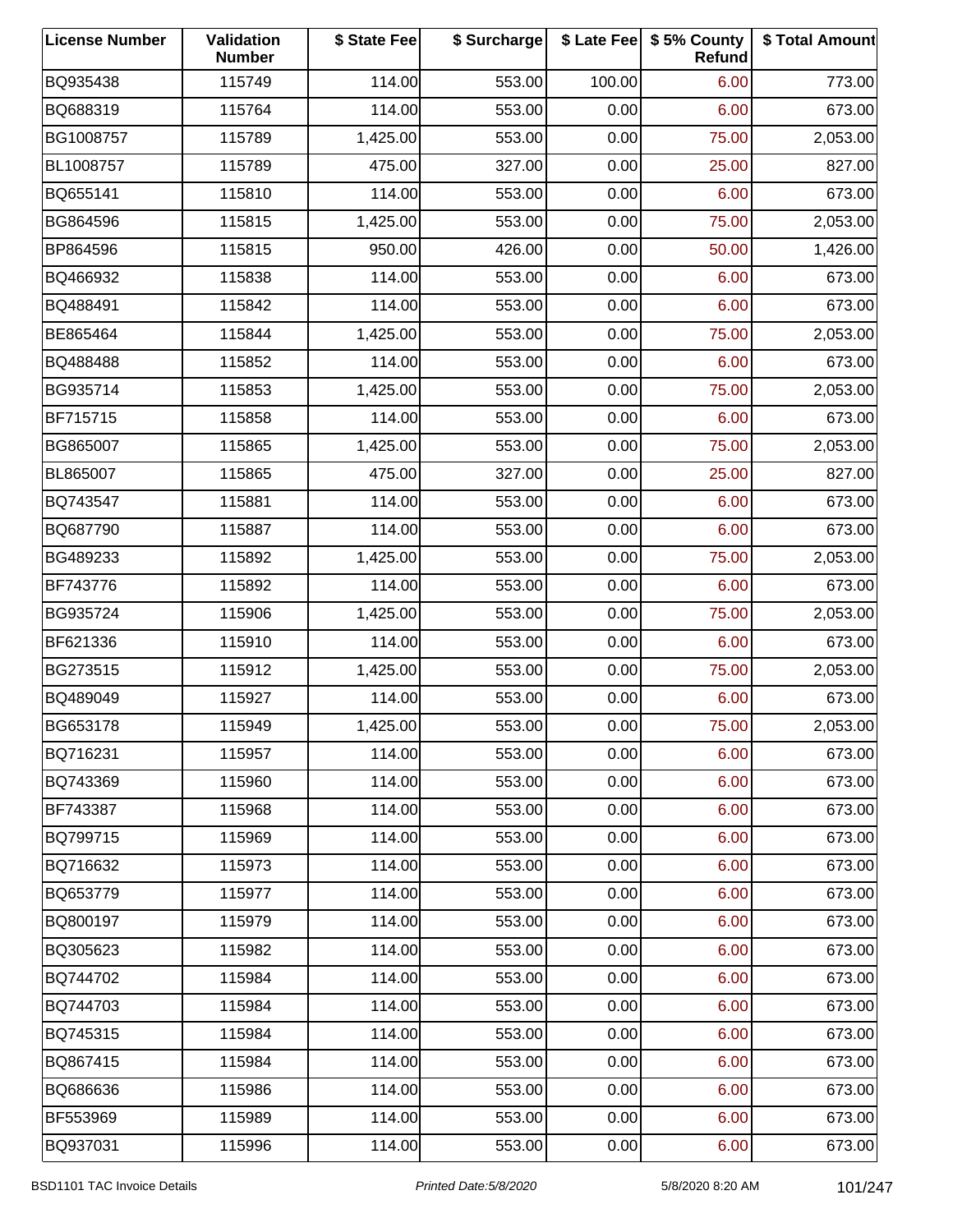| License Number | Validation Number | $ State Fee | $ Surcharge | $ Late Fee | $ 5% County Refund | $ Total Amount |
|---|---|---|---|---|---|---|
| BQ935438 | 115749 | 114.00 | 553.00 | 100.00 | 6.00 | 773.00 |
| BQ688319 | 115764 | 114.00 | 553.00 | 0.00 | 6.00 | 673.00 |
| BG1008757 | 115789 | 1,425.00 | 553.00 | 0.00 | 75.00 | 2,053.00 |
| BL1008757 | 115789 | 475.00 | 327.00 | 0.00 | 25.00 | 827.00 |
| BQ655141 | 115810 | 114.00 | 553.00 | 0.00 | 6.00 | 673.00 |
| BG864596 | 115815 | 1,425.00 | 553.00 | 0.00 | 75.00 | 2,053.00 |
| BP864596 | 115815 | 950.00 | 426.00 | 0.00 | 50.00 | 1,426.00 |
| BQ466932 | 115838 | 114.00 | 553.00 | 0.00 | 6.00 | 673.00 |
| BQ488491 | 115842 | 114.00 | 553.00 | 0.00 | 6.00 | 673.00 |
| BE865464 | 115844 | 1,425.00 | 553.00 | 0.00 | 75.00 | 2,053.00 |
| BQ488488 | 115852 | 114.00 | 553.00 | 0.00 | 6.00 | 673.00 |
| BG935714 | 115853 | 1,425.00 | 553.00 | 0.00 | 75.00 | 2,053.00 |
| BF715715 | 115858 | 114.00 | 553.00 | 0.00 | 6.00 | 673.00 |
| BG865007 | 115865 | 1,425.00 | 553.00 | 0.00 | 75.00 | 2,053.00 |
| BL865007 | 115865 | 475.00 | 327.00 | 0.00 | 25.00 | 827.00 |
| BQ743547 | 115881 | 114.00 | 553.00 | 0.00 | 6.00 | 673.00 |
| BQ687790 | 115887 | 114.00 | 553.00 | 0.00 | 6.00 | 673.00 |
| BG489233 | 115892 | 1,425.00 | 553.00 | 0.00 | 75.00 | 2,053.00 |
| BF743776 | 115892 | 114.00 | 553.00 | 0.00 | 6.00 | 673.00 |
| BG935724 | 115906 | 1,425.00 | 553.00 | 0.00 | 75.00 | 2,053.00 |
| BF621336 | 115910 | 114.00 | 553.00 | 0.00 | 6.00 | 673.00 |
| BG273515 | 115912 | 1,425.00 | 553.00 | 0.00 | 75.00 | 2,053.00 |
| BQ489049 | 115927 | 114.00 | 553.00 | 0.00 | 6.00 | 673.00 |
| BG653178 | 115949 | 1,425.00 | 553.00 | 0.00 | 75.00 | 2,053.00 |
| BQ716231 | 115957 | 114.00 | 553.00 | 0.00 | 6.00 | 673.00 |
| BQ743369 | 115960 | 114.00 | 553.00 | 0.00 | 6.00 | 673.00 |
| BF743387 | 115968 | 114.00 | 553.00 | 0.00 | 6.00 | 673.00 |
| BQ799715 | 115969 | 114.00 | 553.00 | 0.00 | 6.00 | 673.00 |
| BQ716632 | 115973 | 114.00 | 553.00 | 0.00 | 6.00 | 673.00 |
| BQ653779 | 115977 | 114.00 | 553.00 | 0.00 | 6.00 | 673.00 |
| BQ800197 | 115979 | 114.00 | 553.00 | 0.00 | 6.00 | 673.00 |
| BQ305623 | 115982 | 114.00 | 553.00 | 0.00 | 6.00 | 673.00 |
| BQ744702 | 115984 | 114.00 | 553.00 | 0.00 | 6.00 | 673.00 |
| BQ744703 | 115984 | 114.00 | 553.00 | 0.00 | 6.00 | 673.00 |
| BQ745315 | 115984 | 114.00 | 553.00 | 0.00 | 6.00 | 673.00 |
| BQ867415 | 115984 | 114.00 | 553.00 | 0.00 | 6.00 | 673.00 |
| BQ686636 | 115986 | 114.00 | 553.00 | 0.00 | 6.00 | 673.00 |
| BF553969 | 115989 | 114.00 | 553.00 | 0.00 | 6.00 | 673.00 |
| BQ937031 | 115996 | 114.00 | 553.00 | 0.00 | 6.00 | 673.00 |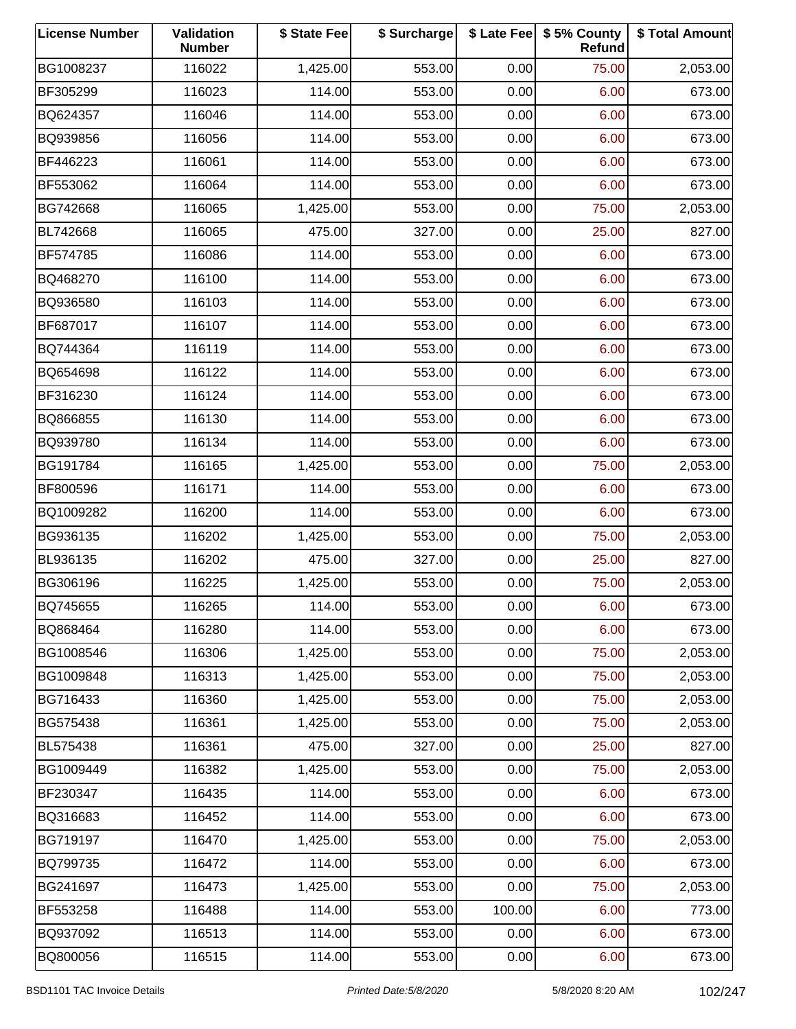| License Number | Validation Number | $ State Fee | $ Surcharge | $ Late Fee | $ 5% County Refund | $ Total Amount |
|---|---|---|---|---|---|---|
| BG1008237 | 116022 | 1,425.00 | 553.00 | 0.00 | 75.00 | 2,053.00 |
| BF305299 | 116023 | 114.00 | 553.00 | 0.00 | 6.00 | 673.00 |
| BQ624357 | 116046 | 114.00 | 553.00 | 0.00 | 6.00 | 673.00 |
| BQ939856 | 116056 | 114.00 | 553.00 | 0.00 | 6.00 | 673.00 |
| BF446223 | 116061 | 114.00 | 553.00 | 0.00 | 6.00 | 673.00 |
| BF553062 | 116064 | 114.00 | 553.00 | 0.00 | 6.00 | 673.00 |
| BG742668 | 116065 | 1,425.00 | 553.00 | 0.00 | 75.00 | 2,053.00 |
| BL742668 | 116065 | 475.00 | 327.00 | 0.00 | 25.00 | 827.00 |
| BF574785 | 116086 | 114.00 | 553.00 | 0.00 | 6.00 | 673.00 |
| BQ468270 | 116100 | 114.00 | 553.00 | 0.00 | 6.00 | 673.00 |
| BQ936580 | 116103 | 114.00 | 553.00 | 0.00 | 6.00 | 673.00 |
| BF687017 | 116107 | 114.00 | 553.00 | 0.00 | 6.00 | 673.00 |
| BQ744364 | 116119 | 114.00 | 553.00 | 0.00 | 6.00 | 673.00 |
| BQ654698 | 116122 | 114.00 | 553.00 | 0.00 | 6.00 | 673.00 |
| BF316230 | 116124 | 114.00 | 553.00 | 0.00 | 6.00 | 673.00 |
| BQ866855 | 116130 | 114.00 | 553.00 | 0.00 | 6.00 | 673.00 |
| BQ939780 | 116134 | 114.00 | 553.00 | 0.00 | 6.00 | 673.00 |
| BG191784 | 116165 | 1,425.00 | 553.00 | 0.00 | 75.00 | 2,053.00 |
| BF800596 | 116171 | 114.00 | 553.00 | 0.00 | 6.00 | 673.00 |
| BQ1009282 | 116200 | 114.00 | 553.00 | 0.00 | 6.00 | 673.00 |
| BG936135 | 116202 | 1,425.00 | 553.00 | 0.00 | 75.00 | 2,053.00 |
| BL936135 | 116202 | 475.00 | 327.00 | 0.00 | 25.00 | 827.00 |
| BG306196 | 116225 | 1,425.00 | 553.00 | 0.00 | 75.00 | 2,053.00 |
| BQ745655 | 116265 | 114.00 | 553.00 | 0.00 | 6.00 | 673.00 |
| BQ868464 | 116280 | 114.00 | 553.00 | 0.00 | 6.00 | 673.00 |
| BG1008546 | 116306 | 1,425.00 | 553.00 | 0.00 | 75.00 | 2,053.00 |
| BG1009848 | 116313 | 1,425.00 | 553.00 | 0.00 | 75.00 | 2,053.00 |
| BG716433 | 116360 | 1,425.00 | 553.00 | 0.00 | 75.00 | 2,053.00 |
| BG575438 | 116361 | 1,425.00 | 553.00 | 0.00 | 75.00 | 2,053.00 |
| BL575438 | 116361 | 475.00 | 327.00 | 0.00 | 25.00 | 827.00 |
| BG1009449 | 116382 | 1,425.00 | 553.00 | 0.00 | 75.00 | 2,053.00 |
| BF230347 | 116435 | 114.00 | 553.00 | 0.00 | 6.00 | 673.00 |
| BQ316683 | 116452 | 114.00 | 553.00 | 0.00 | 6.00 | 673.00 |
| BG719197 | 116470 | 1,425.00 | 553.00 | 0.00 | 75.00 | 2,053.00 |
| BQ799735 | 116472 | 114.00 | 553.00 | 0.00 | 6.00 | 673.00 |
| BG241697 | 116473 | 1,425.00 | 553.00 | 0.00 | 75.00 | 2,053.00 |
| BF553258 | 116488 | 114.00 | 553.00 | 100.00 | 6.00 | 773.00 |
| BQ937092 | 116513 | 114.00 | 553.00 | 0.00 | 6.00 | 673.00 |
| BQ800056 | 116515 | 114.00 | 553.00 | 0.00 | 6.00 | 673.00 |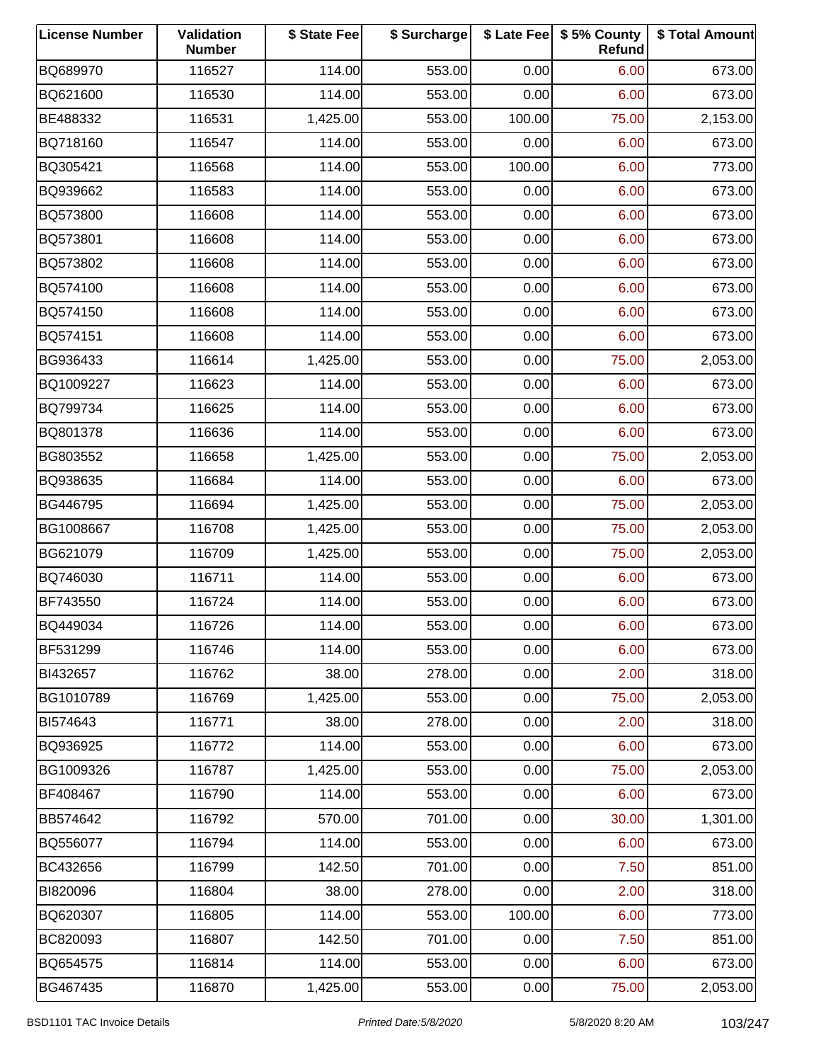| License Number | Validation Number | $ State Fee | $ Surcharge | $ Late Fee | $ 5% County Refund | $ Total Amount |
|---|---|---|---|---|---|---|
| BQ689970 | 116527 | 114.00 | 553.00 | 0.00 | 6.00 | 673.00 |
| BQ621600 | 116530 | 114.00 | 553.00 | 0.00 | 6.00 | 673.00 |
| BE488332 | 116531 | 1,425.00 | 553.00 | 100.00 | 75.00 | 2,153.00 |
| BQ718160 | 116547 | 114.00 | 553.00 | 0.00 | 6.00 | 673.00 |
| BQ305421 | 116568 | 114.00 | 553.00 | 100.00 | 6.00 | 773.00 |
| BQ939662 | 116583 | 114.00 | 553.00 | 0.00 | 6.00 | 673.00 |
| BQ573800 | 116608 | 114.00 | 553.00 | 0.00 | 6.00 | 673.00 |
| BQ573801 | 116608 | 114.00 | 553.00 | 0.00 | 6.00 | 673.00 |
| BQ573802 | 116608 | 114.00 | 553.00 | 0.00 | 6.00 | 673.00 |
| BQ574100 | 116608 | 114.00 | 553.00 | 0.00 | 6.00 | 673.00 |
| BQ574150 | 116608 | 114.00 | 553.00 | 0.00 | 6.00 | 673.00 |
| BQ574151 | 116608 | 114.00 | 553.00 | 0.00 | 6.00 | 673.00 |
| BG936433 | 116614 | 1,425.00 | 553.00 | 0.00 | 75.00 | 2,053.00 |
| BQ1009227 | 116623 | 114.00 | 553.00 | 0.00 | 6.00 | 673.00 |
| BQ799734 | 116625 | 114.00 | 553.00 | 0.00 | 6.00 | 673.00 |
| BQ801378 | 116636 | 114.00 | 553.00 | 0.00 | 6.00 | 673.00 |
| BG803552 | 116658 | 1,425.00 | 553.00 | 0.00 | 75.00 | 2,053.00 |
| BQ938635 | 116684 | 114.00 | 553.00 | 0.00 | 6.00 | 673.00 |
| BG446795 | 116694 | 1,425.00 | 553.00 | 0.00 | 75.00 | 2,053.00 |
| BG1008667 | 116708 | 1,425.00 | 553.00 | 0.00 | 75.00 | 2,053.00 |
| BG621079 | 116709 | 1,425.00 | 553.00 | 0.00 | 75.00 | 2,053.00 |
| BQ746030 | 116711 | 114.00 | 553.00 | 0.00 | 6.00 | 673.00 |
| BF743550 | 116724 | 114.00 | 553.00 | 0.00 | 6.00 | 673.00 |
| BQ449034 | 116726 | 114.00 | 553.00 | 0.00 | 6.00 | 673.00 |
| BF531299 | 116746 | 114.00 | 553.00 | 0.00 | 6.00 | 673.00 |
| BI432657 | 116762 | 38.00 | 278.00 | 0.00 | 2.00 | 318.00 |
| BG1010789 | 116769 | 1,425.00 | 553.00 | 0.00 | 75.00 | 2,053.00 |
| BI574643 | 116771 | 38.00 | 278.00 | 0.00 | 2.00 | 318.00 |
| BQ936925 | 116772 | 114.00 | 553.00 | 0.00 | 6.00 | 673.00 |
| BG1009326 | 116787 | 1,425.00 | 553.00 | 0.00 | 75.00 | 2,053.00 |
| BF408467 | 116790 | 114.00 | 553.00 | 0.00 | 6.00 | 673.00 |
| BB574642 | 116792 | 570.00 | 701.00 | 0.00 | 30.00 | 1,301.00 |
| BQ556077 | 116794 | 114.00 | 553.00 | 0.00 | 6.00 | 673.00 |
| BC432656 | 116799 | 142.50 | 701.00 | 0.00 | 7.50 | 851.00 |
| BI820096 | 116804 | 38.00 | 278.00 | 0.00 | 2.00 | 318.00 |
| BQ620307 | 116805 | 114.00 | 553.00 | 100.00 | 6.00 | 773.00 |
| BC820093 | 116807 | 142.50 | 701.00 | 0.00 | 7.50 | 851.00 |
| BQ654575 | 116814 | 114.00 | 553.00 | 0.00 | 6.00 | 673.00 |
| BG467435 | 116870 | 1,425.00 | 553.00 | 0.00 | 75.00 | 2,053.00 |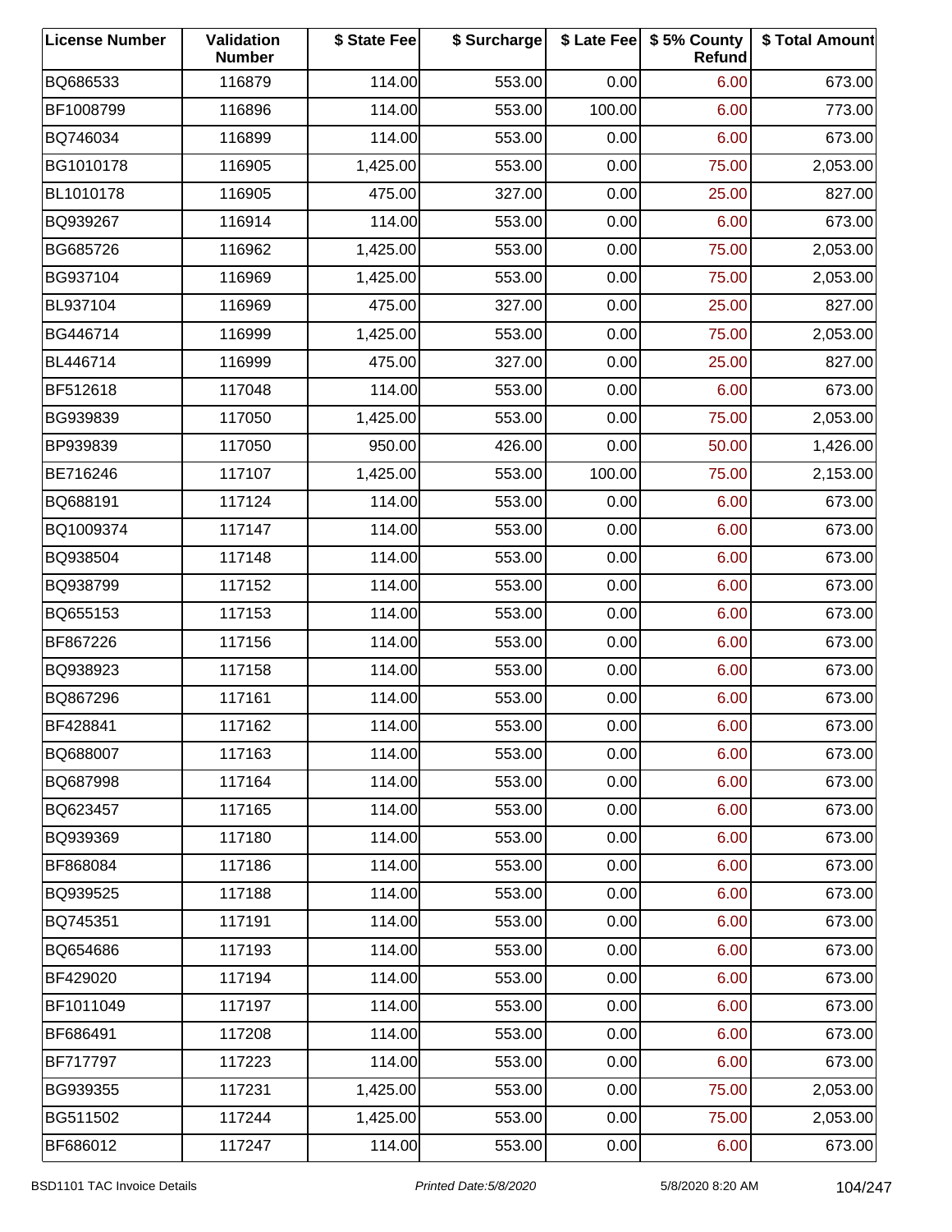| License Number | Validation Number | $ State Fee | $ Surcharge | $ Late Fee | $ 5% County Refund | $ Total Amount |
|---|---|---|---|---|---|---|
| BQ686533 | 116879 | 114.00 | 553.00 | 0.00 | 6.00 | 673.00 |
| BF1008799 | 116896 | 114.00 | 553.00 | 100.00 | 6.00 | 773.00 |
| BQ746034 | 116899 | 114.00 | 553.00 | 0.00 | 6.00 | 673.00 |
| BG1010178 | 116905 | 1,425.00 | 553.00 | 0.00 | 75.00 | 2,053.00 |
| BL1010178 | 116905 | 475.00 | 327.00 | 0.00 | 25.00 | 827.00 |
| BQ939267 | 116914 | 114.00 | 553.00 | 0.00 | 6.00 | 673.00 |
| BG685726 | 116962 | 1,425.00 | 553.00 | 0.00 | 75.00 | 2,053.00 |
| BG937104 | 116969 | 1,425.00 | 553.00 | 0.00 | 75.00 | 2,053.00 |
| BL937104 | 116969 | 475.00 | 327.00 | 0.00 | 25.00 | 827.00 |
| BG446714 | 116999 | 1,425.00 | 553.00 | 0.00 | 75.00 | 2,053.00 |
| BL446714 | 116999 | 475.00 | 327.00 | 0.00 | 25.00 | 827.00 |
| BF512618 | 117048 | 114.00 | 553.00 | 0.00 | 6.00 | 673.00 |
| BG939839 | 117050 | 1,425.00 | 553.00 | 0.00 | 75.00 | 2,053.00 |
| BP939839 | 117050 | 950.00 | 426.00 | 0.00 | 50.00 | 1,426.00 |
| BE716246 | 117107 | 1,425.00 | 553.00 | 100.00 | 75.00 | 2,153.00 |
| BQ688191 | 117124 | 114.00 | 553.00 | 0.00 | 6.00 | 673.00 |
| BQ1009374 | 117147 | 114.00 | 553.00 | 0.00 | 6.00 | 673.00 |
| BQ938504 | 117148 | 114.00 | 553.00 | 0.00 | 6.00 | 673.00 |
| BQ938799 | 117152 | 114.00 | 553.00 | 0.00 | 6.00 | 673.00 |
| BQ655153 | 117153 | 114.00 | 553.00 | 0.00 | 6.00 | 673.00 |
| BF867226 | 117156 | 114.00 | 553.00 | 0.00 | 6.00 | 673.00 |
| BQ938923 | 117158 | 114.00 | 553.00 | 0.00 | 6.00 | 673.00 |
| BQ867296 | 117161 | 114.00 | 553.00 | 0.00 | 6.00 | 673.00 |
| BF428841 | 117162 | 114.00 | 553.00 | 0.00 | 6.00 | 673.00 |
| BQ688007 | 117163 | 114.00 | 553.00 | 0.00 | 6.00 | 673.00 |
| BQ687998 | 117164 | 114.00 | 553.00 | 0.00 | 6.00 | 673.00 |
| BQ623457 | 117165 | 114.00 | 553.00 | 0.00 | 6.00 | 673.00 |
| BQ939369 | 117180 | 114.00 | 553.00 | 0.00 | 6.00 | 673.00 |
| BF868084 | 117186 | 114.00 | 553.00 | 0.00 | 6.00 | 673.00 |
| BQ939525 | 117188 | 114.00 | 553.00 | 0.00 | 6.00 | 673.00 |
| BQ745351 | 117191 | 114.00 | 553.00 | 0.00 | 6.00 | 673.00 |
| BQ654686 | 117193 | 114.00 | 553.00 | 0.00 | 6.00 | 673.00 |
| BF429020 | 117194 | 114.00 | 553.00 | 0.00 | 6.00 | 673.00 |
| BF1011049 | 117197 | 114.00 | 553.00 | 0.00 | 6.00 | 673.00 |
| BF686491 | 117208 | 114.00 | 553.00 | 0.00 | 6.00 | 673.00 |
| BF717797 | 117223 | 114.00 | 553.00 | 0.00 | 6.00 | 673.00 |
| BG939355 | 117231 | 1,425.00 | 553.00 | 0.00 | 75.00 | 2,053.00 |
| BG511502 | 117244 | 1,425.00 | 553.00 | 0.00 | 75.00 | 2,053.00 |
| BF686012 | 117247 | 114.00 | 553.00 | 0.00 | 6.00 | 673.00 |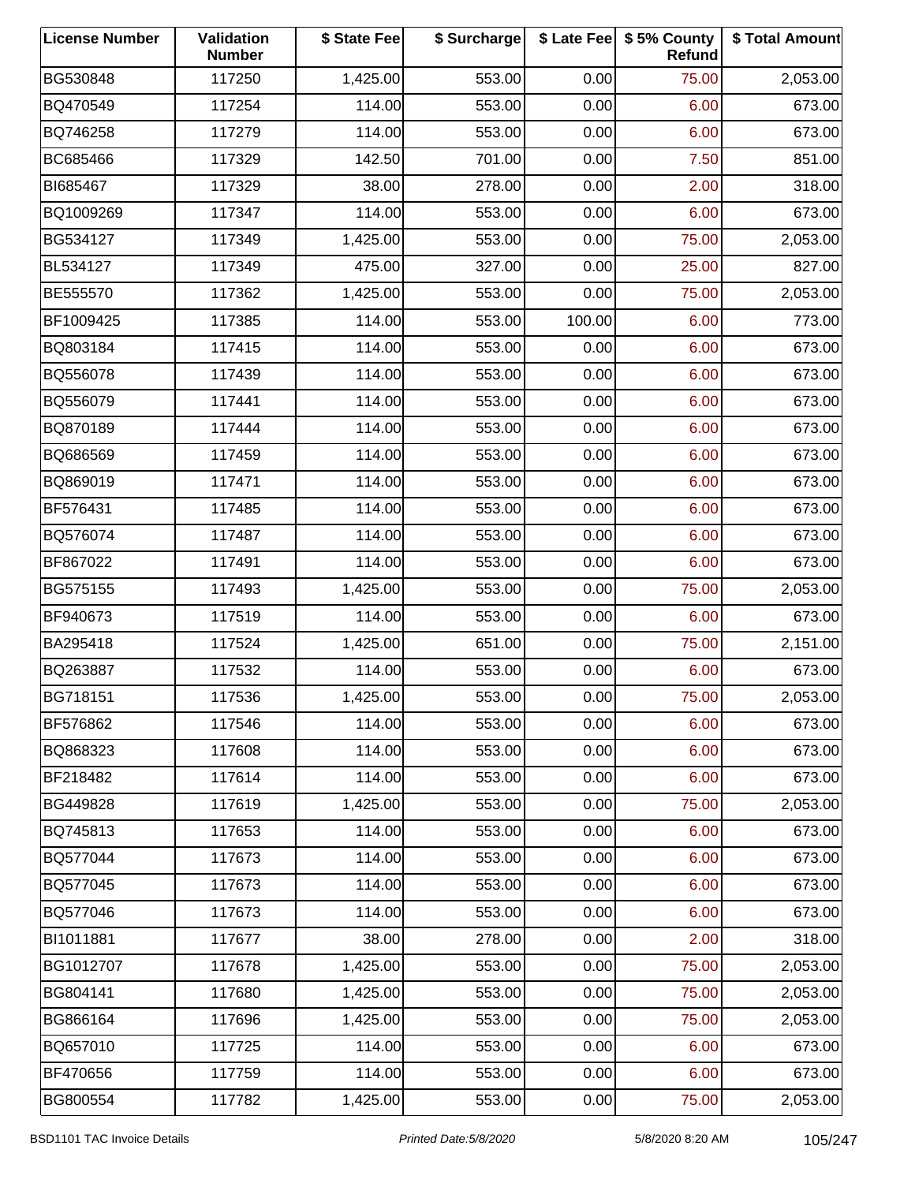| License Number | Validation Number | $ State Fee | $ Surcharge | $ Late Fee | $ 5% County Refund | $ Total Amount |
|---|---|---|---|---|---|---|
| BG530848 | 117250 | 1,425.00 | 553.00 | 0.00 | 75.00 | 2,053.00 |
| BQ470549 | 117254 | 114.00 | 553.00 | 0.00 | 6.00 | 673.00 |
| BQ746258 | 117279 | 114.00 | 553.00 | 0.00 | 6.00 | 673.00 |
| BC685466 | 117329 | 142.50 | 701.00 | 0.00 | 7.50 | 851.00 |
| BI685467 | 117329 | 38.00 | 278.00 | 0.00 | 2.00 | 318.00 |
| BQ1009269 | 117347 | 114.00 | 553.00 | 0.00 | 6.00 | 673.00 |
| BG534127 | 117349 | 1,425.00 | 553.00 | 0.00 | 75.00 | 2,053.00 |
| BL534127 | 117349 | 475.00 | 327.00 | 0.00 | 25.00 | 827.00 |
| BE555570 | 117362 | 1,425.00 | 553.00 | 0.00 | 75.00 | 2,053.00 |
| BF1009425 | 117385 | 114.00 | 553.00 | 100.00 | 6.00 | 773.00 |
| BQ803184 | 117415 | 114.00 | 553.00 | 0.00 | 6.00 | 673.00 |
| BQ556078 | 117439 | 114.00 | 553.00 | 0.00 | 6.00 | 673.00 |
| BQ556079 | 117441 | 114.00 | 553.00 | 0.00 | 6.00 | 673.00 |
| BQ870189 | 117444 | 114.00 | 553.00 | 0.00 | 6.00 | 673.00 |
| BQ686569 | 117459 | 114.00 | 553.00 | 0.00 | 6.00 | 673.00 |
| BQ869019 | 117471 | 114.00 | 553.00 | 0.00 | 6.00 | 673.00 |
| BF576431 | 117485 | 114.00 | 553.00 | 0.00 | 6.00 | 673.00 |
| BQ576074 | 117487 | 114.00 | 553.00 | 0.00 | 6.00 | 673.00 |
| BF867022 | 117491 | 114.00 | 553.00 | 0.00 | 6.00 | 673.00 |
| BG575155 | 117493 | 1,425.00 | 553.00 | 0.00 | 75.00 | 2,053.00 |
| BF940673 | 117519 | 114.00 | 553.00 | 0.00 | 6.00 | 673.00 |
| BA295418 | 117524 | 1,425.00 | 651.00 | 0.00 | 75.00 | 2,151.00 |
| BQ263887 | 117532 | 114.00 | 553.00 | 0.00 | 6.00 | 673.00 |
| BG718151 | 117536 | 1,425.00 | 553.00 | 0.00 | 75.00 | 2,053.00 |
| BF576862 | 117546 | 114.00 | 553.00 | 0.00 | 6.00 | 673.00 |
| BQ868323 | 117608 | 114.00 | 553.00 | 0.00 | 6.00 | 673.00 |
| BF218482 | 117614 | 114.00 | 553.00 | 0.00 | 6.00 | 673.00 |
| BG449828 | 117619 | 1,425.00 | 553.00 | 0.00 | 75.00 | 2,053.00 |
| BQ745813 | 117653 | 114.00 | 553.00 | 0.00 | 6.00 | 673.00 |
| BQ577044 | 117673 | 114.00 | 553.00 | 0.00 | 6.00 | 673.00 |
| BQ577045 | 117673 | 114.00 | 553.00 | 0.00 | 6.00 | 673.00 |
| BQ577046 | 117673 | 114.00 | 553.00 | 0.00 | 6.00 | 673.00 |
| BI1011881 | 117677 | 38.00 | 278.00 | 0.00 | 2.00 | 318.00 |
| BG1012707 | 117678 | 1,425.00 | 553.00 | 0.00 | 75.00 | 2,053.00 |
| BG804141 | 117680 | 1,425.00 | 553.00 | 0.00 | 75.00 | 2,053.00 |
| BG866164 | 117696 | 1,425.00 | 553.00 | 0.00 | 75.00 | 2,053.00 |
| BQ657010 | 117725 | 114.00 | 553.00 | 0.00 | 6.00 | 673.00 |
| BF470656 | 117759 | 114.00 | 553.00 | 0.00 | 6.00 | 673.00 |
| BG800554 | 117782 | 1,425.00 | 553.00 | 0.00 | 75.00 | 2,053.00 |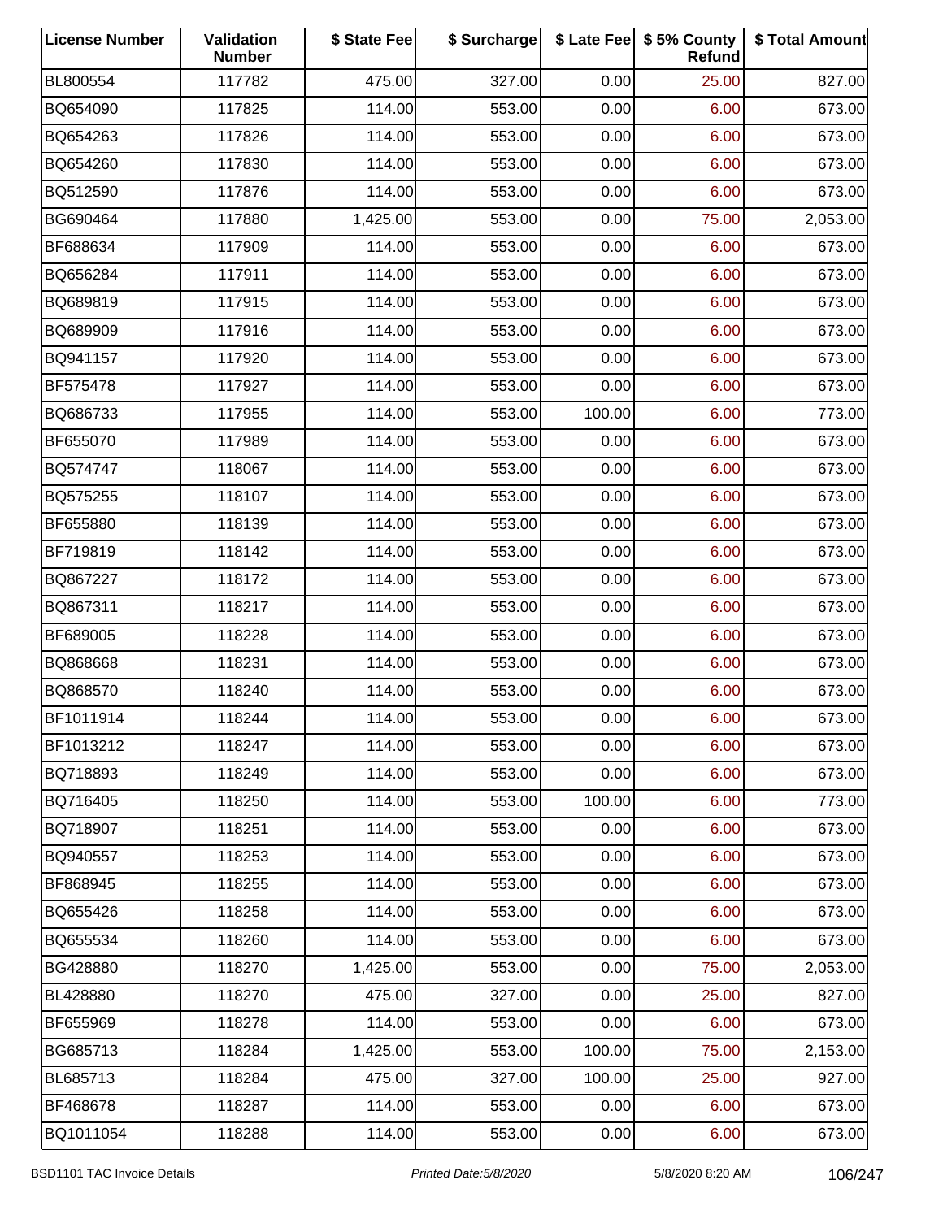| License Number | Validation Number | $ State Fee | $ Surcharge | $ Late Fee | $ 5% County Refund | $ Total Amount |
|---|---|---|---|---|---|---|
| BL800554 | 117782 | 475.00 | 327.00 | 0.00 | 25.00 | 827.00 |
| BQ654090 | 117825 | 114.00 | 553.00 | 0.00 | 6.00 | 673.00 |
| BQ654263 | 117826 | 114.00 | 553.00 | 0.00 | 6.00 | 673.00 |
| BQ654260 | 117830 | 114.00 | 553.00 | 0.00 | 6.00 | 673.00 |
| BQ512590 | 117876 | 114.00 | 553.00 | 0.00 | 6.00 | 673.00 |
| BG690464 | 117880 | 1,425.00 | 553.00 | 0.00 | 75.00 | 2,053.00 |
| BF688634 | 117909 | 114.00 | 553.00 | 0.00 | 6.00 | 673.00 |
| BQ656284 | 117911 | 114.00 | 553.00 | 0.00 | 6.00 | 673.00 |
| BQ689819 | 117915 | 114.00 | 553.00 | 0.00 | 6.00 | 673.00 |
| BQ689909 | 117916 | 114.00 | 553.00 | 0.00 | 6.00 | 673.00 |
| BQ941157 | 117920 | 114.00 | 553.00 | 0.00 | 6.00 | 673.00 |
| BF575478 | 117927 | 114.00 | 553.00 | 0.00 | 6.00 | 673.00 |
| BQ686733 | 117955 | 114.00 | 553.00 | 100.00 | 6.00 | 773.00 |
| BF655070 | 117989 | 114.00 | 553.00 | 0.00 | 6.00 | 673.00 |
| BQ574747 | 118067 | 114.00 | 553.00 | 0.00 | 6.00 | 673.00 |
| BQ575255 | 118107 | 114.00 | 553.00 | 0.00 | 6.00 | 673.00 |
| BF655880 | 118139 | 114.00 | 553.00 | 0.00 | 6.00 | 673.00 |
| BF719819 | 118142 | 114.00 | 553.00 | 0.00 | 6.00 | 673.00 |
| BQ867227 | 118172 | 114.00 | 553.00 | 0.00 | 6.00 | 673.00 |
| BQ867311 | 118217 | 114.00 | 553.00 | 0.00 | 6.00 | 673.00 |
| BF689005 | 118228 | 114.00 | 553.00 | 0.00 | 6.00 | 673.00 |
| BQ868668 | 118231 | 114.00 | 553.00 | 0.00 | 6.00 | 673.00 |
| BQ868570 | 118240 | 114.00 | 553.00 | 0.00 | 6.00 | 673.00 |
| BF1011914 | 118244 | 114.00 | 553.00 | 0.00 | 6.00 | 673.00 |
| BF1013212 | 118247 | 114.00 | 553.00 | 0.00 | 6.00 | 673.00 |
| BQ718893 | 118249 | 114.00 | 553.00 | 0.00 | 6.00 | 673.00 |
| BQ716405 | 118250 | 114.00 | 553.00 | 100.00 | 6.00 | 773.00 |
| BQ718907 | 118251 | 114.00 | 553.00 | 0.00 | 6.00 | 673.00 |
| BQ940557 | 118253 | 114.00 | 553.00 | 0.00 | 6.00 | 673.00 |
| BF868945 | 118255 | 114.00 | 553.00 | 0.00 | 6.00 | 673.00 |
| BQ655426 | 118258 | 114.00 | 553.00 | 0.00 | 6.00 | 673.00 |
| BQ655534 | 118260 | 114.00 | 553.00 | 0.00 | 6.00 | 673.00 |
| BG428880 | 118270 | 1,425.00 | 553.00 | 0.00 | 75.00 | 2,053.00 |
| BL428880 | 118270 | 475.00 | 327.00 | 0.00 | 25.00 | 827.00 |
| BF655969 | 118278 | 114.00 | 553.00 | 0.00 | 6.00 | 673.00 |
| BG685713 | 118284 | 1,425.00 | 553.00 | 100.00 | 75.00 | 2,153.00 |
| BL685713 | 118284 | 475.00 | 327.00 | 100.00 | 25.00 | 927.00 |
| BF468678 | 118287 | 114.00 | 553.00 | 0.00 | 6.00 | 673.00 |
| BQ1011054 | 118288 | 114.00 | 553.00 | 0.00 | 6.00 | 673.00 |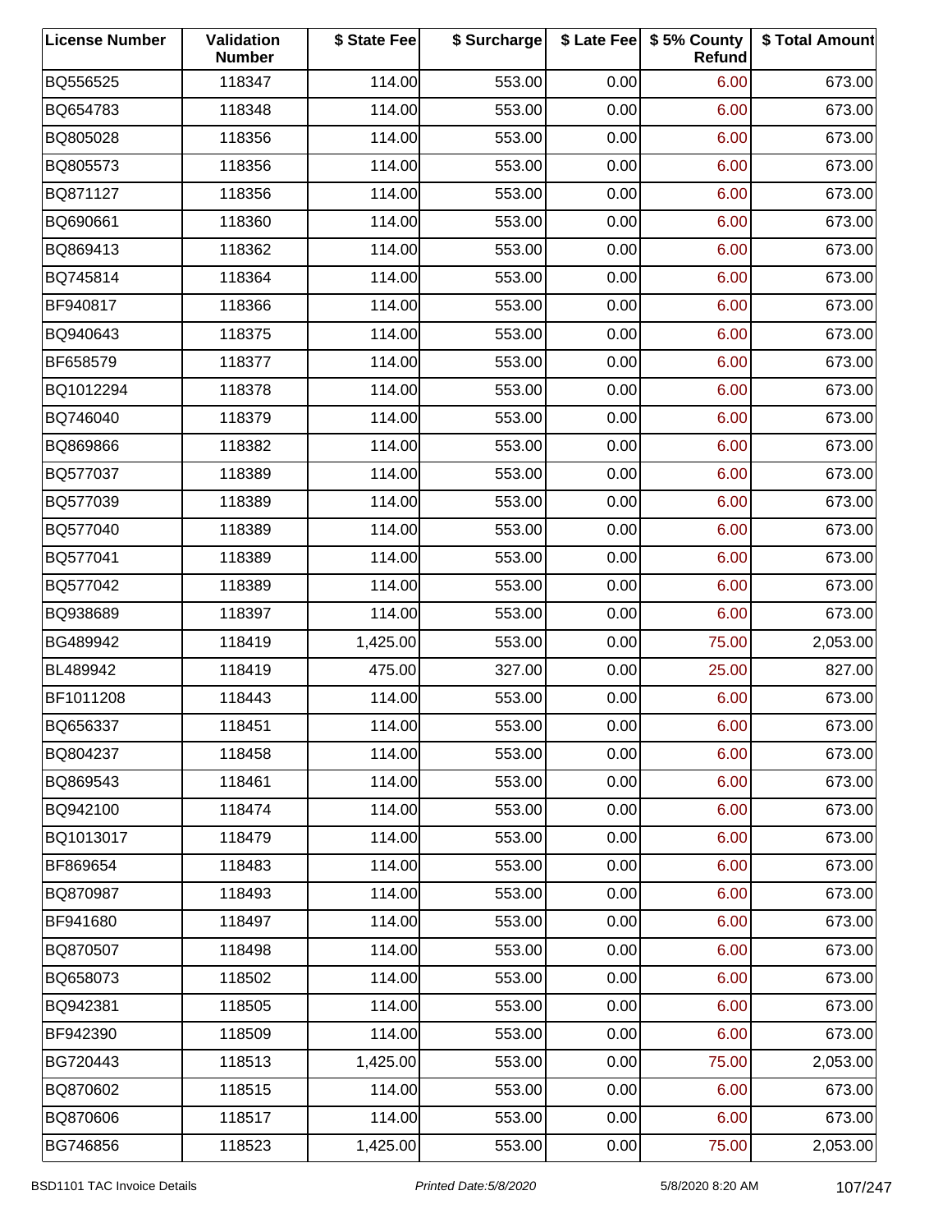| License Number | Validation Number | $ State Fee | $ Surcharge | $ Late Fee | $ 5% County Refund | $ Total Amount |
| --- | --- | --- | --- | --- | --- | --- |
| BQ556525 | 118347 | 114.00 | 553.00 | 0.00 | 6.00 | 673.00 |
| BQ654783 | 118348 | 114.00 | 553.00 | 0.00 | 6.00 | 673.00 |
| BQ805028 | 118356 | 114.00 | 553.00 | 0.00 | 6.00 | 673.00 |
| BQ805573 | 118356 | 114.00 | 553.00 | 0.00 | 6.00 | 673.00 |
| BQ871127 | 118356 | 114.00 | 553.00 | 0.00 | 6.00 | 673.00 |
| BQ690661 | 118360 | 114.00 | 553.00 | 0.00 | 6.00 | 673.00 |
| BQ869413 | 118362 | 114.00 | 553.00 | 0.00 | 6.00 | 673.00 |
| BQ745814 | 118364 | 114.00 | 553.00 | 0.00 | 6.00 | 673.00 |
| BF940817 | 118366 | 114.00 | 553.00 | 0.00 | 6.00 | 673.00 |
| BQ940643 | 118375 | 114.00 | 553.00 | 0.00 | 6.00 | 673.00 |
| BF658579 | 118377 | 114.00 | 553.00 | 0.00 | 6.00 | 673.00 |
| BQ1012294 | 118378 | 114.00 | 553.00 | 0.00 | 6.00 | 673.00 |
| BQ746040 | 118379 | 114.00 | 553.00 | 0.00 | 6.00 | 673.00 |
| BQ869866 | 118382 | 114.00 | 553.00 | 0.00 | 6.00 | 673.00 |
| BQ577037 | 118389 | 114.00 | 553.00 | 0.00 | 6.00 | 673.00 |
| BQ577039 | 118389 | 114.00 | 553.00 | 0.00 | 6.00 | 673.00 |
| BQ577040 | 118389 | 114.00 | 553.00 | 0.00 | 6.00 | 673.00 |
| BQ577041 | 118389 | 114.00 | 553.00 | 0.00 | 6.00 | 673.00 |
| BQ577042 | 118389 | 114.00 | 553.00 | 0.00 | 6.00 | 673.00 |
| BQ938689 | 118397 | 114.00 | 553.00 | 0.00 | 6.00 | 673.00 |
| BG489942 | 118419 | 1,425.00 | 553.00 | 0.00 | 75.00 | 2,053.00 |
| BL489942 | 118419 | 475.00 | 327.00 | 0.00 | 25.00 | 827.00 |
| BF1011208 | 118443 | 114.00 | 553.00 | 0.00 | 6.00 | 673.00 |
| BQ656337 | 118451 | 114.00 | 553.00 | 0.00 | 6.00 | 673.00 |
| BQ804237 | 118458 | 114.00 | 553.00 | 0.00 | 6.00 | 673.00 |
| BQ869543 | 118461 | 114.00 | 553.00 | 0.00 | 6.00 | 673.00 |
| BQ942100 | 118474 | 114.00 | 553.00 | 0.00 | 6.00 | 673.00 |
| BQ1013017 | 118479 | 114.00 | 553.00 | 0.00 | 6.00 | 673.00 |
| BF869654 | 118483 | 114.00 | 553.00 | 0.00 | 6.00 | 673.00 |
| BQ870987 | 118493 | 114.00 | 553.00 | 0.00 | 6.00 | 673.00 |
| BF941680 | 118497 | 114.00 | 553.00 | 0.00 | 6.00 | 673.00 |
| BQ870507 | 118498 | 114.00 | 553.00 | 0.00 | 6.00 | 673.00 |
| BQ658073 | 118502 | 114.00 | 553.00 | 0.00 | 6.00 | 673.00 |
| BQ942381 | 118505 | 114.00 | 553.00 | 0.00 | 6.00 | 673.00 |
| BF942390 | 118509 | 114.00 | 553.00 | 0.00 | 6.00 | 673.00 |
| BG720443 | 118513 | 1,425.00 | 553.00 | 0.00 | 75.00 | 2,053.00 |
| BQ870602 | 118515 | 114.00 | 553.00 | 0.00 | 6.00 | 673.00 |
| BQ870606 | 118517 | 114.00 | 553.00 | 0.00 | 6.00 | 673.00 |
| BG746856 | 118523 | 1,425.00 | 553.00 | 0.00 | 75.00 | 2,053.00 |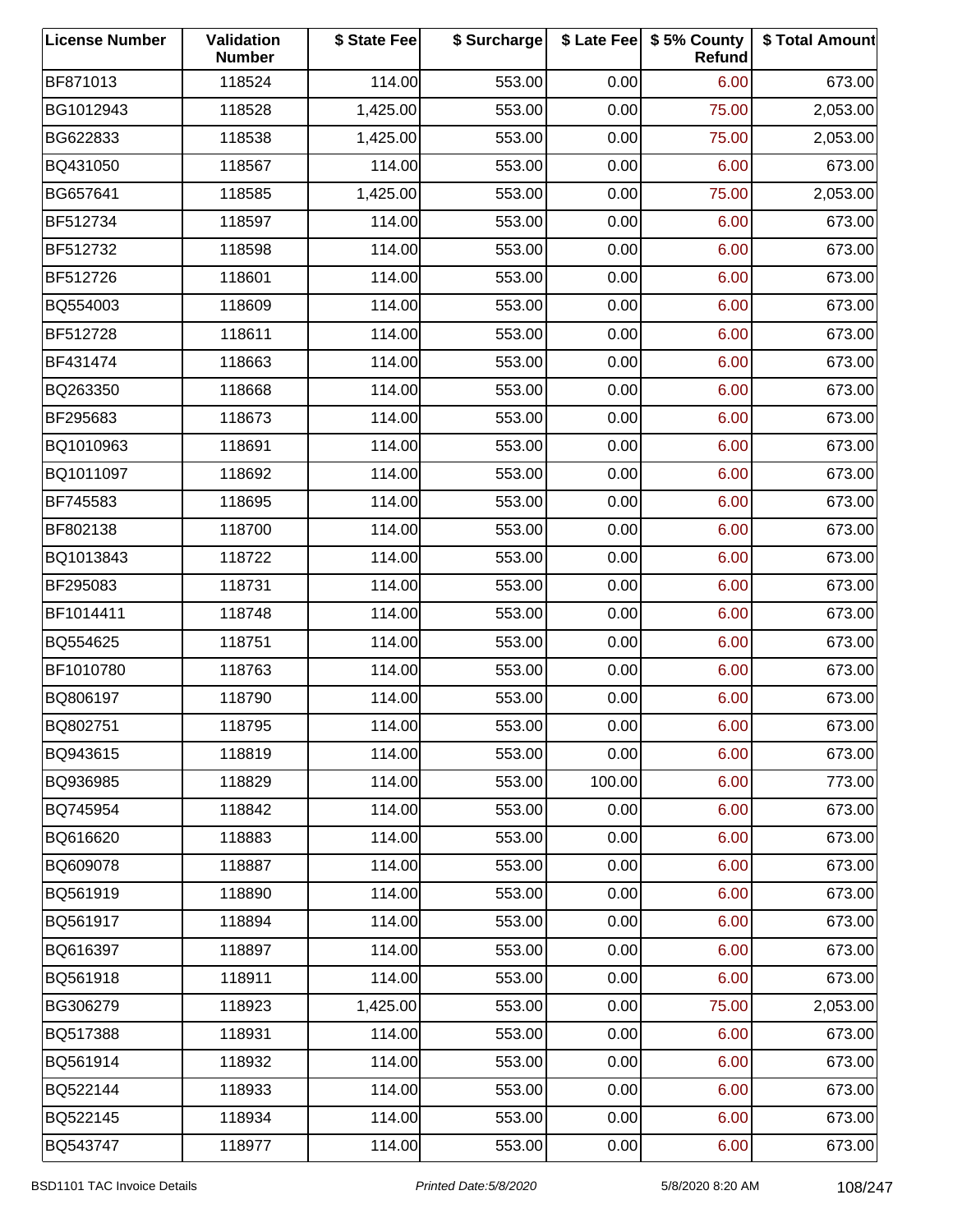| License Number | Validation Number | $ State Fee | $ Surcharge | $ Late Fee | $ 5% County Refund | $ Total Amount |
| --- | --- | --- | --- | --- | --- | --- |
| BF871013 | 118524 | 114.00 | 553.00 | 0.00 | 6.00 | 673.00 |
| BG1012943 | 118528 | 1,425.00 | 553.00 | 0.00 | 75.00 | 2,053.00 |
| BG622833 | 118538 | 1,425.00 | 553.00 | 0.00 | 75.00 | 2,053.00 |
| BQ431050 | 118567 | 114.00 | 553.00 | 0.00 | 6.00 | 673.00 |
| BG657641 | 118585 | 1,425.00 | 553.00 | 0.00 | 75.00 | 2,053.00 |
| BF512734 | 118597 | 114.00 | 553.00 | 0.00 | 6.00 | 673.00 |
| BF512732 | 118598 | 114.00 | 553.00 | 0.00 | 6.00 | 673.00 |
| BF512726 | 118601 | 114.00 | 553.00 | 0.00 | 6.00 | 673.00 |
| BQ554003 | 118609 | 114.00 | 553.00 | 0.00 | 6.00 | 673.00 |
| BF512728 | 118611 | 114.00 | 553.00 | 0.00 | 6.00 | 673.00 |
| BF431474 | 118663 | 114.00 | 553.00 | 0.00 | 6.00 | 673.00 |
| BQ263350 | 118668 | 114.00 | 553.00 | 0.00 | 6.00 | 673.00 |
| BF295683 | 118673 | 114.00 | 553.00 | 0.00 | 6.00 | 673.00 |
| BQ1010963 | 118691 | 114.00 | 553.00 | 0.00 | 6.00 | 673.00 |
| BQ1011097 | 118692 | 114.00 | 553.00 | 0.00 | 6.00 | 673.00 |
| BF745583 | 118695 | 114.00 | 553.00 | 0.00 | 6.00 | 673.00 |
| BF802138 | 118700 | 114.00 | 553.00 | 0.00 | 6.00 | 673.00 |
| BQ1013843 | 118722 | 114.00 | 553.00 | 0.00 | 6.00 | 673.00 |
| BF295083 | 118731 | 114.00 | 553.00 | 0.00 | 6.00 | 673.00 |
| BF1014411 | 118748 | 114.00 | 553.00 | 0.00 | 6.00 | 673.00 |
| BQ554625 | 118751 | 114.00 | 553.00 | 0.00 | 6.00 | 673.00 |
| BF1010780 | 118763 | 114.00 | 553.00 | 0.00 | 6.00 | 673.00 |
| BQ806197 | 118790 | 114.00 | 553.00 | 0.00 | 6.00 | 673.00 |
| BQ802751 | 118795 | 114.00 | 553.00 | 0.00 | 6.00 | 673.00 |
| BQ943615 | 118819 | 114.00 | 553.00 | 0.00 | 6.00 | 673.00 |
| BQ936985 | 118829 | 114.00 | 553.00 | 100.00 | 6.00 | 773.00 |
| BQ745954 | 118842 | 114.00 | 553.00 | 0.00 | 6.00 | 673.00 |
| BQ616620 | 118883 | 114.00 | 553.00 | 0.00 | 6.00 | 673.00 |
| BQ609078 | 118887 | 114.00 | 553.00 | 0.00 | 6.00 | 673.00 |
| BQ561919 | 118890 | 114.00 | 553.00 | 0.00 | 6.00 | 673.00 |
| BQ561917 | 118894 | 114.00 | 553.00 | 0.00 | 6.00 | 673.00 |
| BQ616397 | 118897 | 114.00 | 553.00 | 0.00 | 6.00 | 673.00 |
| BQ561918 | 118911 | 114.00 | 553.00 | 0.00 | 6.00 | 673.00 |
| BG306279 | 118923 | 1,425.00 | 553.00 | 0.00 | 75.00 | 2,053.00 |
| BQ517388 | 118931 | 114.00 | 553.00 | 0.00 | 6.00 | 673.00 |
| BQ561914 | 118932 | 114.00 | 553.00 | 0.00 | 6.00 | 673.00 |
| BQ522144 | 118933 | 114.00 | 553.00 | 0.00 | 6.00 | 673.00 |
| BQ522145 | 118934 | 114.00 | 553.00 | 0.00 | 6.00 | 673.00 |
| BQ543747 | 118977 | 114.00 | 553.00 | 0.00 | 6.00 | 673.00 |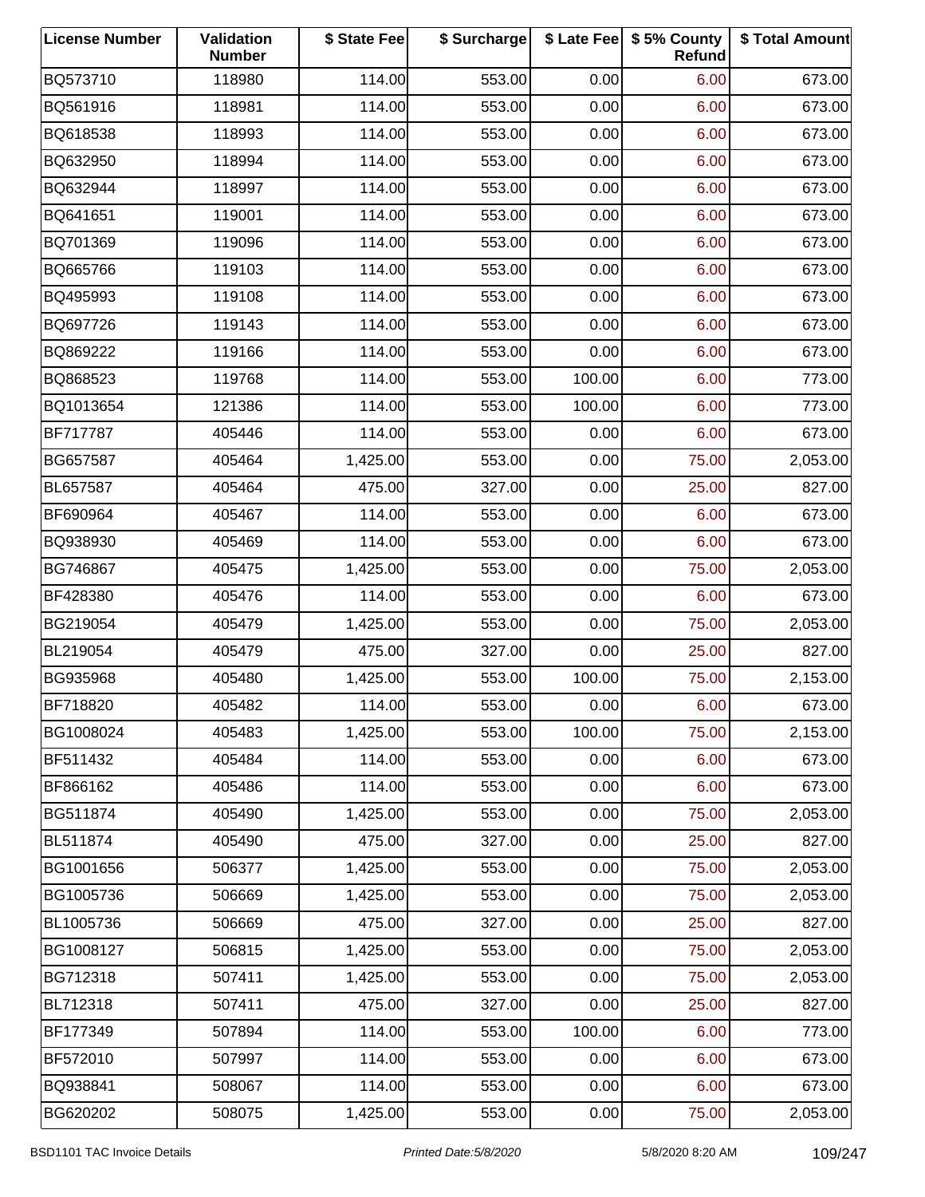| License Number | Validation Number | $ State Fee | $ Surcharge | $ Late Fee | $ 5% County Refund | $ Total Amount |
|---|---|---|---|---|---|---|
| BQ573710 | 118980 | 114.00 | 553.00 | 0.00 | 6.00 | 673.00 |
| BQ561916 | 118981 | 114.00 | 553.00 | 0.00 | 6.00 | 673.00 |
| BQ618538 | 118993 | 114.00 | 553.00 | 0.00 | 6.00 | 673.00 |
| BQ632950 | 118994 | 114.00 | 553.00 | 0.00 | 6.00 | 673.00 |
| BQ632944 | 118997 | 114.00 | 553.00 | 0.00 | 6.00 | 673.00 |
| BQ641651 | 119001 | 114.00 | 553.00 | 0.00 | 6.00 | 673.00 |
| BQ701369 | 119096 | 114.00 | 553.00 | 0.00 | 6.00 | 673.00 |
| BQ665766 | 119103 | 114.00 | 553.00 | 0.00 | 6.00 | 673.00 |
| BQ495993 | 119108 | 114.00 | 553.00 | 0.00 | 6.00 | 673.00 |
| BQ697726 | 119143 | 114.00 | 553.00 | 0.00 | 6.00 | 673.00 |
| BQ869222 | 119166 | 114.00 | 553.00 | 0.00 | 6.00 | 673.00 |
| BQ868523 | 119768 | 114.00 | 553.00 | 100.00 | 6.00 | 773.00 |
| BQ1013654 | 121386 | 114.00 | 553.00 | 100.00 | 6.00 | 773.00 |
| BF717787 | 405446 | 114.00 | 553.00 | 0.00 | 6.00 | 673.00 |
| BG657587 | 405464 | 1,425.00 | 553.00 | 0.00 | 75.00 | 2,053.00 |
| BL657587 | 405464 | 475.00 | 327.00 | 0.00 | 25.00 | 827.00 |
| BF690964 | 405467 | 114.00 | 553.00 | 0.00 | 6.00 | 673.00 |
| BQ938930 | 405469 | 114.00 | 553.00 | 0.00 | 6.00 | 673.00 |
| BG746867 | 405475 | 1,425.00 | 553.00 | 0.00 | 75.00 | 2,053.00 |
| BF428380 | 405476 | 114.00 | 553.00 | 0.00 | 6.00 | 673.00 |
| BG219054 | 405479 | 1,425.00 | 553.00 | 0.00 | 75.00 | 2,053.00 |
| BL219054 | 405479 | 475.00 | 327.00 | 0.00 | 25.00 | 827.00 |
| BG935968 | 405480 | 1,425.00 | 553.00 | 100.00 | 75.00 | 2,153.00 |
| BF718820 | 405482 | 114.00 | 553.00 | 0.00 | 6.00 | 673.00 |
| BG1008024 | 405483 | 1,425.00 | 553.00 | 100.00 | 75.00 | 2,153.00 |
| BF511432 | 405484 | 114.00 | 553.00 | 0.00 | 6.00 | 673.00 |
| BF866162 | 405486 | 114.00 | 553.00 | 0.00 | 6.00 | 673.00 |
| BG511874 | 405490 | 1,425.00 | 553.00 | 0.00 | 75.00 | 2,053.00 |
| BL511874 | 405490 | 475.00 | 327.00 | 0.00 | 25.00 | 827.00 |
| BG1001656 | 506377 | 1,425.00 | 553.00 | 0.00 | 75.00 | 2,053.00 |
| BG1005736 | 506669 | 1,425.00 | 553.00 | 0.00 | 75.00 | 2,053.00 |
| BL1005736 | 506669 | 475.00 | 327.00 | 0.00 | 25.00 | 827.00 |
| BG1008127 | 506815 | 1,425.00 | 553.00 | 0.00 | 75.00 | 2,053.00 |
| BG712318 | 507411 | 1,425.00 | 553.00 | 0.00 | 75.00 | 2,053.00 |
| BL712318 | 507411 | 475.00 | 327.00 | 0.00 | 25.00 | 827.00 |
| BF177349 | 507894 | 114.00 | 553.00 | 100.00 | 6.00 | 773.00 |
| BF572010 | 507997 | 114.00 | 553.00 | 0.00 | 6.00 | 673.00 |
| BQ938841 | 508067 | 114.00 | 553.00 | 0.00 | 6.00 | 673.00 |
| BG620202 | 508075 | 1,425.00 | 553.00 | 0.00 | 75.00 | 2,053.00 |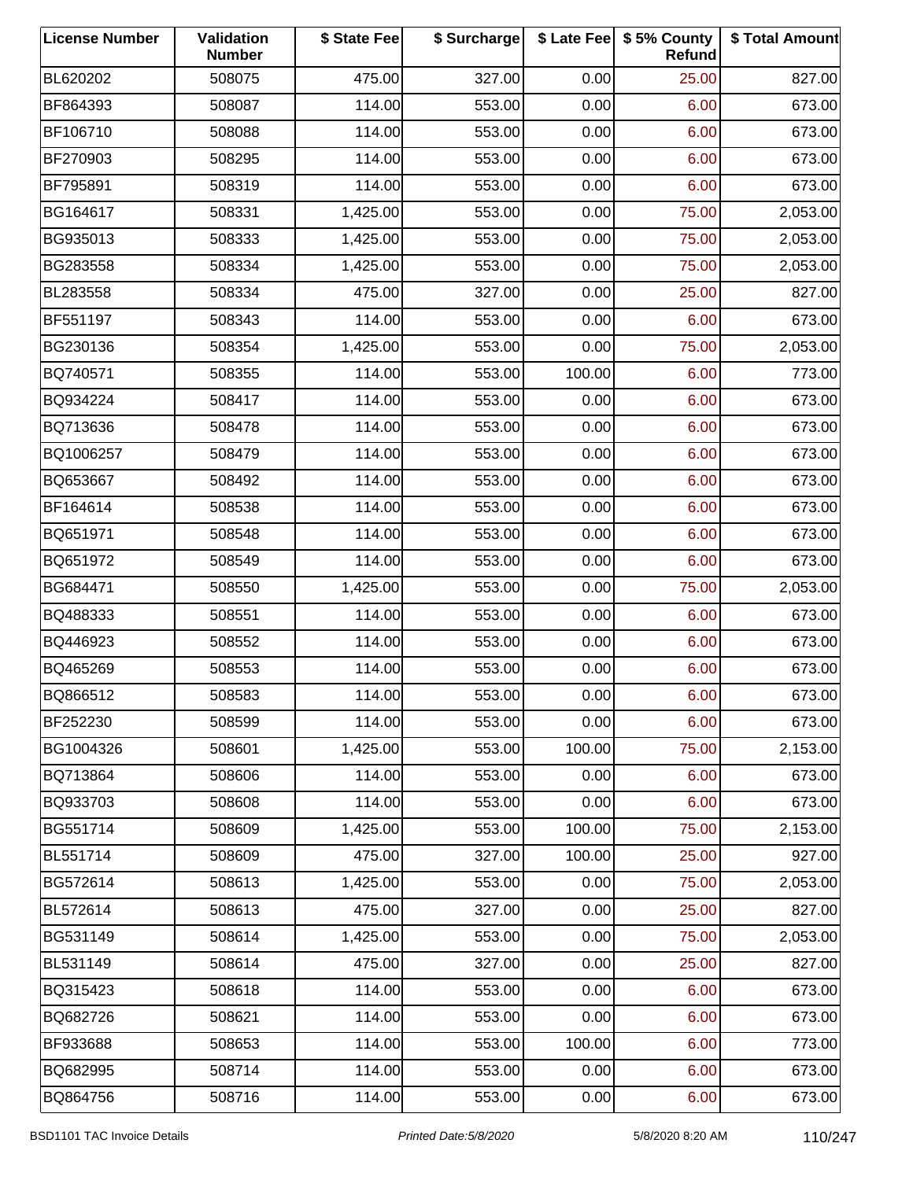| License Number | Validation Number | $ State Fee | $ Surcharge | $ Late Fee | $ 5% County Refund | $ Total Amount |
|---|---|---|---|---|---|---|
| BL620202 | 508075 | 475.00 | 327.00 | 0.00 | 25.00 | 827.00 |
| BF864393 | 508087 | 114.00 | 553.00 | 0.00 | 6.00 | 673.00 |
| BF106710 | 508088 | 114.00 | 553.00 | 0.00 | 6.00 | 673.00 |
| BF270903 | 508295 | 114.00 | 553.00 | 0.00 | 6.00 | 673.00 |
| BF795891 | 508319 | 114.00 | 553.00 | 0.00 | 6.00 | 673.00 |
| BG164617 | 508331 | 1,425.00 | 553.00 | 0.00 | 75.00 | 2,053.00 |
| BG935013 | 508333 | 1,425.00 | 553.00 | 0.00 | 75.00 | 2,053.00 |
| BG283558 | 508334 | 1,425.00 | 553.00 | 0.00 | 75.00 | 2,053.00 |
| BL283558 | 508334 | 475.00 | 327.00 | 0.00 | 25.00 | 827.00 |
| BF551197 | 508343 | 114.00 | 553.00 | 0.00 | 6.00 | 673.00 |
| BG230136 | 508354 | 1,425.00 | 553.00 | 0.00 | 75.00 | 2,053.00 |
| BQ740571 | 508355 | 114.00 | 553.00 | 100.00 | 6.00 | 773.00 |
| BQ934224 | 508417 | 114.00 | 553.00 | 0.00 | 6.00 | 673.00 |
| BQ713636 | 508478 | 114.00 | 553.00 | 0.00 | 6.00 | 673.00 |
| BQ1006257 | 508479 | 114.00 | 553.00 | 0.00 | 6.00 | 673.00 |
| BQ653667 | 508492 | 114.00 | 553.00 | 0.00 | 6.00 | 673.00 |
| BF164614 | 508538 | 114.00 | 553.00 | 0.00 | 6.00 | 673.00 |
| BQ651971 | 508548 | 114.00 | 553.00 | 0.00 | 6.00 | 673.00 |
| BQ651972 | 508549 | 114.00 | 553.00 | 0.00 | 6.00 | 673.00 |
| BG684471 | 508550 | 1,425.00 | 553.00 | 0.00 | 75.00 | 2,053.00 |
| BQ488333 | 508551 | 114.00 | 553.00 | 0.00 | 6.00 | 673.00 |
| BQ446923 | 508552 | 114.00 | 553.00 | 0.00 | 6.00 | 673.00 |
| BQ465269 | 508553 | 114.00 | 553.00 | 0.00 | 6.00 | 673.00 |
| BQ866512 | 508583 | 114.00 | 553.00 | 0.00 | 6.00 | 673.00 |
| BF252230 | 508599 | 114.00 | 553.00 | 0.00 | 6.00 | 673.00 |
| BG1004326 | 508601 | 1,425.00 | 553.00 | 100.00 | 75.00 | 2,153.00 |
| BQ713864 | 508606 | 114.00 | 553.00 | 0.00 | 6.00 | 673.00 |
| BQ933703 | 508608 | 114.00 | 553.00 | 0.00 | 6.00 | 673.00 |
| BG551714 | 508609 | 1,425.00 | 553.00 | 100.00 | 75.00 | 2,153.00 |
| BL551714 | 508609 | 475.00 | 327.00 | 100.00 | 25.00 | 927.00 |
| BG572614 | 508613 | 1,425.00 | 553.00 | 0.00 | 75.00 | 2,053.00 |
| BL572614 | 508613 | 475.00 | 327.00 | 0.00 | 25.00 | 827.00 |
| BG531149 | 508614 | 1,425.00 | 553.00 | 0.00 | 75.00 | 2,053.00 |
| BL531149 | 508614 | 475.00 | 327.00 | 0.00 | 25.00 | 827.00 |
| BQ315423 | 508618 | 114.00 | 553.00 | 0.00 | 6.00 | 673.00 |
| BQ682726 | 508621 | 114.00 | 553.00 | 0.00 | 6.00 | 673.00 |
| BF933688 | 508653 | 114.00 | 553.00 | 100.00 | 6.00 | 773.00 |
| BQ682995 | 508714 | 114.00 | 553.00 | 0.00 | 6.00 | 673.00 |
| BQ864756 | 508716 | 114.00 | 553.00 | 0.00 | 6.00 | 673.00 |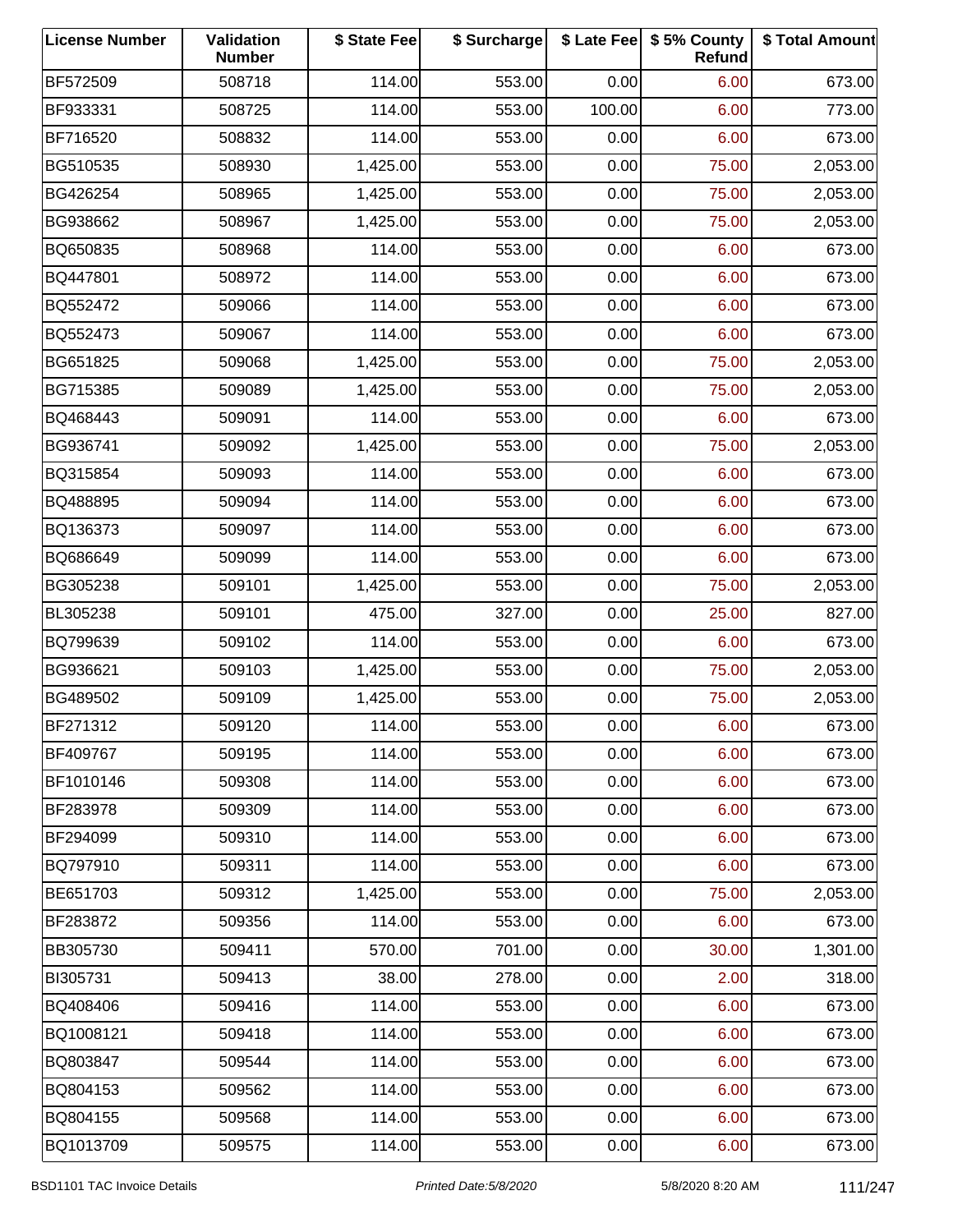| License Number | Validation Number | $ State Fee | $ Surcharge | $ Late Fee | $ 5% County Refund | $ Total Amount |
|---|---|---|---|---|---|---|
| BF572509 | 508718 | 114.00 | 553.00 | 0.00 | 6.00 | 673.00 |
| BF933331 | 508725 | 114.00 | 553.00 | 100.00 | 6.00 | 773.00 |
| BF716520 | 508832 | 114.00 | 553.00 | 0.00 | 6.00 | 673.00 |
| BG510535 | 508930 | 1,425.00 | 553.00 | 0.00 | 75.00 | 2,053.00 |
| BG426254 | 508965 | 1,425.00 | 553.00 | 0.00 | 75.00 | 2,053.00 |
| BG938662 | 508967 | 1,425.00 | 553.00 | 0.00 | 75.00 | 2,053.00 |
| BQ650835 | 508968 | 114.00 | 553.00 | 0.00 | 6.00 | 673.00 |
| BQ447801 | 508972 | 114.00 | 553.00 | 0.00 | 6.00 | 673.00 |
| BQ552472 | 509066 | 114.00 | 553.00 | 0.00 | 6.00 | 673.00 |
| BQ552473 | 509067 | 114.00 | 553.00 | 0.00 | 6.00 | 673.00 |
| BG651825 | 509068 | 1,425.00 | 553.00 | 0.00 | 75.00 | 2,053.00 |
| BG715385 | 509089 | 1,425.00 | 553.00 | 0.00 | 75.00 | 2,053.00 |
| BQ468443 | 509091 | 114.00 | 553.00 | 0.00 | 6.00 | 673.00 |
| BG936741 | 509092 | 1,425.00 | 553.00 | 0.00 | 75.00 | 2,053.00 |
| BQ315854 | 509093 | 114.00 | 553.00 | 0.00 | 6.00 | 673.00 |
| BQ488895 | 509094 | 114.00 | 553.00 | 0.00 | 6.00 | 673.00 |
| BQ136373 | 509097 | 114.00 | 553.00 | 0.00 | 6.00 | 673.00 |
| BQ686649 | 509099 | 114.00 | 553.00 | 0.00 | 6.00 | 673.00 |
| BG305238 | 509101 | 1,425.00 | 553.00 | 0.00 | 75.00 | 2,053.00 |
| BL305238 | 509101 | 475.00 | 327.00 | 0.00 | 25.00 | 827.00 |
| BQ799639 | 509102 | 114.00 | 553.00 | 0.00 | 6.00 | 673.00 |
| BG936621 | 509103 | 1,425.00 | 553.00 | 0.00 | 75.00 | 2,053.00 |
| BG489502 | 509109 | 1,425.00 | 553.00 | 0.00 | 75.00 | 2,053.00 |
| BF271312 | 509120 | 114.00 | 553.00 | 0.00 | 6.00 | 673.00 |
| BF409767 | 509195 | 114.00 | 553.00 | 0.00 | 6.00 | 673.00 |
| BF1010146 | 509308 | 114.00 | 553.00 | 0.00 | 6.00 | 673.00 |
| BF283978 | 509309 | 114.00 | 553.00 | 0.00 | 6.00 | 673.00 |
| BF294099 | 509310 | 114.00 | 553.00 | 0.00 | 6.00 | 673.00 |
| BQ797910 | 509311 | 114.00 | 553.00 | 0.00 | 6.00 | 673.00 |
| BE651703 | 509312 | 1,425.00 | 553.00 | 0.00 | 75.00 | 2,053.00 |
| BF283872 | 509356 | 114.00 | 553.00 | 0.00 | 6.00 | 673.00 |
| BB305730 | 509411 | 570.00 | 701.00 | 0.00 | 30.00 | 1,301.00 |
| BI305731 | 509413 | 38.00 | 278.00 | 0.00 | 2.00 | 318.00 |
| BQ408406 | 509416 | 114.00 | 553.00 | 0.00 | 6.00 | 673.00 |
| BQ1008121 | 509418 | 114.00 | 553.00 | 0.00 | 6.00 | 673.00 |
| BQ803847 | 509544 | 114.00 | 553.00 | 0.00 | 6.00 | 673.00 |
| BQ804153 | 509562 | 114.00 | 553.00 | 0.00 | 6.00 | 673.00 |
| BQ804155 | 509568 | 114.00 | 553.00 | 0.00 | 6.00 | 673.00 |
| BQ1013709 | 509575 | 114.00 | 553.00 | 0.00 | 6.00 | 673.00 |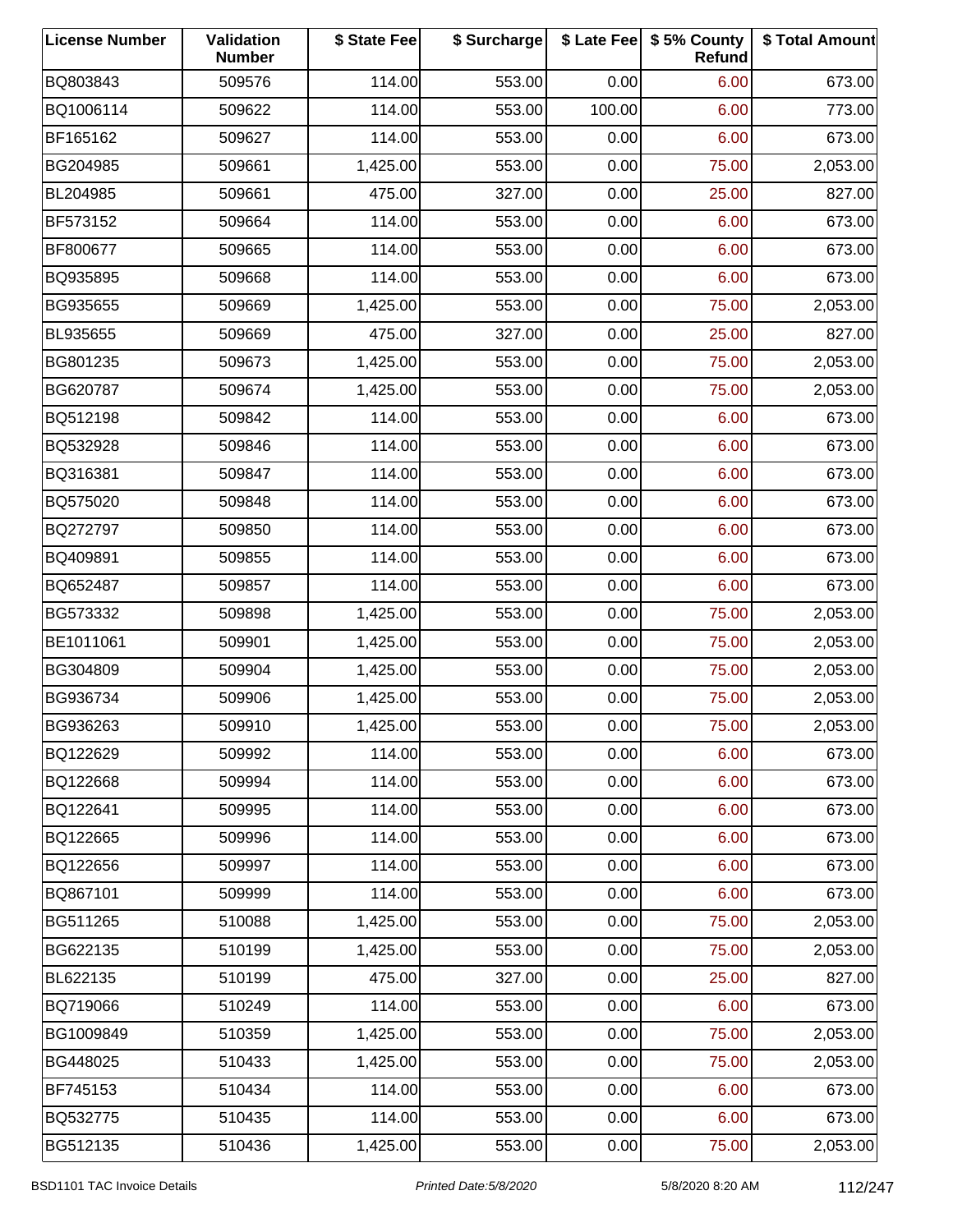| License Number | Validation Number | $ State Fee | $ Surcharge | $ Late Fee | $ 5% County Refund | $ Total Amount |
|---|---|---|---|---|---|---|
| BQ803843 | 509576 | 114.00 | 553.00 | 0.00 | 6.00 | 673.00 |
| BQ1006114 | 509622 | 114.00 | 553.00 | 100.00 | 6.00 | 773.00 |
| BF165162 | 509627 | 114.00 | 553.00 | 0.00 | 6.00 | 673.00 |
| BG204985 | 509661 | 1,425.00 | 553.00 | 0.00 | 75.00 | 2,053.00 |
| BL204985 | 509661 | 475.00 | 327.00 | 0.00 | 25.00 | 827.00 |
| BF573152 | 509664 | 114.00 | 553.00 | 0.00 | 6.00 | 673.00 |
| BF800677 | 509665 | 114.00 | 553.00 | 0.00 | 6.00 | 673.00 |
| BQ935895 | 509668 | 114.00 | 553.00 | 0.00 | 6.00 | 673.00 |
| BG935655 | 509669 | 1,425.00 | 553.00 | 0.00 | 75.00 | 2,053.00 |
| BL935655 | 509669 | 475.00 | 327.00 | 0.00 | 25.00 | 827.00 |
| BG801235 | 509673 | 1,425.00 | 553.00 | 0.00 | 75.00 | 2,053.00 |
| BG620787 | 509674 | 1,425.00 | 553.00 | 0.00 | 75.00 | 2,053.00 |
| BQ512198 | 509842 | 114.00 | 553.00 | 0.00 | 6.00 | 673.00 |
| BQ532928 | 509846 | 114.00 | 553.00 | 0.00 | 6.00 | 673.00 |
| BQ316381 | 509847 | 114.00 | 553.00 | 0.00 | 6.00 | 673.00 |
| BQ575020 | 509848 | 114.00 | 553.00 | 0.00 | 6.00 | 673.00 |
| BQ272797 | 509850 | 114.00 | 553.00 | 0.00 | 6.00 | 673.00 |
| BQ409891 | 509855 | 114.00 | 553.00 | 0.00 | 6.00 | 673.00 |
| BQ652487 | 509857 | 114.00 | 553.00 | 0.00 | 6.00 | 673.00 |
| BG573332 | 509898 | 1,425.00 | 553.00 | 0.00 | 75.00 | 2,053.00 |
| BE1011061 | 509901 | 1,425.00 | 553.00 | 0.00 | 75.00 | 2,053.00 |
| BG304809 | 509904 | 1,425.00 | 553.00 | 0.00 | 75.00 | 2,053.00 |
| BG936734 | 509906 | 1,425.00 | 553.00 | 0.00 | 75.00 | 2,053.00 |
| BG936263 | 509910 | 1,425.00 | 553.00 | 0.00 | 75.00 | 2,053.00 |
| BQ122629 | 509992 | 114.00 | 553.00 | 0.00 | 6.00 | 673.00 |
| BQ122668 | 509994 | 114.00 | 553.00 | 0.00 | 6.00 | 673.00 |
| BQ122641 | 509995 | 114.00 | 553.00 | 0.00 | 6.00 | 673.00 |
| BQ122665 | 509996 | 114.00 | 553.00 | 0.00 | 6.00 | 673.00 |
| BQ122656 | 509997 | 114.00 | 553.00 | 0.00 | 6.00 | 673.00 |
| BQ867101 | 509999 | 114.00 | 553.00 | 0.00 | 6.00 | 673.00 |
| BG511265 | 510088 | 1,425.00 | 553.00 | 0.00 | 75.00 | 2,053.00 |
| BG622135 | 510199 | 1,425.00 | 553.00 | 0.00 | 75.00 | 2,053.00 |
| BL622135 | 510199 | 475.00 | 327.00 | 0.00 | 25.00 | 827.00 |
| BQ719066 | 510249 | 114.00 | 553.00 | 0.00 | 6.00 | 673.00 |
| BG1009849 | 510359 | 1,425.00 | 553.00 | 0.00 | 75.00 | 2,053.00 |
| BG448025 | 510433 | 1,425.00 | 553.00 | 0.00 | 75.00 | 2,053.00 |
| BF745153 | 510434 | 114.00 | 553.00 | 0.00 | 6.00 | 673.00 |
| BQ532775 | 510435 | 114.00 | 553.00 | 0.00 | 6.00 | 673.00 |
| BG512135 | 510436 | 1,425.00 | 553.00 | 0.00 | 75.00 | 2,053.00 |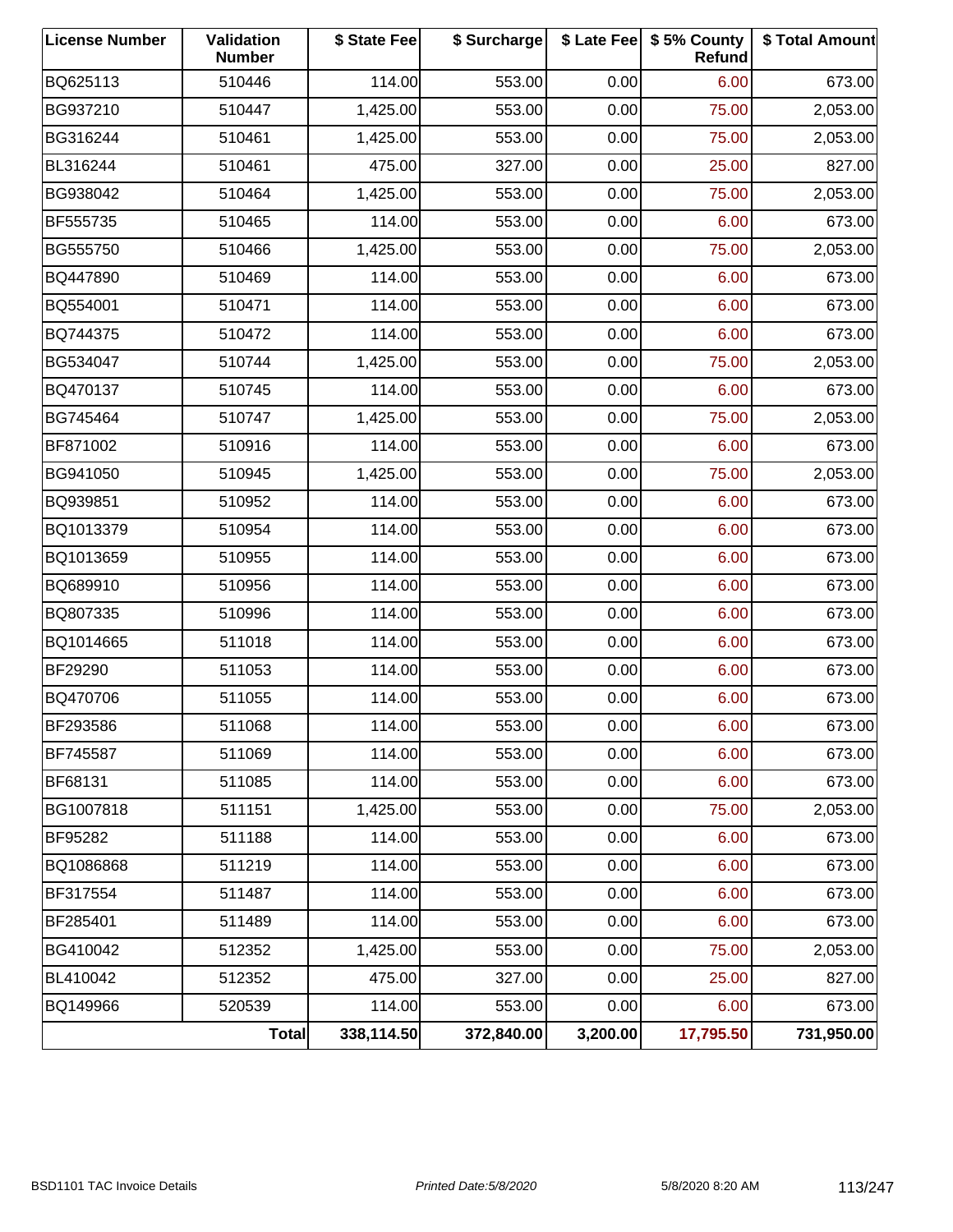| License Number | Validation Number | $ State Fee | $ Surcharge | $ Late Fee | $ 5% County Refund | $ Total Amount |
|---|---|---|---|---|---|---|
| BQ625113 | 510446 | 114.00 | 553.00 | 0.00 | 6.00 | 673.00 |
| BG937210 | 510447 | 1,425.00 | 553.00 | 0.00 | 75.00 | 2,053.00 |
| BG316244 | 510461 | 1,425.00 | 553.00 | 0.00 | 75.00 | 2,053.00 |
| BL316244 | 510461 | 475.00 | 327.00 | 0.00 | 25.00 | 827.00 |
| BG938042 | 510464 | 1,425.00 | 553.00 | 0.00 | 75.00 | 2,053.00 |
| BF555735 | 510465 | 114.00 | 553.00 | 0.00 | 6.00 | 673.00 |
| BG555750 | 510466 | 1,425.00 | 553.00 | 0.00 | 75.00 | 2,053.00 |
| BQ447890 | 510469 | 114.00 | 553.00 | 0.00 | 6.00 | 673.00 |
| BQ554001 | 510471 | 114.00 | 553.00 | 0.00 | 6.00 | 673.00 |
| BQ744375 | 510472 | 114.00 | 553.00 | 0.00 | 6.00 | 673.00 |
| BG534047 | 510744 | 1,425.00 | 553.00 | 0.00 | 75.00 | 2,053.00 |
| BQ470137 | 510745 | 114.00 | 553.00 | 0.00 | 6.00 | 673.00 |
| BG745464 | 510747 | 1,425.00 | 553.00 | 0.00 | 75.00 | 2,053.00 |
| BF871002 | 510916 | 114.00 | 553.00 | 0.00 | 6.00 | 673.00 |
| BG941050 | 510945 | 1,425.00 | 553.00 | 0.00 | 75.00 | 2,053.00 |
| BQ939851 | 510952 | 114.00 | 553.00 | 0.00 | 6.00 | 673.00 |
| BQ1013379 | 510954 | 114.00 | 553.00 | 0.00 | 6.00 | 673.00 |
| BQ1013659 | 510955 | 114.00 | 553.00 | 0.00 | 6.00 | 673.00 |
| BQ689910 | 510956 | 114.00 | 553.00 | 0.00 | 6.00 | 673.00 |
| BQ807335 | 510996 | 114.00 | 553.00 | 0.00 | 6.00 | 673.00 |
| BQ1014665 | 511018 | 114.00 | 553.00 | 0.00 | 6.00 | 673.00 |
| BF29290 | 511053 | 114.00 | 553.00 | 0.00 | 6.00 | 673.00 |
| BQ470706 | 511055 | 114.00 | 553.00 | 0.00 | 6.00 | 673.00 |
| BF293586 | 511068 | 114.00 | 553.00 | 0.00 | 6.00 | 673.00 |
| BF745587 | 511069 | 114.00 | 553.00 | 0.00 | 6.00 | 673.00 |
| BF68131 | 511085 | 114.00 | 553.00 | 0.00 | 6.00 | 673.00 |
| BG1007818 | 511151 | 1,425.00 | 553.00 | 0.00 | 75.00 | 2,053.00 |
| BF95282 | 511188 | 114.00 | 553.00 | 0.00 | 6.00 | 673.00 |
| BQ1086868 | 511219 | 114.00 | 553.00 | 0.00 | 6.00 | 673.00 |
| BF317554 | 511487 | 114.00 | 553.00 | 0.00 | 6.00 | 673.00 |
| BF285401 | 511489 | 114.00 | 553.00 | 0.00 | 6.00 | 673.00 |
| BG410042 | 512352 | 1,425.00 | 553.00 | 0.00 | 75.00 | 2,053.00 |
| BL410042 | 512352 | 475.00 | 327.00 | 0.00 | 25.00 | 827.00 |
| BQ149966 | 520539 | 114.00 | 553.00 | 0.00 | 6.00 | 673.00 |
| | **Total** | **338,114.50** | **372,840.00** | **3,200.00** | **17,795.50** | **731,950.00** |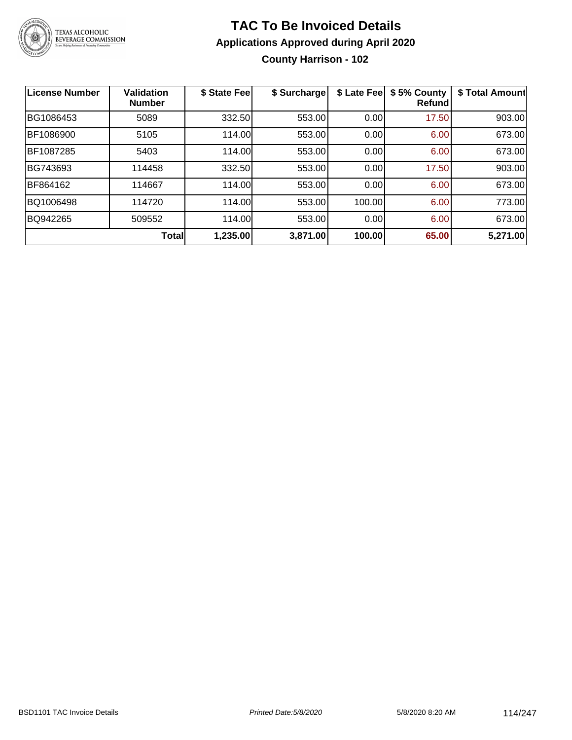# TAC To Be Invoiced Details

## Applications Approved during April 2020

### County Harrison - 102

| License Number | Validation Number | $ State Fee | $ Surcharge | $ Late Fee | $ 5% County Refund | $ Total Amount |
|---|---|---|---|---|---|---|
| BG1086453 | 5089 | 332.50 | 553.00 | 0.00 | 17.50 | 903.00 |
| BF1086900 | 5105 | 114.00 | 553.00 | 0.00 | 6.00 | 673.00 |
| BF1087285 | 5403 | 114.00 | 553.00 | 0.00 | 6.00 | 673.00 |
| BG743693 | 114458 | 332.50 | 553.00 | 0.00 | 17.50 | 903.00 |
| BF864162 | 114667 | 114.00 | 553.00 | 0.00 | 6.00 | 673.00 |
| BQ1006498 | 114720 | 114.00 | 553.00 | 100.00 | 6.00 | 773.00 |
| BQ942265 | 509552 | 114.00 | 553.00 | 0.00 | 6.00 | 673.00 |
| | **Total** | **1,235.00** | **3,871.00** | **100.00** | **65.00** | **5,271.00** |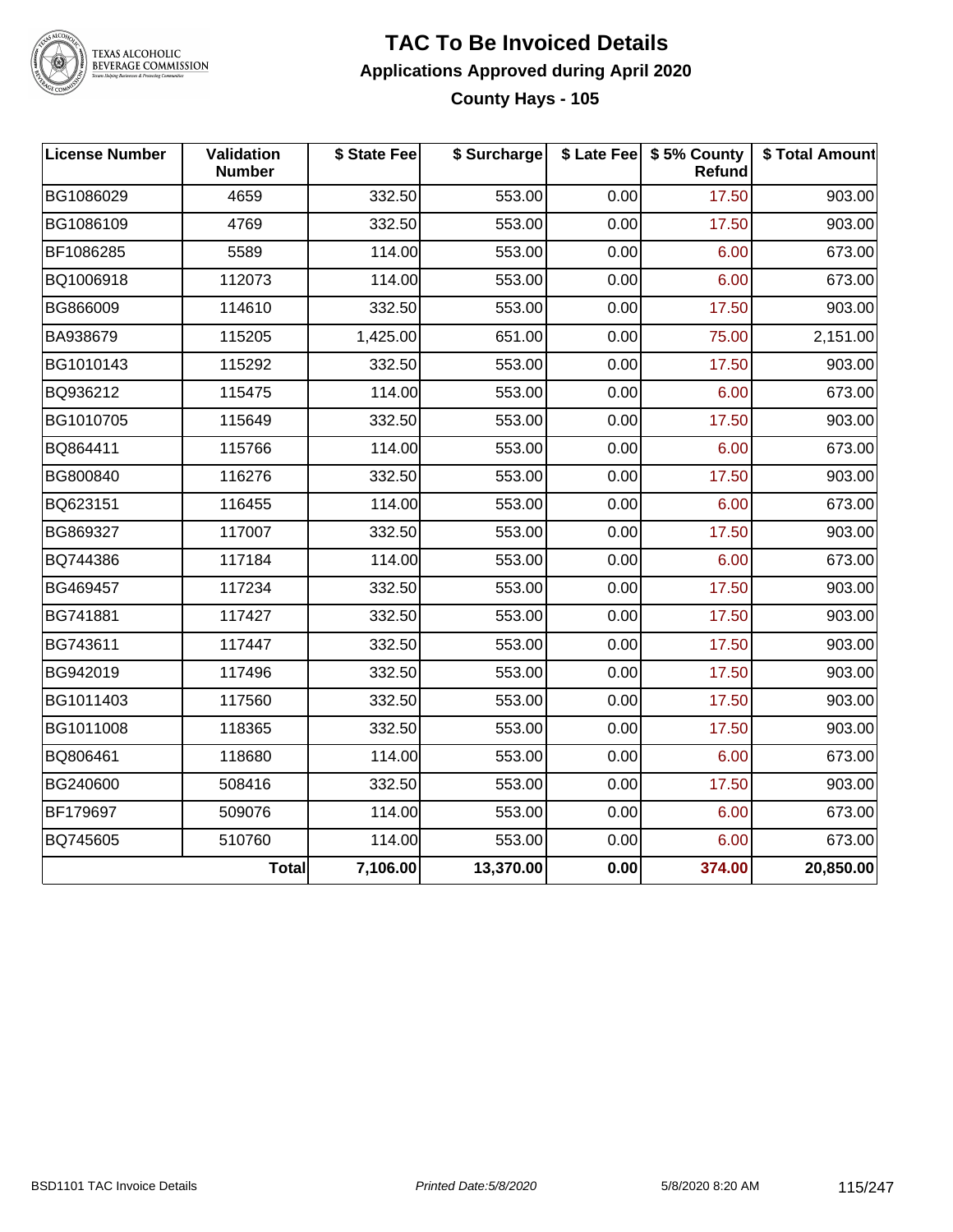# TAC To Be Invoiced Details

## Applications Approved during April 2020

### County Hays - 105

| License Number | Validation Number | $ State Fee | $ Surcharge | $ Late Fee | $ 5% County Refund | $ Total Amount |
|---|---|---|---|---|---|---|
| BG1086029 | 4659 | 332.50 | 553.00 | 0.00 | 17.50 | 903.00 |
| BG1086109 | 4769 | 332.50 | 553.00 | 0.00 | 17.50 | 903.00 |
| BF1086285 | 5589 | 114.00 | 553.00 | 0.00 | 6.00 | 673.00 |
| BQ1006918 | 112073 | 114.00 | 553.00 | 0.00 | 6.00 | 673.00 |
| BG866009 | 114610 | 332.50 | 553.00 | 0.00 | 17.50 | 903.00 |
| BA938679 | 115205 | 1,425.00 | 651.00 | 0.00 | 75.00 | 2,151.00 |
| BG1010143 | 115292 | 332.50 | 553.00 | 0.00 | 17.50 | 903.00 |
| BQ936212 | 115475 | 114.00 | 553.00 | 0.00 | 6.00 | 673.00 |
| BG1010705 | 115649 | 332.50 | 553.00 | 0.00 | 17.50 | 903.00 |
| BQ864411 | 115766 | 114.00 | 553.00 | 0.00 | 6.00 | 673.00 |
| BG800840 | 116276 | 332.50 | 553.00 | 0.00 | 17.50 | 903.00 |
| BQ623151 | 116455 | 114.00 | 553.00 | 0.00 | 6.00 | 673.00 |
| BG869327 | 117007 | 332.50 | 553.00 | 0.00 | 17.50 | 903.00 |
| BQ744386 | 117184 | 114.00 | 553.00 | 0.00 | 6.00 | 673.00 |
| BG469457 | 117234 | 332.50 | 553.00 | 0.00 | 17.50 | 903.00 |
| BG741881 | 117427 | 332.50 | 553.00 | 0.00 | 17.50 | 903.00 |
| BG743611 | 117447 | 332.50 | 553.00 | 0.00 | 17.50 | 903.00 |
| BG942019 | 117496 | 332.50 | 553.00 | 0.00 | 17.50 | 903.00 |
| BG1011403 | 117560 | 332.50 | 553.00 | 0.00 | 17.50 | 903.00 |
| BG1011008 | 118365 | 332.50 | 553.00 | 0.00 | 17.50 | 903.00 |
| BQ806461 | 118680 | 114.00 | 553.00 | 0.00 | 6.00 | 673.00 |
| BG240600 | 508416 | 332.50 | 553.00 | 0.00 | 17.50 | 903.00 |
| BF179697 | 509076 | 114.00 | 553.00 | 0.00 | 6.00 | 673.00 |
| BQ745605 | 510760 | 114.00 | 553.00 | 0.00 | 6.00 | 673.00 |
| | **Total** | **7,106.00** | **13,370.00** | **0.00** | **374.00** | **20,850.00** |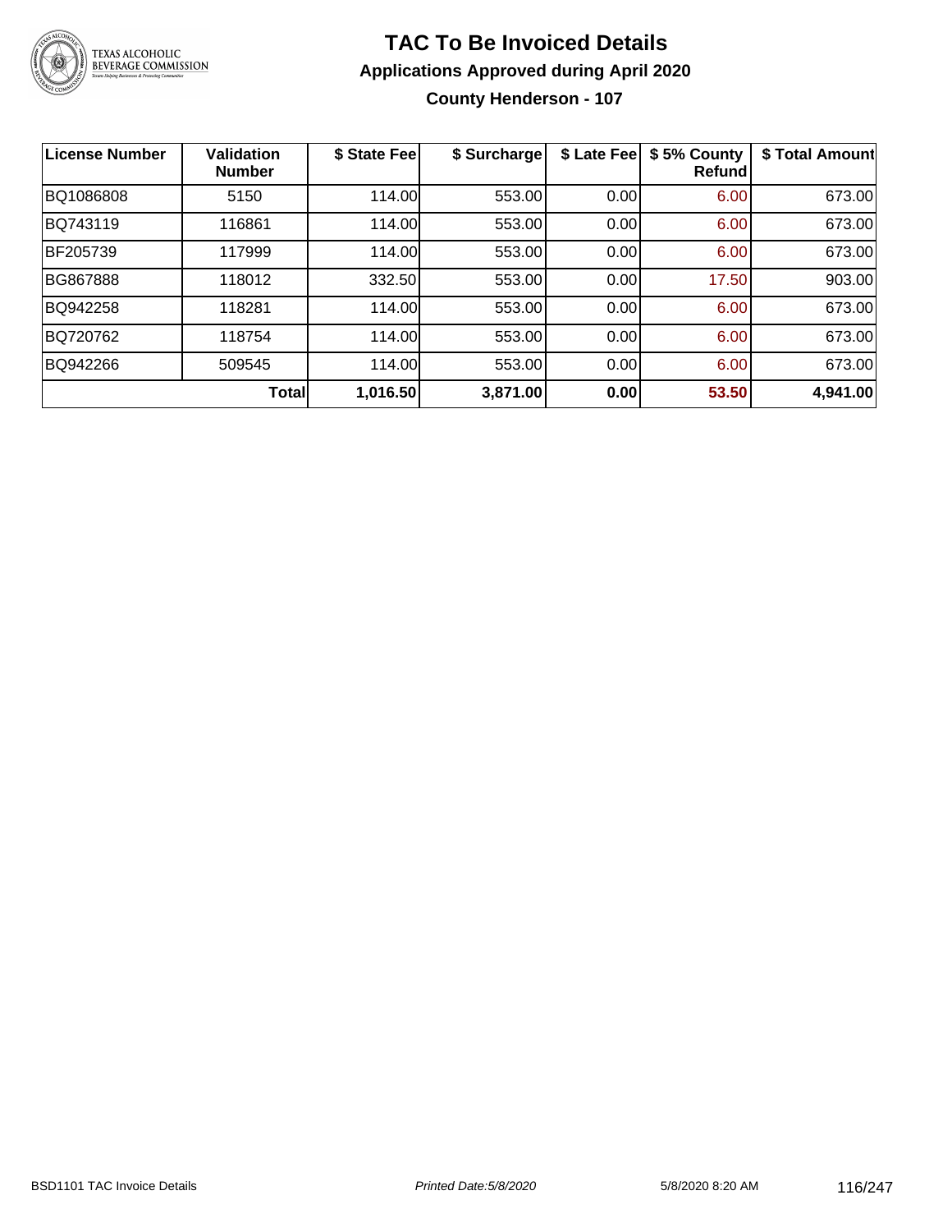# TAC To Be Invoiced Details

## Applications Approved during April 2020

### County Henderson - 107

| License Number | Validation Number | $ State Fee | $ Surcharge | $ Late Fee | $ 5% County Refund | $ Total Amount |
|---|---|---|---|---|---|---|
| BQ1086808 | 5150 | 114.00 | 553.00 | 0.00 | 6.00 | 673.00 |
| BQ743119 | 116861 | 114.00 | 553.00 | 0.00 | 6.00 | 673.00 |
| BF205739 | 117999 | 114.00 | 553.00 | 0.00 | 6.00 | 673.00 |
| BG867888 | 118012 | 332.50 | 553.00 | 0.00 | 17.50 | 903.00 |
| BQ942258 | 118281 | 114.00 | 553.00 | 0.00 | 6.00 | 673.00 |
| BQ720762 | 118754 | 114.00 | 553.00 | 0.00 | 6.00 | 673.00 |
| BQ942266 | 509545 | 114.00 | 553.00 | 0.00 | 6.00 | 673.00 |
| | **Total** | **1,016.50** | **3,871.00** | **0.00** | **53.50** | **4,941.00** |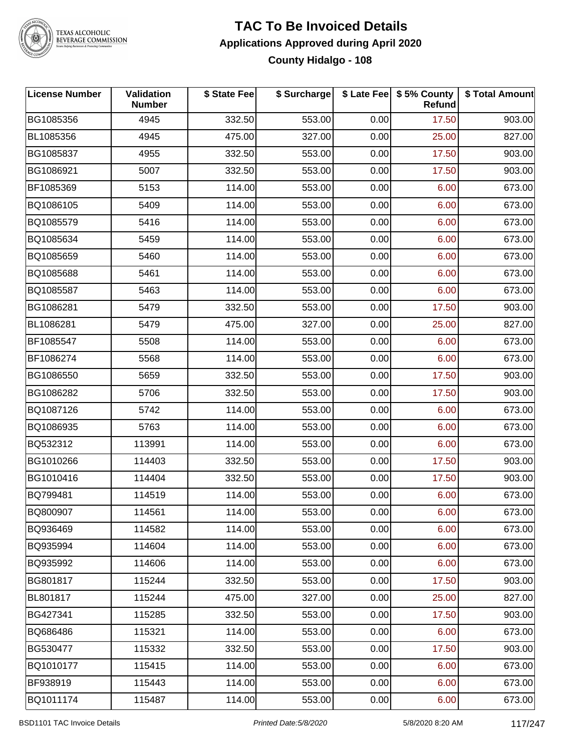# TAC To Be Invoiced Details

## Applications Approved during April 2020

### County Hidalgo - 108

| License Number | Validation Number | $ State Fee | $ Surcharge | $ Late Fee | $ 5% County Refund | $ Total Amount |
|---|---|---|---|---|---|---|
| BG1085356 | 4945 | 332.50 | 553.00 | 0.00 | 17.50 | 903.00 |
| BL1085356 | 4945 | 475.00 | 327.00 | 0.00 | 25.00 | 827.00 |
| BG1085837 | 4955 | 332.50 | 553.00 | 0.00 | 17.50 | 903.00 |
| BG1086921 | 5007 | 332.50 | 553.00 | 0.00 | 17.50 | 903.00 |
| BF1085369 | 5153 | 114.00 | 553.00 | 0.00 | 6.00 | 673.00 |
| BQ1086105 | 5409 | 114.00 | 553.00 | 0.00 | 6.00 | 673.00 |
| BQ1085579 | 5416 | 114.00 | 553.00 | 0.00 | 6.00 | 673.00 |
| BQ1085634 | 5459 | 114.00 | 553.00 | 0.00 | 6.00 | 673.00 |
| BQ1085659 | 5460 | 114.00 | 553.00 | 0.00 | 6.00 | 673.00 |
| BQ1085688 | 5461 | 114.00 | 553.00 | 0.00 | 6.00 | 673.00 |
| BQ1085587 | 5463 | 114.00 | 553.00 | 0.00 | 6.00 | 673.00 |
| BG1086281 | 5479 | 332.50 | 553.00 | 0.00 | 17.50 | 903.00 |
| BL1086281 | 5479 | 475.00 | 327.00 | 0.00 | 25.00 | 827.00 |
| BF1085547 | 5508 | 114.00 | 553.00 | 0.00 | 6.00 | 673.00 |
| BF1086274 | 5568 | 114.00 | 553.00 | 0.00 | 6.00 | 673.00 |
| BG1086550 | 5659 | 332.50 | 553.00 | 0.00 | 17.50 | 903.00 |
| BG1086282 | 5706 | 332.50 | 553.00 | 0.00 | 17.50 | 903.00 |
| BQ1087126 | 5742 | 114.00 | 553.00 | 0.00 | 6.00 | 673.00 |
| BQ1086935 | 5763 | 114.00 | 553.00 | 0.00 | 6.00 | 673.00 |
| BQ532312 | 113991 | 114.00 | 553.00 | 0.00 | 6.00 | 673.00 |
| BG1010266 | 114403 | 332.50 | 553.00 | 0.00 | 17.50 | 903.00 |
| BG1010416 | 114404 | 332.50 | 553.00 | 0.00 | 17.50 | 903.00 |
| BQ799481 | 114519 | 114.00 | 553.00 | 0.00 | 6.00 | 673.00 |
| BQ800907 | 114561 | 114.00 | 553.00 | 0.00 | 6.00 | 673.00 |
| BQ936469 | 114582 | 114.00 | 553.00 | 0.00 | 6.00 | 673.00 |
| BQ935994 | 114604 | 114.00 | 553.00 | 0.00 | 6.00 | 673.00 |
| BQ935992 | 114606 | 114.00 | 553.00 | 0.00 | 6.00 | 673.00 |
| BG801817 | 115244 | 332.50 | 553.00 | 0.00 | 17.50 | 903.00 |
| BL801817 | 115244 | 475.00 | 327.00 | 0.00 | 25.00 | 827.00 |
| BG427341 | 115285 | 332.50 | 553.00 | 0.00 | 17.50 | 903.00 |
| BQ686486 | 115321 | 114.00 | 553.00 | 0.00 | 6.00 | 673.00 |
| BG530477 | 115332 | 332.50 | 553.00 | 0.00 | 17.50 | 903.00 |
| BQ1010177 | 115415 | 114.00 | 553.00 | 0.00 | 6.00 | 673.00 |
| BF938919 | 115443 | 114.00 | 553.00 | 0.00 | 6.00 | 673.00 |
| BQ1011174 | 115487 | 114.00 | 553.00 | 0.00 | 6.00 | 673.00 |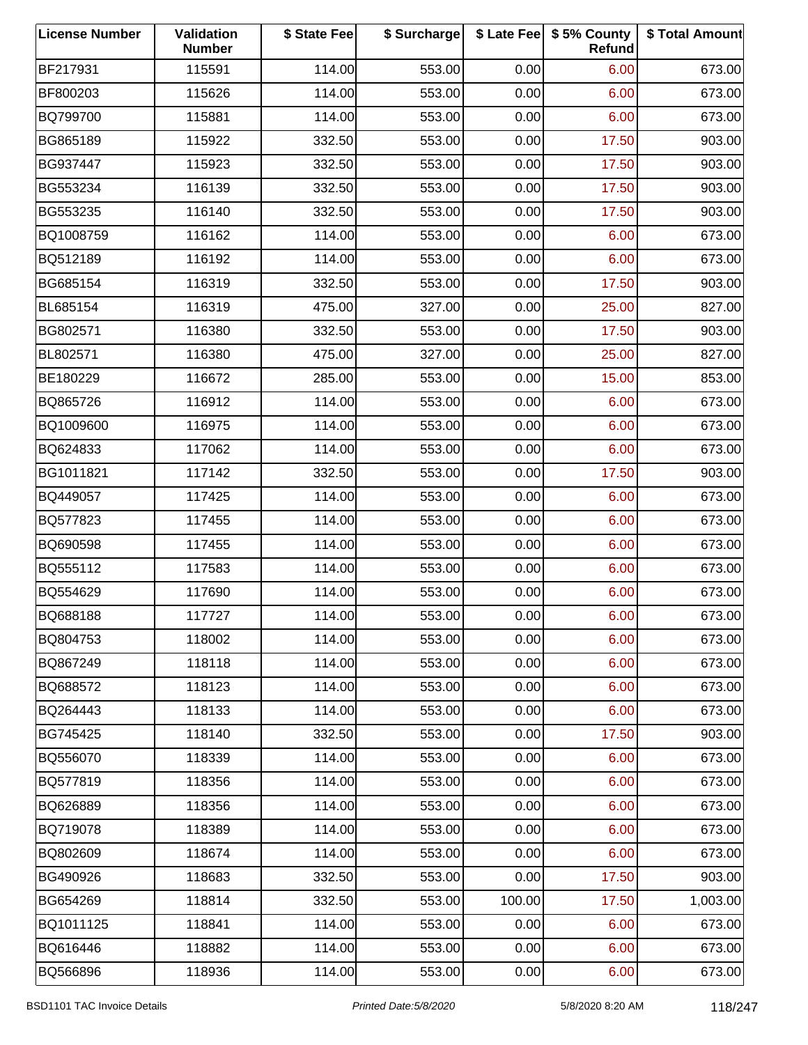| License Number | Validation Number | $ State Fee | $ Surcharge | $ Late Fee | $ 5% County Refund | $ Total Amount |
|---|---|---|---|---|---|---|
| BF217931 | 115591 | 114.00 | 553.00 | 0.00 | 6.00 | 673.00 |
| BF800203 | 115626 | 114.00 | 553.00 | 0.00 | 6.00 | 673.00 |
| BQ799700 | 115881 | 114.00 | 553.00 | 0.00 | 6.00 | 673.00 |
| BG865189 | 115922 | 332.50 | 553.00 | 0.00 | 17.50 | 903.00 |
| BG937447 | 115923 | 332.50 | 553.00 | 0.00 | 17.50 | 903.00 |
| BG553234 | 116139 | 332.50 | 553.00 | 0.00 | 17.50 | 903.00 |
| BG553235 | 116140 | 332.50 | 553.00 | 0.00 | 17.50 | 903.00 |
| BQ1008759 | 116162 | 114.00 | 553.00 | 0.00 | 6.00 | 673.00 |
| BQ512189 | 116192 | 114.00 | 553.00 | 0.00 | 6.00 | 673.00 |
| BG685154 | 116319 | 332.50 | 553.00 | 0.00 | 17.50 | 903.00 |
| BL685154 | 116319 | 475.00 | 327.00 | 0.00 | 25.00 | 827.00 |
| BG802571 | 116380 | 332.50 | 553.00 | 0.00 | 17.50 | 903.00 |
| BL802571 | 116380 | 475.00 | 327.00 | 0.00 | 25.00 | 827.00 |
| BE180229 | 116672 | 285.00 | 553.00 | 0.00 | 15.00 | 853.00 |
| BQ865726 | 116912 | 114.00 | 553.00 | 0.00 | 6.00 | 673.00 |
| BQ1009600 | 116975 | 114.00 | 553.00 | 0.00 | 6.00 | 673.00 |
| BQ624833 | 117062 | 114.00 | 553.00 | 0.00 | 6.00 | 673.00 |
| BG1011821 | 117142 | 332.50 | 553.00 | 0.00 | 17.50 | 903.00 |
| BQ449057 | 117425 | 114.00 | 553.00 | 0.00 | 6.00 | 673.00 |
| BQ577823 | 117455 | 114.00 | 553.00 | 0.00 | 6.00 | 673.00 |
| BQ690598 | 117455 | 114.00 | 553.00 | 0.00 | 6.00 | 673.00 |
| BQ555112 | 117583 | 114.00 | 553.00 | 0.00 | 6.00 | 673.00 |
| BQ554629 | 117690 | 114.00 | 553.00 | 0.00 | 6.00 | 673.00 |
| BQ688188 | 117727 | 114.00 | 553.00 | 0.00 | 6.00 | 673.00 |
| BQ804753 | 118002 | 114.00 | 553.00 | 0.00 | 6.00 | 673.00 |
| BQ867249 | 118118 | 114.00 | 553.00 | 0.00 | 6.00 | 673.00 |
| BQ688572 | 118123 | 114.00 | 553.00 | 0.00 | 6.00 | 673.00 |
| BQ264443 | 118133 | 114.00 | 553.00 | 0.00 | 6.00 | 673.00 |
| BG745425 | 118140 | 332.50 | 553.00 | 0.00 | 17.50 | 903.00 |
| BQ556070 | 118339 | 114.00 | 553.00 | 0.00 | 6.00 | 673.00 |
| BQ577819 | 118356 | 114.00 | 553.00 | 0.00 | 6.00 | 673.00 |
| BQ626889 | 118356 | 114.00 | 553.00 | 0.00 | 6.00 | 673.00 |
| BQ719078 | 118389 | 114.00 | 553.00 | 0.00 | 6.00 | 673.00 |
| BQ802609 | 118674 | 114.00 | 553.00 | 0.00 | 6.00 | 673.00 |
| BG490926 | 118683 | 332.50 | 553.00 | 0.00 | 17.50 | 903.00 |
| BG654269 | 118814 | 332.50 | 553.00 | 100.00 | 17.50 | 1,003.00 |
| BQ1011125 | 118841 | 114.00 | 553.00 | 0.00 | 6.00 | 673.00 |
| BQ616446 | 118882 | 114.00 | 553.00 | 0.00 | 6.00 | 673.00 |
| BQ566896 | 118936 | 114.00 | 553.00 | 0.00 | 6.00 | 673.00 |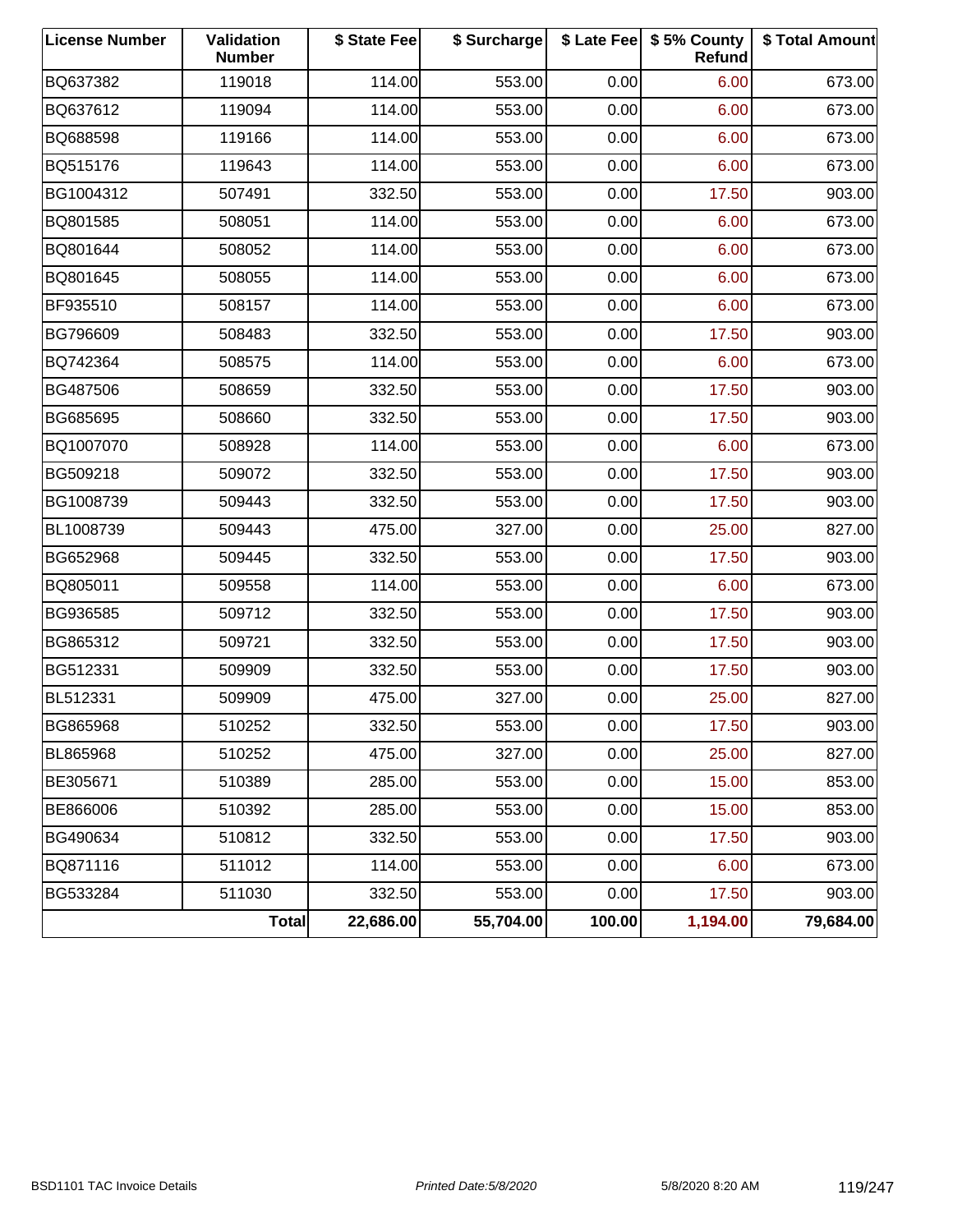| License Number | Validation Number | $ State Fee | $ Surcharge | $ Late Fee | $ 5% County Refund | $ Total Amount |
|---|---|---|---|---|---|---|
| BQ637382 | 119018 | 114.00 | 553.00 | 0.00 | 6.00 | 673.00 |
| BQ637612 | 119094 | 114.00 | 553.00 | 0.00 | 6.00 | 673.00 |
| BQ688598 | 119166 | 114.00 | 553.00 | 0.00 | 6.00 | 673.00 |
| BQ515176 | 119643 | 114.00 | 553.00 | 0.00 | 6.00 | 673.00 |
| BG1004312 | 507491 | 332.50 | 553.00 | 0.00 | 17.50 | 903.00 |
| BQ801585 | 508051 | 114.00 | 553.00 | 0.00 | 6.00 | 673.00 |
| BQ801644 | 508052 | 114.00 | 553.00 | 0.00 | 6.00 | 673.00 |
| BQ801645 | 508055 | 114.00 | 553.00 | 0.00 | 6.00 | 673.00 |
| BF935510 | 508157 | 114.00 | 553.00 | 0.00 | 6.00 | 673.00 |
| BG796609 | 508483 | 332.50 | 553.00 | 0.00 | 17.50 | 903.00 |
| BQ742364 | 508575 | 114.00 | 553.00 | 0.00 | 6.00 | 673.00 |
| BG487506 | 508659 | 332.50 | 553.00 | 0.00 | 17.50 | 903.00 |
| BG685695 | 508660 | 332.50 | 553.00 | 0.00 | 17.50 | 903.00 |
| BQ1007070 | 508928 | 114.00 | 553.00 | 0.00 | 6.00 | 673.00 |
| BG509218 | 509072 | 332.50 | 553.00 | 0.00 | 17.50 | 903.00 |
| BG1008739 | 509443 | 332.50 | 553.00 | 0.00 | 17.50 | 903.00 |
| BL1008739 | 509443 | 475.00 | 327.00 | 0.00 | 25.00 | 827.00 |
| BG652968 | 509445 | 332.50 | 553.00 | 0.00 | 17.50 | 903.00 |
| BQ805011 | 509558 | 114.00 | 553.00 | 0.00 | 6.00 | 673.00 |
| BG936585 | 509712 | 332.50 | 553.00 | 0.00 | 17.50 | 903.00 |
| BG865312 | 509721 | 332.50 | 553.00 | 0.00 | 17.50 | 903.00 |
| BG512331 | 509909 | 332.50 | 553.00 | 0.00 | 17.50 | 903.00 |
| BL512331 | 509909 | 475.00 | 327.00 | 0.00 | 25.00 | 827.00 |
| BG865968 | 510252 | 332.50 | 553.00 | 0.00 | 17.50 | 903.00 |
| BL865968 | 510252 | 475.00 | 327.00 | 0.00 | 25.00 | 827.00 |
| BE305671 | 510389 | 285.00 | 553.00 | 0.00 | 15.00 | 853.00 |
| BE866006 | 510392 | 285.00 | 553.00 | 0.00 | 15.00 | 853.00 |
| BG490634 | 510812 | 332.50 | 553.00 | 0.00 | 17.50 | 903.00 |
| BQ871116 | 511012 | 114.00 | 553.00 | 0.00 | 6.00 | 673.00 |
| BG533284 | 511030 | 332.50 | 553.00 | 0.00 | 17.50 | 903.00 |
| | **Total** | **22,686.00** | **55,704.00** | **100.00** | **1,194.00** | **79,684.00** |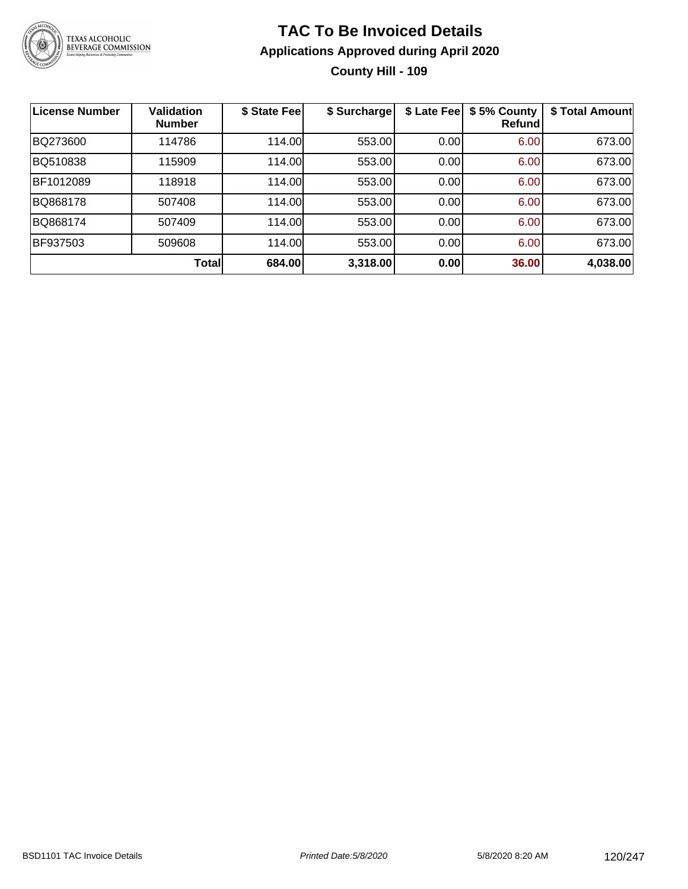# TAC To Be Invoiced Details

## Applications Approved during April 2020

### County Hill - 109

| License Number | Validation Number | $ State Fee | $ Surcharge | $ Late Fee | $ 5% County Refund | $ Total Amount |
|---|---|---|---|---|---|---|
| BQ273600 | 114786 | 114.00 | 553.00 | 0.00 | 6.00 | 673.00 |
| BQ510838 | 115909 | 114.00 | 553.00 | 0.00 | 6.00 | 673.00 |
| BF1012089 | 118918 | 114.00 | 553.00 | 0.00 | 6.00 | 673.00 |
| BQ868178 | 507408 | 114.00 | 553.00 | 0.00 | 6.00 | 673.00 |
| BQ868174 | 507409 | 114.00 | 553.00 | 0.00 | 6.00 | 673.00 |
| BF937503 | 509608 | 114.00 | 553.00 | 0.00 | 6.00 | 673.00 |
| | **Total** | **684.00** | **3,318.00** | **0.00** | **36.00** | **4,038.00** |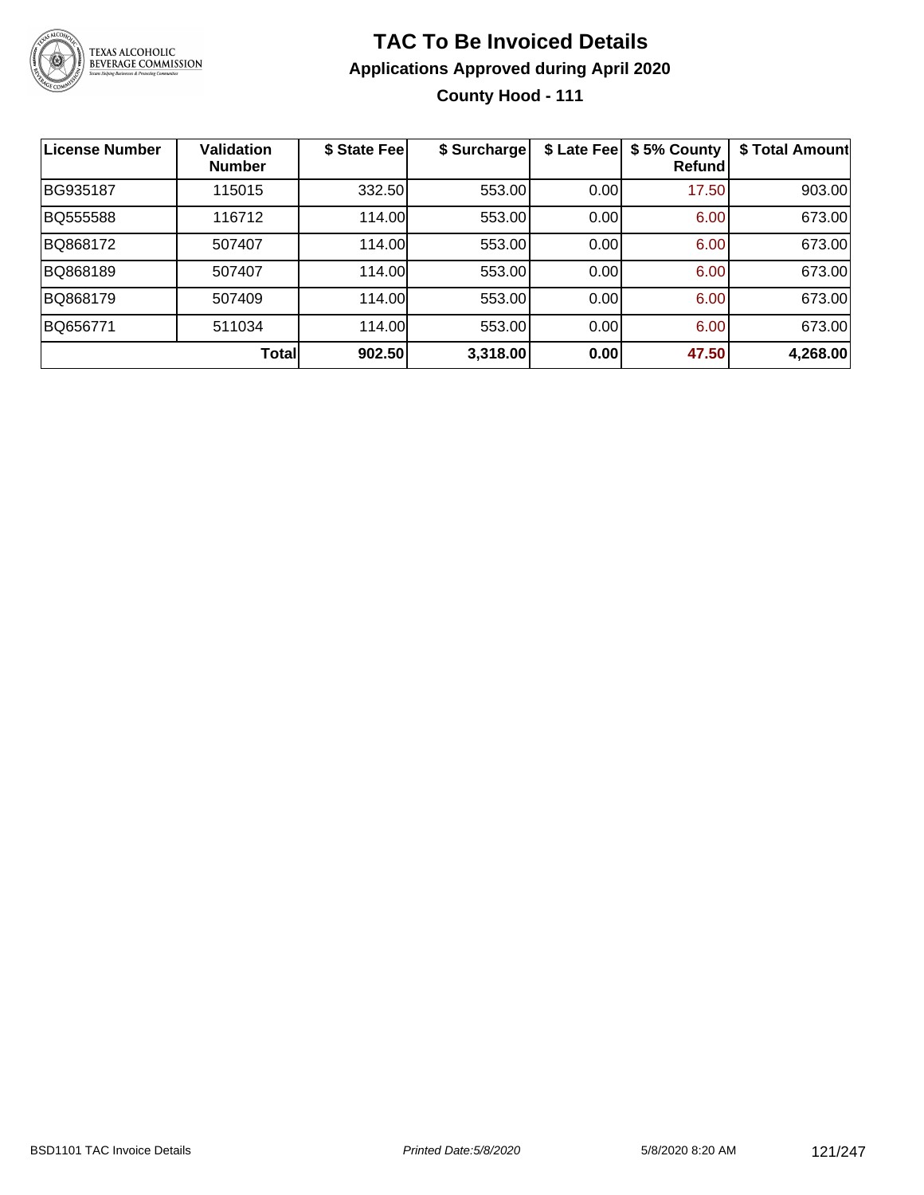# TAC To Be Invoiced Details

## Applications Approved during April 2020

### County Hood - 111

| License Number | Validation Number | $ State Fee | $ Surcharge | $ Late Fee | $ 5% County Refund | $ Total Amount |
|---|---|---|---|---|---|---|
| BG935187 | 115015 | 332.50 | 553.00 | 0.00 | 17.50 | 903.00 |
| BQ555588 | 116712 | 114.00 | 553.00 | 0.00 | 6.00 | 673.00 |
| BQ868172 | 507407 | 114.00 | 553.00 | 0.00 | 6.00 | 673.00 |
| BQ868189 | 507407 | 114.00 | 553.00 | 0.00 | 6.00 | 673.00 |
| BQ868179 | 507409 | 114.00 | 553.00 | 0.00 | 6.00 | 673.00 |
| BQ656771 | 511034 | 114.00 | 553.00 | 0.00 | 6.00 | 673.00 |
| | **Total** | **902.50** | **3,318.00** | **0.00** | **47.50** | **4,268.00** |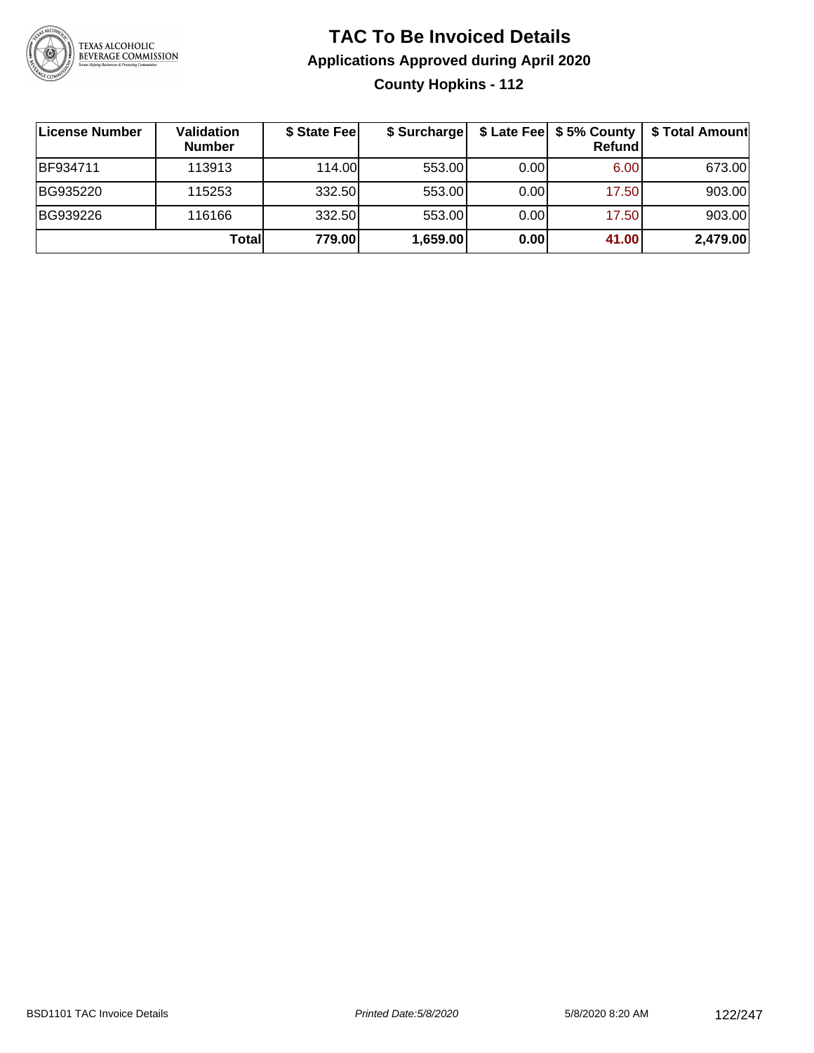# TAC To Be Invoiced Details

## Applications Approved during April 2020

### County Hopkins - 112

| License Number | Validation Number | $ State Fee | $ Surcharge | $ Late Fee | $ 5% County Refund | $ Total Amount |
|---|---|---|---|---|---|---|
| BF934711 | 113913 | 114.00 | 553.00 | 0.00 | 6.00 | 673.00 |
| BG935220 | 115253 | 332.50 | 553.00 | 0.00 | 17.50 | 903.00 |
| BG939226 | 116166 | 332.50 | 553.00 | 0.00 | 17.50 | 903.00 |
| | **Total** | **779.00** | **1,659.00** | **0.00** | **41.00** | **2,479.00** |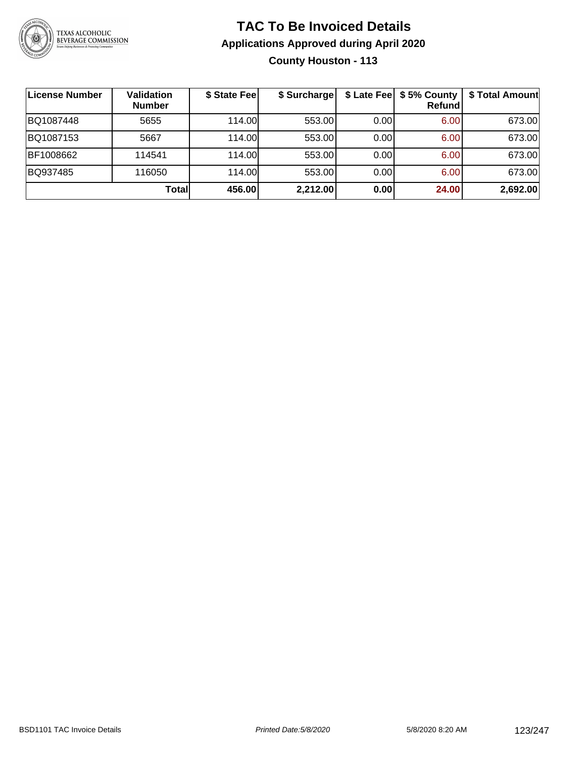# TAC To Be Invoiced Details

## Applications Approved during April 2020

### County Houston - 113

| License Number | Validation Number | $ State Fee | $ Surcharge | $ Late Fee | $ 5% County Refund | $ Total Amount |
|---|---|---|---|---|---|---|
| BQ1087448 | 5655 | 114.00 | 553.00 | 0.00 | 6.00 | 673.00 |
| BQ1087153 | 5667 | 114.00 | 553.00 | 0.00 | 6.00 | 673.00 |
| BF1008662 | 114541 | 114.00 | 553.00 | 0.00 | 6.00 | 673.00 |
| BQ937485 | 116050 | 114.00 | 553.00 | 0.00 | 6.00 | 673.00 |
| | **Total** | **456.00** | **2,212.00** | **0.00** | **24.00** | **2,692.00** |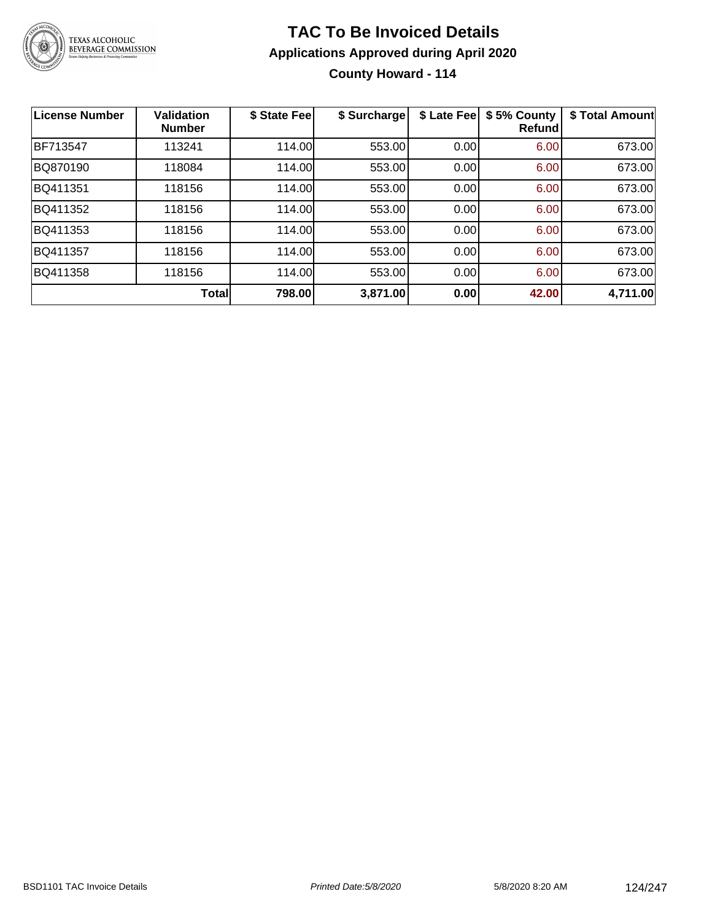# TAC To Be Invoiced Details

## Applications Approved during April 2020

### County Howard - 114

| License Number | Validation Number | $ State Fee | $ Surcharge | $ Late Fee | $ 5% County Refund | $ Total Amount |
|---|---|---|---|---|---|---|
| BF713547 | 113241 | 114.00 | 553.00 | 0.00 | 6.00 | 673.00 |
| BQ870190 | 118084 | 114.00 | 553.00 | 0.00 | 6.00 | 673.00 |
| BQ411351 | 118156 | 114.00 | 553.00 | 0.00 | 6.00 | 673.00 |
| BQ411352 | 118156 | 114.00 | 553.00 | 0.00 | 6.00 | 673.00 |
| BQ411353 | 118156 | 114.00 | 553.00 | 0.00 | 6.00 | 673.00 |
| BQ411357 | 118156 | 114.00 | 553.00 | 0.00 | 6.00 | 673.00 |
| BQ411358 | 118156 | 114.00 | 553.00 | 0.00 | 6.00 | 673.00 |
| | **Total** | **798.00** | **3,871.00** | **0.00** | **42.00** | **4,711.00** |

BSD1101 TAC Invoice Details *Printed Date:5/8/2020* 5/8/2020 8:20 AM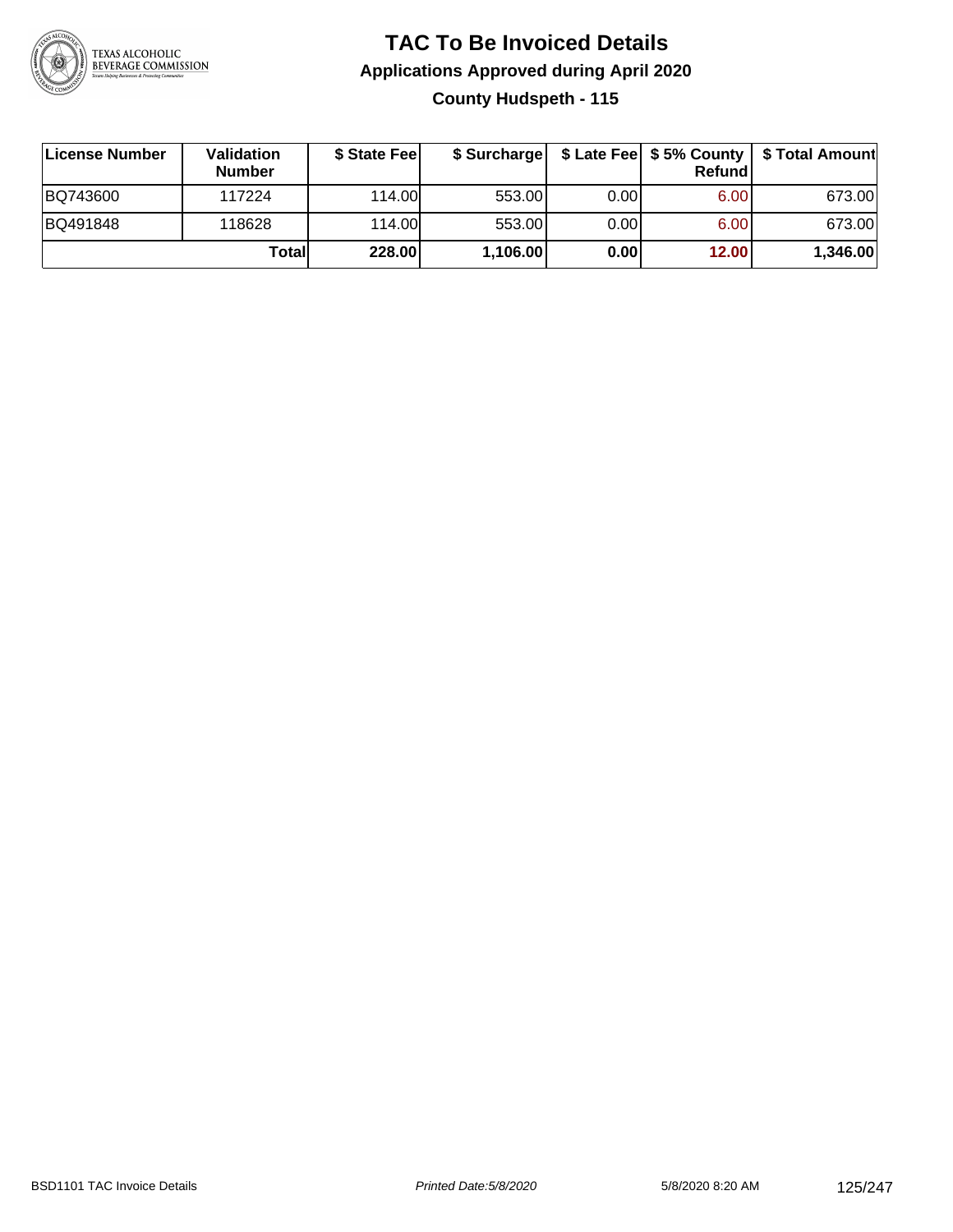# TAC To Be Invoiced Details

## Applications Approved during April 2020

### County Hudspeth - 115

| License Number | Validation Number | $ State Fee | $ Surcharge | $ Late Fee | $ 5% County Refund | $ Total Amount |
|---|---|---|---|---|---|---|
| BQ743600 | 117224 | 114.00 | 553.00 | 0.00 | 6.00 | 673.00 |
| BQ491848 | 118628 | 114.00 | 553.00 | 0.00 | 6.00 | 673.00 |
| | **Total** | **228.00** | **1,106.00** | **0.00** | **12.00** | **1,346.00** |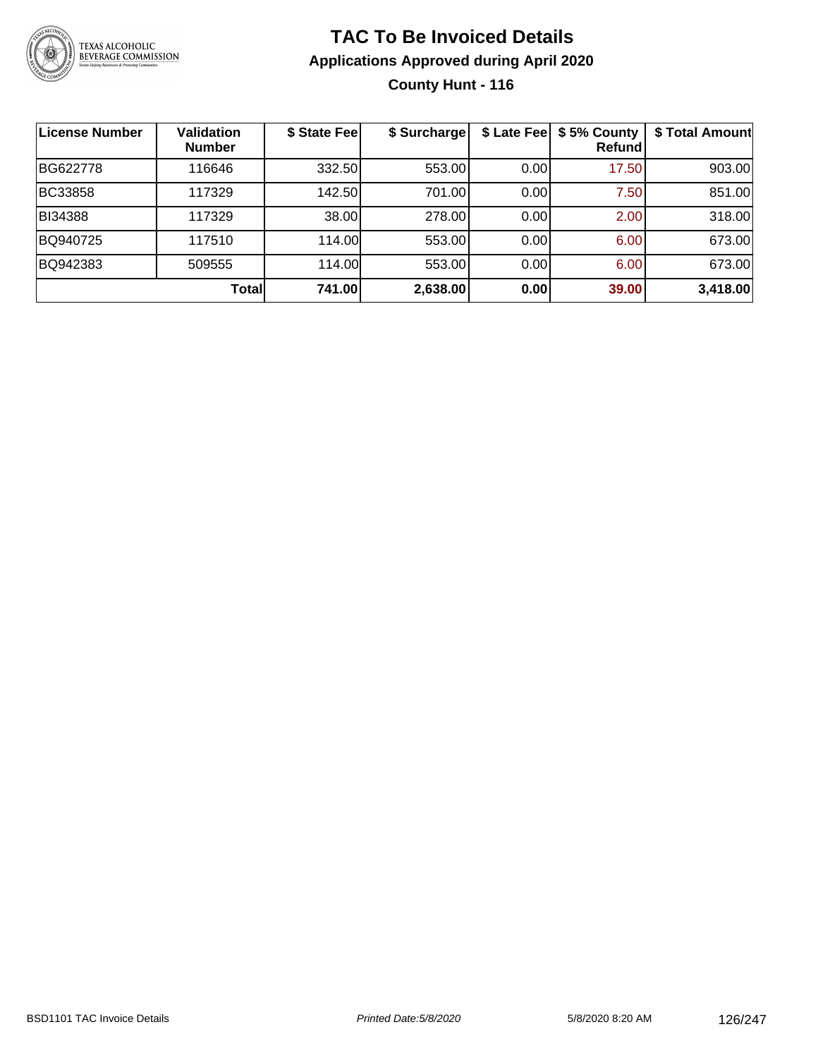# TAC To Be Invoiced Details

## Applications Approved during April 2020

### County Hunt - 116

| License Number | Validation Number | $ State Fee | $ Surcharge | $ Late Fee | $ 5% County Refund | $ Total Amount |
|---|---|---|---|---|---|---|
| BG622778 | 116646 | 332.50 | 553.00 | 0.00 | 17.50 | 903.00 |
| BC33858 | 117329 | 142.50 | 701.00 | 0.00 | 7.50 | 851.00 |
| BI34388 | 117329 | 38.00 | 278.00 | 0.00 | 2.00 | 318.00 |
| BQ940725 | 117510 | 114.00 | 553.00 | 0.00 | 6.00 | 673.00 |
| BQ942383 | 509555 | 114.00 | 553.00 | 0.00 | 6.00 | 673.00 |
| | **Total** | **741.00** | **2,638.00** | **0.00** | **39.00** | **3,418.00** |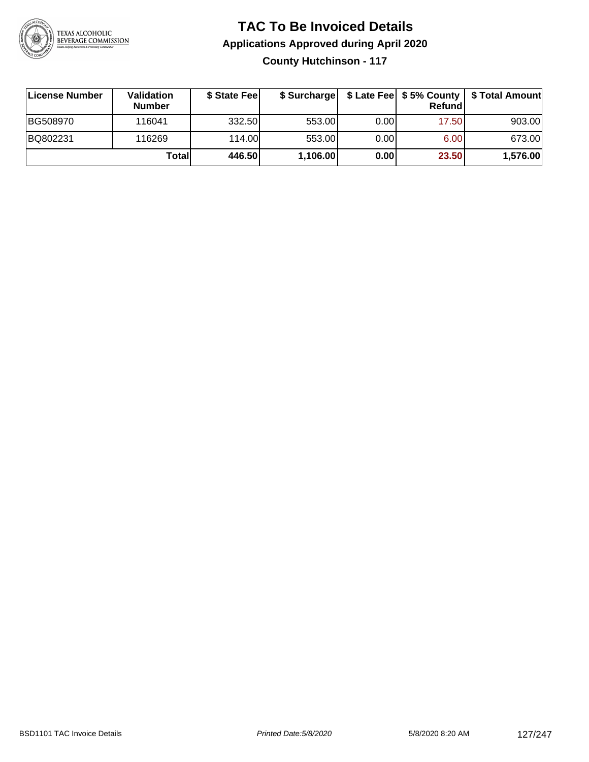# TAC To Be Invoiced Details

## Applications Approved during April 2020

### County Hutchinson - 117

| License Number | Validation Number | $ State Fee | $ Surcharge | $ Late Fee | $ 5% County Refund | $ Total Amount |
|---|---|---|---|---|---|---|
| BG508970 | 116041 | 332.50 | 553.00 | 0.00 | 17.50 | 903.00 |
| BQ802231 | 116269 | 114.00 | 553.00 | 0.00 | 6.00 | 673.00 |
| | **Total** | **446.50** | **1,106.00** | **0.00** | **23.50** | **1,576.00** |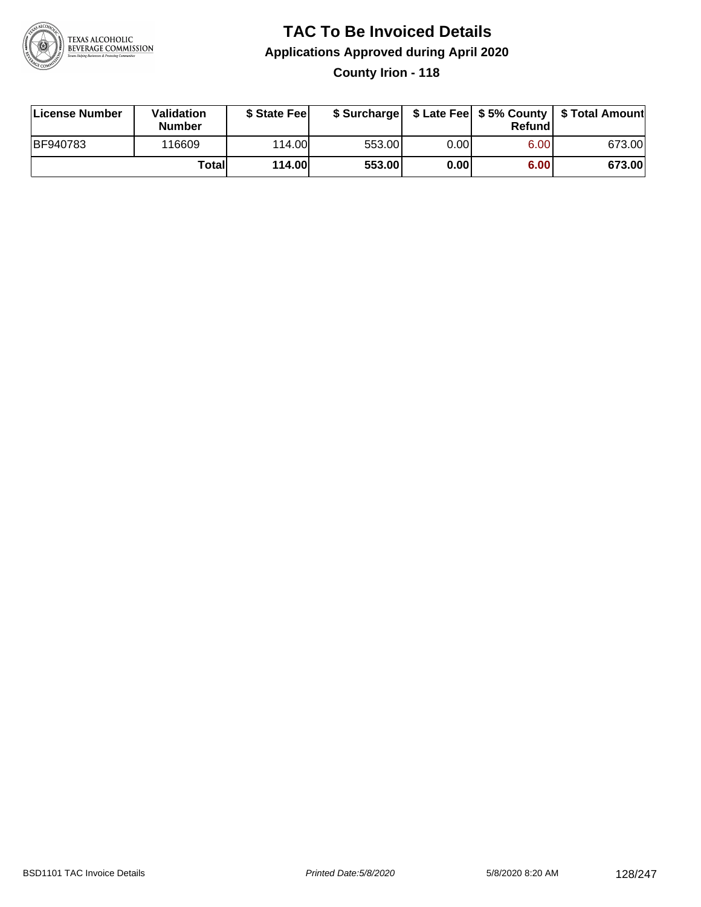# TAC To Be Invoiced Details

## Applications Approved during April 2020

### County Irion - 118

| License Number | Validation Number | $ State Fee | $ Surcharge | $ Late Fee | $ 5% County Refund | $ Total Amount |
|---|---|---|---|---|---|---|
| BF940783 | 116609 | 114.00 | 553.00 | 0.00 | 6.00 | 673.00 |
| | **Total** | **114.00** | **553.00** | **0.00** | **6.00** | **673.00** |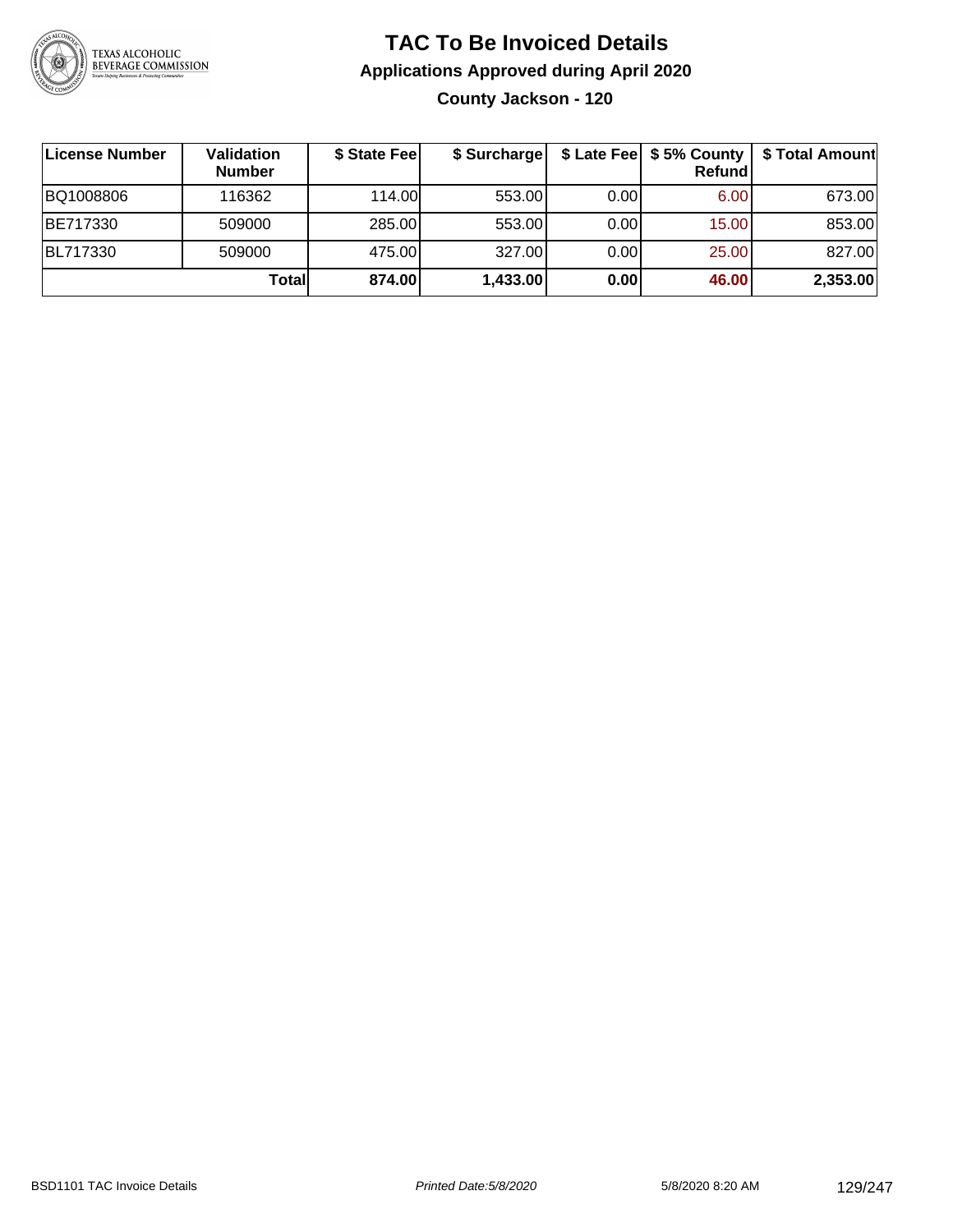# TAC To Be Invoiced Details

## Applications Approved during April 2020

### County Jackson - 120

| License Number | Validation Number | $ State Fee | $ Surcharge | $ Late Fee | $ 5% County Refund | $ Total Amount |
|---|---|---|---|---|---|---|
| BQ1008806 | 116362 | 114.00 | 553.00 | 0.00 | 6.00 | 673.00 |
| BE717330 | 509000 | 285.00 | 553.00 | 0.00 | 15.00 | 853.00 |
| BL717330 | 509000 | 475.00 | 327.00 | 0.00 | 25.00 | 827.00 |
| | **Total** | **874.00** | **1,433.00** | **0.00** | **46.00** | **2,353.00** |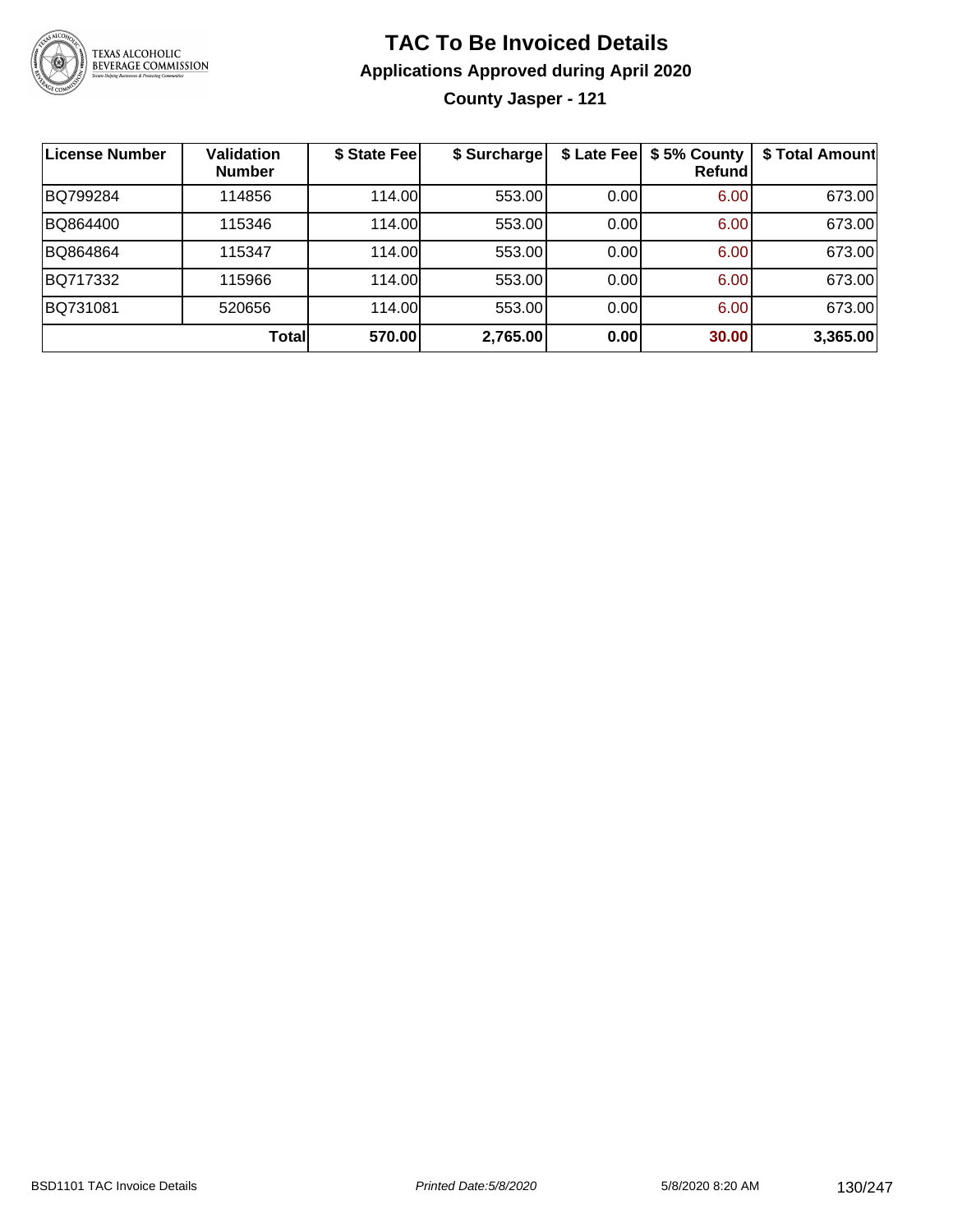# TAC To Be Invoiced Details

## Applications Approved during April 2020

### County Jasper - 121

| License Number | Validation Number | $ State Fee | $ Surcharge | $ Late Fee | $ 5% County Refund | $ Total Amount |
|---|---|---|---|---|---|---|
| BQ799284 | 114856 | 114.00 | 553.00 | 0.00 | 6.00 | 673.00 |
| BQ864400 | 115346 | 114.00 | 553.00 | 0.00 | 6.00 | 673.00 |
| BQ864864 | 115347 | 114.00 | 553.00 | 0.00 | 6.00 | 673.00 |
| BQ717332 | 115966 | 114.00 | 553.00 | 0.00 | 6.00 | 673.00 |
| BQ731081 | 520656 | 114.00 | 553.00 | 0.00 | 6.00 | 673.00 |
| | **Total** | **570.00** | **2,765.00** | **0.00** | **30.00** | **3,365.00** |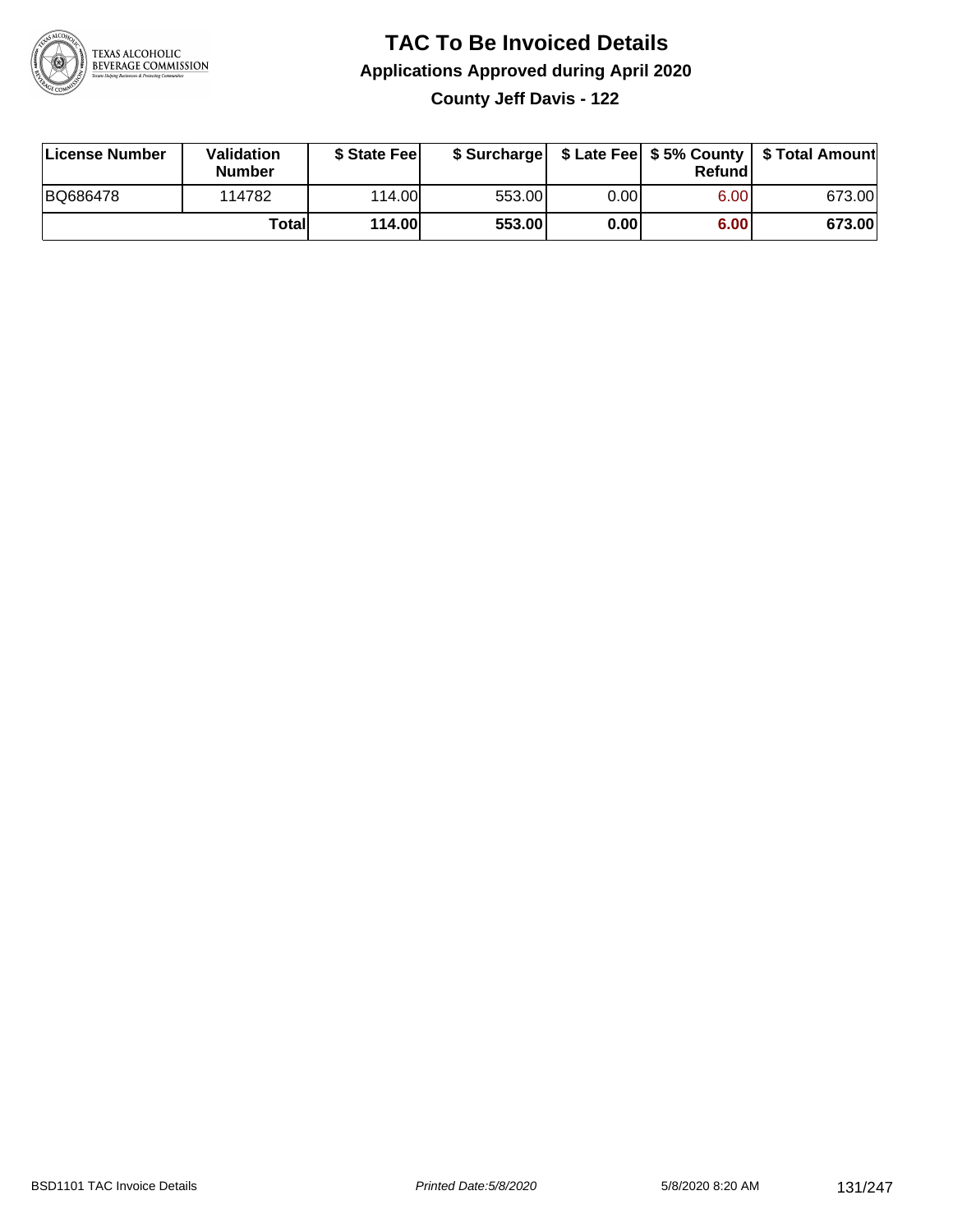# TAC To Be Invoiced Details

## Applications Approved during April 2020

### County Jeff Davis - 122

| License Number | Validation Number | $ State Fee | $ Surcharge | $ Late Fee | $ 5% County Refund | $ Total Amount |
|---|---|---|---|---|---|---|
| BQ686478 | 114782 | 114.00 | 553.00 | 0.00 | 6.00 | 673.00 |
| | **Total** | **114.00** | **553.00** | **0.00** | **6.00** | **673.00** |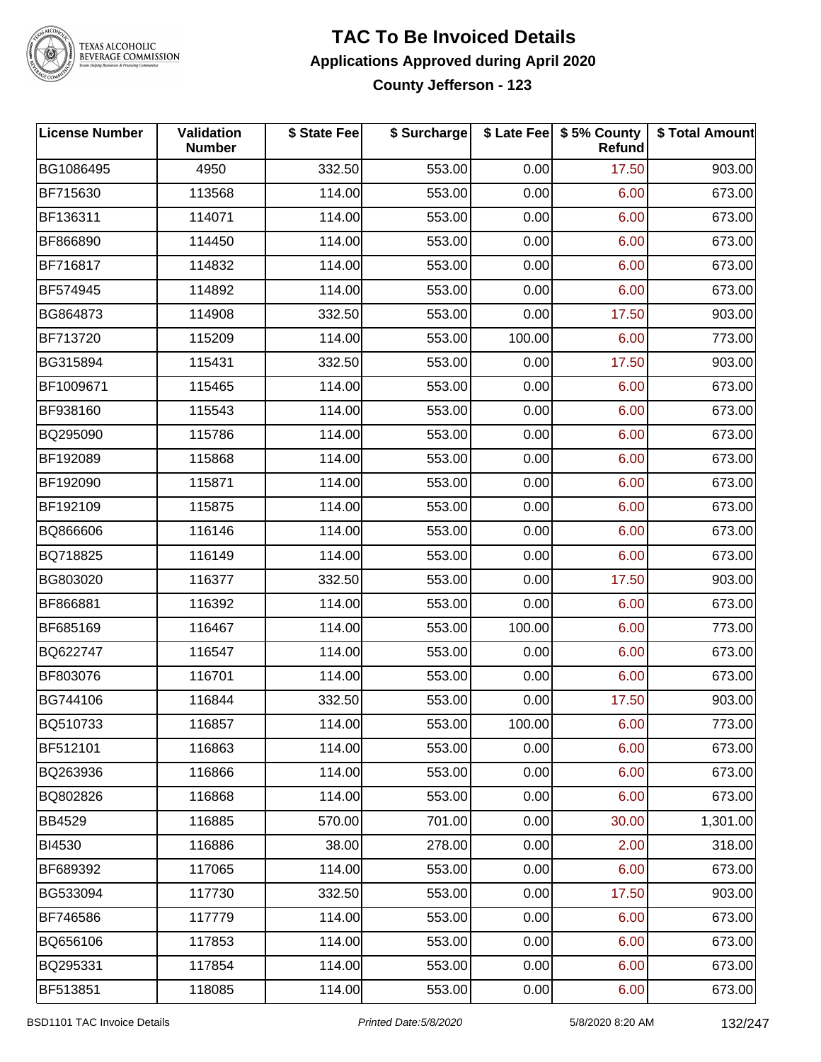# TAC To Be Invoiced Details

## Applications Approved during April 2020

### County Jefferson - 123

| License Number | Validation Number | $ State Fee | $ Surcharge | $ Late Fee | $ 5% County Refund | $ Total Amount |
|---|---|---|---|---|---|---|
| BG1086495 | 4950 | 332.50 | 553.00 | 0.00 | 17.50 | 903.00 |
| BF715630 | 113568 | 114.00 | 553.00 | 0.00 | 6.00 | 673.00 |
| BF136311 | 114071 | 114.00 | 553.00 | 0.00 | 6.00 | 673.00 |
| BF866890 | 114450 | 114.00 | 553.00 | 0.00 | 6.00 | 673.00 |
| BF716817 | 114832 | 114.00 | 553.00 | 0.00 | 6.00 | 673.00 |
| BF574945 | 114892 | 114.00 | 553.00 | 0.00 | 6.00 | 673.00 |
| BG864873 | 114908 | 332.50 | 553.00 | 0.00 | 17.50 | 903.00 |
| BF713720 | 115209 | 114.00 | 553.00 | 100.00 | 6.00 | 773.00 |
| BG315894 | 115431 | 332.50 | 553.00 | 0.00 | 17.50 | 903.00 |
| BF1009671 | 115465 | 114.00 | 553.00 | 0.00 | 6.00 | 673.00 |
| BF938160 | 115543 | 114.00 | 553.00 | 0.00 | 6.00 | 673.00 |
| BQ295090 | 115786 | 114.00 | 553.00 | 0.00 | 6.00 | 673.00 |
| BF192089 | 115868 | 114.00 | 553.00 | 0.00 | 6.00 | 673.00 |
| BF192090 | 115871 | 114.00 | 553.00 | 0.00 | 6.00 | 673.00 |
| BF192109 | 115875 | 114.00 | 553.00 | 0.00 | 6.00 | 673.00 |
| BQ866606 | 116146 | 114.00 | 553.00 | 0.00 | 6.00 | 673.00 |
| BQ718825 | 116149 | 114.00 | 553.00 | 0.00 | 6.00 | 673.00 |
| BG803020 | 116377 | 332.50 | 553.00 | 0.00 | 17.50 | 903.00 |
| BF866881 | 116392 | 114.00 | 553.00 | 0.00 | 6.00 | 673.00 |
| BF685169 | 116467 | 114.00 | 553.00 | 100.00 | 6.00 | 773.00 |
| BQ622747 | 116547 | 114.00 | 553.00 | 0.00 | 6.00 | 673.00 |
| BF803076 | 116701 | 114.00 | 553.00 | 0.00 | 6.00 | 673.00 |
| BG744106 | 116844 | 332.50 | 553.00 | 0.00 | 17.50 | 903.00 |
| BQ510733 | 116857 | 114.00 | 553.00 | 100.00 | 6.00 | 773.00 |
| BF512101 | 116863 | 114.00 | 553.00 | 0.00 | 6.00 | 673.00 |
| BQ263936 | 116866 | 114.00 | 553.00 | 0.00 | 6.00 | 673.00 |
| BQ802826 | 116868 | 114.00 | 553.00 | 0.00 | 6.00 | 673.00 |
| BB4529 | 116885 | 570.00 | 701.00 | 0.00 | 30.00 | 1,301.00 |
| BI4530 | 116886 | 38.00 | 278.00 | 0.00 | 2.00 | 318.00 |
| BF689392 | 117065 | 114.00 | 553.00 | 0.00 | 6.00 | 673.00 |
| BG533094 | 117730 | 332.50 | 553.00 | 0.00 | 17.50 | 903.00 |
| BF746586 | 117779 | 114.00 | 553.00 | 0.00 | 6.00 | 673.00 |
| BQ656106 | 117853 | 114.00 | 553.00 | 0.00 | 6.00 | 673.00 |
| BQ295331 | 117854 | 114.00 | 553.00 | 0.00 | 6.00 | 673.00 |
| BF513851 | 118085 | 114.00 | 553.00 | 0.00 | 6.00 | 673.00 |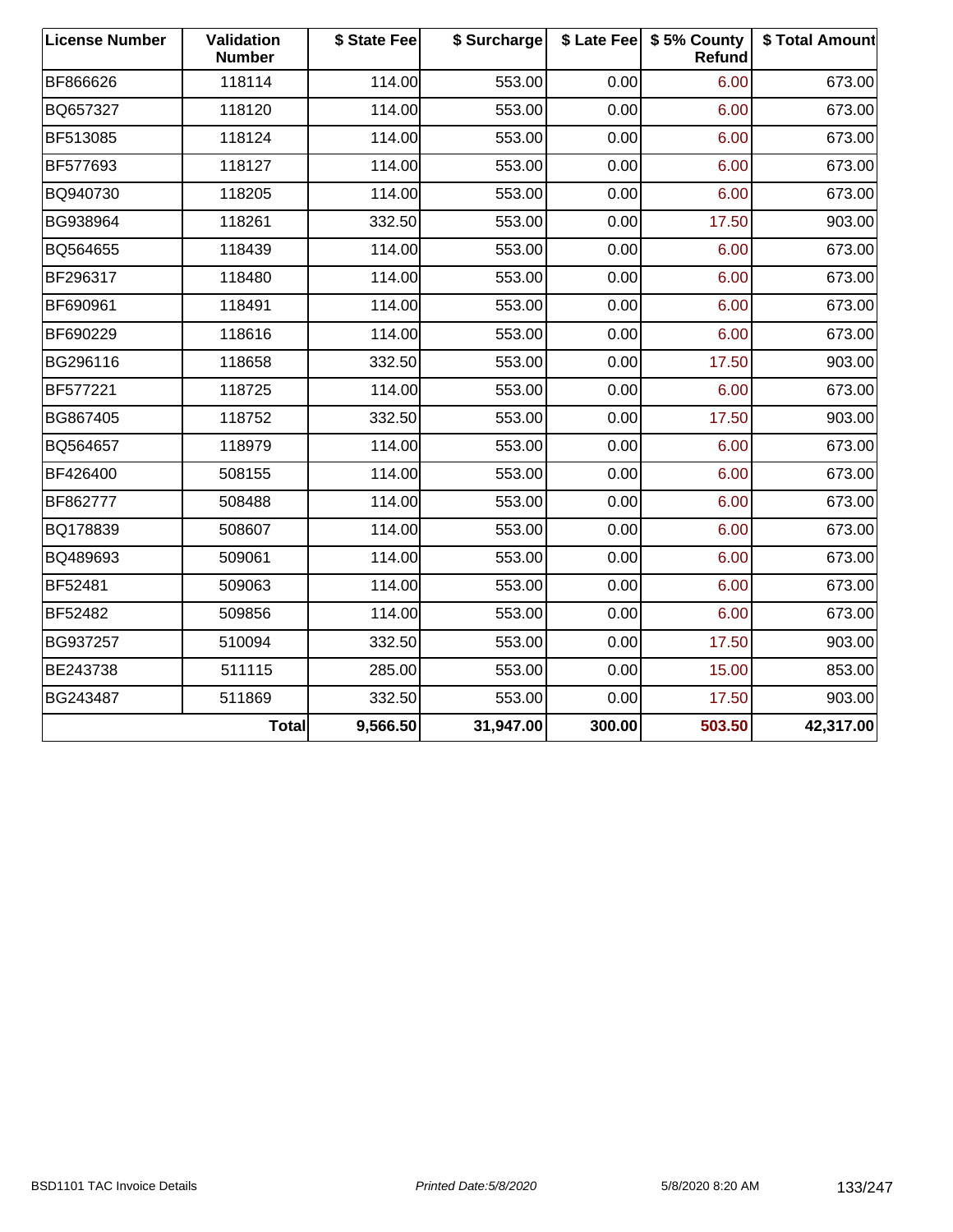| License Number | Validation Number | $ State Fee | $ Surcharge | $ Late Fee | $ 5% County Refund | $ Total Amount |
|---|---|---|---|---|---|---|
| BF866626 | 118114 | 114.00 | 553.00 | 0.00 | 6.00 | 673.00 |
| BQ657327 | 118120 | 114.00 | 553.00 | 0.00 | 6.00 | 673.00 |
| BF513085 | 118124 | 114.00 | 553.00 | 0.00 | 6.00 | 673.00 |
| BF577693 | 118127 | 114.00 | 553.00 | 0.00 | 6.00 | 673.00 |
| BQ940730 | 118205 | 114.00 | 553.00 | 0.00 | 6.00 | 673.00 |
| BG938964 | 118261 | 332.50 | 553.00 | 0.00 | 17.50 | 903.00 |
| BQ564655 | 118439 | 114.00 | 553.00 | 0.00 | 6.00 | 673.00 |
| BF296317 | 118480 | 114.00 | 553.00 | 0.00 | 6.00 | 673.00 |
| BF690961 | 118491 | 114.00 | 553.00 | 0.00 | 6.00 | 673.00 |
| BF690229 | 118616 | 114.00 | 553.00 | 0.00 | 6.00 | 673.00 |
| BG296116 | 118658 | 332.50 | 553.00 | 0.00 | 17.50 | 903.00 |
| BF577221 | 118725 | 114.00 | 553.00 | 0.00 | 6.00 | 673.00 |
| BG867405 | 118752 | 332.50 | 553.00 | 0.00 | 17.50 | 903.00 |
| BQ564657 | 118979 | 114.00 | 553.00 | 0.00 | 6.00 | 673.00 |
| BF426400 | 508155 | 114.00 | 553.00 | 0.00 | 6.00 | 673.00 |
| BF862777 | 508488 | 114.00 | 553.00 | 0.00 | 6.00 | 673.00 |
| BQ178839 | 508607 | 114.00 | 553.00 | 0.00 | 6.00 | 673.00 |
| BQ489693 | 509061 | 114.00 | 553.00 | 0.00 | 6.00 | 673.00 |
| BF52481 | 509063 | 114.00 | 553.00 | 0.00 | 6.00 | 673.00 |
| BF52482 | 509856 | 114.00 | 553.00 | 0.00 | 6.00 | 673.00 |
| BG937257 | 510094 | 332.50 | 553.00 | 0.00 | 17.50 | 903.00 |
| BE243738 | 511115 | 285.00 | 553.00 | 0.00 | 15.00 | 853.00 |
| BG243487 | 511869 | 332.50 | 553.00 | 0.00 | 17.50 | 903.00 |
| | **Total** | **9,566.50** | **31,947.00** | **300.00** | **503.50** | **42,317.00** |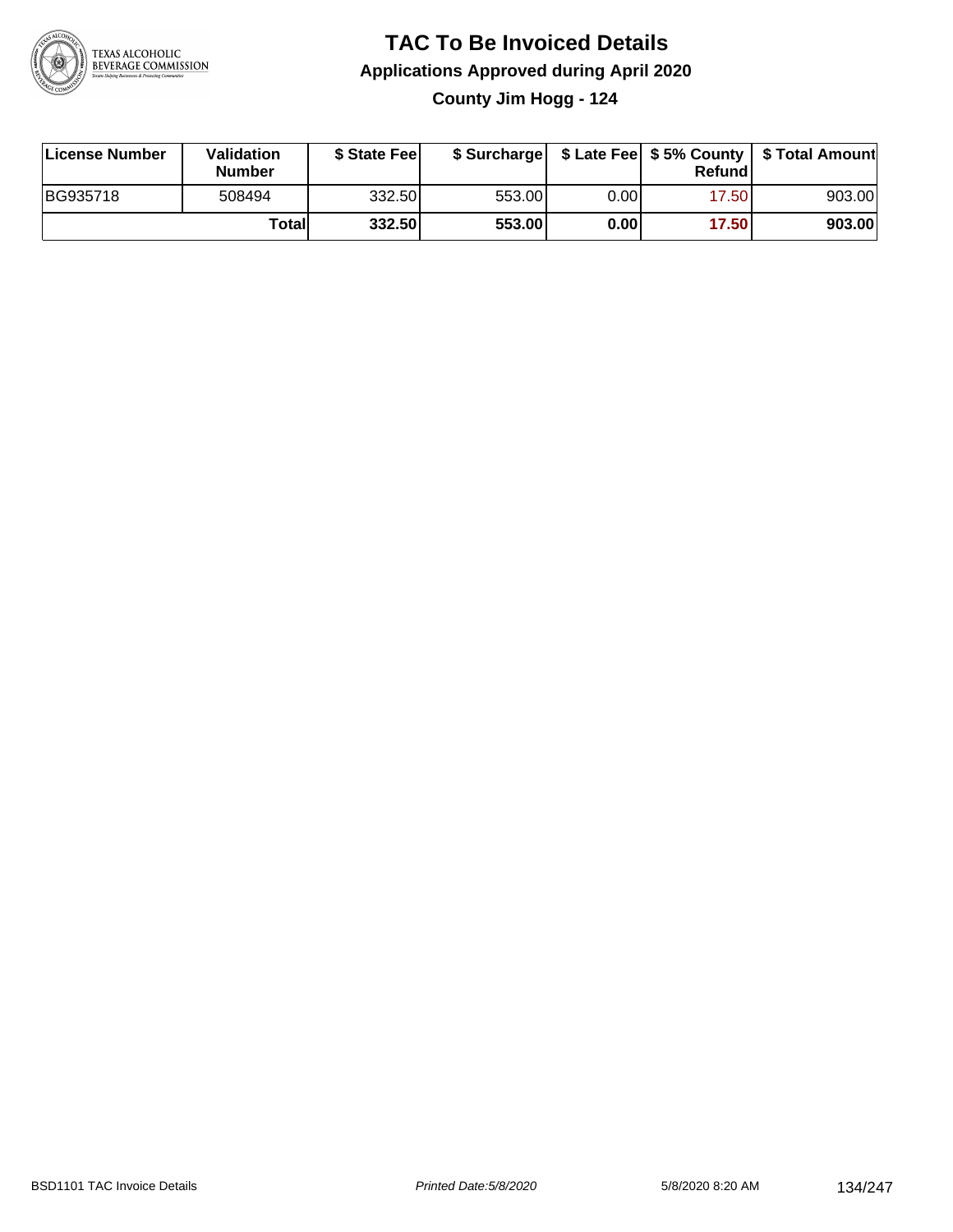# TAC To Be Invoiced Details

## Applications Approved during April 2020

### County Jim Hogg - 124

| License Number | Validation Number | \$ State Fee | \$ Surcharge | \$ Late Fee | \$ 5% County Refund | \$ Total Amount |
|---|---|---|---|---|---|---|
| BG935718 | 508494 | 332.50 | 553.00 | 0.00 | 17.50 | 903.00 |
| | **Total** | **332.50** | **553.00** | **0.00** | **17.50** | **903.00** |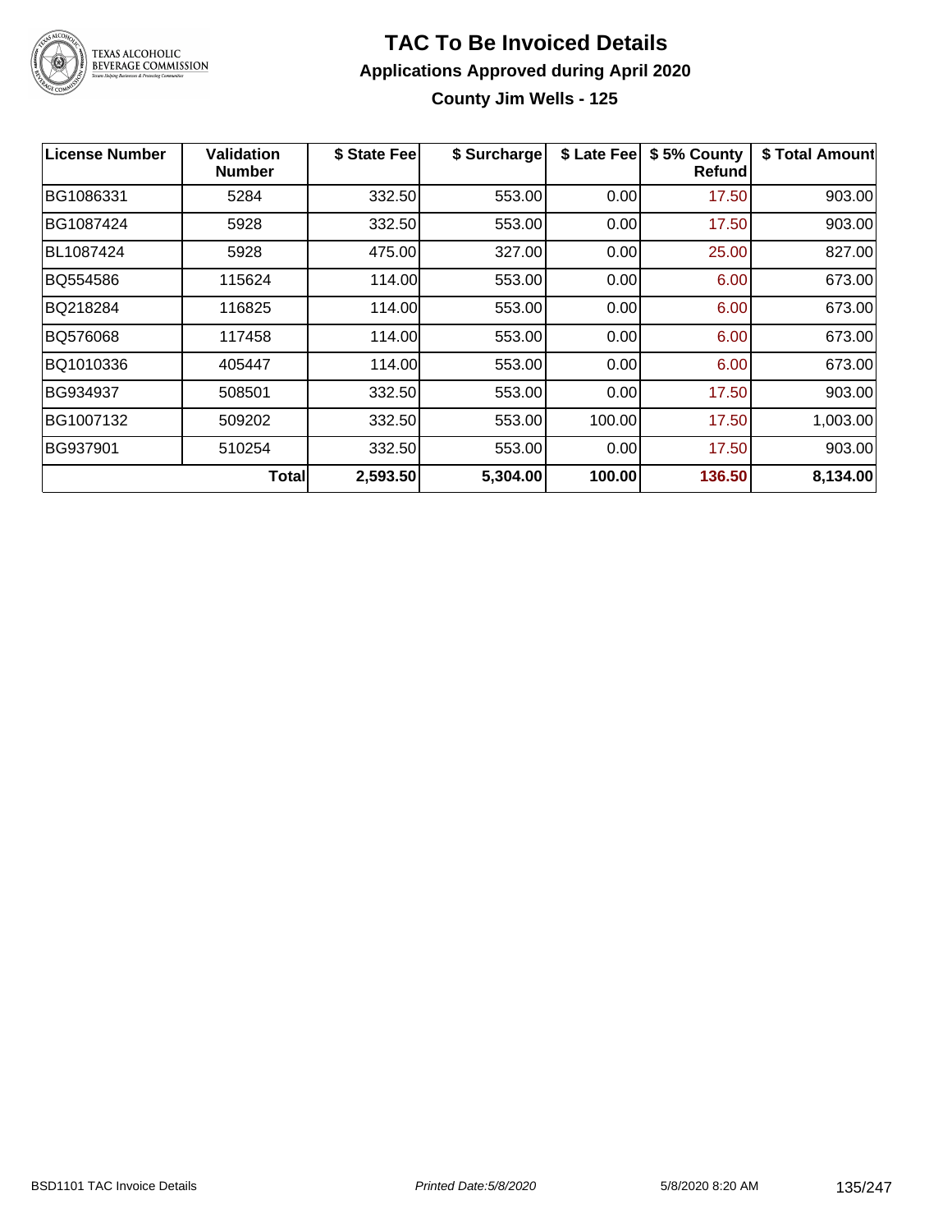# TAC To Be Invoiced Details

## Applications Approved during April 2020

### County Jim Wells - 125

| License Number | Validation Number | $ State Fee | $ Surcharge | $ Late Fee | $ 5% County Refund | $ Total Amount |
|---|---|---|---|---|---|---|
| BG1086331 | 5284 | 332.50 | 553.00 | 0.00 | 17.50 | 903.00 |
| BG1087424 | 5928 | 332.50 | 553.00 | 0.00 | 17.50 | 903.00 |
| BL1087424 | 5928 | 475.00 | 327.00 | 0.00 | 25.00 | 827.00 |
| BQ554586 | 115624 | 114.00 | 553.00 | 0.00 | 6.00 | 673.00 |
| BQ218284 | 116825 | 114.00 | 553.00 | 0.00 | 6.00 | 673.00 |
| BQ576068 | 117458 | 114.00 | 553.00 | 0.00 | 6.00 | 673.00 |
| BQ1010336 | 405447 | 114.00 | 553.00 | 0.00 | 6.00 | 673.00 |
| BG934937 | 508501 | 332.50 | 553.00 | 0.00 | 17.50 | 903.00 |
| BG1007132 | 509202 | 332.50 | 553.00 | 100.00 | 17.50 | 1,003.00 |
| BG937901 | 510254 | 332.50 | 553.00 | 0.00 | 17.50 | 903.00 |
| | **Total** | **2,593.50** | **5,304.00** | **100.00** | **136.50** | **8,134.00** |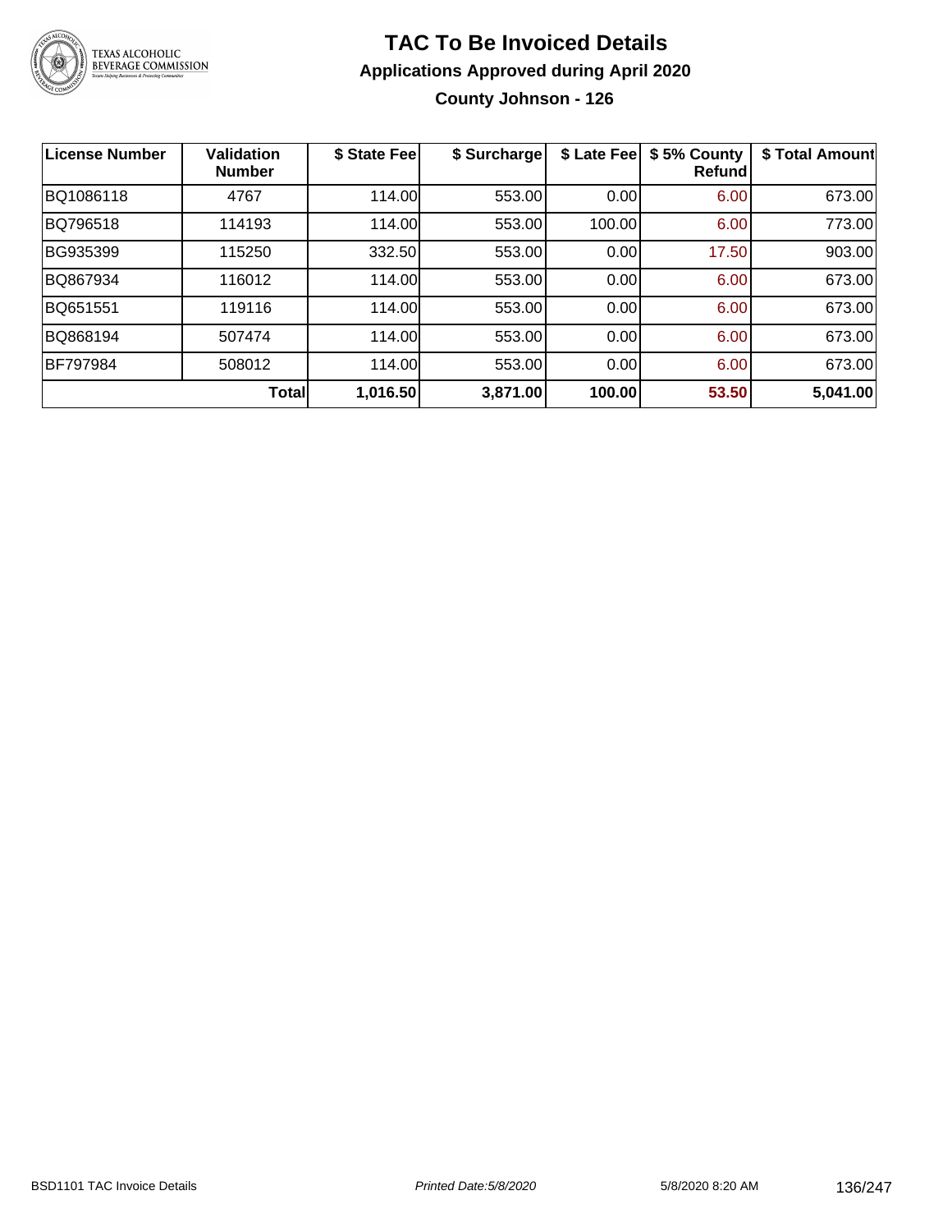# TAC To Be Invoiced Details

## Applications Approved during April 2020

### County Johnson - 126

| License Number | Validation Number | $ State Fee | $ Surcharge | $ Late Fee | $ 5% County Refund | $ Total Amount |
|---|---|---|---|---|---|---|
| BQ1086118 | 4767 | 114.00 | 553.00 | 0.00 | 6.00 | 673.00 |
| BQ796518 | 114193 | 114.00 | 553.00 | 100.00 | 6.00 | 773.00 |
| BG935399 | 115250 | 332.50 | 553.00 | 0.00 | 17.50 | 903.00 |
| BQ867934 | 116012 | 114.00 | 553.00 | 0.00 | 6.00 | 673.00 |
| BQ651551 | 119116 | 114.00 | 553.00 | 0.00 | 6.00 | 673.00 |
| BQ868194 | 507474 | 114.00 | 553.00 | 0.00 | 6.00 | 673.00 |
| BF797984 | 508012 | 114.00 | 553.00 | 0.00 | 6.00 | 673.00 |
| | **Total** | **1,016.50** | **3,871.00** | **100.00** | **53.50** | **5,041.00** |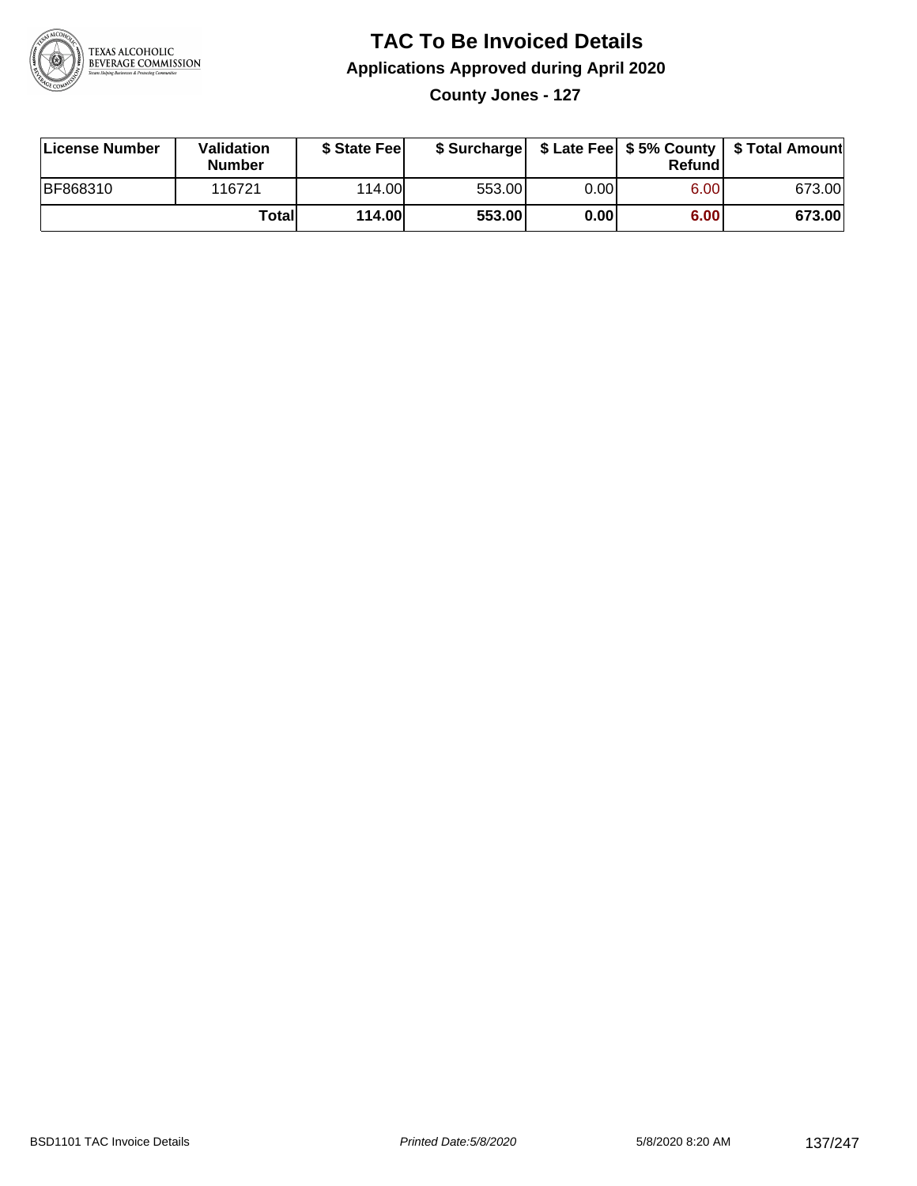# TAC To Be Invoiced Details

## Applications Approved during April 2020

### County Jones - 127

| License Number | Validation Number | $ State Fee | $ Surcharge | $ Late Fee | $ 5% County Refund | $ Total Amount |
|---|---|---|---|---|---|---|
| BF868310 | 116721 | 114.00 | 553.00 | 0.00 | 6.00 | 673.00 |
| | **Total** | **114.00** | **553.00** | **0.00** | **6.00** | **673.00** |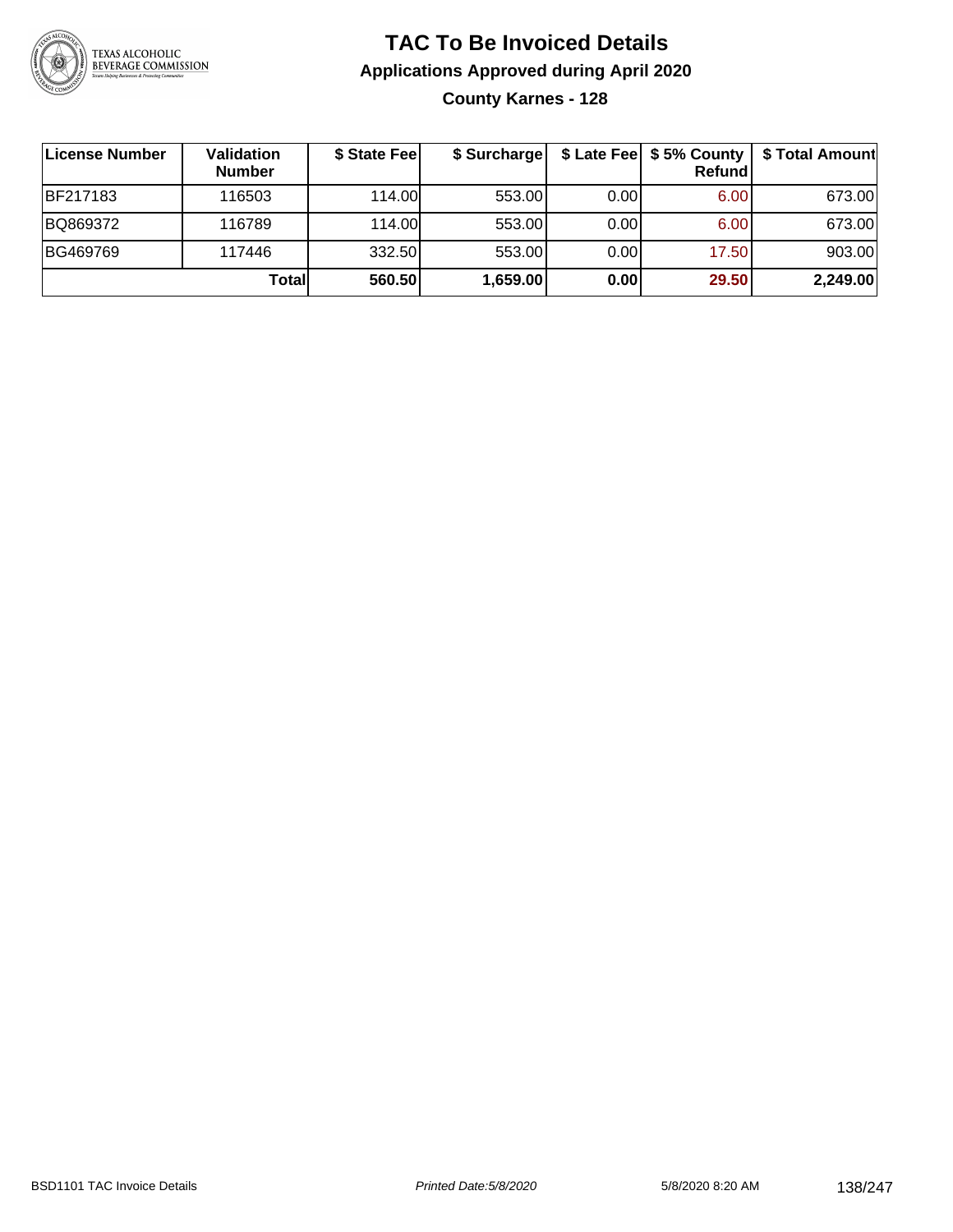# TAC To Be Invoiced Details

## Applications Approved during April 2020

### County Karnes - 128

| License Number | Validation Number | $ State Fee | $ Surcharge | $ Late Fee | $ 5% County Refund | $ Total Amount |
|---|---|---|---|---|---|---|
| BF217183 | 116503 | 114.00 | 553.00 | 0.00 | 6.00 | 673.00 |
| BQ869372 | 116789 | 114.00 | 553.00 | 0.00 | 6.00 | 673.00 |
| BG469769 | 117446 | 332.50 | 553.00 | 0.00 | 17.50 | 903.00 |
| | **Total** | **560.50** | **1,659.00** | **0.00** | **29.50** | **2,249.00** |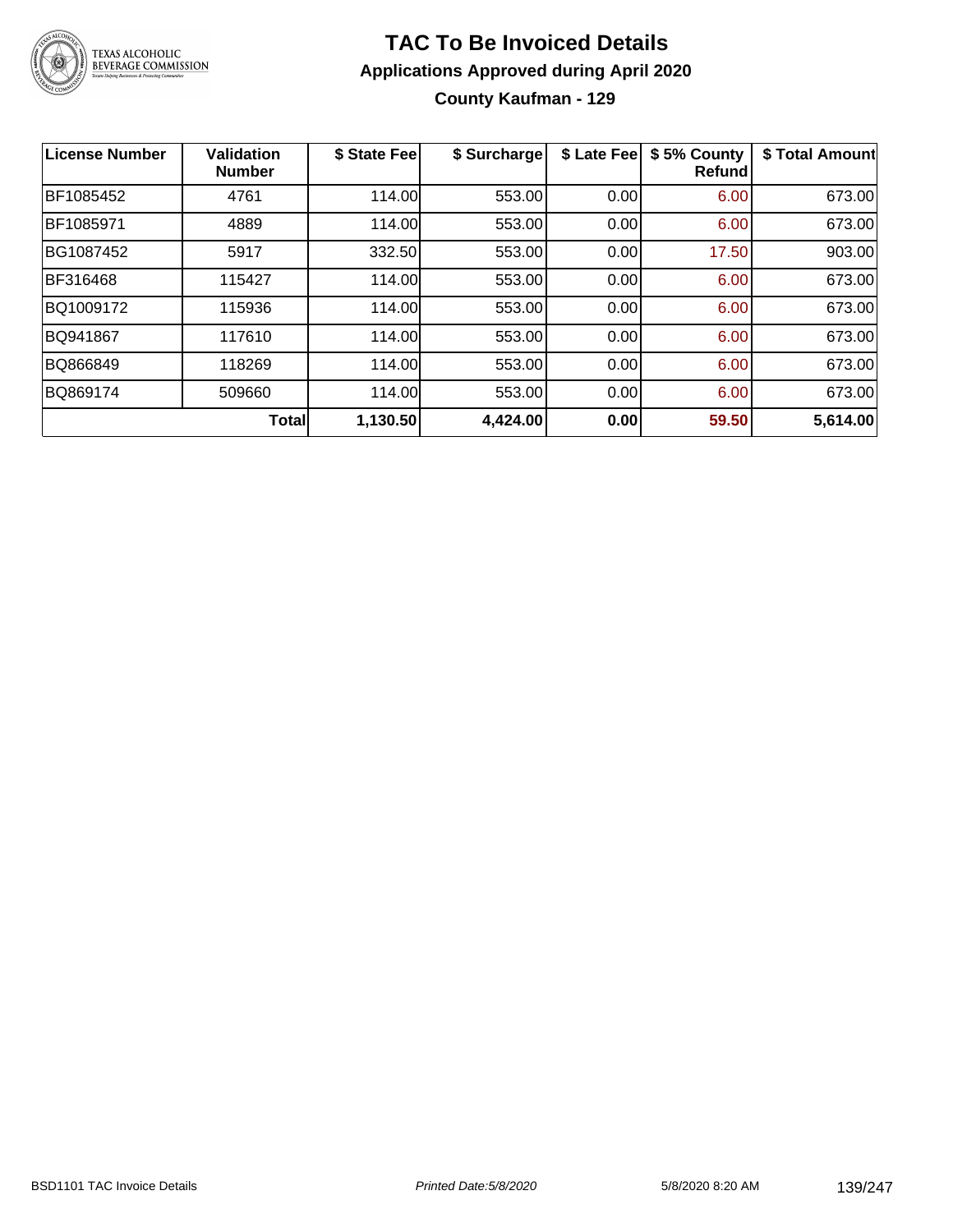# TAC To Be Invoiced Details

## Applications Approved during April 2020

### County Kaufman - 129

| License Number | Validation Number | $ State Fee | $ Surcharge | $ Late Fee | $ 5% County Refund | $ Total Amount |
|---|---|---|---|---|---|---|
| BF1085452 | 4761 | 114.00 | 553.00 | 0.00 | 6.00 | 673.00 |
| BF1085971 | 4889 | 114.00 | 553.00 | 0.00 | 6.00 | 673.00 |
| BG1087452 | 5917 | 332.50 | 553.00 | 0.00 | 17.50 | 903.00 |
| BF316468 | 115427 | 114.00 | 553.00 | 0.00 | 6.00 | 673.00 |
| BQ1009172 | 115936 | 114.00 | 553.00 | 0.00 | 6.00 | 673.00 |
| BQ941867 | 117610 | 114.00 | 553.00 | 0.00 | 6.00 | 673.00 |
| BQ866849 | 118269 | 114.00 | 553.00 | 0.00 | 6.00 | 673.00 |
| BQ869174 | 509660 | 114.00 | 553.00 | 0.00 | 6.00 | 673.00 |
| | **Total** | **1,130.50** | **4,424.00** | **0.00** | **59.50** | **5,614.00** |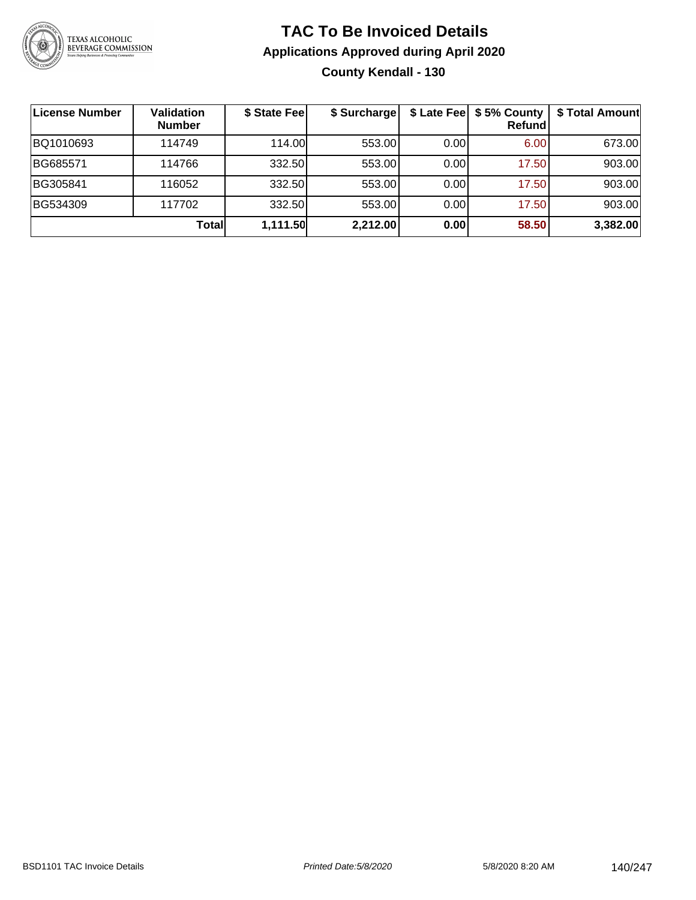# TAC To Be Invoiced Details

## Applications Approved during April 2020

### County Kendall - 130

| License Number | Validation Number | $ State Fee | $ Surcharge | $ Late Fee | $ 5% County Refund | $ Total Amount |
|---|---|---|---|---|---|---|
| BQ1010693 | 114749 | 114.00 | 553.00 | 0.00 | 6.00 | 673.00 |
| BG685571 | 114766 | 332.50 | 553.00 | 0.00 | 17.50 | 903.00 |
| BG305841 | 116052 | 332.50 | 553.00 | 0.00 | 17.50 | 903.00 |
| BG534309 | 117702 | 332.50 | 553.00 | 0.00 | 17.50 | 903.00 |
| | **Total** | **1,111.50** | **2,212.00** | **0.00** | **58.50** | **3,382.00** |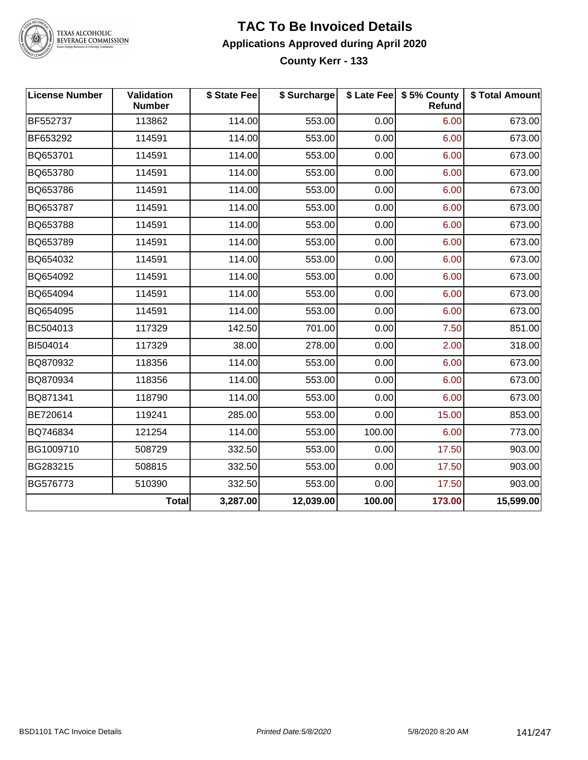# TAC To Be Invoiced Details

## Applications Approved during April 2020

### County Kerr - 133

| License Number | Validation Number | $ State Fee | $ Surcharge | $ Late Fee | $ 5% County Refund | $ Total Amount |
|---|---|---|---|---|---|---|
| BF552737 | 113862 | 114.00 | 553.00 | 0.00 | 6.00 | 673.00 |
| BF653292 | 114591 | 114.00 | 553.00 | 0.00 | 6.00 | 673.00 |
| BQ653701 | 114591 | 114.00 | 553.00 | 0.00 | 6.00 | 673.00 |
| BQ653780 | 114591 | 114.00 | 553.00 | 0.00 | 6.00 | 673.00 |
| BQ653786 | 114591 | 114.00 | 553.00 | 0.00 | 6.00 | 673.00 |
| BQ653787 | 114591 | 114.00 | 553.00 | 0.00 | 6.00 | 673.00 |
| BQ653788 | 114591 | 114.00 | 553.00 | 0.00 | 6.00 | 673.00 |
| BQ653789 | 114591 | 114.00 | 553.00 | 0.00 | 6.00 | 673.00 |
| BQ654032 | 114591 | 114.00 | 553.00 | 0.00 | 6.00 | 673.00 |
| BQ654092 | 114591 | 114.00 | 553.00 | 0.00 | 6.00 | 673.00 |
| BQ654094 | 114591 | 114.00 | 553.00 | 0.00 | 6.00 | 673.00 |
| BQ654095 | 114591 | 114.00 | 553.00 | 0.00 | 6.00 | 673.00 |
| BC504013 | 117329 | 142.50 | 701.00 | 0.00 | 7.50 | 851.00 |
| BI504014 | 117329 | 38.00 | 278.00 | 0.00 | 2.00 | 318.00 |
| BQ870932 | 118356 | 114.00 | 553.00 | 0.00 | 6.00 | 673.00 |
| BQ870934 | 118356 | 114.00 | 553.00 | 0.00 | 6.00 | 673.00 |
| BQ871341 | 118790 | 114.00 | 553.00 | 0.00 | 6.00 | 673.00 |
| BE720614 | 119241 | 285.00 | 553.00 | 0.00 | 15.00 | 853.00 |
| BQ746834 | 121254 | 114.00 | 553.00 | 100.00 | 6.00 | 773.00 |
| BG1009710 | 508729 | 332.50 | 553.00 | 0.00 | 17.50 | 903.00 |
| BG283215 | 508815 | 332.50 | 553.00 | 0.00 | 17.50 | 903.00 |
| BG576773 | 510390 | 332.50 | 553.00 | 0.00 | 17.50 | 903.00 |
| | **Total** | **3,287.00** | **12,039.00** | **100.00** | **173.00** | **15,599.00** |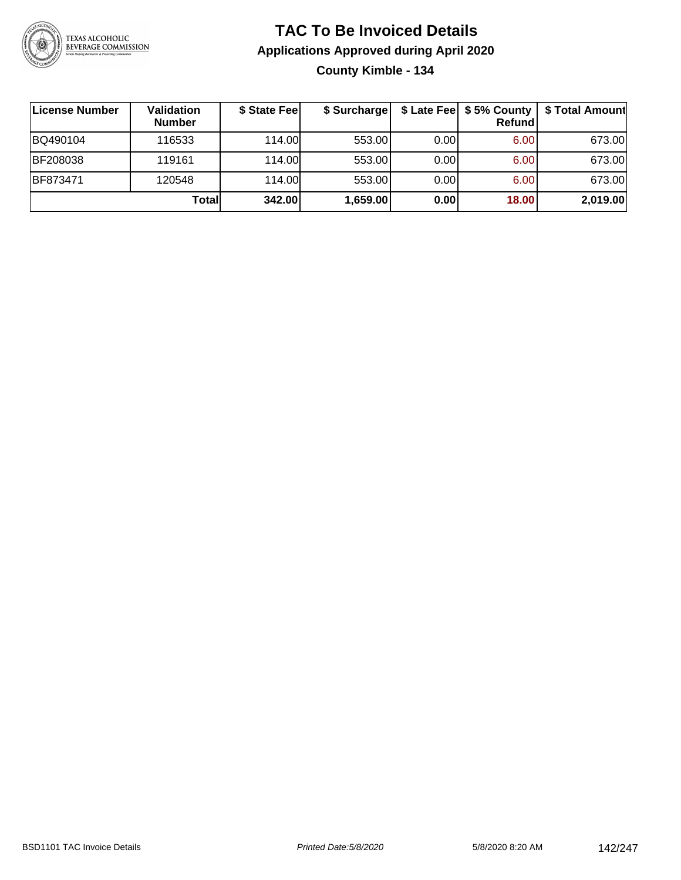# TAC To Be Invoiced Details

## Applications Approved during April 2020

### County Kimble - 134

| License Number | Validation Number | $ State Fee | $ Surcharge | $ Late Fee | $ 5% County Refund | $ Total Amount |
|---|---|---|---|---|---|---|
| BQ490104 | 116533 | 114.00 | 553.00 | 0.00 | 6.00 | 673.00 |
| BF208038 | 119161 | 114.00 | 553.00 | 0.00 | 6.00 | 673.00 |
| BF873471 | 120548 | 114.00 | 553.00 | 0.00 | 6.00 | 673.00 |
| | **Total** | **342.00** | **1,659.00** | **0.00** | **18.00** | **2,019.00** |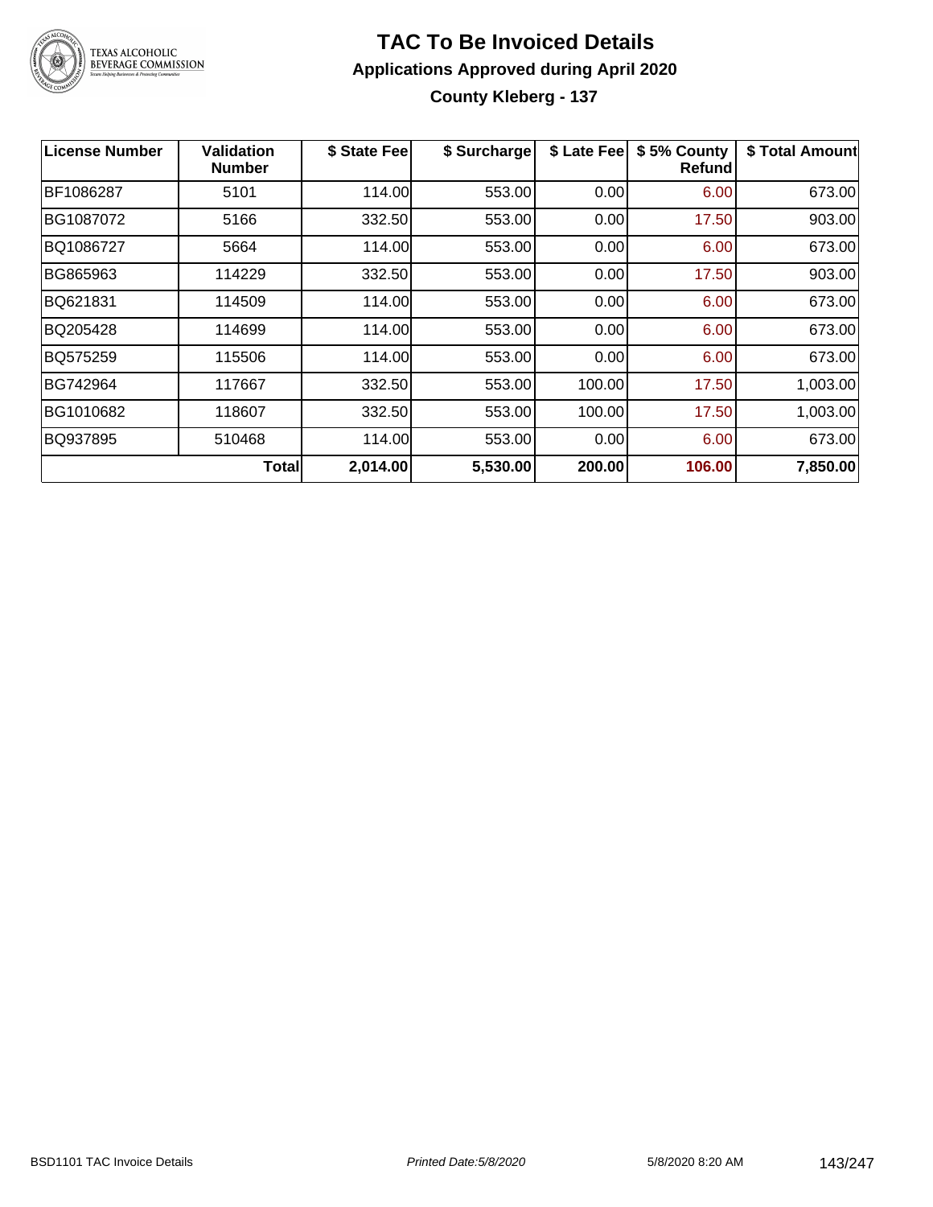# TAC To Be Invoiced Details

## Applications Approved during April 2020

### County Kleberg - 137

| License Number | Validation Number | $ State Fee | $ Surcharge | $ Late Fee | $ 5% County Refund | $ Total Amount |
|---|---|---|---|---|---|---|
| BF1086287 | 5101 | 114.00 | 553.00 | 0.00 | 6.00 | 673.00 |
| BG1087072 | 5166 | 332.50 | 553.00 | 0.00 | 17.50 | 903.00 |
| BQ1086727 | 5664 | 114.00 | 553.00 | 0.00 | 6.00 | 673.00 |
| BG865963 | 114229 | 332.50 | 553.00 | 0.00 | 17.50 | 903.00 |
| BQ621831 | 114509 | 114.00 | 553.00 | 0.00 | 6.00 | 673.00 |
| BQ205428 | 114699 | 114.00 | 553.00 | 0.00 | 6.00 | 673.00 |
| BQ575259 | 115506 | 114.00 | 553.00 | 0.00 | 6.00 | 673.00 |
| BG742964 | 117667 | 332.50 | 553.00 | 100.00 | 17.50 | 1,003.00 |
| BG1010682 | 118607 | 332.50 | 553.00 | 100.00 | 17.50 | 1,003.00 |
| BQ937895 | 510468 | 114.00 | 553.00 | 0.00 | 6.00 | 673.00 |
| | **Total** | **2,014.00** | **5,530.00** | **200.00** | **106.00** | **7,850.00** |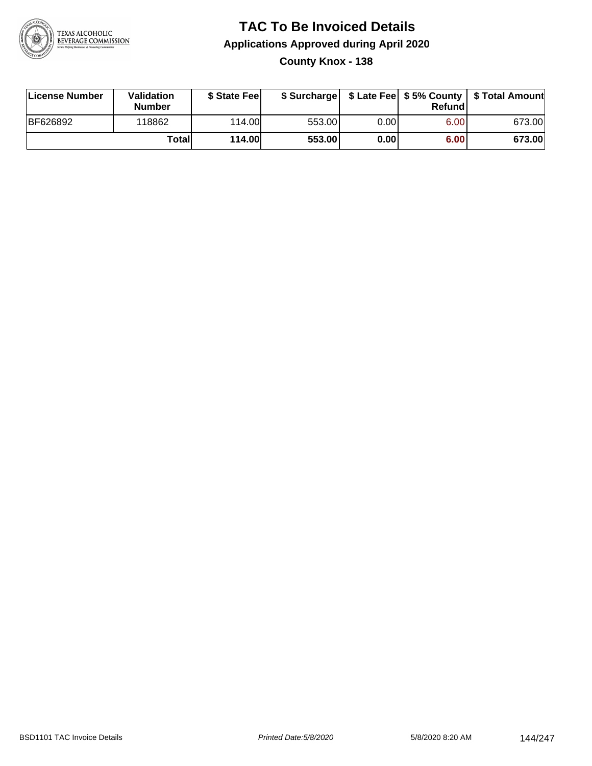# TAC To Be Invoiced Details

## Applications Approved during April 2020

### County Knox - 138

| License Number | Validation Number | $ State Fee | $ Surcharge | $ Late Fee | $ 5% County Refund | $ Total Amount |
|---|---|---|---|---|---|---|
| BF626892 | 118862 | 114.00 | 553.00 | 0.00 | 6.00 | 673.00 |
| | **Total** | **114.00** | **553.00** | **0.00** | **6.00** | **673.00** |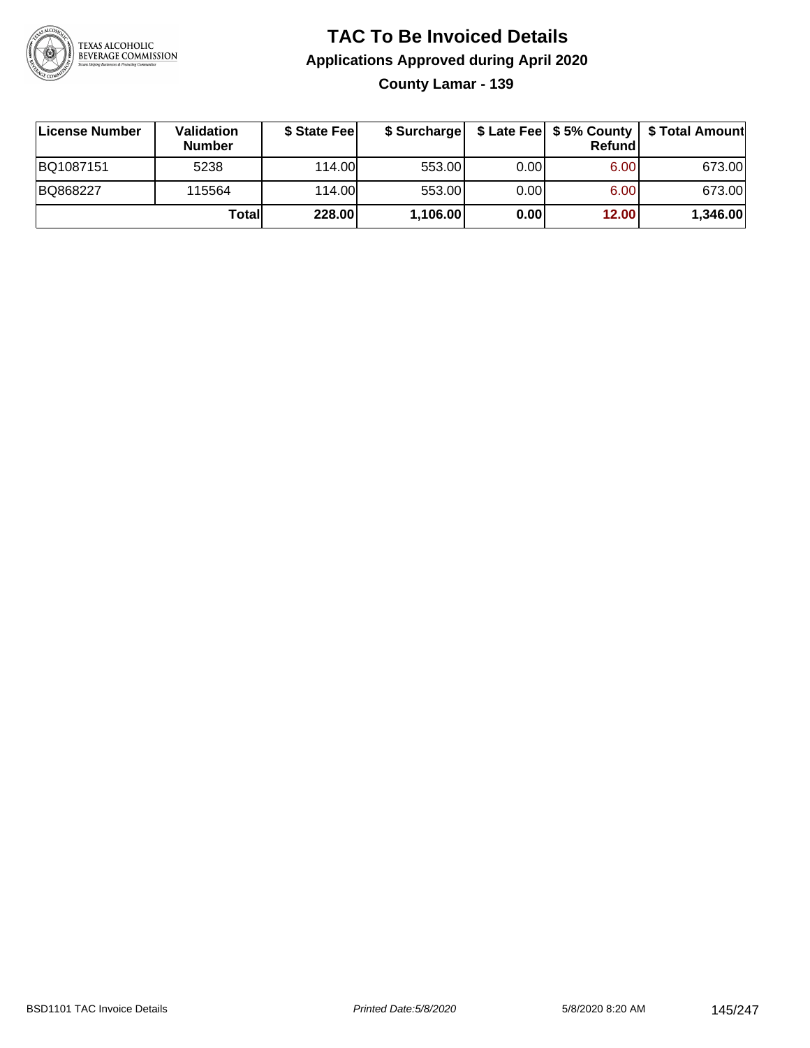# TAC To Be Invoiced Details

## Applications Approved during April 2020

### County Lamar - 139

| License Number | Validation Number | $ State Fee | $ Surcharge | $ Late Fee | $ 5% County Refund | $ Total Amount |
|---|---|---|---|---|---|---|
| BQ1087151 | 5238 | 114.00 | 553.00 | 0.00 | 6.00 | 673.00 |
| BQ868227 | 115564 | 114.00 | 553.00 | 0.00 | 6.00 | 673.00 |
| | **Total** | **228.00** | **1,106.00** | **0.00** | **12.00** | **1,346.00** |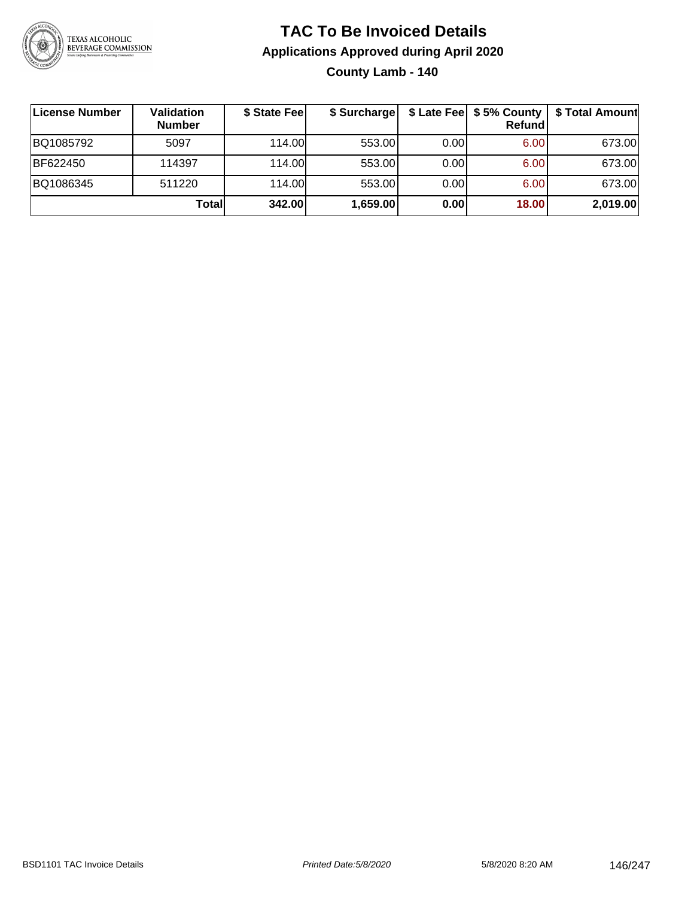# TAC To Be Invoiced Details

## Applications Approved during April 2020

### County Lamb - 140

| License Number | Validation Number | \$ State Fee | \$ Surcharge | \$ Late Fee | \$ 5% County Refund | \$ Total Amount |
|---|---|---|---|---|---|---|
| BQ1085792 | 5097 | 114.00 | 553.00 | 0.00 | 6.00 | 673.00 |
| BF622450 | 114397 | 114.00 | 553.00 | 0.00 | 6.00 | 673.00 |
| BQ1086345 | 511220 | 114.00 | 553.00 | 0.00 | 6.00 | 673.00 |
| | **Total** | **342.00** | **1,659.00** | **0.00** | **18.00** | **2,019.00** |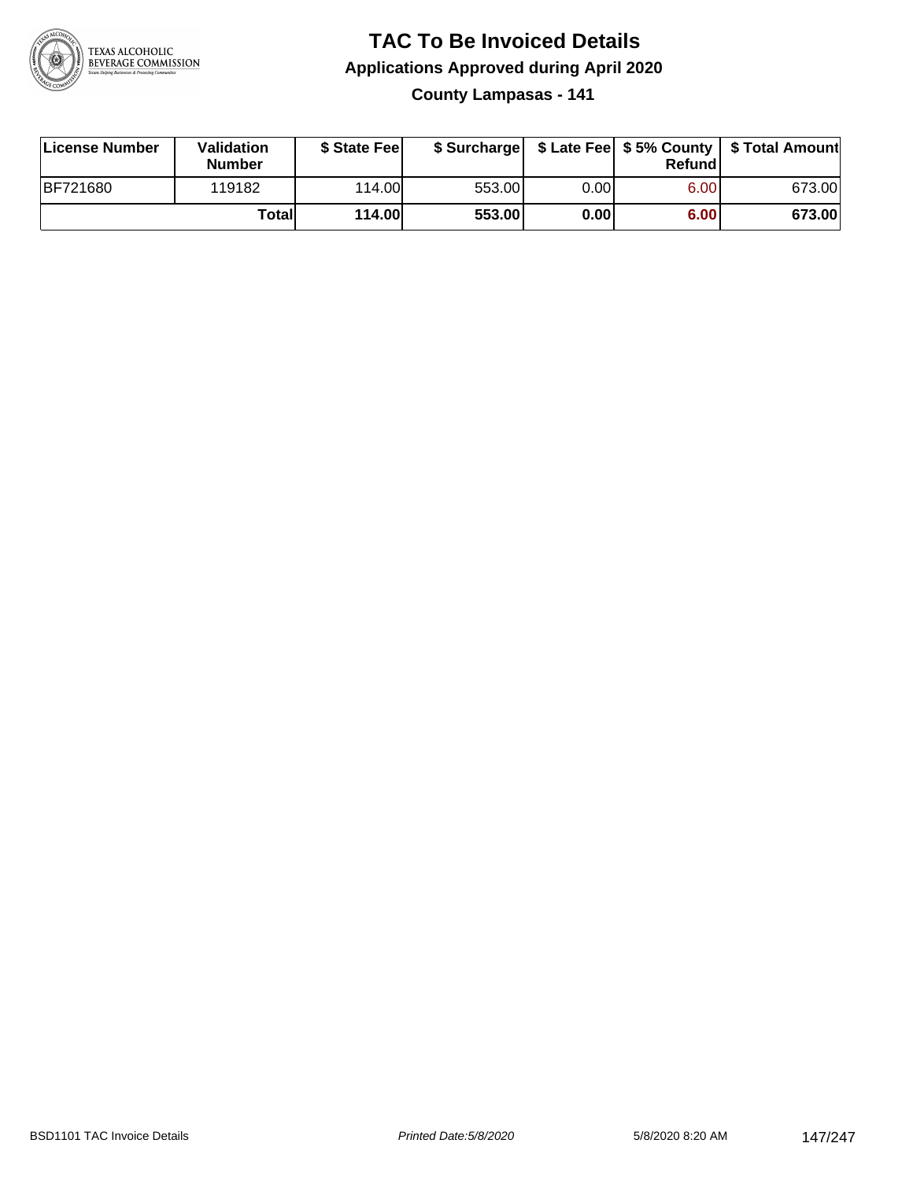# TAC To Be Invoiced Details

## Applications Approved during April 2020

### County Lampasas - 141

| License Number | Validation Number | $ State Fee | $ Surcharge | $ Late Fee | $ 5% County Refund | $ Total Amount |
|---|---|---|---|---|---|---|
| BF721680 | 119182 | 114.00 | 553.00 | 0.00 | 6.00 | 673.00 |
| | **Total** | **114.00** | **553.00** | **0.00** | **6.00** | **673.00** |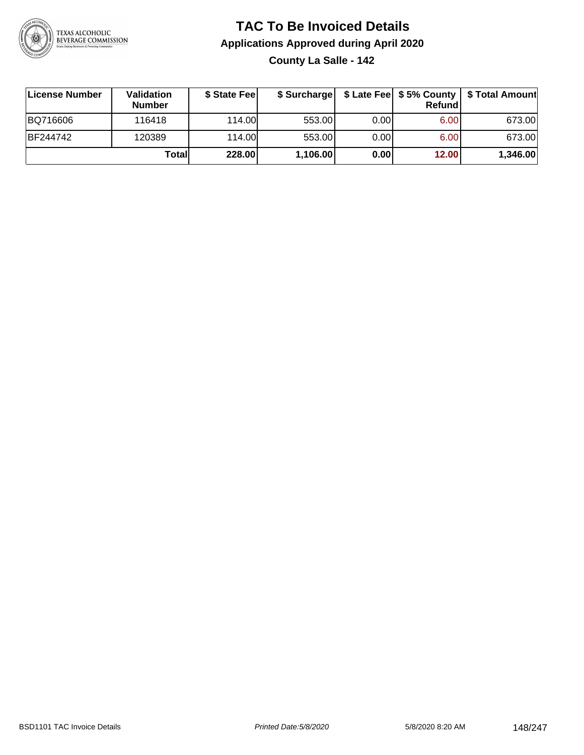# TAC To Be Invoiced Details

## Applications Approved during April 2020

### County La Salle - 142

| License Number | Validation Number | $ State Fee | $ Surcharge | $ Late Fee | $ 5% County Refund | $ Total Amount |
|---|---|---|---|---|---|---|
| BQ716606 | 116418 | 114.00 | 553.00 | 0.00 | 6.00 | 673.00 |
| BF244742 | 120389 | 114.00 | 553.00 | 0.00 | 6.00 | 673.00 |
| | **Total** | **228.00** | **1,106.00** | **0.00** | **12.00** | **1,346.00** |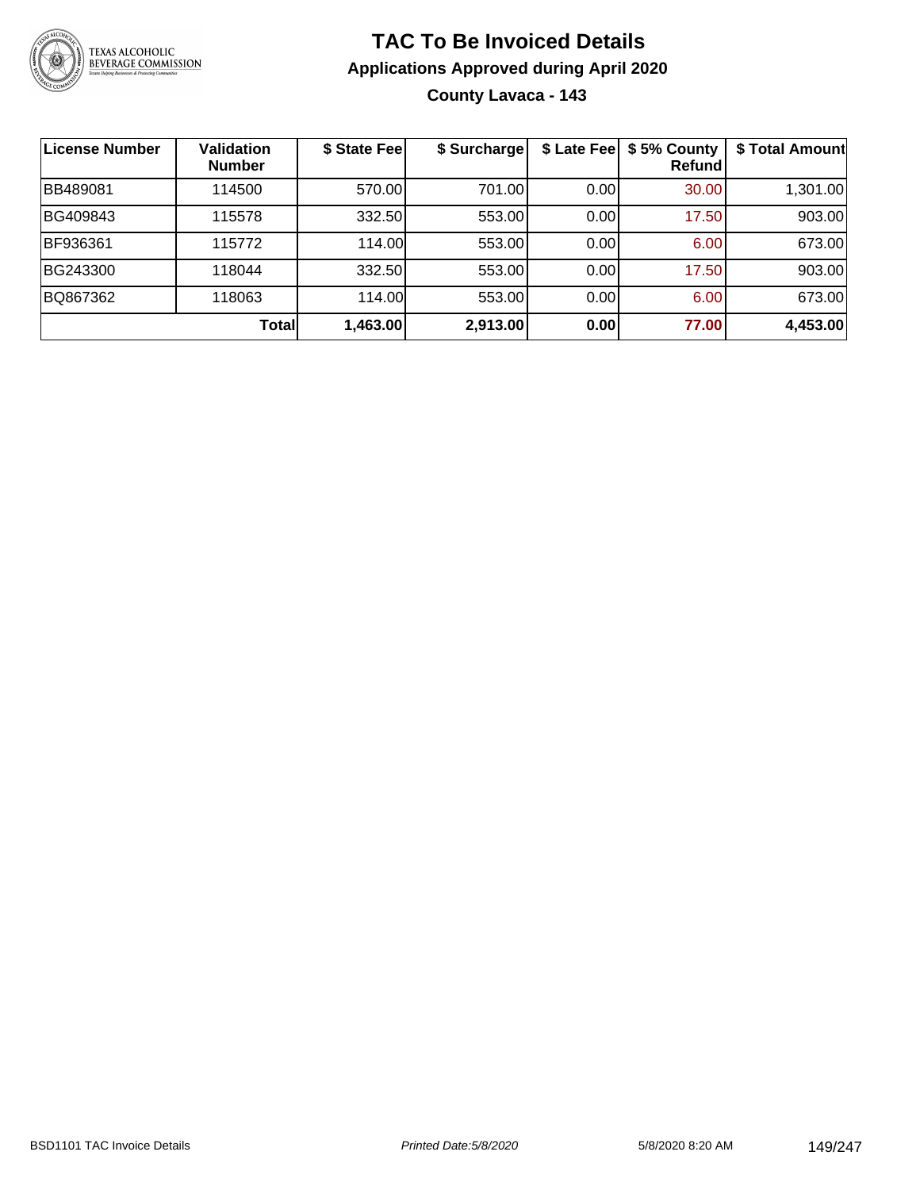# TAC To Be Invoiced Details

## Applications Approved during April 2020

### County Lavaca - 143

| License Number | Validation Number | $ State Fee | $ Surcharge | $ Late Fee | $ 5% County Refund | $ Total Amount |
|---|---|---|---|---|---|---|
| BB489081 | 114500 | 570.00 | 701.00 | 0.00 | 30.00 | 1,301.00 |
| BG409843 | 115578 | 332.50 | 553.00 | 0.00 | 17.50 | 903.00 |
| BF936361 | 115772 | 114.00 | 553.00 | 0.00 | 6.00 | 673.00 |
| BG243300 | 118044 | 332.50 | 553.00 | 0.00 | 17.50 | 903.00 |
| BQ867362 | 118063 | 114.00 | 553.00 | 0.00 | 6.00 | 673.00 |
| | **Total** | **1,463.00** | **2,913.00** | **0.00** | **77.00** | **4,453.00** |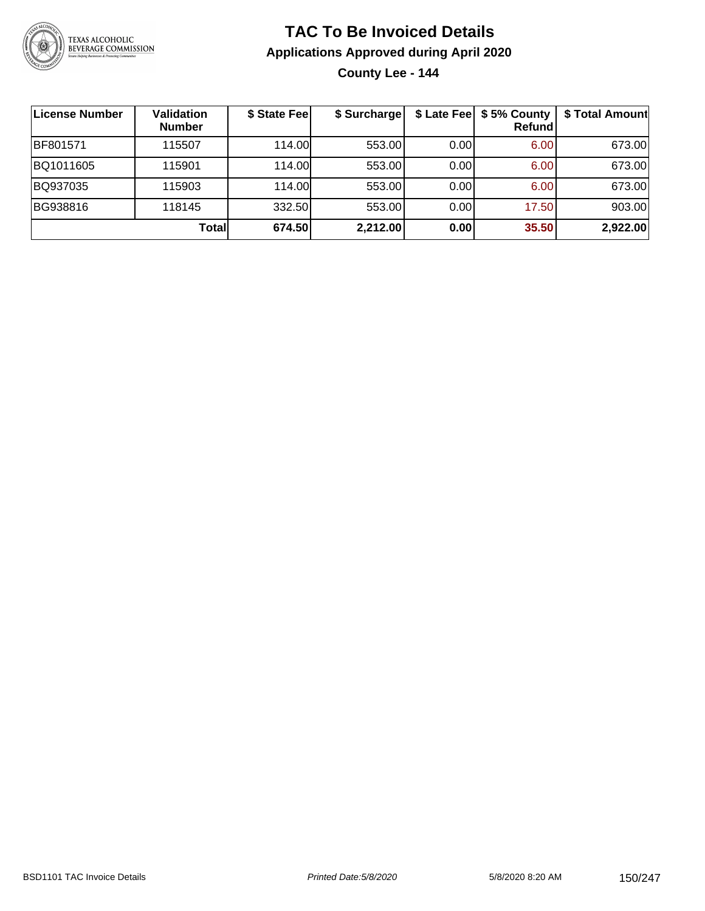# TAC To Be Invoiced Details

## Applications Approved during April 2020

### County Lee - 144

| License Number | Validation Number | $ State Fee | $ Surcharge | $ Late Fee | $ 5% County Refund | $ Total Amount |
|---|---|---|---|---|---|---|
| BF801571 | 115507 | 114.00 | 553.00 | 0.00 | 6.00 | 673.00 |
| BQ1011605 | 115901 | 114.00 | 553.00 | 0.00 | 6.00 | 673.00 |
| BQ937035 | 115903 | 114.00 | 553.00 | 0.00 | 6.00 | 673.00 |
| BG938816 | 118145 | 332.50 | 553.00 | 0.00 | 17.50 | 903.00 |
| | **Total** | **674.50** | **2,212.00** | **0.00** | **35.50** | **2,922.00** |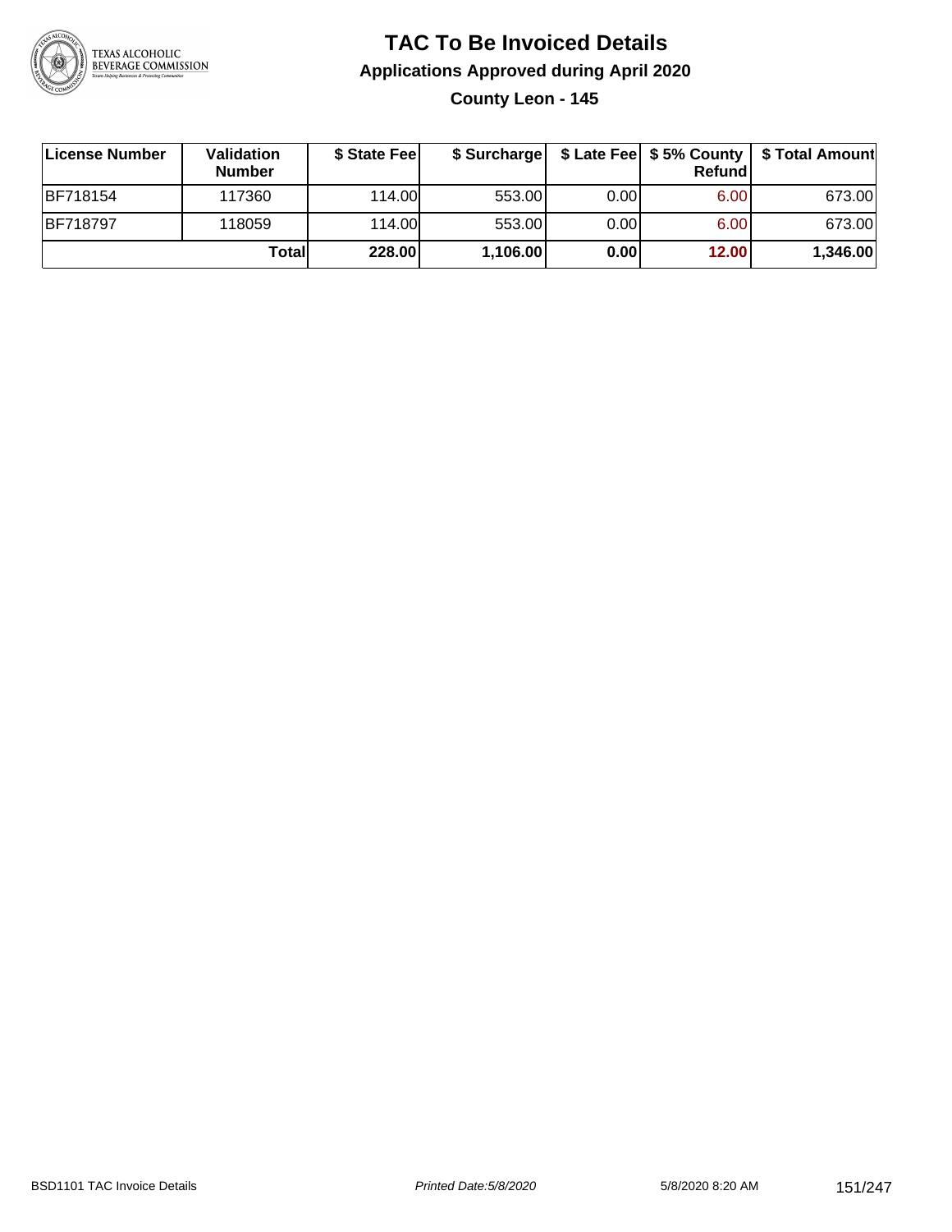# TAC To Be Invoiced Details

## Applications Approved during April 2020

### County Leon - 145

| License Number | Validation Number | $ State Fee | $ Surcharge | $ Late Fee | $ 5% County Refund | $ Total Amount |
|---|---|---|---|---|---|---|
| BF718154 | 117360 | 114.00 | 553.00 | 0.00 | 6.00 | 673.00 |
| BF718797 | 118059 | 114.00 | 553.00 | 0.00 | 6.00 | 673.00 |
| | **Total** | **228.00** | **1,106.00** | **0.00** | **12.00** | **1,346.00** |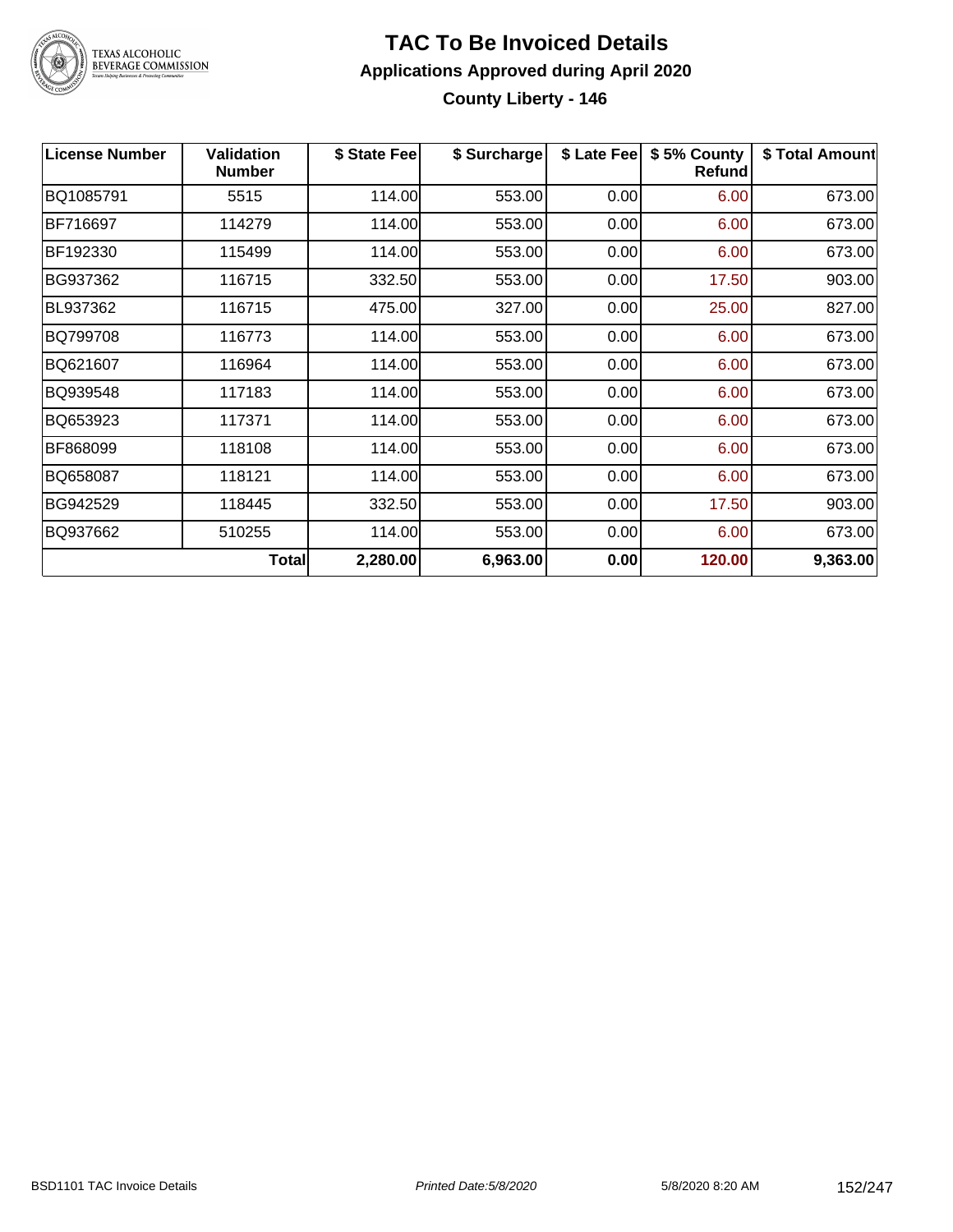# TAC To Be Invoiced Details

## Applications Approved during April 2020

### County Liberty - 146

| License Number | Validation Number | $ State Fee | $ Surcharge | $ Late Fee | $ 5% County Refund | $ Total Amount |
|---|---|---|---|---|---|---|
| BQ1085791 | 5515 | 114.00 | 553.00 | 0.00 | 6.00 | 673.00 |
| BF716697 | 114279 | 114.00 | 553.00 | 0.00 | 6.00 | 673.00 |
| BF192330 | 115499 | 114.00 | 553.00 | 0.00 | 6.00 | 673.00 |
| BG937362 | 116715 | 332.50 | 553.00 | 0.00 | 17.50 | 903.00 |
| BL937362 | 116715 | 475.00 | 327.00 | 0.00 | 25.00 | 827.00 |
| BQ799708 | 116773 | 114.00 | 553.00 | 0.00 | 6.00 | 673.00 |
| BQ621607 | 116964 | 114.00 | 553.00 | 0.00 | 6.00 | 673.00 |
| BQ939548 | 117183 | 114.00 | 553.00 | 0.00 | 6.00 | 673.00 |
| BQ653923 | 117371 | 114.00 | 553.00 | 0.00 | 6.00 | 673.00 |
| BF868099 | 118108 | 114.00 | 553.00 | 0.00 | 6.00 | 673.00 |
| BQ658087 | 118121 | 114.00 | 553.00 | 0.00 | 6.00 | 673.00 |
| BG942529 | 118445 | 332.50 | 553.00 | 0.00 | 17.50 | 903.00 |
| BQ937662 | 510255 | 114.00 | 553.00 | 0.00 | 6.00 | 673.00 |
| | **Total** | **2,280.00** | **6,963.00** | **0.00** | **120.00** | **9,363.00** |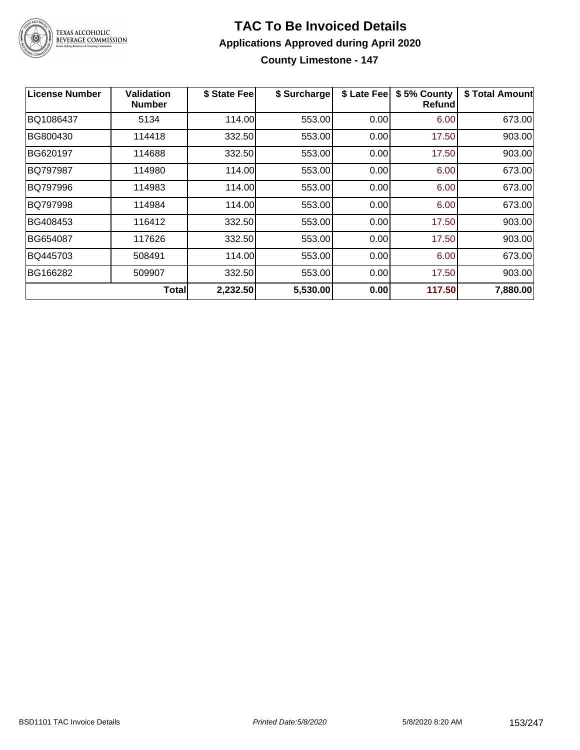# TAC To Be Invoiced Details

## Applications Approved during April 2020

### County Limestone - 147

| License Number | Validation Number | $ State Fee | $ Surcharge | $ Late Fee | $ 5% County Refund | $ Total Amount |
|---|---|---|---|---|---|---|
| BQ1086437 | 5134 | 114.00 | 553.00 | 0.00 | 6.00 | 673.00 |
| BG800430 | 114418 | 332.50 | 553.00 | 0.00 | 17.50 | 903.00 |
| BG620197 | 114688 | 332.50 | 553.00 | 0.00 | 17.50 | 903.00 |
| BQ797987 | 114980 | 114.00 | 553.00 | 0.00 | 6.00 | 673.00 |
| BQ797996 | 114983 | 114.00 | 553.00 | 0.00 | 6.00 | 673.00 |
| BQ797998 | 114984 | 114.00 | 553.00 | 0.00 | 6.00 | 673.00 |
| BG408453 | 116412 | 332.50 | 553.00 | 0.00 | 17.50 | 903.00 |
| BG654087 | 117626 | 332.50 | 553.00 | 0.00 | 17.50 | 903.00 |
| BQ445703 | 508491 | 114.00 | 553.00 | 0.00 | 6.00 | 673.00 |
| BG166282 | 509907 | 332.50 | 553.00 | 0.00 | 17.50 | 903.00 |
| | **Total** | **2,232.50** | **5,530.00** | **0.00** | **117.50** | **7,880.00** |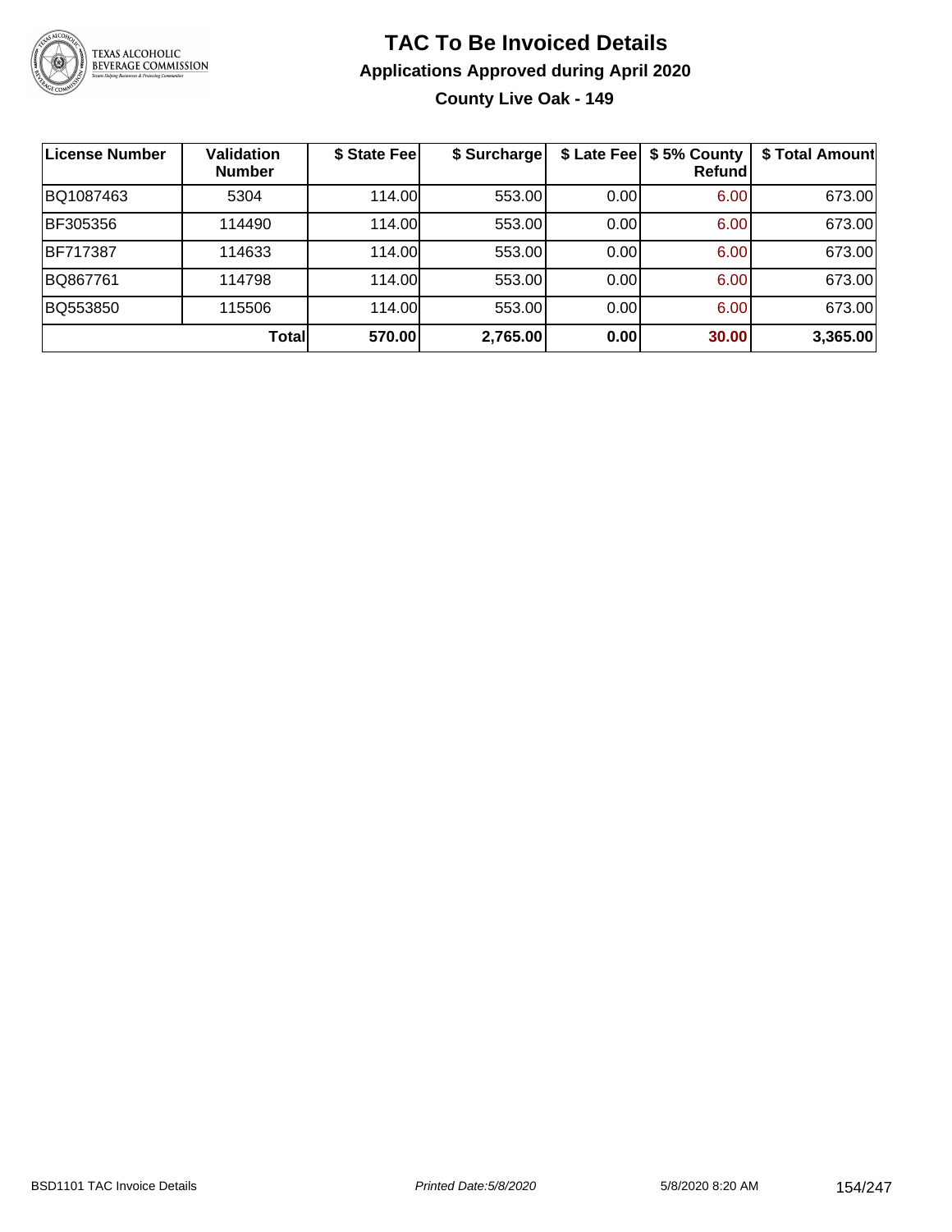# TAC To Be Invoiced Details

## Applications Approved during April 2020

### County Live Oak - 149

| License Number | Validation Number | $ State Fee | $ Surcharge | $ Late Fee | $ 5% County Refund | $ Total Amount |
|---|---|---|---|---|---|---|
| BQ1087463 | 5304 | 114.00 | 553.00 | 0.00 | 6.00 | 673.00 |
| BF305356 | 114490 | 114.00 | 553.00 | 0.00 | 6.00 | 673.00 |
| BF717387 | 114633 | 114.00 | 553.00 | 0.00 | 6.00 | 673.00 |
| BQ867761 | 114798 | 114.00 | 553.00 | 0.00 | 6.00 | 673.00 |
| BQ553850 | 115506 | 114.00 | 553.00 | 0.00 | 6.00 | 673.00 |
| | **Total** | **570.00** | **2,765.00** | **0.00** | **30.00** | **3,365.00** |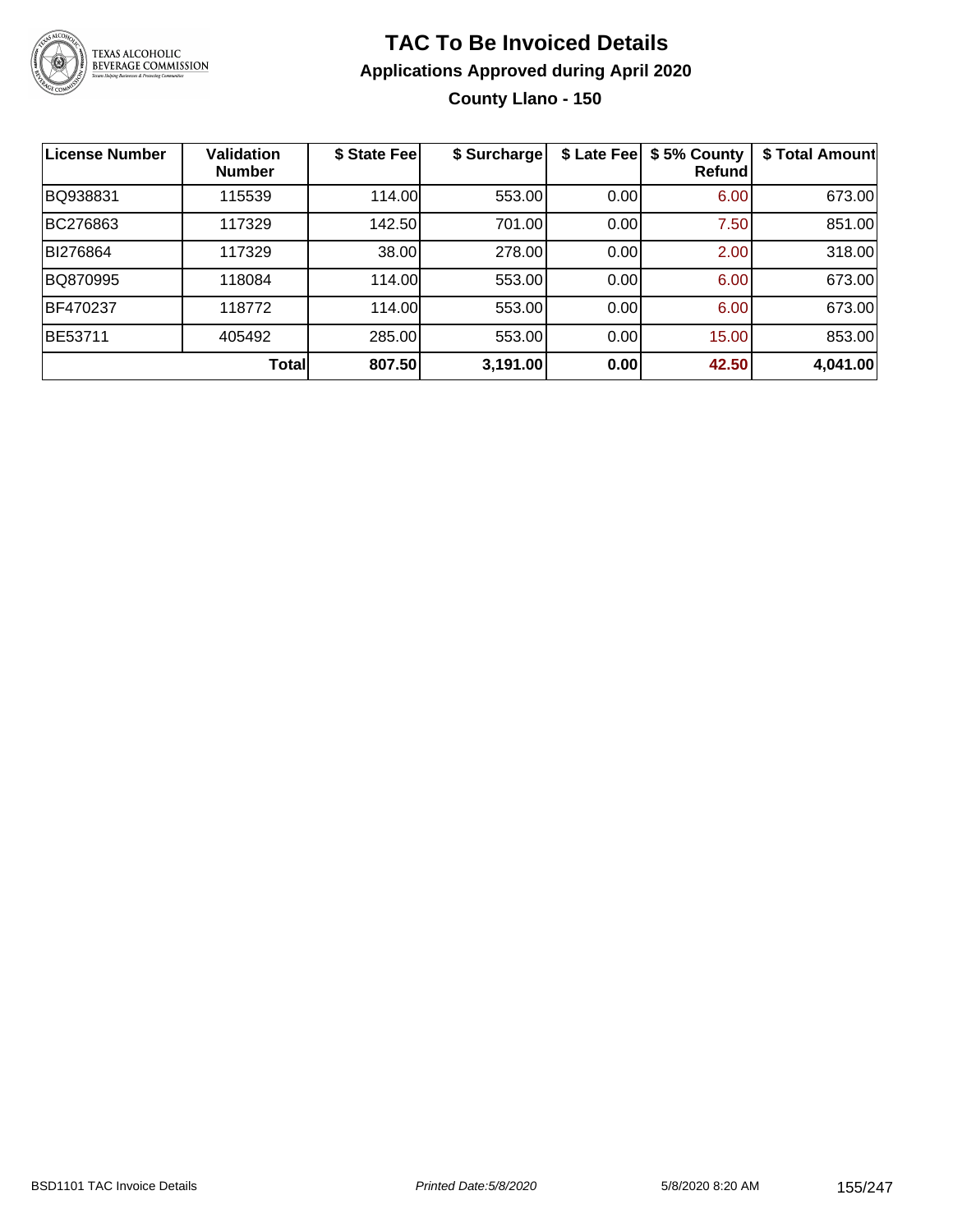# TAC To Be Invoiced Details

## Applications Approved during April 2020

### County Llano - 150

| License Number | Validation Number | $ State Fee | $ Surcharge | $ Late Fee | $ 5% County Refund | $ Total Amount |
|---|---|---|---|---|---|---|
| BQ938831 | 115539 | 114.00 | 553.00 | 0.00 | 6.00 | 673.00 |
| BC276863 | 117329 | 142.50 | 701.00 | 0.00 | 7.50 | 851.00 |
| BI276864 | 117329 | 38.00 | 278.00 | 0.00 | 2.00 | 318.00 |
| BQ870995 | 118084 | 114.00 | 553.00 | 0.00 | 6.00 | 673.00 |
| BF470237 | 118772 | 114.00 | 553.00 | 0.00 | 6.00 | 673.00 |
| BE53711 | 405492 | 285.00 | 553.00 | 0.00 | 15.00 | 853.00 |
| | **Total** | **807.50** | **3,191.00** | **0.00** | **42.50** | **4,041.00** |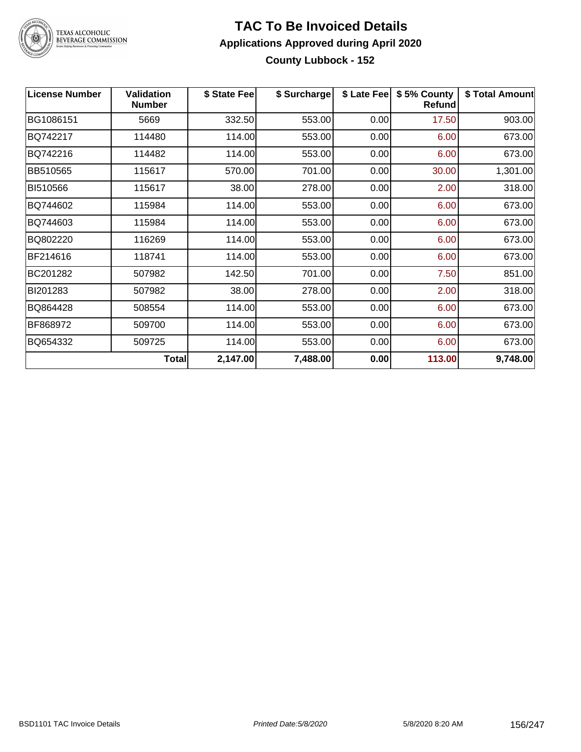# TAC To Be Invoiced Details

## Applications Approved during April 2020

### County Lubbock - 152

| License Number | Validation Number | $ State Fee | $ Surcharge | $ Late Fee | $ 5% County Refund | $ Total Amount |
|---|---|---|---|---|---|---|
| BG1086151 | 5669 | 332.50 | 553.00 | 0.00 | 17.50 | 903.00 |
| BQ742217 | 114480 | 114.00 | 553.00 | 0.00 | 6.00 | 673.00 |
| BQ742216 | 114482 | 114.00 | 553.00 | 0.00 | 6.00 | 673.00 |
| BB510565 | 115617 | 570.00 | 701.00 | 0.00 | 30.00 | 1,301.00 |
| BI510566 | 115617 | 38.00 | 278.00 | 0.00 | 2.00 | 318.00 |
| BQ744602 | 115984 | 114.00 | 553.00 | 0.00 | 6.00 | 673.00 |
| BQ744603 | 115984 | 114.00 | 553.00 | 0.00 | 6.00 | 673.00 |
| BQ802220 | 116269 | 114.00 | 553.00 | 0.00 | 6.00 | 673.00 |
| BF214616 | 118741 | 114.00 | 553.00 | 0.00 | 6.00 | 673.00 |
| BC201282 | 507982 | 142.50 | 701.00 | 0.00 | 7.50 | 851.00 |
| BI201283 | 507982 | 38.00 | 278.00 | 0.00 | 2.00 | 318.00 |
| BQ864428 | 508554 | 114.00 | 553.00 | 0.00 | 6.00 | 673.00 |
| BF868972 | 509700 | 114.00 | 553.00 | 0.00 | 6.00 | 673.00 |
| BQ654332 | 509725 | 114.00 | 553.00 | 0.00 | 6.00 | 673.00 |
| | **Total** | **2,147.00** | **7,488.00** | **0.00** | **113.00** | **9,748.00** |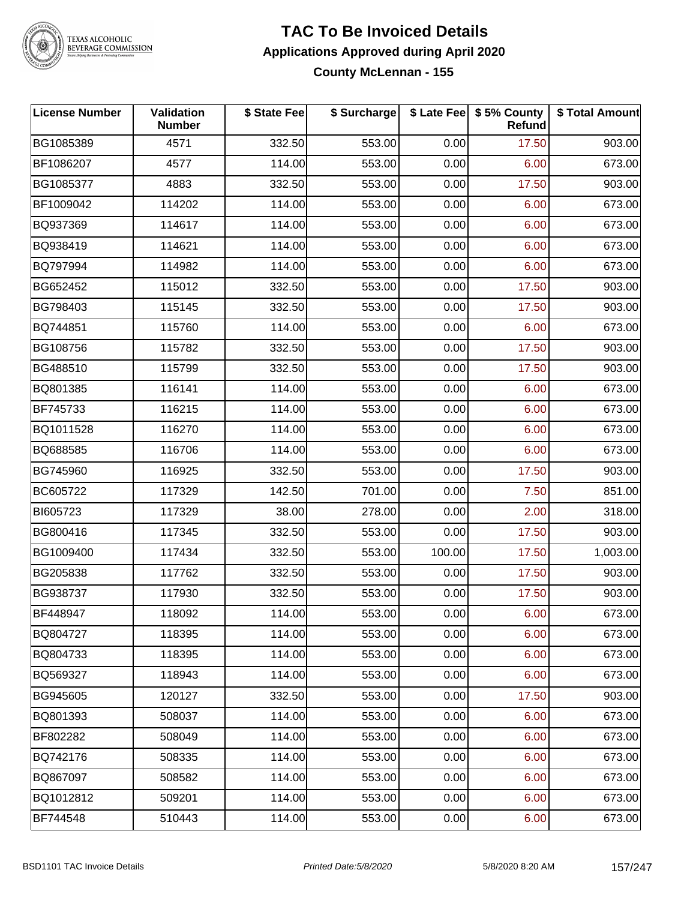# TAC To Be Invoiced Details

## Applications Approved during April 2020

### County McLennan - 155

| License Number | Validation Number | $ State Fee | $ Surcharge | $ Late Fee | $ 5% County Refund | $ Total Amount |
|---|---|---|---|---|---|---|
| BG1085389 | 4571 | 332.50 | 553.00 | 0.00 | 17.50 | 903.00 |
| BF1086207 | 4577 | 114.00 | 553.00 | 0.00 | 6.00 | 673.00 |
| BG1085377 | 4883 | 332.50 | 553.00 | 0.00 | 17.50 | 903.00 |
| BF1009042 | 114202 | 114.00 | 553.00 | 0.00 | 6.00 | 673.00 |
| BQ937369 | 114617 | 114.00 | 553.00 | 0.00 | 6.00 | 673.00 |
| BQ938419 | 114621 | 114.00 | 553.00 | 0.00 | 6.00 | 673.00 |
| BQ797994 | 114982 | 114.00 | 553.00 | 0.00 | 6.00 | 673.00 |
| BG652452 | 115012 | 332.50 | 553.00 | 0.00 | 17.50 | 903.00 |
| BG798403 | 115145 | 332.50 | 553.00 | 0.00 | 17.50 | 903.00 |
| BQ744851 | 115760 | 114.00 | 553.00 | 0.00 | 6.00 | 673.00 |
| BG108756 | 115782 | 332.50 | 553.00 | 0.00 | 17.50 | 903.00 |
| BG488510 | 115799 | 332.50 | 553.00 | 0.00 | 17.50 | 903.00 |
| BQ801385 | 116141 | 114.00 | 553.00 | 0.00 | 6.00 | 673.00 |
| BF745733 | 116215 | 114.00 | 553.00 | 0.00 | 6.00 | 673.00 |
| BQ1011528 | 116270 | 114.00 | 553.00 | 0.00 | 6.00 | 673.00 |
| BQ688585 | 116706 | 114.00 | 553.00 | 0.00 | 6.00 | 673.00 |
| BG745960 | 116925 | 332.50 | 553.00 | 0.00 | 17.50 | 903.00 |
| BC605722 | 117329 | 142.50 | 701.00 | 0.00 | 7.50 | 851.00 |
| BI605723 | 117329 | 38.00 | 278.00 | 0.00 | 2.00 | 318.00 |
| BG800416 | 117345 | 332.50 | 553.00 | 0.00 | 17.50 | 903.00 |
| BG1009400 | 117434 | 332.50 | 553.00 | 100.00 | 17.50 | 1,003.00 |
| BG205838 | 117762 | 332.50 | 553.00 | 0.00 | 17.50 | 903.00 |
| BG938737 | 117930 | 332.50 | 553.00 | 0.00 | 17.50 | 903.00 |
| BF448947 | 118092 | 114.00 | 553.00 | 0.00 | 6.00 | 673.00 |
| BQ804727 | 118395 | 114.00 | 553.00 | 0.00 | 6.00 | 673.00 |
| BQ804733 | 118395 | 114.00 | 553.00 | 0.00 | 6.00 | 673.00 |
| BQ569327 | 118943 | 114.00 | 553.00 | 0.00 | 6.00 | 673.00 |
| BG945605 | 120127 | 332.50 | 553.00 | 0.00 | 17.50 | 903.00 |
| BQ801393 | 508037 | 114.00 | 553.00 | 0.00 | 6.00 | 673.00 |
| BF802282 | 508049 | 114.00 | 553.00 | 0.00 | 6.00 | 673.00 |
| BQ742176 | 508335 | 114.00 | 553.00 | 0.00 | 6.00 | 673.00 |
| BQ867097 | 508582 | 114.00 | 553.00 | 0.00 | 6.00 | 673.00 |
| BQ1012812 | 509201 | 114.00 | 553.00 | 0.00 | 6.00 | 673.00 |
| BF744548 | 510443 | 114.00 | 553.00 | 0.00 | 6.00 | 673.00 |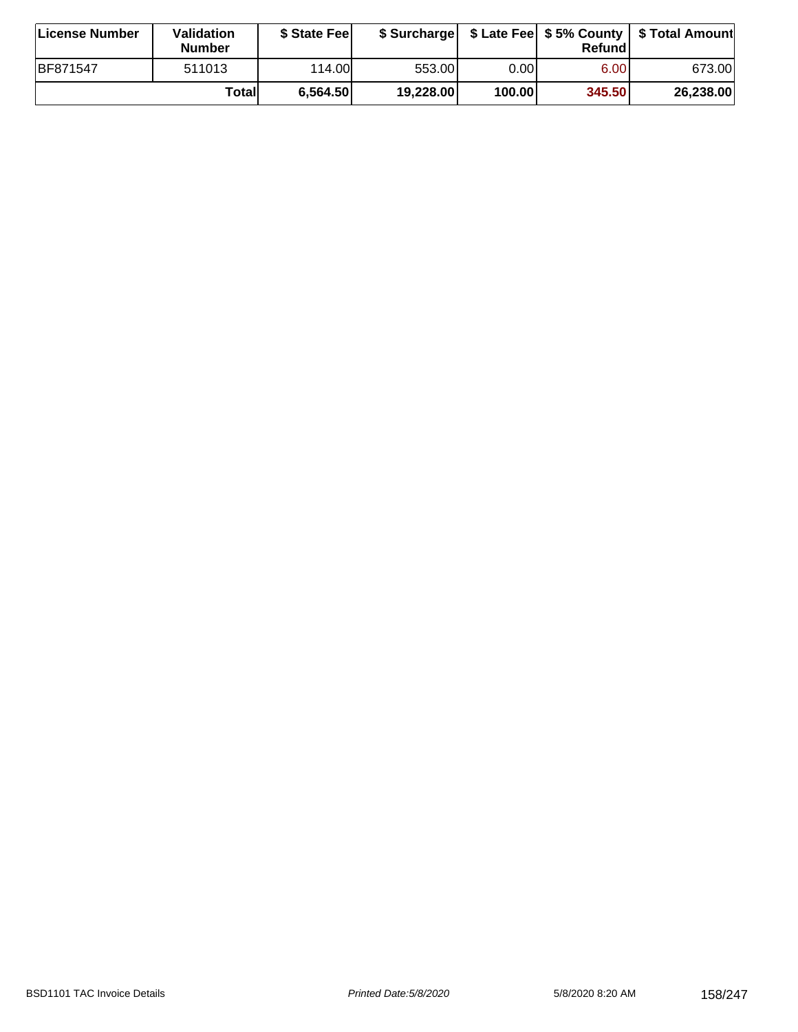| License Number | Validation Number | $ State Fee | $ Surcharge | $ Late Fee | $ 5% County Refund | $ Total Amount |
| --- | --- | --- | --- | --- | --- | --- |
| BF871547 | 511013 | 114.00 | 553.00 | 0.00 | 6.00 | 673.00 |
| | **Total** | **6,564.50** | **19,228.00** | **100.00** | **345.50** | **26,238.00** |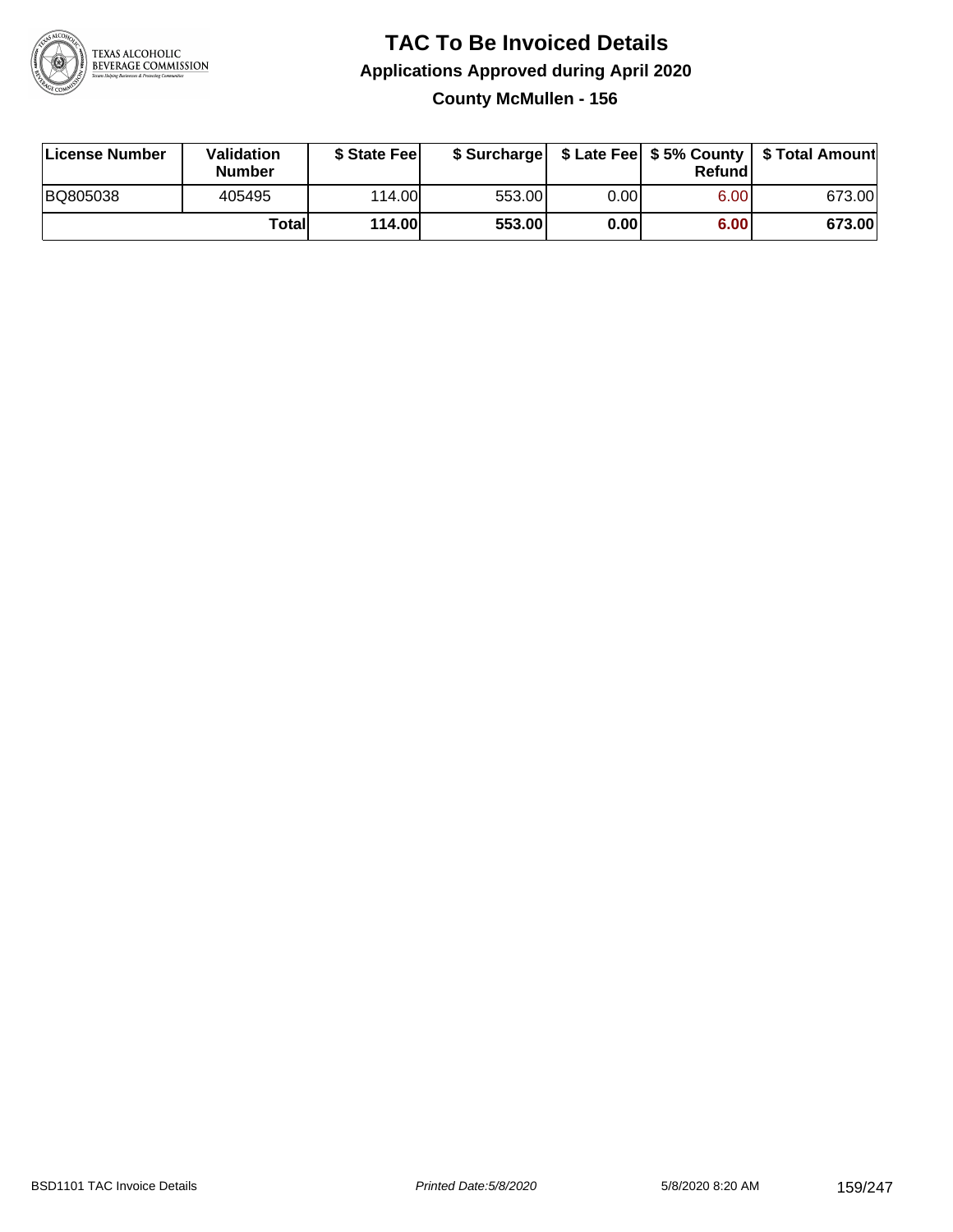# TAC To Be Invoiced Details

## Applications Approved during April 2020

### County McMullen - 156

| License Number | Validation Number | $ State Fee | $ Surcharge | $ Late Fee | $ 5% County Refund | $ Total Amount |
|---|---|---|---|---|---|---|
| BQ805038 | 405495 | 114.00 | 553.00 | 0.00 | 6.00 | 673.00 |
| | **Total** | **114.00** | **553.00** | **0.00** | **6.00** | **673.00** |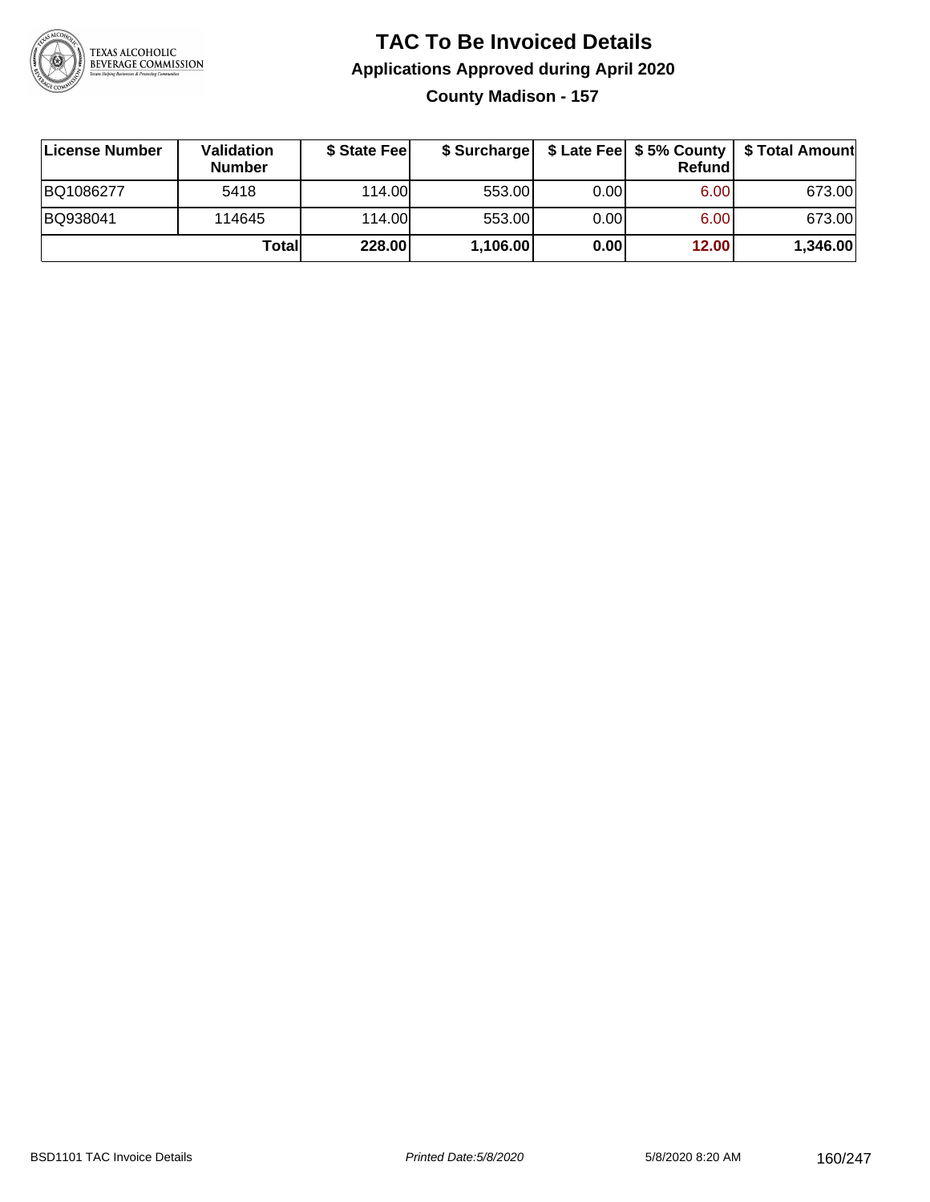# TAC To Be Invoiced Details

## Applications Approved during April 2020

### County Madison - 157

| License Number | Validation Number | $ State Fee | $ Surcharge | $ Late Fee | $ 5% County Refund | $ Total Amount |
|---|---|---|---|---|---|---|
| BQ1086277 | 5418 | 114.00 | 553.00 | 0.00 | 6.00 | 673.00 |
| BQ938041 | 114645 | 114.00 | 553.00 | 0.00 | 6.00 | 673.00 |
| | **Total** | **228.00** | **1,106.00** | **0.00** | **12.00** | **1,346.00** |

BSD1101 TAC Invoice Details

*Printed Date:5/8/2020*

5/8/2020 8:20 AM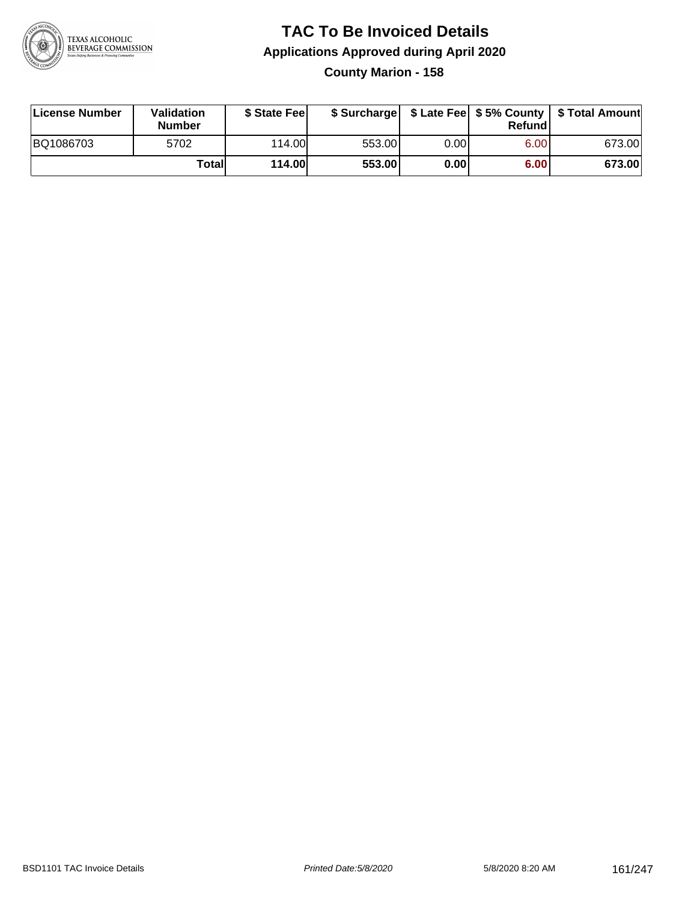# TAC To Be Invoiced Details

## Applications Approved during April 2020

### County Marion - 158

| License Number | Validation Number | $ State Fee | $ Surcharge | $ Late Fee | $ 5% County Refund | $ Total Amount |
| --- | --- | --- | --- | --- | --- | --- |
| BQ1086703 | 5702 | 114.00 | 553.00 | 0.00 | 6.00 | 673.00 |
| | **Total** | **114.00** | **553.00** | **0.00** | **6.00** | **673.00** |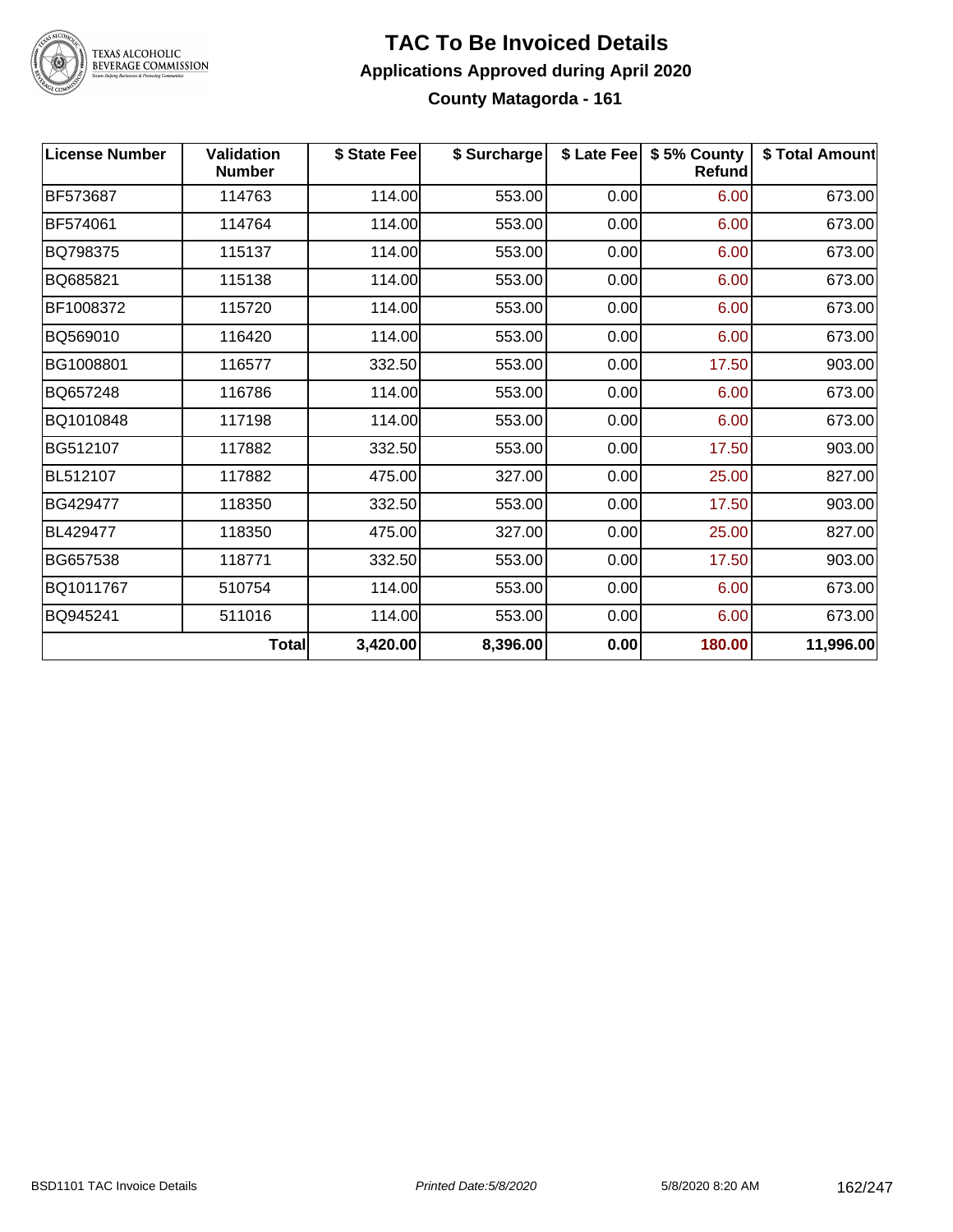# TAC To Be Invoiced Details

## Applications Approved during April 2020

### County Matagorda - 161

| License Number | Validation Number | $ State Fee | $ Surcharge | $ Late Fee | $ 5% County Refund | $ Total Amount |
|---|---|---|---|---|---|---|
| BF573687 | 114763 | 114.00 | 553.00 | 0.00 | 6.00 | 673.00 |
| BF574061 | 114764 | 114.00 | 553.00 | 0.00 | 6.00 | 673.00 |
| BQ798375 | 115137 | 114.00 | 553.00 | 0.00 | 6.00 | 673.00 |
| BQ685821 | 115138 | 114.00 | 553.00 | 0.00 | 6.00 | 673.00 |
| BF1008372 | 115720 | 114.00 | 553.00 | 0.00 | 6.00 | 673.00 |
| BQ569010 | 116420 | 114.00 | 553.00 | 0.00 | 6.00 | 673.00 |
| BG1008801 | 116577 | 332.50 | 553.00 | 0.00 | 17.50 | 903.00 |
| BQ657248 | 116786 | 114.00 | 553.00 | 0.00 | 6.00 | 673.00 |
| BQ1010848 | 117198 | 114.00 | 553.00 | 0.00 | 6.00 | 673.00 |
| BG512107 | 117882 | 332.50 | 553.00 | 0.00 | 17.50 | 903.00 |
| BL512107 | 117882 | 475.00 | 327.00 | 0.00 | 25.00 | 827.00 |
| BG429477 | 118350 | 332.50 | 553.00 | 0.00 | 17.50 | 903.00 |
| BL429477 | 118350 | 475.00 | 327.00 | 0.00 | 25.00 | 827.00 |
| BG657538 | 118771 | 332.50 | 553.00 | 0.00 | 17.50 | 903.00 |
| BQ1011767 | 510754 | 114.00 | 553.00 | 0.00 | 6.00 | 673.00 |
| BQ945241 | 511016 | 114.00 | 553.00 | 0.00 | 6.00 | 673.00 |
| | **Total** | **3,420.00** | **8,396.00** | **0.00** | **180.00** | **11,996.00** |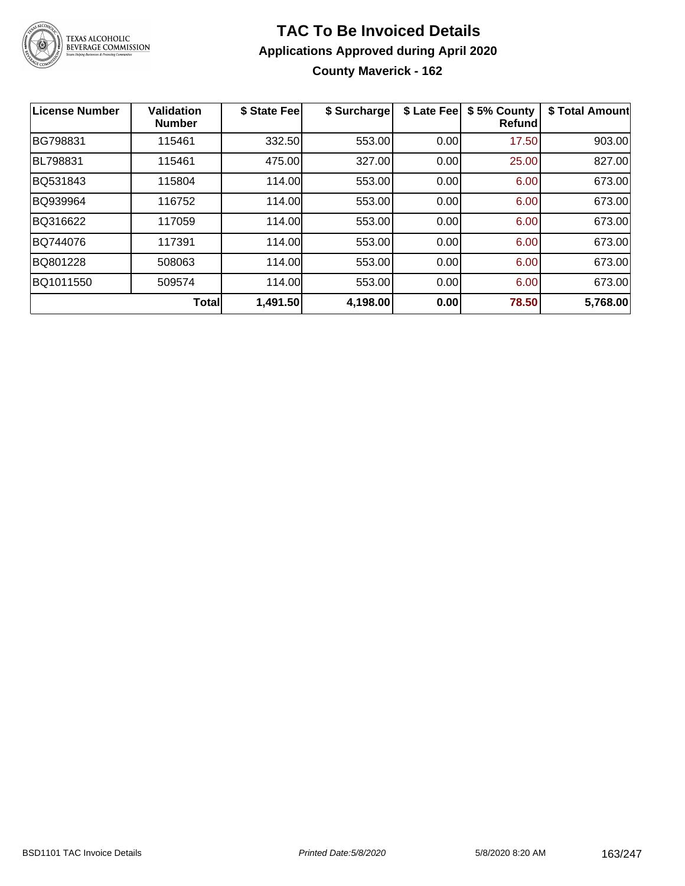# TAC To Be Invoiced Details

## Applications Approved during April 2020

### County Maverick - 162

| License Number | Validation Number | $ State Fee | $ Surcharge | $ Late Fee | $ 5% County Refund | $ Total Amount |
|---|---|---|---|---|---|---|
| BG798831 | 115461 | 332.50 | 553.00 | 0.00 | 17.50 | 903.00 |
| BL798831 | 115461 | 475.00 | 327.00 | 0.00 | 25.00 | 827.00 |
| BQ531843 | 115804 | 114.00 | 553.00 | 0.00 | 6.00 | 673.00 |
| BQ939964 | 116752 | 114.00 | 553.00 | 0.00 | 6.00 | 673.00 |
| BQ316622 | 117059 | 114.00 | 553.00 | 0.00 | 6.00 | 673.00 |
| BQ744076 | 117391 | 114.00 | 553.00 | 0.00 | 6.00 | 673.00 |
| BQ801228 | 508063 | 114.00 | 553.00 | 0.00 | 6.00 | 673.00 |
| BQ1011550 | 509574 | 114.00 | 553.00 | 0.00 | 6.00 | 673.00 |
| | **Total** | **1,491.50** | **4,198.00** | **0.00** | **78.50** | **5,768.00** |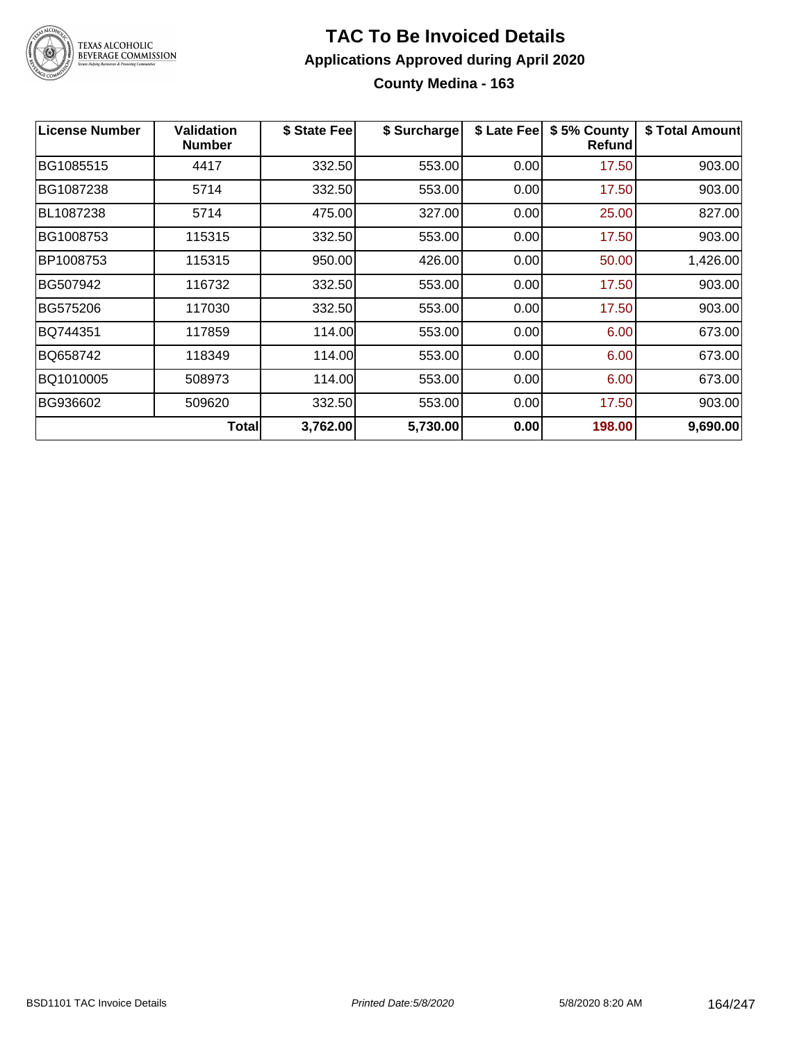# TAC To Be Invoiced Details

## Applications Approved during April 2020

### County Medina - 163

| License Number | Validation Number | $ State Fee | $ Surcharge | $ Late Fee | $ 5% County Refund | $ Total Amount |
|---|---|---|---|---|---|---|
| BG1085515 | 4417 | 332.50 | 553.00 | 0.00 | 17.50 | 903.00 |
| BG1087238 | 5714 | 332.50 | 553.00 | 0.00 | 17.50 | 903.00 |
| BL1087238 | 5714 | 475.00 | 327.00 | 0.00 | 25.00 | 827.00 |
| BG1008753 | 115315 | 332.50 | 553.00 | 0.00 | 17.50 | 903.00 |
| BP1008753 | 115315 | 950.00 | 426.00 | 0.00 | 50.00 | 1,426.00 |
| BG507942 | 116732 | 332.50 | 553.00 | 0.00 | 17.50 | 903.00 |
| BG575206 | 117030 | 332.50 | 553.00 | 0.00 | 17.50 | 903.00 |
| BQ744351 | 117859 | 114.00 | 553.00 | 0.00 | 6.00 | 673.00 |
| BQ658742 | 118349 | 114.00 | 553.00 | 0.00 | 6.00 | 673.00 |
| BQ1010005 | 508973 | 114.00 | 553.00 | 0.00 | 6.00 | 673.00 |
| BG936602 | 509620 | 332.50 | 553.00 | 0.00 | 17.50 | 903.00 |
| | **Total** | **3,762.00** | **5,730.00** | **0.00** | **198.00** | **9,690.00** |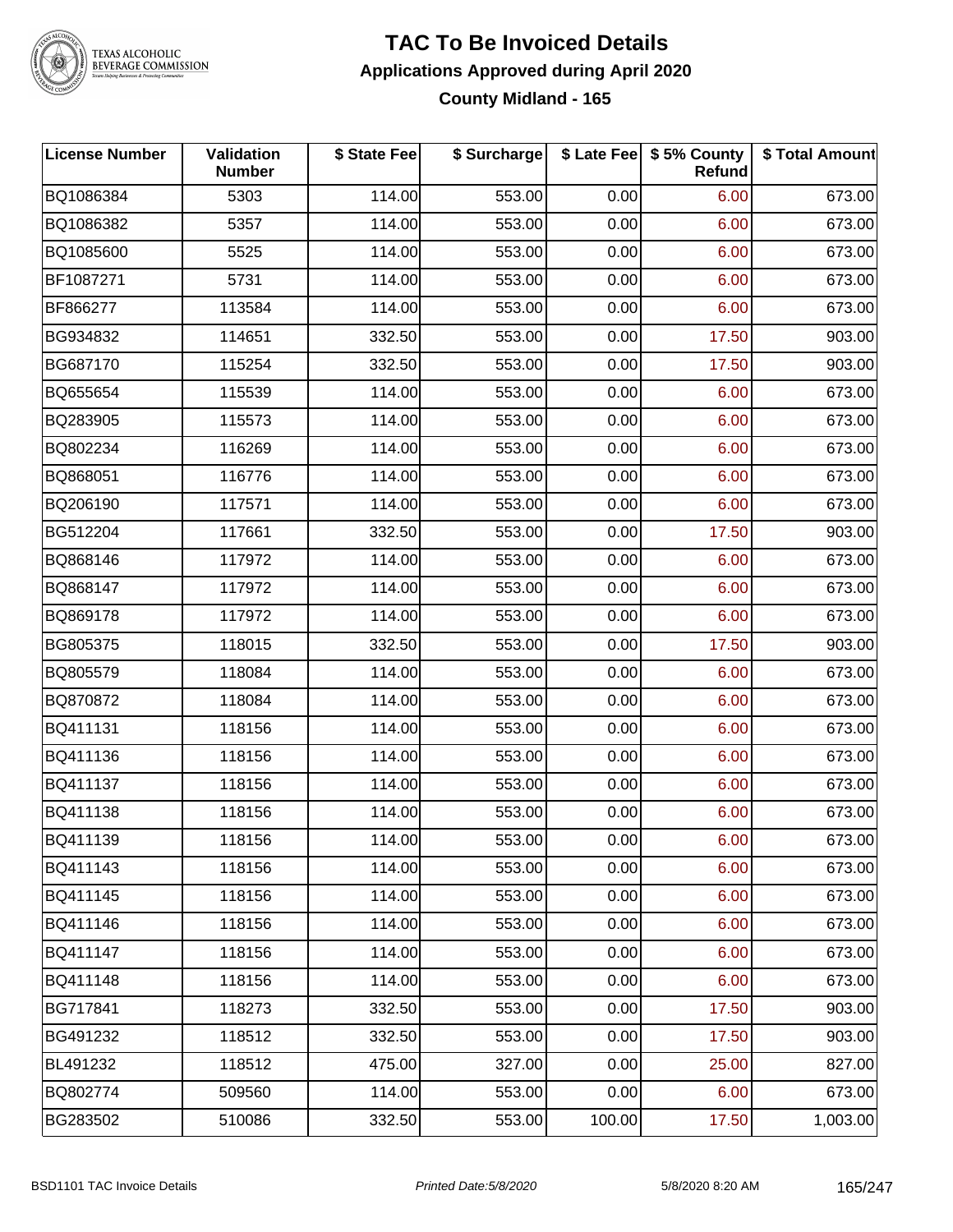# TAC To Be Invoiced Details

## Applications Approved during April 2020

### County Midland - 165

| License Number | Validation Number | $ State Fee | $ Surcharge | $ Late Fee | $ 5% County Refund | $ Total Amount |
|---|---|---|---|---|---|---|
| BQ1086384 | 5303 | 114.00 | 553.00 | 0.00 | 6.00 | 673.00 |
| BQ1086382 | 5357 | 114.00 | 553.00 | 0.00 | 6.00 | 673.00 |
| BQ1085600 | 5525 | 114.00 | 553.00 | 0.00 | 6.00 | 673.00 |
| BF1087271 | 5731 | 114.00 | 553.00 | 0.00 | 6.00 | 673.00 |
| BF866277 | 113584 | 114.00 | 553.00 | 0.00 | 6.00 | 673.00 |
| BG934832 | 114651 | 332.50 | 553.00 | 0.00 | 17.50 | 903.00 |
| BG687170 | 115254 | 332.50 | 553.00 | 0.00 | 17.50 | 903.00 |
| BQ655654 | 115539 | 114.00 | 553.00 | 0.00 | 6.00 | 673.00 |
| BQ283905 | 115573 | 114.00 | 553.00 | 0.00 | 6.00 | 673.00 |
| BQ802234 | 116269 | 114.00 | 553.00 | 0.00 | 6.00 | 673.00 |
| BQ868051 | 116776 | 114.00 | 553.00 | 0.00 | 6.00 | 673.00 |
| BQ206190 | 117571 | 114.00 | 553.00 | 0.00 | 6.00 | 673.00 |
| BG512204 | 117661 | 332.50 | 553.00 | 0.00 | 17.50 | 903.00 |
| BQ868146 | 117972 | 114.00 | 553.00 | 0.00 | 6.00 | 673.00 |
| BQ868147 | 117972 | 114.00 | 553.00 | 0.00 | 6.00 | 673.00 |
| BQ869178 | 117972 | 114.00 | 553.00 | 0.00 | 6.00 | 673.00 |
| BG805375 | 118015 | 332.50 | 553.00 | 0.00 | 17.50 | 903.00 |
| BQ805579 | 118084 | 114.00 | 553.00 | 0.00 | 6.00 | 673.00 |
| BQ870872 | 118084 | 114.00 | 553.00 | 0.00 | 6.00 | 673.00 |
| BQ411131 | 118156 | 114.00 | 553.00 | 0.00 | 6.00 | 673.00 |
| BQ411136 | 118156 | 114.00 | 553.00 | 0.00 | 6.00 | 673.00 |
| BQ411137 | 118156 | 114.00 | 553.00 | 0.00 | 6.00 | 673.00 |
| BQ411138 | 118156 | 114.00 | 553.00 | 0.00 | 6.00 | 673.00 |
| BQ411139 | 118156 | 114.00 | 553.00 | 0.00 | 6.00 | 673.00 |
| BQ411143 | 118156 | 114.00 | 553.00 | 0.00 | 6.00 | 673.00 |
| BQ411145 | 118156 | 114.00 | 553.00 | 0.00 | 6.00 | 673.00 |
| BQ411146 | 118156 | 114.00 | 553.00 | 0.00 | 6.00 | 673.00 |
| BQ411147 | 118156 | 114.00 | 553.00 | 0.00 | 6.00 | 673.00 |
| BQ411148 | 118156 | 114.00 | 553.00 | 0.00 | 6.00 | 673.00 |
| BG717841 | 118273 | 332.50 | 553.00 | 0.00 | 17.50 | 903.00 |
| BG491232 | 118512 | 332.50 | 553.00 | 0.00 | 17.50 | 903.00 |
| BL491232 | 118512 | 475.00 | 327.00 | 0.00 | 25.00 | 827.00 |
| BQ802774 | 509560 | 114.00 | 553.00 | 0.00 | 6.00 | 673.00 |
| BG283502 | 510086 | 332.50 | 553.00 | 100.00 | 17.50 | 1,003.00 |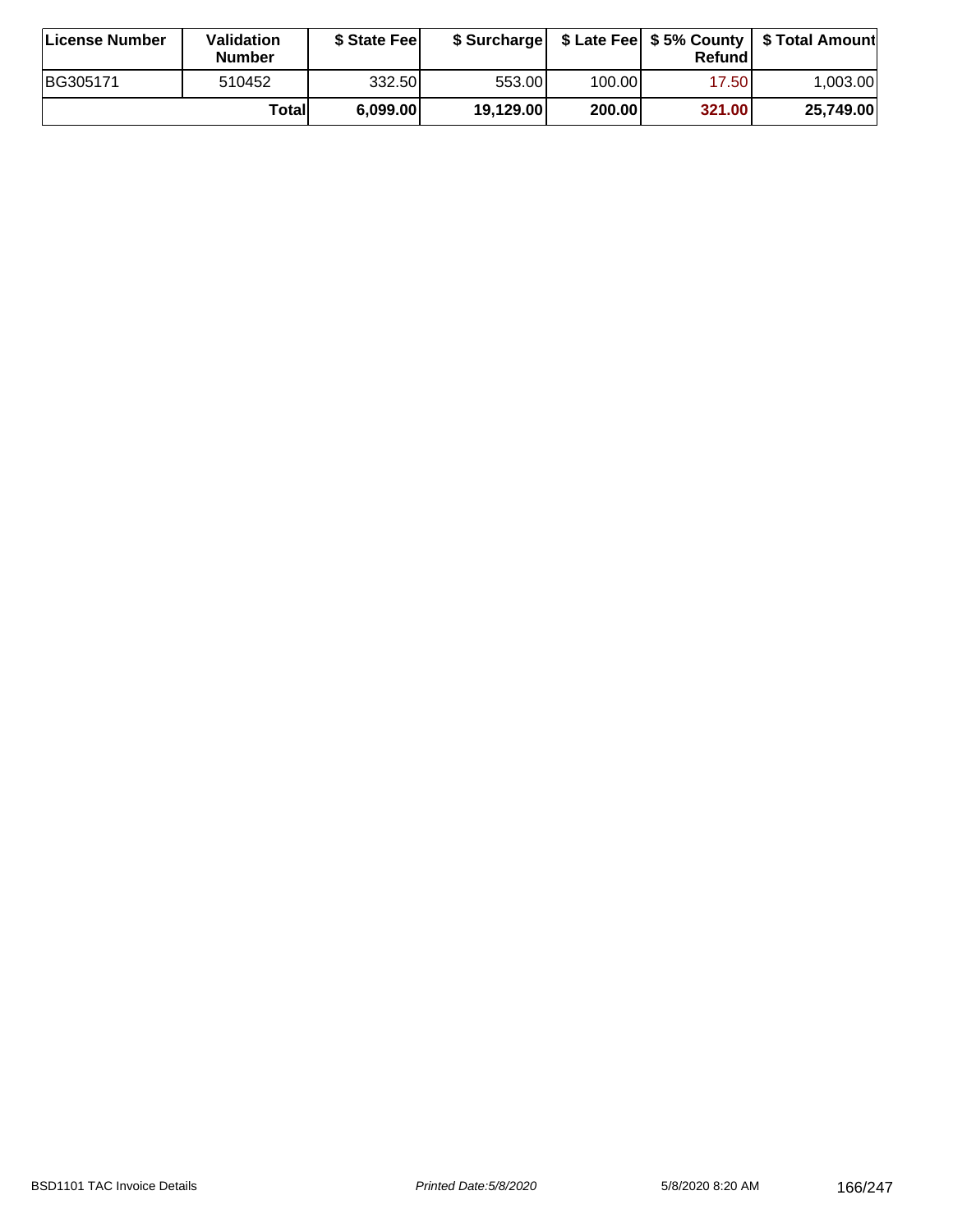| License Number | Validation Number | $ State Fee | $ Surcharge | $ Late Fee | $ 5% County Refund | $ Total Amount |
|---|---|---|---|---|---|---|
| BG305171 | 510452 | 332.50 | 553.00 | 100.00 | 17.50 | 1,003.00 |
| | **Total** | **6,099.00** | **19,129.00** | **200.00** | **321.00** | **25,749.00** |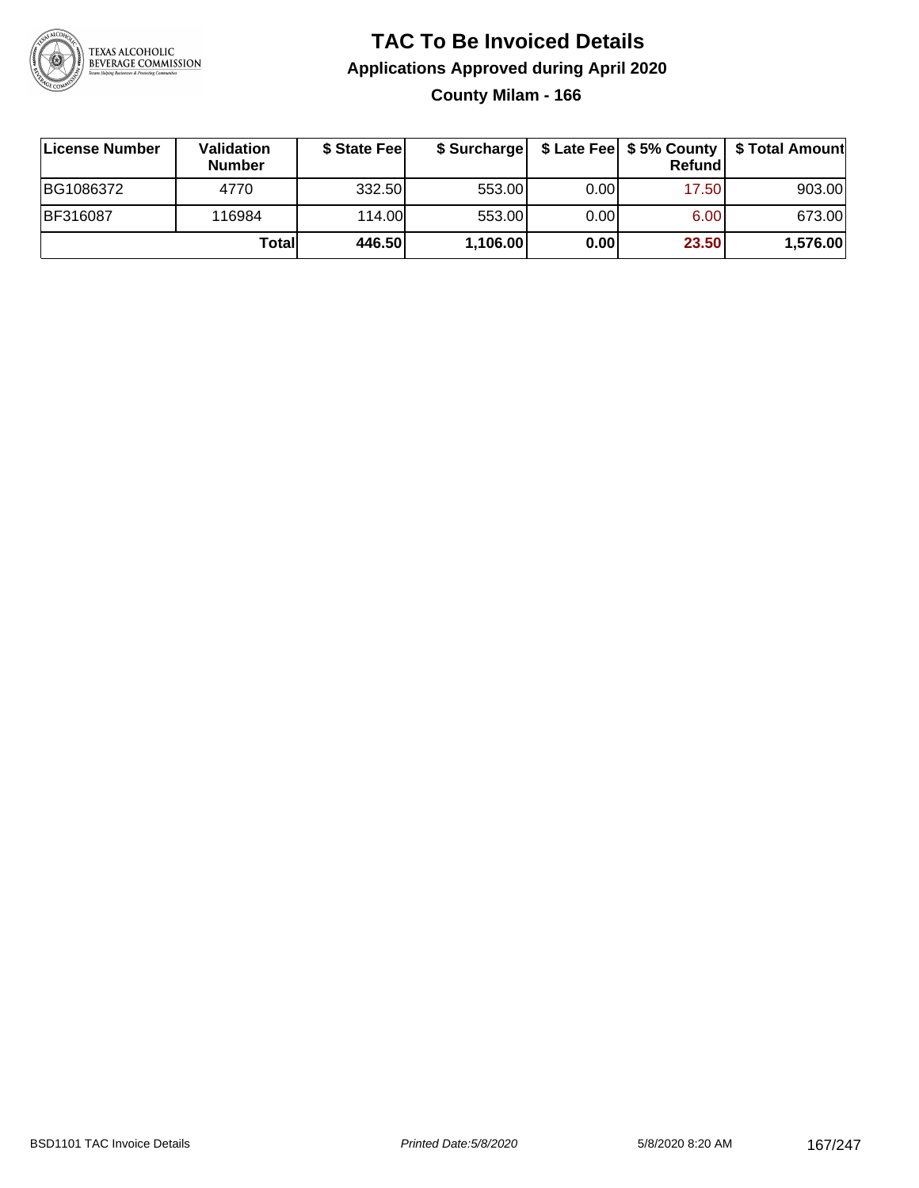# TAC To Be Invoiced Details

## Applications Approved during April 2020

### County Milam - 166

| License Number | Validation Number | $ State Fee | $ Surcharge | $ Late Fee | $ 5% County Refund | $ Total Amount |
|---|---|---|---|---|---|---|
| BG1086372 | 4770 | 332.50 | 553.00 | 0.00 | 17.50 | 903.00 |
| BF316087 | 116984 | 114.00 | 553.00 | 0.00 | 6.00 | 673.00 |
| | **Total** | **446.50** | **1,106.00** | **0.00** | **23.50** | **1,576.00** |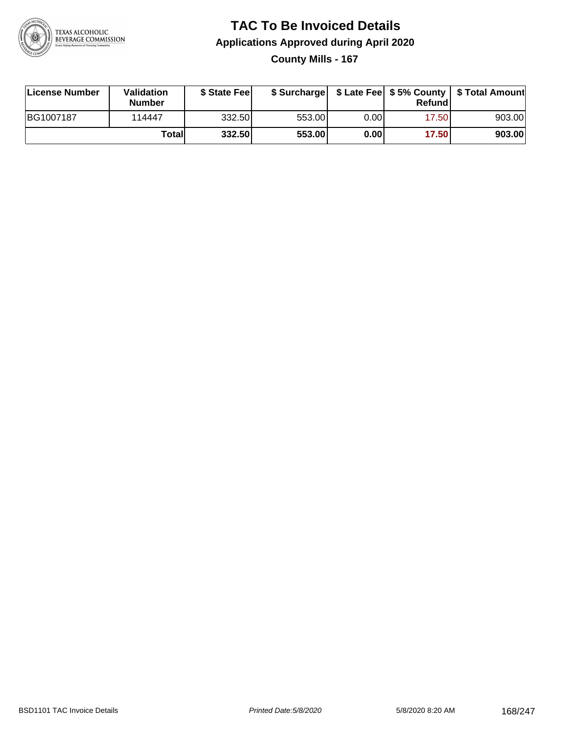# TAC To Be Invoiced Details

## Applications Approved during April 2020

### County Mills - 167

| License Number | Validation Number | $ State Fee | $ Surcharge | $ Late Fee | $ 5% County Refund | $ Total Amount |
|---|---|---|---|---|---|---|
| BG1007187 | 114447 | 332.50 | 553.00 | 0.00 | 17.50 | 903.00 |
| | **Total** | **332.50** | **553.00** | **0.00** | **17.50** | **903.00** |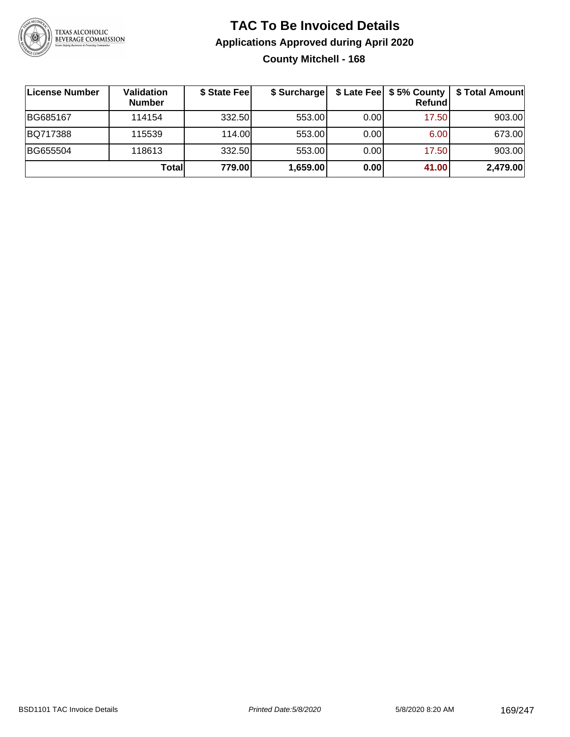# TAC To Be Invoiced Details

## Applications Approved during April 2020

### County Mitchell - 168

| License Number | Validation Number | $ State Fee | $ Surcharge | $ Late Fee | $ 5% County Refund | $ Total Amount |
|---|---|---|---|---|---|---|
| BG685167 | 114154 | 332.50 | 553.00 | 0.00 | 17.50 | 903.00 |
| BQ717388 | 115539 | 114.00 | 553.00 | 0.00 | 6.00 | 673.00 |
| BG655504 | 118613 | 332.50 | 553.00 | 0.00 | 17.50 | 903.00 |
| | **Total** | **779.00** | **1,659.00** | **0.00** | **41.00** | **2,479.00** |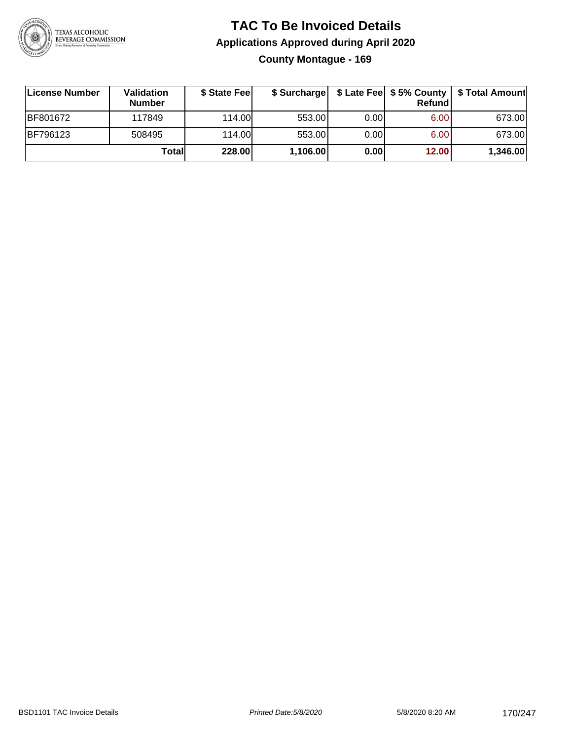# TAC To Be Invoiced Details

## Applications Approved during April 2020

### County Montague - 169

| License Number | Validation Number | $ State Fee | $ Surcharge | $ Late Fee | $ 5% County Refund | $ Total Amount |
|---|---|---|---|---|---|---|
| BF801672 | 117849 | 114.00 | 553.00 | 0.00 | 6.00 | 673.00 |
| BF796123 | 508495 | 114.00 | 553.00 | 0.00 | 6.00 | 673.00 |
| | **Total** | **228.00** | **1,106.00** | **0.00** | **12.00** | **1,346.00** |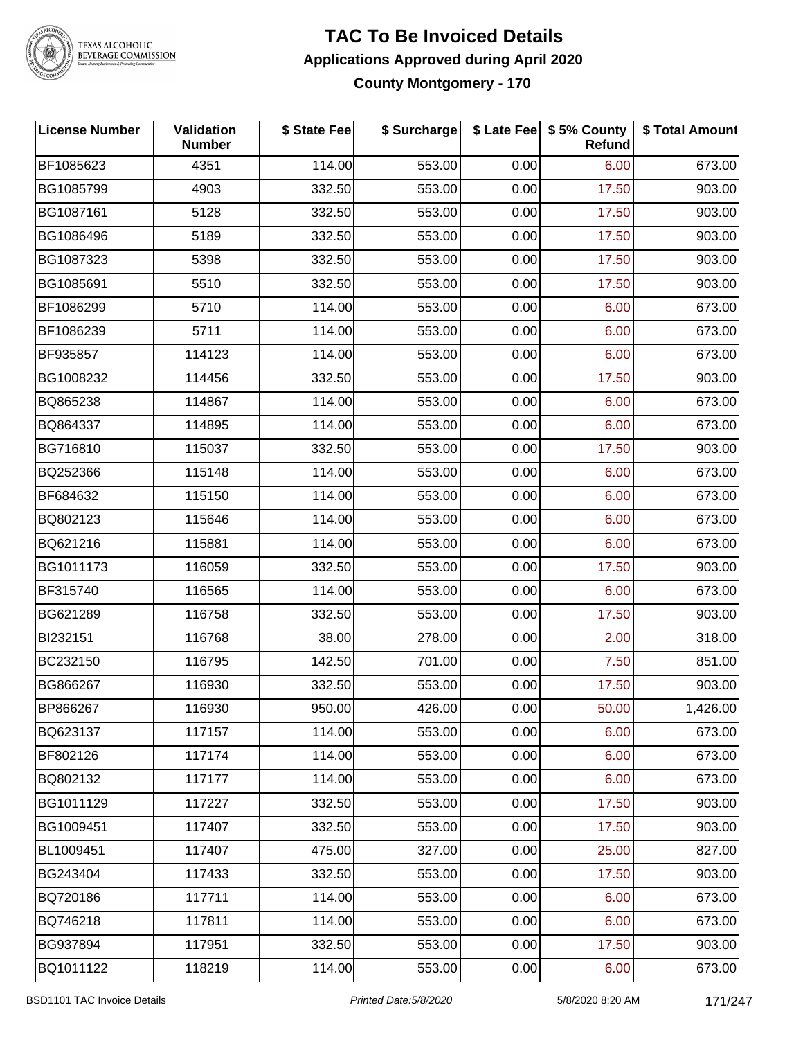# TAC To Be Invoiced Details

## Applications Approved during April 2020

### County Montgomery - 170

| License Number | Validation Number | $ State Fee | $ Surcharge | $ Late Fee | $ 5% County Refund | $ Total Amount |
|---|---|---|---|---|---|---|
| BF1085623 | 4351 | 114.00 | 553.00 | 0.00 | 6.00 | 673.00 |
| BG1085799 | 4903 | 332.50 | 553.00 | 0.00 | 17.50 | 903.00 |
| BG1087161 | 5128 | 332.50 | 553.00 | 0.00 | 17.50 | 903.00 |
| BG1086496 | 5189 | 332.50 | 553.00 | 0.00 | 17.50 | 903.00 |
| BG1087323 | 5398 | 332.50 | 553.00 | 0.00 | 17.50 | 903.00 |
| BG1085691 | 5510 | 332.50 | 553.00 | 0.00 | 17.50 | 903.00 |
| BF1086299 | 5710 | 114.00 | 553.00 | 0.00 | 6.00 | 673.00 |
| BF1086239 | 5711 | 114.00 | 553.00 | 0.00 | 6.00 | 673.00 |
| BF935857 | 114123 | 114.00 | 553.00 | 0.00 | 6.00 | 673.00 |
| BG1008232 | 114456 | 332.50 | 553.00 | 0.00 | 17.50 | 903.00 |
| BQ865238 | 114867 | 114.00 | 553.00 | 0.00 | 6.00 | 673.00 |
| BQ864337 | 114895 | 114.00 | 553.00 | 0.00 | 6.00 | 673.00 |
| BG716810 | 115037 | 332.50 | 553.00 | 0.00 | 17.50 | 903.00 |
| BQ252366 | 115148 | 114.00 | 553.00 | 0.00 | 6.00 | 673.00 |
| BF684632 | 115150 | 114.00 | 553.00 | 0.00 | 6.00 | 673.00 |
| BQ802123 | 115646 | 114.00 | 553.00 | 0.00 | 6.00 | 673.00 |
| BQ621216 | 115881 | 114.00 | 553.00 | 0.00 | 6.00 | 673.00 |
| BG1011173 | 116059 | 332.50 | 553.00 | 0.00 | 17.50 | 903.00 |
| BF315740 | 116565 | 114.00 | 553.00 | 0.00 | 6.00 | 673.00 |
| BG621289 | 116758 | 332.50 | 553.00 | 0.00 | 17.50 | 903.00 |
| BI232151 | 116768 | 38.00 | 278.00 | 0.00 | 2.00 | 318.00 |
| BC232150 | 116795 | 142.50 | 701.00 | 0.00 | 7.50 | 851.00 |
| BG866267 | 116930 | 332.50 | 553.00 | 0.00 | 17.50 | 903.00 |
| BP866267 | 116930 | 950.00 | 426.00 | 0.00 | 50.00 | 1,426.00 |
| BQ623137 | 117157 | 114.00 | 553.00 | 0.00 | 6.00 | 673.00 |
| BF802126 | 117174 | 114.00 | 553.00 | 0.00 | 6.00 | 673.00 |
| BQ802132 | 117177 | 114.00 | 553.00 | 0.00 | 6.00 | 673.00 |
| BG1011129 | 117227 | 332.50 | 553.00 | 0.00 | 17.50 | 903.00 |
| BG1009451 | 117407 | 332.50 | 553.00 | 0.00 | 17.50 | 903.00 |
| BL1009451 | 117407 | 475.00 | 327.00 | 0.00 | 25.00 | 827.00 |
| BG243404 | 117433 | 332.50 | 553.00 | 0.00 | 17.50 | 903.00 |
| BQ720186 | 117711 | 114.00 | 553.00 | 0.00 | 6.00 | 673.00 |
| BQ746218 | 117811 | 114.00 | 553.00 | 0.00 | 6.00 | 673.00 |
| BG937894 | 117951 | 332.50 | 553.00 | 0.00 | 17.50 | 903.00 |
| BQ1011122 | 118219 | 114.00 | 553.00 | 0.00 | 6.00 | 673.00 |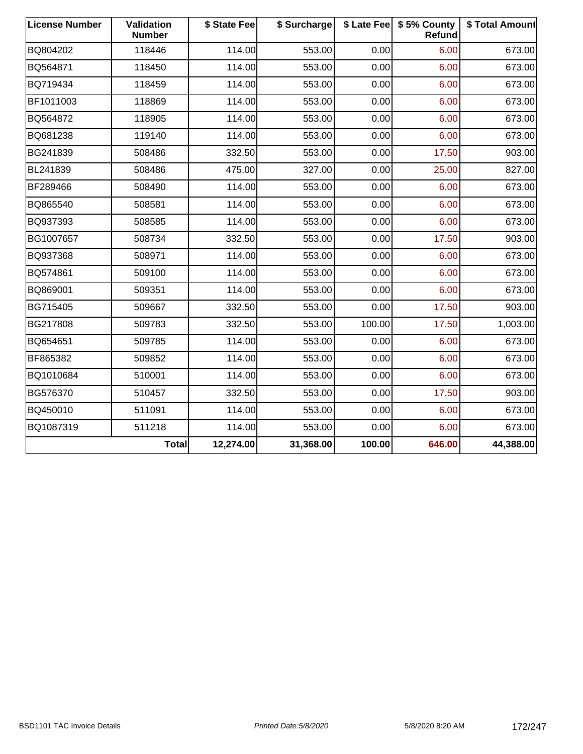| License Number | Validation Number | $ State Fee | $ Surcharge | $ Late Fee | $ 5% County Refund | $ Total Amount |
|---|---|---|---|---|---|---|
| BQ804202 | 118446 | 114.00 | 553.00 | 0.00 | 6.00 | 673.00 |
| BQ564871 | 118450 | 114.00 | 553.00 | 0.00 | 6.00 | 673.00 |
| BQ719434 | 118459 | 114.00 | 553.00 | 0.00 | 6.00 | 673.00 |
| BF1011003 | 118869 | 114.00 | 553.00 | 0.00 | 6.00 | 673.00 |
| BQ564872 | 118905 | 114.00 | 553.00 | 0.00 | 6.00 | 673.00 |
| BQ681238 | 119140 | 114.00 | 553.00 | 0.00 | 6.00 | 673.00 |
| BG241839 | 508486 | 332.50 | 553.00 | 0.00 | 17.50 | 903.00 |
| BL241839 | 508486 | 475.00 | 327.00 | 0.00 | 25.00 | 827.00 |
| BF289466 | 508490 | 114.00 | 553.00 | 0.00 | 6.00 | 673.00 |
| BQ865540 | 508581 | 114.00 | 553.00 | 0.00 | 6.00 | 673.00 |
| BQ937393 | 508585 | 114.00 | 553.00 | 0.00 | 6.00 | 673.00 |
| BG1007657 | 508734 | 332.50 | 553.00 | 0.00 | 17.50 | 903.00 |
| BQ937368 | 508971 | 114.00 | 553.00 | 0.00 | 6.00 | 673.00 |
| BQ574861 | 509100 | 114.00 | 553.00 | 0.00 | 6.00 | 673.00 |
| BQ869001 | 509351 | 114.00 | 553.00 | 0.00 | 6.00 | 673.00 |
| BG715405 | 509667 | 332.50 | 553.00 | 0.00 | 17.50 | 903.00 |
| BG217808 | 509783 | 332.50 | 553.00 | 100.00 | 17.50 | 1,003.00 |
| BQ654651 | 509785 | 114.00 | 553.00 | 0.00 | 6.00 | 673.00 |
| BF865382 | 509852 | 114.00 | 553.00 | 0.00 | 6.00 | 673.00 |
| BQ1010684 | 510001 | 114.00 | 553.00 | 0.00 | 6.00 | 673.00 |
| BG576370 | 510457 | 332.50 | 553.00 | 0.00 | 17.50 | 903.00 |
| BQ450010 | 511091 | 114.00 | 553.00 | 0.00 | 6.00 | 673.00 |
| BQ1087319 | 511218 | 114.00 | 553.00 | 0.00 | 6.00 | 673.00 |
| | **Total** | **12,274.00** | **31,368.00** | **100.00** | **646.00** | **44,388.00** |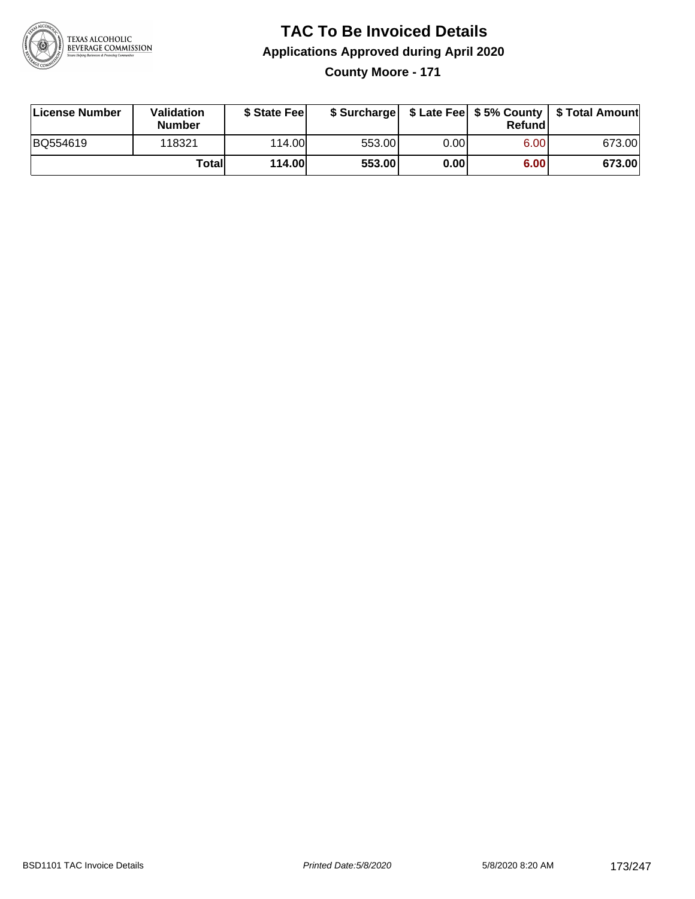# TAC To Be Invoiced Details

## Applications Approved during April 2020

### County Moore - 171

| License Number | Validation Number | $ State Fee | $ Surcharge | $ Late Fee | $ 5% County Refund | $ Total Amount |
|---|---|---|---|---|---|---|
| BQ554619 | 118321 | 114.00 | 553.00 | 0.00 | 6.00 | 673.00 |
| | **Total** | **114.00** | **553.00** | **0.00** | **6.00** | **673.00** |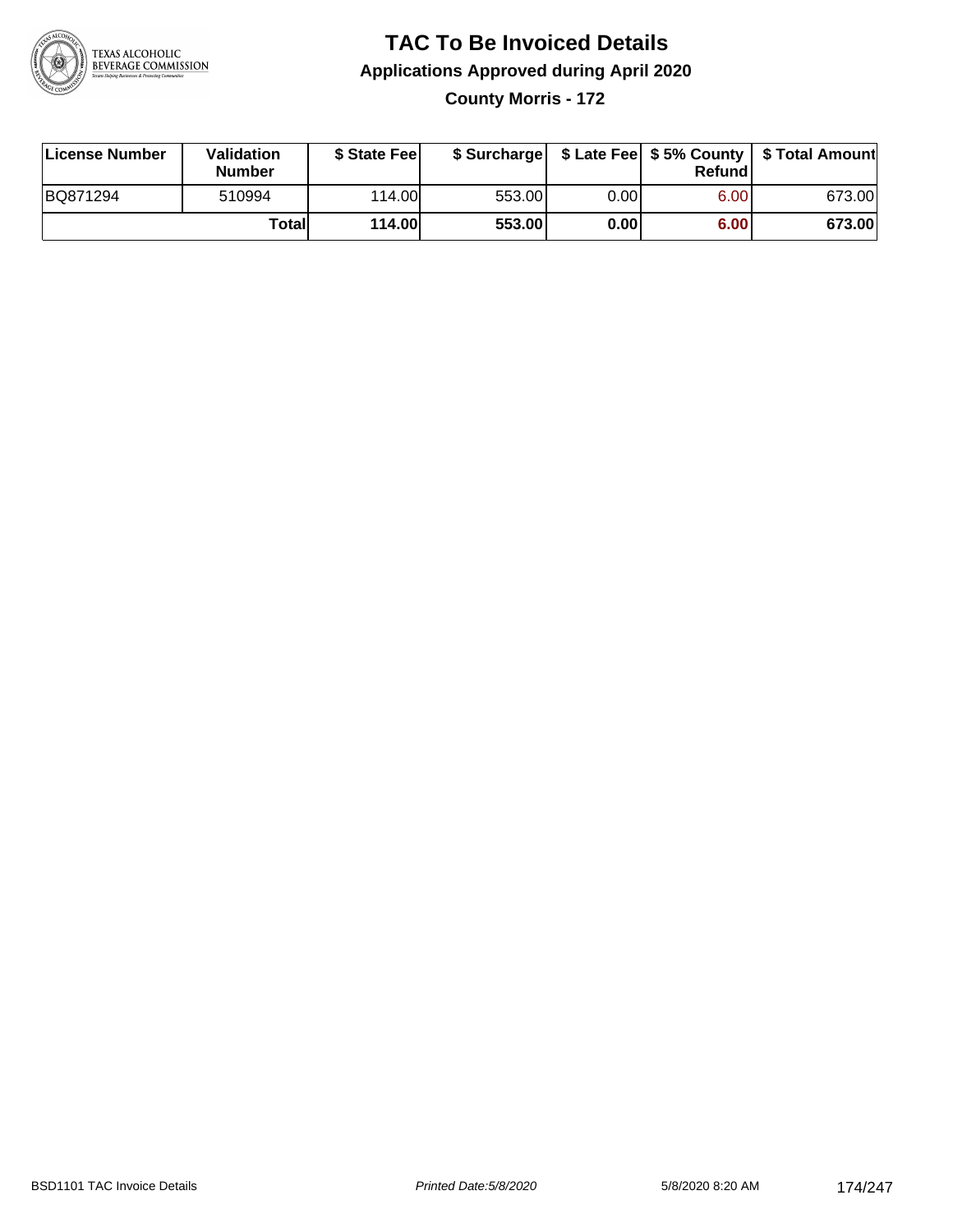# TAC To Be Invoiced Details

## Applications Approved during April 2020

### County Morris - 172

| License Number | Validation Number | $ State Fee | $ Surcharge | $ Late Fee | $ 5% County Refund | $ Total Amount |
|---|---|---|---|---|---|---|
| BQ871294 | 510994 | 114.00 | 553.00 | 0.00 | 6.00 | 673.00 |
| | **Total** | **114.00** | **553.00** | **0.00** | **6.00** | **673.00** |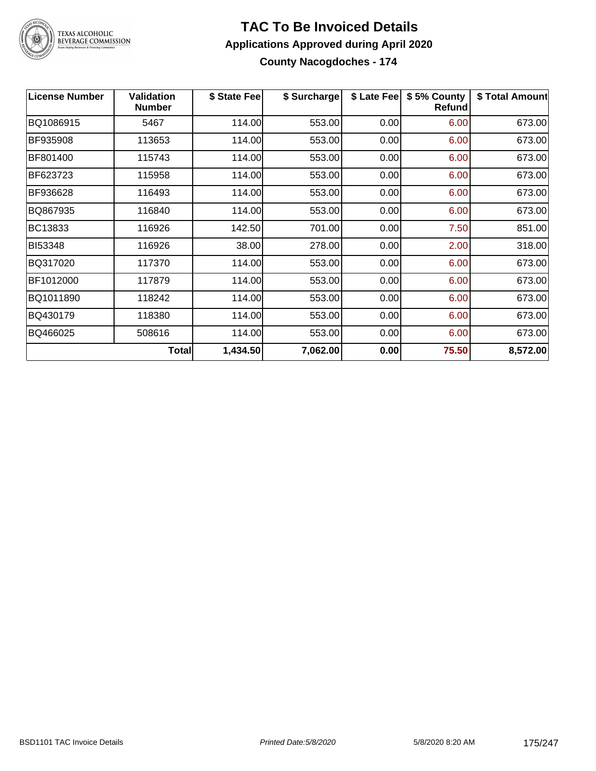# TAC To Be Invoiced Details

## Applications Approved during April 2020

### County Nacogdoches - 174

| License Number | Validation Number | $ State Fee | $ Surcharge | $ Late Fee | $ 5% County Refund | $ Total Amount |
|---|---|---|---|---|---|---|
| BQ1086915 | 5467 | 114.00 | 553.00 | 0.00 | 6.00 | 673.00 |
| BF935908 | 113653 | 114.00 | 553.00 | 0.00 | 6.00 | 673.00 |
| BF801400 | 115743 | 114.00 | 553.00 | 0.00 | 6.00 | 673.00 |
| BF623723 | 115958 | 114.00 | 553.00 | 0.00 | 6.00 | 673.00 |
| BF936628 | 116493 | 114.00 | 553.00 | 0.00 | 6.00 | 673.00 |
| BQ867935 | 116840 | 114.00 | 553.00 | 0.00 | 6.00 | 673.00 |
| BC13833 | 116926 | 142.50 | 701.00 | 0.00 | 7.50 | 851.00 |
| BI53348 | 116926 | 38.00 | 278.00 | 0.00 | 2.00 | 318.00 |
| BQ317020 | 117370 | 114.00 | 553.00 | 0.00 | 6.00 | 673.00 |
| BF1012000 | 117879 | 114.00 | 553.00 | 0.00 | 6.00 | 673.00 |
| BQ1011890 | 118242 | 114.00 | 553.00 | 0.00 | 6.00 | 673.00 |
| BQ430179 | 118380 | 114.00 | 553.00 | 0.00 | 6.00 | 673.00 |
| BQ466025 | 508616 | 114.00 | 553.00 | 0.00 | 6.00 | 673.00 |
| | **Total** | **1,434.50** | **7,062.00** | **0.00** | **75.50** | **8,572.00** |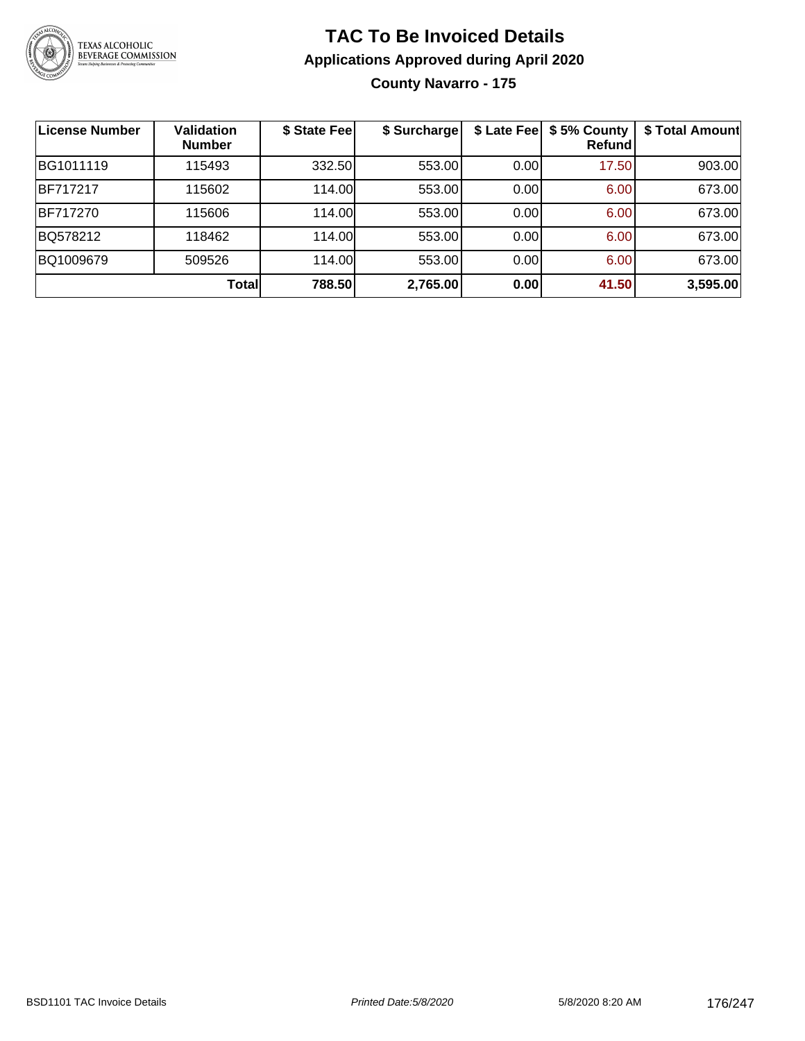# TAC To Be Invoiced Details

## Applications Approved during April 2020

### County Navarro - 175

| License Number | Validation Number | $ State Fee | $ Surcharge | $ Late Fee | $ 5% County Refund | $ Total Amount |
|---|---|---|---|---|---|---|
| BG1011119 | 115493 | 332.50 | 553.00 | 0.00 | 17.50 | 903.00 |
| BF717217 | 115602 | 114.00 | 553.00 | 0.00 | 6.00 | 673.00 |
| BF717270 | 115606 | 114.00 | 553.00 | 0.00 | 6.00 | 673.00 |
| BQ578212 | 118462 | 114.00 | 553.00 | 0.00 | 6.00 | 673.00 |
| BQ1009679 | 509526 | 114.00 | 553.00 | 0.00 | 6.00 | 673.00 |
| | **Total** | **788.50** | **2,765.00** | **0.00** | **41.50** | **3,595.00** |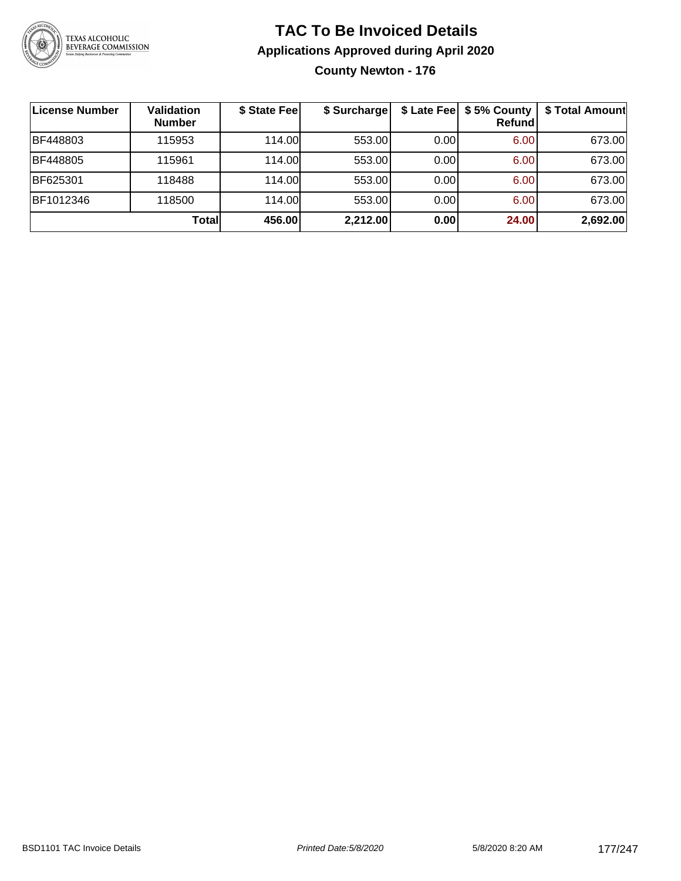# TAC To Be Invoiced Details

## Applications Approved during April 2020

### County Newton - 176

| License Number | Validation Number | $ State Fee | $ Surcharge | $ Late Fee | $ 5% County Refund | $ Total Amount |
|---|---|---|---|---|---|---|
| BF448803 | 115953 | 114.00 | 553.00 | 0.00 | 6.00 | 673.00 |
| BF448805 | 115961 | 114.00 | 553.00 | 0.00 | 6.00 | 673.00 |
| BF625301 | 118488 | 114.00 | 553.00 | 0.00 | 6.00 | 673.00 |
| BF1012346 | 118500 | 114.00 | 553.00 | 0.00 | 6.00 | 673.00 |
| | **Total** | **456.00** | **2,212.00** | **0.00** | **24.00** | **2,692.00** |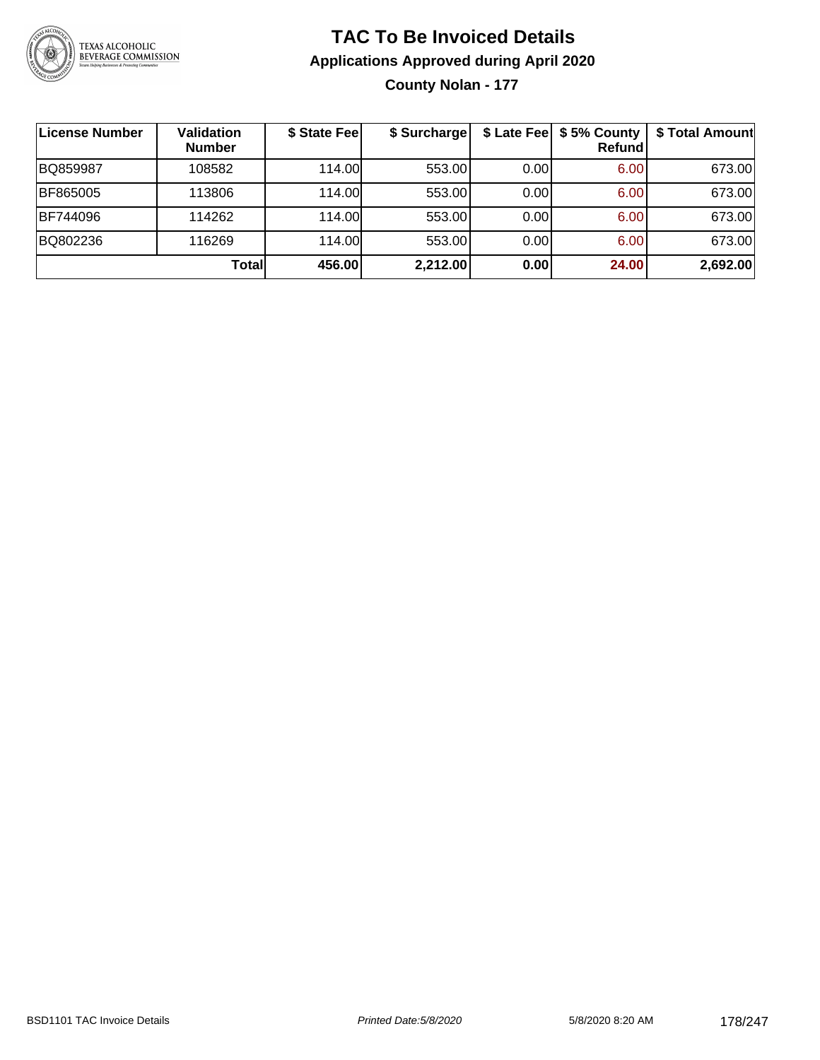# TAC To Be Invoiced Details

## Applications Approved during April 2020

### County Nolan - 177

| License Number | Validation Number | $ State Fee | $ Surcharge | $ Late Fee | $ 5% County Refund | $ Total Amount |
| --- | --- | --- | --- | --- | --- | --- |
| BQ859987 | 108582 | 114.00 | 553.00 | 0.00 | 6.00 | 673.00 |
| BF865005 | 113806 | 114.00 | 553.00 | 0.00 | 6.00 | 673.00 |
| BF744096 | 114262 | 114.00 | 553.00 | 0.00 | 6.00 | 673.00 |
| BQ802236 | 116269 | 114.00 | 553.00 | 0.00 | 6.00 | 673.00 |
| | **Total** | **456.00** | **2,212.00** | **0.00** | **24.00** | **2,692.00** |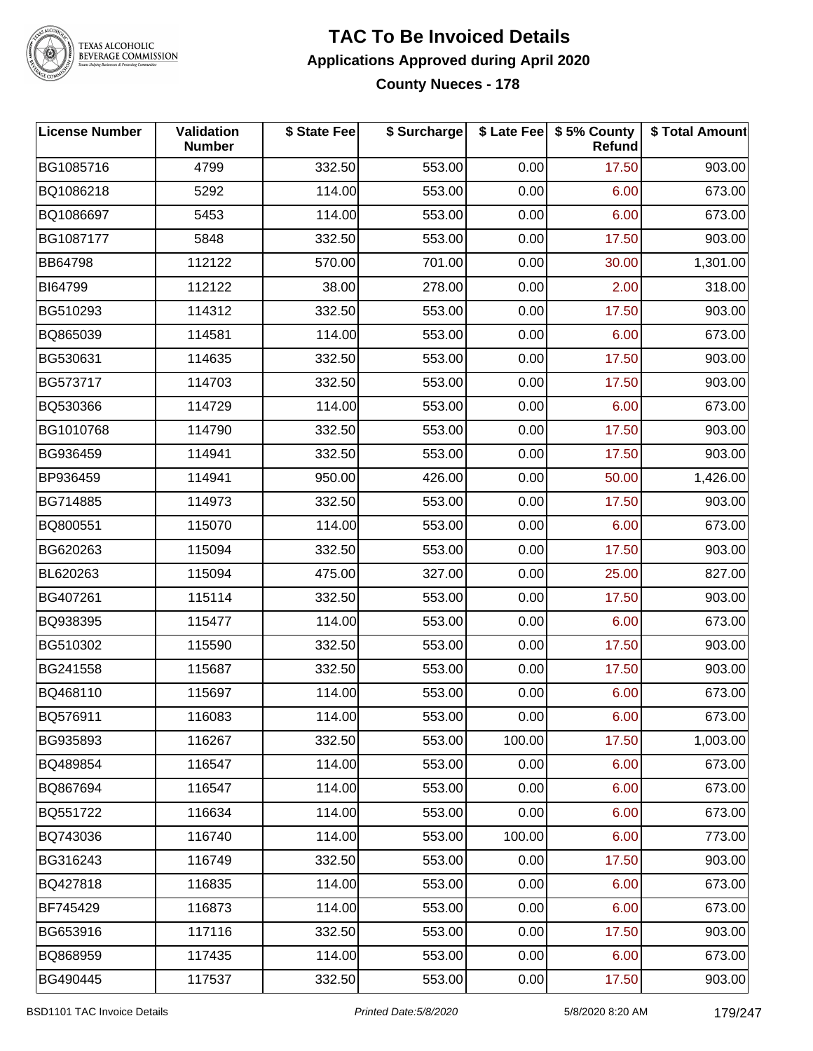# TAC To Be Invoiced Details

## Applications Approved during April 2020

### County Nueces - 178

| License Number | Validation Number | $ State Fee | $ Surcharge | $ Late Fee | $ 5% County Refund | $ Total Amount |
|---|---|---|---|---|---|---|
| BG1085716 | 4799 | 332.50 | 553.00 | 0.00 | 17.50 | 903.00 |
| BQ1086218 | 5292 | 114.00 | 553.00 | 0.00 | 6.00 | 673.00 |
| BQ1086697 | 5453 | 114.00 | 553.00 | 0.00 | 6.00 | 673.00 |
| BG1087177 | 5848 | 332.50 | 553.00 | 0.00 | 17.50 | 903.00 |
| BB64798 | 112122 | 570.00 | 701.00 | 0.00 | 30.00 | 1,301.00 |
| BI64799 | 112122 | 38.00 | 278.00 | 0.00 | 2.00 | 318.00 |
| BG510293 | 114312 | 332.50 | 553.00 | 0.00 | 17.50 | 903.00 |
| BQ865039 | 114581 | 114.00 | 553.00 | 0.00 | 6.00 | 673.00 |
| BG530631 | 114635 | 332.50 | 553.00 | 0.00 | 17.50 | 903.00 |
| BG573717 | 114703 | 332.50 | 553.00 | 0.00 | 17.50 | 903.00 |
| BQ530366 | 114729 | 114.00 | 553.00 | 0.00 | 6.00 | 673.00 |
| BG1010768 | 114790 | 332.50 | 553.00 | 0.00 | 17.50 | 903.00 |
| BG936459 | 114941 | 332.50 | 553.00 | 0.00 | 17.50 | 903.00 |
| BP936459 | 114941 | 950.00 | 426.00 | 0.00 | 50.00 | 1,426.00 |
| BG714885 | 114973 | 332.50 | 553.00 | 0.00 | 17.50 | 903.00 |
| BQ800551 | 115070 | 114.00 | 553.00 | 0.00 | 6.00 | 673.00 |
| BG620263 | 115094 | 332.50 | 553.00 | 0.00 | 17.50 | 903.00 |
| BL620263 | 115094 | 475.00 | 327.00 | 0.00 | 25.00 | 827.00 |
| BG407261 | 115114 | 332.50 | 553.00 | 0.00 | 17.50 | 903.00 |
| BQ938395 | 115477 | 114.00 | 553.00 | 0.00 | 6.00 | 673.00 |
| BG510302 | 115590 | 332.50 | 553.00 | 0.00 | 17.50 | 903.00 |
| BG241558 | 115687 | 332.50 | 553.00 | 0.00 | 17.50 | 903.00 |
| BQ468110 | 115697 | 114.00 | 553.00 | 0.00 | 6.00 | 673.00 |
| BQ576911 | 116083 | 114.00 | 553.00 | 0.00 | 6.00 | 673.00 |
| BG935893 | 116267 | 332.50 | 553.00 | 100.00 | 17.50 | 1,003.00 |
| BQ489854 | 116547 | 114.00 | 553.00 | 0.00 | 6.00 | 673.00 |
| BQ867694 | 116547 | 114.00 | 553.00 | 0.00 | 6.00 | 673.00 |
| BQ551722 | 116634 | 114.00 | 553.00 | 0.00 | 6.00 | 673.00 |
| BQ743036 | 116740 | 114.00 | 553.00 | 100.00 | 6.00 | 773.00 |
| BG316243 | 116749 | 332.50 | 553.00 | 0.00 | 17.50 | 903.00 |
| BQ427818 | 116835 | 114.00 | 553.00 | 0.00 | 6.00 | 673.00 |
| BF745429 | 116873 | 114.00 | 553.00 | 0.00 | 6.00 | 673.00 |
| BG653916 | 117116 | 332.50 | 553.00 | 0.00 | 17.50 | 903.00 |
| BQ868959 | 117435 | 114.00 | 553.00 | 0.00 | 6.00 | 673.00 |
| BG490445 | 117537 | 332.50 | 553.00 | 0.00 | 17.50 | 903.00 |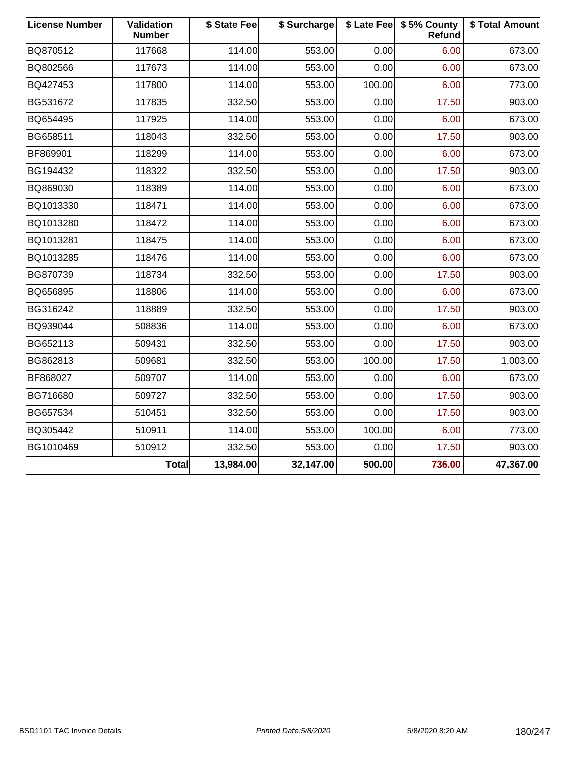| License Number | Validation Number | $ State Fee | $ Surcharge | $ Late Fee | $ 5% County Refund | $ Total Amount |
|---|---|---|---|---|---|---|
| BQ870512 | 117668 | 114.00 | 553.00 | 0.00 | 6.00 | 673.00 |
| BQ802566 | 117673 | 114.00 | 553.00 | 0.00 | 6.00 | 673.00 |
| BQ427453 | 117800 | 114.00 | 553.00 | 100.00 | 6.00 | 773.00 |
| BG531672 | 117835 | 332.50 | 553.00 | 0.00 | 17.50 | 903.00 |
| BQ654495 | 117925 | 114.00 | 553.00 | 0.00 | 6.00 | 673.00 |
| BG658511 | 118043 | 332.50 | 553.00 | 0.00 | 17.50 | 903.00 |
| BF869901 | 118299 | 114.00 | 553.00 | 0.00 | 6.00 | 673.00 |
| BG194432 | 118322 | 332.50 | 553.00 | 0.00 | 17.50 | 903.00 |
| BQ869030 | 118389 | 114.00 | 553.00 | 0.00 | 6.00 | 673.00 |
| BQ1013330 | 118471 | 114.00 | 553.00 | 0.00 | 6.00 | 673.00 |
| BQ1013280 | 118472 | 114.00 | 553.00 | 0.00 | 6.00 | 673.00 |
| BQ1013281 | 118475 | 114.00 | 553.00 | 0.00 | 6.00 | 673.00 |
| BQ1013285 | 118476 | 114.00 | 553.00 | 0.00 | 6.00 | 673.00 |
| BG870739 | 118734 | 332.50 | 553.00 | 0.00 | 17.50 | 903.00 |
| BQ656895 | 118806 | 114.00 | 553.00 | 0.00 | 6.00 | 673.00 |
| BG316242 | 118889 | 332.50 | 553.00 | 0.00 | 17.50 | 903.00 |
| BQ939044 | 508836 | 114.00 | 553.00 | 0.00 | 6.00 | 673.00 |
| BG652113 | 509431 | 332.50 | 553.00 | 0.00 | 17.50 | 903.00 |
| BG862813 | 509681 | 332.50 | 553.00 | 100.00 | 17.50 | 1,003.00 |
| BF868027 | 509707 | 114.00 | 553.00 | 0.00 | 6.00 | 673.00 |
| BG716680 | 509727 | 332.50 | 553.00 | 0.00 | 17.50 | 903.00 |
| BG657534 | 510451 | 332.50 | 553.00 | 0.00 | 17.50 | 903.00 |
| BQ305442 | 510911 | 114.00 | 553.00 | 100.00 | 6.00 | 773.00 |
| BG1010469 | 510912 | 332.50 | 553.00 | 0.00 | 17.50 | 903.00 |
| | **Total** | **13,984.00** | **32,147.00** | **500.00** | **736.00** | **47,367.00** |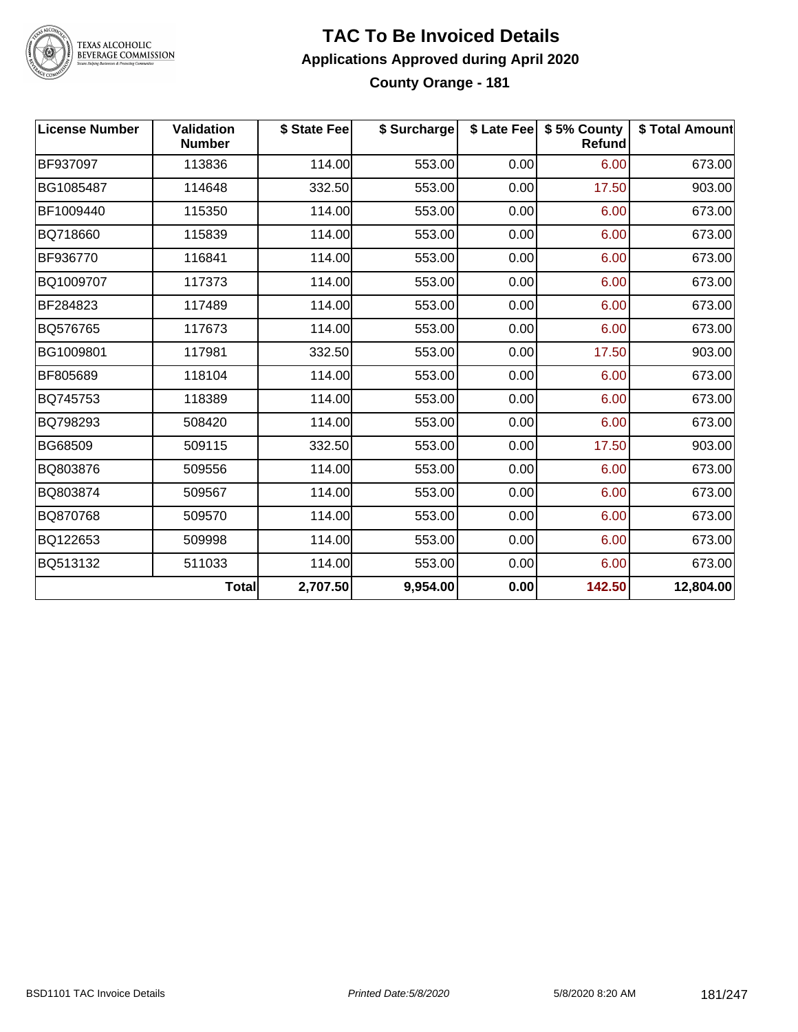# TAC To Be Invoiced Details

## Applications Approved during April 2020

### County Orange - 181

| License Number | Validation Number | $ State Fee | $ Surcharge | $ Late Fee | $ 5% County Refund | $ Total Amount |
|---|---|---|---|---|---|---|
| BF937097 | 113836 | 114.00 | 553.00 | 0.00 | 6.00 | 673.00 |
| BG1085487 | 114648 | 332.50 | 553.00 | 0.00 | 17.50 | 903.00 |
| BF1009440 | 115350 | 114.00 | 553.00 | 0.00 | 6.00 | 673.00 |
| BQ718660 | 115839 | 114.00 | 553.00 | 0.00 | 6.00 | 673.00 |
| BF936770 | 116841 | 114.00 | 553.00 | 0.00 | 6.00 | 673.00 |
| BQ1009707 | 117373 | 114.00 | 553.00 | 0.00 | 6.00 | 673.00 |
| BF284823 | 117489 | 114.00 | 553.00 | 0.00 | 6.00 | 673.00 |
| BQ576765 | 117673 | 114.00 | 553.00 | 0.00 | 6.00 | 673.00 |
| BG1009801 | 117981 | 332.50 | 553.00 | 0.00 | 17.50 | 903.00 |
| BF805689 | 118104 | 114.00 | 553.00 | 0.00 | 6.00 | 673.00 |
| BQ745753 | 118389 | 114.00 | 553.00 | 0.00 | 6.00 | 673.00 |
| BQ798293 | 508420 | 114.00 | 553.00 | 0.00 | 6.00 | 673.00 |
| BG68509 | 509115 | 332.50 | 553.00 | 0.00 | 17.50 | 903.00 |
| BQ803876 | 509556 | 114.00 | 553.00 | 0.00 | 6.00 | 673.00 |
| BQ803874 | 509567 | 114.00 | 553.00 | 0.00 | 6.00 | 673.00 |
| BQ870768 | 509570 | 114.00 | 553.00 | 0.00 | 6.00 | 673.00 |
| BQ122653 | 509998 | 114.00 | 553.00 | 0.00 | 6.00 | 673.00 |
| BQ513132 | 511033 | 114.00 | 553.00 | 0.00 | 6.00 | 673.00 |
| | **Total** | **2,707.50** | **9,954.00** | **0.00** | **142.50** | **12,804.00** |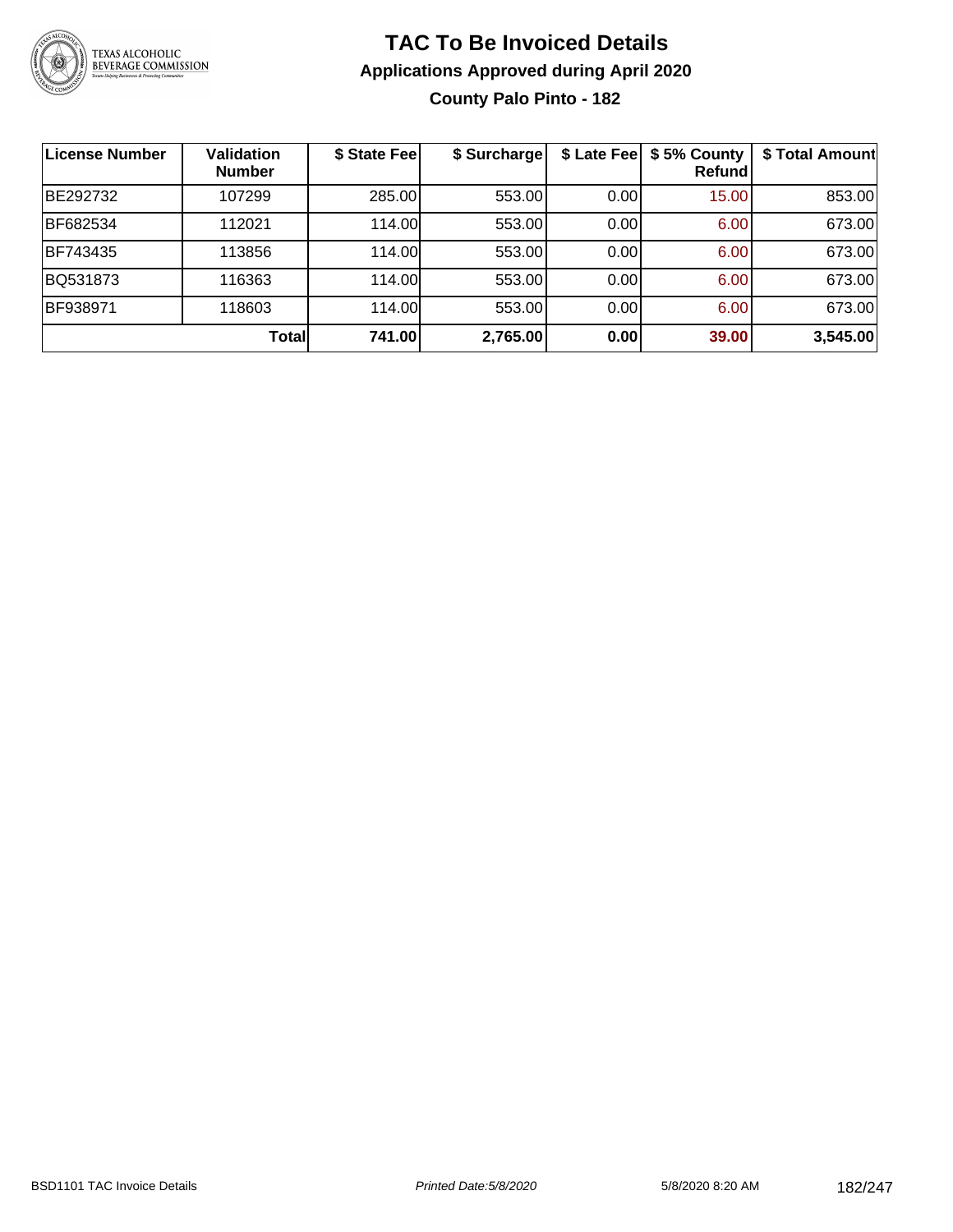# TAC To Be Invoiced Details

## Applications Approved during April 2020

### County Palo Pinto - 182

| License Number | Validation Number | $ State Fee | $ Surcharge | $ Late Fee | $ 5% County Refund | $ Total Amount |
|---|---|---|---|---|---|---|
| BE292732 | 107299 | 285.00 | 553.00 | 0.00 | 15.00 | 853.00 |
| BF682534 | 112021 | 114.00 | 553.00 | 0.00 | 6.00 | 673.00 |
| BF743435 | 113856 | 114.00 | 553.00 | 0.00 | 6.00 | 673.00 |
| BQ531873 | 116363 | 114.00 | 553.00 | 0.00 | 6.00 | 673.00 |
| BF938971 | 118603 | 114.00 | 553.00 | 0.00 | 6.00 | 673.00 |
| | **Total** | **741.00** | **2,765.00** | **0.00** | **39.00** | **3,545.00** |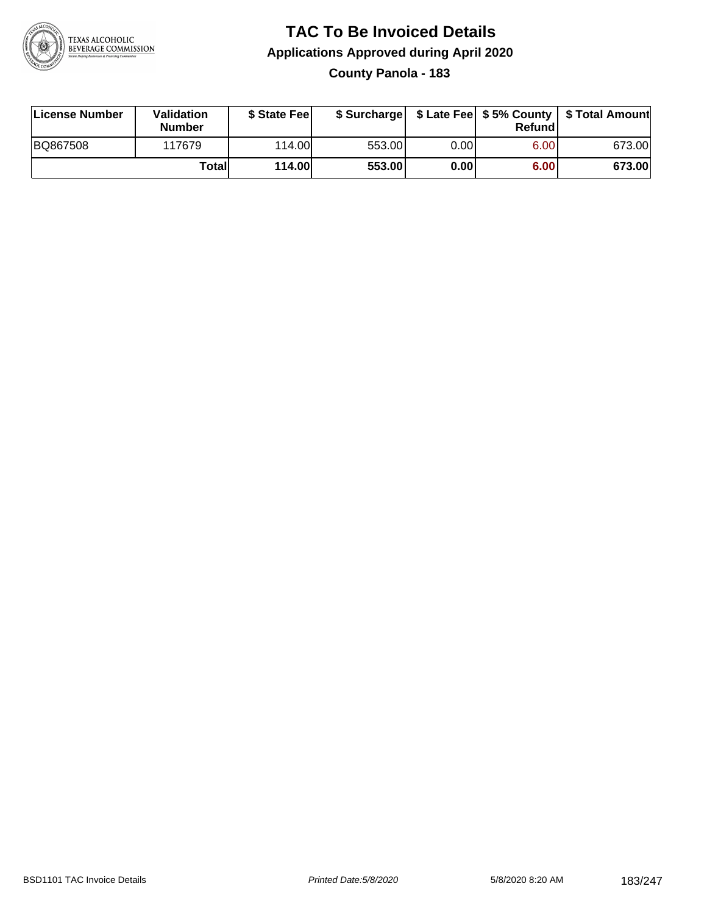# TAC To Be Invoiced Details

## Applications Approved during April 2020

### County Panola - 183

| License Number | Validation Number | $ State Fee | $ Surcharge | $ Late Fee | $ 5% County Refund | $ Total Amount |
|---|---|---|---|---|---|---|
| BQ867508 | 117679 | 114.00 | 553.00 | 0.00 | 6.00 | 673.00 |
| | **Total** | **114.00** | **553.00** | **0.00** | **6.00** | **673.00** |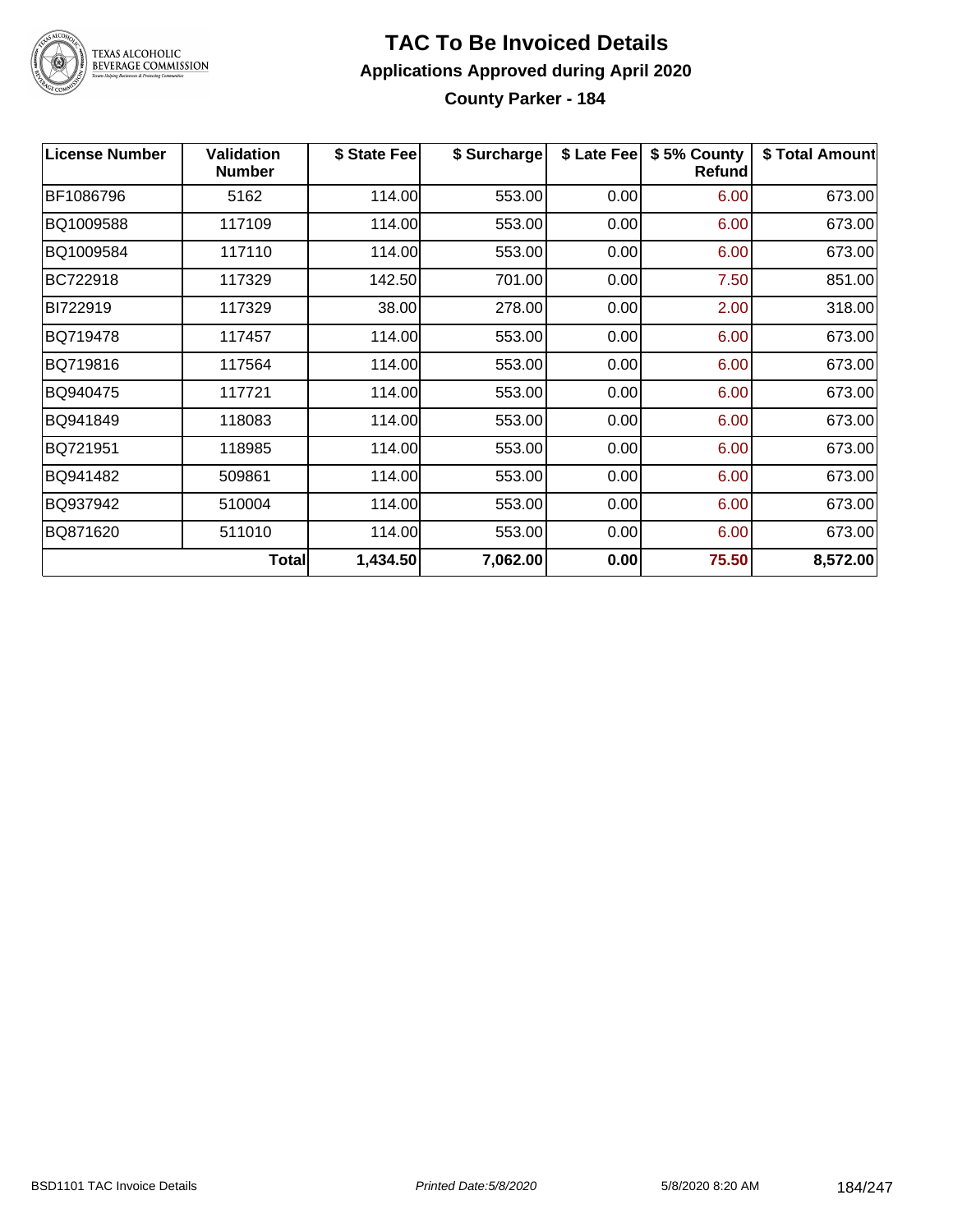# TAC To Be Invoiced Details

## Applications Approved during April 2020

### County Parker - 184

| License Number | Validation Number | $ State Fee | $ Surcharge | $ Late Fee | $ 5% County Refund | $ Total Amount |
|---|---|---|---|---|---|---|
| BF1086796 | 5162 | 114.00 | 553.00 | 0.00 | 6.00 | 673.00 |
| BQ1009588 | 117109 | 114.00 | 553.00 | 0.00 | 6.00 | 673.00 |
| BQ1009584 | 117110 | 114.00 | 553.00 | 0.00 | 6.00 | 673.00 |
| BC722918 | 117329 | 142.50 | 701.00 | 0.00 | 7.50 | 851.00 |
| BI722919 | 117329 | 38.00 | 278.00 | 0.00 | 2.00 | 318.00 |
| BQ719478 | 117457 | 114.00 | 553.00 | 0.00 | 6.00 | 673.00 |
| BQ719816 | 117564 | 114.00 | 553.00 | 0.00 | 6.00 | 673.00 |
| BQ940475 | 117721 | 114.00 | 553.00 | 0.00 | 6.00 | 673.00 |
| BQ941849 | 118083 | 114.00 | 553.00 | 0.00 | 6.00 | 673.00 |
| BQ721951 | 118985 | 114.00 | 553.00 | 0.00 | 6.00 | 673.00 |
| BQ941482 | 509861 | 114.00 | 553.00 | 0.00 | 6.00 | 673.00 |
| BQ937942 | 510004 | 114.00 | 553.00 | 0.00 | 6.00 | 673.00 |
| BQ871620 | 511010 | 114.00 | 553.00 | 0.00 | 6.00 | 673.00 |
| | **Total** | **1,434.50** | **7,062.00** | **0.00** | **75.50** | **8,572.00** |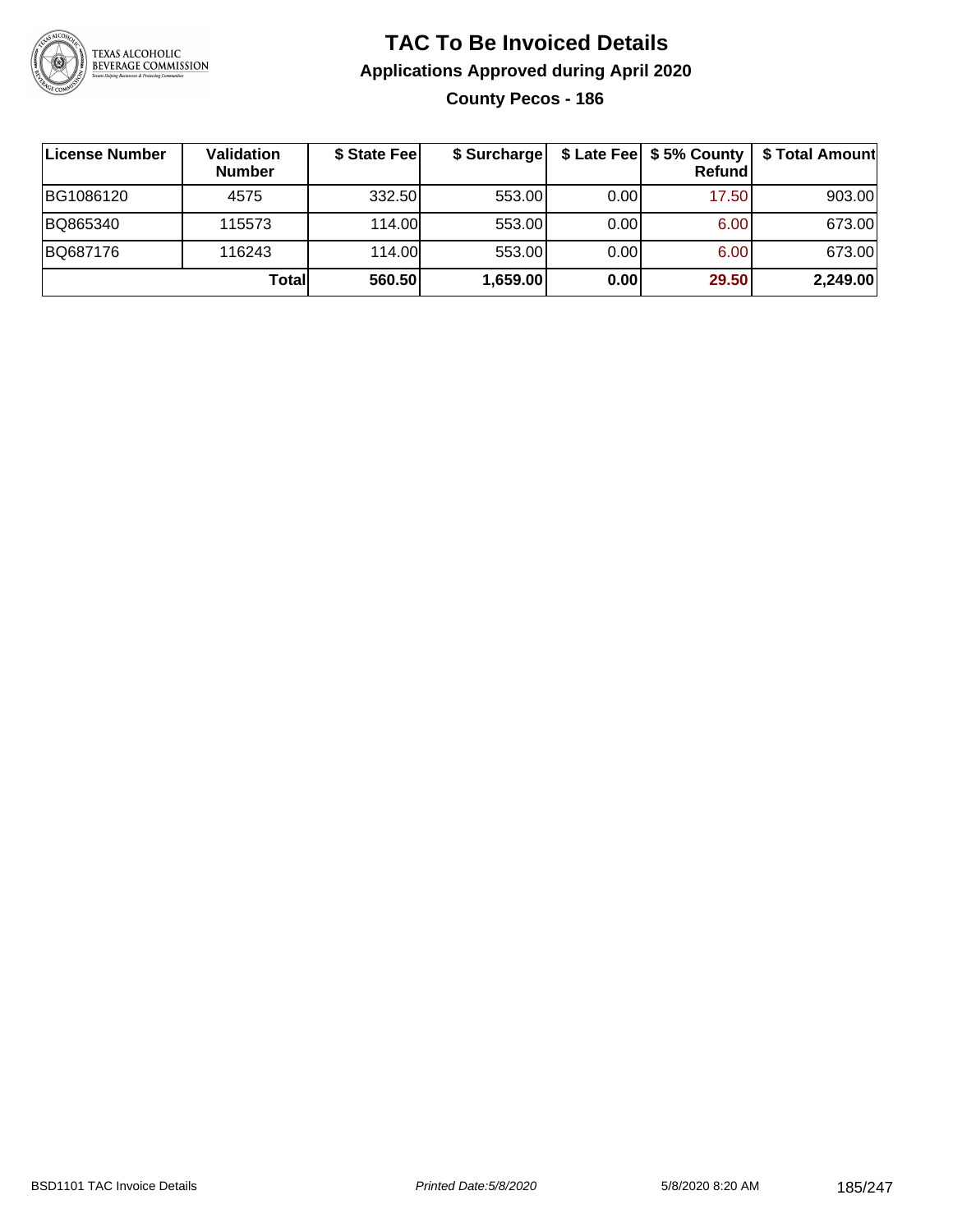# TAC To Be Invoiced Details

## Applications Approved during April 2020

### County Pecos - 186

| License Number | Validation Number | $ State Fee | $ Surcharge | $ Late Fee | $ 5% County Refund | $ Total Amount |
|---|---|---|---|---|---|---|
| BG1086120 | 4575 | 332.50 | 553.00 | 0.00 | 17.50 | 903.00 |
| BQ865340 | 115573 | 114.00 | 553.00 | 0.00 | 6.00 | 673.00 |
| BQ687176 | 116243 | 114.00 | 553.00 | 0.00 | 6.00 | 673.00 |
| | **Total** | **560.50** | **1,659.00** | **0.00** | **29.50** | **2,249.00** |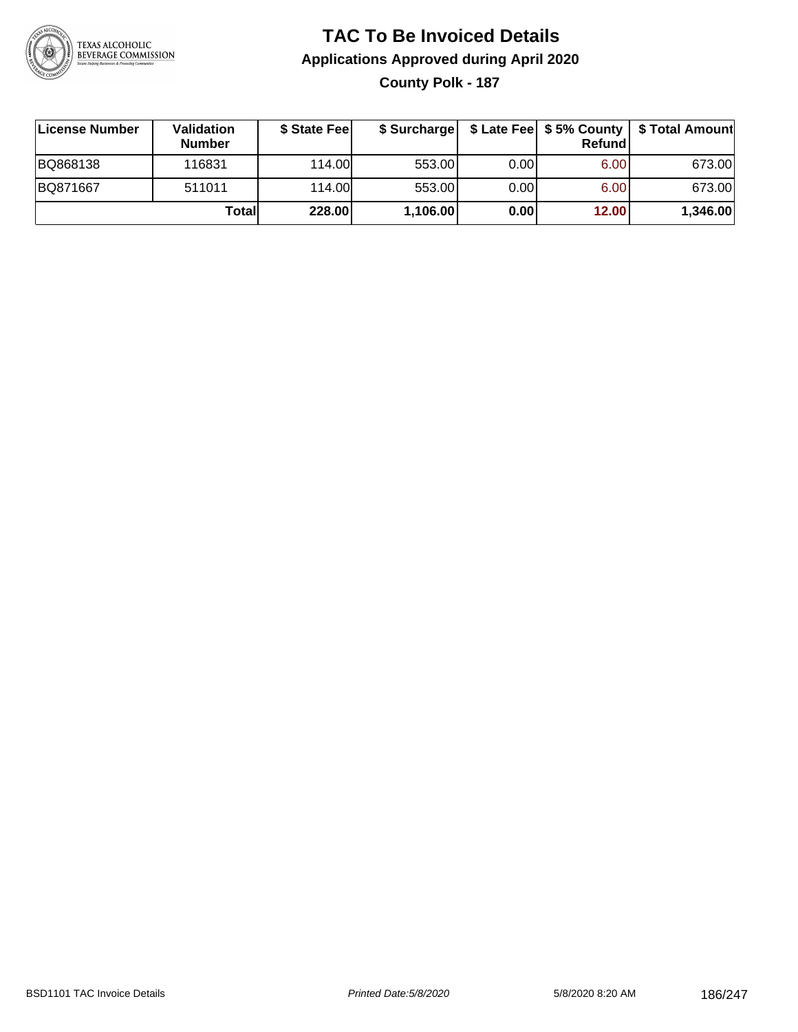# TAC To Be Invoiced Details

## Applications Approved during April 2020

### County Polk - 187

| License Number | Validation Number | $ State Fee | $ Surcharge | $ Late Fee | $ 5% County Refund | $ Total Amount |
|---|---|---|---|---|---|---|
| BQ868138 | 116831 | 114.00 | 553.00 | 0.00 | 6.00 | 673.00 |
| BQ871667 | 511011 | 114.00 | 553.00 | 0.00 | 6.00 | 673.00 |
| | **Total** | **228.00** | **1,106.00** | **0.00** | **12.00** | **1,346.00** |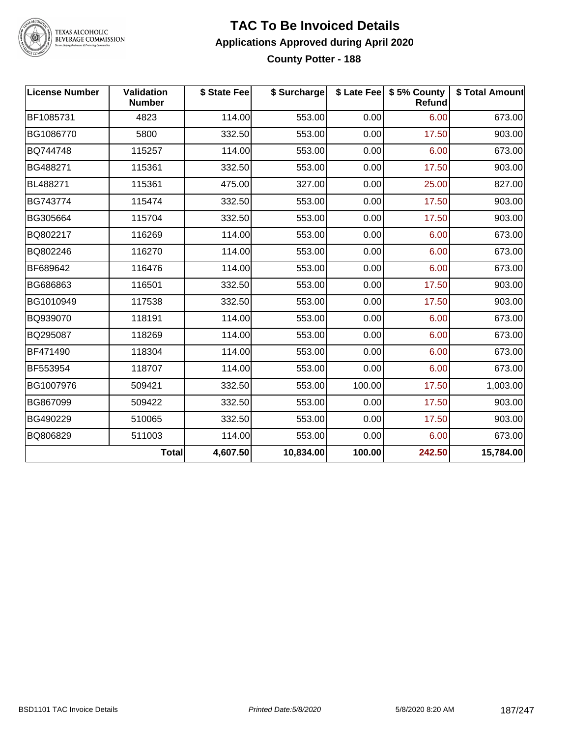# TAC To Be Invoiced Details

## Applications Approved during April 2020

### County Potter - 188

| License Number | Validation Number | \$ State Fee | \$ Surcharge | \$ Late Fee | \$ 5% County Refund | \$ Total Amount |
|---|---|---|---|---|---|---|
| BF1085731 | 4823 | 114.00 | 553.00 | 0.00 | 6.00 | 673.00 |
| BG1086770 | 5800 | 332.50 | 553.00 | 0.00 | 17.50 | 903.00 |
| BQ744748 | 115257 | 114.00 | 553.00 | 0.00 | 6.00 | 673.00 |
| BG488271 | 115361 | 332.50 | 553.00 | 0.00 | 17.50 | 903.00 |
| BL488271 | 115361 | 475.00 | 327.00 | 0.00 | 25.00 | 827.00 |
| BG743774 | 115474 | 332.50 | 553.00 | 0.00 | 17.50 | 903.00 |
| BG305664 | 115704 | 332.50 | 553.00 | 0.00 | 17.50 | 903.00 |
| BQ802217 | 116269 | 114.00 | 553.00 | 0.00 | 6.00 | 673.00 |
| BQ802246 | 116270 | 114.00 | 553.00 | 0.00 | 6.00 | 673.00 |
| BF689642 | 116476 | 114.00 | 553.00 | 0.00 | 6.00 | 673.00 |
| BG686863 | 116501 | 332.50 | 553.00 | 0.00 | 17.50 | 903.00 |
| BG1010949 | 117538 | 332.50 | 553.00 | 0.00 | 17.50 | 903.00 |
| BQ939070 | 118191 | 114.00 | 553.00 | 0.00 | 6.00 | 673.00 |
| BQ295087 | 118269 | 114.00 | 553.00 | 0.00 | 6.00 | 673.00 |
| BF471490 | 118304 | 114.00 | 553.00 | 0.00 | 6.00 | 673.00 |
| BF553954 | 118707 | 114.00 | 553.00 | 0.00 | 6.00 | 673.00 |
| BG1007976 | 509421 | 332.50 | 553.00 | 100.00 | 17.50 | 1,003.00 |
| BG867099 | 509422 | 332.50 | 553.00 | 0.00 | 17.50 | 903.00 |
| BG490229 | 510065 | 332.50 | 553.00 | 0.00 | 17.50 | 903.00 |
| BQ806829 | 511003 | 114.00 | 553.00 | 0.00 | 6.00 | 673.00 |
| | **Total** | **4,607.50** | **10,834.00** | **100.00** | **242.50** | **15,784.00** |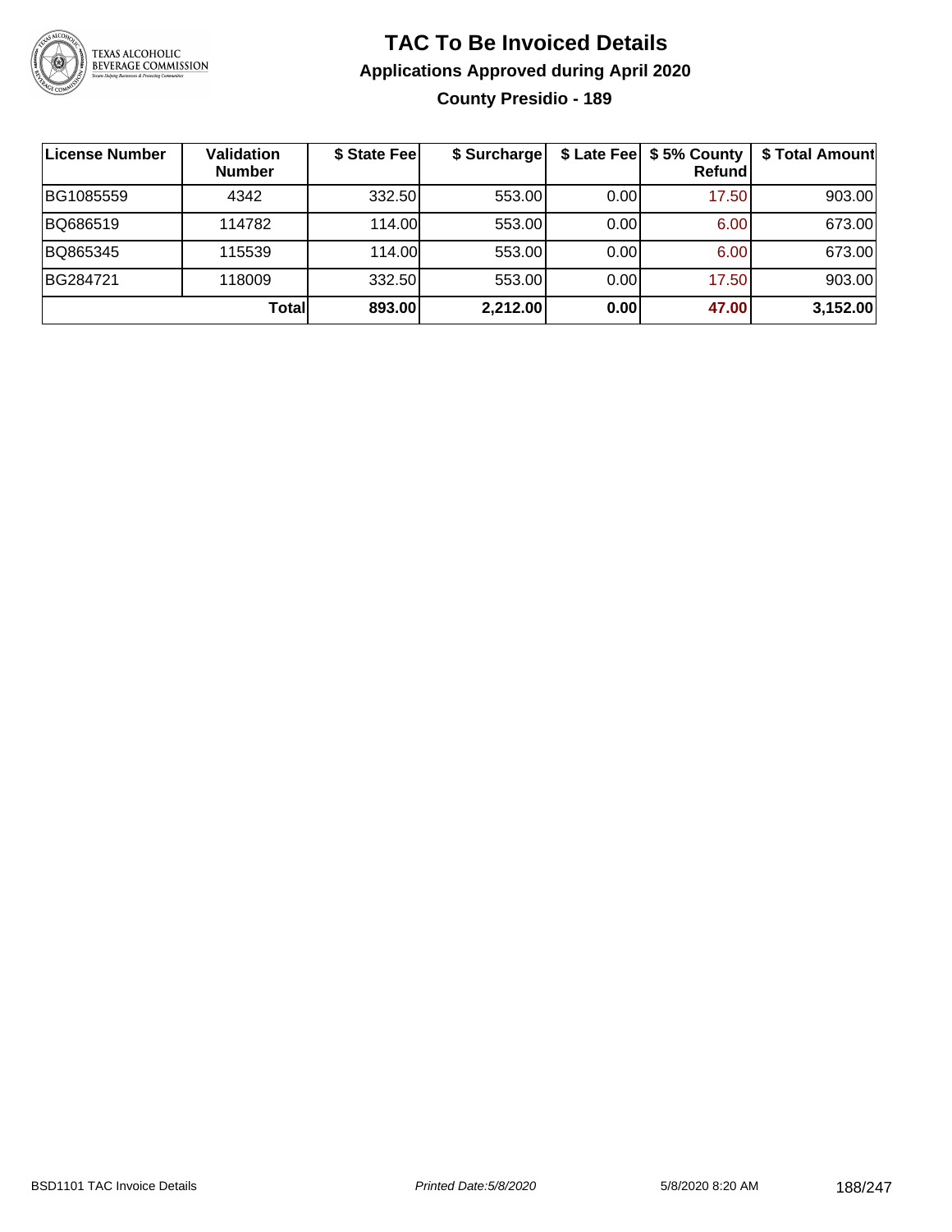# TAC To Be Invoiced Details

## Applications Approved during April 2020

### County Presidio - 189

| License Number | Validation Number | $ State Fee | $ Surcharge | $ Late Fee | $ 5% County Refund | $ Total Amount |
|---|---|---|---|---|---|---|
| BG1085559 | 4342 | 332.50 | 553.00 | 0.00 | 17.50 | 903.00 |
| BQ686519 | 114782 | 114.00 | 553.00 | 0.00 | 6.00 | 673.00 |
| BQ865345 | 115539 | 114.00 | 553.00 | 0.00 | 6.00 | 673.00 |
| BG284721 | 118009 | 332.50 | 553.00 | 0.00 | 17.50 | 903.00 |
| | **Total** | **893.00** | **2,212.00** | **0.00** | **47.00** | **3,152.00** |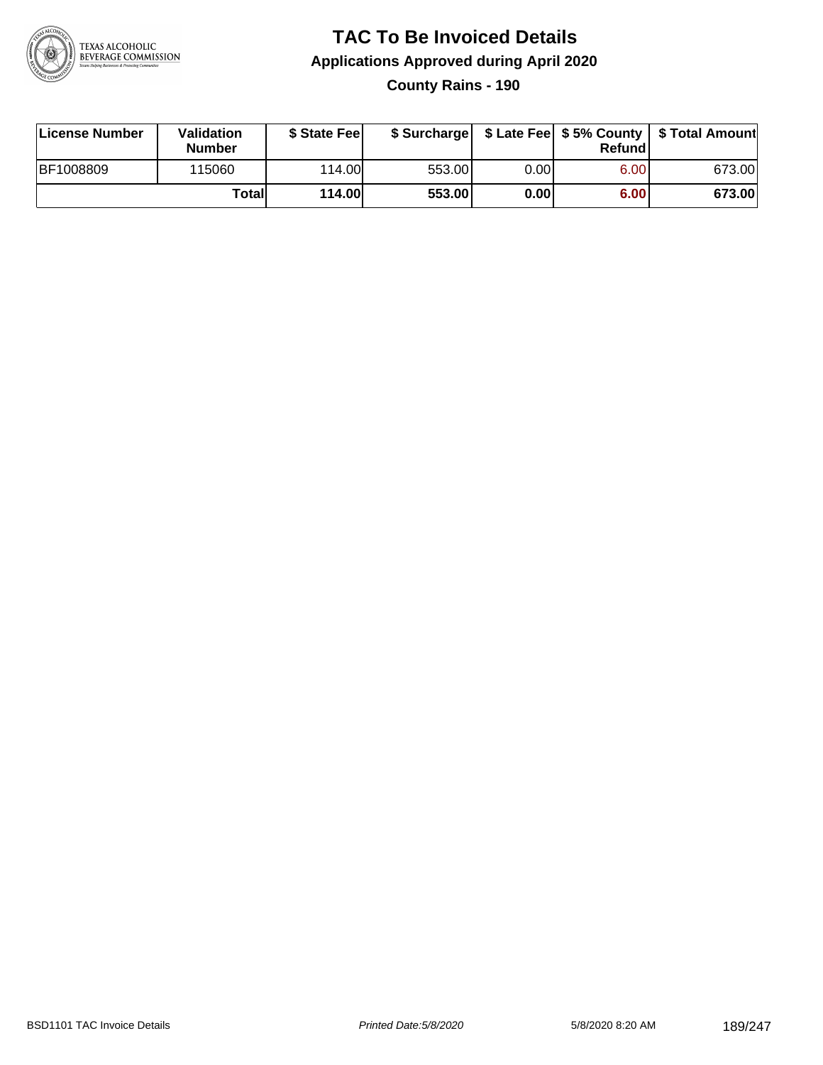# TAC To Be Invoiced Details

## Applications Approved during April 2020

### County Rains - 190

| License Number | Validation Number | $ State Fee | $ Surcharge | $ Late Fee | $ 5% County Refund | $ Total Amount |
|---|---|---|---|---|---|---|
| BF1008809 | 115060 | 114.00 | 553.00 | 0.00 | 6.00 | 673.00 |
| | **Total** | **114.00** | **553.00** | **0.00** | **6.00** | **673.00** |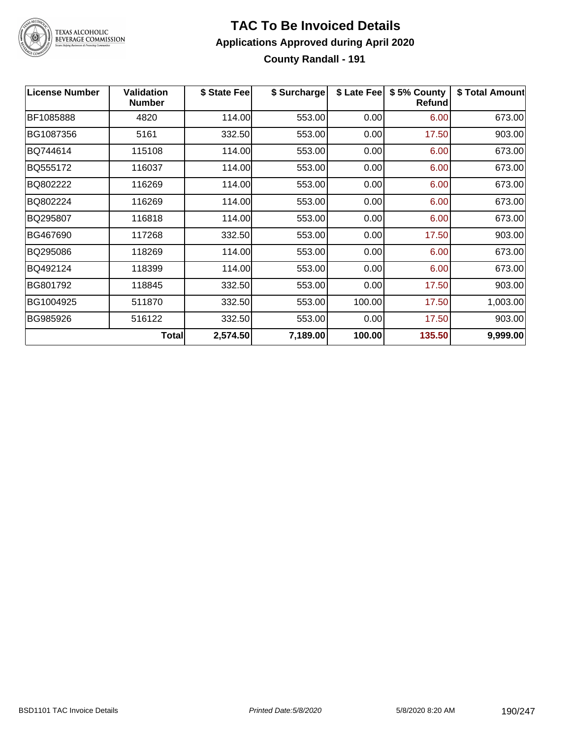# TAC To Be Invoiced Details

## Applications Approved during April 2020

### County Randall - 191

| License Number | Validation Number | $ State Fee | $ Surcharge | $ Late Fee | $ 5% County Refund | $ Total Amount |
|---|---|---|---|---|---|---|
| BF1085888 | 4820 | 114.00 | 553.00 | 0.00 | 6.00 | 673.00 |
| BG1087356 | 5161 | 332.50 | 553.00 | 0.00 | 17.50 | 903.00 |
| BQ744614 | 115108 | 114.00 | 553.00 | 0.00 | 6.00 | 673.00 |
| BQ555172 | 116037 | 114.00 | 553.00 | 0.00 | 6.00 | 673.00 |
| BQ802222 | 116269 | 114.00 | 553.00 | 0.00 | 6.00 | 673.00 |
| BQ802224 | 116269 | 114.00 | 553.00 | 0.00 | 6.00 | 673.00 |
| BQ295807 | 116818 | 114.00 | 553.00 | 0.00 | 6.00 | 673.00 |
| BG467690 | 117268 | 332.50 | 553.00 | 0.00 | 17.50 | 903.00 |
| BQ295086 | 118269 | 114.00 | 553.00 | 0.00 | 6.00 | 673.00 |
| BQ492124 | 118399 | 114.00 | 553.00 | 0.00 | 6.00 | 673.00 |
| BG801792 | 118845 | 332.50 | 553.00 | 0.00 | 17.50 | 903.00 |
| BG1004925 | 511870 | 332.50 | 553.00 | 100.00 | 17.50 | 1,003.00 |
| BG985926 | 516122 | 332.50 | 553.00 | 0.00 | 17.50 | 903.00 |
| | **Total** | **2,574.50** | **7,189.00** | **100.00** | **135.50** | **9,999.00** |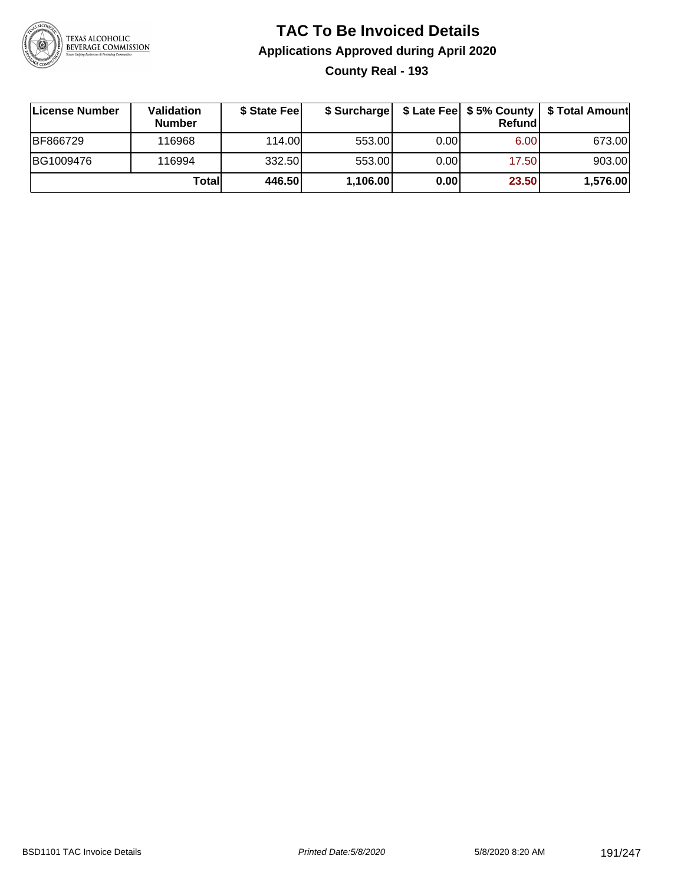# TAC To Be Invoiced Details

## Applications Approved during April 2020

### County Real - 193

| License Number | Validation Number | $ State Fee | $ Surcharge | $ Late Fee | $ 5% County Refund | $ Total Amount |
|---|---|---|---|---|---|---|
| BF866729 | 116968 | 114.00 | 553.00 | 0.00 | 6.00 | 673.00 |
| BG1009476 | 116994 | 332.50 | 553.00 | 0.00 | 17.50 | 903.00 |
| | **Total** | **446.50** | **1,106.00** | **0.00** | **23.50** | **1,576.00** |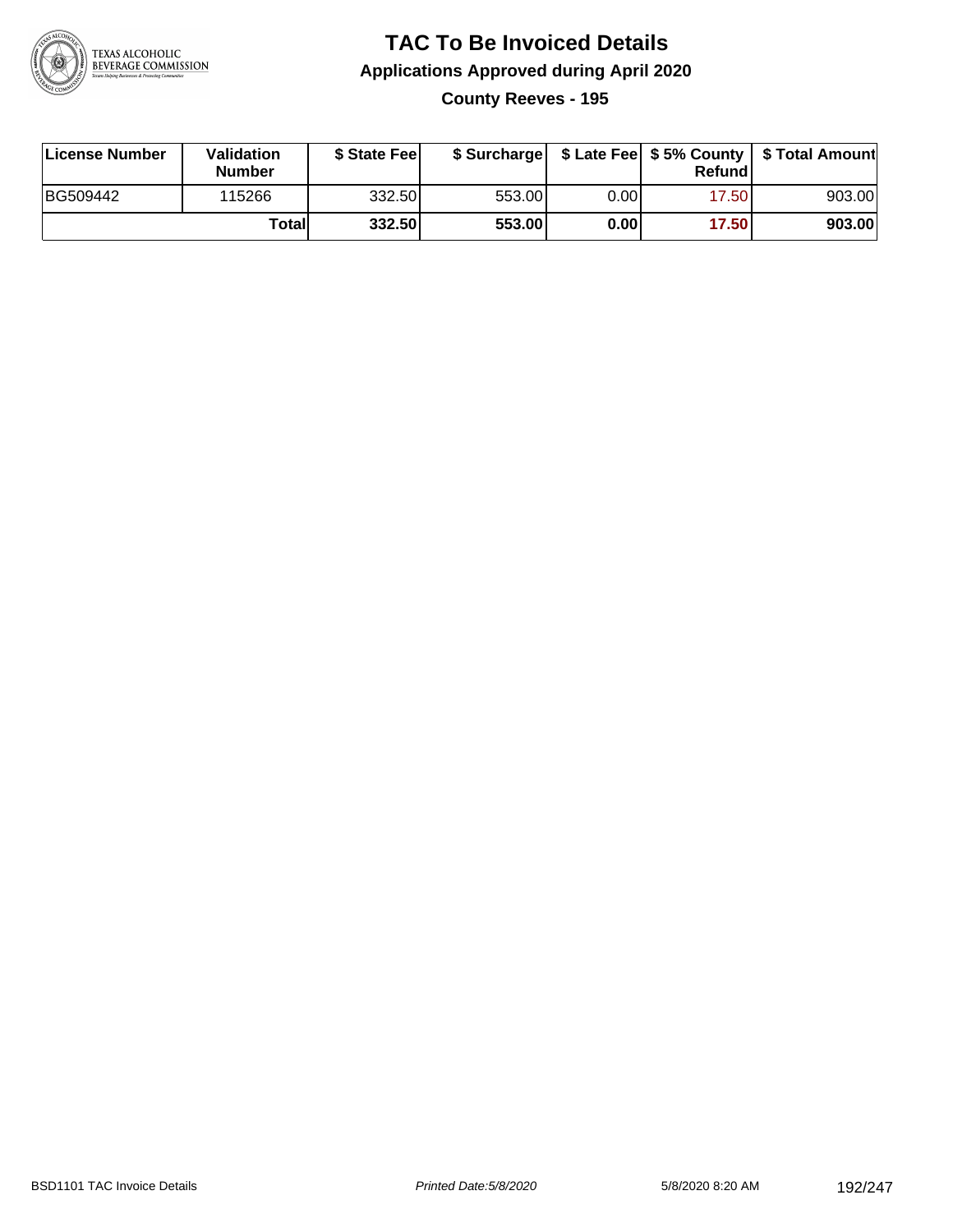# TAC To Be Invoiced Details

## Applications Approved during April 2020

### County Reeves - 195

| License Number | Validation Number | $ State Fee | $ Surcharge | $ Late Fee | $ 5% County Refund | $ Total Amount |
|---|---|---|---|---|---|---|
| BG509442 | 115266 | 332.50 | 553.00 | 0.00 | 17.50 | 903.00 |
| | **Total** | **332.50** | **553.00** | **0.00** | **17.50** | **903.00** |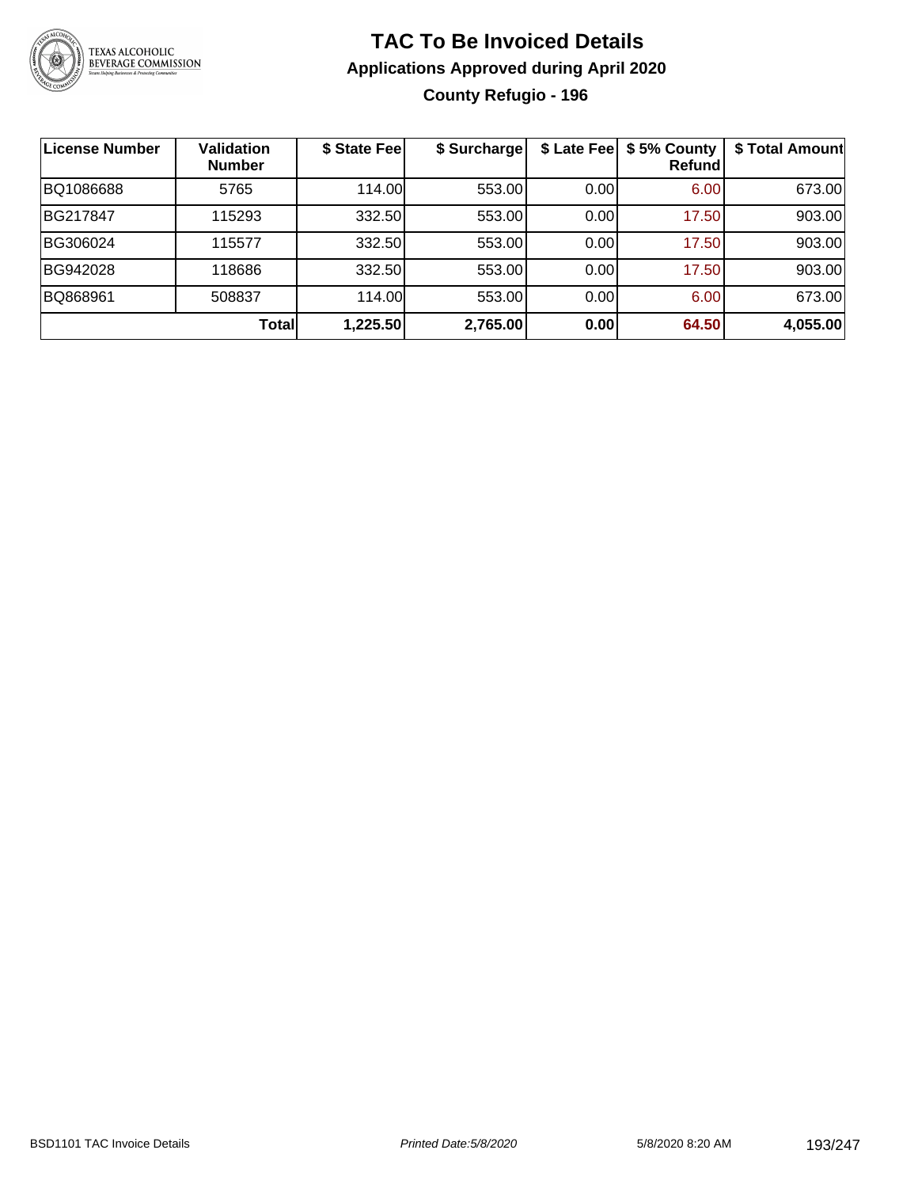# TAC To Be Invoiced Details

## Applications Approved during April 2020

### County Refugio - 196

| License Number | Validation Number | $ State Fee | $ Surcharge | $ Late Fee | $ 5% County Refund | $ Total Amount |
|---|---|---|---|---|---|---|
| BQ1086688 | 5765 | 114.00 | 553.00 | 0.00 | 6.00 | 673.00 |
| BG217847 | 115293 | 332.50 | 553.00 | 0.00 | 17.50 | 903.00 |
| BG306024 | 115577 | 332.50 | 553.00 | 0.00 | 17.50 | 903.00 |
| BG942028 | 118686 | 332.50 | 553.00 | 0.00 | 17.50 | 903.00 |
| BQ868961 | 508837 | 114.00 | 553.00 | 0.00 | 6.00 | 673.00 |
| | **Total** | **1,225.50** | **2,765.00** | **0.00** | **64.50** | **4,055.00** |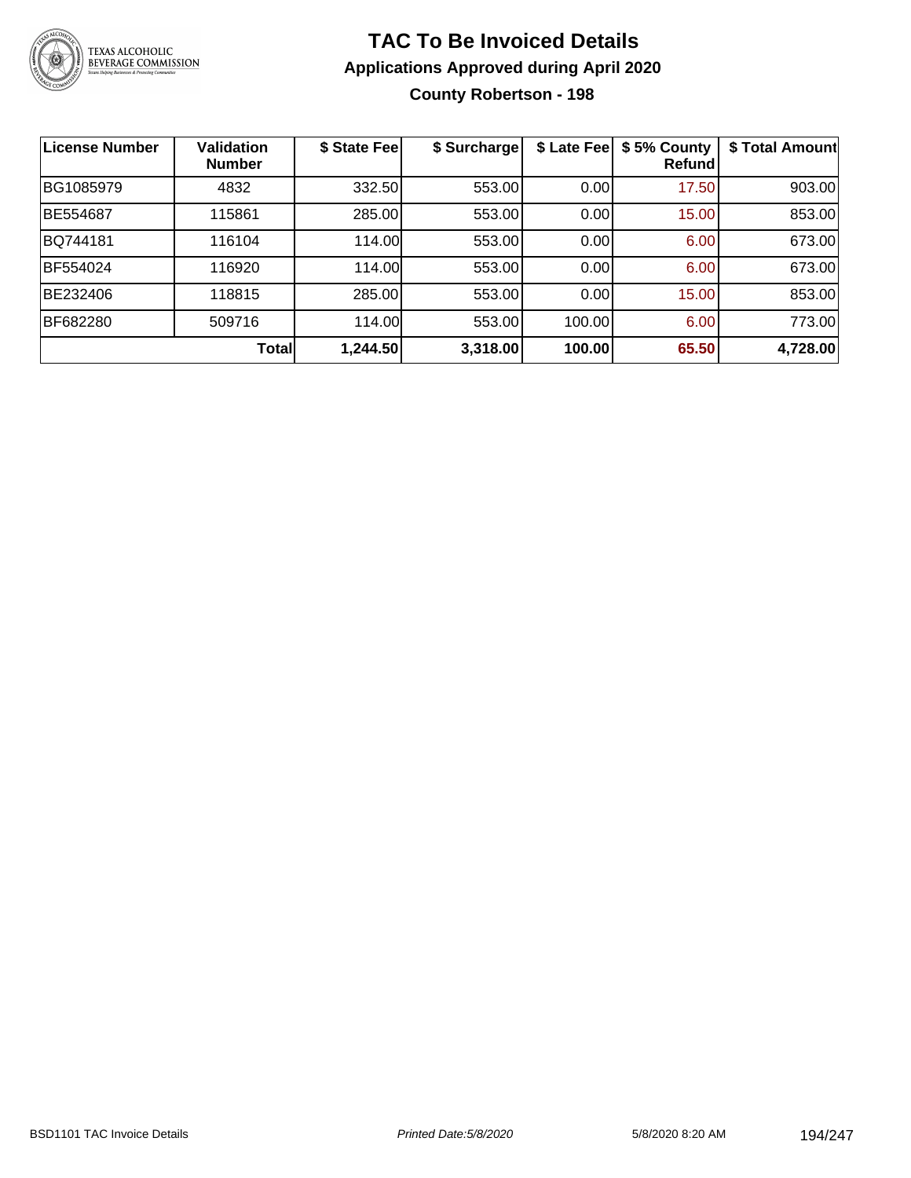# TAC To Be Invoiced Details

## Applications Approved during April 2020

### County Robertson - 198

| License Number | Validation Number | $ State Fee | $ Surcharge | $ Late Fee | $ 5% County Refund | $ Total Amount |
|---|---|---|---|---|---|---|
| BG1085979 | 4832 | 332.50 | 553.00 | 0.00 | 17.50 | 903.00 |
| BE554687 | 115861 | 285.00 | 553.00 | 0.00 | 15.00 | 853.00 |
| BQ744181 | 116104 | 114.00 | 553.00 | 0.00 | 6.00 | 673.00 |
| BF554024 | 116920 | 114.00 | 553.00 | 0.00 | 6.00 | 673.00 |
| BE232406 | 118815 | 285.00 | 553.00 | 0.00 | 15.00 | 853.00 |
| BF682280 | 509716 | 114.00 | 553.00 | 100.00 | 6.00 | 773.00 |
| | **Total** | **1,244.50** | **3,318.00** | **100.00** | **65.50** | **4,728.00** |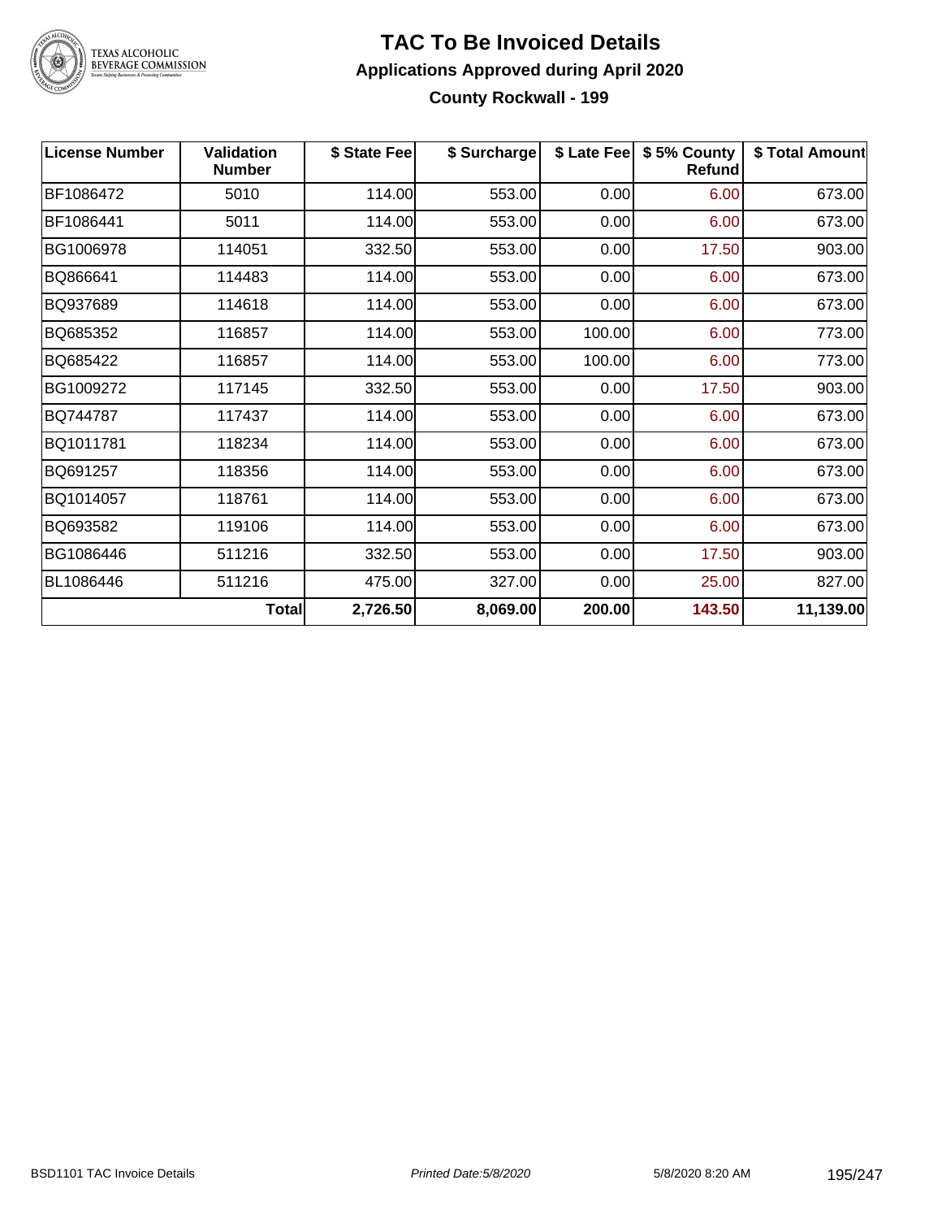# TAC To Be Invoiced Details

## Applications Approved during April 2020

### County Rockwall - 199

| License Number | Validation Number | $ State Fee | $ Surcharge | $ Late Fee | $ 5% County Refund | $ Total Amount |
|---|---|---|---|---|---|---|
| BF1086472 | 5010 | 114.00 | 553.00 | 0.00 | 6.00 | 673.00 |
| BF1086441 | 5011 | 114.00 | 553.00 | 0.00 | 6.00 | 673.00 |
| BG1006978 | 114051 | 332.50 | 553.00 | 0.00 | 17.50 | 903.00 |
| BQ866641 | 114483 | 114.00 | 553.00 | 0.00 | 6.00 | 673.00 |
| BQ937689 | 114618 | 114.00 | 553.00 | 0.00 | 6.00 | 673.00 |
| BQ685352 | 116857 | 114.00 | 553.00 | 100.00 | 6.00 | 773.00 |
| BQ685422 | 116857 | 114.00 | 553.00 | 100.00 | 6.00 | 773.00 |
| BG1009272 | 117145 | 332.50 | 553.00 | 0.00 | 17.50 | 903.00 |
| BQ744787 | 117437 | 114.00 | 553.00 | 0.00 | 6.00 | 673.00 |
| BQ1011781 | 118234 | 114.00 | 553.00 | 0.00 | 6.00 | 673.00 |
| BQ691257 | 118356 | 114.00 | 553.00 | 0.00 | 6.00 | 673.00 |
| BQ1014057 | 118761 | 114.00 | 553.00 | 0.00 | 6.00 | 673.00 |
| BQ693582 | 119106 | 114.00 | 553.00 | 0.00 | 6.00 | 673.00 |
| BG1086446 | 511216 | 332.50 | 553.00 | 0.00 | 17.50 | 903.00 |
| BL1086446 | 511216 | 475.00 | 327.00 | 0.00 | 25.00 | 827.00 |
| | **Total** | **2,726.50** | **8,069.00** | **200.00** | **143.50** | **11,139.00** |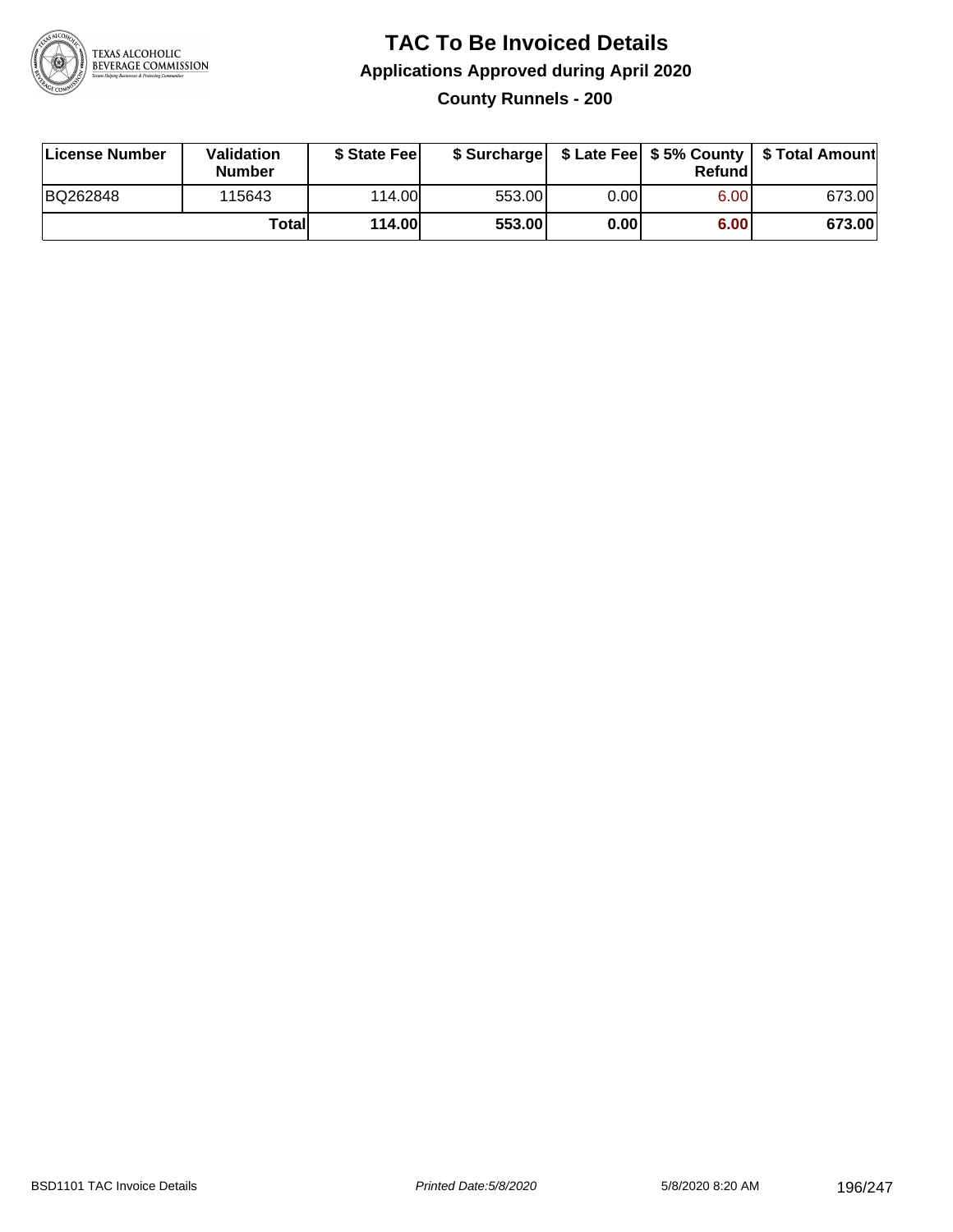# TAC To Be Invoiced Details

## Applications Approved during April 2020

### County Runnels - 200

| License Number | Validation Number | $ State Fee | $ Surcharge | $ Late Fee | $ 5% County Refund | $ Total Amount |
|---|---|---|---|---|---|---|
| BQ262848 | 115643 | 114.00 | 553.00 | 0.00 | 6.00 | 673.00 |
| | **Total** | **114.00** | **553.00** | **0.00** | **6.00** | **673.00** |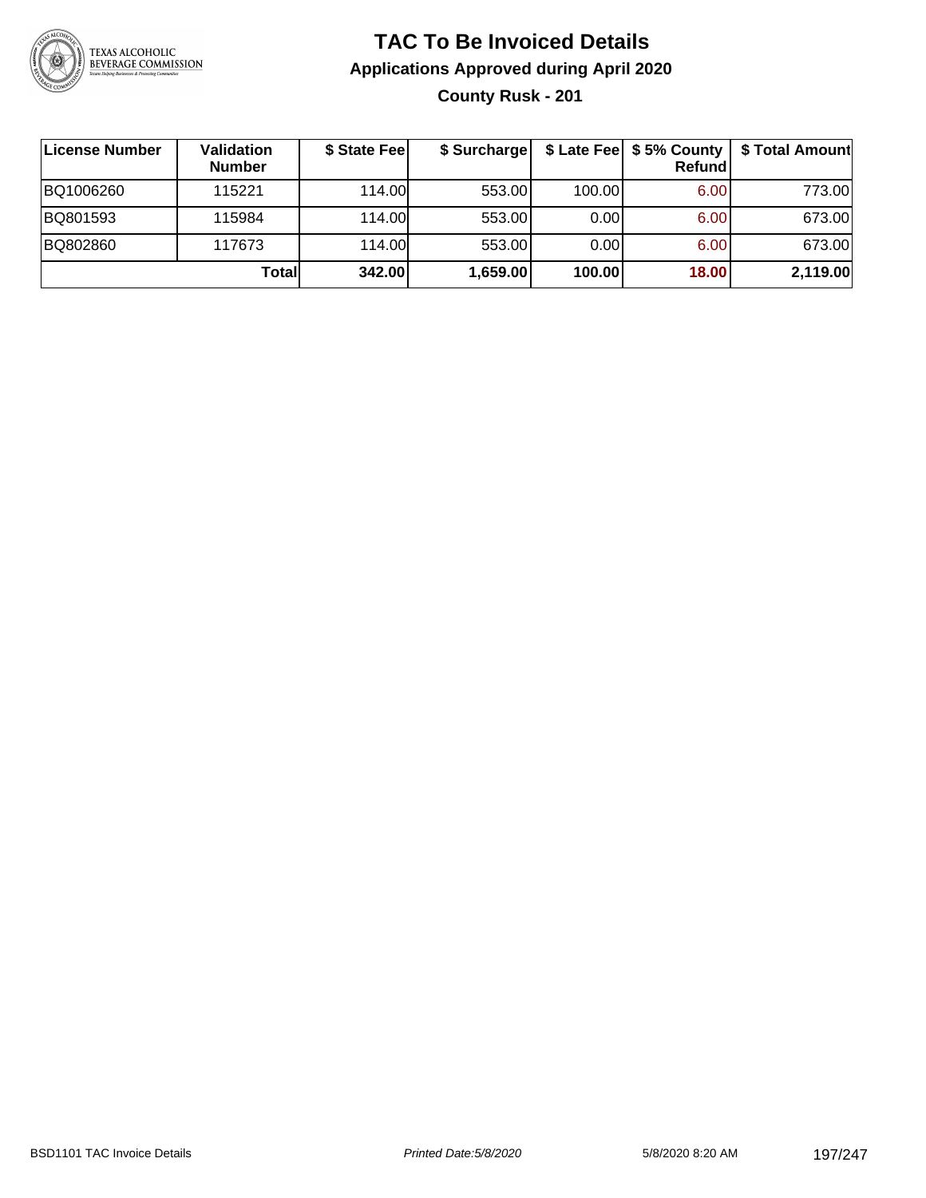# TAC To Be Invoiced Details

## Applications Approved during April 2020

### County Rusk - 201

| License Number | Validation Number | $ State Fee | $ Surcharge | $ Late Fee | $ 5% County Refund | $ Total Amount |
|---|---|---|---|---|---|---|
| BQ1006260 | 115221 | 114.00 | 553.00 | 100.00 | 6.00 | 773.00 |
| BQ801593 | 115984 | 114.00 | 553.00 | 0.00 | 6.00 | 673.00 |
| BQ802860 | 117673 | 114.00 | 553.00 | 0.00 | 6.00 | 673.00 |
| | **Total** | **342.00** | **1,659.00** | **100.00** | **18.00** | **2,119.00** |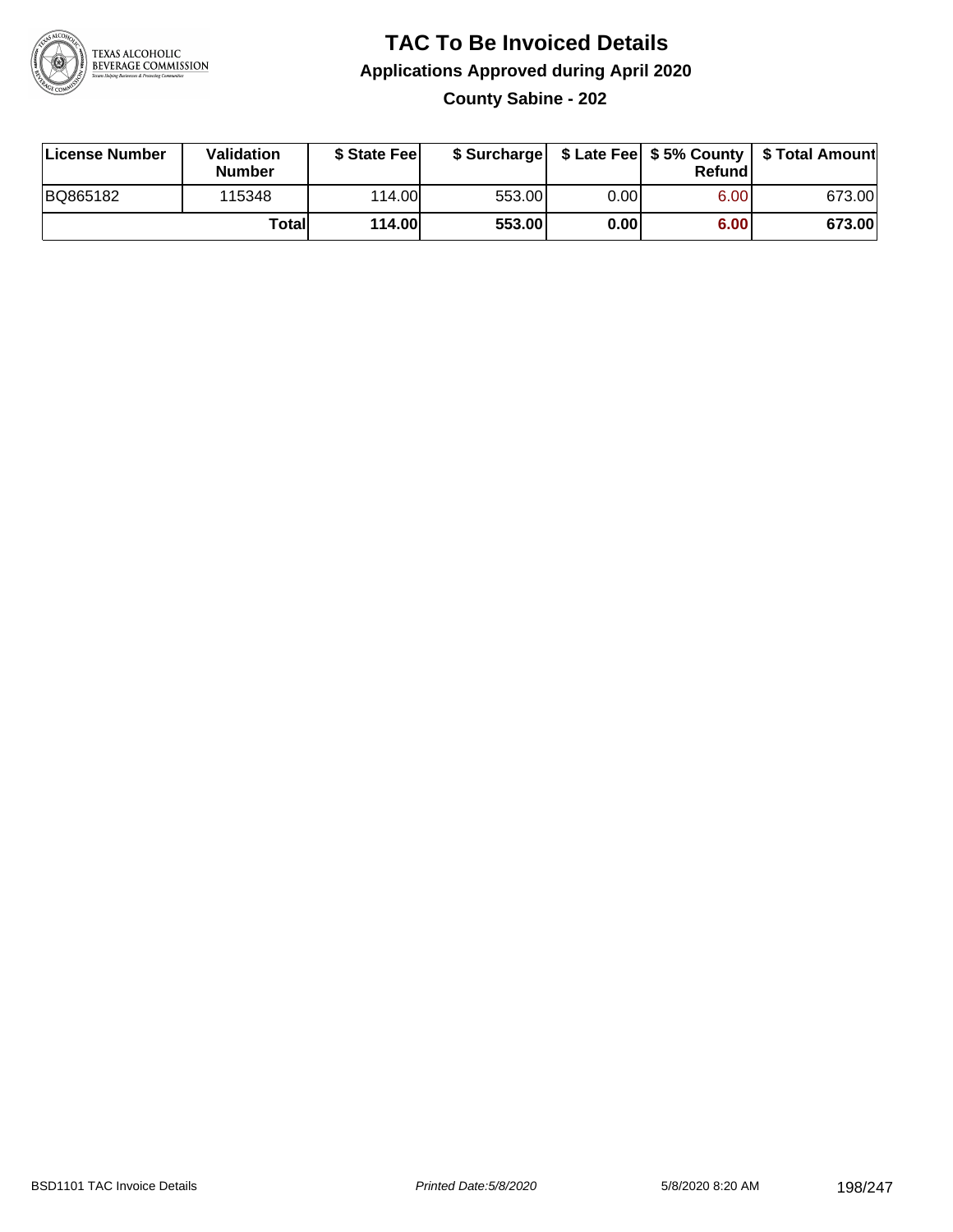# TAC To Be Invoiced Details

## Applications Approved during April 2020

### County Sabine - 202

| License Number | Validation Number | $ State Fee | $ Surcharge | $ Late Fee | $ 5% County Refund | $ Total Amount |
|---|---|---|---|---|---|---|
| BQ865182 | 115348 | 114.00 | 553.00 | 0.00 | 6.00 | 673.00 |
| | **Total** | **114.00** | **553.00** | **0.00** | **6.00** | **673.00** |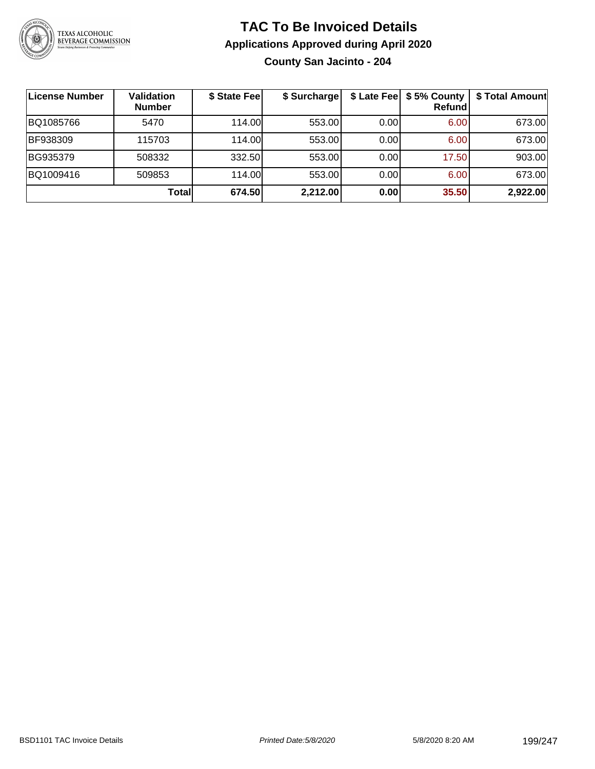# TAC To Be Invoiced Details

## Applications Approved during April 2020

### County San Jacinto - 204

| License Number | Validation Number | $ State Fee | $ Surcharge | $ Late Fee | $ 5% County Refund | $ Total Amount |
|---|---|---|---|---|---|---|
| BQ1085766 | 5470 | 114.00 | 553.00 | 0.00 | 6.00 | 673.00 |
| BF938309 | 115703 | 114.00 | 553.00 | 0.00 | 6.00 | 673.00 |
| BG935379 | 508332 | 332.50 | 553.00 | 0.00 | 17.50 | 903.00 |
| BQ1009416 | 509853 | 114.00 | 553.00 | 0.00 | 6.00 | 673.00 |
| | **Total** | **674.50** | **2,212.00** | **0.00** | **35.50** | **2,922.00** |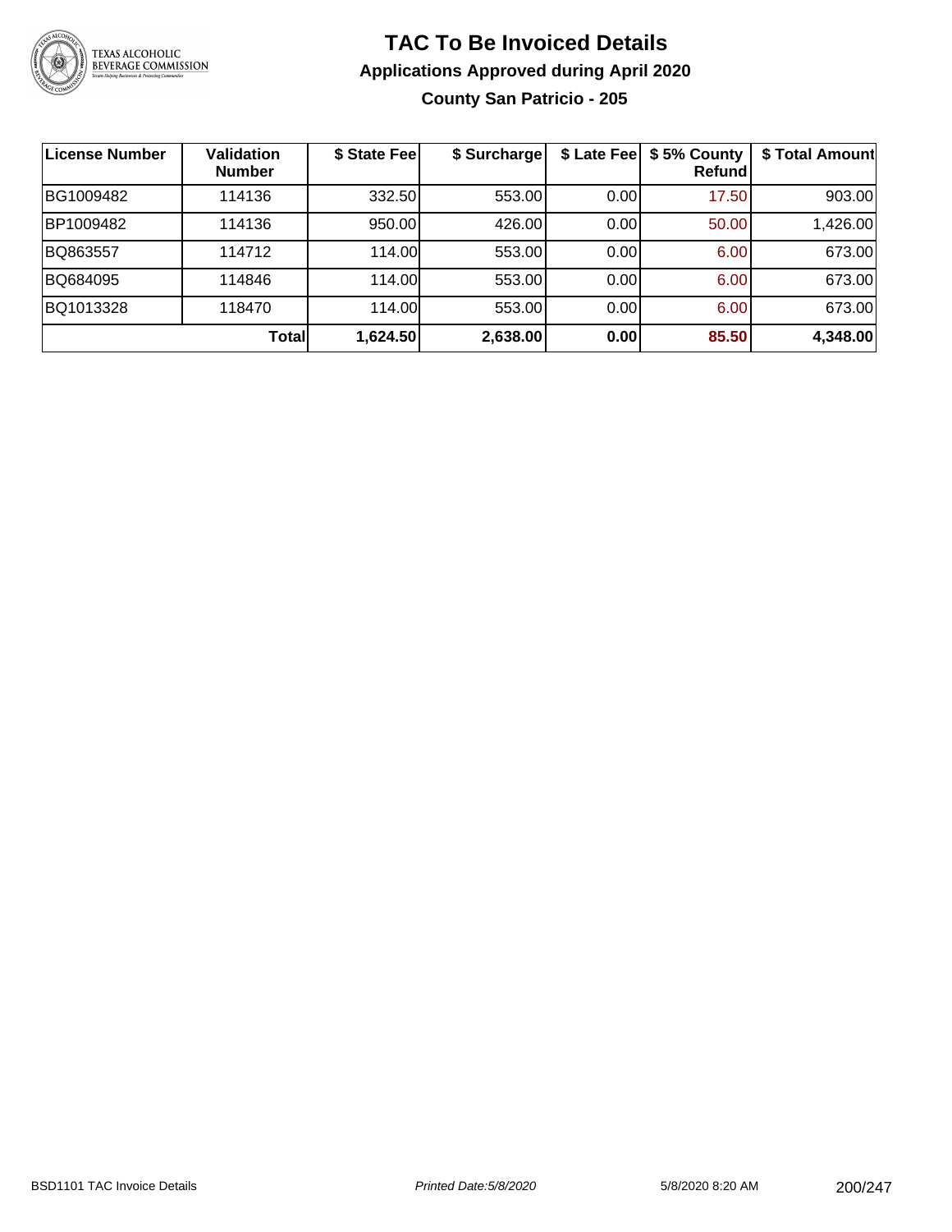# TAC To Be Invoiced Details

## Applications Approved during April 2020

### County San Patricio - 205

| License Number | Validation Number | $ State Fee | $ Surcharge | $ Late Fee | $ 5% County Refund | $ Total Amount |
|---|---|---|---|---|---|---|
| BG1009482 | 114136 | 332.50 | 553.00 | 0.00 | 17.50 | 903.00 |
| BP1009482 | 114136 | 950.00 | 426.00 | 0.00 | 50.00 | 1,426.00 |
| BQ863557 | 114712 | 114.00 | 553.00 | 0.00 | 6.00 | 673.00 |
| BQ684095 | 114846 | 114.00 | 553.00 | 0.00 | 6.00 | 673.00 |
| BQ1013328 | 118470 | 114.00 | 553.00 | 0.00 | 6.00 | 673.00 |
| | **Total** | **1,624.50** | **2,638.00** | **0.00** | **85.50** | **4,348.00** |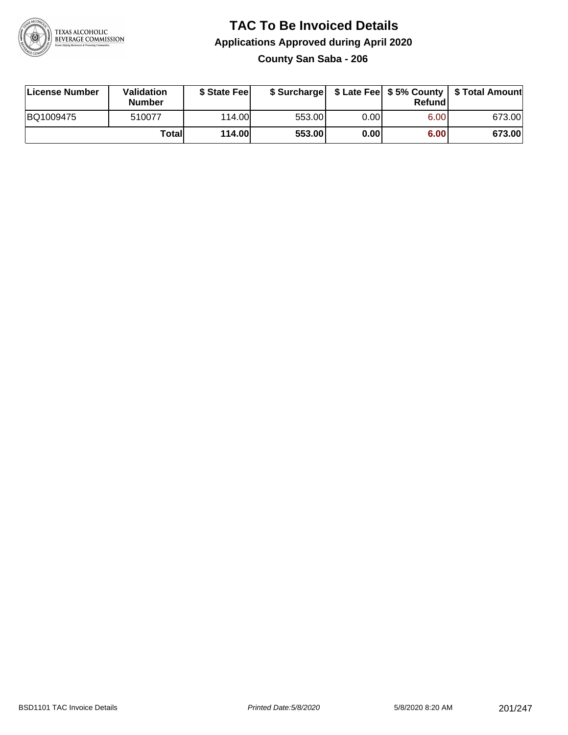# TAC To Be Invoiced Details

## Applications Approved during April 2020

### County San Saba - 206

| License Number | Validation Number | $ State Fee | $ Surcharge | $ Late Fee | $ 5% County Refund | $ Total Amount |
|---|---|---|---|---|---|---|
| BQ1009475 | 510077 | 114.00 | 553.00 | 0.00 | 6.00 | 673.00 |
| | **Total** | **114.00** | **553.00** | **0.00** | **6.00** | **673.00** |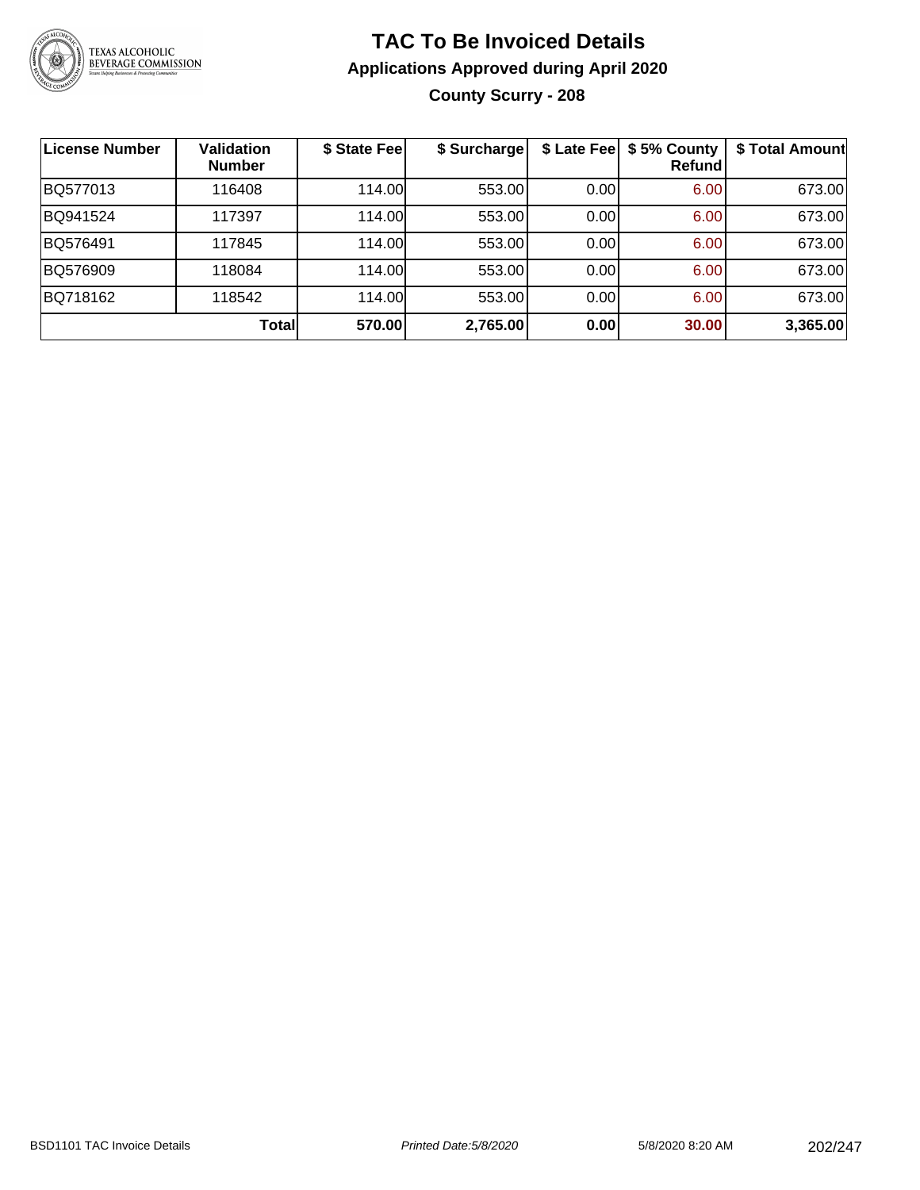# TAC To Be Invoiced Details

## Applications Approved during April 2020

### County Scurry - 208

| License Number | Validation Number | $ State Fee | $ Surcharge | $ Late Fee | $ 5% County Refund | $ Total Amount |
|---|---|---|---|---|---|---|
| BQ577013 | 116408 | 114.00 | 553.00 | 0.00 | 6.00 | 673.00 |
| BQ941524 | 117397 | 114.00 | 553.00 | 0.00 | 6.00 | 673.00 |
| BQ576491 | 117845 | 114.00 | 553.00 | 0.00 | 6.00 | 673.00 |
| BQ576909 | 118084 | 114.00 | 553.00 | 0.00 | 6.00 | 673.00 |
| BQ718162 | 118542 | 114.00 | 553.00 | 0.00 | 6.00 | 673.00 |
| | **Total** | **570.00** | **2,765.00** | **0.00** | **30.00** | **3,365.00** |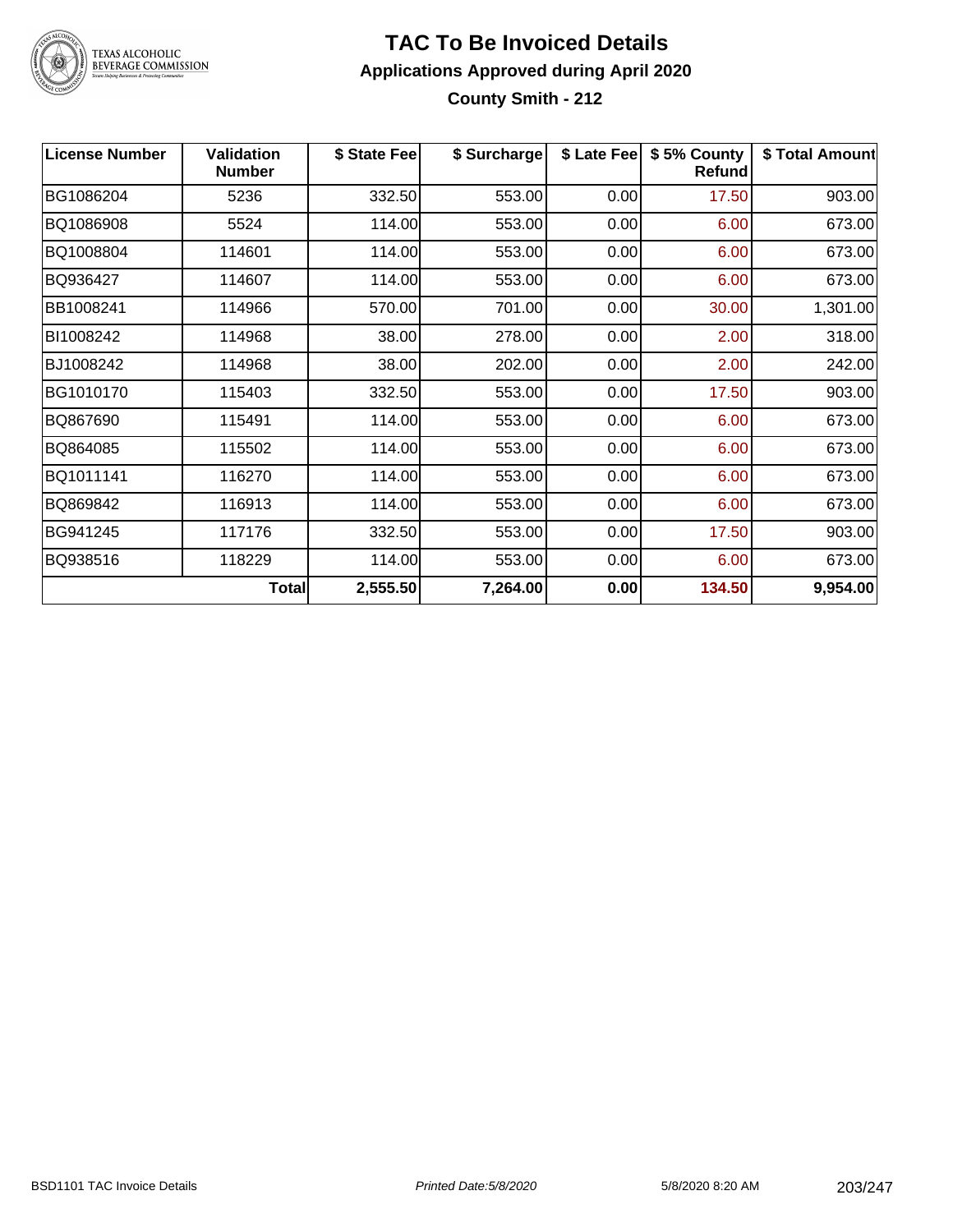# TAC To Be Invoiced Details

## Applications Approved during April 2020

### County Smith - 212

| License Number | Validation Number | $ State Fee | $ Surcharge | $ Late Fee | $ 5% County Refund | $ Total Amount |
|---|---|---|---|---|---|---|
| BG1086204 | 5236 | 332.50 | 553.00 | 0.00 | 17.50 | 903.00 |
| BQ1086908 | 5524 | 114.00 | 553.00 | 0.00 | 6.00 | 673.00 |
| BQ1008804 | 114601 | 114.00 | 553.00 | 0.00 | 6.00 | 673.00 |
| BQ936427 | 114607 | 114.00 | 553.00 | 0.00 | 6.00 | 673.00 |
| BB1008241 | 114966 | 570.00 | 701.00 | 0.00 | 30.00 | 1,301.00 |
| BI1008242 | 114968 | 38.00 | 278.00 | 0.00 | 2.00 | 318.00 |
| BJ1008242 | 114968 | 38.00 | 202.00 | 0.00 | 2.00 | 242.00 |
| BG1010170 | 115403 | 332.50 | 553.00 | 0.00 | 17.50 | 903.00 |
| BQ867690 | 115491 | 114.00 | 553.00 | 0.00 | 6.00 | 673.00 |
| BQ864085 | 115502 | 114.00 | 553.00 | 0.00 | 6.00 | 673.00 |
| BQ1011141 | 116270 | 114.00 | 553.00 | 0.00 | 6.00 | 673.00 |
| BQ869842 | 116913 | 114.00 | 553.00 | 0.00 | 6.00 | 673.00 |
| BG941245 | 117176 | 332.50 | 553.00 | 0.00 | 17.50 | 903.00 |
| BQ938516 | 118229 | 114.00 | 553.00 | 0.00 | 6.00 | 673.00 |
| | **Total** | **2,555.50** | **7,264.00** | **0.00** | **134.50** | **9,954.00** |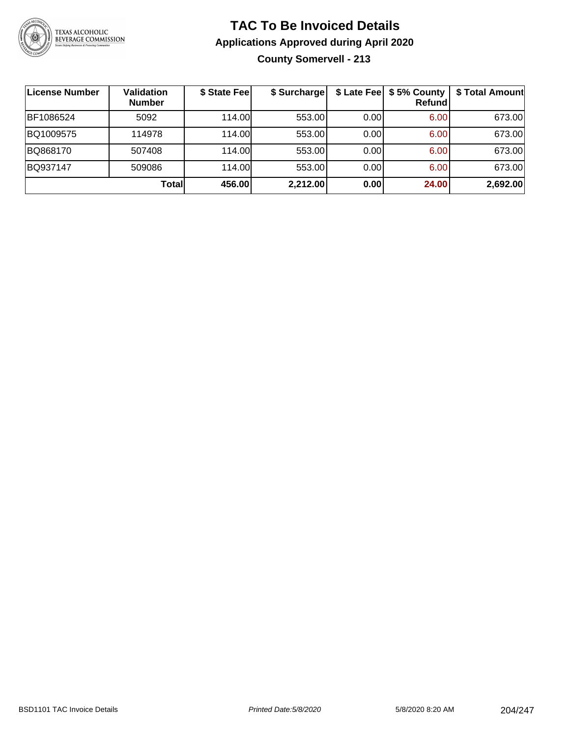# TAC To Be Invoiced Details

## Applications Approved during April 2020

### County Somervell - 213

| License Number | Validation Number | $ State Fee | $ Surcharge | $ Late Fee | $ 5% County Refund | $ Total Amount |
|---|---|---|---|---|---|---|
| BF1086524 | 5092 | 114.00 | 553.00 | 0.00 | 6.00 | 673.00 |
| BQ1009575 | 114978 | 114.00 | 553.00 | 0.00 | 6.00 | 673.00 |
| BQ868170 | 507408 | 114.00 | 553.00 | 0.00 | 6.00 | 673.00 |
| BQ937147 | 509086 | 114.00 | 553.00 | 0.00 | 6.00 | 673.00 |
| | **Total** | **456.00** | **2,212.00** | **0.00** | **24.00** | **2,692.00** |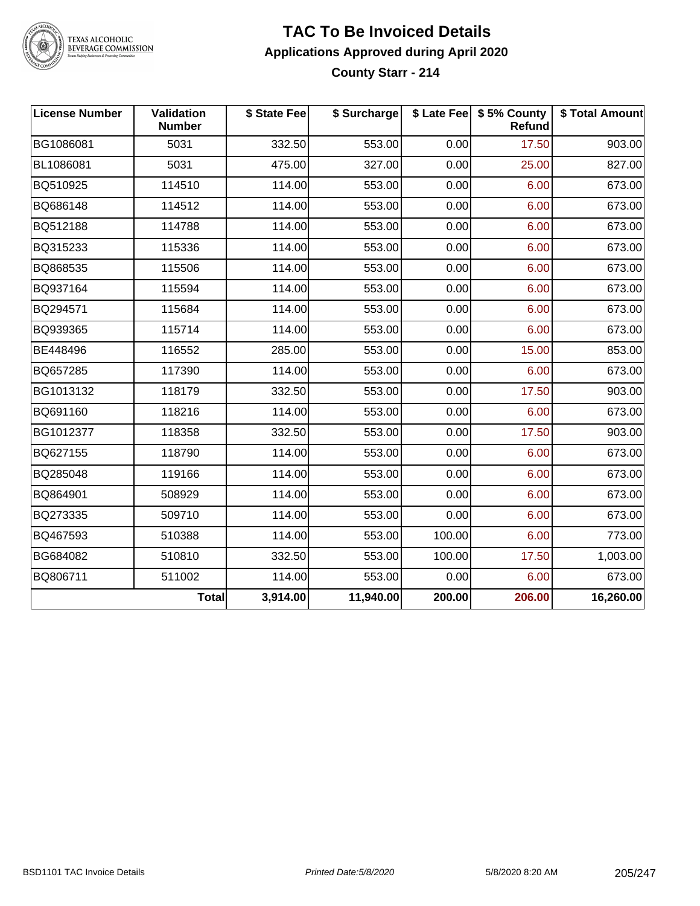# TAC To Be Invoiced Details

## Applications Approved during April 2020

### County Starr - 214

| License Number | Validation Number | $ State Fee | $ Surcharge | $ Late Fee | $ 5% County Refund | $ Total Amount |
|---|---|---|---|---|---|---|
| BG1086081 | 5031 | 332.50 | 553.00 | 0.00 | 17.50 | 903.00 |
| BL1086081 | 5031 | 475.00 | 327.00 | 0.00 | 25.00 | 827.00 |
| BQ510925 | 114510 | 114.00 | 553.00 | 0.00 | 6.00 | 673.00 |
| BQ686148 | 114512 | 114.00 | 553.00 | 0.00 | 6.00 | 673.00 |
| BQ512188 | 114788 | 114.00 | 553.00 | 0.00 | 6.00 | 673.00 |
| BQ315233 | 115336 | 114.00 | 553.00 | 0.00 | 6.00 | 673.00 |
| BQ868535 | 115506 | 114.00 | 553.00 | 0.00 | 6.00 | 673.00 |
| BQ937164 | 115594 | 114.00 | 553.00 | 0.00 | 6.00 | 673.00 |
| BQ294571 | 115684 | 114.00 | 553.00 | 0.00 | 6.00 | 673.00 |
| BQ939365 | 115714 | 114.00 | 553.00 | 0.00 | 6.00 | 673.00 |
| BE448496 | 116552 | 285.00 | 553.00 | 0.00 | 15.00 | 853.00 |
| BQ657285 | 117390 | 114.00 | 553.00 | 0.00 | 6.00 | 673.00 |
| BG1013132 | 118179 | 332.50 | 553.00 | 0.00 | 17.50 | 903.00 |
| BQ691160 | 118216 | 114.00 | 553.00 | 0.00 | 6.00 | 673.00 |
| BG1012377 | 118358 | 332.50 | 553.00 | 0.00 | 17.50 | 903.00 |
| BQ627155 | 118790 | 114.00 | 553.00 | 0.00 | 6.00 | 673.00 |
| BQ285048 | 119166 | 114.00 | 553.00 | 0.00 | 6.00 | 673.00 |
| BQ864901 | 508929 | 114.00 | 553.00 | 0.00 | 6.00 | 673.00 |
| BQ273335 | 509710 | 114.00 | 553.00 | 0.00 | 6.00 | 673.00 |
| BQ467593 | 510388 | 114.00 | 553.00 | 100.00 | 6.00 | 773.00 |
| BG684082 | 510810 | 332.50 | 553.00 | 100.00 | 17.50 | 1,003.00 |
| BQ806711 | 511002 | 114.00 | 553.00 | 0.00 | 6.00 | 673.00 |
| | **Total** | **3,914.00** | **11,940.00** | **200.00** | **206.00** | **16,260.00** |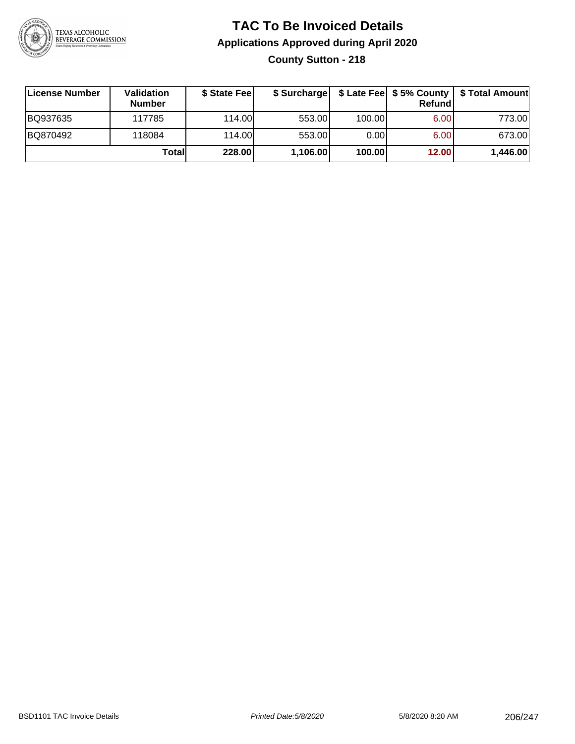# TAC To Be Invoiced Details

## Applications Approved during April 2020

### County Sutton - 218

| License Number | Validation Number | $ State Fee | $ Surcharge | $ Late Fee | $ 5% County Refund | $ Total Amount |
|---|---|---|---|---|---|---|
| BQ937635 | 117785 | 114.00 | 553.00 | 100.00 | 6.00 | 773.00 |
| BQ870492 | 118084 | 114.00 | 553.00 | 0.00 | 6.00 | 673.00 |
| | **Total** | **228.00** | **1,106.00** | **100.00** | **12.00** | **1,446.00** |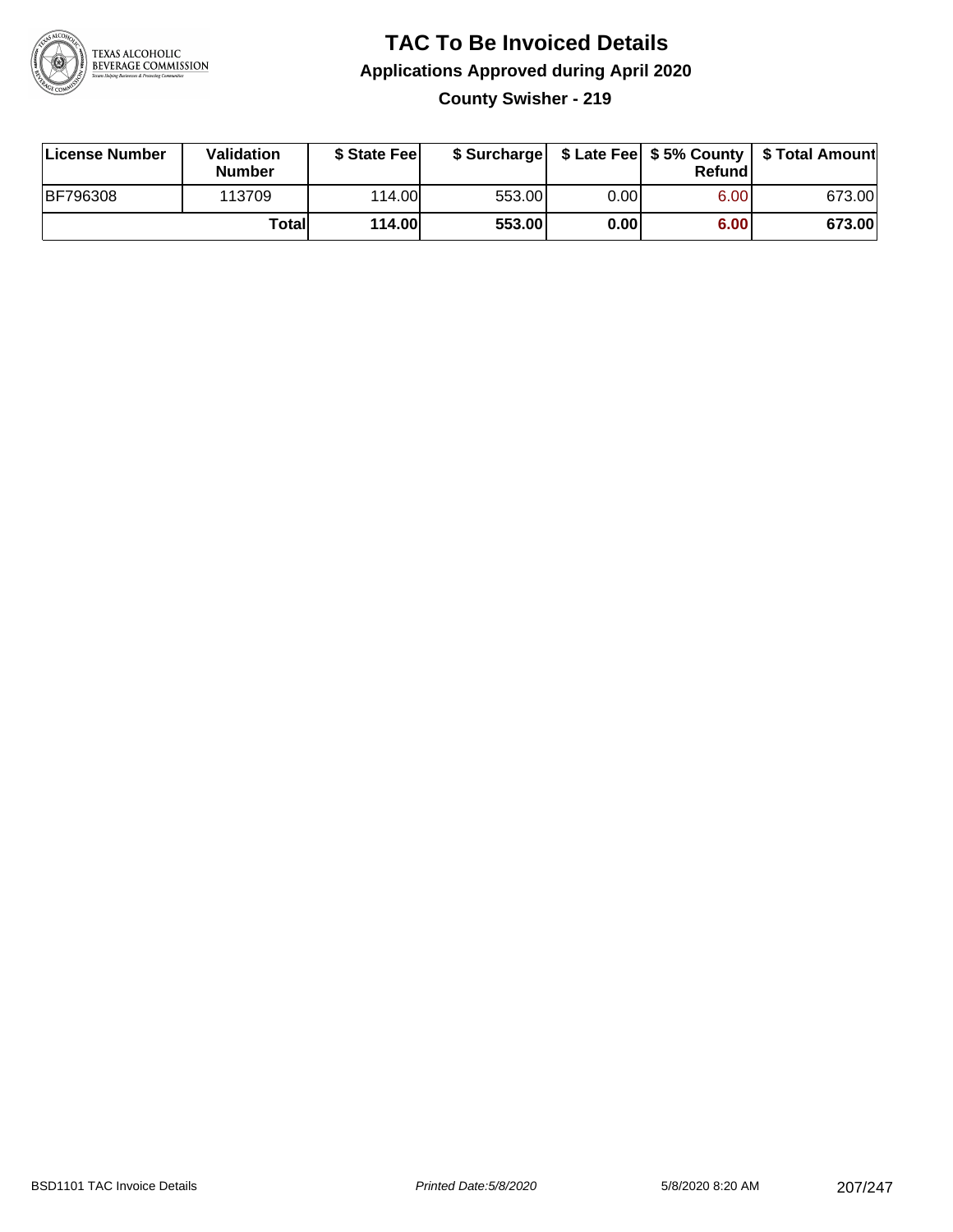# TAC To Be Invoiced Details

## Applications Approved during April 2020

### County Swisher - 219

| License Number | Validation Number | $ State Fee | $ Surcharge | $ Late Fee | $ 5% County Refund | $ Total Amount |
|---|---|---|---|---|---|---|
| BF796308 | 113709 | 114.00 | 553.00 | 0.00 | 6.00 | 673.00 |
| | **Total** | **114.00** | **553.00** | **0.00** | **6.00** | **673.00** |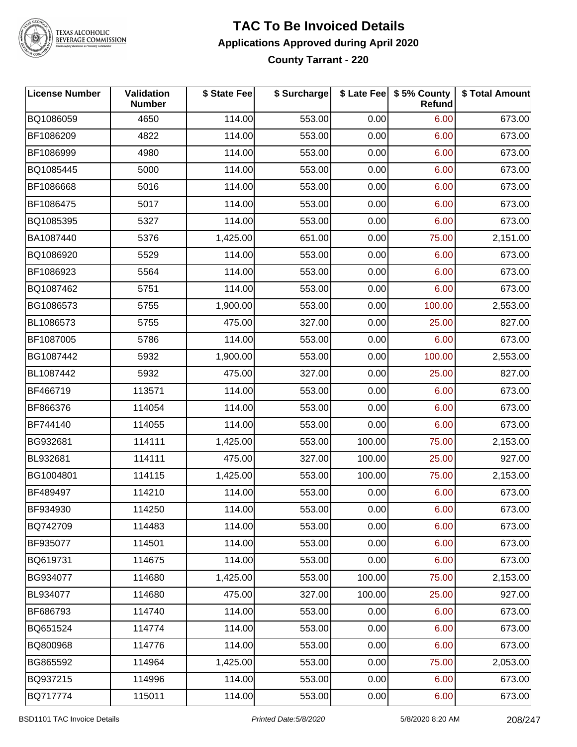# TAC To Be Invoiced Details

## Applications Approved during April 2020

### County Tarrant - 220

| License Number | Validation Number | $ State Fee | $ Surcharge | $ Late Fee | $ 5% County Refund | $ Total Amount |
|---|---|---|---|---|---|---|
| BQ1086059 | 4650 | 114.00 | 553.00 | 0.00 | 6.00 | 673.00 |
| BF1086209 | 4822 | 114.00 | 553.00 | 0.00 | 6.00 | 673.00 |
| BF1086999 | 4980 | 114.00 | 553.00 | 0.00 | 6.00 | 673.00 |
| BQ1085445 | 5000 | 114.00 | 553.00 | 0.00 | 6.00 | 673.00 |
| BF1086668 | 5016 | 114.00 | 553.00 | 0.00 | 6.00 | 673.00 |
| BF1086475 | 5017 | 114.00 | 553.00 | 0.00 | 6.00 | 673.00 |
| BQ1085395 | 5327 | 114.00 | 553.00 | 0.00 | 6.00 | 673.00 |
| BA1087440 | 5376 | 1,425.00 | 651.00 | 0.00 | 75.00 | 2,151.00 |
| BQ1086920 | 5529 | 114.00 | 553.00 | 0.00 | 6.00 | 673.00 |
| BF1086923 | 5564 | 114.00 | 553.00 | 0.00 | 6.00 | 673.00 |
| BQ1087462 | 5751 | 114.00 | 553.00 | 0.00 | 6.00 | 673.00 |
| BG1086573 | 5755 | 1,900.00 | 553.00 | 0.00 | 100.00 | 2,553.00 |
| BL1086573 | 5755 | 475.00 | 327.00 | 0.00 | 25.00 | 827.00 |
| BF1087005 | 5786 | 114.00 | 553.00 | 0.00 | 6.00 | 673.00 |
| BG1087442 | 5932 | 1,900.00 | 553.00 | 0.00 | 100.00 | 2,553.00 |
| BL1087442 | 5932 | 475.00 | 327.00 | 0.00 | 25.00 | 827.00 |
| BF466719 | 113571 | 114.00 | 553.00 | 0.00 | 6.00 | 673.00 |
| BF866376 | 114054 | 114.00 | 553.00 | 0.00 | 6.00 | 673.00 |
| BF744140 | 114055 | 114.00 | 553.00 | 0.00 | 6.00 | 673.00 |
| BG932681 | 114111 | 1,425.00 | 553.00 | 100.00 | 75.00 | 2,153.00 |
| BL932681 | 114111 | 475.00 | 327.00 | 100.00 | 25.00 | 927.00 |
| BG1004801 | 114115 | 1,425.00 | 553.00 | 100.00 | 75.00 | 2,153.00 |
| BF489497 | 114210 | 114.00 | 553.00 | 0.00 | 6.00 | 673.00 |
| BF934930 | 114250 | 114.00 | 553.00 | 0.00 | 6.00 | 673.00 |
| BQ742709 | 114483 | 114.00 | 553.00 | 0.00 | 6.00 | 673.00 |
| BF935077 | 114501 | 114.00 | 553.00 | 0.00 | 6.00 | 673.00 |
| BQ619731 | 114675 | 114.00 | 553.00 | 0.00 | 6.00 | 673.00 |
| BG934077 | 114680 | 1,425.00 | 553.00 | 100.00 | 75.00 | 2,153.00 |
| BL934077 | 114680 | 475.00 | 327.00 | 100.00 | 25.00 | 927.00 |
| BF686793 | 114740 | 114.00 | 553.00 | 0.00 | 6.00 | 673.00 |
| BQ651524 | 114774 | 114.00 | 553.00 | 0.00 | 6.00 | 673.00 |
| BQ800968 | 114776 | 114.00 | 553.00 | 0.00 | 6.00 | 673.00 |
| BG865592 | 114964 | 1,425.00 | 553.00 | 0.00 | 75.00 | 2,053.00 |
| BQ937215 | 114996 | 114.00 | 553.00 | 0.00 | 6.00 | 673.00 |
| BQ717774 | 115011 | 114.00 | 553.00 | 0.00 | 6.00 | 673.00 |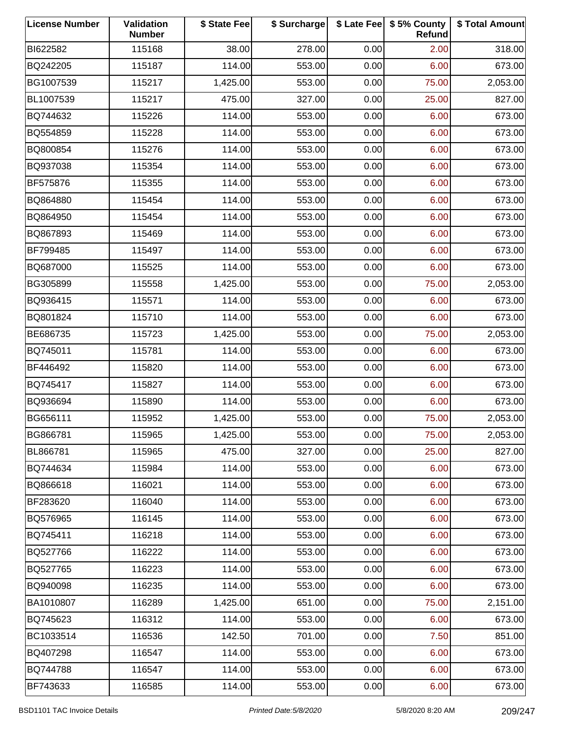| License Number | Validation Number | $ State Fee | $ Surcharge | $ Late Fee | $ 5% County Refund | $ Total Amount |
|---|---|---|---|---|---|---|
| BI622582 | 115168 | 38.00 | 278.00 | 0.00 | 2.00 | 318.00 |
| BQ242205 | 115187 | 114.00 | 553.00 | 0.00 | 6.00 | 673.00 |
| BG1007539 | 115217 | 1,425.00 | 553.00 | 0.00 | 75.00 | 2,053.00 |
| BL1007539 | 115217 | 475.00 | 327.00 | 0.00 | 25.00 | 827.00 |
| BQ744632 | 115226 | 114.00 | 553.00 | 0.00 | 6.00 | 673.00 |
| BQ554859 | 115228 | 114.00 | 553.00 | 0.00 | 6.00 | 673.00 |
| BQ800854 | 115276 | 114.00 | 553.00 | 0.00 | 6.00 | 673.00 |
| BQ937038 | 115354 | 114.00 | 553.00 | 0.00 | 6.00 | 673.00 |
| BF575876 | 115355 | 114.00 | 553.00 | 0.00 | 6.00 | 673.00 |
| BQ864880 | 115454 | 114.00 | 553.00 | 0.00 | 6.00 | 673.00 |
| BQ864950 | 115454 | 114.00 | 553.00 | 0.00 | 6.00 | 673.00 |
| BQ867893 | 115469 | 114.00 | 553.00 | 0.00 | 6.00 | 673.00 |
| BF799485 | 115497 | 114.00 | 553.00 | 0.00 | 6.00 | 673.00 |
| BQ687000 | 115525 | 114.00 | 553.00 | 0.00 | 6.00 | 673.00 |
| BG305899 | 115558 | 1,425.00 | 553.00 | 0.00 | 75.00 | 2,053.00 |
| BQ936415 | 115571 | 114.00 | 553.00 | 0.00 | 6.00 | 673.00 |
| BQ801824 | 115710 | 114.00 | 553.00 | 0.00 | 6.00 | 673.00 |
| BE686735 | 115723 | 1,425.00 | 553.00 | 0.00 | 75.00 | 2,053.00 |
| BQ745011 | 115781 | 114.00 | 553.00 | 0.00 | 6.00 | 673.00 |
| BF446492 | 115820 | 114.00 | 553.00 | 0.00 | 6.00 | 673.00 |
| BQ745417 | 115827 | 114.00 | 553.00 | 0.00 | 6.00 | 673.00 |
| BQ936694 | 115890 | 114.00 | 553.00 | 0.00 | 6.00 | 673.00 |
| BG656111 | 115952 | 1,425.00 | 553.00 | 0.00 | 75.00 | 2,053.00 |
| BG866781 | 115965 | 1,425.00 | 553.00 | 0.00 | 75.00 | 2,053.00 |
| BL866781 | 115965 | 475.00 | 327.00 | 0.00 | 25.00 | 827.00 |
| BQ744634 | 115984 | 114.00 | 553.00 | 0.00 | 6.00 | 673.00 |
| BQ866618 | 116021 | 114.00 | 553.00 | 0.00 | 6.00 | 673.00 |
| BF283620 | 116040 | 114.00 | 553.00 | 0.00 | 6.00 | 673.00 |
| BQ576965 | 116145 | 114.00 | 553.00 | 0.00 | 6.00 | 673.00 |
| BQ745411 | 116218 | 114.00 | 553.00 | 0.00 | 6.00 | 673.00 |
| BQ527766 | 116222 | 114.00 | 553.00 | 0.00 | 6.00 | 673.00 |
| BQ527765 | 116223 | 114.00 | 553.00 | 0.00 | 6.00 | 673.00 |
| BQ940098 | 116235 | 114.00 | 553.00 | 0.00 | 6.00 | 673.00 |
| BA1010807 | 116289 | 1,425.00 | 651.00 | 0.00 | 75.00 | 2,151.00 |
| BQ745623 | 116312 | 114.00 | 553.00 | 0.00 | 6.00 | 673.00 |
| BC1033514 | 116536 | 142.50 | 701.00 | 0.00 | 7.50 | 851.00 |
| BQ407298 | 116547 | 114.00 | 553.00 | 0.00 | 6.00 | 673.00 |
| BQ744788 | 116547 | 114.00 | 553.00 | 0.00 | 6.00 | 673.00 |
| BF743633 | 116585 | 114.00 | 553.00 | 0.00 | 6.00 | 673.00 |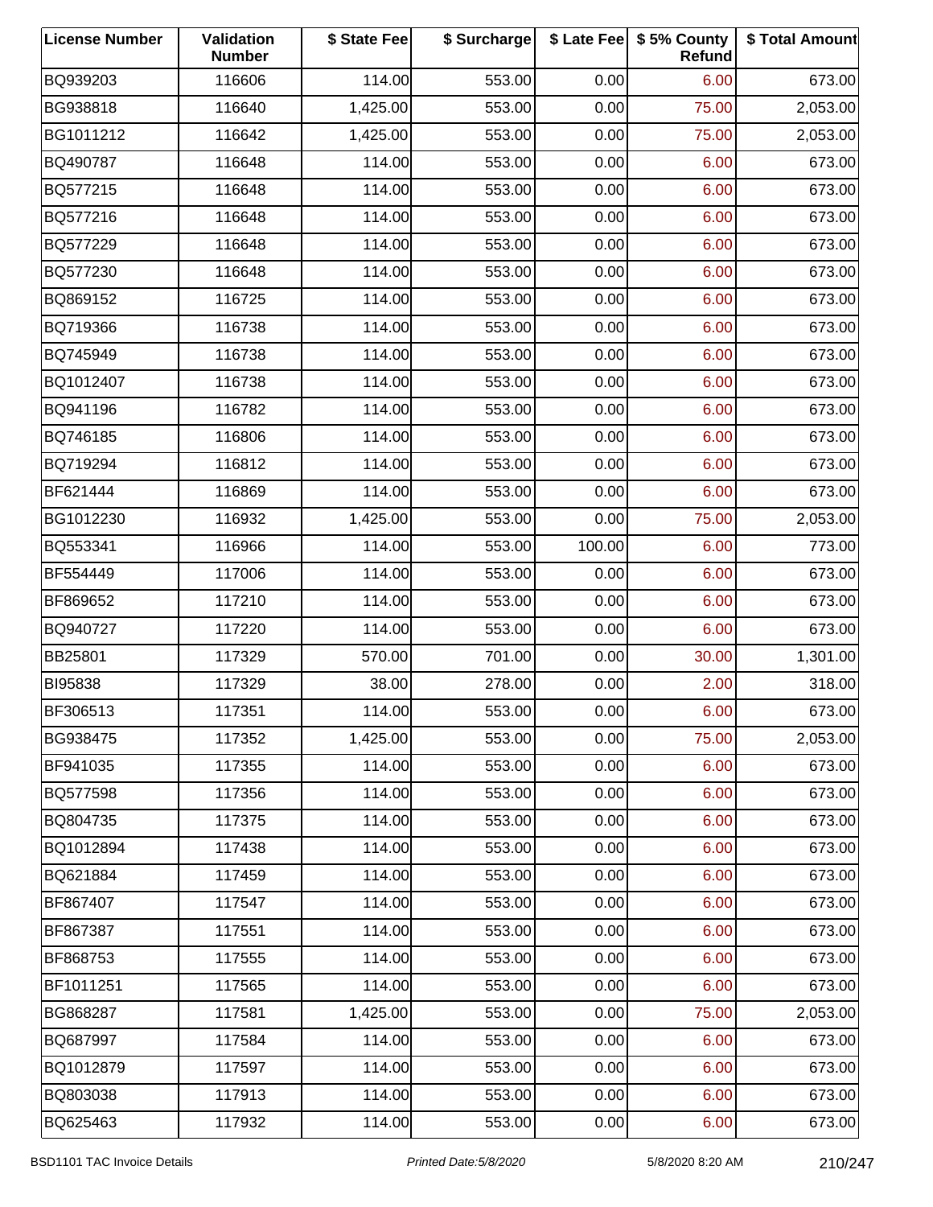| License Number | Validation Number | $ State Fee | $ Surcharge | $ Late Fee | $ 5% County Refund | $ Total Amount |
|---|---|---|---|---|---|---|
| BQ939203 | 116606 | 114.00 | 553.00 | 0.00 | 6.00 | 673.00 |
| BG938818 | 116640 | 1,425.00 | 553.00 | 0.00 | 75.00 | 2,053.00 |
| BG1011212 | 116642 | 1,425.00 | 553.00 | 0.00 | 75.00 | 2,053.00 |
| BQ490787 | 116648 | 114.00 | 553.00 | 0.00 | 6.00 | 673.00 |
| BQ577215 | 116648 | 114.00 | 553.00 | 0.00 | 6.00 | 673.00 |
| BQ577216 | 116648 | 114.00 | 553.00 | 0.00 | 6.00 | 673.00 |
| BQ577229 | 116648 | 114.00 | 553.00 | 0.00 | 6.00 | 673.00 |
| BQ577230 | 116648 | 114.00 | 553.00 | 0.00 | 6.00 | 673.00 |
| BQ869152 | 116725 | 114.00 | 553.00 | 0.00 | 6.00 | 673.00 |
| BQ719366 | 116738 | 114.00 | 553.00 | 0.00 | 6.00 | 673.00 |
| BQ745949 | 116738 | 114.00 | 553.00 | 0.00 | 6.00 | 673.00 |
| BQ1012407 | 116738 | 114.00 | 553.00 | 0.00 | 6.00 | 673.00 |
| BQ941196 | 116782 | 114.00 | 553.00 | 0.00 | 6.00 | 673.00 |
| BQ746185 | 116806 | 114.00 | 553.00 | 0.00 | 6.00 | 673.00 |
| BQ719294 | 116812 | 114.00 | 553.00 | 0.00 | 6.00 | 673.00 |
| BF621444 | 116869 | 114.00 | 553.00 | 0.00 | 6.00 | 673.00 |
| BG1012230 | 116932 | 1,425.00 | 553.00 | 0.00 | 75.00 | 2,053.00 |
| BQ553341 | 116966 | 114.00 | 553.00 | 100.00 | 6.00 | 773.00 |
| BF554449 | 117006 | 114.00 | 553.00 | 0.00 | 6.00 | 673.00 |
| BF869652 | 117210 | 114.00 | 553.00 | 0.00 | 6.00 | 673.00 |
| BQ940727 | 117220 | 114.00 | 553.00 | 0.00 | 6.00 | 673.00 |
| BB25801 | 117329 | 570.00 | 701.00 | 0.00 | 30.00 | 1,301.00 |
| BI95838 | 117329 | 38.00 | 278.00 | 0.00 | 2.00 | 318.00 |
| BF306513 | 117351 | 114.00 | 553.00 | 0.00 | 6.00 | 673.00 |
| BG938475 | 117352 | 1,425.00 | 553.00 | 0.00 | 75.00 | 2,053.00 |
| BF941035 | 117355 | 114.00 | 553.00 | 0.00 | 6.00 | 673.00 |
| BQ577598 | 117356 | 114.00 | 553.00 | 0.00 | 6.00 | 673.00 |
| BQ804735 | 117375 | 114.00 | 553.00 | 0.00 | 6.00 | 673.00 |
| BQ1012894 | 117438 | 114.00 | 553.00 | 0.00 | 6.00 | 673.00 |
| BQ621884 | 117459 | 114.00 | 553.00 | 0.00 | 6.00 | 673.00 |
| BF867407 | 117547 | 114.00 | 553.00 | 0.00 | 6.00 | 673.00 |
| BF867387 | 117551 | 114.00 | 553.00 | 0.00 | 6.00 | 673.00 |
| BF868753 | 117555 | 114.00 | 553.00 | 0.00 | 6.00 | 673.00 |
| BF1011251 | 117565 | 114.00 | 553.00 | 0.00 | 6.00 | 673.00 |
| BG868287 | 117581 | 1,425.00 | 553.00 | 0.00 | 75.00 | 2,053.00 |
| BQ687997 | 117584 | 114.00 | 553.00 | 0.00 | 6.00 | 673.00 |
| BQ1012879 | 117597 | 114.00 | 553.00 | 0.00 | 6.00 | 673.00 |
| BQ803038 | 117913 | 114.00 | 553.00 | 0.00 | 6.00 | 673.00 |
| BQ625463 | 117932 | 114.00 | 553.00 | 0.00 | 6.00 | 673.00 |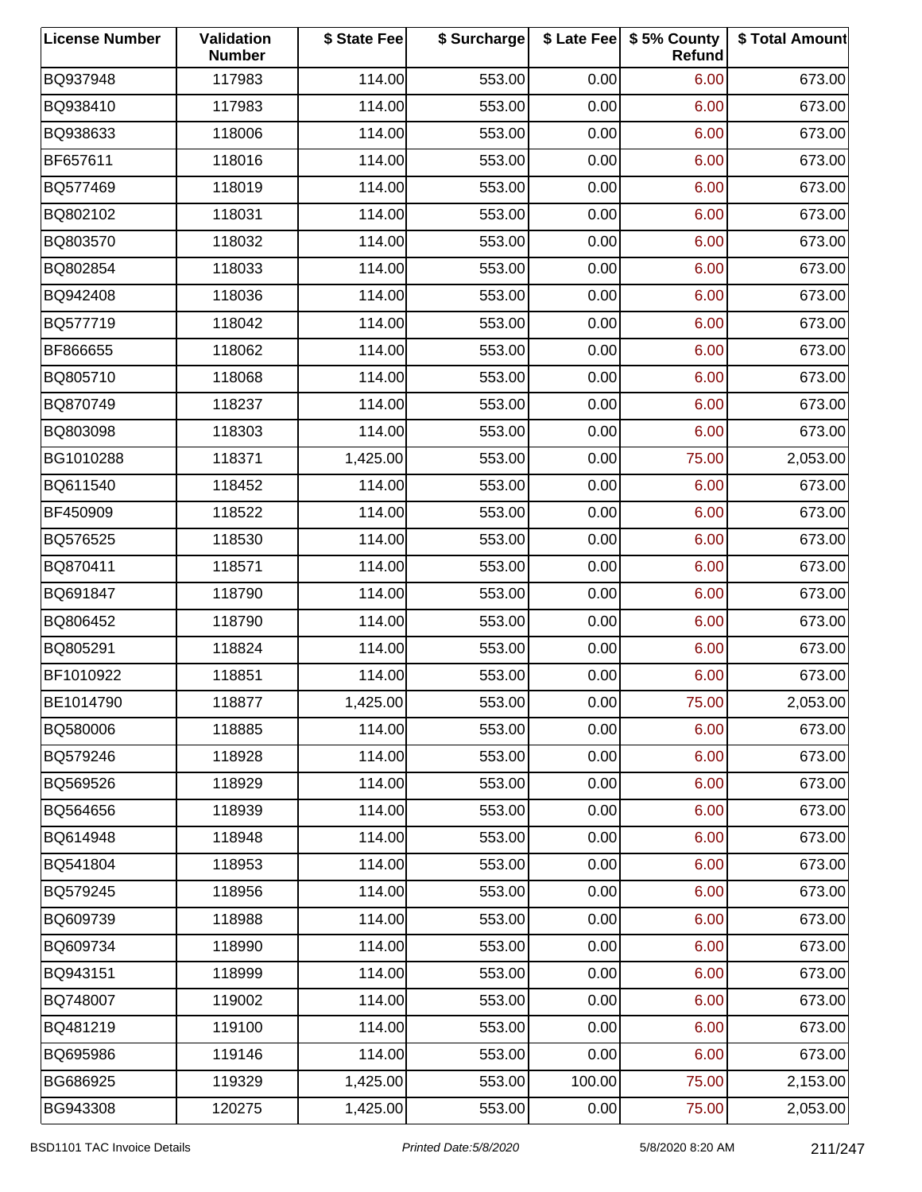| License Number | Validation Number | $ State Fee | $ Surcharge | $ Late Fee | $ 5% County Refund | $ Total Amount |
|---|---|---|---|---|---|---|
| BQ937948 | 117983 | 114.00 | 553.00 | 0.00 | 6.00 | 673.00 |
| BQ938410 | 117983 | 114.00 | 553.00 | 0.00 | 6.00 | 673.00 |
| BQ938633 | 118006 | 114.00 | 553.00 | 0.00 | 6.00 | 673.00 |
| BF657611 | 118016 | 114.00 | 553.00 | 0.00 | 6.00 | 673.00 |
| BQ577469 | 118019 | 114.00 | 553.00 | 0.00 | 6.00 | 673.00 |
| BQ802102 | 118031 | 114.00 | 553.00 | 0.00 | 6.00 | 673.00 |
| BQ803570 | 118032 | 114.00 | 553.00 | 0.00 | 6.00 | 673.00 |
| BQ802854 | 118033 | 114.00 | 553.00 | 0.00 | 6.00 | 673.00 |
| BQ942408 | 118036 | 114.00 | 553.00 | 0.00 | 6.00 | 673.00 |
| BQ577719 | 118042 | 114.00 | 553.00 | 0.00 | 6.00 | 673.00 |
| BF866655 | 118062 | 114.00 | 553.00 | 0.00 | 6.00 | 673.00 |
| BQ805710 | 118068 | 114.00 | 553.00 | 0.00 | 6.00 | 673.00 |
| BQ870749 | 118237 | 114.00 | 553.00 | 0.00 | 6.00 | 673.00 |
| BQ803098 | 118303 | 114.00 | 553.00 | 0.00 | 6.00 | 673.00 |
| BG1010288 | 118371 | 1,425.00 | 553.00 | 0.00 | 75.00 | 2,053.00 |
| BQ611540 | 118452 | 114.00 | 553.00 | 0.00 | 6.00 | 673.00 |
| BF450909 | 118522 | 114.00 | 553.00 | 0.00 | 6.00 | 673.00 |
| BQ576525 | 118530 | 114.00 | 553.00 | 0.00 | 6.00 | 673.00 |
| BQ870411 | 118571 | 114.00 | 553.00 | 0.00 | 6.00 | 673.00 |
| BQ691847 | 118790 | 114.00 | 553.00 | 0.00 | 6.00 | 673.00 |
| BQ806452 | 118790 | 114.00 | 553.00 | 0.00 | 6.00 | 673.00 |
| BQ805291 | 118824 | 114.00 | 553.00 | 0.00 | 6.00 | 673.00 |
| BF1010922 | 118851 | 114.00 | 553.00 | 0.00 | 6.00 | 673.00 |
| BE1014790 | 118877 | 1,425.00 | 553.00 | 0.00 | 75.00 | 2,053.00 |
| BQ580006 | 118885 | 114.00 | 553.00 | 0.00 | 6.00 | 673.00 |
| BQ579246 | 118928 | 114.00 | 553.00 | 0.00 | 6.00 | 673.00 |
| BQ569526 | 118929 | 114.00 | 553.00 | 0.00 | 6.00 | 673.00 |
| BQ564656 | 118939 | 114.00 | 553.00 | 0.00 | 6.00 | 673.00 |
| BQ614948 | 118948 | 114.00 | 553.00 | 0.00 | 6.00 | 673.00 |
| BQ541804 | 118953 | 114.00 | 553.00 | 0.00 | 6.00 | 673.00 |
| BQ579245 | 118956 | 114.00 | 553.00 | 0.00 | 6.00 | 673.00 |
| BQ609739 | 118988 | 114.00 | 553.00 | 0.00 | 6.00 | 673.00 |
| BQ609734 | 118990 | 114.00 | 553.00 | 0.00 | 6.00 | 673.00 |
| BQ943151 | 118999 | 114.00 | 553.00 | 0.00 | 6.00 | 673.00 |
| BQ748007 | 119002 | 114.00 | 553.00 | 0.00 | 6.00 | 673.00 |
| BQ481219 | 119100 | 114.00 | 553.00 | 0.00 | 6.00 | 673.00 |
| BQ695986 | 119146 | 114.00 | 553.00 | 0.00 | 6.00 | 673.00 |
| BG686925 | 119329 | 1,425.00 | 553.00 | 100.00 | 75.00 | 2,153.00 |
| BG943308 | 120275 | 1,425.00 | 553.00 | 0.00 | 75.00 | 2,053.00 |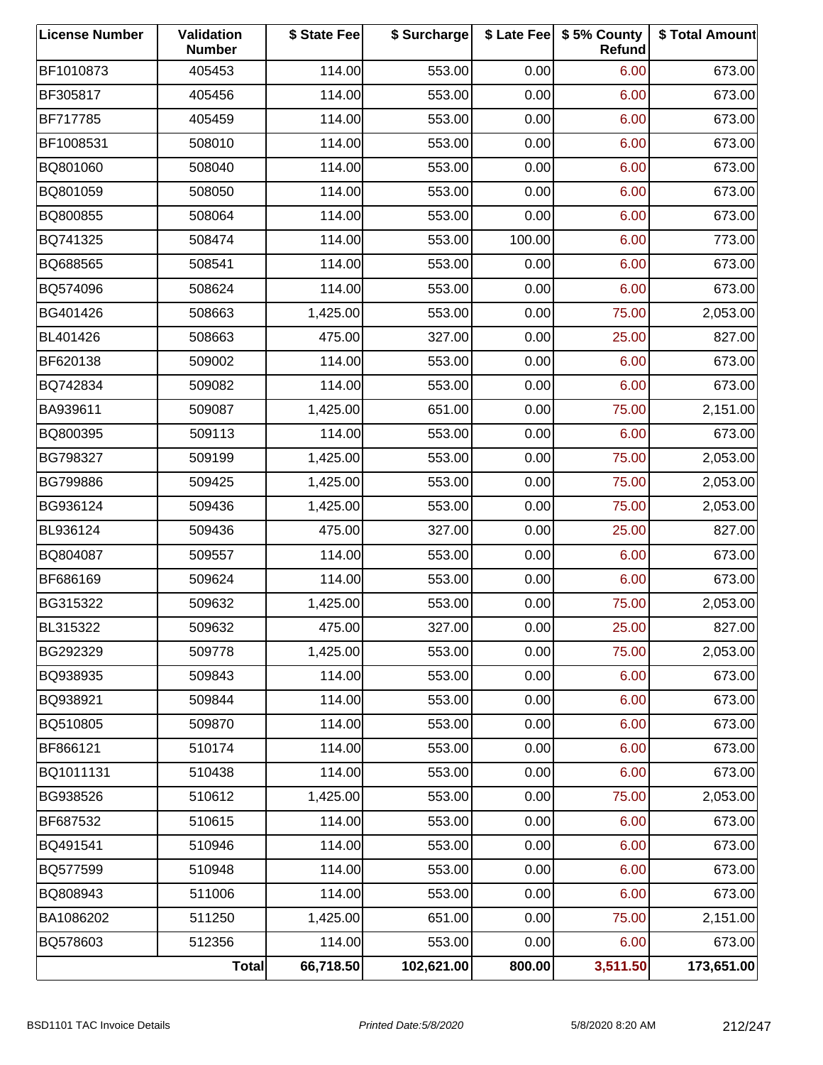| License Number | Validation Number | $ State Fee | $ Surcharge | $ Late Fee | $ 5% County Refund | $ Total Amount |
|---|---|---|---|---|---|---|
| BF1010873 | 405453 | 114.00 | 553.00 | 0.00 | 6.00 | 673.00 |
| BF305817 | 405456 | 114.00 | 553.00 | 0.00 | 6.00 | 673.00 |
| BF717785 | 405459 | 114.00 | 553.00 | 0.00 | 6.00 | 673.00 |
| BF1008531 | 508010 | 114.00 | 553.00 | 0.00 | 6.00 | 673.00 |
| BQ801060 | 508040 | 114.00 | 553.00 | 0.00 | 6.00 | 673.00 |
| BQ801059 | 508050 | 114.00 | 553.00 | 0.00 | 6.00 | 673.00 |
| BQ800855 | 508064 | 114.00 | 553.00 | 0.00 | 6.00 | 673.00 |
| BQ741325 | 508474 | 114.00 | 553.00 | 100.00 | 6.00 | 773.00 |
| BQ688565 | 508541 | 114.00 | 553.00 | 0.00 | 6.00 | 673.00 |
| BQ574096 | 508624 | 114.00 | 553.00 | 0.00 | 6.00 | 673.00 |
| BG401426 | 508663 | 1,425.00 | 553.00 | 0.00 | 75.00 | 2,053.00 |
| BL401426 | 508663 | 475.00 | 327.00 | 0.00 | 25.00 | 827.00 |
| BF620138 | 509002 | 114.00 | 553.00 | 0.00 | 6.00 | 673.00 |
| BQ742834 | 509082 | 114.00 | 553.00 | 0.00 | 6.00 | 673.00 |
| BA939611 | 509087 | 1,425.00 | 651.00 | 0.00 | 75.00 | 2,151.00 |
| BQ800395 | 509113 | 114.00 | 553.00 | 0.00 | 6.00 | 673.00 |
| BG798327 | 509199 | 1,425.00 | 553.00 | 0.00 | 75.00 | 2,053.00 |
| BG799886 | 509425 | 1,425.00 | 553.00 | 0.00 | 75.00 | 2,053.00 |
| BG936124 | 509436 | 1,425.00 | 553.00 | 0.00 | 75.00 | 2,053.00 |
| BL936124 | 509436 | 475.00 | 327.00 | 0.00 | 25.00 | 827.00 |
| BQ804087 | 509557 | 114.00 | 553.00 | 0.00 | 6.00 | 673.00 |
| BF686169 | 509624 | 114.00 | 553.00 | 0.00 | 6.00 | 673.00 |
| BG315322 | 509632 | 1,425.00 | 553.00 | 0.00 | 75.00 | 2,053.00 |
| BL315322 | 509632 | 475.00 | 327.00 | 0.00 | 25.00 | 827.00 |
| BG292329 | 509778 | 1,425.00 | 553.00 | 0.00 | 75.00 | 2,053.00 |
| BQ938935 | 509843 | 114.00 | 553.00 | 0.00 | 6.00 | 673.00 |
| BQ938921 | 509844 | 114.00 | 553.00 | 0.00 | 6.00 | 673.00 |
| BQ510805 | 509870 | 114.00 | 553.00 | 0.00 | 6.00 | 673.00 |
| BF866121 | 510174 | 114.00 | 553.00 | 0.00 | 6.00 | 673.00 |
| BQ1011131 | 510438 | 114.00 | 553.00 | 0.00 | 6.00 | 673.00 |
| BG938526 | 510612 | 1,425.00 | 553.00 | 0.00 | 75.00 | 2,053.00 |
| BF687532 | 510615 | 114.00 | 553.00 | 0.00 | 6.00 | 673.00 |
| BQ491541 | 510946 | 114.00 | 553.00 | 0.00 | 6.00 | 673.00 |
| BQ577599 | 510948 | 114.00 | 553.00 | 0.00 | 6.00 | 673.00 |
| BQ808943 | 511006 | 114.00 | 553.00 | 0.00 | 6.00 | 673.00 |
| BA1086202 | 511250 | 1,425.00 | 651.00 | 0.00 | 75.00 | 2,151.00 |
| BQ578603 | 512356 | 114.00 | 553.00 | 0.00 | 6.00 | 673.00 |
| | **Total** | **66,718.50** | **102,621.00** | **800.00** | **3,511.50** | **173,651.00** |

BSD1101 TAC Invoice Details *Printed Date:5/8/2020* 5/8/2020 8:20 AM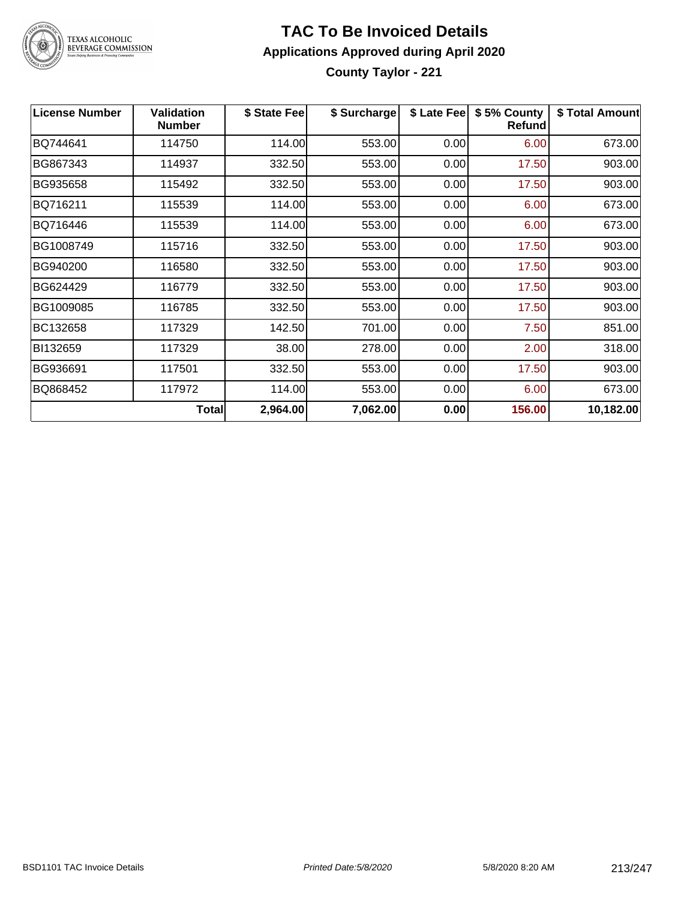# TAC To Be Invoiced Details

## Applications Approved during April 2020

### County Taylor - 221

| License Number | Validation Number | $ State Fee | $ Surcharge | $ Late Fee | $ 5% County Refund | $ Total Amount |
|---|---|---|---|---|---|---|
| BQ744641 | 114750 | 114.00 | 553.00 | 0.00 | 6.00 | 673.00 |
| BG867343 | 114937 | 332.50 | 553.00 | 0.00 | 17.50 | 903.00 |
| BG935658 | 115492 | 332.50 | 553.00 | 0.00 | 17.50 | 903.00 |
| BQ716211 | 115539 | 114.00 | 553.00 | 0.00 | 6.00 | 673.00 |
| BQ716446 | 115539 | 114.00 | 553.00 | 0.00 | 6.00 | 673.00 |
| BG1008749 | 115716 | 332.50 | 553.00 | 0.00 | 17.50 | 903.00 |
| BG940200 | 116580 | 332.50 | 553.00 | 0.00 | 17.50 | 903.00 |
| BG624429 | 116779 | 332.50 | 553.00 | 0.00 | 17.50 | 903.00 |
| BG1009085 | 116785 | 332.50 | 553.00 | 0.00 | 17.50 | 903.00 |
| BC132658 | 117329 | 142.50 | 701.00 | 0.00 | 7.50 | 851.00 |
| BI132659 | 117329 | 38.00 | 278.00 | 0.00 | 2.00 | 318.00 |
| BG936691 | 117501 | 332.50 | 553.00 | 0.00 | 17.50 | 903.00 |
| BQ868452 | 117972 | 114.00 | 553.00 | 0.00 | 6.00 | 673.00 |
| | **Total** | **2,964.00** | **7,062.00** | **0.00** | **156.00** | **10,182.00** |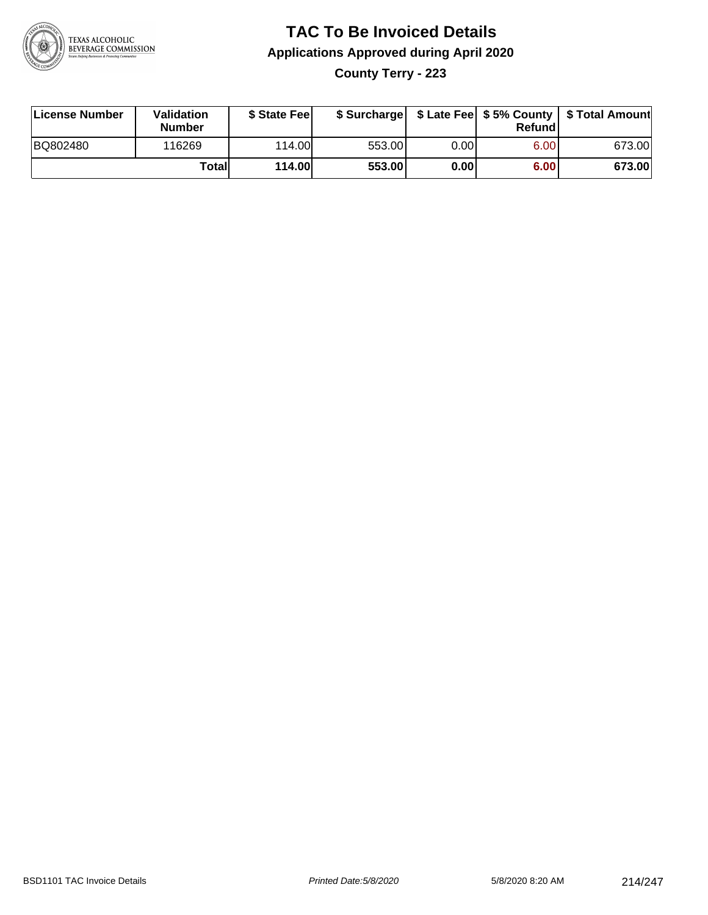# TAC To Be Invoiced Details

## Applications Approved during April 2020

### County Terry - 223

| License Number | Validation Number | $ State Fee | $ Surcharge | $ Late Fee | $ 5% County Refund | $ Total Amount |
|---|---|---|---|---|---|---|
| BQ802480 | 116269 | 114.00 | 553.00 | 0.00 | 6.00 | 673.00 |
| | **Total** | **114.00** | **553.00** | **0.00** | **6.00** | **673.00** |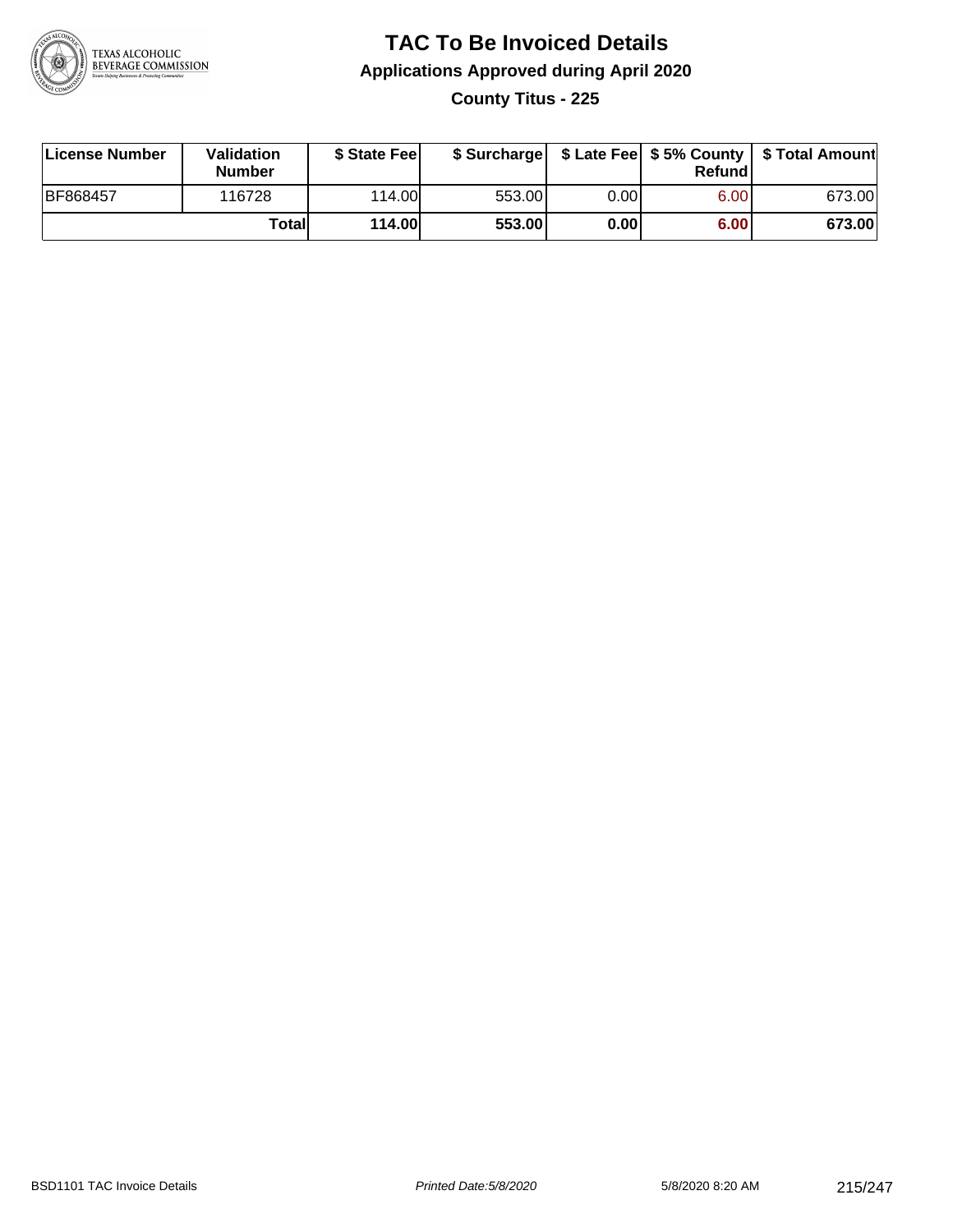# TAC To Be Invoiced Details

## Applications Approved during April 2020

### County Titus - 225

| License Number | Validation Number | $ State Fee | $ Surcharge | $ Late Fee | $ 5% County Refund | $ Total Amount |
|---|---|---|---|---|---|---|
| BF868457 | 116728 | 114.00 | 553.00 | 0.00 | 6.00 | 673.00 |
| | **Total** | **114.00** | **553.00** | **0.00** | **6.00** | **673.00** |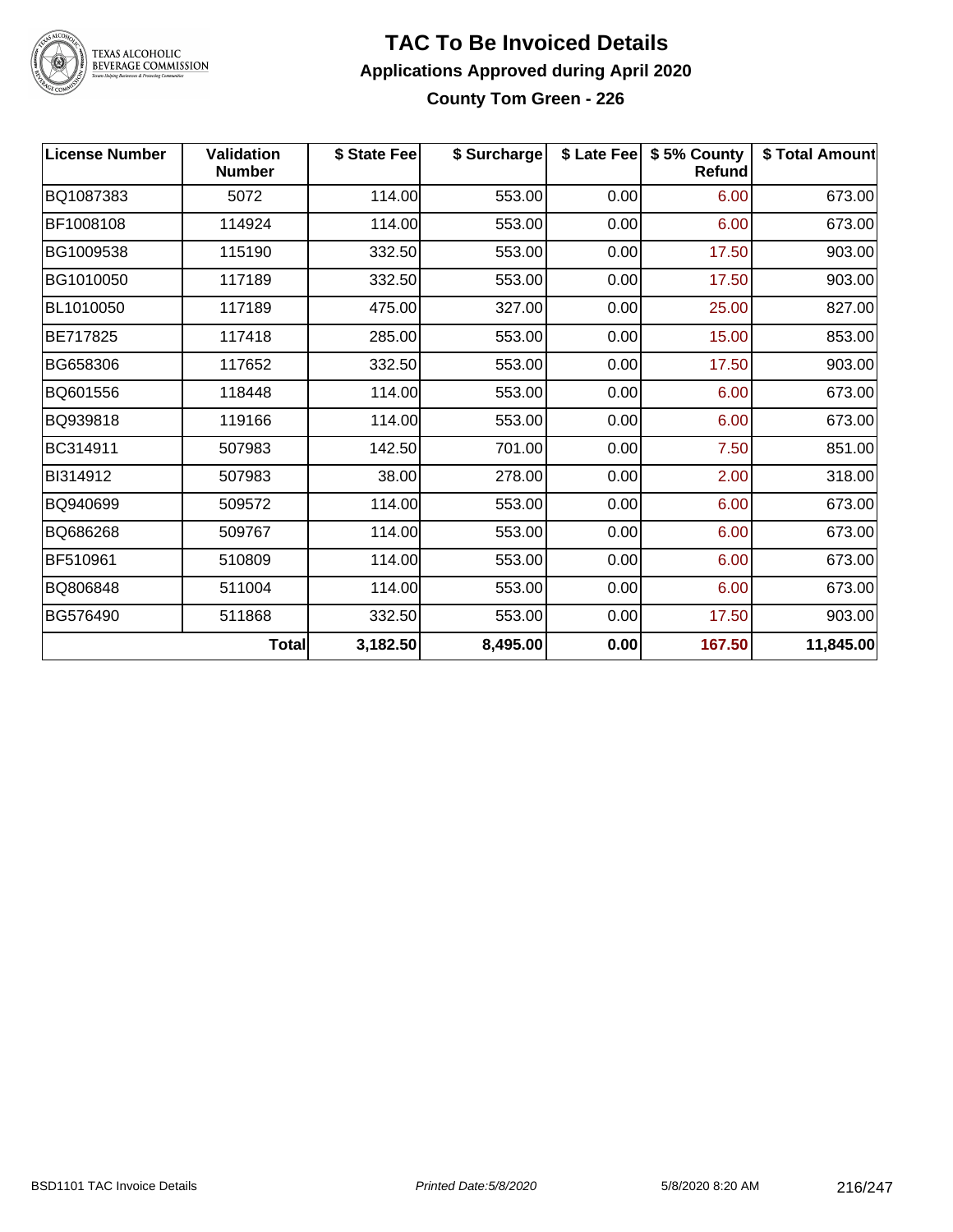# TAC To Be Invoiced Details

## Applications Approved during April 2020

### County Tom Green - 226

| License Number | Validation Number | $ State Fee | $ Surcharge | $ Late Fee | $ 5% County Refund | $ Total Amount |
|---|---|---|---|---|---|---|
| BQ1087383 | 5072 | 114.00 | 553.00 | 0.00 | 6.00 | 673.00 |
| BF1008108 | 114924 | 114.00 | 553.00 | 0.00 | 6.00 | 673.00 |
| BG1009538 | 115190 | 332.50 | 553.00 | 0.00 | 17.50 | 903.00 |
| BG1010050 | 117189 | 332.50 | 553.00 | 0.00 | 17.50 | 903.00 |
| BL1010050 | 117189 | 475.00 | 327.00 | 0.00 | 25.00 | 827.00 |
| BE717825 | 117418 | 285.00 | 553.00 | 0.00 | 15.00 | 853.00 |
| BG658306 | 117652 | 332.50 | 553.00 | 0.00 | 17.50 | 903.00 |
| BQ601556 | 118448 | 114.00 | 553.00 | 0.00 | 6.00 | 673.00 |
| BQ939818 | 119166 | 114.00 | 553.00 | 0.00 | 6.00 | 673.00 |
| BC314911 | 507983 | 142.50 | 701.00 | 0.00 | 7.50 | 851.00 |
| BI314912 | 507983 | 38.00 | 278.00 | 0.00 | 2.00 | 318.00 |
| BQ940699 | 509572 | 114.00 | 553.00 | 0.00 | 6.00 | 673.00 |
| BQ686268 | 509767 | 114.00 | 553.00 | 0.00 | 6.00 | 673.00 |
| BF510961 | 510809 | 114.00 | 553.00 | 0.00 | 6.00 | 673.00 |
| BQ806848 | 511004 | 114.00 | 553.00 | 0.00 | 6.00 | 673.00 |
| BG576490 | 511868 | 332.50 | 553.00 | 0.00 | 17.50 | 903.00 |
| | **Total** | **3,182.50** | **8,495.00** | **0.00** | **167.50** | **11,845.00** |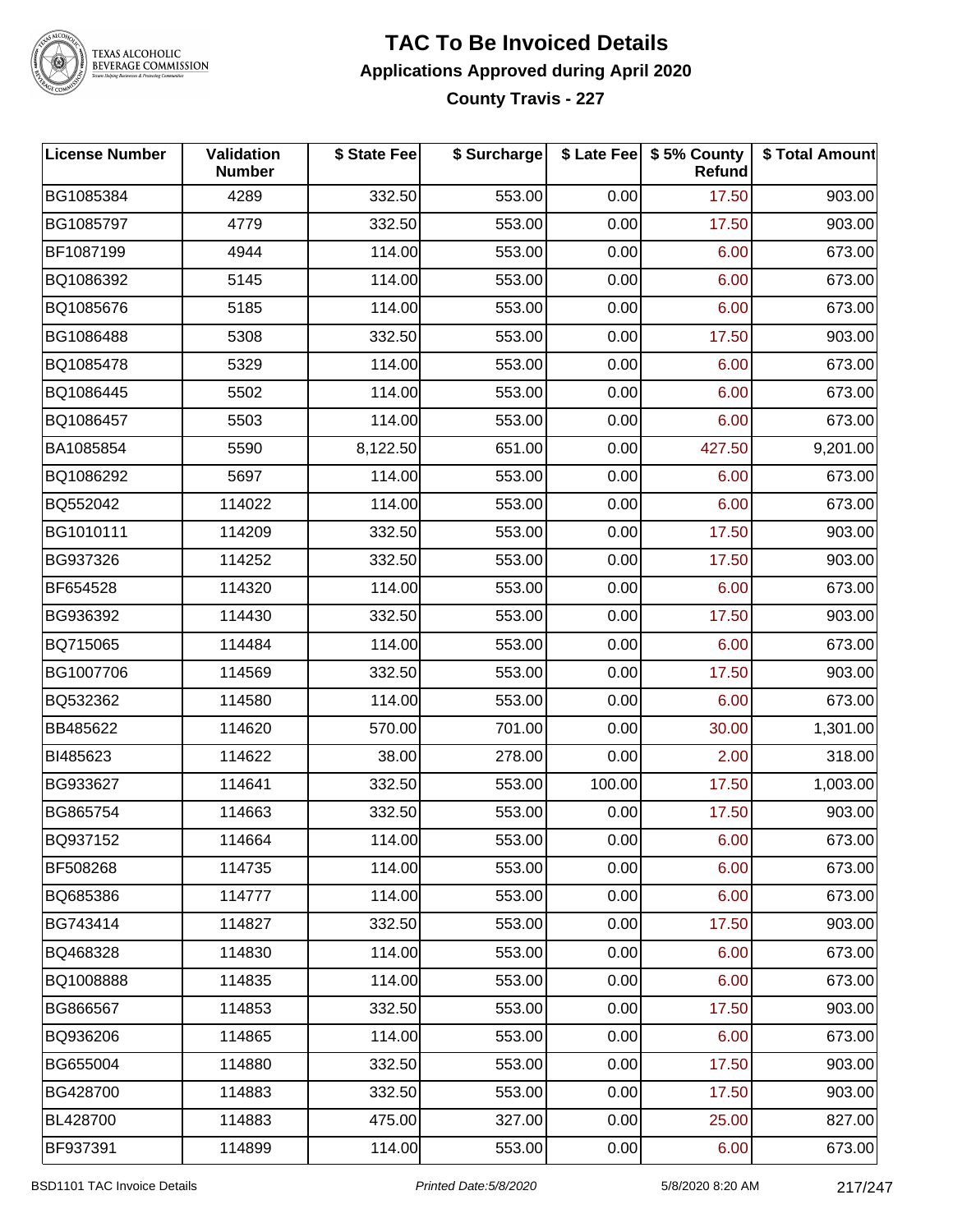# TAC To Be Invoiced Details

## Applications Approved during April 2020

### County Travis - 227

| License Number | Validation Number | $ State Fee | $ Surcharge | $ Late Fee | $ 5% County Refund | $ Total Amount |
|---|---|---|---|---|---|---|
| BG1085384 | 4289 | 332.50 | 553.00 | 0.00 | 17.50 | 903.00 |
| BG1085797 | 4779 | 332.50 | 553.00 | 0.00 | 17.50 | 903.00 |
| BF1087199 | 4944 | 114.00 | 553.00 | 0.00 | 6.00 | 673.00 |
| BQ1086392 | 5145 | 114.00 | 553.00 | 0.00 | 6.00 | 673.00 |
| BQ1085676 | 5185 | 114.00 | 553.00 | 0.00 | 6.00 | 673.00 |
| BG1086488 | 5308 | 332.50 | 553.00 | 0.00 | 17.50 | 903.00 |
| BQ1085478 | 5329 | 114.00 | 553.00 | 0.00 | 6.00 | 673.00 |
| BQ1086445 | 5502 | 114.00 | 553.00 | 0.00 | 6.00 | 673.00 |
| BQ1086457 | 5503 | 114.00 | 553.00 | 0.00 | 6.00 | 673.00 |
| BA1085854 | 5590 | 8,122.50 | 651.00 | 0.00 | 427.50 | 9,201.00 |
| BQ1086292 | 5697 | 114.00 | 553.00 | 0.00 | 6.00 | 673.00 |
| BQ552042 | 114022 | 114.00 | 553.00 | 0.00 | 6.00 | 673.00 |
| BG1010111 | 114209 | 332.50 | 553.00 | 0.00 | 17.50 | 903.00 |
| BG937326 | 114252 | 332.50 | 553.00 | 0.00 | 17.50 | 903.00 |
| BF654528 | 114320 | 114.00 | 553.00 | 0.00 | 6.00 | 673.00 |
| BG936392 | 114430 | 332.50 | 553.00 | 0.00 | 17.50 | 903.00 |
| BQ715065 | 114484 | 114.00 | 553.00 | 0.00 | 6.00 | 673.00 |
| BG1007706 | 114569 | 332.50 | 553.00 | 0.00 | 17.50 | 903.00 |
| BQ532362 | 114580 | 114.00 | 553.00 | 0.00 | 6.00 | 673.00 |
| BB485622 | 114620 | 570.00 | 701.00 | 0.00 | 30.00 | 1,301.00 |
| BI485623 | 114622 | 38.00 | 278.00 | 0.00 | 2.00 | 318.00 |
| BG933627 | 114641 | 332.50 | 553.00 | 100.00 | 17.50 | 1,003.00 |
| BG865754 | 114663 | 332.50 | 553.00 | 0.00 | 17.50 | 903.00 |
| BQ937152 | 114664 | 114.00 | 553.00 | 0.00 | 6.00 | 673.00 |
| BF508268 | 114735 | 114.00 | 553.00 | 0.00 | 6.00 | 673.00 |
| BQ685386 | 114777 | 114.00 | 553.00 | 0.00 | 6.00 | 673.00 |
| BG743414 | 114827 | 332.50 | 553.00 | 0.00 | 17.50 | 903.00 |
| BQ468328 | 114830 | 114.00 | 553.00 | 0.00 | 6.00 | 673.00 |
| BQ1008888 | 114835 | 114.00 | 553.00 | 0.00 | 6.00 | 673.00 |
| BG866567 | 114853 | 332.50 | 553.00 | 0.00 | 17.50 | 903.00 |
| BQ936206 | 114865 | 114.00 | 553.00 | 0.00 | 6.00 | 673.00 |
| BG655004 | 114880 | 332.50 | 553.00 | 0.00 | 17.50 | 903.00 |
| BG428700 | 114883 | 332.50 | 553.00 | 0.00 | 17.50 | 903.00 |
| BL428700 | 114883 | 475.00 | 327.00 | 0.00 | 25.00 | 827.00 |
| BF937391 | 114899 | 114.00 | 553.00 | 0.00 | 6.00 | 673.00 |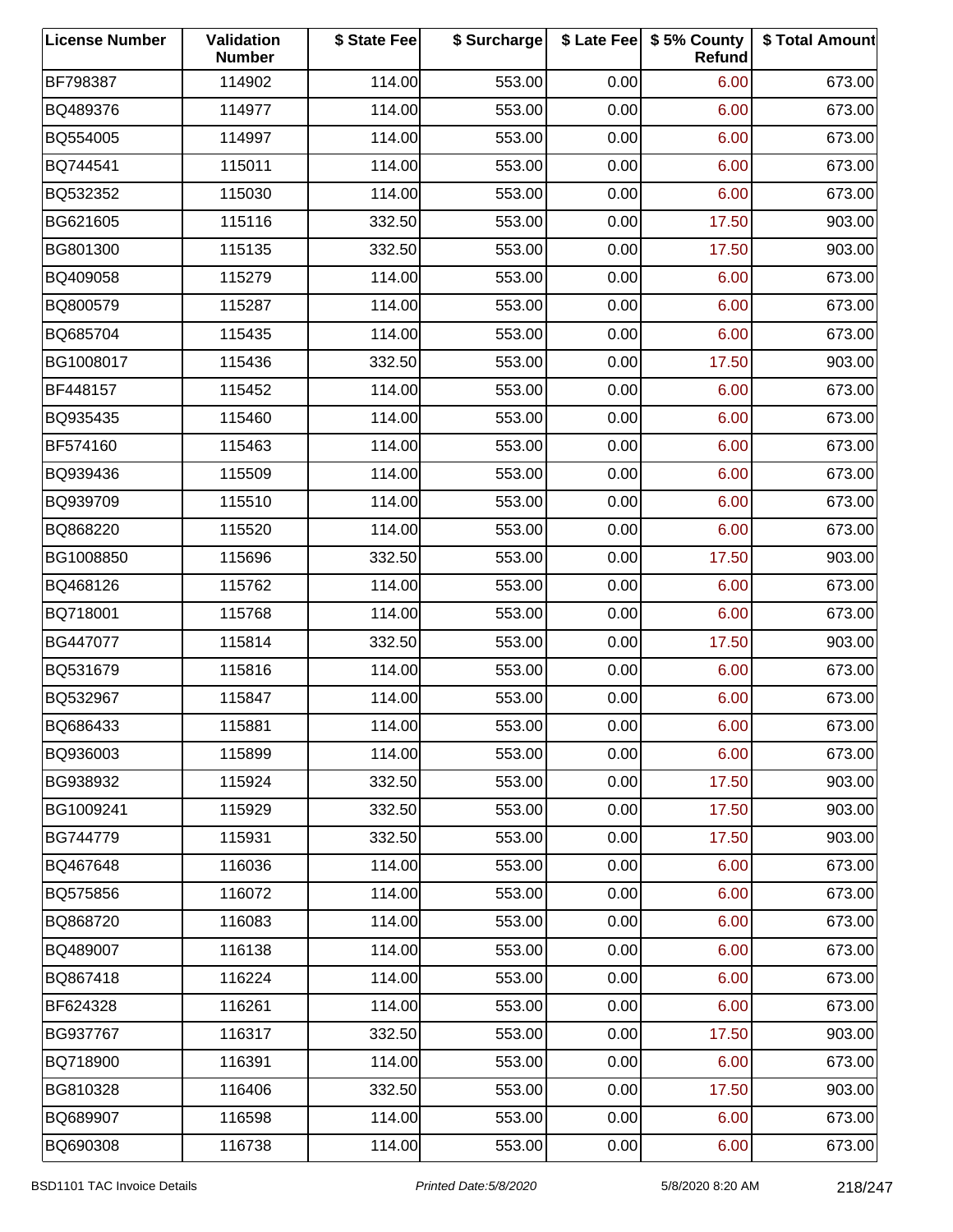| License Number | Validation Number | $ State Fee | $ Surcharge | $ Late Fee | $ 5% County Refund | $ Total Amount |
|---|---|---|---|---|---|---|
| BF798387 | 114902 | 114.00 | 553.00 | 0.00 | 6.00 | 673.00 |
| BQ489376 | 114977 | 114.00 | 553.00 | 0.00 | 6.00 | 673.00 |
| BQ554005 | 114997 | 114.00 | 553.00 | 0.00 | 6.00 | 673.00 |
| BQ744541 | 115011 | 114.00 | 553.00 | 0.00 | 6.00 | 673.00 |
| BQ532352 | 115030 | 114.00 | 553.00 | 0.00 | 6.00 | 673.00 |
| BG621605 | 115116 | 332.50 | 553.00 | 0.00 | 17.50 | 903.00 |
| BG801300 | 115135 | 332.50 | 553.00 | 0.00 | 17.50 | 903.00 |
| BQ409058 | 115279 | 114.00 | 553.00 | 0.00 | 6.00 | 673.00 |
| BQ800579 | 115287 | 114.00 | 553.00 | 0.00 | 6.00 | 673.00 |
| BQ685704 | 115435 | 114.00 | 553.00 | 0.00 | 6.00 | 673.00 |
| BG1008017 | 115436 | 332.50 | 553.00 | 0.00 | 17.50 | 903.00 |
| BF448157 | 115452 | 114.00 | 553.00 | 0.00 | 6.00 | 673.00 |
| BQ935435 | 115460 | 114.00 | 553.00 | 0.00 | 6.00 | 673.00 |
| BF574160 | 115463 | 114.00 | 553.00 | 0.00 | 6.00 | 673.00 |
| BQ939436 | 115509 | 114.00 | 553.00 | 0.00 | 6.00 | 673.00 |
| BQ939709 | 115510 | 114.00 | 553.00 | 0.00 | 6.00 | 673.00 |
| BQ868220 | 115520 | 114.00 | 553.00 | 0.00 | 6.00 | 673.00 |
| BG1008850 | 115696 | 332.50 | 553.00 | 0.00 | 17.50 | 903.00 |
| BQ468126 | 115762 | 114.00 | 553.00 | 0.00 | 6.00 | 673.00 |
| BQ718001 | 115768 | 114.00 | 553.00 | 0.00 | 6.00 | 673.00 |
| BG447077 | 115814 | 332.50 | 553.00 | 0.00 | 17.50 | 903.00 |
| BQ531679 | 115816 | 114.00 | 553.00 | 0.00 | 6.00 | 673.00 |
| BQ532967 | 115847 | 114.00 | 553.00 | 0.00 | 6.00 | 673.00 |
| BQ686433 | 115881 | 114.00 | 553.00 | 0.00 | 6.00 | 673.00 |
| BQ936003 | 115899 | 114.00 | 553.00 | 0.00 | 6.00 | 673.00 |
| BG938932 | 115924 | 332.50 | 553.00 | 0.00 | 17.50 | 903.00 |
| BG1009241 | 115929 | 332.50 | 553.00 | 0.00 | 17.50 | 903.00 |
| BG744779 | 115931 | 332.50 | 553.00 | 0.00 | 17.50 | 903.00 |
| BQ467648 | 116036 | 114.00 | 553.00 | 0.00 | 6.00 | 673.00 |
| BQ575856 | 116072 | 114.00 | 553.00 | 0.00 | 6.00 | 673.00 |
| BQ868720 | 116083 | 114.00 | 553.00 | 0.00 | 6.00 | 673.00 |
| BQ489007 | 116138 | 114.00 | 553.00 | 0.00 | 6.00 | 673.00 |
| BQ867418 | 116224 | 114.00 | 553.00 | 0.00 | 6.00 | 673.00 |
| BF624328 | 116261 | 114.00 | 553.00 | 0.00 | 6.00 | 673.00 |
| BG937767 | 116317 | 332.50 | 553.00 | 0.00 | 17.50 | 903.00 |
| BQ718900 | 116391 | 114.00 | 553.00 | 0.00 | 6.00 | 673.00 |
| BG810328 | 116406 | 332.50 | 553.00 | 0.00 | 17.50 | 903.00 |
| BQ689907 | 116598 | 114.00 | 553.00 | 0.00 | 6.00 | 673.00 |
| BQ690308 | 116738 | 114.00 | 553.00 | 0.00 | 6.00 | 673.00 |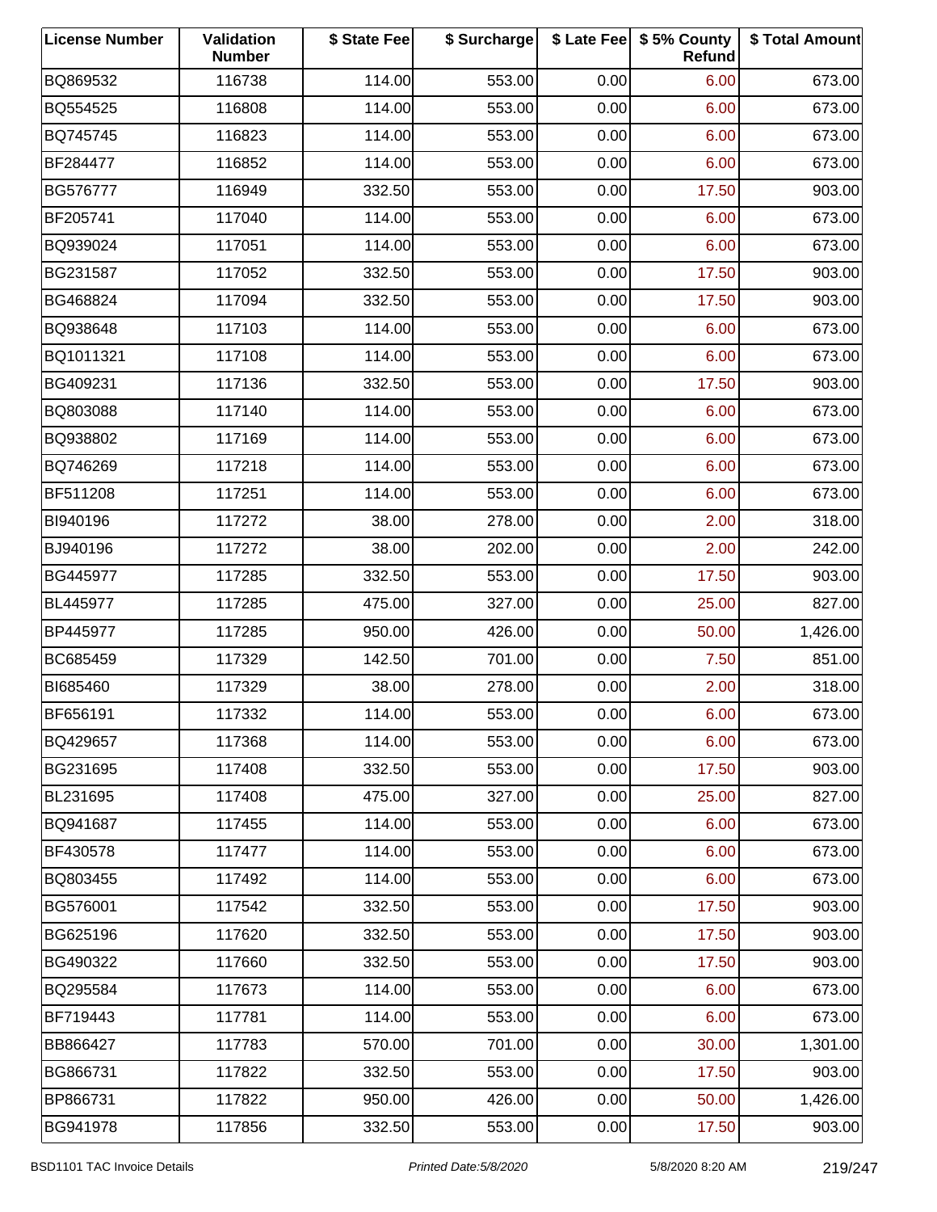| License Number | Validation Number | $ State Fee | $ Surcharge | $ Late Fee | $ 5% County Refund | $ Total Amount |
|---|---|---|---|---|---|---|
| BQ869532 | 116738 | 114.00 | 553.00 | 0.00 | 6.00 | 673.00 |
| BQ554525 | 116808 | 114.00 | 553.00 | 0.00 | 6.00 | 673.00 |
| BQ745745 | 116823 | 114.00 | 553.00 | 0.00 | 6.00 | 673.00 |
| BF284477 | 116852 | 114.00 | 553.00 | 0.00 | 6.00 | 673.00 |
| BG576777 | 116949 | 332.50 | 553.00 | 0.00 | 17.50 | 903.00 |
| BF205741 | 117040 | 114.00 | 553.00 | 0.00 | 6.00 | 673.00 |
| BQ939024 | 117051 | 114.00 | 553.00 | 0.00 | 6.00 | 673.00 |
| BG231587 | 117052 | 332.50 | 553.00 | 0.00 | 17.50 | 903.00 |
| BG468824 | 117094 | 332.50 | 553.00 | 0.00 | 17.50 | 903.00 |
| BQ938648 | 117103 | 114.00 | 553.00 | 0.00 | 6.00 | 673.00 |
| BQ1011321 | 117108 | 114.00 | 553.00 | 0.00 | 6.00 | 673.00 |
| BG409231 | 117136 | 332.50 | 553.00 | 0.00 | 17.50 | 903.00 |
| BQ803088 | 117140 | 114.00 | 553.00 | 0.00 | 6.00 | 673.00 |
| BQ938802 | 117169 | 114.00 | 553.00 | 0.00 | 6.00 | 673.00 |
| BQ746269 | 117218 | 114.00 | 553.00 | 0.00 | 6.00 | 673.00 |
| BF511208 | 117251 | 114.00 | 553.00 | 0.00 | 6.00 | 673.00 |
| BI940196 | 117272 | 38.00 | 278.00 | 0.00 | 2.00 | 318.00 |
| BJ940196 | 117272 | 38.00 | 202.00 | 0.00 | 2.00 | 242.00 |
| BG445977 | 117285 | 332.50 | 553.00 | 0.00 | 17.50 | 903.00 |
| BL445977 | 117285 | 475.00 | 327.00 | 0.00 | 25.00 | 827.00 |
| BP445977 | 117285 | 950.00 | 426.00 | 0.00 | 50.00 | 1,426.00 |
| BC685459 | 117329 | 142.50 | 701.00 | 0.00 | 7.50 | 851.00 |
| BI685460 | 117329 | 38.00 | 278.00 | 0.00 | 2.00 | 318.00 |
| BF656191 | 117332 | 114.00 | 553.00 | 0.00 | 6.00 | 673.00 |
| BQ429657 | 117368 | 114.00 | 553.00 | 0.00 | 6.00 | 673.00 |
| BG231695 | 117408 | 332.50 | 553.00 | 0.00 | 17.50 | 903.00 |
| BL231695 | 117408 | 475.00 | 327.00 | 0.00 | 25.00 | 827.00 |
| BQ941687 | 117455 | 114.00 | 553.00 | 0.00 | 6.00 | 673.00 |
| BF430578 | 117477 | 114.00 | 553.00 | 0.00 | 6.00 | 673.00 |
| BQ803455 | 117492 | 114.00 | 553.00 | 0.00 | 6.00 | 673.00 |
| BG576001 | 117542 | 332.50 | 553.00 | 0.00 | 17.50 | 903.00 |
| BG625196 | 117620 | 332.50 | 553.00 | 0.00 | 17.50 | 903.00 |
| BG490322 | 117660 | 332.50 | 553.00 | 0.00 | 17.50 | 903.00 |
| BQ295584 | 117673 | 114.00 | 553.00 | 0.00 | 6.00 | 673.00 |
| BF719443 | 117781 | 114.00 | 553.00 | 0.00 | 6.00 | 673.00 |
| BB866427 | 117783 | 570.00 | 701.00 | 0.00 | 30.00 | 1,301.00 |
| BG866731 | 117822 | 332.50 | 553.00 | 0.00 | 17.50 | 903.00 |
| BP866731 | 117822 | 950.00 | 426.00 | 0.00 | 50.00 | 1,426.00 |
| BG941978 | 117856 | 332.50 | 553.00 | 0.00 | 17.50 | 903.00 |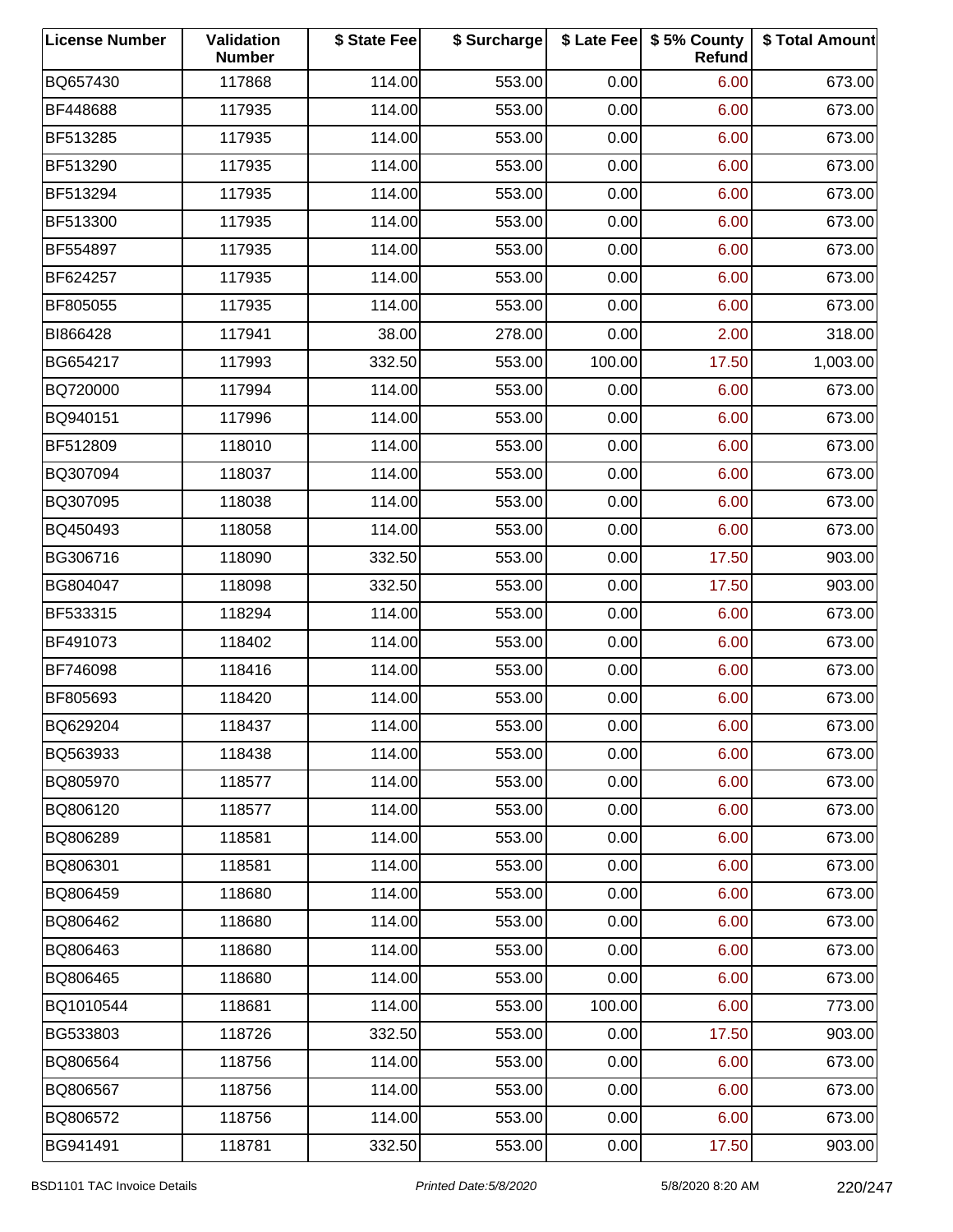| License Number | Validation Number | $ State Fee | $ Surcharge | $ Late Fee | $ 5% County Refund | $ Total Amount |
|---|---|---|---|---|---|---|
| BQ657430 | 117868 | 114.00 | 553.00 | 0.00 | 6.00 | 673.00 |
| BF448688 | 117935 | 114.00 | 553.00 | 0.00 | 6.00 | 673.00 |
| BF513285 | 117935 | 114.00 | 553.00 | 0.00 | 6.00 | 673.00 |
| BF513290 | 117935 | 114.00 | 553.00 | 0.00 | 6.00 | 673.00 |
| BF513294 | 117935 | 114.00 | 553.00 | 0.00 | 6.00 | 673.00 |
| BF513300 | 117935 | 114.00 | 553.00 | 0.00 | 6.00 | 673.00 |
| BF554897 | 117935 | 114.00 | 553.00 | 0.00 | 6.00 | 673.00 |
| BF624257 | 117935 | 114.00 | 553.00 | 0.00 | 6.00 | 673.00 |
| BF805055 | 117935 | 114.00 | 553.00 | 0.00 | 6.00 | 673.00 |
| BI866428 | 117941 | 38.00 | 278.00 | 0.00 | 2.00 | 318.00 |
| BG654217 | 117993 | 332.50 | 553.00 | 100.00 | 17.50 | 1,003.00 |
| BQ720000 | 117994 | 114.00 | 553.00 | 0.00 | 6.00 | 673.00 |
| BQ940151 | 117996 | 114.00 | 553.00 | 0.00 | 6.00 | 673.00 |
| BF512809 | 118010 | 114.00 | 553.00 | 0.00 | 6.00 | 673.00 |
| BQ307094 | 118037 | 114.00 | 553.00 | 0.00 | 6.00 | 673.00 |
| BQ307095 | 118038 | 114.00 | 553.00 | 0.00 | 6.00 | 673.00 |
| BQ450493 | 118058 | 114.00 | 553.00 | 0.00 | 6.00 | 673.00 |
| BG306716 | 118090 | 332.50 | 553.00 | 0.00 | 17.50 | 903.00 |
| BG804047 | 118098 | 332.50 | 553.00 | 0.00 | 17.50 | 903.00 |
| BF533315 | 118294 | 114.00 | 553.00 | 0.00 | 6.00 | 673.00 |
| BF491073 | 118402 | 114.00 | 553.00 | 0.00 | 6.00 | 673.00 |
| BF746098 | 118416 | 114.00 | 553.00 | 0.00 | 6.00 | 673.00 |
| BF805693 | 118420 | 114.00 | 553.00 | 0.00 | 6.00 | 673.00 |
| BQ629204 | 118437 | 114.00 | 553.00 | 0.00 | 6.00 | 673.00 |
| BQ563933 | 118438 | 114.00 | 553.00 | 0.00 | 6.00 | 673.00 |
| BQ805970 | 118577 | 114.00 | 553.00 | 0.00 | 6.00 | 673.00 |
| BQ806120 | 118577 | 114.00 | 553.00 | 0.00 | 6.00 | 673.00 |
| BQ806289 | 118581 | 114.00 | 553.00 | 0.00 | 6.00 | 673.00 |
| BQ806301 | 118581 | 114.00 | 553.00 | 0.00 | 6.00 | 673.00 |
| BQ806459 | 118680 | 114.00 | 553.00 | 0.00 | 6.00 | 673.00 |
| BQ806462 | 118680 | 114.00 | 553.00 | 0.00 | 6.00 | 673.00 |
| BQ806463 | 118680 | 114.00 | 553.00 | 0.00 | 6.00 | 673.00 |
| BQ806465 | 118680 | 114.00 | 553.00 | 0.00 | 6.00 | 673.00 |
| BQ1010544 | 118681 | 114.00 | 553.00 | 100.00 | 6.00 | 773.00 |
| BG533803 | 118726 | 332.50 | 553.00 | 0.00 | 17.50 | 903.00 |
| BQ806564 | 118756 | 114.00 | 553.00 | 0.00 | 6.00 | 673.00 |
| BQ806567 | 118756 | 114.00 | 553.00 | 0.00 | 6.00 | 673.00 |
| BQ806572 | 118756 | 114.00 | 553.00 | 0.00 | 6.00 | 673.00 |
| BG941491 | 118781 | 332.50 | 553.00 | 0.00 | 17.50 | 903.00 |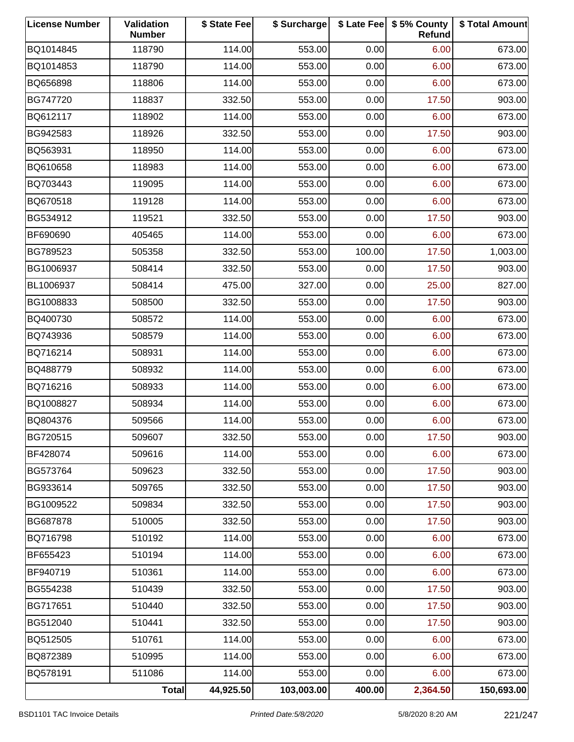| License Number | Validation Number | $ State Fee | $ Surcharge | $ Late Fee | $ 5% County Refund | $ Total Amount |
|---|---|---|---|---|---|---|
| BQ1014845 | 118790 | 114.00 | 553.00 | 0.00 | 6.00 | 673.00 |
| BQ1014853 | 118790 | 114.00 | 553.00 | 0.00 | 6.00 | 673.00 |
| BQ656898 | 118806 | 114.00 | 553.00 | 0.00 | 6.00 | 673.00 |
| BG747720 | 118837 | 332.50 | 553.00 | 0.00 | 17.50 | 903.00 |
| BQ612117 | 118902 | 114.00 | 553.00 | 0.00 | 6.00 | 673.00 |
| BG942583 | 118926 | 332.50 | 553.00 | 0.00 | 17.50 | 903.00 |
| BQ563931 | 118950 | 114.00 | 553.00 | 0.00 | 6.00 | 673.00 |
| BQ610658 | 118983 | 114.00 | 553.00 | 0.00 | 6.00 | 673.00 |
| BQ703443 | 119095 | 114.00 | 553.00 | 0.00 | 6.00 | 673.00 |
| BQ670518 | 119128 | 114.00 | 553.00 | 0.00 | 6.00 | 673.00 |
| BG534912 | 119521 | 332.50 | 553.00 | 0.00 | 17.50 | 903.00 |
| BF690690 | 405465 | 114.00 | 553.00 | 0.00 | 6.00 | 673.00 |
| BG789523 | 505358 | 332.50 | 553.00 | 100.00 | 17.50 | 1,003.00 |
| BG1006937 | 508414 | 332.50 | 553.00 | 0.00 | 17.50 | 903.00 |
| BL1006937 | 508414 | 475.00 | 327.00 | 0.00 | 25.00 | 827.00 |
| BG1008833 | 508500 | 332.50 | 553.00 | 0.00 | 17.50 | 903.00 |
| BQ400730 | 508572 | 114.00 | 553.00 | 0.00 | 6.00 | 673.00 |
| BQ743936 | 508579 | 114.00 | 553.00 | 0.00 | 6.00 | 673.00 |
| BQ716214 | 508931 | 114.00 | 553.00 | 0.00 | 6.00 | 673.00 |
| BQ488779 | 508932 | 114.00 | 553.00 | 0.00 | 6.00 | 673.00 |
| BQ716216 | 508933 | 114.00 | 553.00 | 0.00 | 6.00 | 673.00 |
| BQ1008827 | 508934 | 114.00 | 553.00 | 0.00 | 6.00 | 673.00 |
| BQ804376 | 509566 | 114.00 | 553.00 | 0.00 | 6.00 | 673.00 |
| BG720515 | 509607 | 332.50 | 553.00 | 0.00 | 17.50 | 903.00 |
| BF428074 | 509616 | 114.00 | 553.00 | 0.00 | 6.00 | 673.00 |
| BG573764 | 509623 | 332.50 | 553.00 | 0.00 | 17.50 | 903.00 |
| BG933614 | 509765 | 332.50 | 553.00 | 0.00 | 17.50 | 903.00 |
| BG1009522 | 509834 | 332.50 | 553.00 | 0.00 | 17.50 | 903.00 |
| BG687878 | 510005 | 332.50 | 553.00 | 0.00 | 17.50 | 903.00 |
| BQ716798 | 510192 | 114.00 | 553.00 | 0.00 | 6.00 | 673.00 |
| BF655423 | 510194 | 114.00 | 553.00 | 0.00 | 6.00 | 673.00 |
| BF940719 | 510361 | 114.00 | 553.00 | 0.00 | 6.00 | 673.00 |
| BG554238 | 510439 | 332.50 | 553.00 | 0.00 | 17.50 | 903.00 |
| BG717651 | 510440 | 332.50 | 553.00 | 0.00 | 17.50 | 903.00 |
| BG512040 | 510441 | 332.50 | 553.00 | 0.00 | 17.50 | 903.00 |
| BQ512505 | 510761 | 114.00 | 553.00 | 0.00 | 6.00 | 673.00 |
| BQ872389 | 510995 | 114.00 | 553.00 | 0.00 | 6.00 | 673.00 |
| BQ578191 | 511086 | 114.00 | 553.00 | 0.00 | 6.00 | 673.00 |
| | **Total** | **44,925.50** | **103,003.00** | **400.00** | **2,364.50** | **150,693.00** |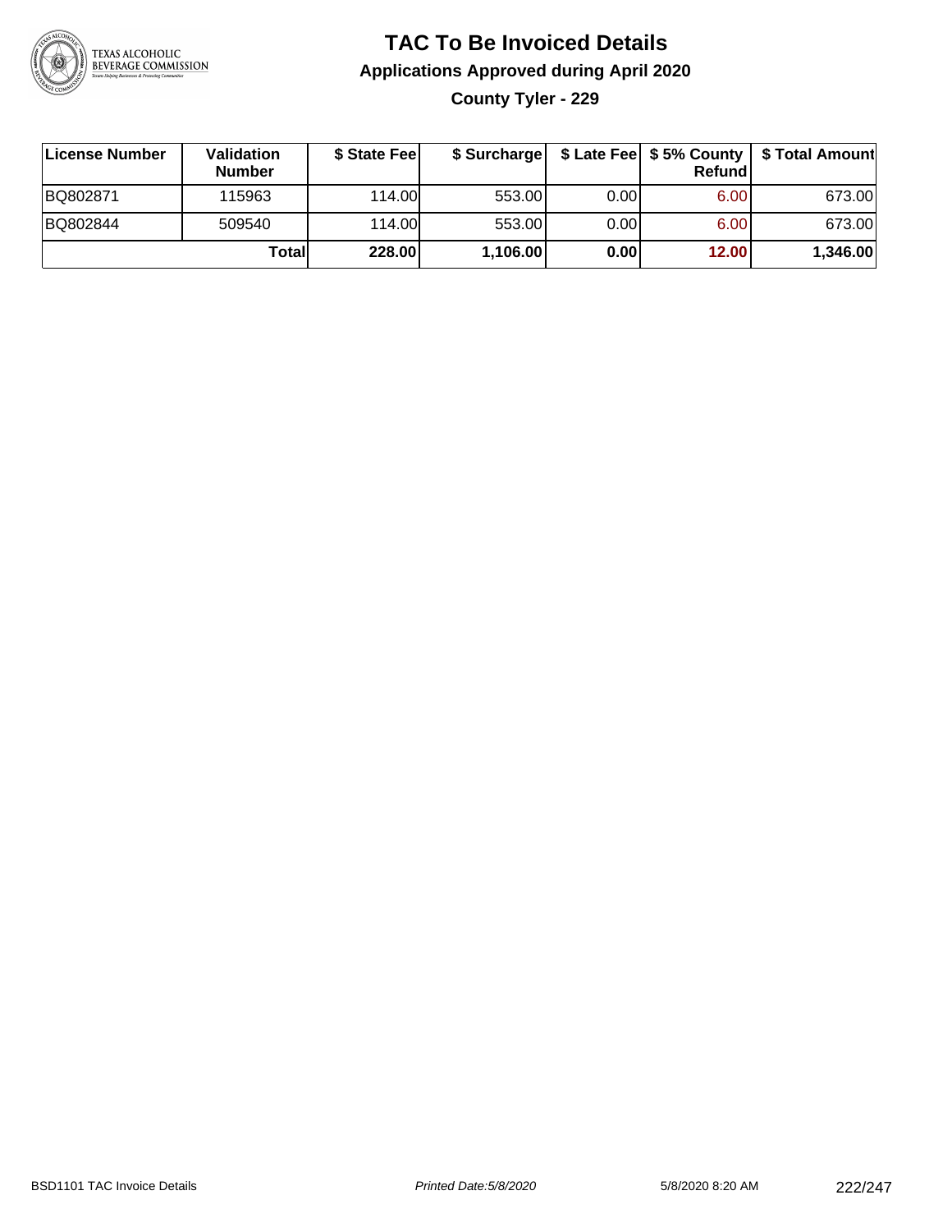# TAC To Be Invoiced Details

## Applications Approved during April 2020

### County Tyler - 229

| License Number | Validation Number | $ State Fee | $ Surcharge | $ Late Fee | $ 5% County Refund | $ Total Amount |
|---|---|---|---|---|---|---|
| BQ802871 | 115963 | 114.00 | 553.00 | 0.00 | 6.00 | 673.00 |
| BQ802844 | 509540 | 114.00 | 553.00 | 0.00 | 6.00 | 673.00 |
| | **Total** | **228.00** | **1,106.00** | **0.00** | **12.00** | **1,346.00** |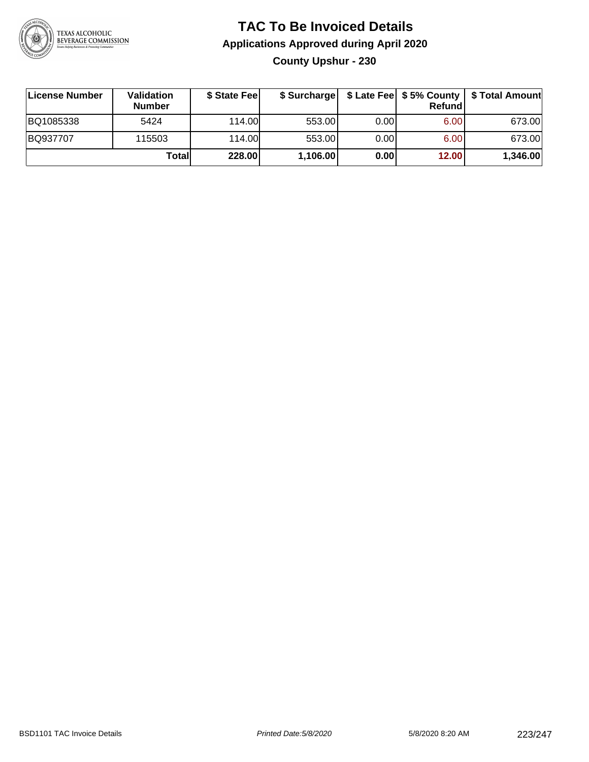# TAC To Be Invoiced Details

## Applications Approved during April 2020

### County Upshur - 230

| License Number | Validation Number | $ State Fee | $ Surcharge | $ Late Fee | $ 5% County Refund | $ Total Amount |
|---|---|---|---|---|---|---|
| BQ1085338 | 5424 | 114.00 | 553.00 | 0.00 | 6.00 | 673.00 |
| BQ937707 | 115503 | 114.00 | 553.00 | 0.00 | 6.00 | 673.00 |
| | **Total** | **228.00** | **1,106.00** | **0.00** | **12.00** | **1,346.00** |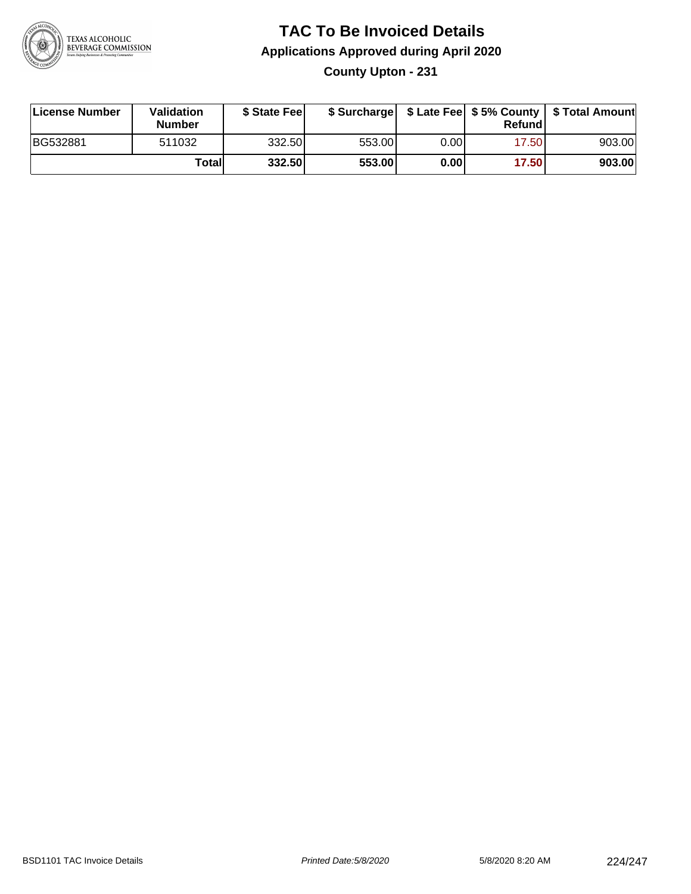# TAC To Be Invoiced Details

## Applications Approved during April 2020

### County Upton - 231

| License Number | Validation Number | $ State Fee | $ Surcharge | $ Late Fee | $ 5% County Refund | $ Total Amount |
|---|---|---|---|---|---|---|
| BG532881 | 511032 | 332.50 | 553.00 | 0.00 | 17.50 | 903.00 |
| | Total | 332.50 | 553.00 | 0.00 | 17.50 | 903.00 |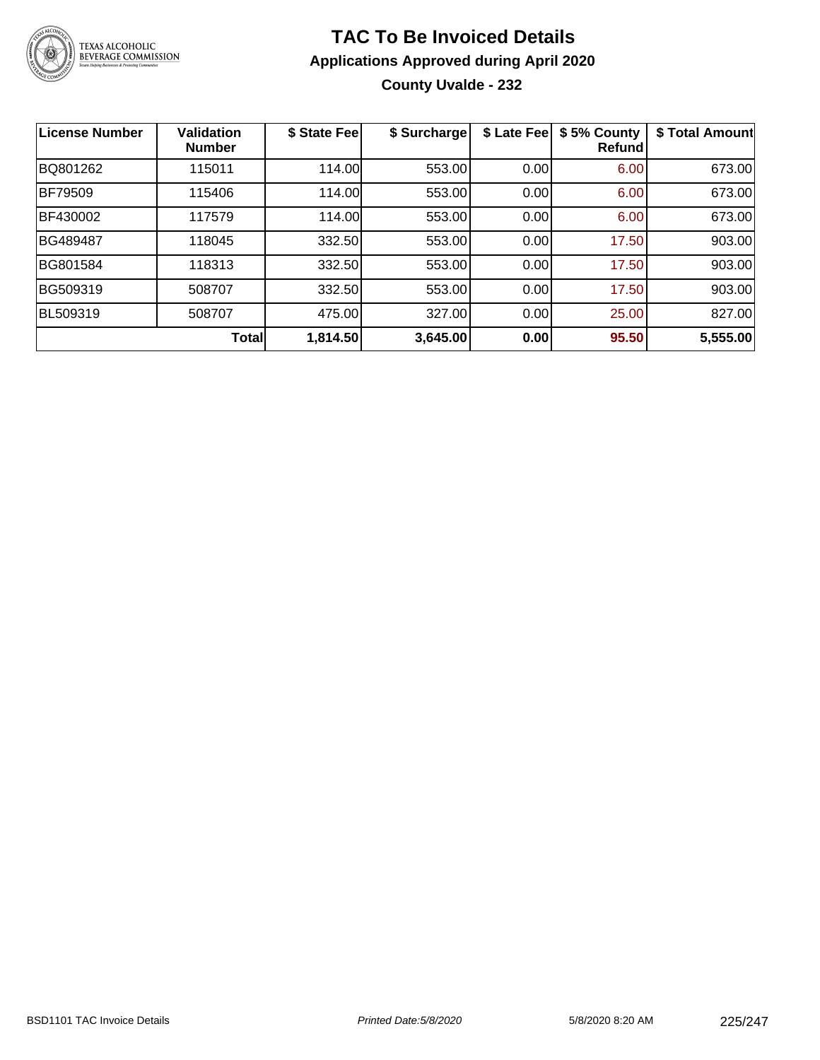# TAC To Be Invoiced Details

## Applications Approved during April 2020

### County Uvalde - 232

| License Number | Validation Number | $ State Fee | $ Surcharge | $ Late Fee | $ 5% County Refund | $ Total Amount |
|---|---|---|---|---|---|---|
| BQ801262 | 115011 | 114.00 | 553.00 | 0.00 | 6.00 | 673.00 |
| BF79509 | 115406 | 114.00 | 553.00 | 0.00 | 6.00 | 673.00 |
| BF430002 | 117579 | 114.00 | 553.00 | 0.00 | 6.00 | 673.00 |
| BG489487 | 118045 | 332.50 | 553.00 | 0.00 | 17.50 | 903.00 |
| BG801584 | 118313 | 332.50 | 553.00 | 0.00 | 17.50 | 903.00 |
| BG509319 | 508707 | 332.50 | 553.00 | 0.00 | 17.50 | 903.00 |
| BL509319 | 508707 | 475.00 | 327.00 | 0.00 | 25.00 | 827.00 |
| | **Total** | **1,814.50** | **3,645.00** | **0.00** | **95.50** | **5,555.00** |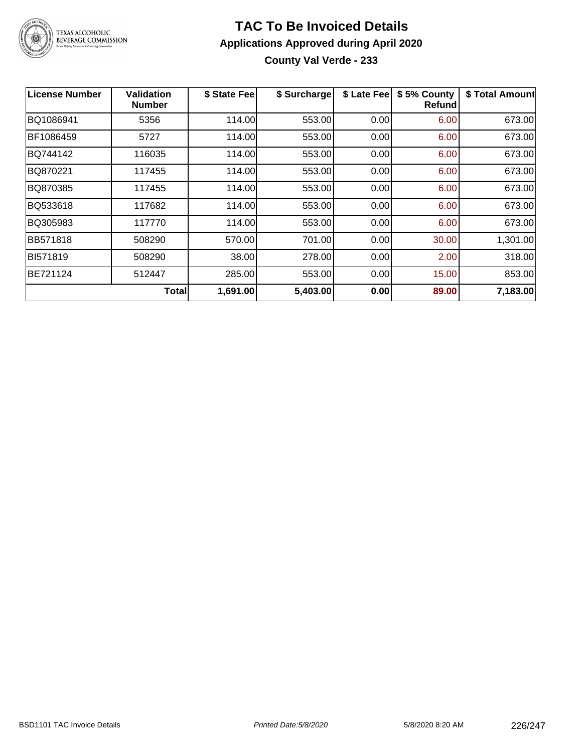# TAC To Be Invoiced Details

## Applications Approved during April 2020

### County Val Verde - 233

| License Number | Validation Number | $ State Fee | $ Surcharge | $ Late Fee | $ 5% County Refund | $ Total Amount |
|---|---|---|---|---|---|---|
| BQ1086941 | 5356 | 114.00 | 553.00 | 0.00 | 6.00 | 673.00 |
| BF1086459 | 5727 | 114.00 | 553.00 | 0.00 | 6.00 | 673.00 |
| BQ744142 | 116035 | 114.00 | 553.00 | 0.00 | 6.00 | 673.00 |
| BQ870221 | 117455 | 114.00 | 553.00 | 0.00 | 6.00 | 673.00 |
| BQ870385 | 117455 | 114.00 | 553.00 | 0.00 | 6.00 | 673.00 |
| BQ533618 | 117682 | 114.00 | 553.00 | 0.00 | 6.00 | 673.00 |
| BQ305983 | 117770 | 114.00 | 553.00 | 0.00 | 6.00 | 673.00 |
| BB571818 | 508290 | 570.00 | 701.00 | 0.00 | 30.00 | 1,301.00 |
| BI571819 | 508290 | 38.00 | 278.00 | 0.00 | 2.00 | 318.00 |
| BE721124 | 512447 | 285.00 | 553.00 | 0.00 | 15.00 | 853.00 |
| | **Total** | **1,691.00** | **5,403.00** | **0.00** | **89.00** | **7,183.00** |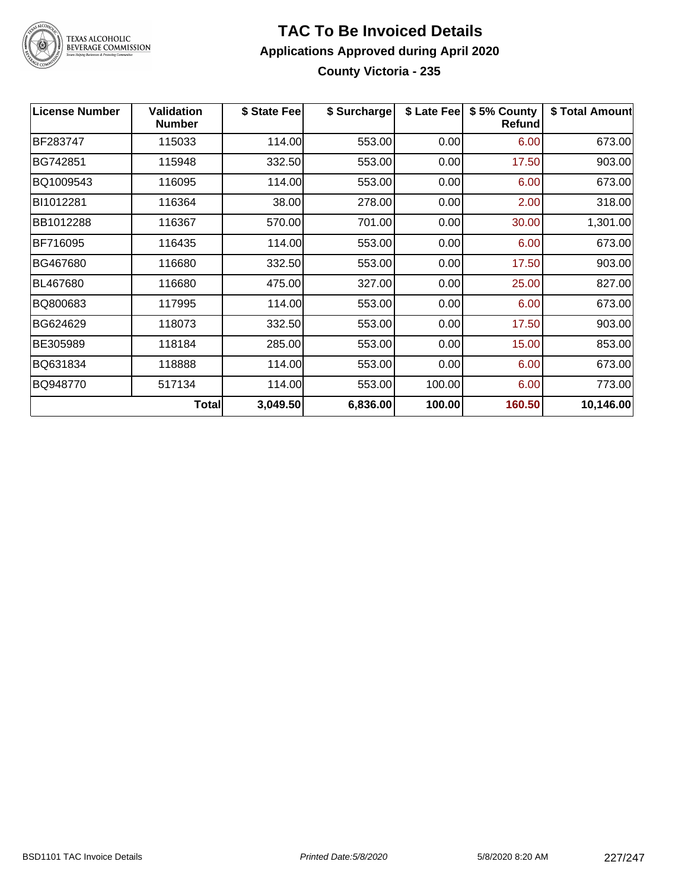# TAC To Be Invoiced Details

## Applications Approved during April 2020

### County Victoria - 235

| License Number | Validation Number | $ State Fee | $ Surcharge | $ Late Fee | $ 5% County Refund | $ Total Amount |
|---|---|---|---|---|---|---|
| BF283747 | 115033 | 114.00 | 553.00 | 0.00 | 6.00 | 673.00 |
| BG742851 | 115948 | 332.50 | 553.00 | 0.00 | 17.50 | 903.00 |
| BQ1009543 | 116095 | 114.00 | 553.00 | 0.00 | 6.00 | 673.00 |
| BI1012281 | 116364 | 38.00 | 278.00 | 0.00 | 2.00 | 318.00 |
| BB1012288 | 116367 | 570.00 | 701.00 | 0.00 | 30.00 | 1,301.00 |
| BF716095 | 116435 | 114.00 | 553.00 | 0.00 | 6.00 | 673.00 |
| BG467680 | 116680 | 332.50 | 553.00 | 0.00 | 17.50 | 903.00 |
| BL467680 | 116680 | 475.00 | 327.00 | 0.00 | 25.00 | 827.00 |
| BQ800683 | 117995 | 114.00 | 553.00 | 0.00 | 6.00 | 673.00 |
| BG624629 | 118073 | 332.50 | 553.00 | 0.00 | 17.50 | 903.00 |
| BE305989 | 118184 | 285.00 | 553.00 | 0.00 | 15.00 | 853.00 |
| BQ631834 | 118888 | 114.00 | 553.00 | 0.00 | 6.00 | 673.00 |
| BQ948770 | 517134 | 114.00 | 553.00 | 100.00 | 6.00 | 773.00 |
| | **Total** | **3,049.50** | **6,836.00** | **100.00** | **160.50** | **10,146.00** |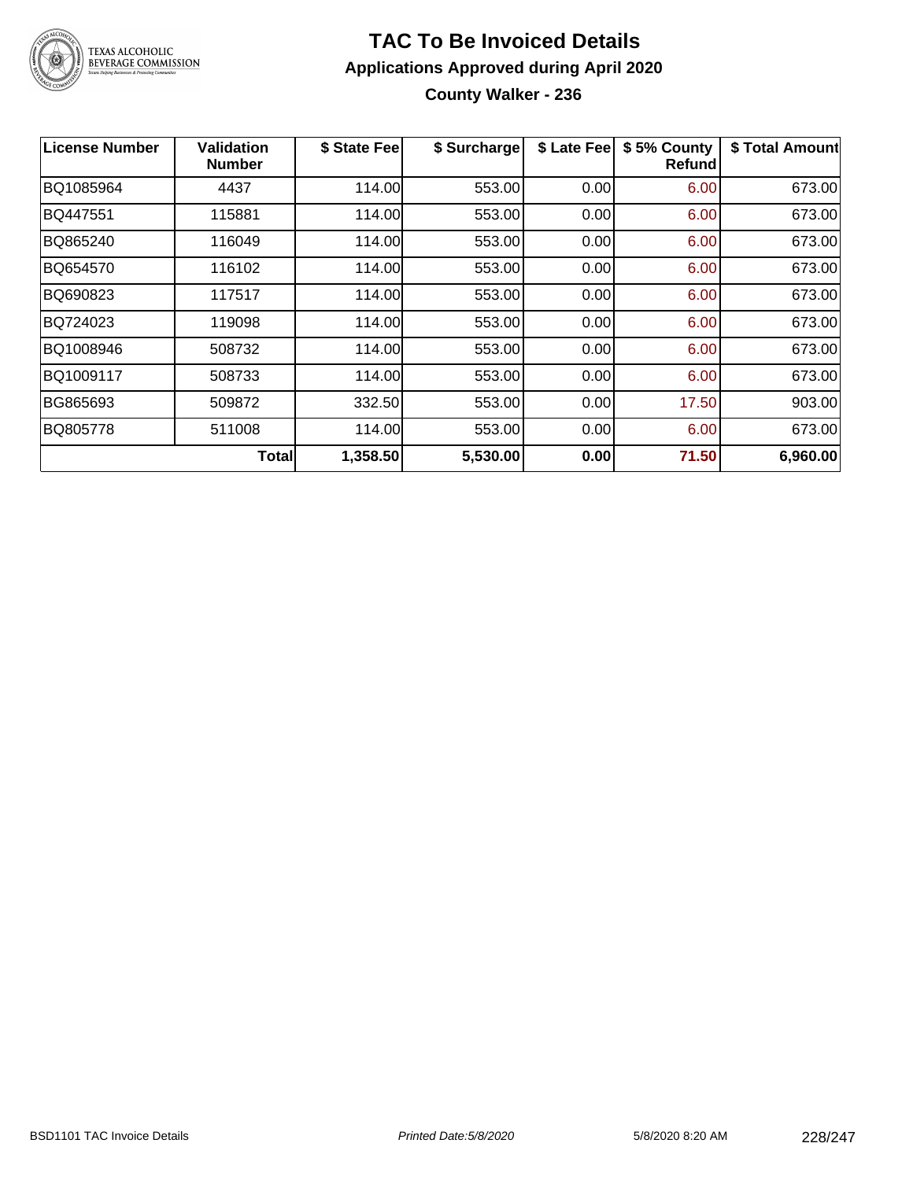# TAC To Be Invoiced Details

## Applications Approved during April 2020

### County Walker - 236

| License Number | Validation Number | $ State Fee | $ Surcharge | $ Late Fee | $ 5% County Refund | $ Total Amount |
|---|---|---|---|---|---|---|
| BQ1085964 | 4437 | 114.00 | 553.00 | 0.00 | 6.00 | 673.00 |
| BQ447551 | 115881 | 114.00 | 553.00 | 0.00 | 6.00 | 673.00 |
| BQ865240 | 116049 | 114.00 | 553.00 | 0.00 | 6.00 | 673.00 |
| BQ654570 | 116102 | 114.00 | 553.00 | 0.00 | 6.00 | 673.00 |
| BQ690823 | 117517 | 114.00 | 553.00 | 0.00 | 6.00 | 673.00 |
| BQ724023 | 119098 | 114.00 | 553.00 | 0.00 | 6.00 | 673.00 |
| BQ1008946 | 508732 | 114.00 | 553.00 | 0.00 | 6.00 | 673.00 |
| BQ1009117 | 508733 | 114.00 | 553.00 | 0.00 | 6.00 | 673.00 |
| BG865693 | 509872 | 332.50 | 553.00 | 0.00 | 17.50 | 903.00 |
| BQ805778 | 511008 | 114.00 | 553.00 | 0.00 | 6.00 | 673.00 |
| | **Total** | **1,358.50** | **5,530.00** | **0.00** | **71.50** | **6,960.00** |

BSD1101 TAC Invoice Details — *Printed Date:5/8/2020* — 5/8/2020 8:20 AM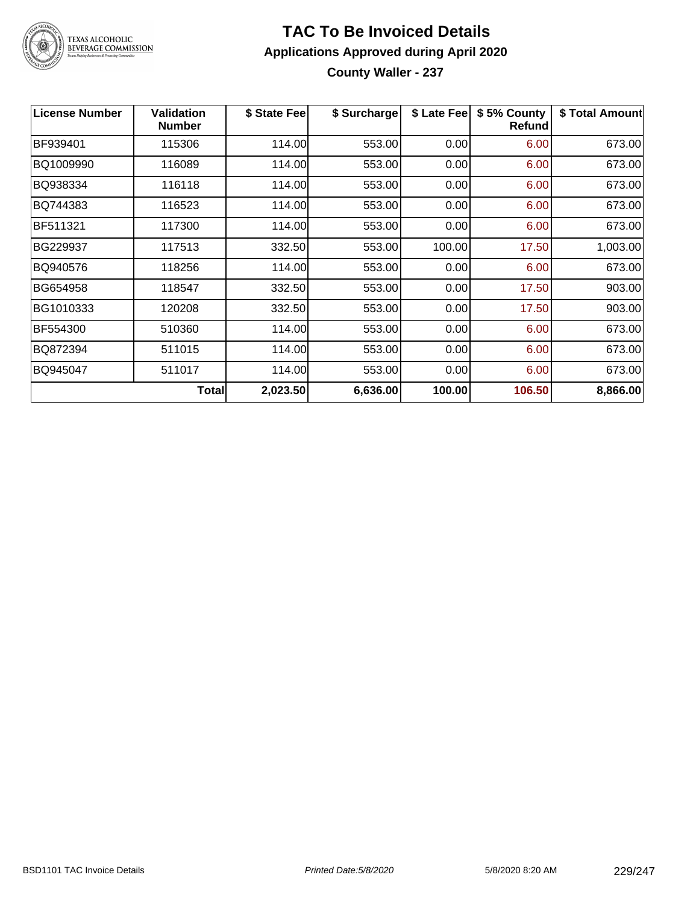# TAC To Be Invoiced Details

## Applications Approved during April 2020

### County Waller - 237

| License Number | Validation Number | $ State Fee | $ Surcharge | $ Late Fee | $ 5% County Refund | $ Total Amount |
|---|---|---|---|---|---|---|
| BF939401 | 115306 | 114.00 | 553.00 | 0.00 | 6.00 | 673.00 |
| BQ1009990 | 116089 | 114.00 | 553.00 | 0.00 | 6.00 | 673.00 |
| BQ938334 | 116118 | 114.00 | 553.00 | 0.00 | 6.00 | 673.00 |
| BQ744383 | 116523 | 114.00 | 553.00 | 0.00 | 6.00 | 673.00 |
| BF511321 | 117300 | 114.00 | 553.00 | 0.00 | 6.00 | 673.00 |
| BG229937 | 117513 | 332.50 | 553.00 | 100.00 | 17.50 | 1,003.00 |
| BQ940576 | 118256 | 114.00 | 553.00 | 0.00 | 6.00 | 673.00 |
| BG654958 | 118547 | 332.50 | 553.00 | 0.00 | 17.50 | 903.00 |
| BG1010333 | 120208 | 332.50 | 553.00 | 0.00 | 17.50 | 903.00 |
| BF554300 | 510360 | 114.00 | 553.00 | 0.00 | 6.00 | 673.00 |
| BQ872394 | 511015 | 114.00 | 553.00 | 0.00 | 6.00 | 673.00 |
| BQ945047 | 511017 | 114.00 | 553.00 | 0.00 | 6.00 | 673.00 |
| | **Total** | **2,023.50** | **6,636.00** | **100.00** | **106.50** | **8,866.00** |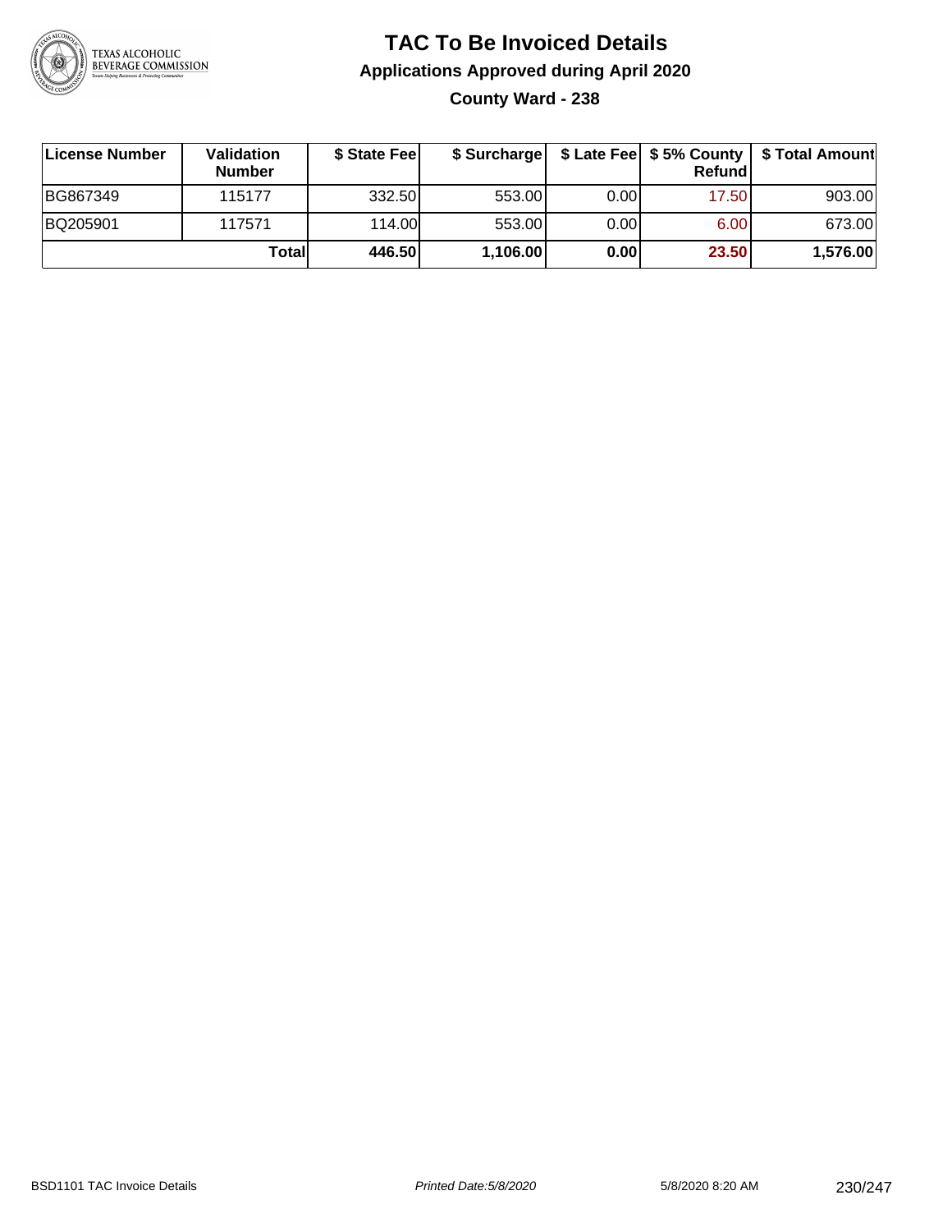# TAC To Be Invoiced Details

## Applications Approved during April 2020

### County Ward - 238

| License Number | Validation Number | $ State Fee | $ Surcharge | $ Late Fee | $ 5% County Refund | $ Total Amount |
|---|---|---|---|---|---|---|
| BG867349 | 115177 | 332.50 | 553.00 | 0.00 | 17.50 | 903.00 |
| BQ205901 | 117571 | 114.00 | 553.00 | 0.00 | 6.00 | 673.00 |
| | **Total** | **446.50** | **1,106.00** | **0.00** | **23.50** | **1,576.00** |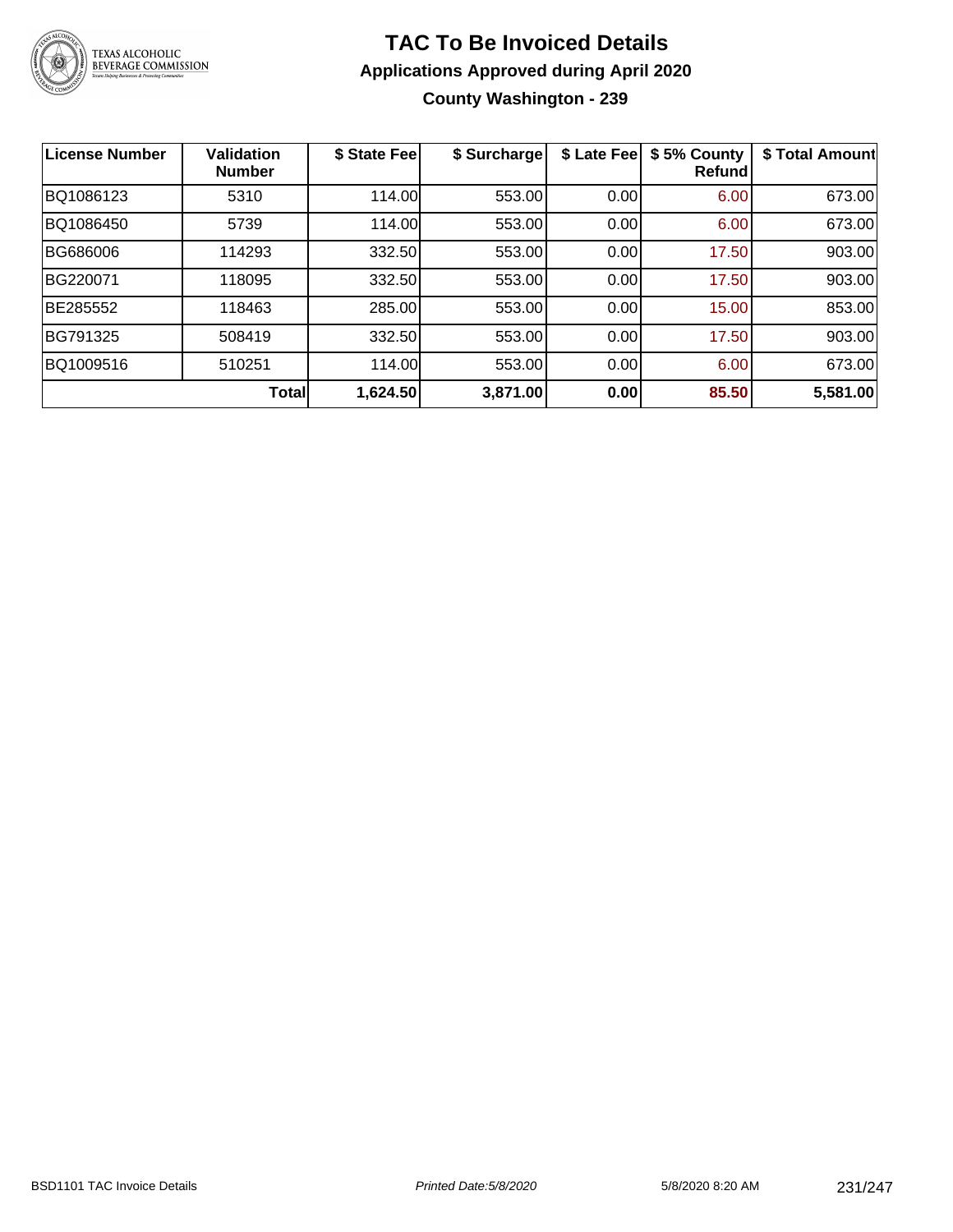# TAC To Be Invoiced Details

### Applications Approved during April 2020

### County Washington - 239

| License Number | Validation Number | $ State Fee | $ Surcharge | $ Late Fee | $ 5% County Refund | $ Total Amount |
|---|---|---|---|---|---|---|
| BQ1086123 | 5310 | 114.00 | 553.00 | 0.00 | 6.00 | 673.00 |
| BQ1086450 | 5739 | 114.00 | 553.00 | 0.00 | 6.00 | 673.00 |
| BG686006 | 114293 | 332.50 | 553.00 | 0.00 | 17.50 | 903.00 |
| BG220071 | 118095 | 332.50 | 553.00 | 0.00 | 17.50 | 903.00 |
| BE285552 | 118463 | 285.00 | 553.00 | 0.00 | 15.00 | 853.00 |
| BG791325 | 508419 | 332.50 | 553.00 | 0.00 | 17.50 | 903.00 |
| BQ1009516 | 510251 | 114.00 | 553.00 | 0.00 | 6.00 | 673.00 |
| | **Total** | **1,624.50** | **3,871.00** | **0.00** | **85.50** | **5,581.00** |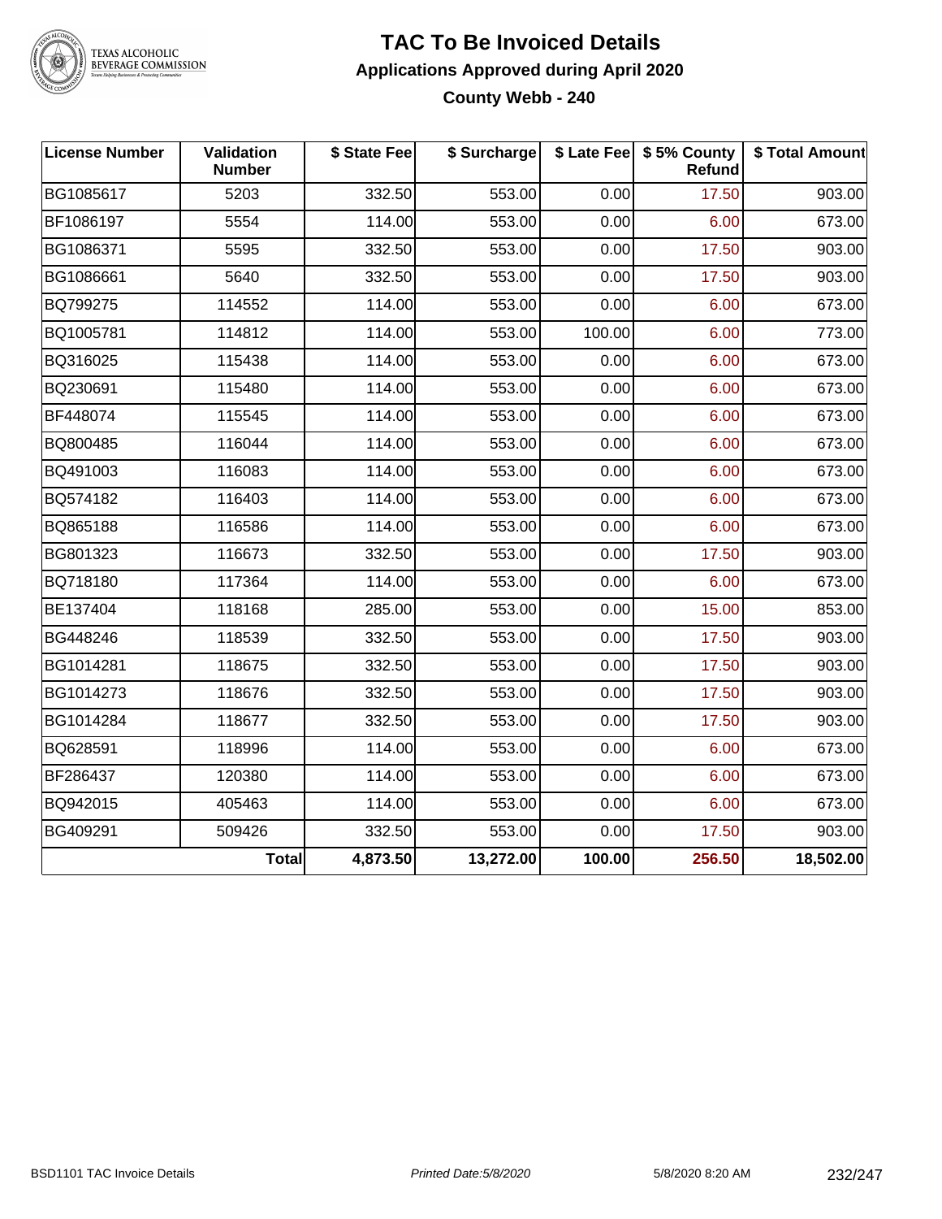# TAC To Be Invoiced Details

## Applications Approved during April 2020

### County Webb - 240

| License Number | Validation Number | \$ State Fee | \$ Surcharge | \$ Late Fee | \$ 5% County Refund | \$ Total Amount |
|---|---|---|---|---|---|---|
| BG1085617 | 5203 | 332.50 | 553.00 | 0.00 | 17.50 | 903.00 |
| BF1086197 | 5554 | 114.00 | 553.00 | 0.00 | 6.00 | 673.00 |
| BG1086371 | 5595 | 332.50 | 553.00 | 0.00 | 17.50 | 903.00 |
| BG1086661 | 5640 | 332.50 | 553.00 | 0.00 | 17.50 | 903.00 |
| BQ799275 | 114552 | 114.00 | 553.00 | 0.00 | 6.00 | 673.00 |
| BQ1005781 | 114812 | 114.00 | 553.00 | 100.00 | 6.00 | 773.00 |
| BQ316025 | 115438 | 114.00 | 553.00 | 0.00 | 6.00 | 673.00 |
| BQ230691 | 115480 | 114.00 | 553.00 | 0.00 | 6.00 | 673.00 |
| BF448074 | 115545 | 114.00 | 553.00 | 0.00 | 6.00 | 673.00 |
| BQ800485 | 116044 | 114.00 | 553.00 | 0.00 | 6.00 | 673.00 |
| BQ491003 | 116083 | 114.00 | 553.00 | 0.00 | 6.00 | 673.00 |
| BQ574182 | 116403 | 114.00 | 553.00 | 0.00 | 6.00 | 673.00 |
| BQ865188 | 116586 | 114.00 | 553.00 | 0.00 | 6.00 | 673.00 |
| BG801323 | 116673 | 332.50 | 553.00 | 0.00 | 17.50 | 903.00 |
| BQ718180 | 117364 | 114.00 | 553.00 | 0.00 | 6.00 | 673.00 |
| BE137404 | 118168 | 285.00 | 553.00 | 0.00 | 15.00 | 853.00 |
| BG448246 | 118539 | 332.50 | 553.00 | 0.00 | 17.50 | 903.00 |
| BG1014281 | 118675 | 332.50 | 553.00 | 0.00 | 17.50 | 903.00 |
| BG1014273 | 118676 | 332.50 | 553.00 | 0.00 | 17.50 | 903.00 |
| BG1014284 | 118677 | 332.50 | 553.00 | 0.00 | 17.50 | 903.00 |
| BQ628591 | 118996 | 114.00 | 553.00 | 0.00 | 6.00 | 673.00 |
| BF286437 | 120380 | 114.00 | 553.00 | 0.00 | 6.00 | 673.00 |
| BQ942015 | 405463 | 114.00 | 553.00 | 0.00 | 6.00 | 673.00 |
| BG409291 | 509426 | 332.50 | 553.00 | 0.00 | 17.50 | 903.00 |
| | **Total** | **4,873.50** | **13,272.00** | **100.00** | **256.50** | **18,502.00** |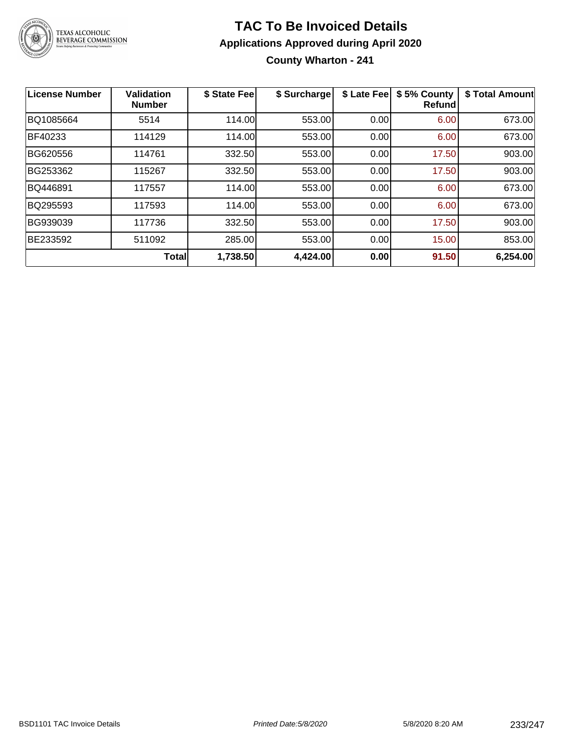# TAC To Be Invoiced Details

## Applications Approved during April 2020

### County Wharton - 241

| License Number | Validation Number | \$ State Fee | \$ Surcharge | \$ Late Fee | \$ 5% County Refund | \$ Total Amount |
|---|---|---|---|---|---|---|
| BQ1085664 | 5514 | 114.00 | 553.00 | 0.00 | 6.00 | 673.00 |
| BF40233 | 114129 | 114.00 | 553.00 | 0.00 | 6.00 | 673.00 |
| BG620556 | 114761 | 332.50 | 553.00 | 0.00 | 17.50 | 903.00 |
| BG253362 | 115267 | 332.50 | 553.00 | 0.00 | 17.50 | 903.00 |
| BQ446891 | 117557 | 114.00 | 553.00 | 0.00 | 6.00 | 673.00 |
| BQ295593 | 117593 | 114.00 | 553.00 | 0.00 | 6.00 | 673.00 |
| BG939039 | 117736 | 332.50 | 553.00 | 0.00 | 17.50 | 903.00 |
| BE233592 | 511092 | 285.00 | 553.00 | 0.00 | 15.00 | 853.00 |
| | **Total** | **1,738.50** | **4,424.00** | **0.00** | **91.50** | **6,254.00** |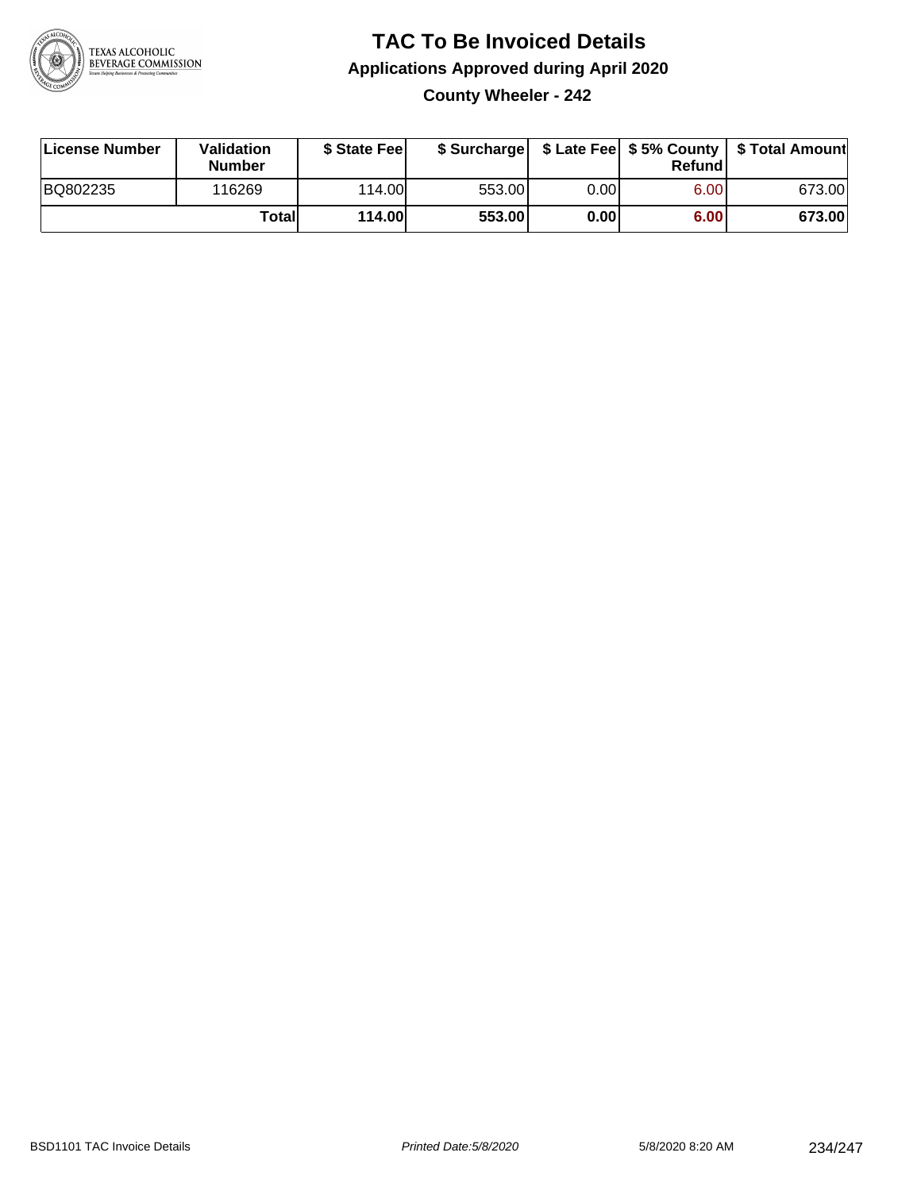# TAC To Be Invoiced Details

## Applications Approved during April 2020

### County Wheeler - 242

| License Number | Validation Number | $ State Fee | $ Surcharge | $ Late Fee | $ 5% County Refund | $ Total Amount |
|---|---|---|---|---|---|---|
| BQ802235 | 116269 | 114.00 | 553.00 | 0.00 | 6.00 | 673.00 |
| | **Total** | **114.00** | **553.00** | **0.00** | **6.00** | **673.00** |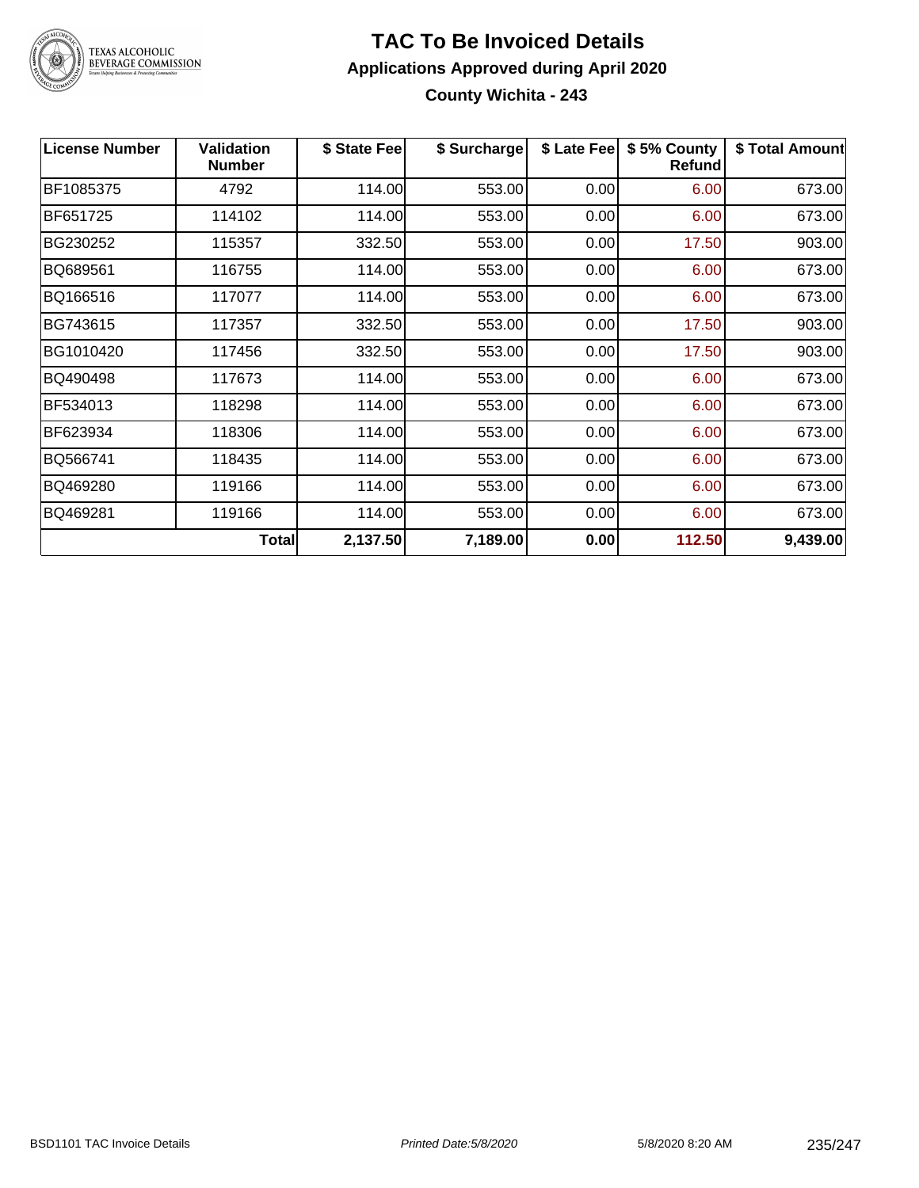# TAC To Be Invoiced Details

## Applications Approved during April 2020

### County Wichita - 243

| License Number | Validation Number | $ State Fee | $ Surcharge | $ Late Fee | $ 5% County Refund | $ Total Amount |
|---|---|---|---|---|---|---|
| BF1085375 | 4792 | 114.00 | 553.00 | 0.00 | 6.00 | 673.00 |
| BF651725 | 114102 | 114.00 | 553.00 | 0.00 | 6.00 | 673.00 |
| BG230252 | 115357 | 332.50 | 553.00 | 0.00 | 17.50 | 903.00 |
| BQ689561 | 116755 | 114.00 | 553.00 | 0.00 | 6.00 | 673.00 |
| BQ166516 | 117077 | 114.00 | 553.00 | 0.00 | 6.00 | 673.00 |
| BG743615 | 117357 | 332.50 | 553.00 | 0.00 | 17.50 | 903.00 |
| BG1010420 | 117456 | 332.50 | 553.00 | 0.00 | 17.50 | 903.00 |
| BQ490498 | 117673 | 114.00 | 553.00 | 0.00 | 6.00 | 673.00 |
| BF534013 | 118298 | 114.00 | 553.00 | 0.00 | 6.00 | 673.00 |
| BF623934 | 118306 | 114.00 | 553.00 | 0.00 | 6.00 | 673.00 |
| BQ566741 | 118435 | 114.00 | 553.00 | 0.00 | 6.00 | 673.00 |
| BQ469280 | 119166 | 114.00 | 553.00 | 0.00 | 6.00 | 673.00 |
| BQ469281 | 119166 | 114.00 | 553.00 | 0.00 | 6.00 | 673.00 |
| | **Total** | **2,137.50** | **7,189.00** | **0.00** | **112.50** | **9,439.00** |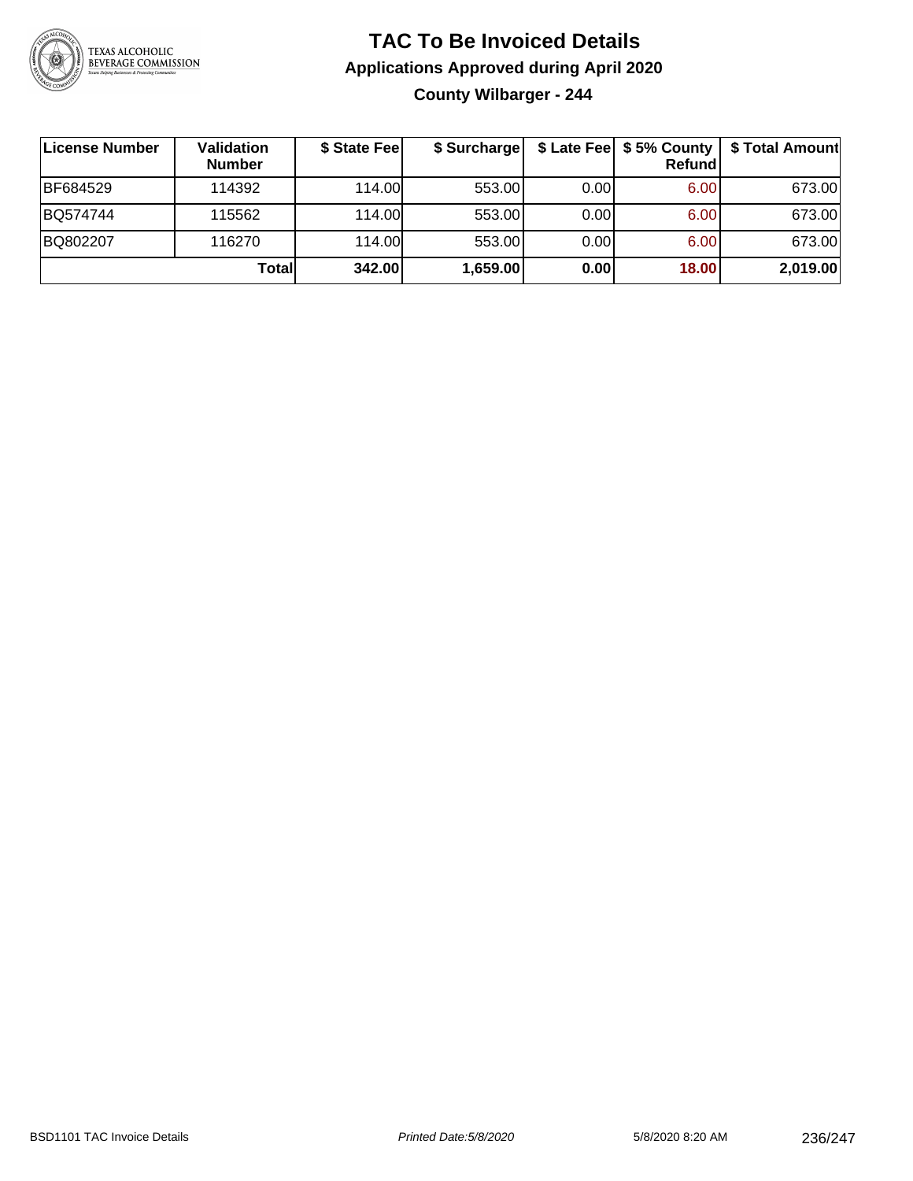# TAC To Be Invoiced Details

## Applications Approved during April 2020

### County Wilbarger - 244

| License Number | Validation Number | $ State Fee | $ Surcharge | $ Late Fee | $ 5% County Refund | $ Total Amount |
|---|---|---|---|---|---|---|
| BF684529 | 114392 | 114.00 | 553.00 | 0.00 | 6.00 | 673.00 |
| BQ574744 | 115562 | 114.00 | 553.00 | 0.00 | 6.00 | 673.00 |
| BQ802207 | 116270 | 114.00 | 553.00 | 0.00 | 6.00 | 673.00 |
| | **Total** | **342.00** | **1,659.00** | **0.00** | **18.00** | **2,019.00** |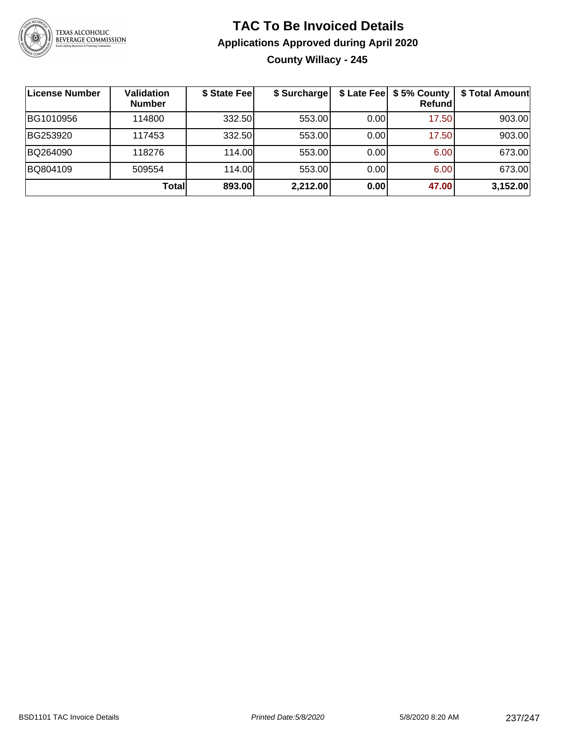# TAC To Be Invoiced Details

## Applications Approved during April 2020

### County Willacy - 245

| License Number | Validation Number | $ State Fee | $ Surcharge | $ Late Fee | $ 5% County Refund | $ Total Amount |
|---|---|---|---|---|---|---|
| BG1010956 | 114800 | 332.50 | 553.00 | 0.00 | 17.50 | 903.00 |
| BG253920 | 117453 | 332.50 | 553.00 | 0.00 | 17.50 | 903.00 |
| BQ264090 | 118276 | 114.00 | 553.00 | 0.00 | 6.00 | 673.00 |
| BQ804109 | 509554 | 114.00 | 553.00 | 0.00 | 6.00 | 673.00 |
| | **Total** | **893.00** | **2,212.00** | **0.00** | **47.00** | **3,152.00** |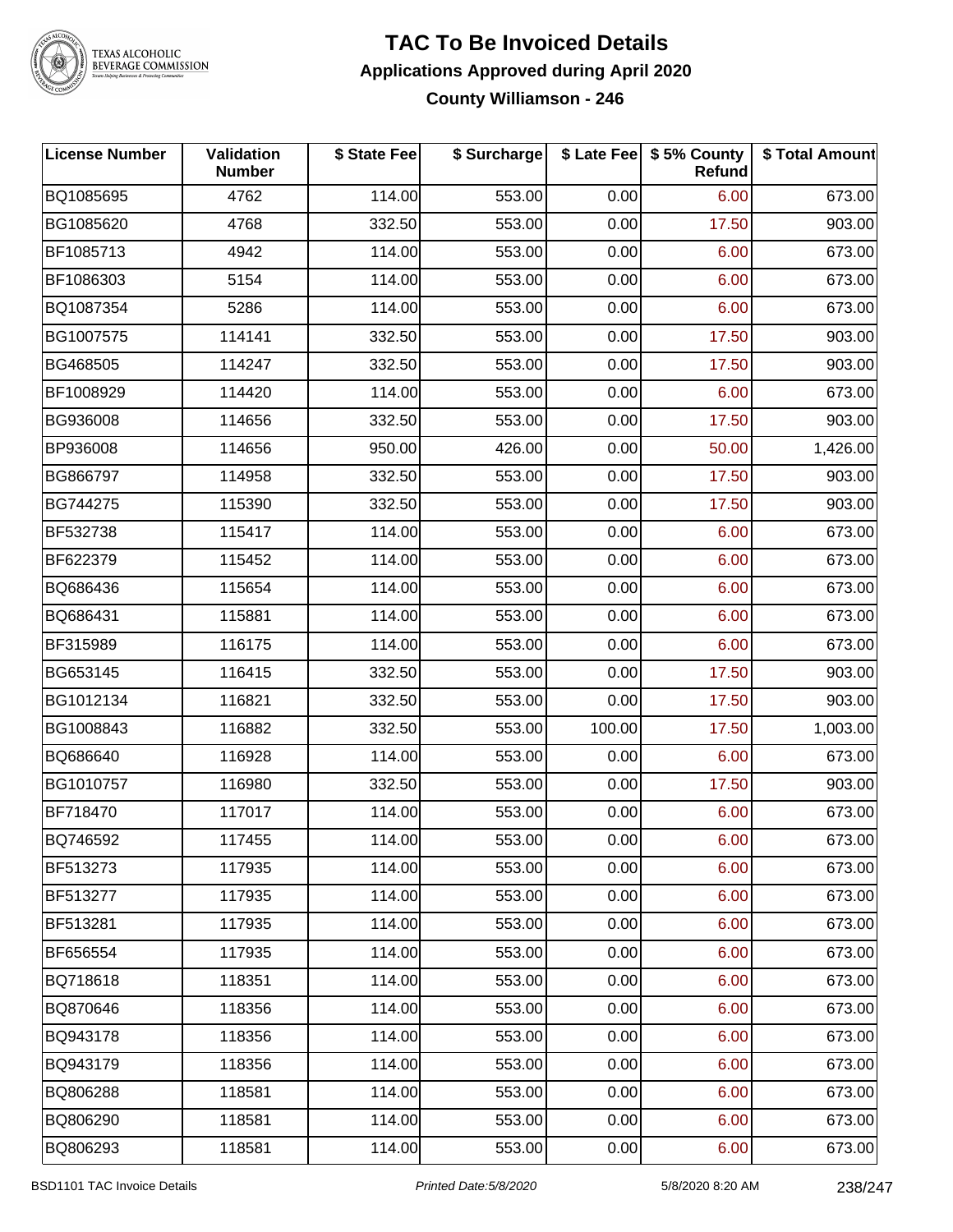# TAC To Be Invoiced Details

## Applications Approved during April 2020

### County Williamson - 246

| License Number | Validation Number | $ State Fee | $ Surcharge | $ Late Fee | $ 5% County Refund | $ Total Amount |
|---|---|---|---|---|---|---|
| BQ1085695 | 4762 | 114.00 | 553.00 | 0.00 | 6.00 | 673.00 |
| BG1085620 | 4768 | 332.50 | 553.00 | 0.00 | 17.50 | 903.00 |
| BF1085713 | 4942 | 114.00 | 553.00 | 0.00 | 6.00 | 673.00 |
| BF1086303 | 5154 | 114.00 | 553.00 | 0.00 | 6.00 | 673.00 |
| BQ1087354 | 5286 | 114.00 | 553.00 | 0.00 | 6.00 | 673.00 |
| BG1007575 | 114141 | 332.50 | 553.00 | 0.00 | 17.50 | 903.00 |
| BG468505 | 114247 | 332.50 | 553.00 | 0.00 | 17.50 | 903.00 |
| BF1008929 | 114420 | 114.00 | 553.00 | 0.00 | 6.00 | 673.00 |
| BG936008 | 114656 | 332.50 | 553.00 | 0.00 | 17.50 | 903.00 |
| BP936008 | 114656 | 950.00 | 426.00 | 0.00 | 50.00 | 1,426.00 |
| BG866797 | 114958 | 332.50 | 553.00 | 0.00 | 17.50 | 903.00 |
| BG744275 | 115390 | 332.50 | 553.00 | 0.00 | 17.50 | 903.00 |
| BF532738 | 115417 | 114.00 | 553.00 | 0.00 | 6.00 | 673.00 |
| BF622379 | 115452 | 114.00 | 553.00 | 0.00 | 6.00 | 673.00 |
| BQ686436 | 115654 | 114.00 | 553.00 | 0.00 | 6.00 | 673.00 |
| BQ686431 | 115881 | 114.00 | 553.00 | 0.00 | 6.00 | 673.00 |
| BF315989 | 116175 | 114.00 | 553.00 | 0.00 | 6.00 | 673.00 |
| BG653145 | 116415 | 332.50 | 553.00 | 0.00 | 17.50 | 903.00 |
| BG1012134 | 116821 | 332.50 | 553.00 | 0.00 | 17.50 | 903.00 |
| BG1008843 | 116882 | 332.50 | 553.00 | 100.00 | 17.50 | 1,003.00 |
| BQ686640 | 116928 | 114.00 | 553.00 | 0.00 | 6.00 | 673.00 |
| BG1010757 | 116980 | 332.50 | 553.00 | 0.00 | 17.50 | 903.00 |
| BF718470 | 117017 | 114.00 | 553.00 | 0.00 | 6.00 | 673.00 |
| BQ746592 | 117455 | 114.00 | 553.00 | 0.00 | 6.00 | 673.00 |
| BF513273 | 117935 | 114.00 | 553.00 | 0.00 | 6.00 | 673.00 |
| BF513277 | 117935 | 114.00 | 553.00 | 0.00 | 6.00 | 673.00 |
| BF513281 | 117935 | 114.00 | 553.00 | 0.00 | 6.00 | 673.00 |
| BF656554 | 117935 | 114.00 | 553.00 | 0.00 | 6.00 | 673.00 |
| BQ718618 | 118351 | 114.00 | 553.00 | 0.00 | 6.00 | 673.00 |
| BQ870646 | 118356 | 114.00 | 553.00 | 0.00 | 6.00 | 673.00 |
| BQ943178 | 118356 | 114.00 | 553.00 | 0.00 | 6.00 | 673.00 |
| BQ943179 | 118356 | 114.00 | 553.00 | 0.00 | 6.00 | 673.00 |
| BQ806288 | 118581 | 114.00 | 553.00 | 0.00 | 6.00 | 673.00 |
| BQ806290 | 118581 | 114.00 | 553.00 | 0.00 | 6.00 | 673.00 |
| BQ806293 | 118581 | 114.00 | 553.00 | 0.00 | 6.00 | 673.00 |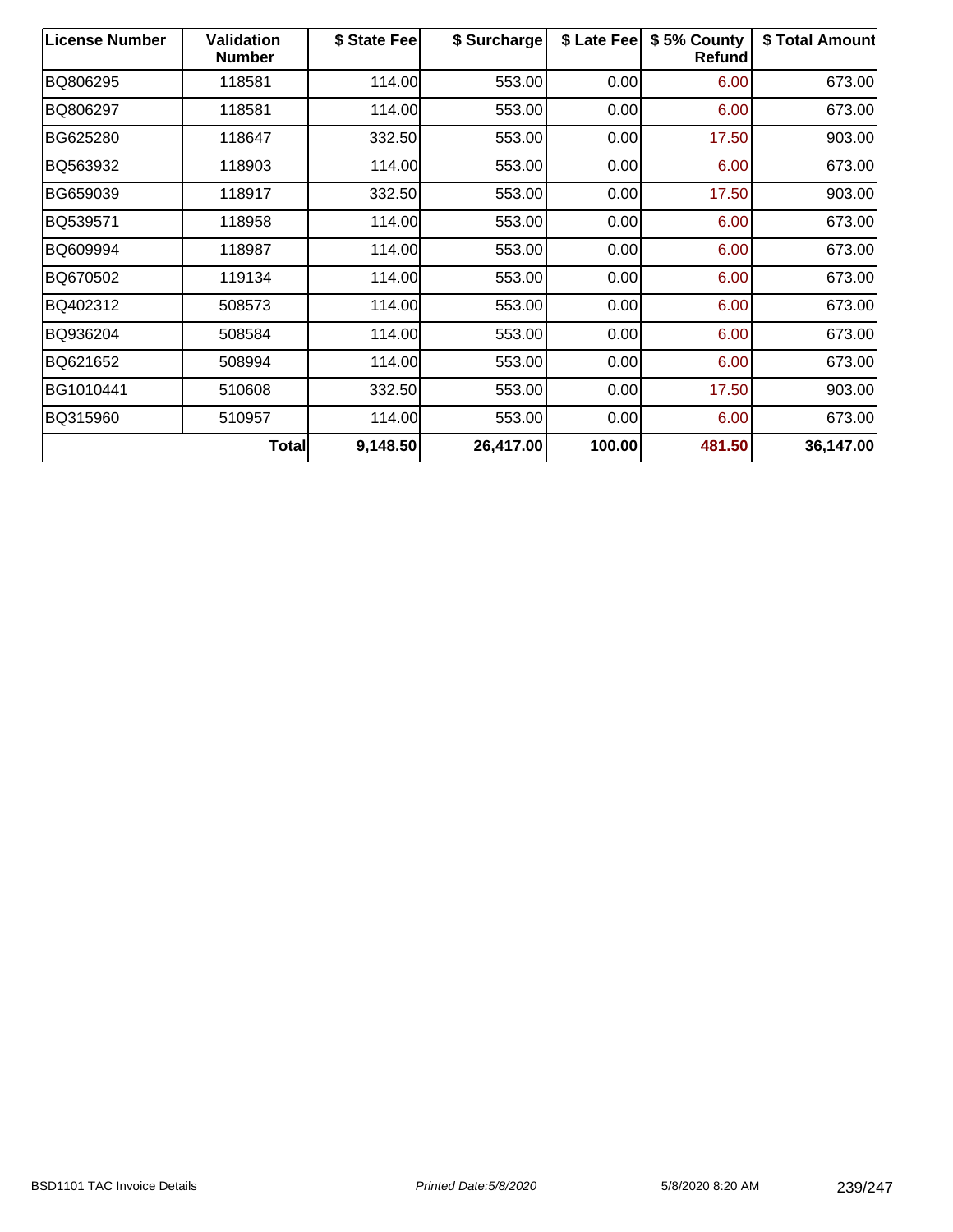| License Number | Validation Number | $ State Fee | $ Surcharge | $ Late Fee | $ 5% County Refund | $ Total Amount |
|---|---|---|---|---|---|---|
| BQ806295 | 118581 | 114.00 | 553.00 | 0.00 | 6.00 | 673.00 |
| BQ806297 | 118581 | 114.00 | 553.00 | 0.00 | 6.00 | 673.00 |
| BG625280 | 118647 | 332.50 | 553.00 | 0.00 | 17.50 | 903.00 |
| BQ563932 | 118903 | 114.00 | 553.00 | 0.00 | 6.00 | 673.00 |
| BG659039 | 118917 | 332.50 | 553.00 | 0.00 | 17.50 | 903.00 |
| BQ539571 | 118958 | 114.00 | 553.00 | 0.00 | 6.00 | 673.00 |
| BQ609994 | 118987 | 114.00 | 553.00 | 0.00 | 6.00 | 673.00 |
| BQ670502 | 119134 | 114.00 | 553.00 | 0.00 | 6.00 | 673.00 |
| BQ402312 | 508573 | 114.00 | 553.00 | 0.00 | 6.00 | 673.00 |
| BQ936204 | 508584 | 114.00 | 553.00 | 0.00 | 6.00 | 673.00 |
| BQ621652 | 508994 | 114.00 | 553.00 | 0.00 | 6.00 | 673.00 |
| BG1010441 | 510608 | 332.50 | 553.00 | 0.00 | 17.50 | 903.00 |
| BQ315960 | 510957 | 114.00 | 553.00 | 0.00 | 6.00 | 673.00 |
| | **Total** | **9,148.50** | **26,417.00** | **100.00** | **481.50** | **36,147.00** |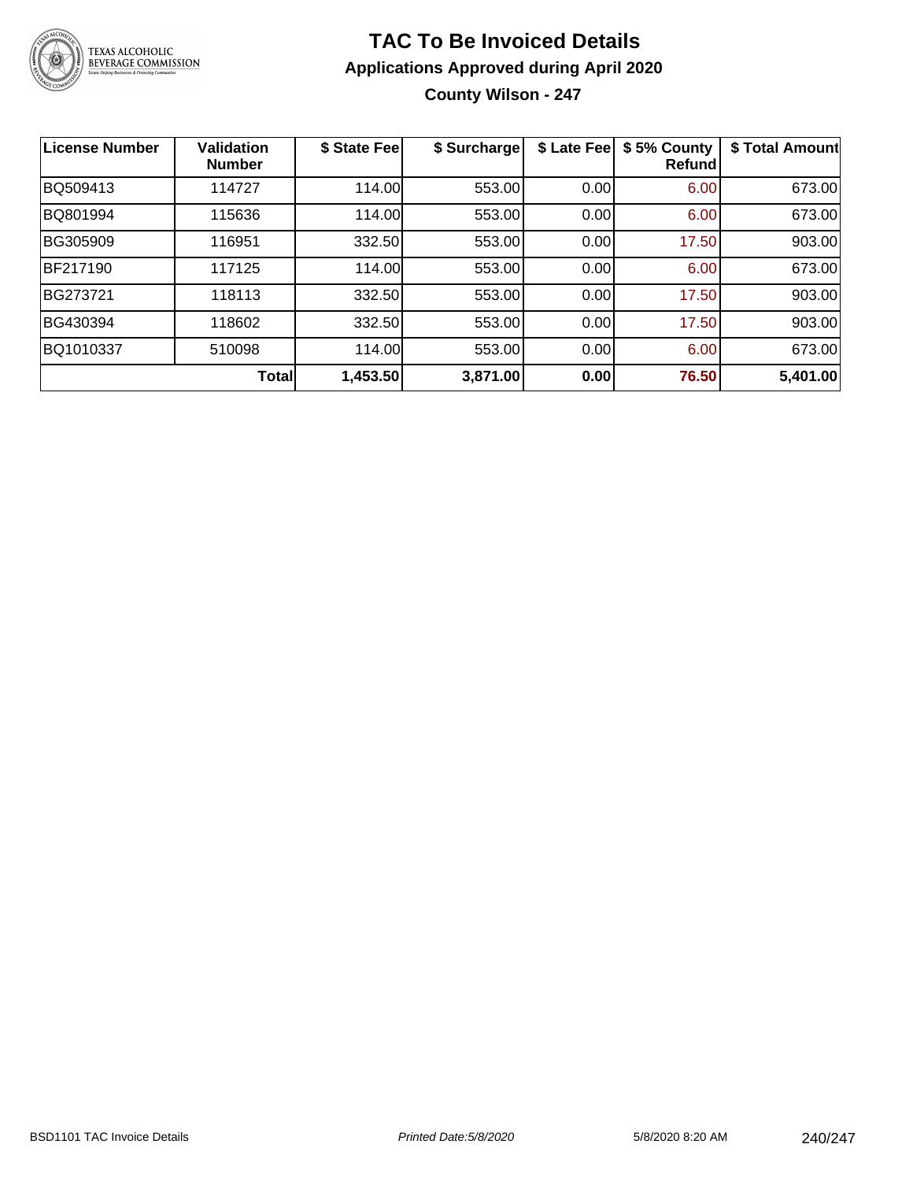# TAC To Be Invoiced Details

## Applications Approved during April 2020

### County Wilson - 247

| License Number | Validation Number | $ State Fee | $ Surcharge | $ Late Fee | $ 5% County Refund | $ Total Amount |
|---|---|---|---|---|---|---|
| BQ509413 | 114727 | 114.00 | 553.00 | 0.00 | 6.00 | 673.00 |
| BQ801994 | 115636 | 114.00 | 553.00 | 0.00 | 6.00 | 673.00 |
| BG305909 | 116951 | 332.50 | 553.00 | 0.00 | 17.50 | 903.00 |
| BF217190 | 117125 | 114.00 | 553.00 | 0.00 | 6.00 | 673.00 |
| BG273721 | 118113 | 332.50 | 553.00 | 0.00 | 17.50 | 903.00 |
| BG430394 | 118602 | 332.50 | 553.00 | 0.00 | 17.50 | 903.00 |
| BQ1010337 | 510098 | 114.00 | 553.00 | 0.00 | 6.00 | 673.00 |
| | **Total** | **1,453.50** | **3,871.00** | **0.00** | **76.50** | **5,401.00** |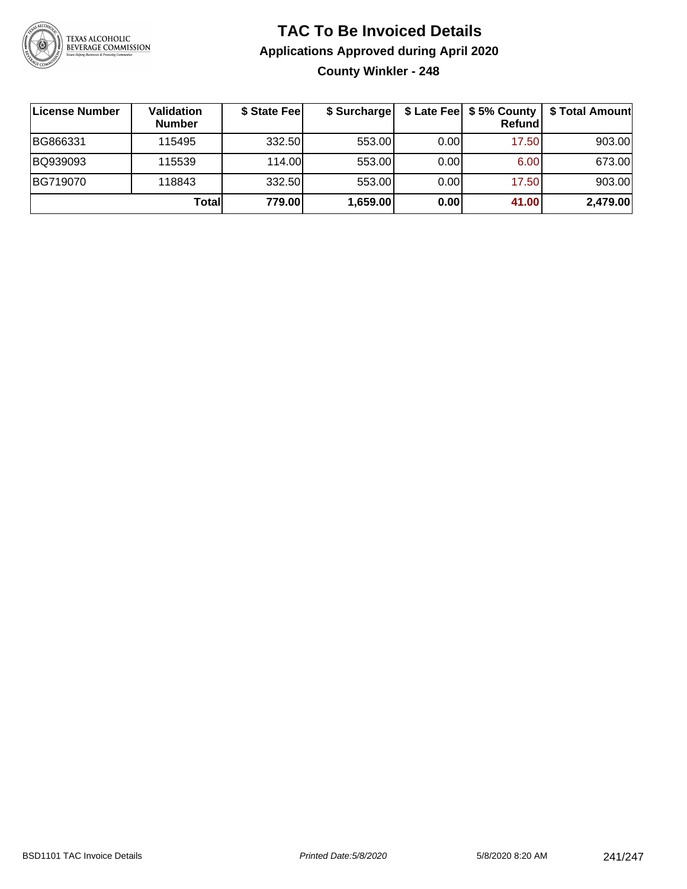# TAC To Be Invoiced Details

## Applications Approved during April 2020

### County Winkler - 248

| License Number | Validation Number | $ State Fee | $ Surcharge | $ Late Fee | $ 5% County Refund | $ Total Amount |
| --- | --- | --- | --- | --- | --- | --- |
| BG866331 | 115495 | 332.50 | 553.00 | 0.00 | 17.50 | 903.00 |
| BQ939093 | 115539 | 114.00 | 553.00 | 0.00 | 6.00 | 673.00 |
| BG719070 | 118843 | 332.50 | 553.00 | 0.00 | 17.50 | 903.00 |
| | **Total** | **779.00** | **1,659.00** | **0.00** | **41.00** | **2,479.00** |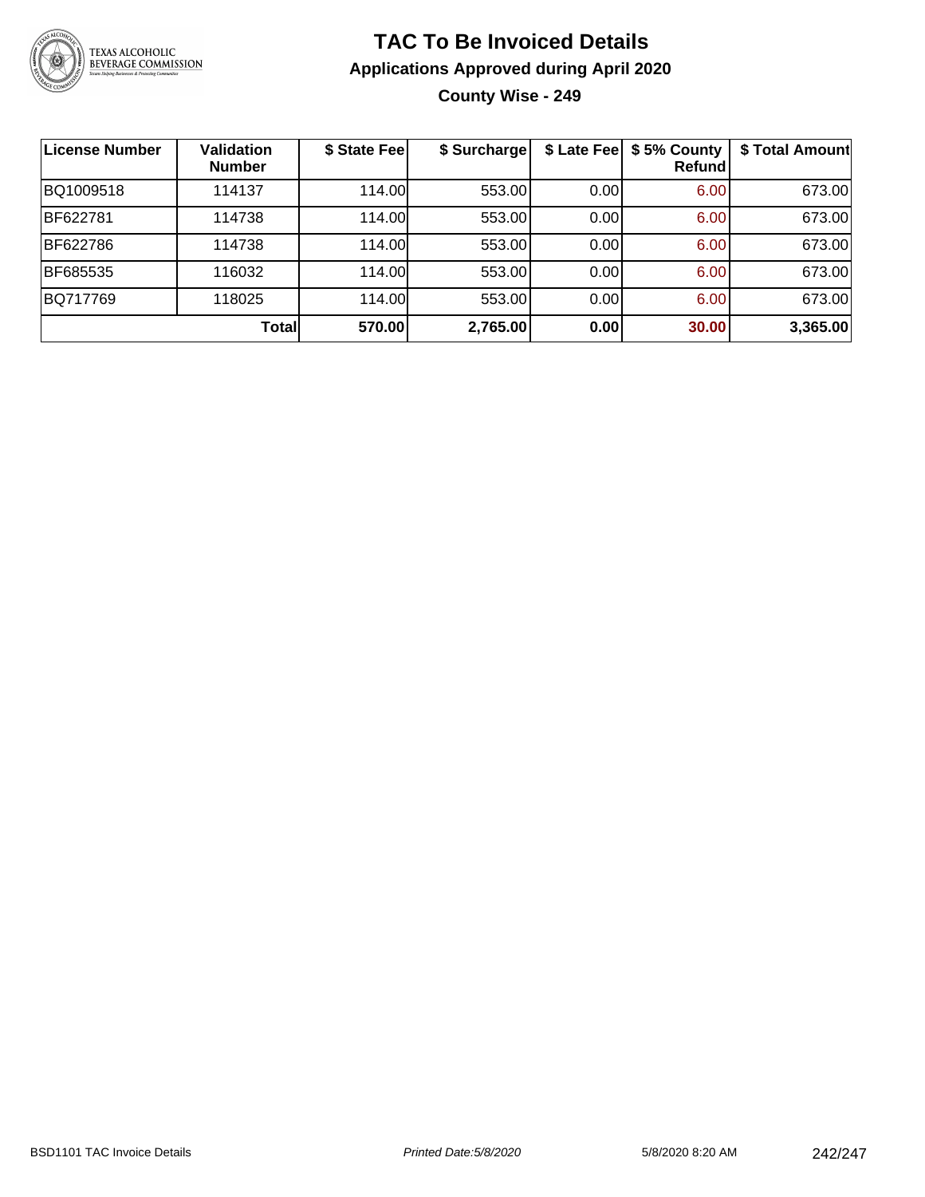# TAC To Be Invoiced Details

## Applications Approved during April 2020

### County Wise - 249

| License Number | Validation Number | $ State Fee | $ Surcharge | $ Late Fee | $ 5% County Refund | $ Total Amount |
|---|---|---|---|---|---|---|
| BQ1009518 | 114137 | 114.00 | 553.00 | 0.00 | 6.00 | 673.00 |
| BF622781 | 114738 | 114.00 | 553.00 | 0.00 | 6.00 | 673.00 |
| BF622786 | 114738 | 114.00 | 553.00 | 0.00 | 6.00 | 673.00 |
| BF685535 | 116032 | 114.00 | 553.00 | 0.00 | 6.00 | 673.00 |
| BQ717769 | 118025 | 114.00 | 553.00 | 0.00 | 6.00 | 673.00 |
| | **Total** | **570.00** | **2,765.00** | **0.00** | **30.00** | **3,365.00** |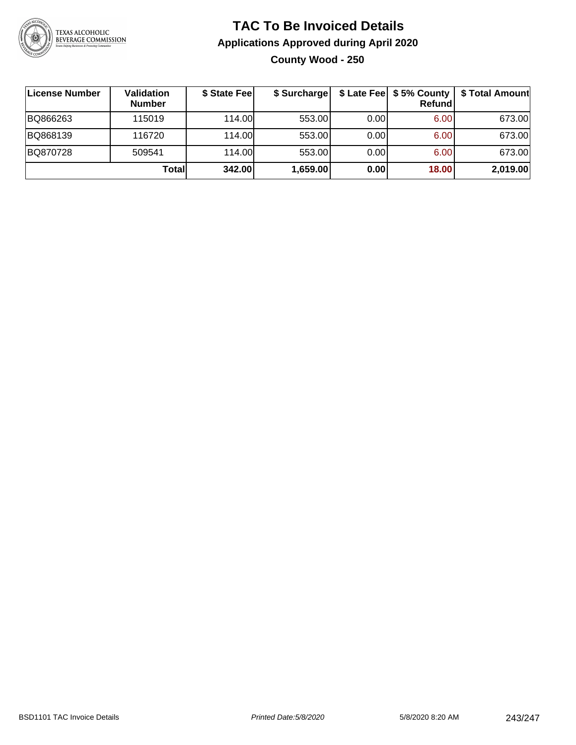# TAC To Be Invoiced Details

## Applications Approved during April 2020

### County Wood - 250

| License Number | Validation Number | $ State Fee | $ Surcharge | $ Late Fee | $ 5% County Refund | $ Total Amount |
|---|---|---|---|---|---|---|
| BQ866263 | 115019 | 114.00 | 553.00 | 0.00 | 6.00 | 673.00 |
| BQ868139 | 116720 | 114.00 | 553.00 | 0.00 | 6.00 | 673.00 |
| BQ870728 | 509541 | 114.00 | 553.00 | 0.00 | 6.00 | 673.00 |
| | **Total** | **342.00** | **1,659.00** | **0.00** | **18.00** | **2,019.00** |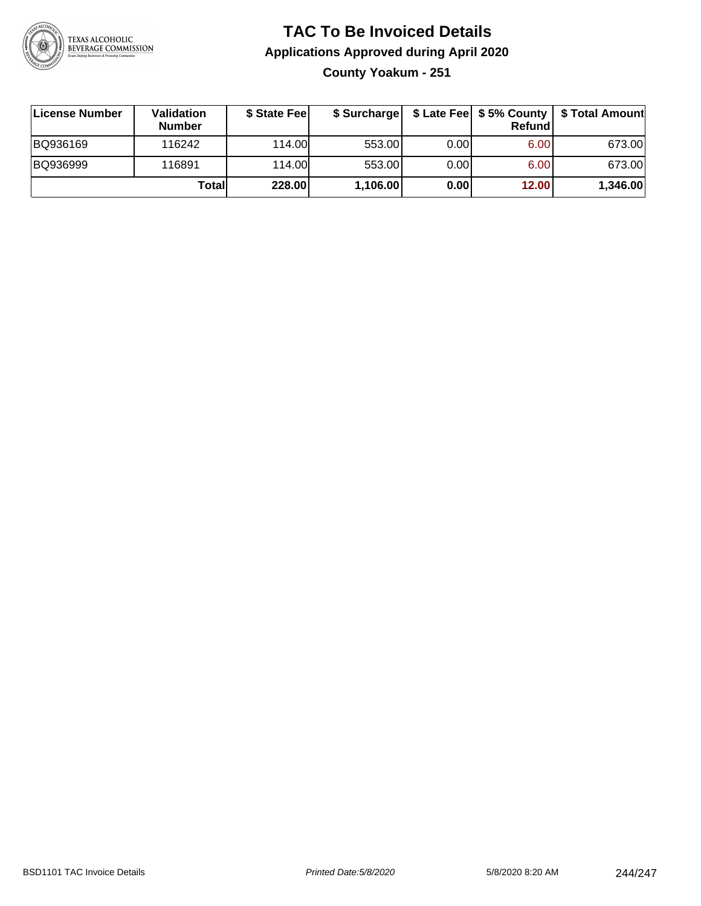# TAC To Be Invoiced Details

## Applications Approved during April 2020

### County Yoakum - 251

| License Number | Validation Number | \$ State Fee | \$ Surcharge | \$ Late Fee | \$ 5% County Refund | \$ Total Amount |
|---|---|---|---|---|---|---|
| BQ936169 | 116242 | 114.00 | 553.00 | 0.00 | 6.00 | 673.00 |
| BQ936999 | 116891 | 114.00 | 553.00 | 0.00 | 6.00 | 673.00 |
| | **Total** | **228.00** | **1,106.00** | **0.00** | **12.00** | **1,346.00** |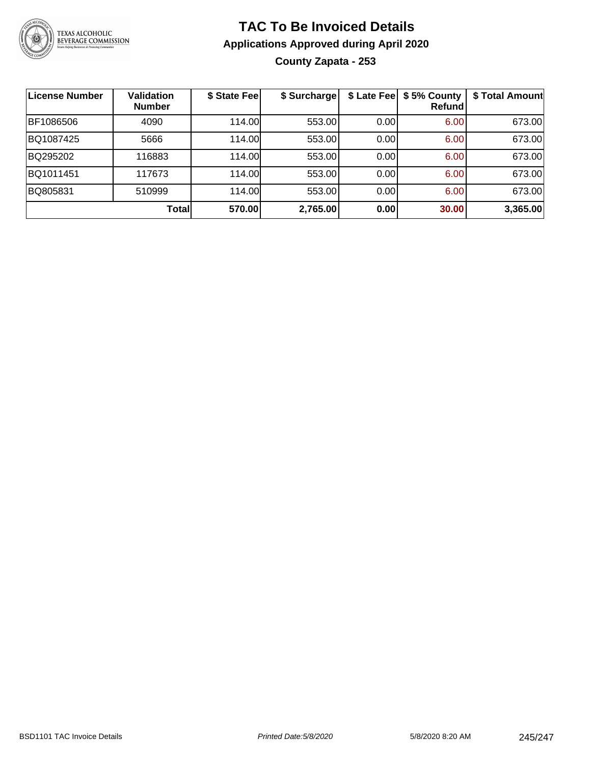# TAC To Be Invoiced Details

## Applications Approved during April 2020

### County Zapata - 253

| License Number | Validation Number | $ State Fee | $ Surcharge | $ Late Fee | $ 5% County Refund | $ Total Amount |
|---|---|---|---|---|---|---|
| BF1086506 | 4090 | 114.00 | 553.00 | 0.00 | 6.00 | 673.00 |
| BQ1087425 | 5666 | 114.00 | 553.00 | 0.00 | 6.00 | 673.00 |
| BQ295202 | 116883 | 114.00 | 553.00 | 0.00 | 6.00 | 673.00 |
| BQ1011451 | 117673 | 114.00 | 553.00 | 0.00 | 6.00 | 673.00 |
| BQ805831 | 510999 | 114.00 | 553.00 | 0.00 | 6.00 | 673.00 |
| | **Total** | **570.00** | **2,765.00** | **0.00** | **30.00** | **3,365.00** |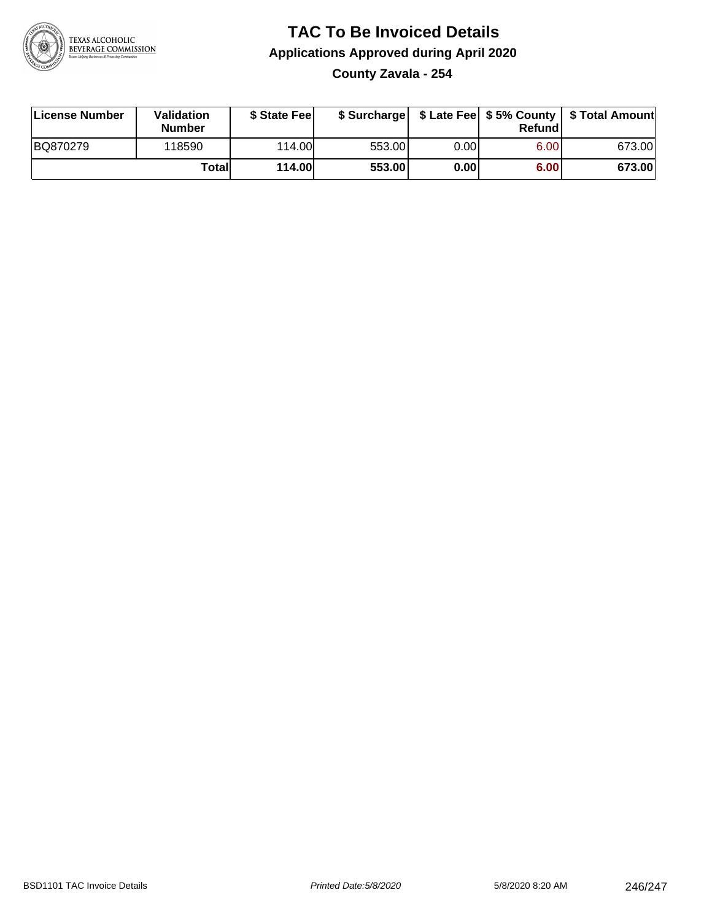# TAC To Be Invoiced Details

## Applications Approved during April 2020

### County Zavala - 254

| License Number | Validation Number | $ State Fee | $ Surcharge | $ Late Fee | $ 5% County Refund | $ Total Amount |
|---|---|---|---|---|---|---|
| BQ870279 | 118590 | 114.00 | 553.00 | 0.00 | 6.00 | 673.00 |
| | **Total** | **114.00** | **553.00** | **0.00** | **6.00** | **673.00** |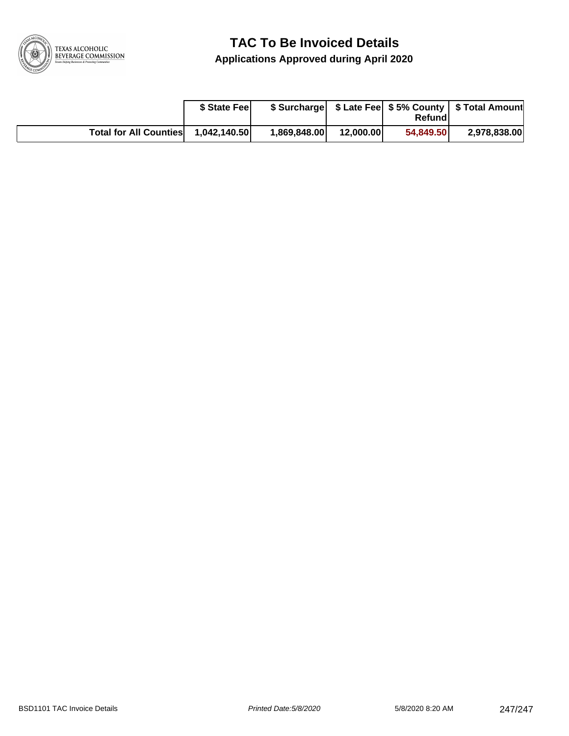# TAC To Be Invoiced Details

## Applications Approved during April 2020

| | $ State Fee | $ Surcharge | $ Late Fee | $ 5% County Refund | $ Total Amount |
|---|---|---|---|---|---|
| **Total for All Counties** | 1,042,140.50 | 1,869,848.00 | 12,000.00 | 54,849.50 | 2,978,838.00 |